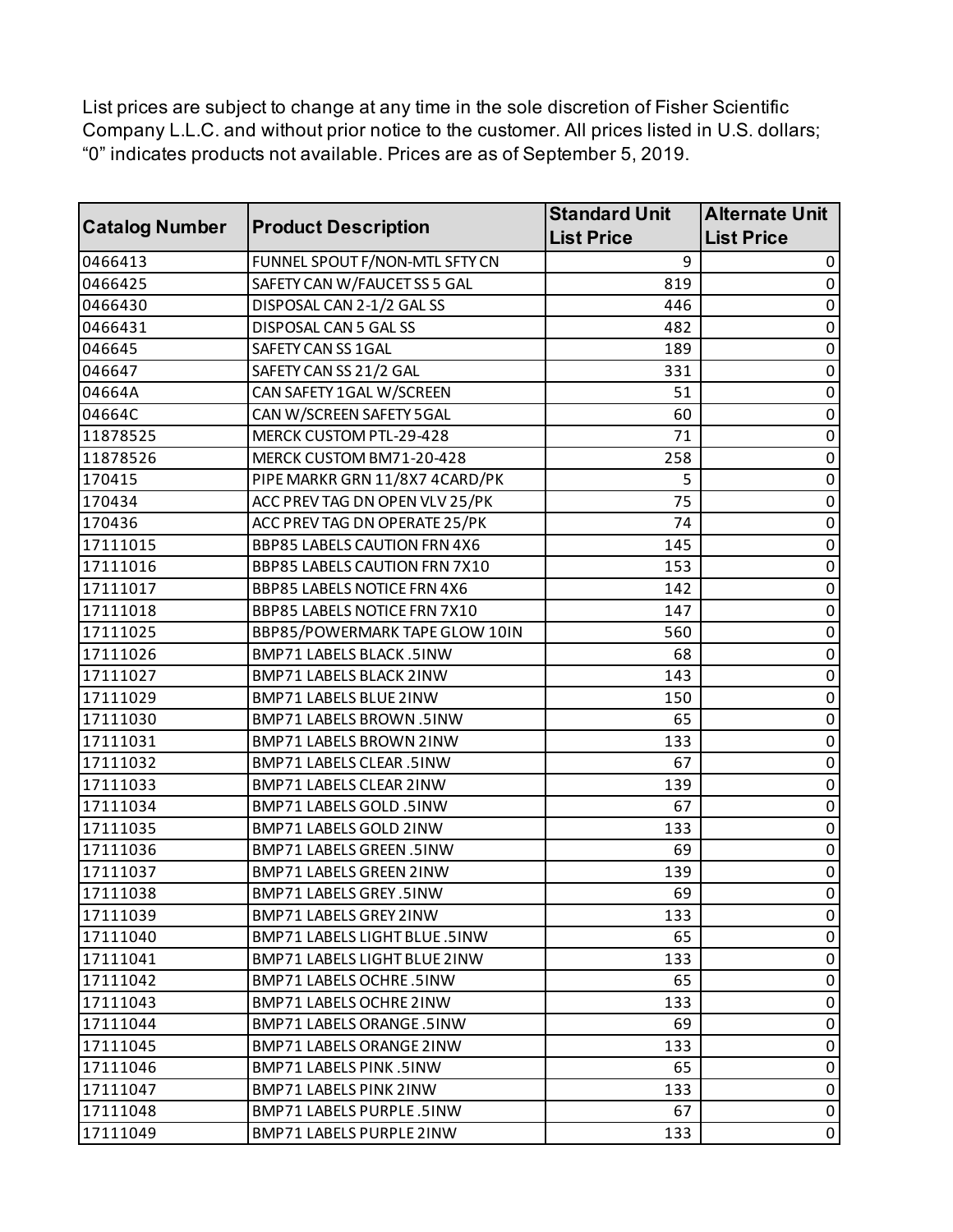List prices are subject to change at any time in the sole discretion of Fisher Scientific Company L.L.C. and without prior notice to the customer. All prices listed in U.S. dollars; “0” indicates products not available. Prices are as of September 5, 2019.

| Catalog Number | Product Description | Standard Unit List Price | Alternate Unit List Price |
|---|---|---|---|
| 0466413 | FUNNEL SPOUT F/NON-MTL SFTY CN | 9 | 0 |
| 0466425 | SAFETY CAN W/FAUCET SS 5 GAL | 819 | 0 |
| 0466430 | DISPOSAL CAN 2-1/2 GAL SS | 446 | 0 |
| 0466431 | DISPOSAL CAN 5 GAL SS | 482 | 0 |
| 046645 | SAFETY CAN SS 1GAL | 189 | 0 |
| 046647 | SAFETY CAN SS 21/2 GAL | 331 | 0 |
| 04664A | CAN SAFETY 1GAL W/SCREEN | 51 | 0 |
| 04664C | CAN W/SCREEN SAFETY 5GAL | 60 | 0 |
| 11878525 | MERCK CUSTOM PTL-29-428 | 71 | 0 |
| 11878526 | MERCK CUSTOM BM71-20-428 | 258 | 0 |
| 170415 | PIPE MARKR GRN 11/8X7 4CARD/PK | 5 | 0 |
| 170434 | ACC PREV TAG DN OPEN VLV 25/PK | 75 | 0 |
| 170436 | ACC PREV TAG DN OPERATE 25/PK | 74 | 0 |
| 17111015 | BBP85 LABELS CAUTION FRN 4X6 | 145 | 0 |
| 17111016 | BBP85 LABELS CAUTION FRN 7X10 | 153 | 0 |
| 17111017 | BBP85 LABELS NOTICE FRN 4X6 | 142 | 0 |
| 17111018 | BBP85 LABELS NOTICE FRN 7X10 | 147 | 0 |
| 17111025 | BBP85/POWERMARK TAPE GLOW 10IN | 560 | 0 |
| 17111026 | BMP71 LABELS BLACK .5INW | 68 | 0 |
| 17111027 | BMP71 LABELS BLACK 2INW | 143 | 0 |
| 17111029 | BMP71 LABELS BLUE 2INW | 150 | 0 |
| 17111030 | BMP71 LABELS BROWN .5INW | 65 | 0 |
| 17111031 | BMP71 LABELS BROWN 2INW | 133 | 0 |
| 17111032 | BMP71 LABELS CLEAR .5INW | 67 | 0 |
| 17111033 | BMP71 LABELS CLEAR 2INW | 139 | 0 |
| 17111034 | BMP71 LABELS GOLD .5INW | 67 | 0 |
| 17111035 | BMP71 LABELS GOLD 2INW | 133 | 0 |
| 17111036 | BMP71 LABELS GREEN .5INW | 69 | 0 |
| 17111037 | BMP71 LABELS GREEN 2INW | 139 | 0 |
| 17111038 | BMP71 LABELS GREY .5INW | 69 | 0 |
| 17111039 | BMP71 LABELS GREY 2INW | 133 | 0 |
| 17111040 | BMP71 LABELS LIGHT BLUE .5INW | 65 | 0 |
| 17111041 | BMP71 LABELS LIGHT BLUE 2INW | 133 | 0 |
| 17111042 | BMP71 LABELS OCHRE .5INW | 65 | 0 |
| 17111043 | BMP71 LABELS OCHRE 2INW | 133 | 0 |
| 17111044 | BMP71 LABELS ORANGE .5INW | 69 | 0 |
| 17111045 | BMP71 LABELS ORANGE 2INW | 133 | 0 |
| 17111046 | BMP71 LABELS PINK .5INW | 65 | 0 |
| 17111047 | BMP71 LABELS PINK 2INW | 133 | 0 |
| 17111048 | BMP71 LABELS PURPLE .5INW | 67 | 0 |
| 17111049 | BMP71 LABELS PURPLE 2INW | 133 | 0 |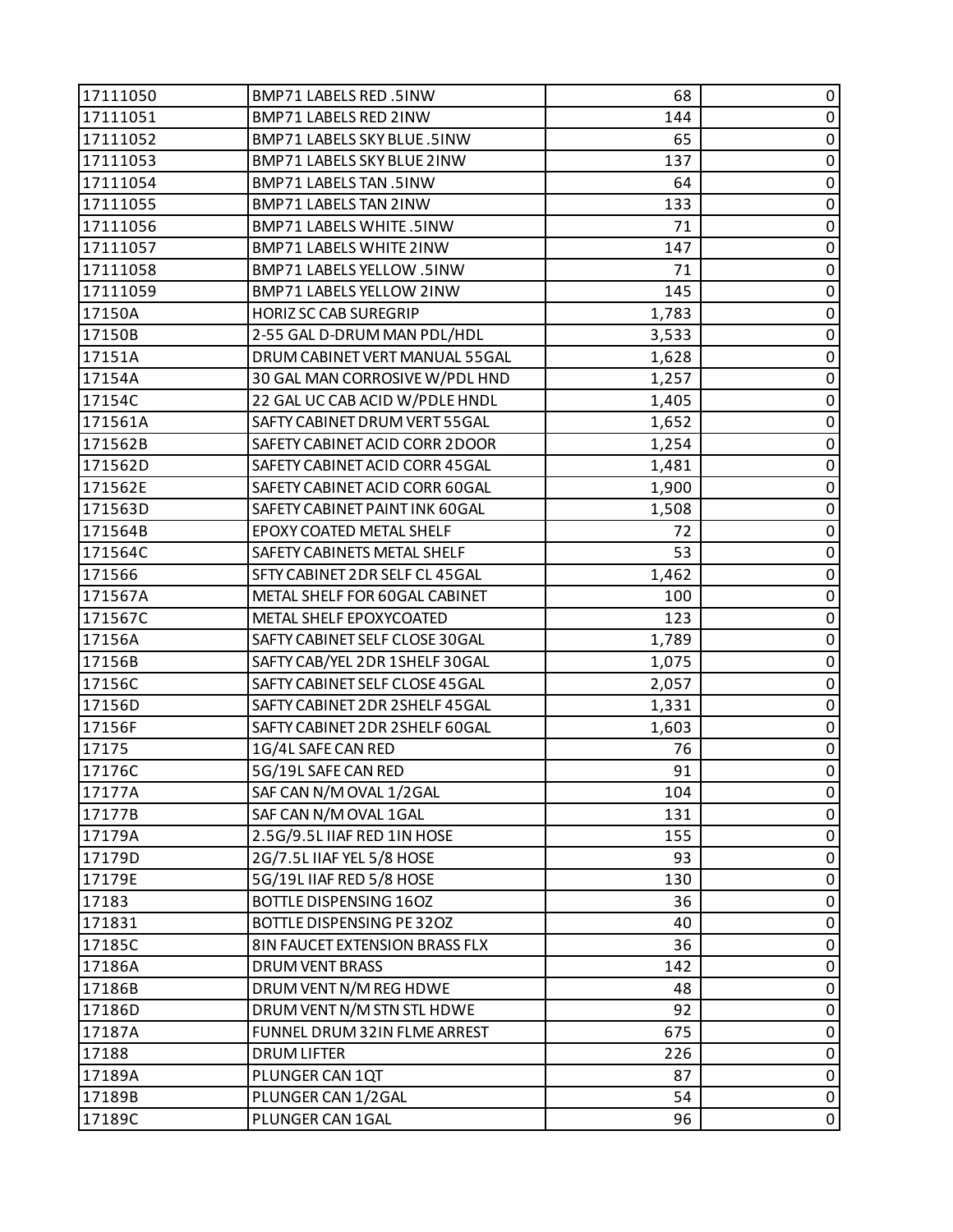| 17111050 | BMP71 LABELS RED .5INW | 68 | 0 |
|---|---|---|---|
| 17111051 | BMP71 LABELS RED 2INW | 144 | 0 |
| 17111052 | BMP71 LABELS SKY BLUE .5INW | 65 | 0 |
| 17111053 | BMP71 LABELS SKY BLUE 2INW | 137 | 0 |
| 17111054 | BMP71 LABELS TAN .5INW | 64 | 0 |
| 17111055 | BMP71 LABELS TAN 2INW | 133 | 0 |
| 17111056 | BMP71 LABELS WHITE .5INW | 71 | 0 |
| 17111057 | BMP71 LABELS WHITE 2INW | 147 | 0 |
| 17111058 | BMP71 LABELS YELLOW .5INW | 71 | 0 |
| 17111059 | BMP71 LABELS YELLOW 2INW | 145 | 0 |
| 17150A | HORIZ SC CAB SUREGRIP | 1,783 | 0 |
| 17150B | 2-55 GAL D-DRUM MAN PDL/HDL | 3,533 | 0 |
| 17151A | DRUM CABINET VERT MANUAL 55GAL | 1,628 | 0 |
| 17154A | 30 GAL MAN CORROSIVE W/PDL HND | 1,257 | 0 |
| 17154C | 22 GAL UC CAB ACID W/PDLE HNDL | 1,405 | 0 |
| 171561A | SAFTY CABINET DRUM VERT 55GAL | 1,652 | 0 |
| 171562B | SAFETY CABINET ACID CORR 2DOOR | 1,254 | 0 |
| 171562D | SAFETY CABINET ACID CORR 45GAL | 1,481 | 0 |
| 171562E | SAFETY CABINET ACID CORR 60GAL | 1,900 | 0 |
| 171563D | SAFETY CABINET PAINT INK 60GAL | 1,508 | 0 |
| 171564B | EPOXY COATED METAL SHELF | 72 | 0 |
| 171564C | SAFETY CABINETS METAL SHELF | 53 | 0 |
| 171566 | SFTY CABINET 2DR SELF CL 45GAL | 1,462 | 0 |
| 171567A | METAL SHELF FOR 60GAL CABINET | 100 | 0 |
| 171567C | METAL SHELF EPOXYCOATED | 123 | 0 |
| 17156A | SAFTY CABINET SELF CLOSE 30GAL | 1,789 | 0 |
| 17156B | SAFTY CAB/YEL 2DR 1SHELF 30GAL | 1,075 | 0 |
| 17156C | SAFTY CABINET SELF CLOSE 45GAL | 2,057 | 0 |
| 17156D | SAFTY CABINET 2DR 2SHELF 45GAL | 1,331 | 0 |
| 17156F | SAFTY CABINET 2DR 2SHELF 60GAL | 1,603 | 0 |
| 17175 | 1G/4L SAFE CAN RED | 76 | 0 |
| 17176C | 5G/19L SAFE CAN RED | 91 | 0 |
| 17177A | SAF CAN N/M OVAL 1/2GAL | 104 | 0 |
| 17177B | SAF CAN N/M OVAL 1GAL | 131 | 0 |
| 17179A | 2.5G/9.5L IIAF RED 1IN HOSE | 155 | 0 |
| 17179D | 2G/7.5L IIAF YEL 5/8 HOSE | 93 | 0 |
| 17179E | 5G/19L IIAF RED 5/8 HOSE | 130 | 0 |
| 17183 | BOTTLE DISPENSING 16OZ | 36 | 0 |
| 171831 | BOTTLE DISPENSING PE 32OZ | 40 | 0 |
| 17185C | 8IN FAUCET EXTENSION BRASS FLX | 36 | 0 |
| 17186A | DRUM VENT BRASS | 142 | 0 |
| 17186B | DRUM VENT N/M REG HDWE | 48 | 0 |
| 17186D | DRUM VENT N/M STN STL HDWE | 92 | 0 |
| 17187A | FUNNEL DRUM 32IN FLME ARREST | 675 | 0 |
| 17188 | DRUM LIFTER | 226 | 0 |
| 17189A | PLUNGER CAN 1QT | 87 | 0 |
| 17189B | PLUNGER CAN 1/2GAL | 54 | 0 |
| 17189C | PLUNGER CAN 1GAL | 96 | 0 |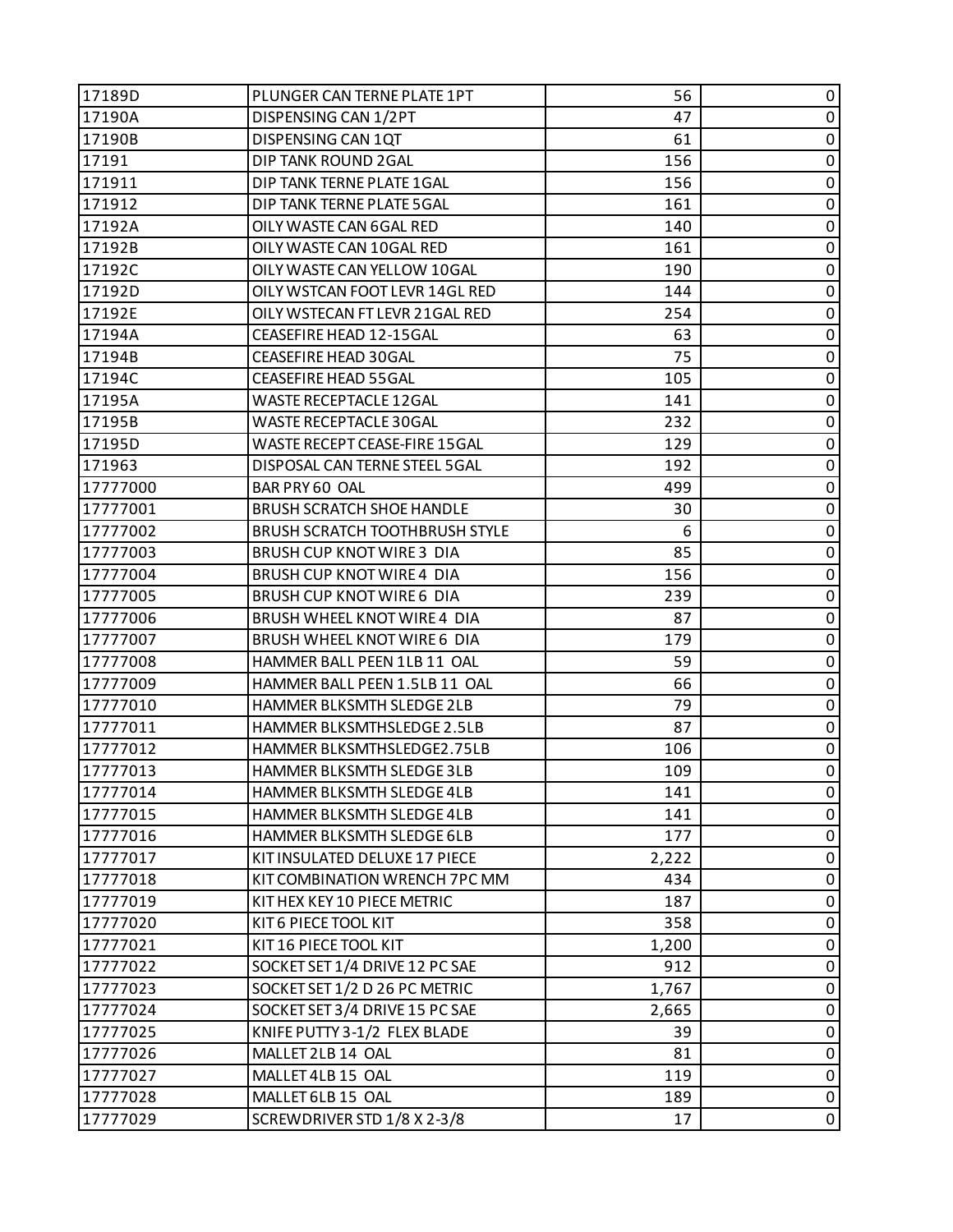| 17189D | PLUNGER CAN TERNE PLATE 1PT | 56 | 0 |
|---|---|---|---|
| 17190A | DISPENSING CAN 1/2PT | 47 | 0 |
| 17190B | DISPENSING CAN 1QT | 61 | 0 |
| 17191 | DIP TANK ROUND 2GAL | 156 | 0 |
| 171911 | DIP TANK TERNE PLATE 1GAL | 156 | 0 |
| 171912 | DIP TANK TERNE PLATE 5GAL | 161 | 0 |
| 17192A | OILY WASTE CAN 6GAL RED | 140 | 0 |
| 17192B | OILY WASTE CAN 10GAL RED | 161 | 0 |
| 17192C | OILY WASTE CAN YELLOW 10GAL | 190 | 0 |
| 17192D | OILY WSTCAN FOOT LEVR 14GL RED | 144 | 0 |
| 17192E | OILY WSTECAN FT LEVR 21GAL RED | 254 | 0 |
| 17194A | CEASEFIRE HEAD 12-15GAL | 63 | 0 |
| 17194B | CEASEFIRE HEAD 30GAL | 75 | 0 |
| 17194C | CEASEFIRE HEAD 55GAL | 105 | 0 |
| 17195A | WASTE RECEPTACLE 12GAL | 141 | 0 |
| 17195B | WASTE RECEPTACLE 30GAL | 232 | 0 |
| 17195D | WASTE RECEPT CEASE-FIRE 15GAL | 129 | 0 |
| 171963 | DISPOSAL CAN TERNE STEEL 5GAL | 192 | 0 |
| 17777000 | BAR PRY 60 OAL | 499 | 0 |
| 17777001 | BRUSH SCRATCH SHOE HANDLE | 30 | 0 |
| 17777002 | BRUSH SCRATCH TOOTHBRUSH STYLE | 6 | 0 |
| 17777003 | BRUSH CUP KNOT WIRE 3 DIA | 85 | 0 |
| 17777004 | BRUSH CUP KNOT WIRE 4 DIA | 156 | 0 |
| 17777005 | BRUSH CUP KNOT WIRE 6 DIA | 239 | 0 |
| 17777006 | BRUSH WHEEL KNOT WIRE 4 DIA | 87 | 0 |
| 17777007 | BRUSH WHEEL KNOT WIRE 6 DIA | 179 | 0 |
| 17777008 | HAMMER BALL PEEN 1LB 11 OAL | 59 | 0 |
| 17777009 | HAMMER BALL PEEN 1.5LB 11 OAL | 66 | 0 |
| 17777010 | HAMMER BLKSMTH SLEDGE 2LB | 79 | 0 |
| 17777011 | HAMMER BLKSMTHSLEDGE 2.5LB | 87 | 0 |
| 17777012 | HAMMER BLKSMTHSLEDGE2.75LB | 106 | 0 |
| 17777013 | HAMMER BLKSMTH SLEDGE 3LB | 109 | 0 |
| 17777014 | HAMMER BLKSMTH SLEDGE 4LB | 141 | 0 |
| 17777015 | HAMMER BLKSMTH SLEDGE 4LB | 141 | 0 |
| 17777016 | HAMMER BLKSMTH SLEDGE 6LB | 177 | 0 |
| 17777017 | KIT INSULATED DELUXE 17 PIECE | 2,222 | 0 |
| 17777018 | KIT COMBINATION WRENCH 7PC MM | 434 | 0 |
| 17777019 | KIT HEX KEY 10 PIECE METRIC | 187 | 0 |
| 17777020 | KIT 6 PIECE TOOL KIT | 358 | 0 |
| 17777021 | KIT 16 PIECE TOOL KIT | 1,200 | 0 |
| 17777022 | SOCKET SET 1/4 DRIVE 12 PC SAE | 912 | 0 |
| 17777023 | SOCKET SET 1/2 D 26 PC METRIC | 1,767 | 0 |
| 17777024 | SOCKET SET 3/4 DRIVE 15 PC SAE | 2,665 | 0 |
| 17777025 | KNIFE PUTTY 3-1/2 FLEX BLADE | 39 | 0 |
| 17777026 | MALLET 2LB 14 OAL | 81 | 0 |
| 17777027 | MALLET 4LB 15 OAL | 119 | 0 |
| 17777028 | MALLET 6LB 15 OAL | 189 | 0 |
| 17777029 | SCREWDRIVER STD 1/8 X 2-3/8 | 17 | 0 |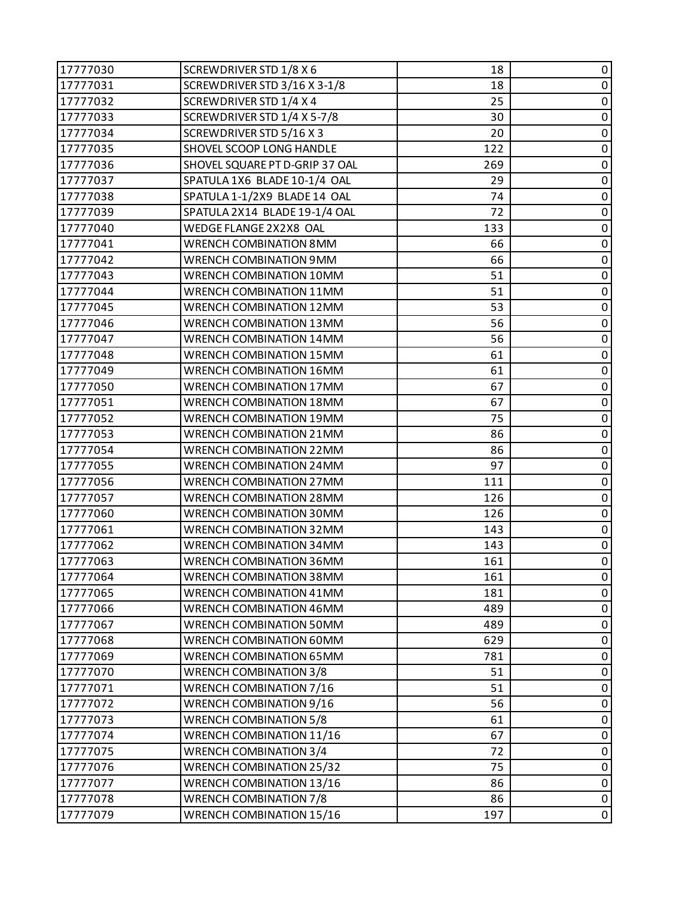| 17777030 | SCREWDRIVER STD 1/8 X 6 | 18 | 0 |
|---|---|---|---|
| 17777031 | SCREWDRIVER STD 3/16 X 3-1/8 | 18 | 0 |
| 17777032 | SCREWDRIVER STD 1/4 X 4 | 25 | 0 |
| 17777033 | SCREWDRIVER STD 1/4 X 5-7/8 | 30 | 0 |
| 17777034 | SCREWDRIVER STD 5/16 X 3 | 20 | 0 |
| 17777035 | SHOVEL SCOOP LONG HANDLE | 122 | 0 |
| 17777036 | SHOVEL SQUARE PT D-GRIP 37 OAL | 269 | 0 |
| 17777037 | SPATULA 1X6 BLADE 10-1/4 OAL | 29 | 0 |
| 17777038 | SPATULA 1-1/2X9 BLADE 14 OAL | 74 | 0 |
| 17777039 | SPATULA 2X14 BLADE 19-1/4 OAL | 72 | 0 |
| 17777040 | WEDGE FLANGE 2X2X8 OAL | 133 | 0 |
| 17777041 | WRENCH COMBINATION 8MM | 66 | 0 |
| 17777042 | WRENCH COMBINATION 9MM | 66 | 0 |
| 17777043 | WRENCH COMBINATION 10MM | 51 | 0 |
| 17777044 | WRENCH COMBINATION 11MM | 51 | 0 |
| 17777045 | WRENCH COMBINATION 12MM | 53 | 0 |
| 17777046 | WRENCH COMBINATION 13MM | 56 | 0 |
| 17777047 | WRENCH COMBINATION 14MM | 56 | 0 |
| 17777048 | WRENCH COMBINATION 15MM | 61 | 0 |
| 17777049 | WRENCH COMBINATION 16MM | 61 | 0 |
| 17777050 | WRENCH COMBINATION 17MM | 67 | 0 |
| 17777051 | WRENCH COMBINATION 18MM | 67 | 0 |
| 17777052 | WRENCH COMBINATION 19MM | 75 | 0 |
| 17777053 | WRENCH COMBINATION 21MM | 86 | 0 |
| 17777054 | WRENCH COMBINATION 22MM | 86 | 0 |
| 17777055 | WRENCH COMBINATION 24MM | 97 | 0 |
| 17777056 | WRENCH COMBINATION 27MM | 111 | 0 |
| 17777057 | WRENCH COMBINATION 28MM | 126 | 0 |
| 17777060 | WRENCH COMBINATION 30MM | 126 | 0 |
| 17777061 | WRENCH COMBINATION 32MM | 143 | 0 |
| 17777062 | WRENCH COMBINATION 34MM | 143 | 0 |
| 17777063 | WRENCH COMBINATION 36MM | 161 | 0 |
| 17777064 | WRENCH COMBINATION 38MM | 161 | 0 |
| 17777065 | WRENCH COMBINATION 41MM | 181 | 0 |
| 17777066 | WRENCH COMBINATION 46MM | 489 | 0 |
| 17777067 | WRENCH COMBINATION 50MM | 489 | 0 |
| 17777068 | WRENCH COMBINATION 60MM | 629 | 0 |
| 17777069 | WRENCH COMBINATION 65MM | 781 | 0 |
| 17777070 | WRENCH COMBINATION 3/8 | 51 | 0 |
| 17777071 | WRENCH COMBINATION 7/16 | 51 | 0 |
| 17777072 | WRENCH COMBINATION 9/16 | 56 | 0 |
| 17777073 | WRENCH COMBINATION 5/8 | 61 | 0 |
| 17777074 | WRENCH COMBINATION 11/16 | 67 | 0 |
| 17777075 | WRENCH COMBINATION 3/4 | 72 | 0 |
| 17777076 | WRENCH COMBINATION 25/32 | 75 | 0 |
| 17777077 | WRENCH COMBINATION 13/16 | 86 | 0 |
| 17777078 | WRENCH COMBINATION 7/8 | 86 | 0 |
| 17777079 | WRENCH COMBINATION 15/16 | 197 | 0 |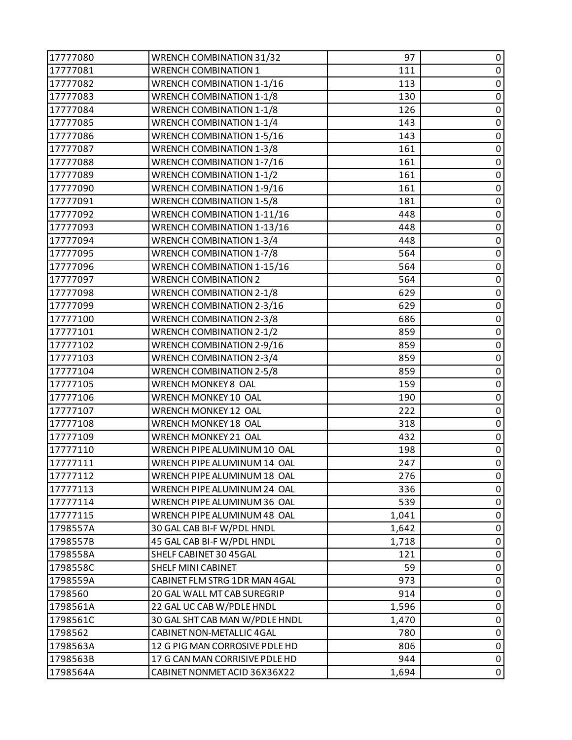| | | | |
|---|---|---|---|
| 17777080 | WRENCH COMBINATION 31/32 | 97 | 0 |
| 17777081 | WRENCH COMBINATION 1 | 111 | 0 |
| 17777082 | WRENCH COMBINATION 1-1/16 | 113 | 0 |
| 17777083 | WRENCH COMBINATION 1-1/8 | 130 | 0 |
| 17777084 | WRENCH COMBINATION 1-1/8 | 126 | 0 |
| 17777085 | WRENCH COMBINATION 1-1/4 | 143 | 0 |
| 17777086 | WRENCH COMBINATION 1-5/16 | 143 | 0 |
| 17777087 | WRENCH COMBINATION 1-3/8 | 161 | 0 |
| 17777088 | WRENCH COMBINATION 1-7/16 | 161 | 0 |
| 17777089 | WRENCH COMBINATION 1-1/2 | 161 | 0 |
| 17777090 | WRENCH COMBINATION 1-9/16 | 161 | 0 |
| 17777091 | WRENCH COMBINATION 1-5/8 | 181 | 0 |
| 17777092 | WRENCH COMBINATION 1-11/16 | 448 | 0 |
| 17777093 | WRENCH COMBINATION 1-13/16 | 448 | 0 |
| 17777094 | WRENCH COMBINATION 1-3/4 | 448 | 0 |
| 17777095 | WRENCH COMBINATION 1-7/8 | 564 | 0 |
| 17777096 | WRENCH COMBINATION 1-15/16 | 564 | 0 |
| 17777097 | WRENCH COMBINATION 2 | 564 | 0 |
| 17777098 | WRENCH COMBINATION 2-1/8 | 629 | 0 |
| 17777099 | WRENCH COMBINATION 2-3/16 | 629 | 0 |
| 17777100 | WRENCH COMBINATION 2-3/8 | 686 | 0 |
| 17777101 | WRENCH COMBINATION 2-1/2 | 859 | 0 |
| 17777102 | WRENCH COMBINATION 2-9/16 | 859 | 0 |
| 17777103 | WRENCH COMBINATION 2-3/4 | 859 | 0 |
| 17777104 | WRENCH COMBINATION 2-5/8 | 859 | 0 |
| 17777105 | WRENCH MONKEY 8 OAL | 159 | 0 |
| 17777106 | WRENCH MONKEY 10 OAL | 190 | 0 |
| 17777107 | WRENCH MONKEY 12 OAL | 222 | 0 |
| 17777108 | WRENCH MONKEY 18 OAL | 318 | 0 |
| 17777109 | WRENCH MONKEY 21 OAL | 432 | 0 |
| 17777110 | WRENCH PIPE ALUMINUM 10 OAL | 198 | 0 |
| 17777111 | WRENCH PIPE ALUMINUM 14 OAL | 247 | 0 |
| 17777112 | WRENCH PIPE ALUMINUM 18 OAL | 276 | 0 |
| 17777113 | WRENCH PIPE ALUMINUM 24 OAL | 336 | 0 |
| 17777114 | WRENCH PIPE ALUMINUM 36 OAL | 539 | 0 |
| 17777115 | WRENCH PIPE ALUMINUM 48 OAL | 1,041 | 0 |
| 1798557A | 30 GAL CAB BI-F W/PDL HNDL | 1,642 | 0 |
| 1798557B | 45 GAL CAB BI-F W/PDL HNDL | 1,718 | 0 |
| 1798558A | SHELF CABINET 30 45GAL | 121 | 0 |
| 1798558C | SHELF MINI CABINET | 59 | 0 |
| 1798559A | CABINET FLM STRG 1DR MAN 4GAL | 973 | 0 |
| 1798560 | 20 GAL WALL MT CAB SUREGRIP | 914 | 0 |
| 1798561A | 22 GAL UC CAB W/PDLE HNDL | 1,596 | 0 |
| 1798561C | 30 GAL SHT CAB MAN W/PDLE HNDL | 1,470 | 0 |
| 1798562 | CABINET NON-METALLIC 4GAL | 780 | 0 |
| 1798563A | 12 G PIG MAN CORROSIVE PDLE HD | 806 | 0 |
| 1798563B | 17 G CAN MAN CORRISIVE PDLE HD | 944 | 0 |
| 1798564A | CABINET NONMET ACID 36X36X22 | 1,694 | 0 |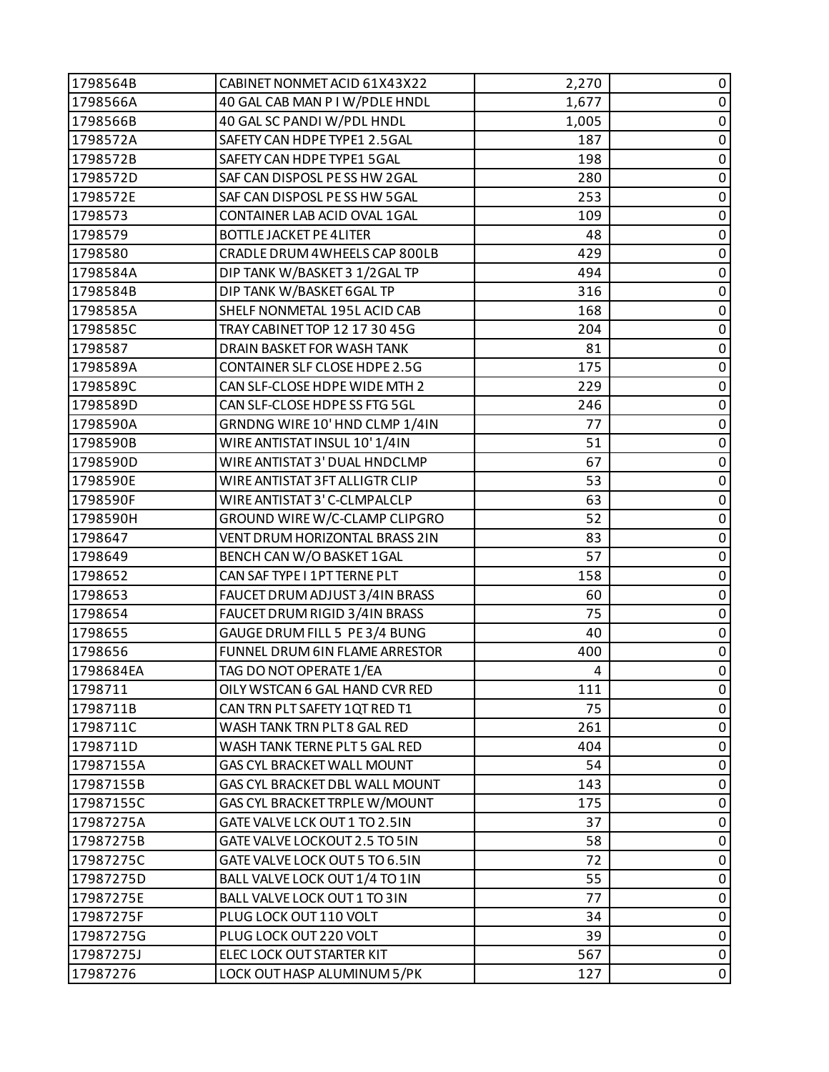| | | | |
|---|---|---|---|
| 1798564B | CABINET NONMET ACID 61X43X22 | 2,270 | 0 |
| 1798566A | 40 GAL CAB MAN P I W/PDLE HNDL | 1,677 | 0 |
| 1798566B | 40 GAL SC PANDI W/PDL HNDL | 1,005 | 0 |
| 1798572A | SAFETY CAN HDPE TYPE1 2.5GAL | 187 | 0 |
| 1798572B | SAFETY CAN HDPE TYPE1 5GAL | 198 | 0 |
| 1798572D | SAF CAN DISPOSL PE SS HW 2GAL | 280 | 0 |
| 1798572E | SAF CAN DISPOSL PE SS HW 5GAL | 253 | 0 |
| 1798573 | CONTAINER LAB ACID OVAL 1GAL | 109 | 0 |
| 1798579 | BOTTLE JACKET PE 4LITER | 48 | 0 |
| 1798580 | CRADLE DRUM 4WHEELS CAP 800LB | 429 | 0 |
| 1798584A | DIP TANK W/BASKET 3 1/2GAL TP | 494 | 0 |
| 1798584B | DIP TANK W/BASKET 6GAL TP | 316 | 0 |
| 1798585A | SHELF NONMETAL 195L ACID CAB | 168 | 0 |
| 1798585C | TRAY CABINET TOP 12 17 30 45G | 204 | 0 |
| 1798587 | DRAIN BASKET FOR WASH TANK | 81 | 0 |
| 1798589A | CONTAINER SLF CLOSE HDPE 2.5G | 175 | 0 |
| 1798589C | CAN SLF-CLOSE HDPE WIDE MTH 2 | 229 | 0 |
| 1798589D | CAN SLF-CLOSE HDPE SS FTG 5GL | 246 | 0 |
| 1798590A | GRNDNG WIRE 10' HND CLMP 1/4IN | 77 | 0 |
| 1798590B | WIRE ANTISTAT INSUL 10' 1/4IN | 51 | 0 |
| 1798590D | WIRE ANTISTAT 3' DUAL HNDCLMP | 67 | 0 |
| 1798590E | WIRE ANTISTAT 3FT ALLIGTR CLIP | 53 | 0 |
| 1798590F | WIRE ANTISTAT 3' C-CLMPALCLP | 63 | 0 |
| 1798590H | GROUND WIRE W/C-CLAMP CLIPGRO | 52 | 0 |
| 1798647 | VENT DRUM HORIZONTAL BRASS 2IN | 83 | 0 |
| 1798649 | BENCH CAN W/O BASKET 1GAL | 57 | 0 |
| 1798652 | CAN SAF TYPE I 1PT TERNE PLT | 158 | 0 |
| 1798653 | FAUCET DRUM ADJUST 3/4IN BRASS | 60 | 0 |
| 1798654 | FAUCET DRUM RIGID 3/4IN BRASS | 75 | 0 |
| 1798655 | GAUGE DRUM FILL 5 PE 3/4 BUNG | 40 | 0 |
| 1798656 | FUNNEL DRUM 6IN FLAME ARRESTOR | 400 | 0 |
| 1798684EA | TAG DO NOT OPERATE 1/EA | 4 | 0 |
| 1798711 | OILY WSTCAN 6 GAL HAND CVR RED | 111 | 0 |
| 1798711B | CAN TRN PLT SAFETY 1QT RED T1 | 75 | 0 |
| 1798711C | WASH TANK TRN PLT 8 GAL RED | 261 | 0 |
| 1798711D | WASH TANK TERNE PLT 5 GAL RED | 404 | 0 |
| 17987155A | GAS CYL BRACKET WALL MOUNT | 54 | 0 |
| 17987155B | GAS CYL BRACKET DBL WALL MOUNT | 143 | 0 |
| 17987155C | GAS CYL BRACKET TRPLE W/MOUNT | 175 | 0 |
| 17987275A | GATE VALVE LCK OUT 1 TO 2.5IN | 37 | 0 |
| 17987275B | GATE VALVE LOCKOUT 2.5 TO 5IN | 58 | 0 |
| 17987275C | GATE VALVE LOCK OUT 5 TO 6.5IN | 72 | 0 |
| 17987275D | BALL VALVE LOCK OUT 1/4 TO 1IN | 55 | 0 |
| 17987275E | BALL VALVE LOCK OUT 1 TO 3IN | 77 | 0 |
| 17987275F | PLUG LOCK OUT 110 VOLT | 34 | 0 |
| 17987275G | PLUG LOCK OUT 220 VOLT | 39 | 0 |
| 17987275J | ELEC LOCK OUT STARTER KIT | 567 | 0 |
| 17987276 | LOCK OUT HASP ALUMINUM 5/PK | 127 | 0 |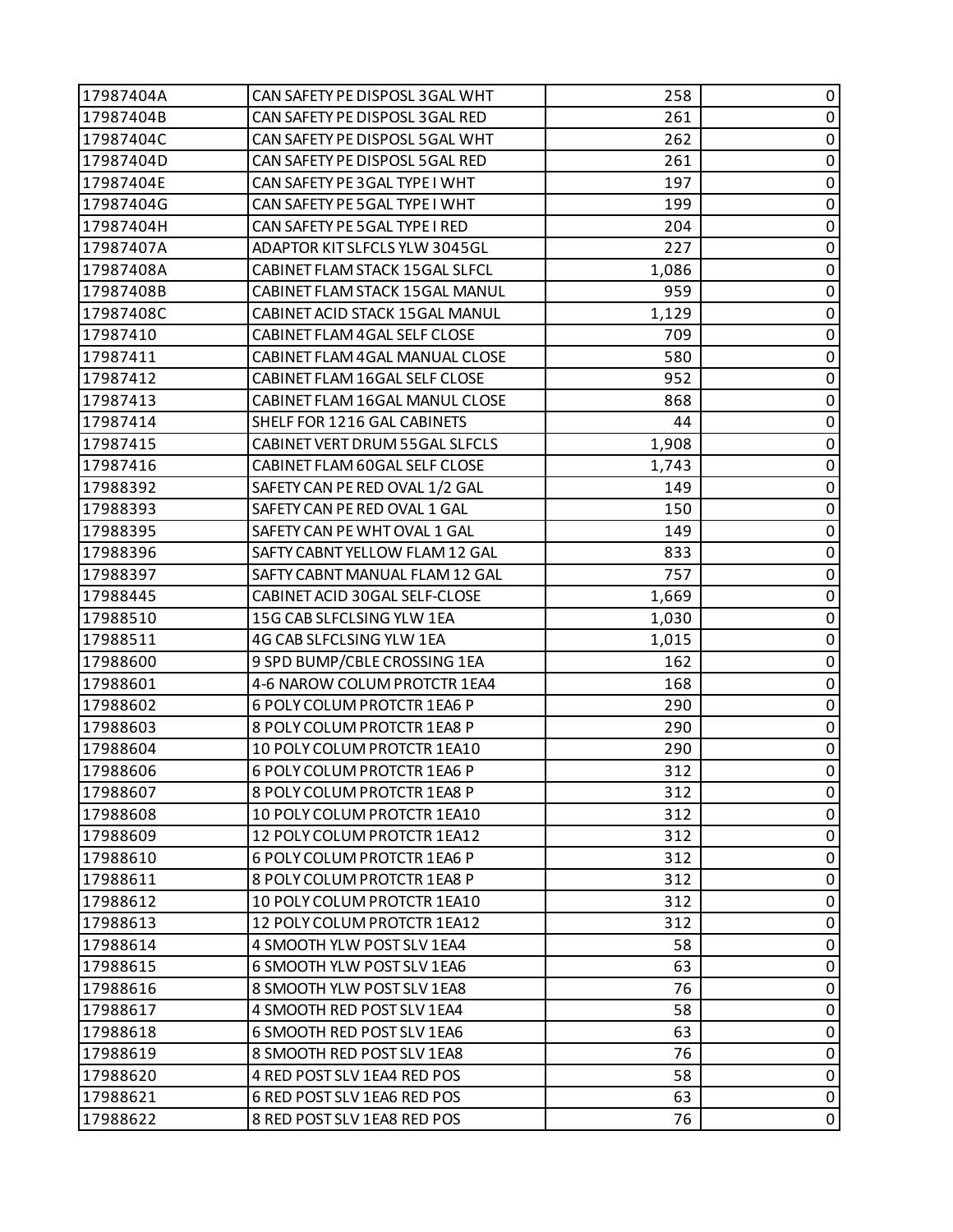| | | | |
|---|---|---|---|
| 17987404A | CAN SAFETY PE DISPOSL 3GAL WHT | 258 | 0 |
| 17987404B | CAN SAFETY PE DISPOSL 3GAL RED | 261 | 0 |
| 17987404C | CAN SAFETY PE DISPOSL 5GAL WHT | 262 | 0 |
| 17987404D | CAN SAFETY PE DISPOSL 5GAL RED | 261 | 0 |
| 17987404E | CAN SAFETY PE 3GAL TYPE I WHT | 197 | 0 |
| 17987404G | CAN SAFETY PE 5GAL TYPE I WHT | 199 | 0 |
| 17987404H | CAN SAFETY PE 5GAL TYPE I RED | 204 | 0 |
| 17987407A | ADAPTOR KIT SLFCLS YLW 3045GL | 227 | 0 |
| 17987408A | CABINET FLAM STACK 15GAL SLFCL | 1,086 | 0 |
| 17987408B | CABINET FLAM STACK 15GAL MANUL | 959 | 0 |
| 17987408C | CABINET ACID STACK 15GAL MANUL | 1,129 | 0 |
| 17987410 | CABINET FLAM 4GAL SELF CLOSE | 709 | 0 |
| 17987411 | CABINET FLAM 4GAL MANUAL CLOSE | 580 | 0 |
| 17987412 | CABINET FLAM 16GAL SELF CLOSE | 952 | 0 |
| 17987413 | CABINET FLAM 16GAL MANUL CLOSE | 868 | 0 |
| 17987414 | SHELF FOR 1216 GAL CABINETS | 44 | 0 |
| 17987415 | CABINET VERT DRUM 55GAL SLFCLS | 1,908 | 0 |
| 17987416 | CABINET FLAM 60GAL SELF CLOSE | 1,743 | 0 |
| 17988392 | SAFETY CAN PE RED OVAL 1/2 GAL | 149 | 0 |
| 17988393 | SAFETY CAN PE RED OVAL 1 GAL | 150 | 0 |
| 17988395 | SAFETY CAN PE WHT OVAL 1 GAL | 149 | 0 |
| 17988396 | SAFTY CABNT YELLOW FLAM 12 GAL | 833 | 0 |
| 17988397 | SAFTY CABNT MANUAL FLAM 12 GAL | 757 | 0 |
| 17988445 | CABINET ACID 30GAL SELF-CLOSE | 1,669 | 0 |
| 17988510 | 15G CAB SLFCLSING YLW 1EA | 1,030 | 0 |
| 17988511 | 4G CAB SLFCLSING YLW 1EA | 1,015 | 0 |
| 17988600 | 9 SPD BUMP/CBLE CROSSING 1EA | 162 | 0 |
| 17988601 | 4-6 NAROW COLUM PROTCTR 1EA4 | 168 | 0 |
| 17988602 | 6 POLY COLUM PROTCTR 1EA6 P | 290 | 0 |
| 17988603 | 8 POLY COLUM PROTCTR 1EA8 P | 290 | 0 |
| 17988604 | 10 POLY COLUM PROTCTR 1EA10 | 290 | 0 |
| 17988606 | 6 POLY COLUM PROTCTR 1EA6 P | 312 | 0 |
| 17988607 | 8 POLY COLUM PROTCTR 1EA8 P | 312 | 0 |
| 17988608 | 10 POLY COLUM PROTCTR 1EA10 | 312 | 0 |
| 17988609 | 12 POLY COLUM PROTCTR 1EA12 | 312 | 0 |
| 17988610 | 6 POLY COLUM PROTCTR 1EA6 P | 312 | 0 |
| 17988611 | 8 POLY COLUM PROTCTR 1EA8 P | 312 | 0 |
| 17988612 | 10 POLY COLUM PROTCTR 1EA10 | 312 | 0 |
| 17988613 | 12 POLY COLUM PROTCTR 1EA12 | 312 | 0 |
| 17988614 | 4 SMOOTH YLW POST SLV 1EA4 | 58 | 0 |
| 17988615 | 6 SMOOTH YLW POST SLV 1EA6 | 63 | 0 |
| 17988616 | 8 SMOOTH YLW POST SLV 1EA8 | 76 | 0 |
| 17988617 | 4 SMOOTH RED POST SLV 1EA4 | 58 | 0 |
| 17988618 | 6 SMOOTH RED POST SLV 1EA6 | 63 | 0 |
| 17988619 | 8 SMOOTH RED POST SLV 1EA8 | 76 | 0 |
| 17988620 | 4 RED POST SLV 1EA4 RED POS | 58 | 0 |
| 17988621 | 6 RED POST SLV 1EA6 RED POS | 63 | 0 |
| 17988622 | 8 RED POST SLV 1EA8 RED POS | 76 | 0 |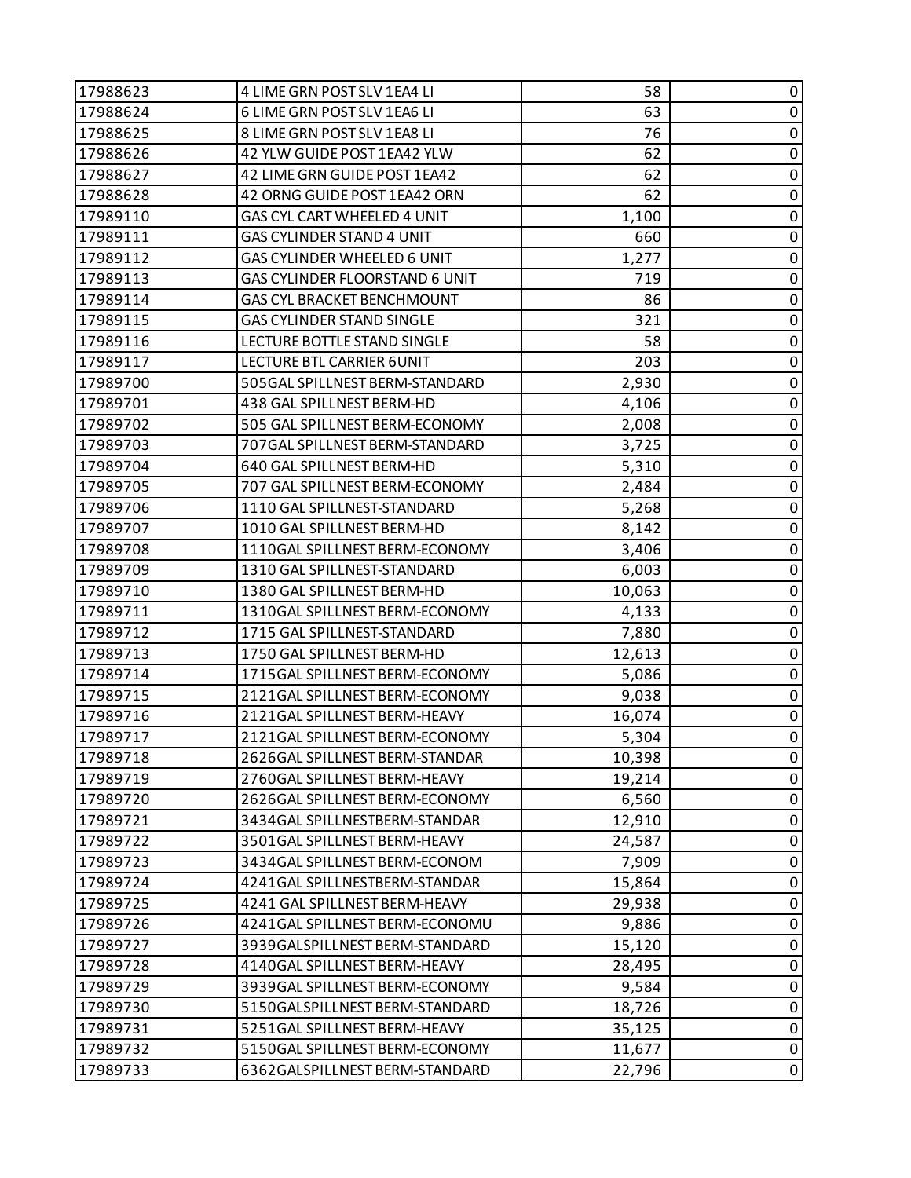| | | | |
|---|---|---|---|
| 17988623 | 4 LIME GRN POST SLV 1EA4 LI | 58 | 0 |
| 17988624 | 6 LIME GRN POST SLV 1EA6 LI | 63 | 0 |
| 17988625 | 8 LIME GRN POST SLV 1EA8 LI | 76 | 0 |
| 17988626 | 42 YLW GUIDE POST 1EA42 YLW | 62 | 0 |
| 17988627 | 42 LIME GRN GUIDE POST 1EA42 | 62 | 0 |
| 17988628 | 42 ORNG GUIDE POST 1EA42 ORN | 62 | 0 |
| 17989110 | GAS CYL CART WHEELED 4 UNIT | 1,100 | 0 |
| 17989111 | GAS CYLINDER STAND 4 UNIT | 660 | 0 |
| 17989112 | GAS CYLINDER WHEELED 6 UNIT | 1,277 | 0 |
| 17989113 | GAS CYLINDER FLOORSTAND 6 UNIT | 719 | 0 |
| 17989114 | GAS CYL BRACKET BENCHMOUNT | 86 | 0 |
| 17989115 | GAS CYLINDER STAND SINGLE | 321 | 0 |
| 17989116 | LECTURE BOTTLE STAND SINGLE | 58 | 0 |
| 17989117 | LECTURE BTL CARRIER 6UNIT | 203 | 0 |
| 17989700 | 505GAL SPILLNEST BERM-STANDARD | 2,930 | 0 |
| 17989701 | 438 GAL SPILLNEST BERM-HD | 4,106 | 0 |
| 17989702 | 505 GAL SPILLNEST BERM-ECONOMY | 2,008 | 0 |
| 17989703 | 707GAL SPILLNEST BERM-STANDARD | 3,725 | 0 |
| 17989704 | 640 GAL SPILLNEST BERM-HD | 5,310 | 0 |
| 17989705 | 707 GAL SPILLNEST BERM-ECONOMY | 2,484 | 0 |
| 17989706 | 1110 GAL SPILLNEST-STANDARD | 5,268 | 0 |
| 17989707 | 1010 GAL SPILLNEST BERM-HD | 8,142 | 0 |
| 17989708 | 1110GAL SPILLNEST BERM-ECONOMY | 3,406 | 0 |
| 17989709 | 1310 GAL SPILLNEST-STANDARD | 6,003 | 0 |
| 17989710 | 1380 GAL SPILLNEST BERM-HD | 10,063 | 0 |
| 17989711 | 1310GAL SPILLNEST BERM-ECONOMY | 4,133 | 0 |
| 17989712 | 1715 GAL SPILLNEST-STANDARD | 7,880 | 0 |
| 17989713 | 1750 GAL SPILLNEST BERM-HD | 12,613 | 0 |
| 17989714 | 1715GAL SPILLNEST BERM-ECONOMY | 5,086 | 0 |
| 17989715 | 2121GAL SPILLNEST BERM-ECONOMY | 9,038 | 0 |
| 17989716 | 2121GAL SPILLNEST BERM-HEAVY | 16,074 | 0 |
| 17989717 | 2121GAL SPILLNEST BERM-ECONOMY | 5,304 | 0 |
| 17989718 | 2626GAL SPILLNEST BERM-STANDAR | 10,398 | 0 |
| 17989719 | 2760GAL SPILLNEST BERM-HEAVY | 19,214 | 0 |
| 17989720 | 2626GAL SPILLNEST BERM-ECONOMY | 6,560 | 0 |
| 17989721 | 3434GAL SPILLNESTBERM-STANDAR | 12,910 | 0 |
| 17989722 | 3501GAL SPILLNEST BERM-HEAVY | 24,587 | 0 |
| 17989723 | 3434GAL SPILLNEST BERM-ECONOM | 7,909 | 0 |
| 17989724 | 4241GAL SPILLNESTBERM-STANDAR | 15,864 | 0 |
| 17989725 | 4241 GAL SPILLNEST BERM-HEAVY | 29,938 | 0 |
| 17989726 | 4241GAL SPILLNEST BERM-ECONOMU | 9,886 | 0 |
| 17989727 | 3939GALSPILLNEST BERM-STANDARD | 15,120 | 0 |
| 17989728 | 4140GAL SPILLNEST BERM-HEAVY | 28,495 | 0 |
| 17989729 | 3939GAL SPILLNEST BERM-ECONOMY | 9,584 | 0 |
| 17989730 | 5150GALSPILLNEST BERM-STANDARD | 18,726 | 0 |
| 17989731 | 5251GAL SPILLNEST BERM-HEAVY | 35,125 | 0 |
| 17989732 | 5150GAL SPILLNEST BERM-ECONOMY | 11,677 | 0 |
| 17989733 | 6362GALSPILLNEST BERM-STANDARD | 22,796 | 0 |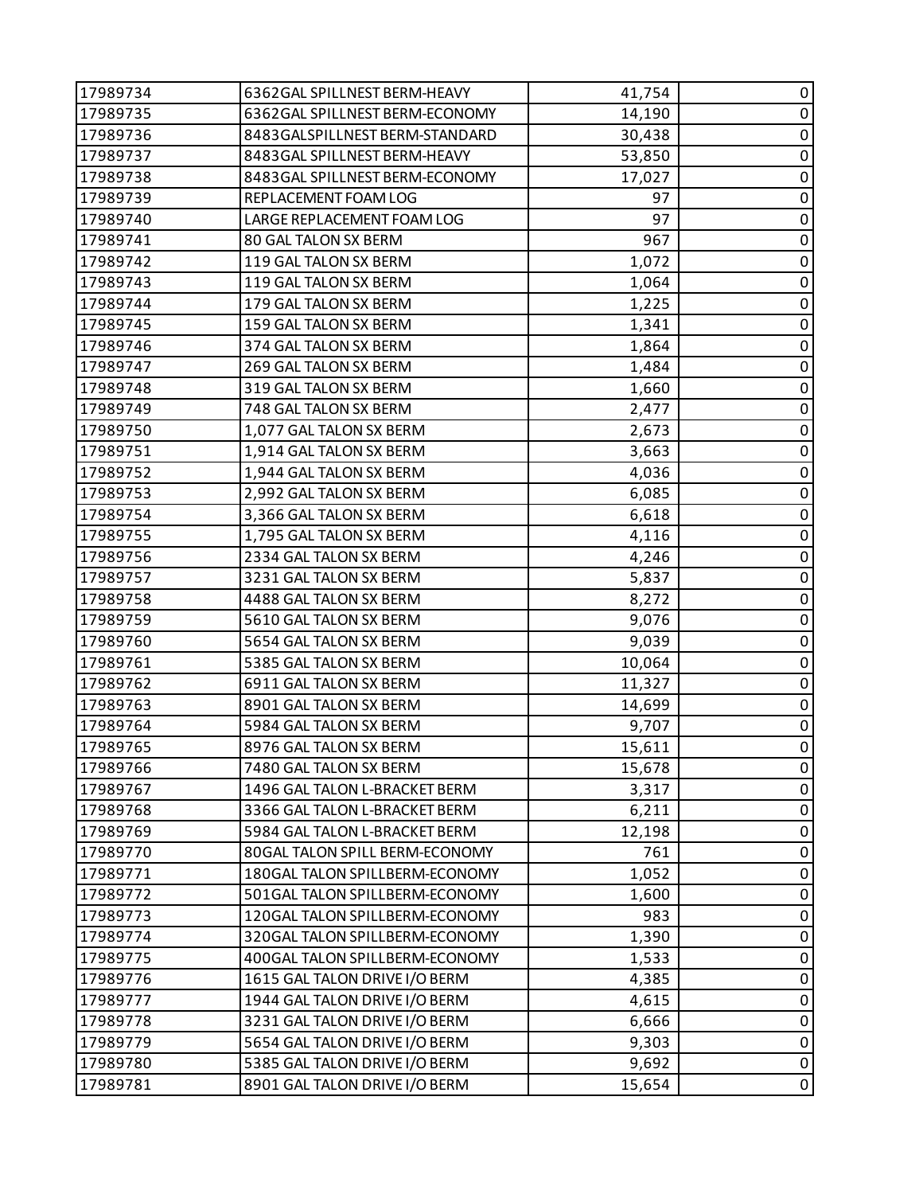| 17989734 | 6362GAL SPILLNEST BERM-HEAVY | 41,754 | 0 |
|---|---|---|---|
| 17989735 | 6362GAL SPILLNEST BERM-ECONOMY | 14,190 | 0 |
| 17989736 | 8483GALSPILLNEST BERM-STANDARD | 30,438 | 0 |
| 17989737 | 8483GAL SPILLNEST BERM-HEAVY | 53,850 | 0 |
| 17989738 | 8483GAL SPILLNEST BERM-ECONOMY | 17,027 | 0 |
| 17989739 | REPLACEMENT FOAM LOG | 97 | 0 |
| 17989740 | LARGE REPLACEMENT FOAM LOG | 97 | 0 |
| 17989741 | 80 GAL TALON SX BERM | 967 | 0 |
| 17989742 | 119 GAL TALON SX BERM | 1,072 | 0 |
| 17989743 | 119 GAL TALON SX BERM | 1,064 | 0 |
| 17989744 | 179 GAL TALON SX BERM | 1,225 | 0 |
| 17989745 | 159 GAL TALON SX BERM | 1,341 | 0 |
| 17989746 | 374 GAL TALON SX BERM | 1,864 | 0 |
| 17989747 | 269 GAL TALON SX BERM | 1,484 | 0 |
| 17989748 | 319 GAL TALON SX BERM | 1,660 | 0 |
| 17989749 | 748 GAL TALON SX BERM | 2,477 | 0 |
| 17989750 | 1,077 GAL TALON SX BERM | 2,673 | 0 |
| 17989751 | 1,914 GAL TALON SX BERM | 3,663 | 0 |
| 17989752 | 1,944 GAL TALON SX BERM | 4,036 | 0 |
| 17989753 | 2,992 GAL TALON SX BERM | 6,085 | 0 |
| 17989754 | 3,366 GAL TALON SX BERM | 6,618 | 0 |
| 17989755 | 1,795 GAL TALON SX BERM | 4,116 | 0 |
| 17989756 | 2334 GAL TALON SX BERM | 4,246 | 0 |
| 17989757 | 3231 GAL TALON SX BERM | 5,837 | 0 |
| 17989758 | 4488 GAL TALON SX BERM | 8,272 | 0 |
| 17989759 | 5610 GAL TALON SX BERM | 9,076 | 0 |
| 17989760 | 5654 GAL TALON SX BERM | 9,039 | 0 |
| 17989761 | 5385 GAL TALON SX BERM | 10,064 | 0 |
| 17989762 | 6911 GAL TALON SX BERM | 11,327 | 0 |
| 17989763 | 8901 GAL TALON SX BERM | 14,699 | 0 |
| 17989764 | 5984 GAL TALON SX BERM | 9,707 | 0 |
| 17989765 | 8976 GAL TALON SX BERM | 15,611 | 0 |
| 17989766 | 7480 GAL TALON SX BERM | 15,678 | 0 |
| 17989767 | 1496 GAL TALON L-BRACKET BERM | 3,317 | 0 |
| 17989768 | 3366 GAL TALON L-BRACKET BERM | 6,211 | 0 |
| 17989769 | 5984 GAL TALON L-BRACKET BERM | 12,198 | 0 |
| 17989770 | 80GAL TALON SPILL BERM-ECONOMY | 761 | 0 |
| 17989771 | 180GAL TALON SPILLBERM-ECONOMY | 1,052 | 0 |
| 17989772 | 501GAL TALON SPILLBERM-ECONOMY | 1,600 | 0 |
| 17989773 | 120GAL TALON SPILLBERM-ECONOMY | 983 | 0 |
| 17989774 | 320GAL TALON SPILLBERM-ECONOMY | 1,390 | 0 |
| 17989775 | 400GAL TALON SPILLBERM-ECONOMY | 1,533 | 0 |
| 17989776 | 1615 GAL TALON DRIVE I/O BERM | 4,385 | 0 |
| 17989777 | 1944 GAL TALON DRIVE I/O BERM | 4,615 | 0 |
| 17989778 | 3231 GAL TALON DRIVE I/O BERM | 6,666 | 0 |
| 17989779 | 5654 GAL TALON DRIVE I/O BERM | 9,303 | 0 |
| 17989780 | 5385 GAL TALON DRIVE I/O BERM | 9,692 | 0 |
| 17989781 | 8901 GAL TALON DRIVE I/O BERM | 15,654 | 0 |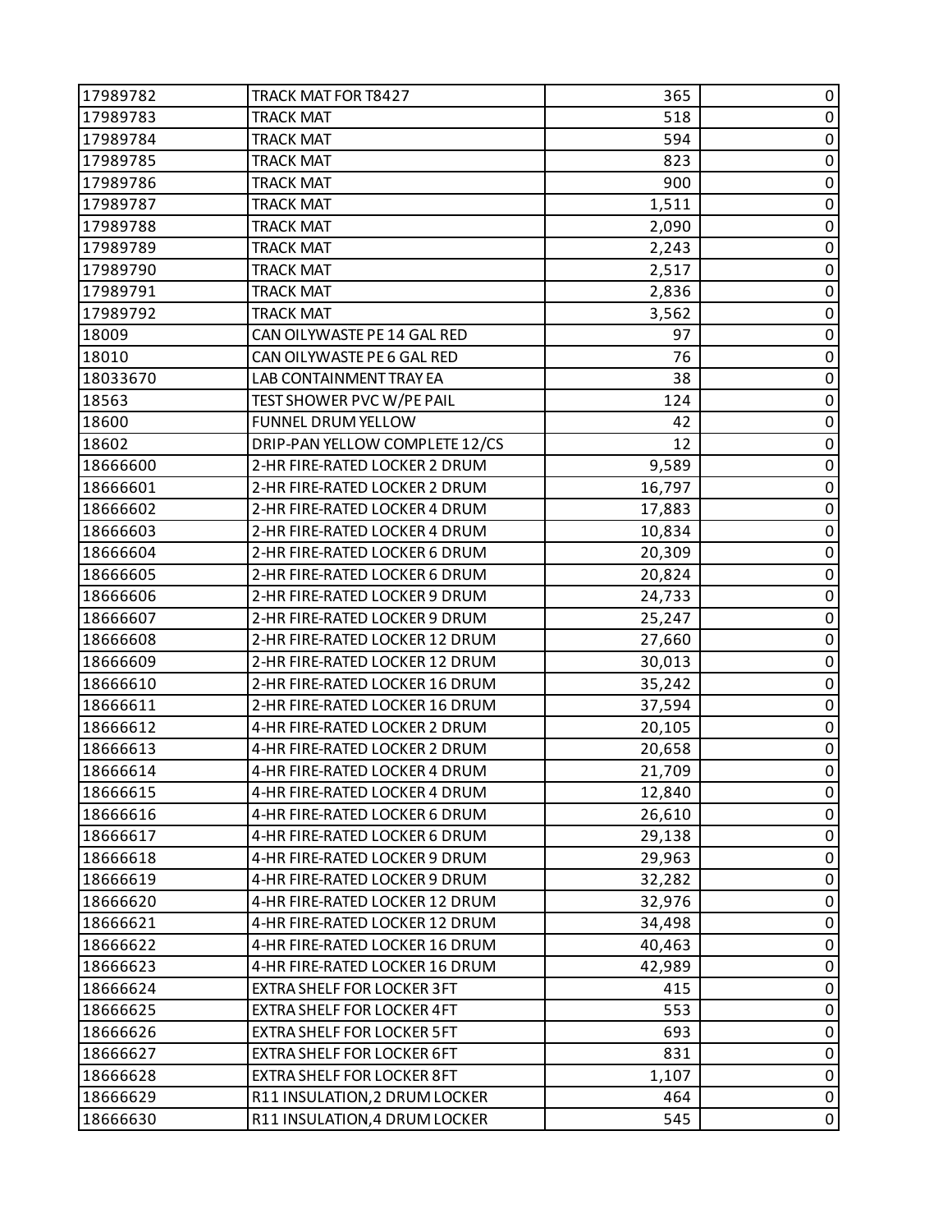| | | | |
|---|---|---|---|
| 17989782 | TRACK MAT FOR T8427 | 365 | 0 |
| 17989783 | TRACK MAT | 518 | 0 |
| 17989784 | TRACK MAT | 594 | 0 |
| 17989785 | TRACK MAT | 823 | 0 |
| 17989786 | TRACK MAT | 900 | 0 |
| 17989787 | TRACK MAT | 1,511 | 0 |
| 17989788 | TRACK MAT | 2,090 | 0 |
| 17989789 | TRACK MAT | 2,243 | 0 |
| 17989790 | TRACK MAT | 2,517 | 0 |
| 17989791 | TRACK MAT | 2,836 | 0 |
| 17989792 | TRACK MAT | 3,562 | 0 |
| 18009 | CAN OILYWASTE PE 14 GAL RED | 97 | 0 |
| 18010 | CAN OILYWASTE PE 6 GAL RED | 76 | 0 |
| 18033670 | LAB CONTAINMENT TRAY EA | 38 | 0 |
| 18563 | TEST SHOWER PVC W/PE PAIL | 124 | 0 |
| 18600 | FUNNEL DRUM YELLOW | 42 | 0 |
| 18602 | DRIP-PAN YELLOW COMPLETE 12/CS | 12 | 0 |
| 18666600 | 2-HR FIRE-RATED LOCKER 2 DRUM | 9,589 | 0 |
| 18666601 | 2-HR FIRE-RATED LOCKER 2 DRUM | 16,797 | 0 |
| 18666602 | 2-HR FIRE-RATED LOCKER 4 DRUM | 17,883 | 0 |
| 18666603 | 2-HR FIRE-RATED LOCKER 4 DRUM | 10,834 | 0 |
| 18666604 | 2-HR FIRE-RATED LOCKER 6 DRUM | 20,309 | 0 |
| 18666605 | 2-HR FIRE-RATED LOCKER 6 DRUM | 20,824 | 0 |
| 18666606 | 2-HR FIRE-RATED LOCKER 9 DRUM | 24,733 | 0 |
| 18666607 | 2-HR FIRE-RATED LOCKER 9 DRUM | 25,247 | 0 |
| 18666608 | 2-HR FIRE-RATED LOCKER 12 DRUM | 27,660 | 0 |
| 18666609 | 2-HR FIRE-RATED LOCKER 12 DRUM | 30,013 | 0 |
| 18666610 | 2-HR FIRE-RATED LOCKER 16 DRUM | 35,242 | 0 |
| 18666611 | 2-HR FIRE-RATED LOCKER 16 DRUM | 37,594 | 0 |
| 18666612 | 4-HR FIRE-RATED LOCKER 2 DRUM | 20,105 | 0 |
| 18666613 | 4-HR FIRE-RATED LOCKER 2 DRUM | 20,658 | 0 |
| 18666614 | 4-HR FIRE-RATED LOCKER 4 DRUM | 21,709 | 0 |
| 18666615 | 4-HR FIRE-RATED LOCKER 4 DRUM | 12,840 | 0 |
| 18666616 | 4-HR FIRE-RATED LOCKER 6 DRUM | 26,610 | 0 |
| 18666617 | 4-HR FIRE-RATED LOCKER 6 DRUM | 29,138 | 0 |
| 18666618 | 4-HR FIRE-RATED LOCKER 9 DRUM | 29,963 | 0 |
| 18666619 | 4-HR FIRE-RATED LOCKER 9 DRUM | 32,282 | 0 |
| 18666620 | 4-HR FIRE-RATED LOCKER 12 DRUM | 32,976 | 0 |
| 18666621 | 4-HR FIRE-RATED LOCKER 12 DRUM | 34,498 | 0 |
| 18666622 | 4-HR FIRE-RATED LOCKER 16 DRUM | 40,463 | 0 |
| 18666623 | 4-HR FIRE-RATED LOCKER 16 DRUM | 42,989 | 0 |
| 18666624 | EXTRA SHELF FOR LOCKER 3FT | 415 | 0 |
| 18666625 | EXTRA SHELF FOR LOCKER 4FT | 553 | 0 |
| 18666626 | EXTRA SHELF FOR LOCKER 5FT | 693 | 0 |
| 18666627 | EXTRA SHELF FOR LOCKER 6FT | 831 | 0 |
| 18666628 | EXTRA SHELF FOR LOCKER 8FT | 1,107 | 0 |
| 18666629 | R11 INSULATION,2 DRUM LOCKER | 464 | 0 |
| 18666630 | R11 INSULATION,4 DRUM LOCKER | 545 | 0 |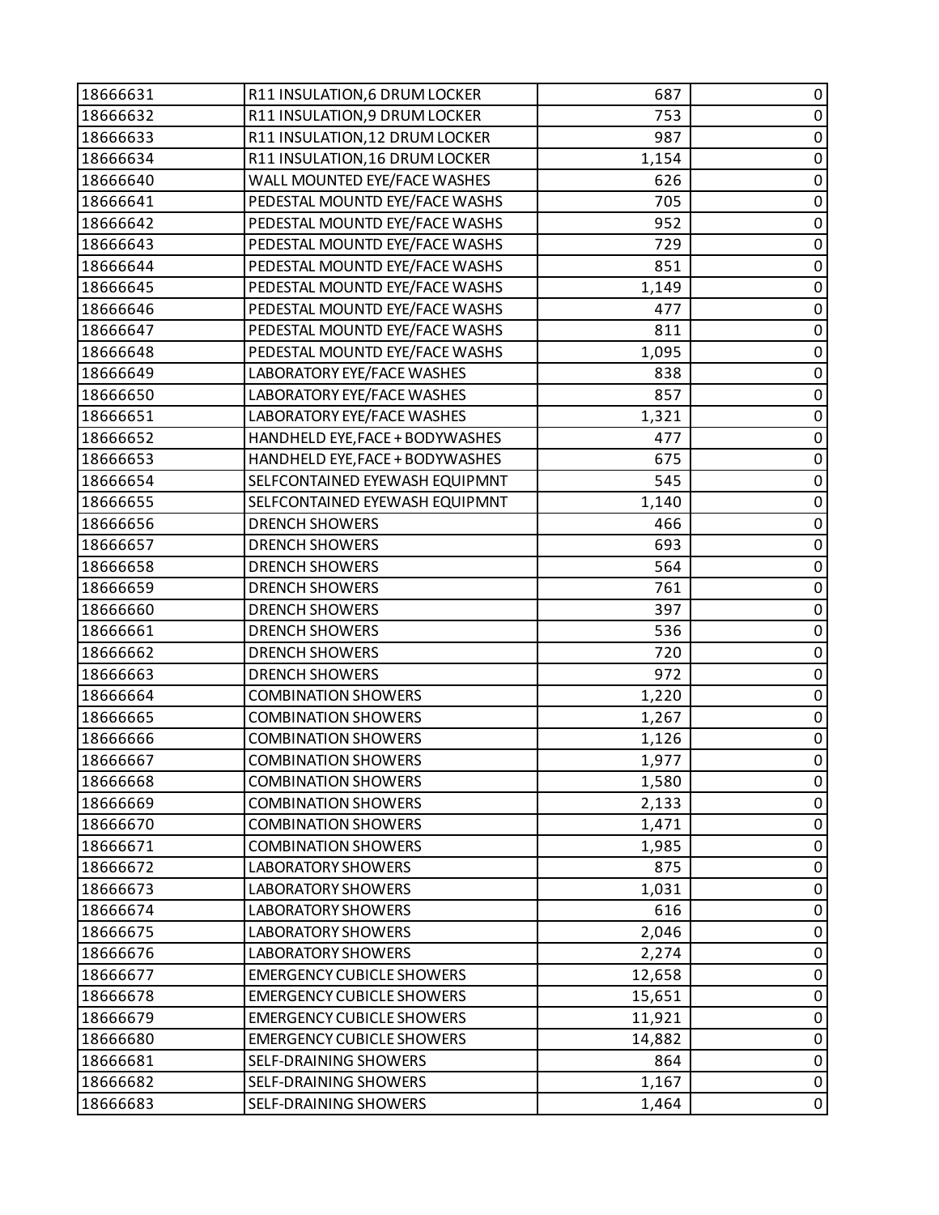| | | | |
|---|---|---|---|
| 18666631 | R11 INSULATION,6 DRUM LOCKER | 687 | 0 |
| 18666632 | R11 INSULATION,9 DRUM LOCKER | 753 | 0 |
| 18666633 | R11 INSULATION,12 DRUM LOCKER | 987 | 0 |
| 18666634 | R11 INSULATION,16 DRUM LOCKER | 1,154 | 0 |
| 18666640 | WALL MOUNTED EYE/FACE WASHES | 626 | 0 |
| 18666641 | PEDESTAL MOUNTD EYE/FACE WASHS | 705 | 0 |
| 18666642 | PEDESTAL MOUNTD EYE/FACE WASHS | 952 | 0 |
| 18666643 | PEDESTAL MOUNTD EYE/FACE WASHS | 729 | 0 |
| 18666644 | PEDESTAL MOUNTD EYE/FACE WASHS | 851 | 0 |
| 18666645 | PEDESTAL MOUNTD EYE/FACE WASHS | 1,149 | 0 |
| 18666646 | PEDESTAL MOUNTD EYE/FACE WASHS | 477 | 0 |
| 18666647 | PEDESTAL MOUNTD EYE/FACE WASHS | 811 | 0 |
| 18666648 | PEDESTAL MOUNTD EYE/FACE WASHS | 1,095 | 0 |
| 18666649 | LABORATORY EYE/FACE WASHES | 838 | 0 |
| 18666650 | LABORATORY EYE/FACE WASHES | 857 | 0 |
| 18666651 | LABORATORY EYE/FACE WASHES | 1,321 | 0 |
| 18666652 | HANDHELD EYE,FACE + BODYWASHES | 477 | 0 |
| 18666653 | HANDHELD EYE,FACE + BODYWASHES | 675 | 0 |
| 18666654 | SELFCONTAINED EYEWASH EQUIPMNT | 545 | 0 |
| 18666655 | SELFCONTAINED EYEWASH EQUIPMNT | 1,140 | 0 |
| 18666656 | DRENCH SHOWERS | 466 | 0 |
| 18666657 | DRENCH SHOWERS | 693 | 0 |
| 18666658 | DRENCH SHOWERS | 564 | 0 |
| 18666659 | DRENCH SHOWERS | 761 | 0 |
| 18666660 | DRENCH SHOWERS | 397 | 0 |
| 18666661 | DRENCH SHOWERS | 536 | 0 |
| 18666662 | DRENCH SHOWERS | 720 | 0 |
| 18666663 | DRENCH SHOWERS | 972 | 0 |
| 18666664 | COMBINATION SHOWERS | 1,220 | 0 |
| 18666665 | COMBINATION SHOWERS | 1,267 | 0 |
| 18666666 | COMBINATION SHOWERS | 1,126 | 0 |
| 18666667 | COMBINATION SHOWERS | 1,977 | 0 |
| 18666668 | COMBINATION SHOWERS | 1,580 | 0 |
| 18666669 | COMBINATION SHOWERS | 2,133 | 0 |
| 18666670 | COMBINATION SHOWERS | 1,471 | 0 |
| 18666671 | COMBINATION SHOWERS | 1,985 | 0 |
| 18666672 | LABORATORY SHOWERS | 875 | 0 |
| 18666673 | LABORATORY SHOWERS | 1,031 | 0 |
| 18666674 | LABORATORY SHOWERS | 616 | 0 |
| 18666675 | LABORATORY SHOWERS | 2,046 | 0 |
| 18666676 | LABORATORY SHOWERS | 2,274 | 0 |
| 18666677 | EMERGENCY CUBICLE SHOWERS | 12,658 | 0 |
| 18666678 | EMERGENCY CUBICLE SHOWERS | 15,651 | 0 |
| 18666679 | EMERGENCY CUBICLE SHOWERS | 11,921 | 0 |
| 18666680 | EMERGENCY CUBICLE SHOWERS | 14,882 | 0 |
| 18666681 | SELF-DRAINING SHOWERS | 864 | 0 |
| 18666682 | SELF-DRAINING SHOWERS | 1,167 | 0 |
| 18666683 | SELF-DRAINING SHOWERS | 1,464 | 0 |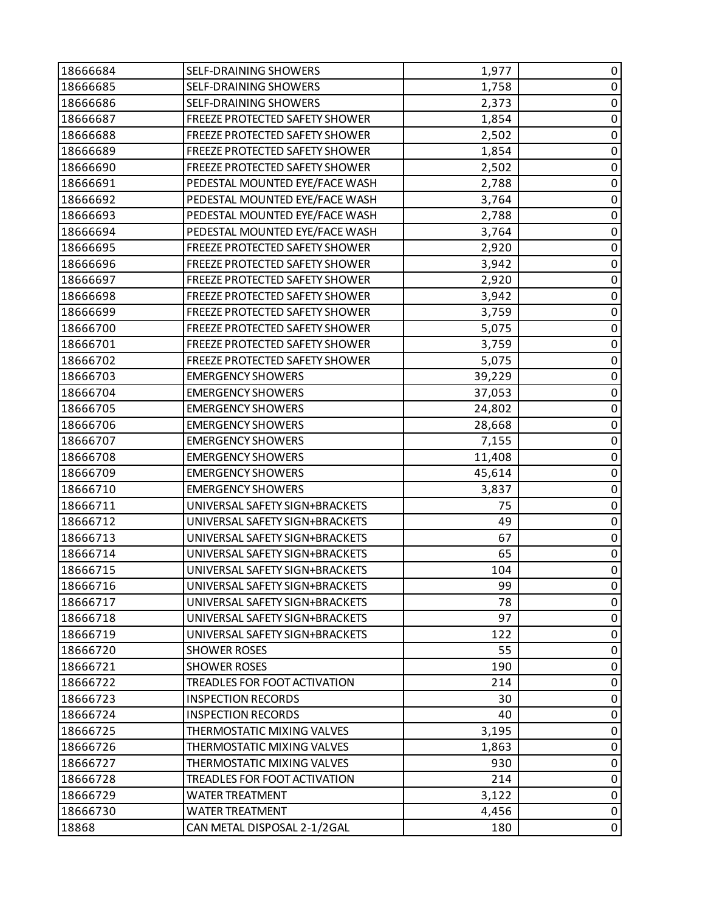| | | | |
|---|---|---|---|
| 18666684 | SELF-DRAINING SHOWERS | 1,977 | 0 |
| 18666685 | SELF-DRAINING SHOWERS | 1,758 | 0 |
| 18666686 | SELF-DRAINING SHOWERS | 2,373 | 0 |
| 18666687 | FREEZE PROTECTED SAFETY SHOWER | 1,854 | 0 |
| 18666688 | FREEZE PROTECTED SAFETY SHOWER | 2,502 | 0 |
| 18666689 | FREEZE PROTECTED SAFETY SHOWER | 1,854 | 0 |
| 18666690 | FREEZE PROTECTED SAFETY SHOWER | 2,502 | 0 |
| 18666691 | PEDESTAL MOUNTED EYE/FACE WASH | 2,788 | 0 |
| 18666692 | PEDESTAL MOUNTED EYE/FACE WASH | 3,764 | 0 |
| 18666693 | PEDESTAL MOUNTED EYE/FACE WASH | 2,788 | 0 |
| 18666694 | PEDESTAL MOUNTED EYE/FACE WASH | 3,764 | 0 |
| 18666695 | FREEZE PROTECTED SAFETY SHOWER | 2,920 | 0 |
| 18666696 | FREEZE PROTECTED SAFETY SHOWER | 3,942 | 0 |
| 18666697 | FREEZE PROTECTED SAFETY SHOWER | 2,920 | 0 |
| 18666698 | FREEZE PROTECTED SAFETY SHOWER | 3,942 | 0 |
| 18666699 | FREEZE PROTECTED SAFETY SHOWER | 3,759 | 0 |
| 18666700 | FREEZE PROTECTED SAFETY SHOWER | 5,075 | 0 |
| 18666701 | FREEZE PROTECTED SAFETY SHOWER | 3,759 | 0 |
| 18666702 | FREEZE PROTECTED SAFETY SHOWER | 5,075 | 0 |
| 18666703 | EMERGENCY SHOWERS | 39,229 | 0 |
| 18666704 | EMERGENCY SHOWERS | 37,053 | 0 |
| 18666705 | EMERGENCY SHOWERS | 24,802 | 0 |
| 18666706 | EMERGENCY SHOWERS | 28,668 | 0 |
| 18666707 | EMERGENCY SHOWERS | 7,155 | 0 |
| 18666708 | EMERGENCY SHOWERS | 11,408 | 0 |
| 18666709 | EMERGENCY SHOWERS | 45,614 | 0 |
| 18666710 | EMERGENCY SHOWERS | 3,837 | 0 |
| 18666711 | UNIVERSAL SAFETY SIGN+BRACKETS | 75 | 0 |
| 18666712 | UNIVERSAL SAFETY SIGN+BRACKETS | 49 | 0 |
| 18666713 | UNIVERSAL SAFETY SIGN+BRACKETS | 67 | 0 |
| 18666714 | UNIVERSAL SAFETY SIGN+BRACKETS | 65 | 0 |
| 18666715 | UNIVERSAL SAFETY SIGN+BRACKETS | 104 | 0 |
| 18666716 | UNIVERSAL SAFETY SIGN+BRACKETS | 99 | 0 |
| 18666717 | UNIVERSAL SAFETY SIGN+BRACKETS | 78 | 0 |
| 18666718 | UNIVERSAL SAFETY SIGN+BRACKETS | 97 | 0 |
| 18666719 | UNIVERSAL SAFETY SIGN+BRACKETS | 122 | 0 |
| 18666720 | SHOWER ROSES | 55 | 0 |
| 18666721 | SHOWER ROSES | 190 | 0 |
| 18666722 | TREADLES FOR FOOT ACTIVATION | 214 | 0 |
| 18666723 | INSPECTION RECORDS | 30 | 0 |
| 18666724 | INSPECTION RECORDS | 40 | 0 |
| 18666725 | THERMOSTATIC MIXING VALVES | 3,195 | 0 |
| 18666726 | THERMOSTATIC MIXING VALVES | 1,863 | 0 |
| 18666727 | THERMOSTATIC MIXING VALVES | 930 | 0 |
| 18666728 | TREADLES FOR FOOT ACTIVATION | 214 | 0 |
| 18666729 | WATER TREATMENT | 3,122 | 0 |
| 18666730 | WATER TREATMENT | 4,456 | 0 |
| 18868 | CAN METAL DISPOSAL 2-1/2GAL | 180 | 0 |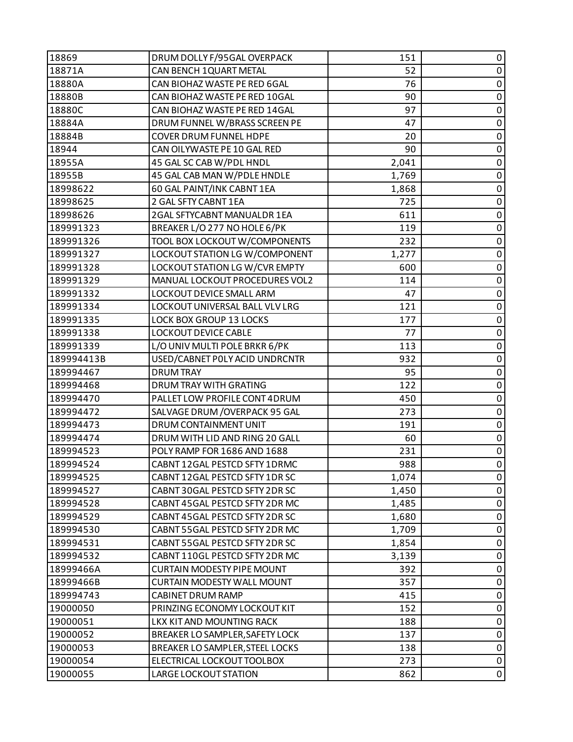| | | | |
|---|---|---|---|
| 18869 | DRUM DOLLY F/95GAL OVERPACK | 151 | 0 |
| 18871A | CAN BENCH 1QUART METAL | 52 | 0 |
| 18880A | CAN BIOHAZ WASTE PE RED 6GAL | 76 | 0 |
| 18880B | CAN BIOHAZ WASTE PE RED 10GAL | 90 | 0 |
| 18880C | CAN BIOHAZ WASTE PE RED 14GAL | 97 | 0 |
| 18884A | DRUM FUNNEL W/BRASS SCREEN PE | 47 | 0 |
| 18884B | COVER DRUM FUNNEL HDPE | 20 | 0 |
| 18944 | CAN OILYWASTE PE 10 GAL RED | 90 | 0 |
| 18955A | 45 GAL SC CAB W/PDL HNDL | 2,041 | 0 |
| 18955B | 45 GAL CAB MAN W/PDLE HNDLE | 1,769 | 0 |
| 18998622 | 60 GAL PAINT/INK CABNT 1EA | 1,868 | 0 |
| 18998625 | 2 GAL SFTY CABNT 1EA | 725 | 0 |
| 18998626 | 2GAL SFTYCABNT MANUALDR 1EA | 611 | 0 |
| 189991323 | BREAKER L/O 277 NO HOLE 6/PK | 119 | 0 |
| 189991326 | TOOL BOX LOCKOUT W/COMPONENTS | 232 | 0 |
| 189991327 | LOCKOUT STATION LG W/COMPONENT | 1,277 | 0 |
| 189991328 | LOCKOUT STATION LG W/CVR EMPTY | 600 | 0 |
| 189991329 | MANUAL LOCKOUT PROCEDURES VOL2 | 114 | 0 |
| 189991332 | LOCKOUT DEVICE SMALL ARM | 47 | 0 |
| 189991334 | LOCKOUT UNIVERSAL BALL VLV LRG | 121 | 0 |
| 189991335 | LOCK BOX GROUP 13 LOCKS | 177 | 0 |
| 189991338 | LOCKOUT DEVICE CABLE | 77 | 0 |
| 189991339 | L/O UNIV MULTI POLE BRKR 6/PK | 113 | 0 |
| 189994413B | USED/CABNET POLY ACID UNDRCNTR | 932 | 0 |
| 189994467 | DRUM TRAY | 95 | 0 |
| 189994468 | DRUM TRAY WITH GRATING | 122 | 0 |
| 189994470 | PALLET LOW PROFILE CONT 4DRUM | 450 | 0 |
| 189994472 | SALVAGE DRUM /OVERPACK 95 GAL | 273 | 0 |
| 189994473 | DRUM CONTAINMENT UNIT | 191 | 0 |
| 189994474 | DRUM WITH LID AND RING 20 GALL | 60 | 0 |
| 189994523 | POLY RAMP FOR 1686 AND 1688 | 231 | 0 |
| 189994524 | CABNT 12GAL PESTCD SFTY 1DRMC | 988 | 0 |
| 189994525 | CABNT 12GAL PESTCD SFTY 1DR SC | 1,074 | 0 |
| 189994527 | CABNT 30GAL PESTCD SFTY 2DR SC | 1,450 | 0 |
| 189994528 | CABNT 45GAL PESTCD SFTY 2DR MC | 1,485 | 0 |
| 189994529 | CABNT 45GAL PESTCD SFTY 2DR SC | 1,680 | 0 |
| 189994530 | CABNT 55GAL PESTCD SFTY 2DR MC | 1,709 | 0 |
| 189994531 | CABNT 55GAL PESTCD SFTY 2DR SC | 1,854 | 0 |
| 189994532 | CABNT 110GL PESTCD SFTY 2DR MC | 3,139 | 0 |
| 18999466A | CURTAIN MODESTY PIPE MOUNT | 392 | 0 |
| 18999466B | CURTAIN MODESTY WALL MOUNT | 357 | 0 |
| 189994743 | CABINET DRUM RAMP | 415 | 0 |
| 19000050 | PRINZING ECONOMY LOCKOUT KIT | 152 | 0 |
| 19000051 | LKX KIT AND MOUNTING RACK | 188 | 0 |
| 19000052 | BREAKER LO SAMPLER,SAFETY LOCK | 137 | 0 |
| 19000053 | BREAKER LO SAMPLER,STEEL LOCKS | 138 | 0 |
| 19000054 | ELECTRICAL LOCKOUT TOOLBOX | 273 | 0 |
| 19000055 | LARGE LOCKOUT STATION | 862 | 0 |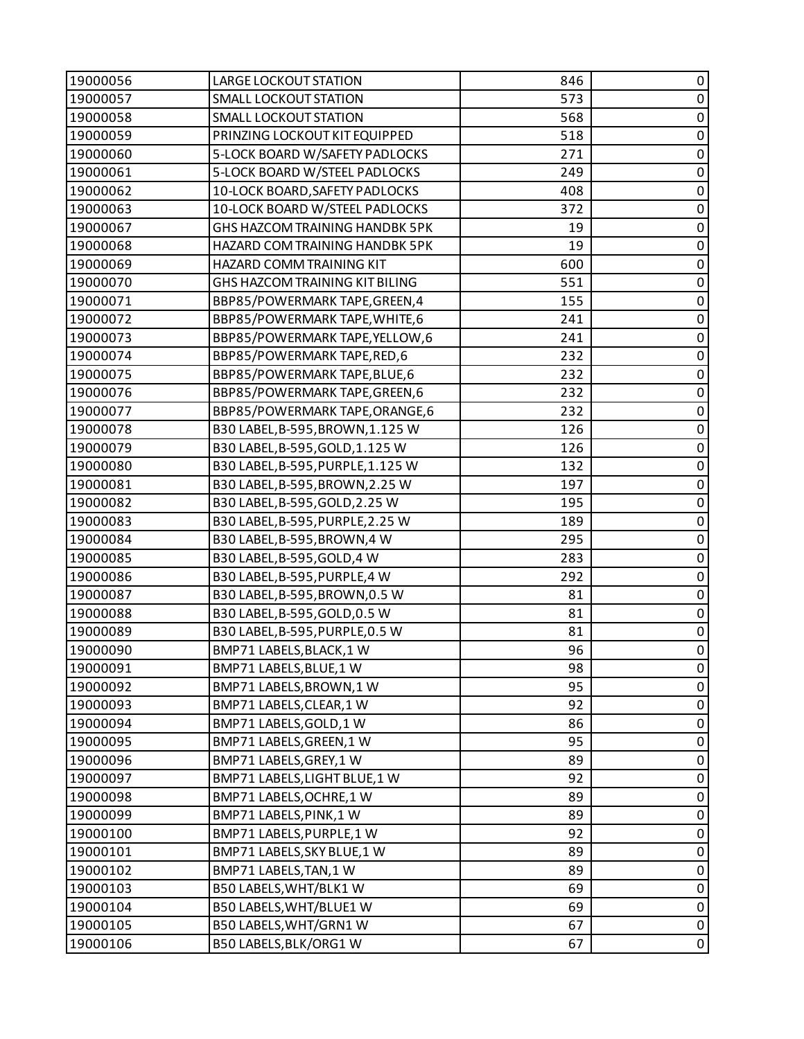| 19000056 | LARGE LOCKOUT STATION | 846 | 0 |
|---|---|---|---|
| 19000057 | SMALL LOCKOUT STATION | 573 | 0 |
| 19000058 | SMALL LOCKOUT STATION | 568 | 0 |
| 19000059 | PRINZING LOCKOUT KIT EQUIPPED | 518 | 0 |
| 19000060 | 5-LOCK BOARD W/SAFETY PADLOCKS | 271 | 0 |
| 19000061 | 5-LOCK BOARD W/STEEL PADLOCKS | 249 | 0 |
| 19000062 | 10-LOCK BOARD,SAFETY PADLOCKS | 408 | 0 |
| 19000063 | 10-LOCK BOARD W/STEEL PADLOCKS | 372 | 0 |
| 19000067 | GHS HAZCOM TRAINING HANDBK 5PK | 19 | 0 |
| 19000068 | HAZARD COM TRAINING HANDBK 5PK | 19 | 0 |
| 19000069 | HAZARD COMM TRAINING KIT | 600 | 0 |
| 19000070 | GHS HAZCOM TRAINING KIT BILING | 551 | 0 |
| 19000071 | BBP85/POWERMARK TAPE,GREEN,4 | 155 | 0 |
| 19000072 | BBP85/POWERMARK TAPE,WHITE,6 | 241 | 0 |
| 19000073 | BBP85/POWERMARK TAPE,YELLOW,6 | 241 | 0 |
| 19000074 | BBP85/POWERMARK TAPE,RED,6 | 232 | 0 |
| 19000075 | BBP85/POWERMARK TAPE,BLUE,6 | 232 | 0 |
| 19000076 | BBP85/POWERMARK TAPE,GREEN,6 | 232 | 0 |
| 19000077 | BBP85/POWERMARK TAPE,ORANGE,6 | 232 | 0 |
| 19000078 | B30 LABEL,B-595,BROWN,1.125 W | 126 | 0 |
| 19000079 | B30 LABEL,B-595,GOLD,1.125 W | 126 | 0 |
| 19000080 | B30 LABEL,B-595,PURPLE,1.125 W | 132 | 0 |
| 19000081 | B30 LABEL,B-595,BROWN,2.25 W | 197 | 0 |
| 19000082 | B30 LABEL,B-595,GOLD,2.25 W | 195 | 0 |
| 19000083 | B30 LABEL,B-595,PURPLE,2.25 W | 189 | 0 |
| 19000084 | B30 LABEL,B-595,BROWN,4 W | 295 | 0 |
| 19000085 | B30 LABEL,B-595,GOLD,4 W | 283 | 0 |
| 19000086 | B30 LABEL,B-595,PURPLE,4 W | 292 | 0 |
| 19000087 | B30 LABEL,B-595,BROWN,0.5 W | 81 | 0 |
| 19000088 | B30 LABEL,B-595,GOLD,0.5 W | 81 | 0 |
| 19000089 | B30 LABEL,B-595,PURPLE,0.5 W | 81 | 0 |
| 19000090 | BMP71 LABELS,BLACK,1 W | 96 | 0 |
| 19000091 | BMP71 LABELS,BLUE,1 W | 98 | 0 |
| 19000092 | BMP71 LABELS,BROWN,1 W | 95 | 0 |
| 19000093 | BMP71 LABELS,CLEAR,1 W | 92 | 0 |
| 19000094 | BMP71 LABELS,GOLD,1 W | 86 | 0 |
| 19000095 | BMP71 LABELS,GREEN,1 W | 95 | 0 |
| 19000096 | BMP71 LABELS,GREY,1 W | 89 | 0 |
| 19000097 | BMP71 LABELS,LIGHT BLUE,1 W | 92 | 0 |
| 19000098 | BMP71 LABELS,OCHRE,1 W | 89 | 0 |
| 19000099 | BMP71 LABELS,PINK,1 W | 89 | 0 |
| 19000100 | BMP71 LABELS,PURPLE,1 W | 92 | 0 |
| 19000101 | BMP71 LABELS,SKY BLUE,1 W | 89 | 0 |
| 19000102 | BMP71 LABELS,TAN,1 W | 89 | 0 |
| 19000103 | B50 LABELS,WHT/BLK1 W | 69 | 0 |
| 19000104 | B50 LABELS,WHT/BLUE1 W | 69 | 0 |
| 19000105 | B50 LABELS,WHT/GRN1 W | 67 | 0 |
| 19000106 | B50 LABELS,BLK/ORG1 W | 67 | 0 |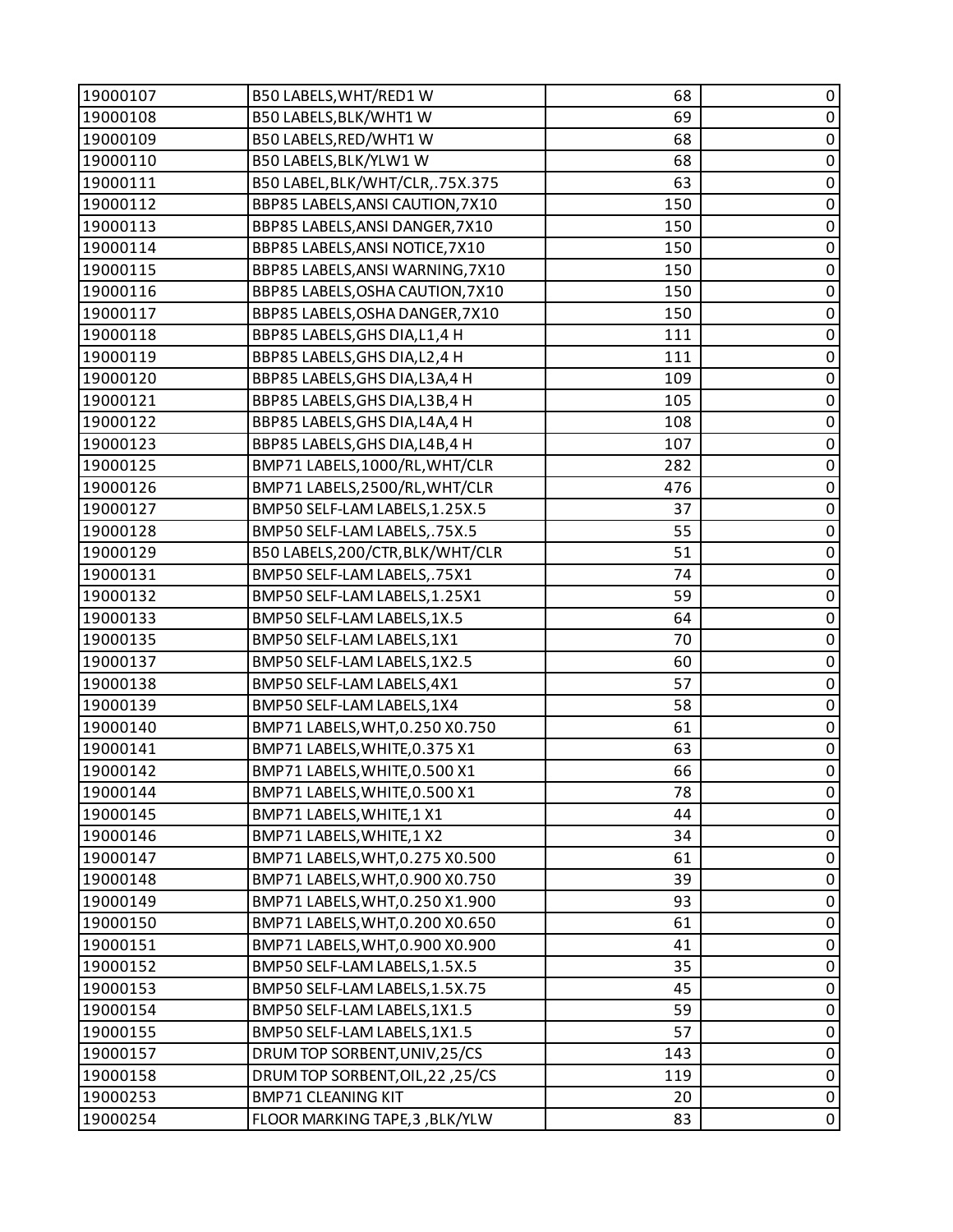| 19000107 | B50 LABELS,WHT/RED1 W | 68 | 0 |
|---|---|---|---|
| 19000108 | B50 LABELS,BLK/WHT1 W | 69 | 0 |
| 19000109 | B50 LABELS,RED/WHT1 W | 68 | 0 |
| 19000110 | B50 LABELS,BLK/YLW1 W | 68 | 0 |
| 19000111 | B50 LABEL,BLK/WHT/CLR,.75X.375 | 63 | 0 |
| 19000112 | BBP85 LABELS,ANSI CAUTION,7X10 | 150 | 0 |
| 19000113 | BBP85 LABELS,ANSI DANGER,7X10 | 150 | 0 |
| 19000114 | BBP85 LABELS,ANSI NOTICE,7X10 | 150 | 0 |
| 19000115 | BBP85 LABELS,ANSI WARNING,7X10 | 150 | 0 |
| 19000116 | BBP85 LABELS,OSHA CAUTION,7X10 | 150 | 0 |
| 19000117 | BBP85 LABELS,OSHA DANGER,7X10 | 150 | 0 |
| 19000118 | BBP85 LABELS,GHS DIA,L1,4 H | 111 | 0 |
| 19000119 | BBP85 LABELS,GHS DIA,L2,4 H | 111 | 0 |
| 19000120 | BBP85 LABELS,GHS DIA,L3A,4 H | 109 | 0 |
| 19000121 | BBP85 LABELS,GHS DIA,L3B,4 H | 105 | 0 |
| 19000122 | BBP85 LABELS,GHS DIA,L4A,4 H | 108 | 0 |
| 19000123 | BBP85 LABELS,GHS DIA,L4B,4 H | 107 | 0 |
| 19000125 | BMP71 LABELS,1000/RL,WHT/CLR | 282 | 0 |
| 19000126 | BMP71 LABELS,2500/RL,WHT/CLR | 476 | 0 |
| 19000127 | BMP50 SELF-LAM LABELS,1.25X.5 | 37 | 0 |
| 19000128 | BMP50 SELF-LAM LABELS,.75X.5 | 55 | 0 |
| 19000129 | B50 LABELS,200/CTR,BLK/WHT/CLR | 51 | 0 |
| 19000131 | BMP50 SELF-LAM LABELS,.75X1 | 74 | 0 |
| 19000132 | BMP50 SELF-LAM LABELS,1.25X1 | 59 | 0 |
| 19000133 | BMP50 SELF-LAM LABELS,1X.5 | 64 | 0 |
| 19000135 | BMP50 SELF-LAM LABELS,1X1 | 70 | 0 |
| 19000137 | BMP50 SELF-LAM LABELS,1X2.5 | 60 | 0 |
| 19000138 | BMP50 SELF-LAM LABELS,4X1 | 57 | 0 |
| 19000139 | BMP50 SELF-LAM LABELS,1X4 | 58 | 0 |
| 19000140 | BMP71 LABELS,WHT,0.250 X0.750 | 61 | 0 |
| 19000141 | BMP71 LABELS,WHITE,0.375 X1 | 63 | 0 |
| 19000142 | BMP71 LABELS,WHITE,0.500 X1 | 66 | 0 |
| 19000144 | BMP71 LABELS,WHITE,0.500 X1 | 78 | 0 |
| 19000145 | BMP71 LABELS,WHITE,1 X1 | 44 | 0 |
| 19000146 | BMP71 LABELS,WHITE,1 X2 | 34 | 0 |
| 19000147 | BMP71 LABELS,WHT,0.275 X0.500 | 61 | 0 |
| 19000148 | BMP71 LABELS,WHT,0.900 X0.750 | 39 | 0 |
| 19000149 | BMP71 LABELS,WHT,0.250 X1.900 | 93 | 0 |
| 19000150 | BMP71 LABELS,WHT,0.200 X0.650 | 61 | 0 |
| 19000151 | BMP71 LABELS,WHT,0.900 X0.900 | 41 | 0 |
| 19000152 | BMP50 SELF-LAM LABELS,1.5X.5 | 35 | 0 |
| 19000153 | BMP50 SELF-LAM LABELS,1.5X.75 | 45 | 0 |
| 19000154 | BMP50 SELF-LAM LABELS,1X1.5 | 59 | 0 |
| 19000155 | BMP50 SELF-LAM LABELS,1X1.5 | 57 | 0 |
| 19000157 | DRUM TOP SORBENT,UNIV,25/CS | 143 | 0 |
| 19000158 | DRUM TOP SORBENT,OIL,22 ,25/CS | 119 | 0 |
| 19000253 | BMP71 CLEANING KIT | 20 | 0 |
| 19000254 | FLOOR MARKING TAPE,3 ,BLK/YLW | 83 | 0 |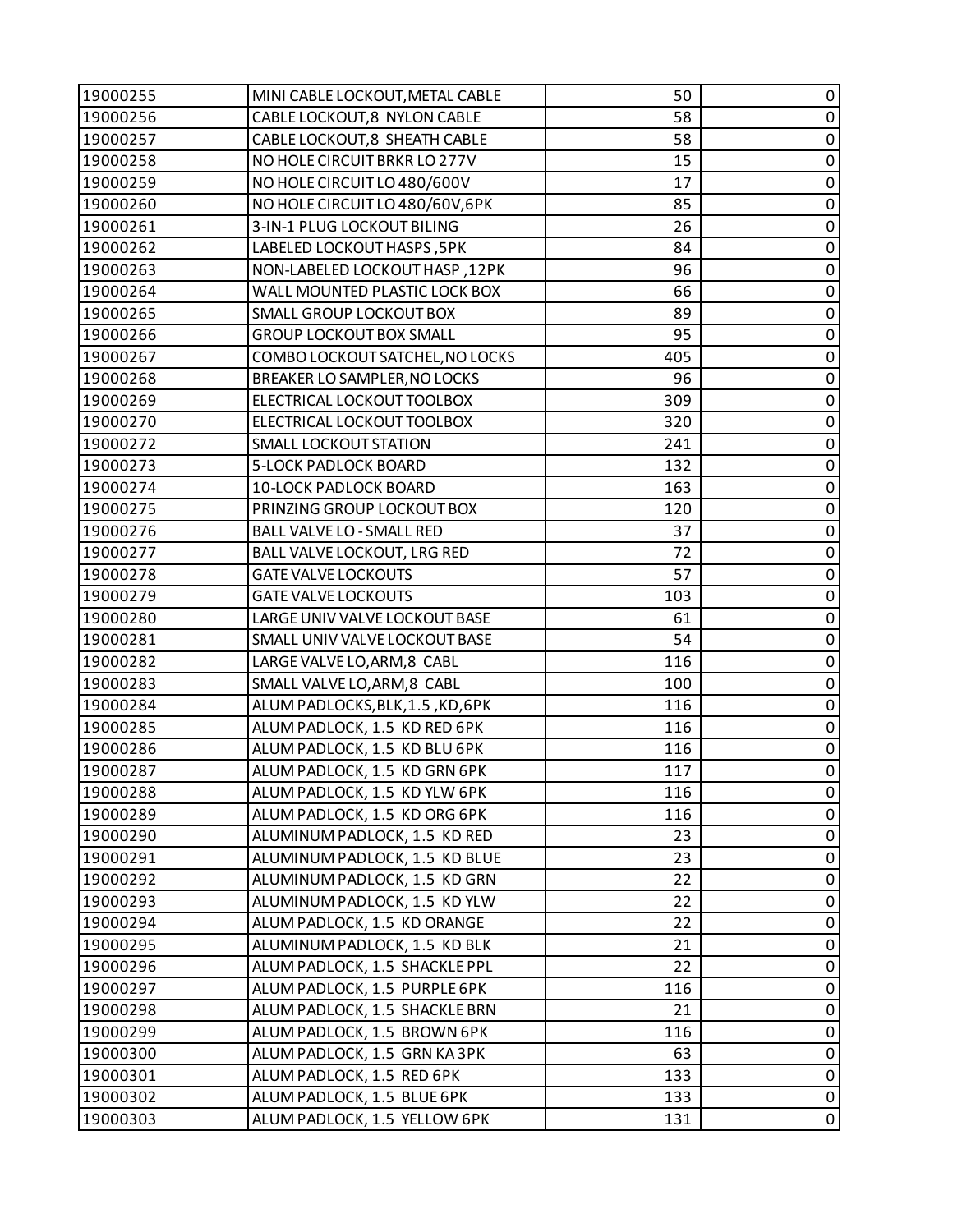| | | | |
|---|---|---|---|
| 19000255 | MINI CABLE LOCKOUT,METAL CABLE | 50 | 0 |
| 19000256 | CABLE LOCKOUT,8 NYLON CABLE | 58 | 0 |
| 19000257 | CABLE LOCKOUT,8 SHEATH CABLE | 58 | 0 |
| 19000258 | NO HOLE CIRCUIT BRKR LO 277V | 15 | 0 |
| 19000259 | NO HOLE CIRCUIT LO 480/600V | 17 | 0 |
| 19000260 | NO HOLE CIRCUIT LO 480/60V,6PK | 85 | 0 |
| 19000261 | 3-IN-1 PLUG LOCKOUT BILING | 26 | 0 |
| 19000262 | LABELED LOCKOUT HASPS ,5PK | 84 | 0 |
| 19000263 | NON-LABELED LOCKOUT HASP ,12PK | 96 | 0 |
| 19000264 | WALL MOUNTED PLASTIC LOCK BOX | 66 | 0 |
| 19000265 | SMALL GROUP LOCKOUT BOX | 89 | 0 |
| 19000266 | GROUP LOCKOUT BOX SMALL | 95 | 0 |
| 19000267 | COMBO LOCKOUT SATCHEL,NO LOCKS | 405 | 0 |
| 19000268 | BREAKER LO SAMPLER,NO LOCKS | 96 | 0 |
| 19000269 | ELECTRICAL LOCKOUT TOOLBOX | 309 | 0 |
| 19000270 | ELECTRICAL LOCKOUT TOOLBOX | 320 | 0 |
| 19000272 | SMALL LOCKOUT STATION | 241 | 0 |
| 19000273 | 5-LOCK PADLOCK BOARD | 132 | 0 |
| 19000274 | 10-LOCK PADLOCK BOARD | 163 | 0 |
| 19000275 | PRINZING GROUP LOCKOUT BOX | 120 | 0 |
| 19000276 | BALL VALVE LO - SMALL RED | 37 | 0 |
| 19000277 | BALL VALVE LOCKOUT, LRG RED | 72 | 0 |
| 19000278 | GATE VALVE LOCKOUTS | 57 | 0 |
| 19000279 | GATE VALVE LOCKOUTS | 103 | 0 |
| 19000280 | LARGE UNIV VALVE LOCKOUT BASE | 61 | 0 |
| 19000281 | SMALL UNIV VALVE LOCKOUT BASE | 54 | 0 |
| 19000282 | LARGE VALVE LO,ARM,8 CABL | 116 | 0 |
| 19000283 | SMALL VALVE LO,ARM,8 CABL | 100 | 0 |
| 19000284 | ALUM PADLOCKS,BLK,1.5 ,KD,6PK | 116 | 0 |
| 19000285 | ALUM PADLOCK, 1.5 KD RED 6PK | 116 | 0 |
| 19000286 | ALUM PADLOCK, 1.5 KD BLU 6PK | 116 | 0 |
| 19000287 | ALUM PADLOCK, 1.5 KD GRN 6PK | 117 | 0 |
| 19000288 | ALUM PADLOCK, 1.5 KD YLW 6PK | 116 | 0 |
| 19000289 | ALUM PADLOCK, 1.5 KD ORG 6PK | 116 | 0 |
| 19000290 | ALUMINUM PADLOCK, 1.5 KD RED | 23 | 0 |
| 19000291 | ALUMINUM PADLOCK, 1.5 KD BLUE | 23 | 0 |
| 19000292 | ALUMINUM PADLOCK, 1.5 KD GRN | 22 | 0 |
| 19000293 | ALUMINUM PADLOCK, 1.5 KD YLW | 22 | 0 |
| 19000294 | ALUM PADLOCK, 1.5 KD ORANGE | 22 | 0 |
| 19000295 | ALUMINUM PADLOCK, 1.5 KD BLK | 21 | 0 |
| 19000296 | ALUM PADLOCK, 1.5 SHACKLE PPL | 22 | 0 |
| 19000297 | ALUM PADLOCK, 1.5 PURPLE 6PK | 116 | 0 |
| 19000298 | ALUM PADLOCK, 1.5 SHACKLE BRN | 21 | 0 |
| 19000299 | ALUM PADLOCK, 1.5 BROWN 6PK | 116 | 0 |
| 19000300 | ALUM PADLOCK, 1.5 GRN KA 3PK | 63 | 0 |
| 19000301 | ALUM PADLOCK, 1.5 RED 6PK | 133 | 0 |
| 19000302 | ALUM PADLOCK, 1.5 BLUE 6PK | 133 | 0 |
| 19000303 | ALUM PADLOCK, 1.5 YELLOW 6PK | 131 | 0 |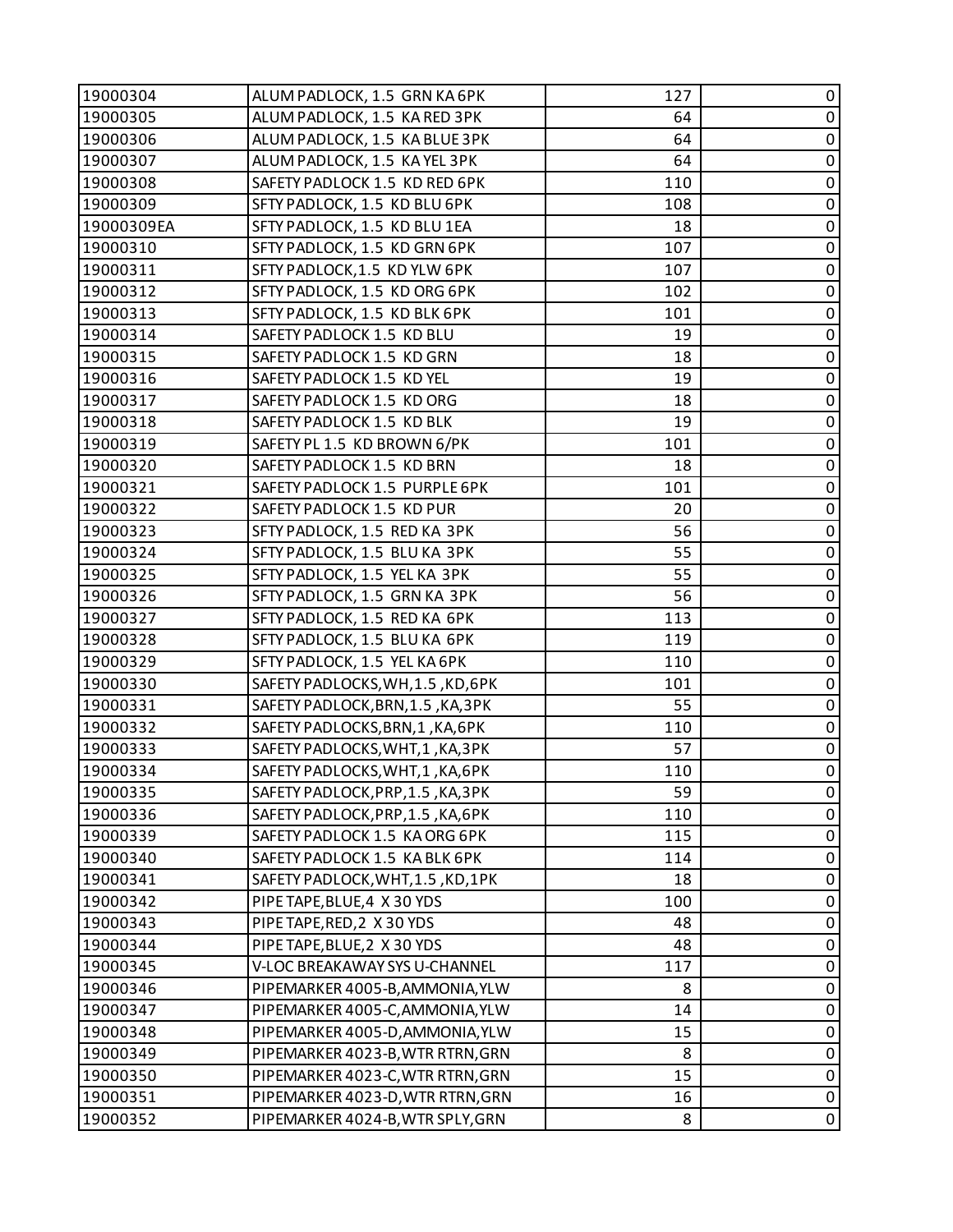| | | | |
|---|---|---|---|
| 19000304 | ALUM PADLOCK, 1.5 GRN KA 6PK | 127 | 0 |
| 19000305 | ALUM PADLOCK, 1.5 KA RED 3PK | 64 | 0 |
| 19000306 | ALUM PADLOCK, 1.5 KA BLUE 3PK | 64 | 0 |
| 19000307 | ALUM PADLOCK, 1.5 KA YEL 3PK | 64 | 0 |
| 19000308 | SAFETY PADLOCK 1.5 KD RED 6PK | 110 | 0 |
| 19000309 | SFTY PADLOCK, 1.5 KD BLU 6PK | 108 | 0 |
| 19000309EA | SFTY PADLOCK, 1.5 KD BLU 1EA | 18 | 0 |
| 19000310 | SFTY PADLOCK, 1.5 KD GRN 6PK | 107 | 0 |
| 19000311 | SFTY PADLOCK,1.5 KD YLW 6PK | 107 | 0 |
| 19000312 | SFTY PADLOCK, 1.5 KD ORG 6PK | 102 | 0 |
| 19000313 | SFTY PADLOCK, 1.5 KD BLK 6PK | 101 | 0 |
| 19000314 | SAFETY PADLOCK 1.5 KD BLU | 19 | 0 |
| 19000315 | SAFETY PADLOCK 1.5 KD GRN | 18 | 0 |
| 19000316 | SAFETY PADLOCK 1.5 KD YEL | 19 | 0 |
| 19000317 | SAFETY PADLOCK 1.5 KD ORG | 18 | 0 |
| 19000318 | SAFETY PADLOCK 1.5 KD BLK | 19 | 0 |
| 19000319 | SAFETY PL 1.5 KD BROWN 6/PK | 101 | 0 |
| 19000320 | SAFETY PADLOCK 1.5 KD BRN | 18 | 0 |
| 19000321 | SAFETY PADLOCK 1.5 PURPLE 6PK | 101 | 0 |
| 19000322 | SAFETY PADLOCK 1.5 KD PUR | 20 | 0 |
| 19000323 | SFTY PADLOCK, 1.5 RED KA 3PK | 56 | 0 |
| 19000324 | SFTY PADLOCK, 1.5 BLU KA 3PK | 55 | 0 |
| 19000325 | SFTY PADLOCK, 1.5 YEL KA 3PK | 55 | 0 |
| 19000326 | SFTY PADLOCK, 1.5 GRN KA 3PK | 56 | 0 |
| 19000327 | SFTY PADLOCK, 1.5 RED KA 6PK | 113 | 0 |
| 19000328 | SFTY PADLOCK, 1.5 BLU KA 6PK | 119 | 0 |
| 19000329 | SFTY PADLOCK, 1.5 YEL KA 6PK | 110 | 0 |
| 19000330 | SAFETY PADLOCKS,WH,1.5 ,KD,6PK | 101 | 0 |
| 19000331 | SAFETY PADLOCK,BRN,1.5 ,KA,3PK | 55 | 0 |
| 19000332 | SAFETY PADLOCKS,BRN,1 ,KA,6PK | 110 | 0 |
| 19000333 | SAFETY PADLOCKS,WHT,1 ,KA,3PK | 57 | 0 |
| 19000334 | SAFETY PADLOCKS,WHT,1 ,KA,6PK | 110 | 0 |
| 19000335 | SAFETY PADLOCK,PRP,1.5 ,KA,3PK | 59 | 0 |
| 19000336 | SAFETY PADLOCK,PRP,1.5 ,KA,6PK | 110 | 0 |
| 19000339 | SAFETY PADLOCK 1.5 KA ORG 6PK | 115 | 0 |
| 19000340 | SAFETY PADLOCK 1.5 KA BLK 6PK | 114 | 0 |
| 19000341 | SAFETY PADLOCK,WHT,1.5 ,KD,1PK | 18 | 0 |
| 19000342 | PIPE TAPE,BLUE,4 X 30 YDS | 100 | 0 |
| 19000343 | PIPE TAPE,RED,2 X 30 YDS | 48 | 0 |
| 19000344 | PIPE TAPE,BLUE,2 X 30 YDS | 48 | 0 |
| 19000345 | V-LOC BREAKAWAY SYS U-CHANNEL | 117 | 0 |
| 19000346 | PIPEMARKER 4005-B,AMMONIA,YLW | 8 | 0 |
| 19000347 | PIPEMARKER 4005-C,AMMONIA,YLW | 14 | 0 |
| 19000348 | PIPEMARKER 4005-D,AMMONIA,YLW | 15 | 0 |
| 19000349 | PIPEMARKER 4023-B,WTR RTRN,GRN | 8 | 0 |
| 19000350 | PIPEMARKER 4023-C,WTR RTRN,GRN | 15 | 0 |
| 19000351 | PIPEMARKER 4023-D,WTR RTRN,GRN | 16 | 0 |
| 19000352 | PIPEMARKER 4024-B,WTR SPLY,GRN | 8 | 0 |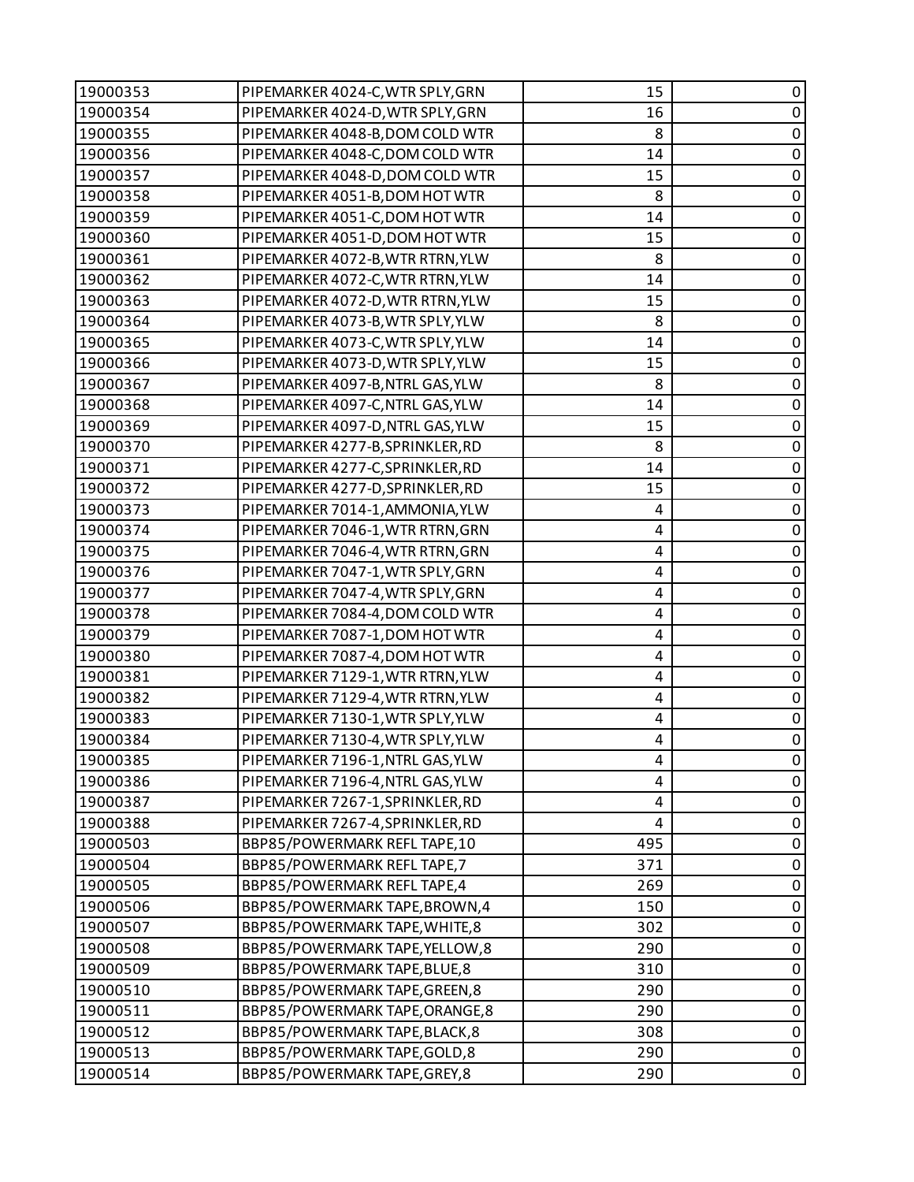| | | | |
|---|---|---|---|
| 19000353 | PIPEMARKER 4024-C,WTR SPLY,GRN | 15 | 0 |
| 19000354 | PIPEMARKER 4024-D,WTR SPLY,GRN | 16 | 0 |
| 19000355 | PIPEMARKER 4048-B,DOM COLD WTR | 8 | 0 |
| 19000356 | PIPEMARKER 4048-C,DOM COLD WTR | 14 | 0 |
| 19000357 | PIPEMARKER 4048-D,DOM COLD WTR | 15 | 0 |
| 19000358 | PIPEMARKER 4051-B,DOM HOT WTR | 8 | 0 |
| 19000359 | PIPEMARKER 4051-C,DOM HOT WTR | 14 | 0 |
| 19000360 | PIPEMARKER 4051-D,DOM HOT WTR | 15 | 0 |
| 19000361 | PIPEMARKER 4072-B,WTR RTRN,YLW | 8 | 0 |
| 19000362 | PIPEMARKER 4072-C,WTR RTRN,YLW | 14 | 0 |
| 19000363 | PIPEMARKER 4072-D,WTR RTRN,YLW | 15 | 0 |
| 19000364 | PIPEMARKER 4073-B,WTR SPLY,YLW | 8 | 0 |
| 19000365 | PIPEMARKER 4073-C,WTR SPLY,YLW | 14 | 0 |
| 19000366 | PIPEMARKER 4073-D,WTR SPLY,YLW | 15 | 0 |
| 19000367 | PIPEMARKER 4097-B,NTRL GAS,YLW | 8 | 0 |
| 19000368 | PIPEMARKER 4097-C,NTRL GAS,YLW | 14 | 0 |
| 19000369 | PIPEMARKER 4097-D,NTRL GAS,YLW | 15 | 0 |
| 19000370 | PIPEMARKER 4277-B,SPRINKLER,RD | 8 | 0 |
| 19000371 | PIPEMARKER 4277-C,SPRINKLER,RD | 14 | 0 |
| 19000372 | PIPEMARKER 4277-D,SPRINKLER,RD | 15 | 0 |
| 19000373 | PIPEMARKER 7014-1,AMMONIA,YLW | 4 | 0 |
| 19000374 | PIPEMARKER 7046-1,WTR RTRN,GRN | 4 | 0 |
| 19000375 | PIPEMARKER 7046-4,WTR RTRN,GRN | 4 | 0 |
| 19000376 | PIPEMARKER 7047-1,WTR SPLY,GRN | 4 | 0 |
| 19000377 | PIPEMARKER 7047-4,WTR SPLY,GRN | 4 | 0 |
| 19000378 | PIPEMARKER 7084-4,DOM COLD WTR | 4 | 0 |
| 19000379 | PIPEMARKER 7087-1,DOM HOT WTR | 4 | 0 |
| 19000380 | PIPEMARKER 7087-4,DOM HOT WTR | 4 | 0 |
| 19000381 | PIPEMARKER 7129-1,WTR RTRN,YLW | 4 | 0 |
| 19000382 | PIPEMARKER 7129-4,WTR RTRN,YLW | 4 | 0 |
| 19000383 | PIPEMARKER 7130-1,WTR SPLY,YLW | 4 | 0 |
| 19000384 | PIPEMARKER 7130-4,WTR SPLY,YLW | 4 | 0 |
| 19000385 | PIPEMARKER 7196-1,NTRL GAS,YLW | 4 | 0 |
| 19000386 | PIPEMARKER 7196-4,NTRL GAS,YLW | 4 | 0 |
| 19000387 | PIPEMARKER 7267-1,SPRINKLER,RD | 4 | 0 |
| 19000388 | PIPEMARKER 7267-4,SPRINKLER,RD | 4 | 0 |
| 19000503 | BBP85/POWERMARK REFL TAPE,10 | 495 | 0 |
| 19000504 | BBP85/POWERMARK REFL TAPE,7 | 371 | 0 |
| 19000505 | BBP85/POWERMARK REFL TAPE,4 | 269 | 0 |
| 19000506 | BBP85/POWERMARK TAPE,BROWN,4 | 150 | 0 |
| 19000507 | BBP85/POWERMARK TAPE,WHITE,8 | 302 | 0 |
| 19000508 | BBP85/POWERMARK TAPE,YELLOW,8 | 290 | 0 |
| 19000509 | BBP85/POWERMARK TAPE,BLUE,8 | 310 | 0 |
| 19000510 | BBP85/POWERMARK TAPE,GREEN,8 | 290 | 0 |
| 19000511 | BBP85/POWERMARK TAPE,ORANGE,8 | 290 | 0 |
| 19000512 | BBP85/POWERMARK TAPE,BLACK,8 | 308 | 0 |
| 19000513 | BBP85/POWERMARK TAPE,GOLD,8 | 290 | 0 |
| 19000514 | BBP85/POWERMARK TAPE,GREY,8 | 290 | 0 |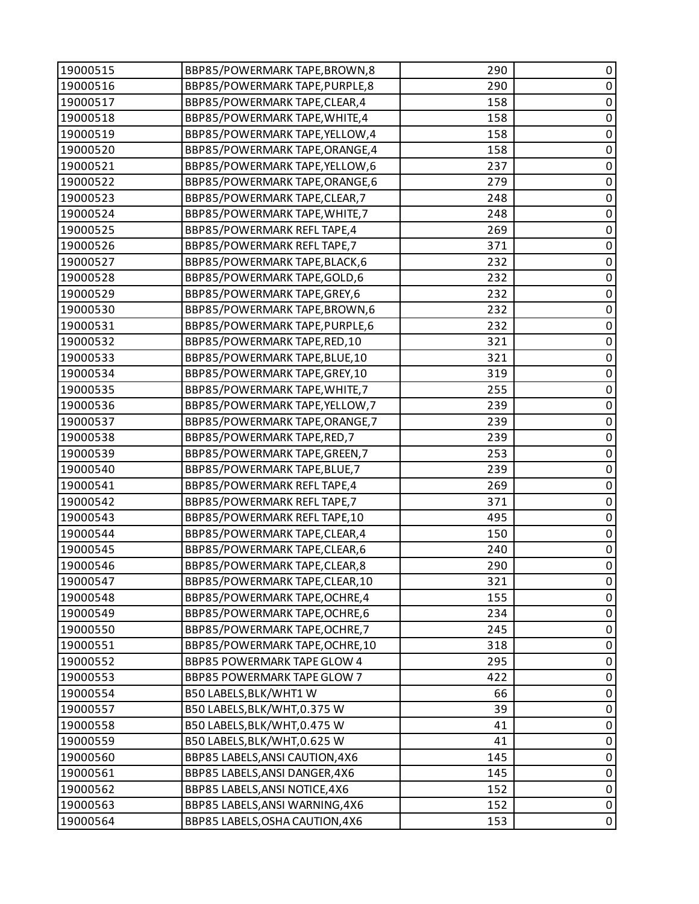| | | | |
|---|---|---|---|
| 19000515 | BBP85/POWERMARK TAPE,BROWN,8 | 290 | 0 |
| 19000516 | BBP85/POWERMARK TAPE,PURPLE,8 | 290 | 0 |
| 19000517 | BBP85/POWERMARK TAPE,CLEAR,4 | 158 | 0 |
| 19000518 | BBP85/POWERMARK TAPE,WHITE,4 | 158 | 0 |
| 19000519 | BBP85/POWERMARK TAPE,YELLOW,4 | 158 | 0 |
| 19000520 | BBP85/POWERMARK TAPE,ORANGE,4 | 158 | 0 |
| 19000521 | BBP85/POWERMARK TAPE,YELLOW,6 | 237 | 0 |
| 19000522 | BBP85/POWERMARK TAPE,ORANGE,6 | 279 | 0 |
| 19000523 | BBP85/POWERMARK TAPE,CLEAR,7 | 248 | 0 |
| 19000524 | BBP85/POWERMARK TAPE,WHITE,7 | 248 | 0 |
| 19000525 | BBP85/POWERMARK REFL TAPE,4 | 269 | 0 |
| 19000526 | BBP85/POWERMARK REFL TAPE,7 | 371 | 0 |
| 19000527 | BBP85/POWERMARK TAPE,BLACK,6 | 232 | 0 |
| 19000528 | BBP85/POWERMARK TAPE,GOLD,6 | 232 | 0 |
| 19000529 | BBP85/POWERMARK TAPE,GREY,6 | 232 | 0 |
| 19000530 | BBP85/POWERMARK TAPE,BROWN,6 | 232 | 0 |
| 19000531 | BBP85/POWERMARK TAPE,PURPLE,6 | 232 | 0 |
| 19000532 | BBP85/POWERMARK TAPE,RED,10 | 321 | 0 |
| 19000533 | BBP85/POWERMARK TAPE,BLUE,10 | 321 | 0 |
| 19000534 | BBP85/POWERMARK TAPE,GREY,10 | 319 | 0 |
| 19000535 | BBP85/POWERMARK TAPE,WHITE,7 | 255 | 0 |
| 19000536 | BBP85/POWERMARK TAPE,YELLOW,7 | 239 | 0 |
| 19000537 | BBP85/POWERMARK TAPE,ORANGE,7 | 239 | 0 |
| 19000538 | BBP85/POWERMARK TAPE,RED,7 | 239 | 0 |
| 19000539 | BBP85/POWERMARK TAPE,GREEN,7 | 253 | 0 |
| 19000540 | BBP85/POWERMARK TAPE,BLUE,7 | 239 | 0 |
| 19000541 | BBP85/POWERMARK REFL TAPE,4 | 269 | 0 |
| 19000542 | BBP85/POWERMARK REFL TAPE,7 | 371 | 0 |
| 19000543 | BBP85/POWERMARK REFL TAPE,10 | 495 | 0 |
| 19000544 | BBP85/POWERMARK TAPE,CLEAR,4 | 150 | 0 |
| 19000545 | BBP85/POWERMARK TAPE,CLEAR,6 | 240 | 0 |
| 19000546 | BBP85/POWERMARK TAPE,CLEAR,8 | 290 | 0 |
| 19000547 | BBP85/POWERMARK TAPE,CLEAR,10 | 321 | 0 |
| 19000548 | BBP85/POWERMARK TAPE,OCHRE,4 | 155 | 0 |
| 19000549 | BBP85/POWERMARK TAPE,OCHRE,6 | 234 | 0 |
| 19000550 | BBP85/POWERMARK TAPE,OCHRE,7 | 245 | 0 |
| 19000551 | BBP85/POWERMARK TAPE,OCHRE,10 | 318 | 0 |
| 19000552 | BBP85 POWERMARK TAPE GLOW 4 | 295 | 0 |
| 19000553 | BBP85 POWERMARK TAPE GLOW 7 | 422 | 0 |
| 19000554 | B50 LABELS,BLK/WHT1 W | 66 | 0 |
| 19000557 | B50 LABELS,BLK/WHT,0.375 W | 39 | 0 |
| 19000558 | B50 LABELS,BLK/WHT,0.475 W | 41 | 0 |
| 19000559 | B50 LABELS,BLK/WHT,0.625 W | 41 | 0 |
| 19000560 | BBP85 LABELS,ANSI CAUTION,4X6 | 145 | 0 |
| 19000561 | BBP85 LABELS,ANSI DANGER,4X6 | 145 | 0 |
| 19000562 | BBP85 LABELS,ANSI NOTICE,4X6 | 152 | 0 |
| 19000563 | BBP85 LABELS,ANSI WARNING,4X6 | 152 | 0 |
| 19000564 | BBP85 LABELS,OSHA CAUTION,4X6 | 153 | 0 |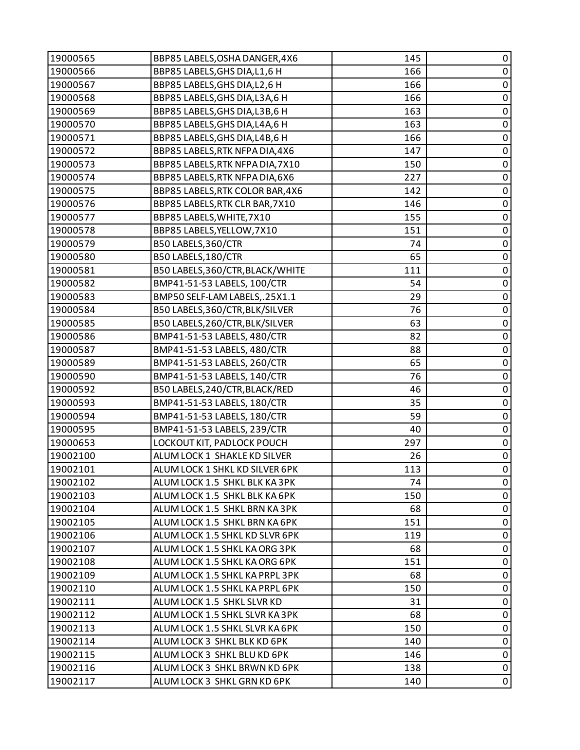| | | | |
|---|---|---|---|
| 19000565 | BBP85 LABELS,OSHA DANGER,4X6 | 145 | 0 |
| 19000566 | BBP85 LABELS,GHS DIA,L1,6 H | 166 | 0 |
| 19000567 | BBP85 LABELS,GHS DIA,L2,6 H | 166 | 0 |
| 19000568 | BBP85 LABELS,GHS DIA,L3A,6 H | 166 | 0 |
| 19000569 | BBP85 LABELS,GHS DIA,L3B,6 H | 163 | 0 |
| 19000570 | BBP85 LABELS,GHS DIA,L4A,6 H | 163 | 0 |
| 19000571 | BBP85 LABELS,GHS DIA,L4B,6 H | 166 | 0 |
| 19000572 | BBP85 LABELS,RTK NFPA DIA,4X6 | 147 | 0 |
| 19000573 | BBP85 LABELS,RTK NFPA DIA,7X10 | 150 | 0 |
| 19000574 | BBP85 LABELS,RTK NFPA DIA,6X6 | 227 | 0 |
| 19000575 | BBP85 LABELS,RTK COLOR BAR,4X6 | 142 | 0 |
| 19000576 | BBP85 LABELS,RTK CLR BAR,7X10 | 146 | 0 |
| 19000577 | BBP85 LABELS,WHITE,7X10 | 155 | 0 |
| 19000578 | BBP85 LABELS,YELLOW,7X10 | 151 | 0 |
| 19000579 | B50 LABELS,360/CTR | 74 | 0 |
| 19000580 | B50 LABELS,180/CTR | 65 | 0 |
| 19000581 | B50 LABELS,360/CTR,BLACK/WHITE | 111 | 0 |
| 19000582 | BMP41-51-53 LABELS, 100/CTR | 54 | 0 |
| 19000583 | BMP50 SELF-LAM LABELS,.25X1.1 | 29 | 0 |
| 19000584 | B50 LABELS,360/CTR,BLK/SILVER | 76 | 0 |
| 19000585 | B50 LABELS,260/CTR,BLK/SILVER | 63 | 0 |
| 19000586 | BMP41-51-53 LABELS, 480/CTR | 82 | 0 |
| 19000587 | BMP41-51-53 LABELS, 480/CTR | 88 | 0 |
| 19000589 | BMP41-51-53 LABELS, 260/CTR | 65 | 0 |
| 19000590 | BMP41-51-53 LABELS, 140/CTR | 76 | 0 |
| 19000592 | B50 LABELS,240/CTR,BLACK/RED | 46 | 0 |
| 19000593 | BMP41-51-53 LABELS, 180/CTR | 35 | 0 |
| 19000594 | BMP41-51-53 LABELS, 180/CTR | 59 | 0 |
| 19000595 | BMP41-51-53 LABELS, 239/CTR | 40 | 0 |
| 19000653 | LOCKOUT KIT, PADLOCK POUCH | 297 | 0 |
| 19002100 | ALUM LOCK 1 SHAKLE KD SILVER | 26 | 0 |
| 19002101 | ALUM LOCK 1 SHKL KD SILVER 6PK | 113 | 0 |
| 19002102 | ALUM LOCK 1.5 SHKL BLK KA 3PK | 74 | 0 |
| 19002103 | ALUM LOCK 1.5 SHKL BLK KA 6PK | 150 | 0 |
| 19002104 | ALUM LOCK 1.5 SHKL BRN KA 3PK | 68 | 0 |
| 19002105 | ALUM LOCK 1.5 SHKL BRN KA 6PK | 151 | 0 |
| 19002106 | ALUM LOCK 1.5 SHKL KD SLVR 6PK | 119 | 0 |
| 19002107 | ALUM LOCK 1.5 SHKL KA ORG 3PK | 68 | 0 |
| 19002108 | ALUM LOCK 1.5 SHKL KA ORG 6PK | 151 | 0 |
| 19002109 | ALUM LOCK 1.5 SHKL KA PRPL 3PK | 68 | 0 |
| 19002110 | ALUM LOCK 1.5 SHKL KA PRPL 6PK | 150 | 0 |
| 19002111 | ALUM LOCK 1.5 SHKL SLVR KD | 31 | 0 |
| 19002112 | ALUM LOCK 1.5 SHKL SLVR KA 3PK | 68 | 0 |
| 19002113 | ALUM LOCK 1.5 SHKL SLVR KA 6PK | 150 | 0 |
| 19002114 | ALUM LOCK 3 SHKL BLK KD 6PK | 140 | 0 |
| 19002115 | ALUM LOCK 3 SHKL BLU KD 6PK | 146 | 0 |
| 19002116 | ALUM LOCK 3 SHKL BRWN KD 6PK | 138 | 0 |
| 19002117 | ALUM LOCK 3 SHKL GRN KD 6PK | 140 | 0 |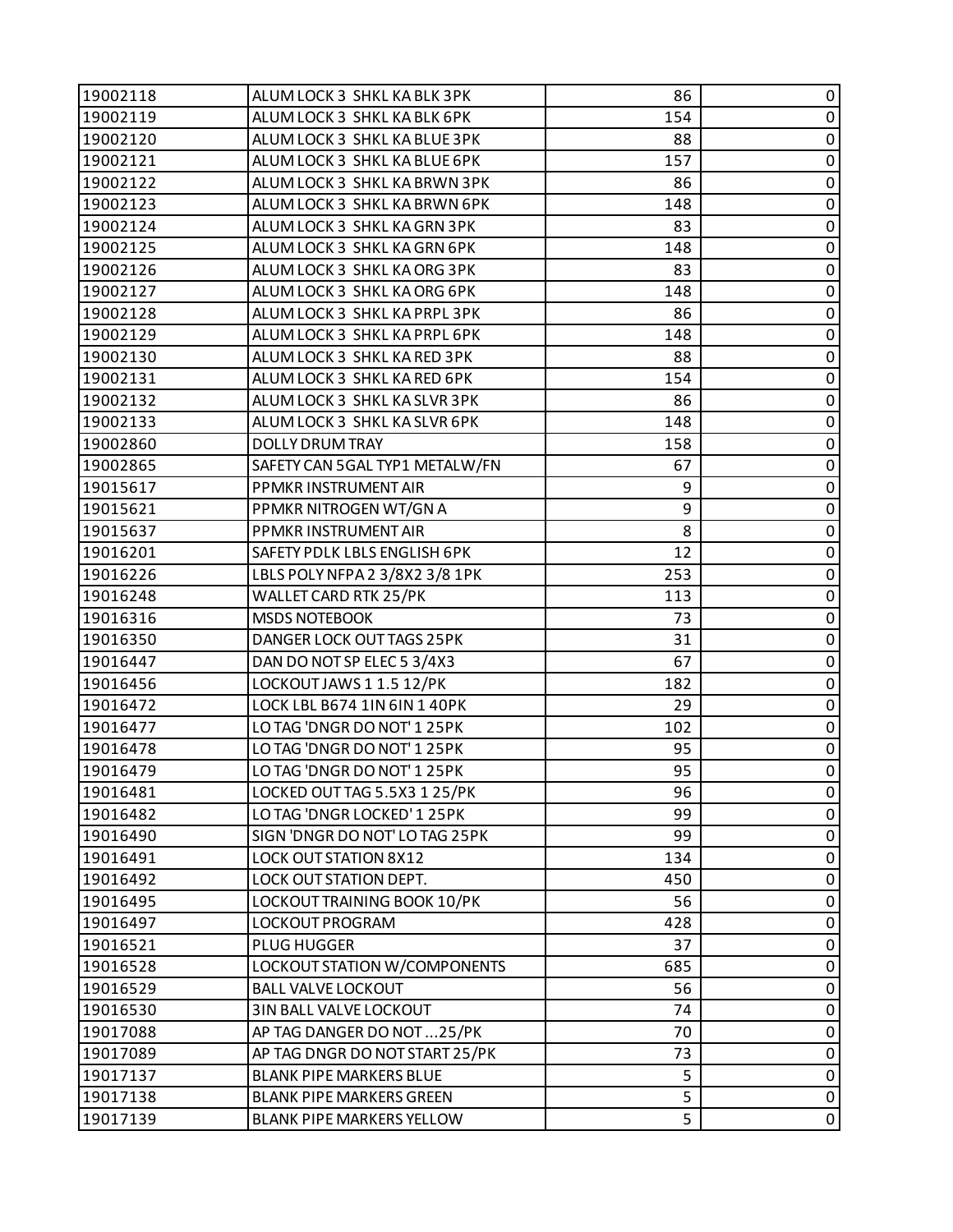| | | | |
|---|---|---|---|
| 19002118 | ALUM LOCK 3 SHKL KA BLK 3PK | 86 | 0 |
| 19002119 | ALUM LOCK 3 SHKL KA BLK 6PK | 154 | 0 |
| 19002120 | ALUM LOCK 3 SHKL KA BLUE 3PK | 88 | 0 |
| 19002121 | ALUM LOCK 3 SHKL KA BLUE 6PK | 157 | 0 |
| 19002122 | ALUM LOCK 3 SHKL KA BRWN 3PK | 86 | 0 |
| 19002123 | ALUM LOCK 3 SHKL KA BRWN 6PK | 148 | 0 |
| 19002124 | ALUM LOCK 3 SHKL KA GRN 3PK | 83 | 0 |
| 19002125 | ALUM LOCK 3 SHKL KA GRN 6PK | 148 | 0 |
| 19002126 | ALUM LOCK 3 SHKL KA ORG 3PK | 83 | 0 |
| 19002127 | ALUM LOCK 3 SHKL KA ORG 6PK | 148 | 0 |
| 19002128 | ALUM LOCK 3 SHKL KA PRPL 3PK | 86 | 0 |
| 19002129 | ALUM LOCK 3 SHKL KA PRPL 6PK | 148 | 0 |
| 19002130 | ALUM LOCK 3 SHKL KA RED 3PK | 88 | 0 |
| 19002131 | ALUM LOCK 3 SHKL KA RED 6PK | 154 | 0 |
| 19002132 | ALUM LOCK 3 SHKL KA SLVR 3PK | 86 | 0 |
| 19002133 | ALUM LOCK 3 SHKL KA SLVR 6PK | 148 | 0 |
| 19002860 | DOLLY DRUM TRAY | 158 | 0 |
| 19002865 | SAFETY CAN 5GAL TYP1 METALW/FN | 67 | 0 |
| 19015617 | PPMKR INSTRUMENT AIR | 9 | 0 |
| 19015621 | PPMKR NITROGEN WT/GN A | 9 | 0 |
| 19015637 | PPMKR INSTRUMENT AIR | 8 | 0 |
| 19016201 | SAFETY PDLK LBLS ENGLISH 6PK | 12 | 0 |
| 19016226 | LBLS POLY NFPA 2 3/8X2 3/8 1PK | 253 | 0 |
| 19016248 | WALLET CARD RTK 25/PK | 113 | 0 |
| 19016316 | MSDS NOTEBOOK | 73 | 0 |
| 19016350 | DANGER LOCK OUT TAGS 25PK | 31 | 0 |
| 19016447 | DAN DO NOT SP ELEC 5 3/4X3 | 67 | 0 |
| 19016456 | LOCKOUT JAWS 1 1.5 12/PK | 182 | 0 |
| 19016472 | LOCK LBL B674 1IN 6IN 1 40PK | 29 | 0 |
| 19016477 | LO TAG 'DNGR DO NOT' 1 25PK | 102 | 0 |
| 19016478 | LO TAG 'DNGR DO NOT' 1 25PK | 95 | 0 |
| 19016479 | LO TAG 'DNGR DO NOT' 1 25PK | 95 | 0 |
| 19016481 | LOCKED OUT TAG 5.5X3 1 25/PK | 96 | 0 |
| 19016482 | LO TAG 'DNGR LOCKED' 1 25PK | 99 | 0 |
| 19016490 | SIGN 'DNGR DO NOT' LO TAG 25PK | 99 | 0 |
| 19016491 | LOCK OUT STATION 8X12 | 134 | 0 |
| 19016492 | LOCK OUT STATION DEPT. | 450 | 0 |
| 19016495 | LOCKOUT TRAINING BOOK 10/PK | 56 | 0 |
| 19016497 | LOCKOUT PROGRAM | 428 | 0 |
| 19016521 | PLUG HUGGER | 37 | 0 |
| 19016528 | LOCKOUT STATION W/COMPONENTS | 685 | 0 |
| 19016529 | BALL VALVE LOCKOUT | 56 | 0 |
| 19016530 | 3IN BALL VALVE LOCKOUT | 74 | 0 |
| 19017088 | AP TAG DANGER DO NOT ...25/PK | 70 | 0 |
| 19017089 | AP TAG DNGR DO NOT START 25/PK | 73 | 0 |
| 19017137 | BLANK PIPE MARKERS BLUE | 5 | 0 |
| 19017138 | BLANK PIPE MARKERS GREEN | 5 | 0 |
| 19017139 | BLANK PIPE MARKERS YELLOW | 5 | 0 |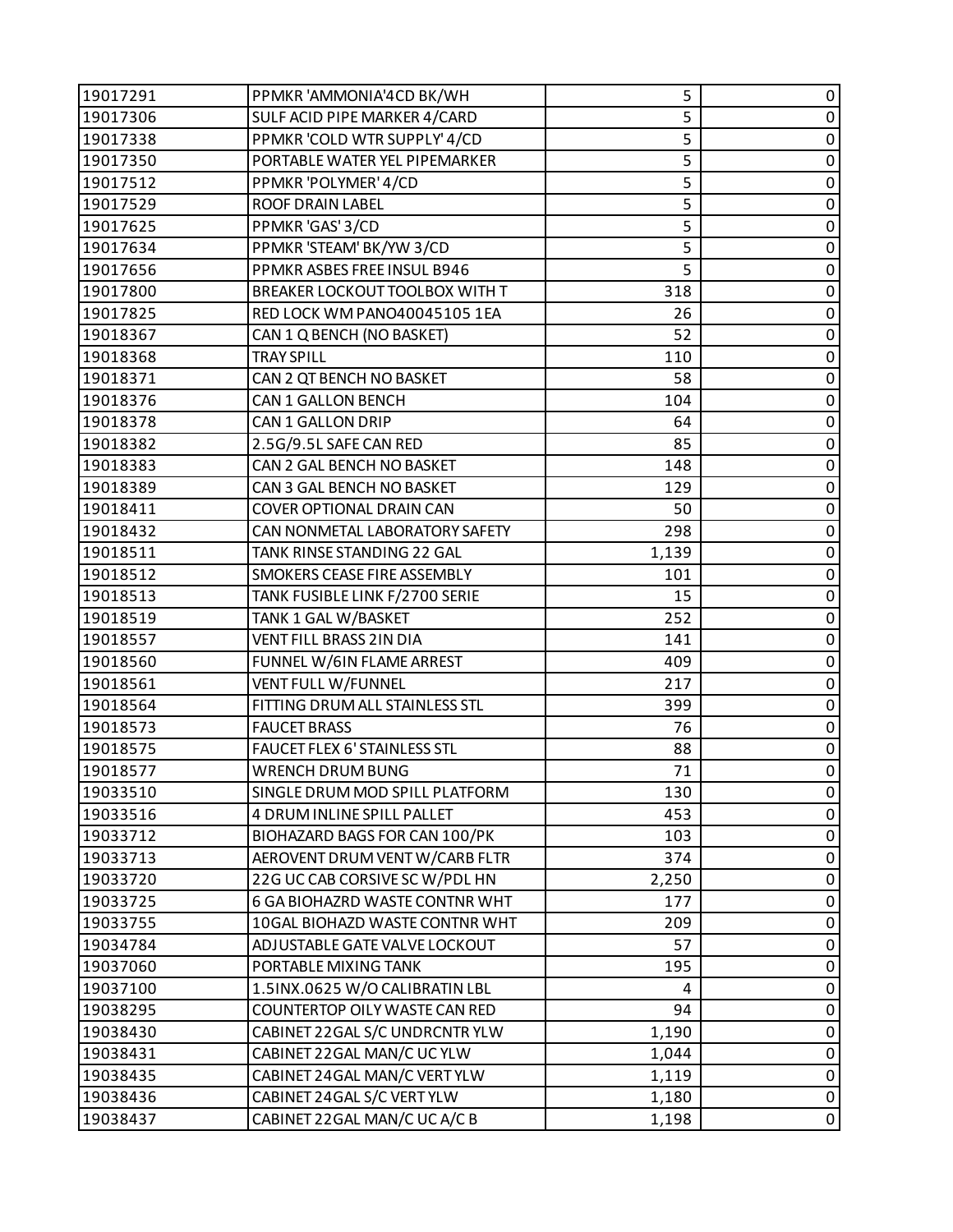| | | | |
|---|---|---|---|
| 19017291 | PPMKR 'AMMONIA'4CD BK/WH | 5 | 0 |
| 19017306 | SULF ACID PIPE MARKER 4/CARD | 5 | 0 |
| 19017338 | PPMKR 'COLD WTR SUPPLY' 4/CD | 5 | 0 |
| 19017350 | PORTABLE WATER YEL PIPEMARKER | 5 | 0 |
| 19017512 | PPMKR 'POLYMER' 4/CD | 5 | 0 |
| 19017529 | ROOF DRAIN LABEL | 5 | 0 |
| 19017625 | PPMKR 'GAS' 3/CD | 5 | 0 |
| 19017634 | PPMKR 'STEAM' BK/YW 3/CD | 5 | 0 |
| 19017656 | PPMKR ASBES FREE INSUL B946 | 5 | 0 |
| 19017800 | BREAKER LOCKOUT TOOLBOX WITH T | 318 | 0 |
| 19017825 | RED LOCK WM PANO40045105 1EA | 26 | 0 |
| 19018367 | CAN 1 Q BENCH (NO BASKET) | 52 | 0 |
| 19018368 | TRAY SPILL | 110 | 0 |
| 19018371 | CAN 2 QT BENCH NO BASKET | 58 | 0 |
| 19018376 | CAN 1 GALLON BENCH | 104 | 0 |
| 19018378 | CAN 1 GALLON DRIP | 64 | 0 |
| 19018382 | 2.5G/9.5L SAFE CAN RED | 85 | 0 |
| 19018383 | CAN 2 GAL BENCH NO BASKET | 148 | 0 |
| 19018389 | CAN 3 GAL BENCH NO BASKET | 129 | 0 |
| 19018411 | COVER OPTIONAL DRAIN CAN | 50 | 0 |
| 19018432 | CAN NONMETAL LABORATORY SAFETY | 298 | 0 |
| 19018511 | TANK RINSE STANDING 22 GAL | 1,139 | 0 |
| 19018512 | SMOKERS CEASE FIRE ASSEMBLY | 101 | 0 |
| 19018513 | TANK FUSIBLE LINK F/2700 SERIE | 15 | 0 |
| 19018519 | TANK 1 GAL W/BASKET | 252 | 0 |
| 19018557 | VENT FILL BRASS 2IN DIA | 141 | 0 |
| 19018560 | FUNNEL W/6IN FLAME ARREST | 409 | 0 |
| 19018561 | VENT FULL W/FUNNEL | 217 | 0 |
| 19018564 | FITTING DRUM ALL STAINLESS STL | 399 | 0 |
| 19018573 | FAUCET BRASS | 76 | 0 |
| 19018575 | FAUCET FLEX 6' STAINLESS STL | 88 | 0 |
| 19018577 | WRENCH DRUM BUNG | 71 | 0 |
| 19033510 | SINGLE DRUM MOD SPILL PLATFORM | 130 | 0 |
| 19033516 | 4 DRUM INLINE SPILL PALLET | 453 | 0 |
| 19033712 | BIOHAZARD BAGS FOR CAN 100/PK | 103 | 0 |
| 19033713 | AEROVENT DRUM VENT W/CARB FLTR | 374 | 0 |
| 19033720 | 22G UC CAB CORSIVE SC W/PDL HN | 2,250 | 0 |
| 19033725 | 6 GA BIOHAZRD WASTE CONTNR WHT | 177 | 0 |
| 19033755 | 10GAL BIOHAZD WASTE CONTNR WHT | 209 | 0 |
| 19034784 | ADJUSTABLE GATE VALVE LOCKOUT | 57 | 0 |
| 19037060 | PORTABLE MIXING TANK | 195 | 0 |
| 19037100 | 1.5INX.0625 W/O CALIBRATIN LBL | 4 | 0 |
| 19038295 | COUNTERTOP OILY WASTE CAN RED | 94 | 0 |
| 19038430 | CABINET 22GAL S/C UNDRCNTR YLW | 1,190 | 0 |
| 19038431 | CABINET 22GAL MAN/C UC YLW | 1,044 | 0 |
| 19038435 | CABINET 24GAL MAN/C VERT YLW | 1,119 | 0 |
| 19038436 | CABINET 24GAL S/C VERT YLW | 1,180 | 0 |
| 19038437 | CABINET 22GAL MAN/C UC A/C B | 1,198 | 0 |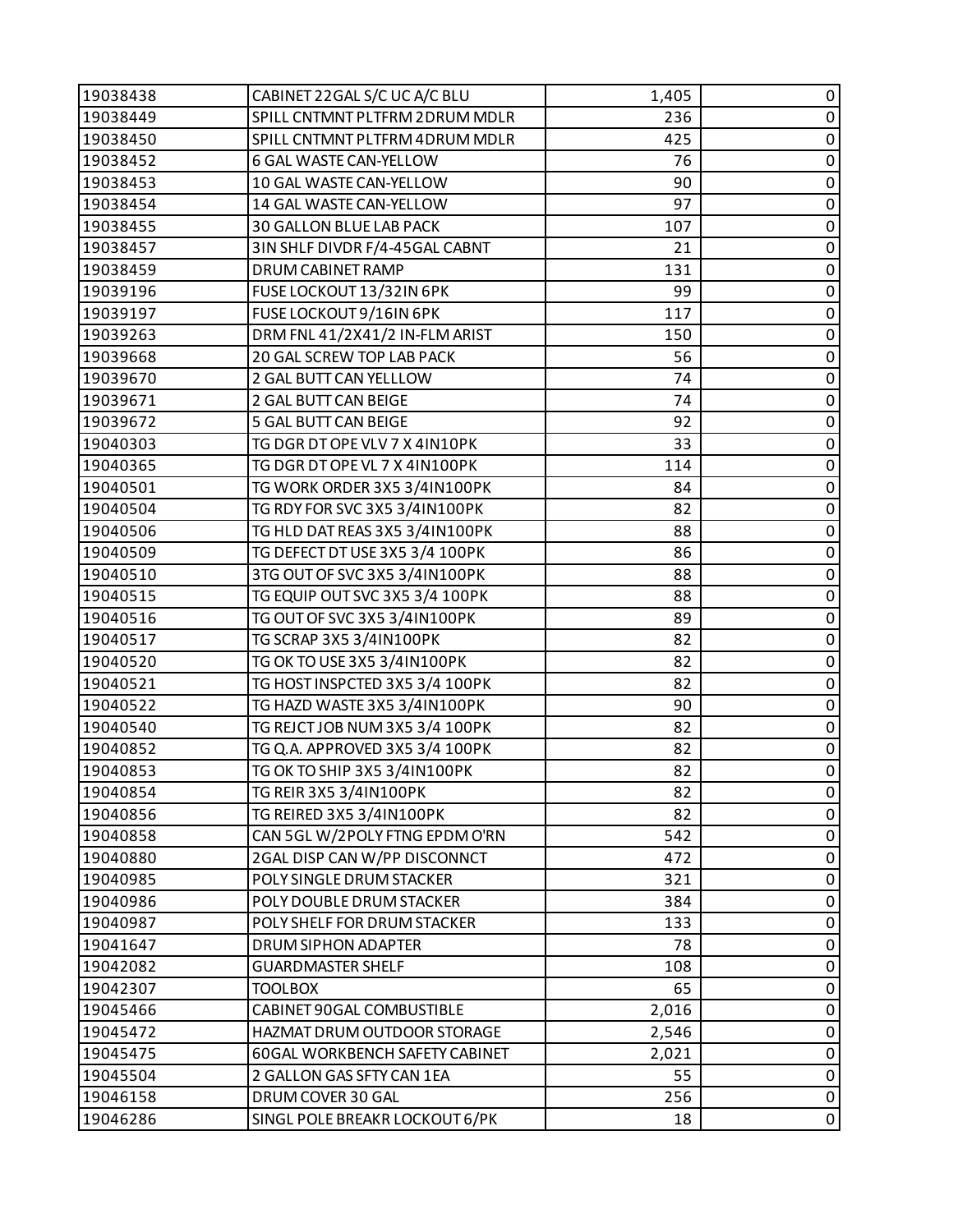| | | | |
|---|---|---|---|
| 19038438 | CABINET 22GAL S/C UC A/C BLU | 1,405 | 0 |
| 19038449 | SPILL CNTMNT PLTFRM 2DRUM MDLR | 236 | 0 |
| 19038450 | SPILL CNTMNT PLTFRM 4DRUM MDLR | 425 | 0 |
| 19038452 | 6 GAL WASTE CAN-YELLOW | 76 | 0 |
| 19038453 | 10 GAL WASTE CAN-YELLOW | 90 | 0 |
| 19038454 | 14 GAL WASTE CAN-YELLOW | 97 | 0 |
| 19038455 | 30 GALLON BLUE LAB PACK | 107 | 0 |
| 19038457 | 3IN SHLF DIVDR F/4-45GAL CABNT | 21 | 0 |
| 19038459 | DRUM CABINET RAMP | 131 | 0 |
| 19039196 | FUSE LOCKOUT 13/32IN 6PK | 99 | 0 |
| 19039197 | FUSE LOCKOUT 9/16IN 6PK | 117 | 0 |
| 19039263 | DRM FNL 41/2X41/2 IN-FLM ARIST | 150 | 0 |
| 19039668 | 20 GAL SCREW TOP LAB PACK | 56 | 0 |
| 19039670 | 2 GAL BUTT CAN YELLLOW | 74 | 0 |
| 19039671 | 2 GAL BUTT CAN BEIGE | 74 | 0 |
| 19039672 | 5 GAL BUTT CAN BEIGE | 92 | 0 |
| 19040303 | TG DGR DT OPE VLV 7 X 4IN10PK | 33 | 0 |
| 19040365 | TG DGR DT OPE VL 7 X 4IN100PK | 114 | 0 |
| 19040501 | TG WORK ORDER 3X5 3/4IN100PK | 84 | 0 |
| 19040504 | TG RDY FOR SVC 3X5 3/4IN100PK | 82 | 0 |
| 19040506 | TG HLD DAT REAS 3X5 3/4IN100PK | 88 | 0 |
| 19040509 | TG DEFECT DT USE 3X5 3/4 100PK | 86 | 0 |
| 19040510 | 3TG OUT OF SVC 3X5 3/4IN100PK | 88 | 0 |
| 19040515 | TG EQUIP OUT SVC 3X5 3/4 100PK | 88 | 0 |
| 19040516 | TG OUT OF SVC 3X5 3/4IN100PK | 89 | 0 |
| 19040517 | TG SCRAP 3X5 3/4IN100PK | 82 | 0 |
| 19040520 | TG OK TO USE 3X5 3/4IN100PK | 82 | 0 |
| 19040521 | TG HOST INSPCTED 3X5 3/4 100PK | 82 | 0 |
| 19040522 | TG HAZD WASTE 3X5 3/4IN100PK | 90 | 0 |
| 19040540 | TG REJCT JOB NUM 3X5 3/4 100PK | 82 | 0 |
| 19040852 | TG Q.A. APPROVED 3X5 3/4 100PK | 82 | 0 |
| 19040853 | TG OK TO SHIP 3X5 3/4IN100PK | 82 | 0 |
| 19040854 | TG REIR 3X5 3/4IN100PK | 82 | 0 |
| 19040856 | TG REIRED 3X5 3/4IN100PK | 82 | 0 |
| 19040858 | CAN 5GL W/2POLY FTNG EPDM O'RN | 542 | 0 |
| 19040880 | 2GAL DISP CAN W/PP DISCONNCT | 472 | 0 |
| 19040985 | POLY SINGLE DRUM STACKER | 321 | 0 |
| 19040986 | POLY DOUBLE DRUM STACKER | 384 | 0 |
| 19040987 | POLY SHELF FOR DRUM STACKER | 133 | 0 |
| 19041647 | DRUM SIPHON ADAPTER | 78 | 0 |
| 19042082 | GUARDMASTER SHELF | 108 | 0 |
| 19042307 | TOOLBOX | 65 | 0 |
| 19045466 | CABINET 90GAL COMBUSTIBLE | 2,016 | 0 |
| 19045472 | HAZMAT DRUM OUTDOOR STORAGE | 2,546 | 0 |
| 19045475 | 60GAL WORKBENCH SAFETY CABINET | 2,021 | 0 |
| 19045504 | 2 GALLON GAS SFTY CAN 1EA | 55 | 0 |
| 19046158 | DRUM COVER 30 GAL | 256 | 0 |
| 19046286 | SINGL POLE BREAKR LOCKOUT 6/PK | 18 | 0 |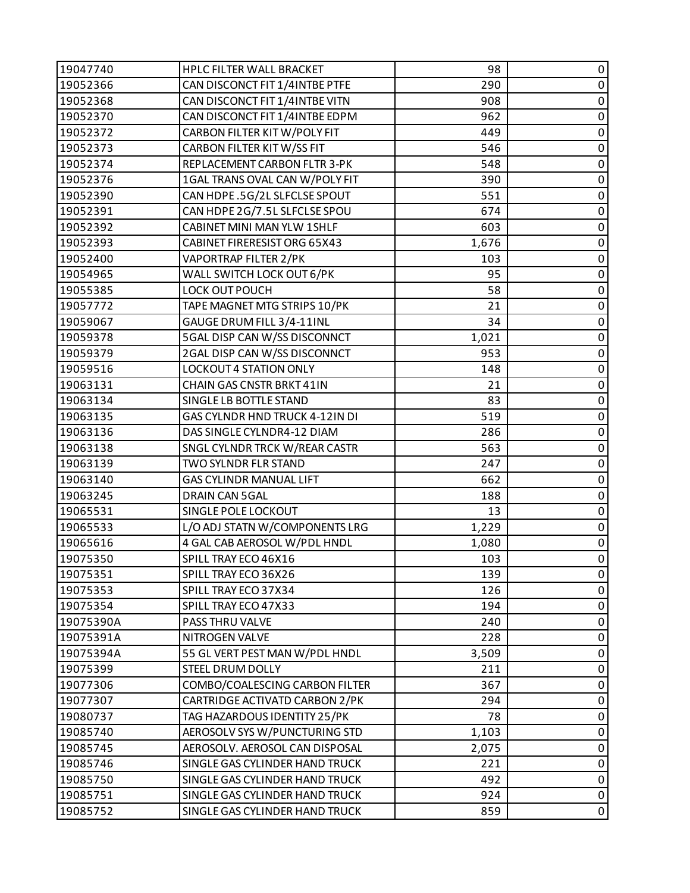| | | | |
|---|---|---|---|
| 19047740 | HPLC FILTER WALL BRACKET | 98 | 0 |
| 19052366 | CAN DISCONCT FIT 1/4INTBE PTFE | 290 | 0 |
| 19052368 | CAN DISCONCT FIT 1/4INTBE VITN | 908 | 0 |
| 19052370 | CAN DISCONCT FIT 1/4INTBE EDPM | 962 | 0 |
| 19052372 | CARBON FILTER KIT W/POLY FIT | 449 | 0 |
| 19052373 | CARBON FILTER KIT W/SS FIT | 546 | 0 |
| 19052374 | REPLACEMENT CARBON FLTR 3-PK | 548 | 0 |
| 19052376 | 1GAL TRANS OVAL CAN W/POLY FIT | 390 | 0 |
| 19052390 | CAN HDPE .5G/2L SLFCLSE SPOUT | 551 | 0 |
| 19052391 | CAN HDPE 2G/7.5L SLFCLSE SPOU | 674 | 0 |
| 19052392 | CABINET MINI MAN YLW 1SHLF | 603 | 0 |
| 19052393 | CABINET FIRERESIST ORG 65X43 | 1,676 | 0 |
| 19052400 | VAPORTRAP FILTER 2/PK | 103 | 0 |
| 19054965 | WALL SWITCH LOCK OUT 6/PK | 95 | 0 |
| 19055385 | LOCK OUT POUCH | 58 | 0 |
| 19057772 | TAPE MAGNET MTG STRIPS 10/PK | 21 | 0 |
| 19059067 | GAUGE DRUM FILL 3/4-11INL | 34 | 0 |
| 19059378 | 5GAL DISP CAN W/SS DISCONNCT | 1,021 | 0 |
| 19059379 | 2GAL DISP CAN W/SS DISCONNCT | 953 | 0 |
| 19059516 | LOCKOUT 4 STATION ONLY | 148 | 0 |
| 19063131 | CHAIN GAS CNSTR BRKT 41IN | 21 | 0 |
| 19063134 | SINGLE LB BOTTLE STAND | 83 | 0 |
| 19063135 | GAS CYLNDR HND TRUCK 4-12IN DI | 519 | 0 |
| 19063136 | DAS SINGLE CYLNDR4-12 DIAM | 286 | 0 |
| 19063138 | SNGL CYLNDR TRCK W/REAR CASTR | 563 | 0 |
| 19063139 | TWO SYLNDR FLR STAND | 247 | 0 |
| 19063140 | GAS CYLINDR MANUAL LIFT | 662 | 0 |
| 19063245 | DRAIN CAN 5GAL | 188 | 0 |
| 19065531 | SINGLE POLE LOCKOUT | 13 | 0 |
| 19065533 | L/O ADJ STATN W/COMPONENTS LRG | 1,229 | 0 |
| 19065616 | 4 GAL CAB AEROSOL W/PDL HNDL | 1,080 | 0 |
| 19075350 | SPILL TRAY ECO 46X16 | 103 | 0 |
| 19075351 | SPILL TRAY ECO 36X26 | 139 | 0 |
| 19075353 | SPILL TRAY ECO 37X34 | 126 | 0 |
| 19075354 | SPILL TRAY ECO 47X33 | 194 | 0 |
| 19075390A | PASS THRU VALVE | 240 | 0 |
| 19075391A | NITROGEN VALVE | 228 | 0 |
| 19075394A | 55 GL VERT PEST MAN W/PDL HNDL | 3,509 | 0 |
| 19075399 | STEEL DRUM DOLLY | 211 | 0 |
| 19077306 | COMBO/COALESCING CARBON FILTER | 367 | 0 |
| 19077307 | CARTRIDGE ACTIVATD CARBON 2/PK | 294 | 0 |
| 19080737 | TAG HAZARDOUS IDENTITY 25/PK | 78 | 0 |
| 19085740 | AEROSOLV SYS W/PUNCTURING STD | 1,103 | 0 |
| 19085745 | AEROSOLV. AEROSOL CAN DISPOSAL | 2,075 | 0 |
| 19085746 | SINGLE GAS CYLINDER HAND TRUCK | 221 | 0 |
| 19085750 | SINGLE GAS CYLINDER HAND TRUCK | 492 | 0 |
| 19085751 | SINGLE GAS CYLINDER HAND TRUCK | 924 | 0 |
| 19085752 | SINGLE GAS CYLINDER HAND TRUCK | 859 | 0 |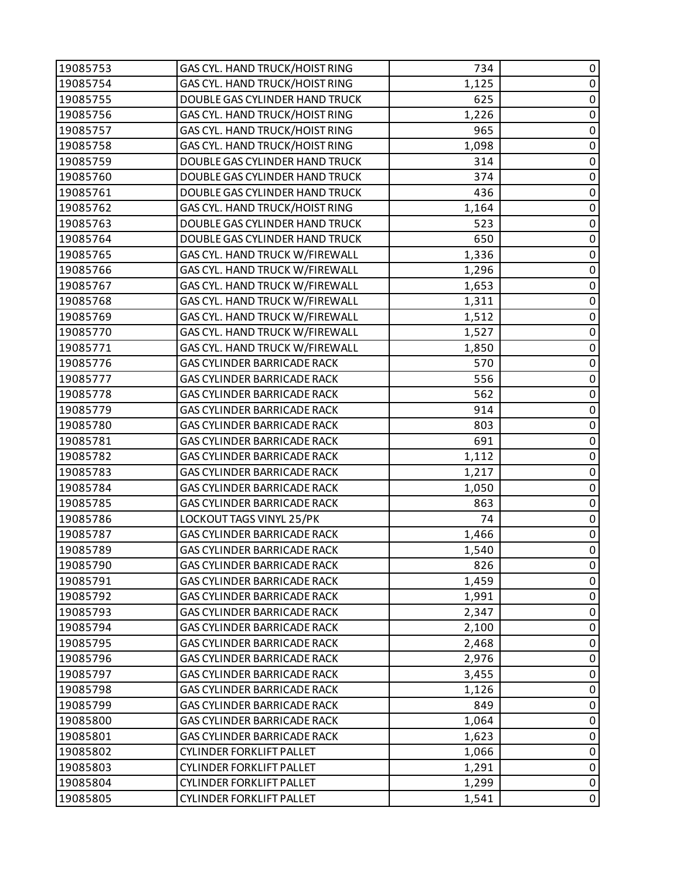| | | | |
|---|---|---|---|
| 19085753 | GAS CYL. HAND TRUCK/HOIST RING | 734 | 0 |
| 19085754 | GAS CYL. HAND TRUCK/HOIST RING | 1,125 | 0 |
| 19085755 | DOUBLE GAS CYLINDER HAND TRUCK | 625 | 0 |
| 19085756 | GAS CYL. HAND TRUCK/HOIST RING | 1,226 | 0 |
| 19085757 | GAS CYL. HAND TRUCK/HOIST RING | 965 | 0 |
| 19085758 | GAS CYL. HAND TRUCK/HOIST RING | 1,098 | 0 |
| 19085759 | DOUBLE GAS CYLINDER HAND TRUCK | 314 | 0 |
| 19085760 | DOUBLE GAS CYLINDER HAND TRUCK | 374 | 0 |
| 19085761 | DOUBLE GAS CYLINDER HAND TRUCK | 436 | 0 |
| 19085762 | GAS CYL. HAND TRUCK/HOIST RING | 1,164 | 0 |
| 19085763 | DOUBLE GAS CYLINDER HAND TRUCK | 523 | 0 |
| 19085764 | DOUBLE GAS CYLINDER HAND TRUCK | 650 | 0 |
| 19085765 | GAS CYL. HAND TRUCK W/FIREWALL | 1,336 | 0 |
| 19085766 | GAS CYL. HAND TRUCK W/FIREWALL | 1,296 | 0 |
| 19085767 | GAS CYL. HAND TRUCK W/FIREWALL | 1,653 | 0 |
| 19085768 | GAS CYL. HAND TRUCK W/FIREWALL | 1,311 | 0 |
| 19085769 | GAS CYL. HAND TRUCK W/FIREWALL | 1,512 | 0 |
| 19085770 | GAS CYL. HAND TRUCK W/FIREWALL | 1,527 | 0 |
| 19085771 | GAS CYL. HAND TRUCK W/FIREWALL | 1,850 | 0 |
| 19085776 | GAS CYLINDER BARRICADE RACK | 570 | 0 |
| 19085777 | GAS CYLINDER BARRICADE RACK | 556 | 0 |
| 19085778 | GAS CYLINDER BARRICADE RACK | 562 | 0 |
| 19085779 | GAS CYLINDER BARRICADE RACK | 914 | 0 |
| 19085780 | GAS CYLINDER BARRICADE RACK | 803 | 0 |
| 19085781 | GAS CYLINDER BARRICADE RACK | 691 | 0 |
| 19085782 | GAS CYLINDER BARRICADE RACK | 1,112 | 0 |
| 19085783 | GAS CYLINDER BARRICADE RACK | 1,217 | 0 |
| 19085784 | GAS CYLINDER BARRICADE RACK | 1,050 | 0 |
| 19085785 | GAS CYLINDER BARRICADE RACK | 863 | 0 |
| 19085786 | LOCKOUT TAGS VINYL 25/PK | 74 | 0 |
| 19085787 | GAS CYLINDER BARRICADE RACK | 1,466 | 0 |
| 19085789 | GAS CYLINDER BARRICADE RACK | 1,540 | 0 |
| 19085790 | GAS CYLINDER BARRICADE RACK | 826 | 0 |
| 19085791 | GAS CYLINDER BARRICADE RACK | 1,459 | 0 |
| 19085792 | GAS CYLINDER BARRICADE RACK | 1,991 | 0 |
| 19085793 | GAS CYLINDER BARRICADE RACK | 2,347 | 0 |
| 19085794 | GAS CYLINDER BARRICADE RACK | 2,100 | 0 |
| 19085795 | GAS CYLINDER BARRICADE RACK | 2,468 | 0 |
| 19085796 | GAS CYLINDER BARRICADE RACK | 2,976 | 0 |
| 19085797 | GAS CYLINDER BARRICADE RACK | 3,455 | 0 |
| 19085798 | GAS CYLINDER BARRICADE RACK | 1,126 | 0 |
| 19085799 | GAS CYLINDER BARRICADE RACK | 849 | 0 |
| 19085800 | GAS CYLINDER BARRICADE RACK | 1,064 | 0 |
| 19085801 | GAS CYLINDER BARRICADE RACK | 1,623 | 0 |
| 19085802 | CYLINDER FORKLIFT PALLET | 1,066 | 0 |
| 19085803 | CYLINDER FORKLIFT PALLET | 1,291 | 0 |
| 19085804 | CYLINDER FORKLIFT PALLET | 1,299 | 0 |
| 19085805 | CYLINDER FORKLIFT PALLET | 1,541 | 0 |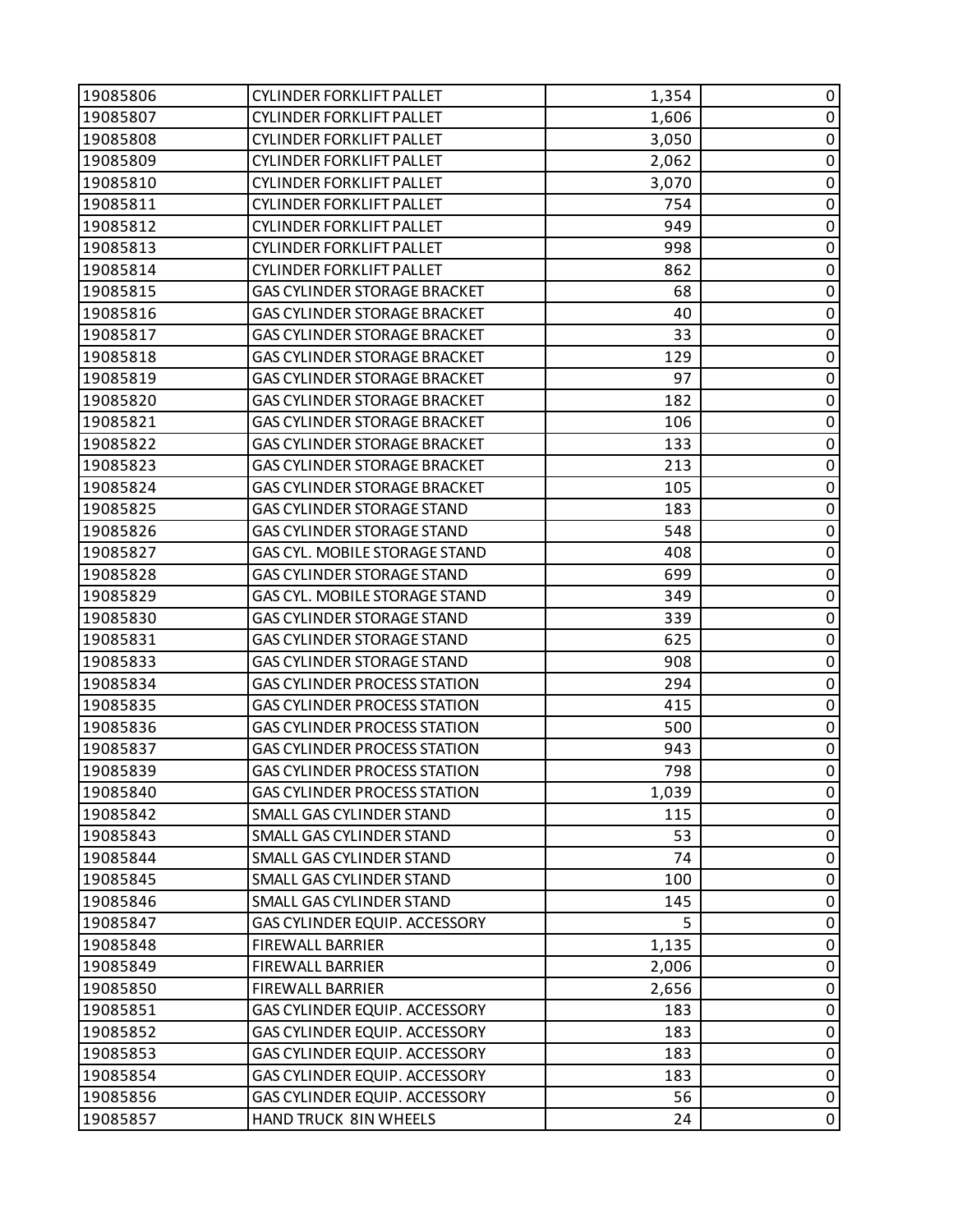| 19085806 | CYLINDER FORKLIFT PALLET | 1,354 | 0 |
|---|---|---|---|
| 19085807 | CYLINDER FORKLIFT PALLET | 1,606 | 0 |
| 19085808 | CYLINDER FORKLIFT PALLET | 3,050 | 0 |
| 19085809 | CYLINDER FORKLIFT PALLET | 2,062 | 0 |
| 19085810 | CYLINDER FORKLIFT PALLET | 3,070 | 0 |
| 19085811 | CYLINDER FORKLIFT PALLET | 754 | 0 |
| 19085812 | CYLINDER FORKLIFT PALLET | 949 | 0 |
| 19085813 | CYLINDER FORKLIFT PALLET | 998 | 0 |
| 19085814 | CYLINDER FORKLIFT PALLET | 862 | 0 |
| 19085815 | GAS CYLINDER STORAGE BRACKET | 68 | 0 |
| 19085816 | GAS CYLINDER STORAGE BRACKET | 40 | 0 |
| 19085817 | GAS CYLINDER STORAGE BRACKET | 33 | 0 |
| 19085818 | GAS CYLINDER STORAGE BRACKET | 129 | 0 |
| 19085819 | GAS CYLINDER STORAGE BRACKET | 97 | 0 |
| 19085820 | GAS CYLINDER STORAGE BRACKET | 182 | 0 |
| 19085821 | GAS CYLINDER STORAGE BRACKET | 106 | 0 |
| 19085822 | GAS CYLINDER STORAGE BRACKET | 133 | 0 |
| 19085823 | GAS CYLINDER STORAGE BRACKET | 213 | 0 |
| 19085824 | GAS CYLINDER STORAGE BRACKET | 105 | 0 |
| 19085825 | GAS CYLINDER STORAGE STAND | 183 | 0 |
| 19085826 | GAS CYLINDER STORAGE STAND | 548 | 0 |
| 19085827 | GAS CYL. MOBILE STORAGE STAND | 408 | 0 |
| 19085828 | GAS CYLINDER STORAGE STAND | 699 | 0 |
| 19085829 | GAS CYL. MOBILE STORAGE STAND | 349 | 0 |
| 19085830 | GAS CYLINDER STORAGE STAND | 339 | 0 |
| 19085831 | GAS CYLINDER STORAGE STAND | 625 | 0 |
| 19085833 | GAS CYLINDER STORAGE STAND | 908 | 0 |
| 19085834 | GAS CYLINDER PROCESS STATION | 294 | 0 |
| 19085835 | GAS CYLINDER PROCESS STATION | 415 | 0 |
| 19085836 | GAS CYLINDER PROCESS STATION | 500 | 0 |
| 19085837 | GAS CYLINDER PROCESS STATION | 943 | 0 |
| 19085839 | GAS CYLINDER PROCESS STATION | 798 | 0 |
| 19085840 | GAS CYLINDER PROCESS STATION | 1,039 | 0 |
| 19085842 | SMALL GAS CYLINDER STAND | 115 | 0 |
| 19085843 | SMALL GAS CYLINDER STAND | 53 | 0 |
| 19085844 | SMALL GAS CYLINDER STAND | 74 | 0 |
| 19085845 | SMALL GAS CYLINDER STAND | 100 | 0 |
| 19085846 | SMALL GAS CYLINDER STAND | 145 | 0 |
| 19085847 | GAS CYLINDER EQUIP. ACCESSORY | 5 | 0 |
| 19085848 | FIREWALL BARRIER | 1,135 | 0 |
| 19085849 | FIREWALL BARRIER | 2,006 | 0 |
| 19085850 | FIREWALL BARRIER | 2,656 | 0 |
| 19085851 | GAS CYLINDER EQUIP. ACCESSORY | 183 | 0 |
| 19085852 | GAS CYLINDER EQUIP. ACCESSORY | 183 | 0 |
| 19085853 | GAS CYLINDER EQUIP. ACCESSORY | 183 | 0 |
| 19085854 | GAS CYLINDER EQUIP. ACCESSORY | 183 | 0 |
| 19085856 | GAS CYLINDER EQUIP. ACCESSORY | 56 | 0 |
| 19085857 | HAND TRUCK 8IN WHEELS | 24 | 0 |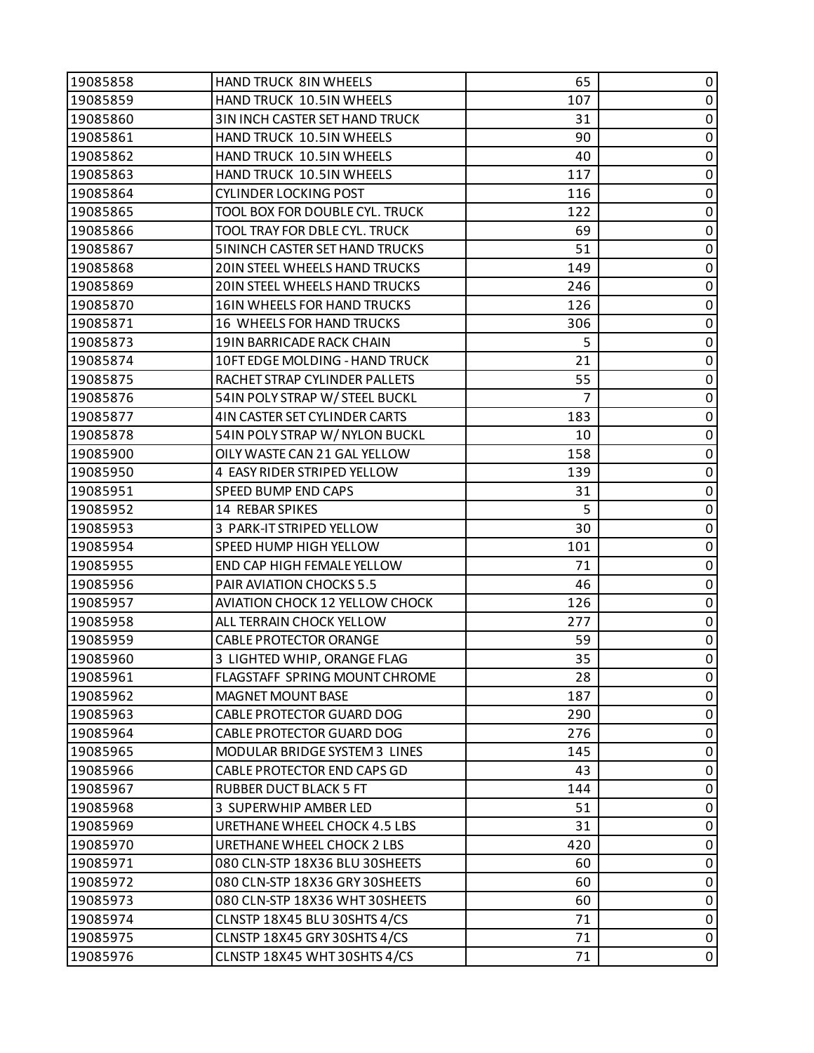| | | | |
|---|---|---|---|
| 19085858 | HAND TRUCK 8IN WHEELS | 65 | 0 |
| 19085859 | HAND TRUCK 10.5IN WHEELS | 107 | 0 |
| 19085860 | 3IN INCH CASTER SET HAND TRUCK | 31 | 0 |
| 19085861 | HAND TRUCK 10.5IN WHEELS | 90 | 0 |
| 19085862 | HAND TRUCK 10.5IN WHEELS | 40 | 0 |
| 19085863 | HAND TRUCK 10.5IN WHEELS | 117 | 0 |
| 19085864 | CYLINDER LOCKING POST | 116 | 0 |
| 19085865 | TOOL BOX FOR DOUBLE CYL. TRUCK | 122 | 0 |
| 19085866 | TOOL TRAY FOR DBLE CYL. TRUCK | 69 | 0 |
| 19085867 | 5ININCH CASTER SET HAND TRUCKS | 51 | 0 |
| 19085868 | 20IN STEEL WHEELS HAND TRUCKS | 149 | 0 |
| 19085869 | 20IN STEEL WHEELS HAND TRUCKS | 246 | 0 |
| 19085870 | 16IN WHEELS FOR HAND TRUCKS | 126 | 0 |
| 19085871 | 16 WHEELS FOR HAND TRUCKS | 306 | 0 |
| 19085873 | 19IN BARRICADE RACK CHAIN | 5 | 0 |
| 19085874 | 10FT EDGE MOLDING - HAND TRUCK | 21 | 0 |
| 19085875 | RACHET STRAP CYLINDER PALLETS | 55 | 0 |
| 19085876 | 54IN POLY STRAP W/ STEEL BUCKL | 7 | 0 |
| 19085877 | 4IN CASTER SET CYLINDER CARTS | 183 | 0 |
| 19085878 | 54IN POLY STRAP W/ NYLON BUCKL | 10 | 0 |
| 19085900 | OILY WASTE CAN 21 GAL YELLOW | 158 | 0 |
| 19085950 | 4 EASY RIDER STRIPED YELLOW | 139 | 0 |
| 19085951 | SPEED BUMP END CAPS | 31 | 0 |
| 19085952 | 14 REBAR SPIKES | 5 | 0 |
| 19085953 | 3 PARK-IT STRIPED YELLOW | 30 | 0 |
| 19085954 | SPEED HUMP HIGH YELLOW | 101 | 0 |
| 19085955 | END CAP HIGH FEMALE YELLOW | 71 | 0 |
| 19085956 | PAIR AVIATION CHOCKS 5.5 | 46 | 0 |
| 19085957 | AVIATION CHOCK 12 YELLOW CHOCK | 126 | 0 |
| 19085958 | ALL TERRAIN CHOCK YELLOW | 277 | 0 |
| 19085959 | CABLE PROTECTOR ORANGE | 59 | 0 |
| 19085960 | 3 LIGHTED WHIP, ORANGE FLAG | 35 | 0 |
| 19085961 | FLAGSTAFF SPRING MOUNT CHROME | 28 | 0 |
| 19085962 | MAGNET MOUNT BASE | 187 | 0 |
| 19085963 | CABLE PROTECTOR GUARD DOG | 290 | 0 |
| 19085964 | CABLE PROTECTOR GUARD DOG | 276 | 0 |
| 19085965 | MODULAR BRIDGE SYSTEM 3 LINES | 145 | 0 |
| 19085966 | CABLE PROTECTOR END CAPS GD | 43 | 0 |
| 19085967 | RUBBER DUCT BLACK 5 FT | 144 | 0 |
| 19085968 | 3 SUPERWHIP AMBER LED | 51 | 0 |
| 19085969 | URETHANE WHEEL CHOCK 4.5 LBS | 31 | 0 |
| 19085970 | URETHANE WHEEL CHOCK 2 LBS | 420 | 0 |
| 19085971 | 080 CLN-STP 18X36 BLU 30SHEETS | 60 | 0 |
| 19085972 | 080 CLN-STP 18X36 GRY 30SHEETS | 60 | 0 |
| 19085973 | 080 CLN-STP 18X36 WHT 30SHEETS | 60 | 0 |
| 19085974 | CLNSTP 18X45 BLU 30SHTS 4/CS | 71 | 0 |
| 19085975 | CLNSTP 18X45 GRY 30SHTS 4/CS | 71 | 0 |
| 19085976 | CLNSTP 18X45 WHT 30SHTS 4/CS | 71 | 0 |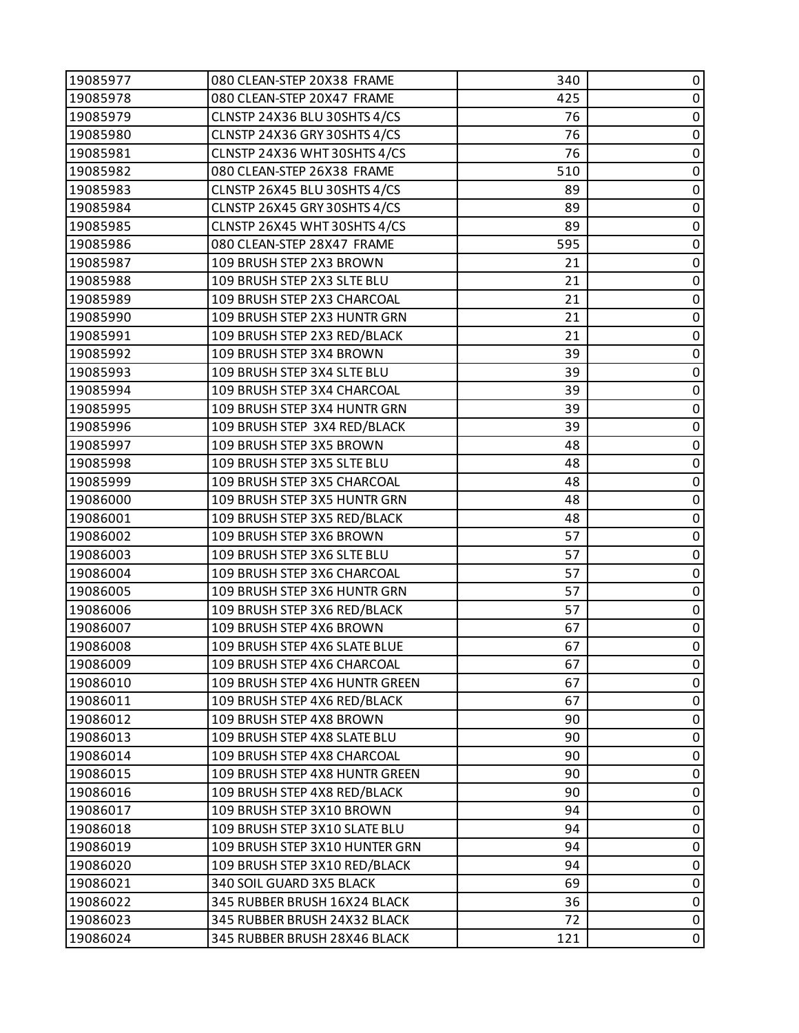| 19085977 | 080 CLEAN-STEP 20X38 FRAME | 340 | 0 |
|---|---|---|---|
| 19085978 | 080 CLEAN-STEP 20X47 FRAME | 425 | 0 |
| 19085979 | CLNSTP 24X36 BLU 30SHTS 4/CS | 76 | 0 |
| 19085980 | CLNSTP 24X36 GRY 30SHTS 4/CS | 76 | 0 |
| 19085981 | CLNSTP 24X36 WHT 30SHTS 4/CS | 76 | 0 |
| 19085982 | 080 CLEAN-STEP 26X38 FRAME | 510 | 0 |
| 19085983 | CLNSTP 26X45 BLU 30SHTS 4/CS | 89 | 0 |
| 19085984 | CLNSTP 26X45 GRY 30SHTS 4/CS | 89 | 0 |
| 19085985 | CLNSTP 26X45 WHT 30SHTS 4/CS | 89 | 0 |
| 19085986 | 080 CLEAN-STEP 28X47 FRAME | 595 | 0 |
| 19085987 | 109 BRUSH STEP 2X3 BROWN | 21 | 0 |
| 19085988 | 109 BRUSH STEP 2X3 SLTE BLU | 21 | 0 |
| 19085989 | 109 BRUSH STEP 2X3 CHARCOAL | 21 | 0 |
| 19085990 | 109 BRUSH STEP 2X3 HUNTR GRN | 21 | 0 |
| 19085991 | 109 BRUSH STEP 2X3 RED/BLACK | 21 | 0 |
| 19085992 | 109 BRUSH STEP 3X4 BROWN | 39 | 0 |
| 19085993 | 109 BRUSH STEP 3X4 SLTE BLU | 39 | 0 |
| 19085994 | 109 BRUSH STEP 3X4 CHARCOAL | 39 | 0 |
| 19085995 | 109 BRUSH STEP 3X4 HUNTR GRN | 39 | 0 |
| 19085996 | 109 BRUSH STEP 3X4 RED/BLACK | 39 | 0 |
| 19085997 | 109 BRUSH STEP 3X5 BROWN | 48 | 0 |
| 19085998 | 109 BRUSH STEP 3X5 SLTE BLU | 48 | 0 |
| 19085999 | 109 BRUSH STEP 3X5 CHARCOAL | 48 | 0 |
| 19086000 | 109 BRUSH STEP 3X5 HUNTR GRN | 48 | 0 |
| 19086001 | 109 BRUSH STEP 3X5 RED/BLACK | 48 | 0 |
| 19086002 | 109 BRUSH STEP 3X6 BROWN | 57 | 0 |
| 19086003 | 109 BRUSH STEP 3X6 SLTE BLU | 57 | 0 |
| 19086004 | 109 BRUSH STEP 3X6 CHARCOAL | 57 | 0 |
| 19086005 | 109 BRUSH STEP 3X6 HUNTR GRN | 57 | 0 |
| 19086006 | 109 BRUSH STEP 3X6 RED/BLACK | 57 | 0 |
| 19086007 | 109 BRUSH STEP 4X6 BROWN | 67 | 0 |
| 19086008 | 109 BRUSH STEP 4X6 SLATE BLUE | 67 | 0 |
| 19086009 | 109 BRUSH STEP 4X6 CHARCOAL | 67 | 0 |
| 19086010 | 109 BRUSH STEP 4X6 HUNTR GREEN | 67 | 0 |
| 19086011 | 109 BRUSH STEP 4X6 RED/BLACK | 67 | 0 |
| 19086012 | 109 BRUSH STEP 4X8 BROWN | 90 | 0 |
| 19086013 | 109 BRUSH STEP 4X8 SLATE BLU | 90 | 0 |
| 19086014 | 109 BRUSH STEP 4X8 CHARCOAL | 90 | 0 |
| 19086015 | 109 BRUSH STEP 4X8 HUNTR GREEN | 90 | 0 |
| 19086016 | 109 BRUSH STEP 4X8 RED/BLACK | 90 | 0 |
| 19086017 | 109 BRUSH STEP 3X10 BROWN | 94 | 0 |
| 19086018 | 109 BRUSH STEP 3X10 SLATE BLU | 94 | 0 |
| 19086019 | 109 BRUSH STEP 3X10 HUNTER GRN | 94 | 0 |
| 19086020 | 109 BRUSH STEP 3X10 RED/BLACK | 94 | 0 |
| 19086021 | 340 SOIL GUARD 3X5 BLACK | 69 | 0 |
| 19086022 | 345 RUBBER BRUSH 16X24 BLACK | 36 | 0 |
| 19086023 | 345 RUBBER BRUSH 24X32 BLACK | 72 | 0 |
| 19086024 | 345 RUBBER BRUSH 28X46 BLACK | 121 | 0 |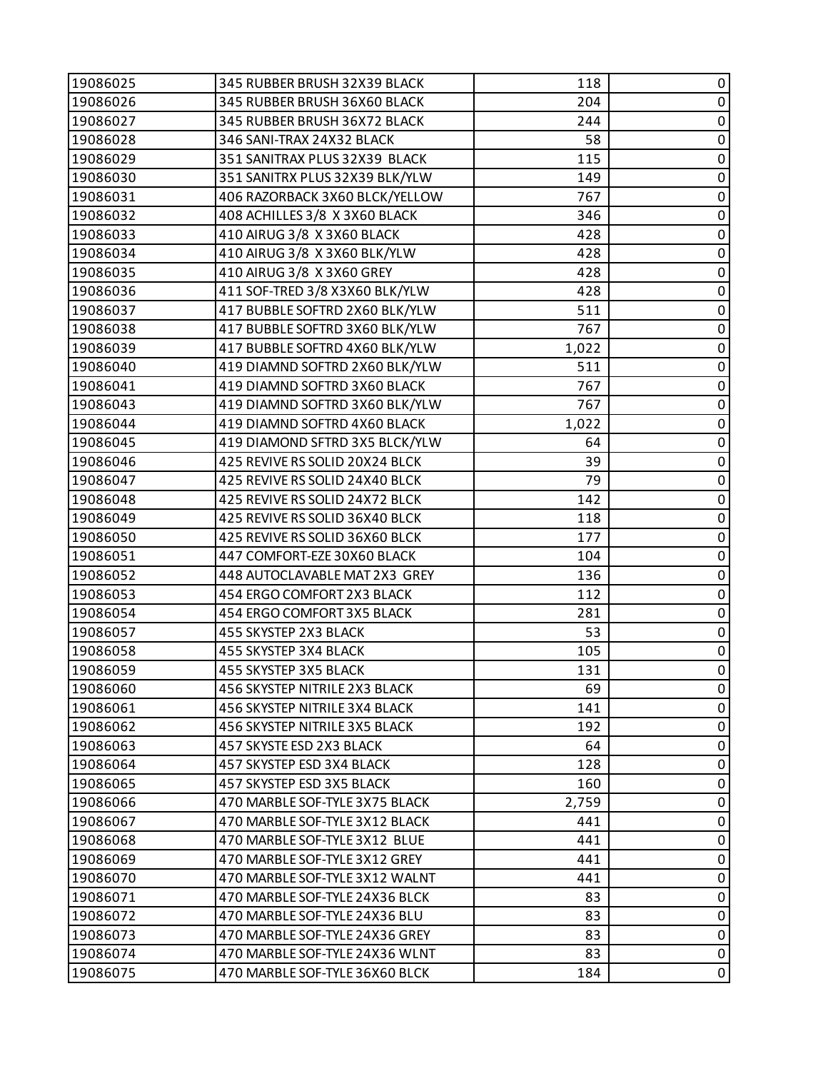| | | | |
|---|---|---|---|
| 19086025 | 345 RUBBER BRUSH 32X39 BLACK | 118 | 0 |
| 19086026 | 345 RUBBER BRUSH 36X60 BLACK | 204 | 0 |
| 19086027 | 345 RUBBER BRUSH 36X72 BLACK | 244 | 0 |
| 19086028 | 346 SANI-TRAX 24X32 BLACK | 58 | 0 |
| 19086029 | 351 SANITRAX PLUS 32X39 BLACK | 115 | 0 |
| 19086030 | 351 SANITRX PLUS 32X39 BLK/YLW | 149 | 0 |
| 19086031 | 406 RAZORBACK 3X60 BLCK/YELLOW | 767 | 0 |
| 19086032 | 408 ACHILLES 3/8 X 3X60 BLACK | 346 | 0 |
| 19086033 | 410 AIRUG 3/8 X 3X60 BLACK | 428 | 0 |
| 19086034 | 410 AIRUG 3/8 X 3X60 BLK/YLW | 428 | 0 |
| 19086035 | 410 AIRUG 3/8 X 3X60 GREY | 428 | 0 |
| 19086036 | 411 SOF-TRED 3/8 X3X60 BLK/YLW | 428 | 0 |
| 19086037 | 417 BUBBLE SOFTRD 2X60 BLK/YLW | 511 | 0 |
| 19086038 | 417 BUBBLE SOFTRD 3X60 BLK/YLW | 767 | 0 |
| 19086039 | 417 BUBBLE SOFTRD 4X60 BLK/YLW | 1,022 | 0 |
| 19086040 | 419 DIAMND SOFTRD 2X60 BLK/YLW | 511 | 0 |
| 19086041 | 419 DIAMND SOFTRD 3X60 BLACK | 767 | 0 |
| 19086043 | 419 DIAMND SOFTRD 3X60 BLK/YLW | 767 | 0 |
| 19086044 | 419 DIAMND SOFTRD 4X60 BLACK | 1,022 | 0 |
| 19086045 | 419 DIAMOND SFTRD 3X5 BLCK/YLW | 64 | 0 |
| 19086046 | 425 REVIVE RS SOLID 20X24 BLCK | 39 | 0 |
| 19086047 | 425 REVIVE RS SOLID 24X40 BLCK | 79 | 0 |
| 19086048 | 425 REVIVE RS SOLID 24X72 BLCK | 142 | 0 |
| 19086049 | 425 REVIVE RS SOLID 36X40 BLCK | 118 | 0 |
| 19086050 | 425 REVIVE RS SOLID 36X60 BLCK | 177 | 0 |
| 19086051 | 447 COMFORT-EZE 30X60 BLACK | 104 | 0 |
| 19086052 | 448 AUTOCLAVABLE MAT 2X3 GREY | 136 | 0 |
| 19086053 | 454 ERGO COMFORT 2X3 BLACK | 112 | 0 |
| 19086054 | 454 ERGO COMFORT 3X5 BLACK | 281 | 0 |
| 19086057 | 455 SKYSTEP 2X3 BLACK | 53 | 0 |
| 19086058 | 455 SKYSTEP 3X4 BLACK | 105 | 0 |
| 19086059 | 455 SKYSTEP 3X5 BLACK | 131 | 0 |
| 19086060 | 456 SKYSTEP NITRILE 2X3 BLACK | 69 | 0 |
| 19086061 | 456 SKYSTEP NITRILE 3X4 BLACK | 141 | 0 |
| 19086062 | 456 SKYSTEP NITRILE 3X5 BLACK | 192 | 0 |
| 19086063 | 457 SKYSTE ESD 2X3 BLACK | 64 | 0 |
| 19086064 | 457 SKYSTEP ESD 3X4 BLACK | 128 | 0 |
| 19086065 | 457 SKYSTEP ESD 3X5 BLACK | 160 | 0 |
| 19086066 | 470 MARBLE SOF-TYLE 3X75 BLACK | 2,759 | 0 |
| 19086067 | 470 MARBLE SOF-TYLE 3X12 BLACK | 441 | 0 |
| 19086068 | 470 MARBLE SOF-TYLE 3X12 BLUE | 441 | 0 |
| 19086069 | 470 MARBLE SOF-TYLE 3X12 GREY | 441 | 0 |
| 19086070 | 470 MARBLE SOF-TYLE 3X12 WALNT | 441 | 0 |
| 19086071 | 470 MARBLE SOF-TYLE 24X36 BLCK | 83 | 0 |
| 19086072 | 470 MARBLE SOF-TYLE 24X36 BLU | 83 | 0 |
| 19086073 | 470 MARBLE SOF-TYLE 24X36 GREY | 83 | 0 |
| 19086074 | 470 MARBLE SOF-TYLE 24X36 WLNT | 83 | 0 |
| 19086075 | 470 MARBLE SOF-TYLE 36X60 BLCK | 184 | 0 |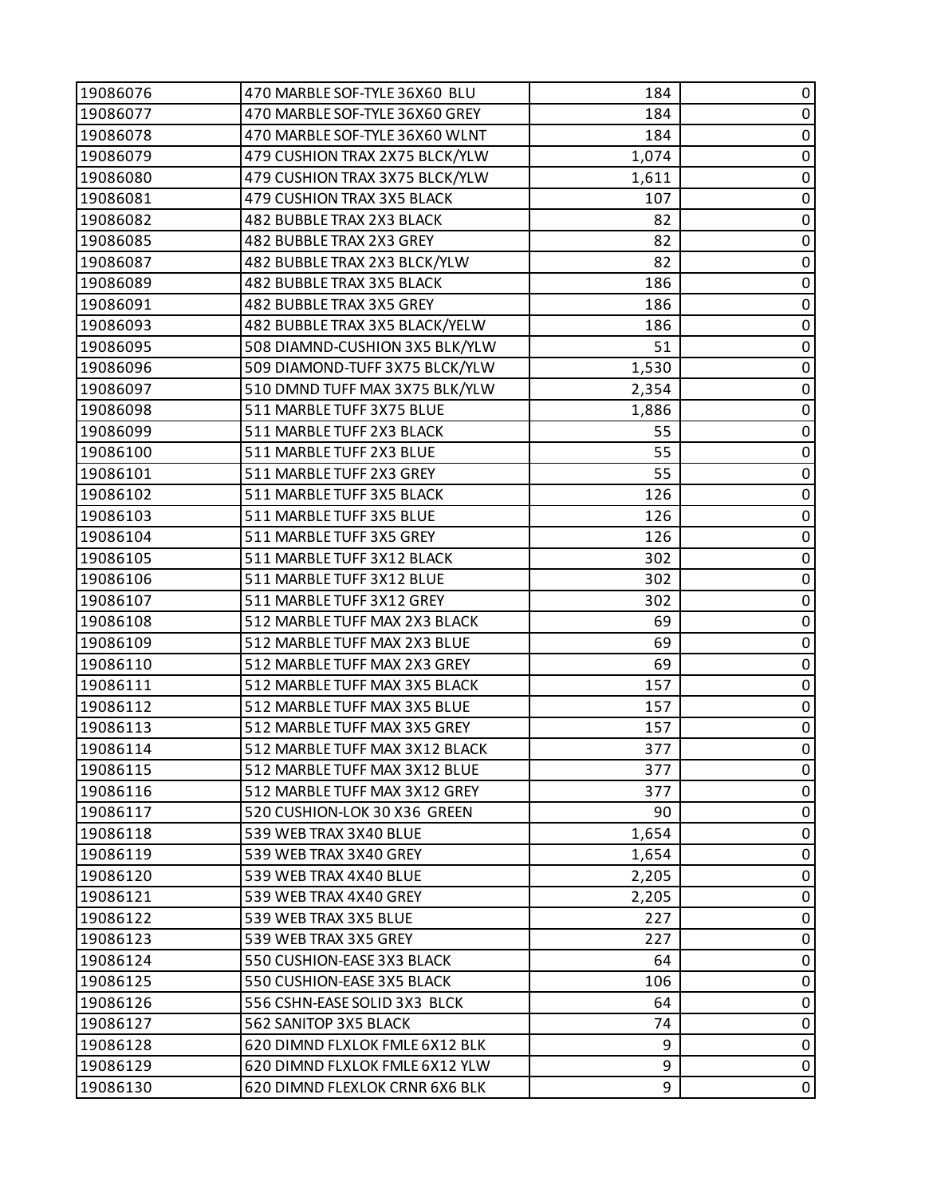| | | | |
|---|---|---|---|
| 19086076 | 470 MARBLE SOF-TYLE 36X60 BLU | 184 | 0 |
| 19086077 | 470 MARBLE SOF-TYLE 36X60 GREY | 184 | 0 |
| 19086078 | 470 MARBLE SOF-TYLE 36X60 WLNT | 184 | 0 |
| 19086079 | 479 CUSHION TRAX 2X75 BLCK/YLW | 1,074 | 0 |
| 19086080 | 479 CUSHION TRAX 3X75 BLCK/YLW | 1,611 | 0 |
| 19086081 | 479 CUSHION TRAX 3X5 BLACK | 107 | 0 |
| 19086082 | 482 BUBBLE TRAX 2X3 BLACK | 82 | 0 |
| 19086085 | 482 BUBBLE TRAX 2X3 GREY | 82 | 0 |
| 19086087 | 482 BUBBLE TRAX 2X3 BLCK/YLW | 82 | 0 |
| 19086089 | 482 BUBBLE TRAX 3X5 BLACK | 186 | 0 |
| 19086091 | 482 BUBBLE TRAX 3X5 GREY | 186 | 0 |
| 19086093 | 482 BUBBLE TRAX 3X5 BLACK/YELW | 186 | 0 |
| 19086095 | 508 DIAMND-CUSHION 3X5 BLK/YLW | 51 | 0 |
| 19086096 | 509 DIAMOND-TUFF 3X75 BLCK/YLW | 1,530 | 0 |
| 19086097 | 510 DMND TUFF MAX 3X75 BLK/YLW | 2,354 | 0 |
| 19086098 | 511 MARBLE TUFF 3X75 BLUE | 1,886 | 0 |
| 19086099 | 511 MARBLE TUFF 2X3 BLACK | 55 | 0 |
| 19086100 | 511 MARBLE TUFF 2X3 BLUE | 55 | 0 |
| 19086101 | 511 MARBLE TUFF 2X3 GREY | 55 | 0 |
| 19086102 | 511 MARBLE TUFF 3X5 BLACK | 126 | 0 |
| 19086103 | 511 MARBLE TUFF 3X5 BLUE | 126 | 0 |
| 19086104 | 511 MARBLE TUFF 3X5 GREY | 126 | 0 |
| 19086105 | 511 MARBLE TUFF 3X12 BLACK | 302 | 0 |
| 19086106 | 511 MARBLE TUFF 3X12 BLUE | 302 | 0 |
| 19086107 | 511 MARBLE TUFF 3X12 GREY | 302 | 0 |
| 19086108 | 512 MARBLE TUFF MAX 2X3 BLACK | 69 | 0 |
| 19086109 | 512 MARBLE TUFF MAX 2X3 BLUE | 69 | 0 |
| 19086110 | 512 MARBLE TUFF MAX 2X3 GREY | 69 | 0 |
| 19086111 | 512 MARBLE TUFF MAX 3X5 BLACK | 157 | 0 |
| 19086112 | 512 MARBLE TUFF MAX 3X5 BLUE | 157 | 0 |
| 19086113 | 512 MARBLE TUFF MAX 3X5 GREY | 157 | 0 |
| 19086114 | 512 MARBLE TUFF MAX 3X12 BLACK | 377 | 0 |
| 19086115 | 512 MARBLE TUFF MAX 3X12 BLUE | 377 | 0 |
| 19086116 | 512 MARBLE TUFF MAX 3X12 GREY | 377 | 0 |
| 19086117 | 520 CUSHION-LOK 30 X36 GREEN | 90 | 0 |
| 19086118 | 539 WEB TRAX 3X40 BLUE | 1,654 | 0 |
| 19086119 | 539 WEB TRAX 3X40 GREY | 1,654 | 0 |
| 19086120 | 539 WEB TRAX 4X40 BLUE | 2,205 | 0 |
| 19086121 | 539 WEB TRAX 4X40 GREY | 2,205 | 0 |
| 19086122 | 539 WEB TRAX 3X5 BLUE | 227 | 0 |
| 19086123 | 539 WEB TRAX 3X5 GREY | 227 | 0 |
| 19086124 | 550 CUSHION-EASE 3X3 BLACK | 64 | 0 |
| 19086125 | 550 CUSHION-EASE 3X5 BLACK | 106 | 0 |
| 19086126 | 556 CSHN-EASE SOLID 3X3 BLCK | 64 | 0 |
| 19086127 | 562 SANITOP 3X5 BLACK | 74 | 0 |
| 19086128 | 620 DIMND FLXLOK FMLE 6X12 BLK | 9 | 0 |
| 19086129 | 620 DIMND FLXLOK FMLE 6X12 YLW | 9 | 0 |
| 19086130 | 620 DIMND FLEXLOK CRNR 6X6 BLK | 9 | 0 |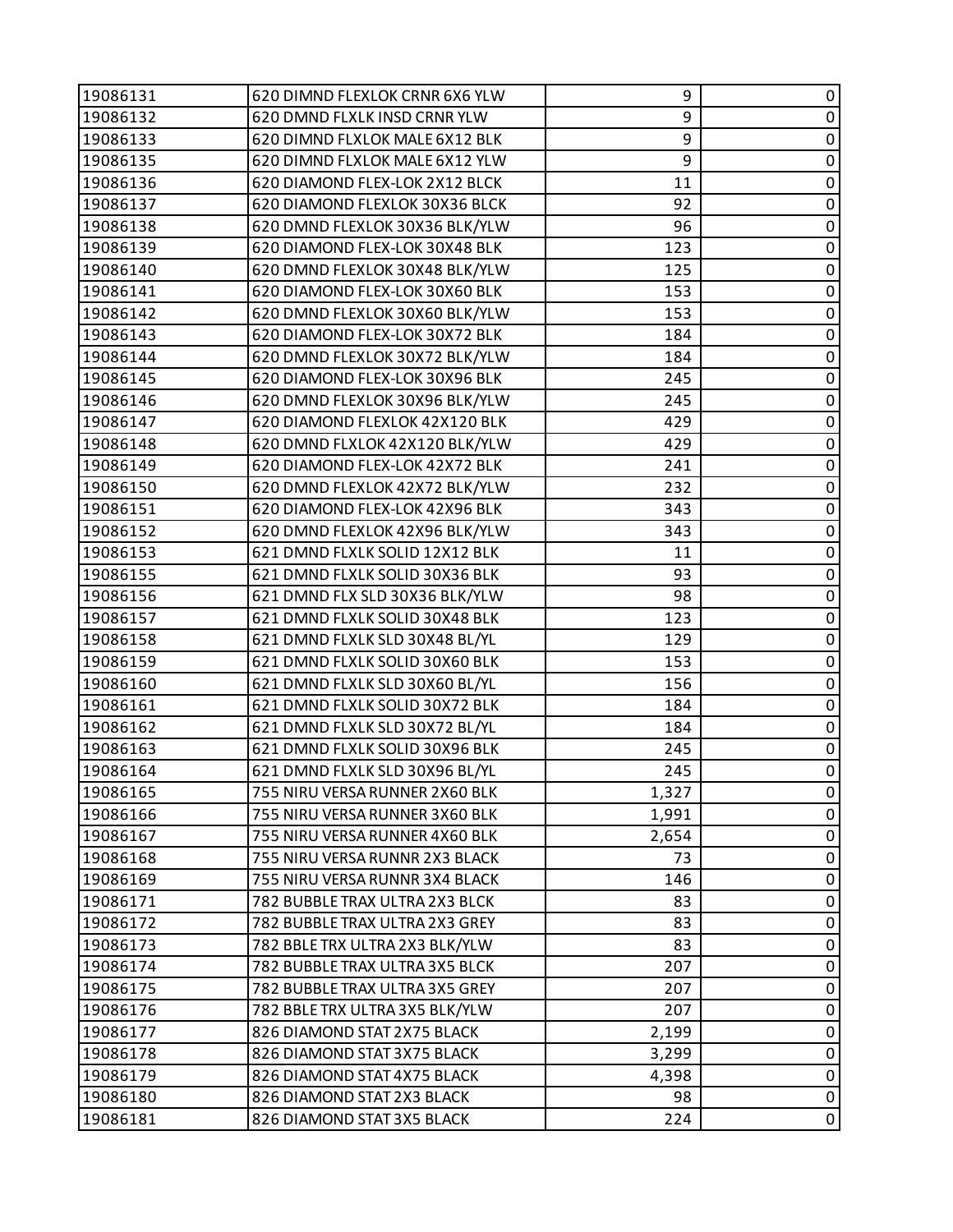| | | | |
|---|---|---|---|
| 19086131 | 620 DIMND FLEXLOK CRNR 6X6 YLW | 9 | 0 |
| 19086132 | 620 DMND FLXLK INSD CRNR YLW | 9 | 0 |
| 19086133 | 620 DIMND FLXLOK MALE 6X12 BLK | 9 | 0 |
| 19086135 | 620 DIMND FLXLOK MALE 6X12 YLW | 9 | 0 |
| 19086136 | 620 DIAMOND FLEX-LOK 2X12 BLCK | 11 | 0 |
| 19086137 | 620 DIAMOND FLEXLOK 30X36 BLCK | 92 | 0 |
| 19086138 | 620 DMND FLEXLOK 30X36 BLK/YLW | 96 | 0 |
| 19086139 | 620 DIAMOND FLEX-LOK 30X48 BLK | 123 | 0 |
| 19086140 | 620 DMND FLEXLOK 30X48 BLK/YLW | 125 | 0 |
| 19086141 | 620 DIAMOND FLEX-LOK 30X60 BLK | 153 | 0 |
| 19086142 | 620 DMND FLEXLOK 30X60 BLK/YLW | 153 | 0 |
| 19086143 | 620 DIAMOND FLEX-LOK 30X72 BLK | 184 | 0 |
| 19086144 | 620 DMND FLEXLOK 30X72 BLK/YLW | 184 | 0 |
| 19086145 | 620 DIAMOND FLEX-LOK 30X96 BLK | 245 | 0 |
| 19086146 | 620 DMND FLEXLOK 30X96 BLK/YLW | 245 | 0 |
| 19086147 | 620 DIAMOND FLEXLOK 42X120 BLK | 429 | 0 |
| 19086148 | 620 DMND FLXLOK 42X120 BLK/YLW | 429 | 0 |
| 19086149 | 620 DIAMOND FLEX-LOK 42X72 BLK | 241 | 0 |
| 19086150 | 620 DMND FLEXLOK 42X72 BLK/YLW | 232 | 0 |
| 19086151 | 620 DIAMOND FLEX-LOK 42X96 BLK | 343 | 0 |
| 19086152 | 620 DMND FLEXLOK 42X96 BLK/YLW | 343 | 0 |
| 19086153 | 621 DMND FLXLK SOLID 12X12 BLK | 11 | 0 |
| 19086155 | 621 DMND FLXLK SOLID 30X36 BLK | 93 | 0 |
| 19086156 | 621 DMND FLX SLD 30X36 BLK/YLW | 98 | 0 |
| 19086157 | 621 DMND FLXLK SOLID 30X48 BLK | 123 | 0 |
| 19086158 | 621 DMND FLXLK SLD 30X48 BL/YL | 129 | 0 |
| 19086159 | 621 DMND FLXLK SOLID 30X60 BLK | 153 | 0 |
| 19086160 | 621 DMND FLXLK SLD 30X60 BL/YL | 156 | 0 |
| 19086161 | 621 DMND FLXLK SOLID 30X72 BLK | 184 | 0 |
| 19086162 | 621 DMND FLXLK SLD 30X72 BL/YL | 184 | 0 |
| 19086163 | 621 DMND FLXLK SOLID 30X96 BLK | 245 | 0 |
| 19086164 | 621 DMND FLXLK SLD 30X96 BL/YL | 245 | 0 |
| 19086165 | 755 NIRU VERSA RUNNER 2X60 BLK | 1,327 | 0 |
| 19086166 | 755 NIRU VERSA RUNNER 3X60 BLK | 1,991 | 0 |
| 19086167 | 755 NIRU VERSA RUNNER 4X60 BLK | 2,654 | 0 |
| 19086168 | 755 NIRU VERSA RUNNR 2X3 BLACK | 73 | 0 |
| 19086169 | 755 NIRU VERSA RUNNR 3X4 BLACK | 146 | 0 |
| 19086171 | 782 BUBBLE TRAX ULTRA 2X3 BLCK | 83 | 0 |
| 19086172 | 782 BUBBLE TRAX ULTRA 2X3 GREY | 83 | 0 |
| 19086173 | 782 BBLE TRX ULTRA 2X3 BLK/YLW | 83 | 0 |
| 19086174 | 782 BUBBLE TRAX ULTRA 3X5 BLCK | 207 | 0 |
| 19086175 | 782 BUBBLE TRAX ULTRA 3X5 GREY | 207 | 0 |
| 19086176 | 782 BBLE TRX ULTRA 3X5 BLK/YLW | 207 | 0 |
| 19086177 | 826 DIAMOND STAT 2X75 BLACK | 2,199 | 0 |
| 19086178 | 826 DIAMOND STAT 3X75 BLACK | 3,299 | 0 |
| 19086179 | 826 DIAMOND STAT 4X75 BLACK | 4,398 | 0 |
| 19086180 | 826 DIAMOND STAT 2X3 BLACK | 98 | 0 |
| 19086181 | 826 DIAMOND STAT 3X5 BLACK | 224 | 0 |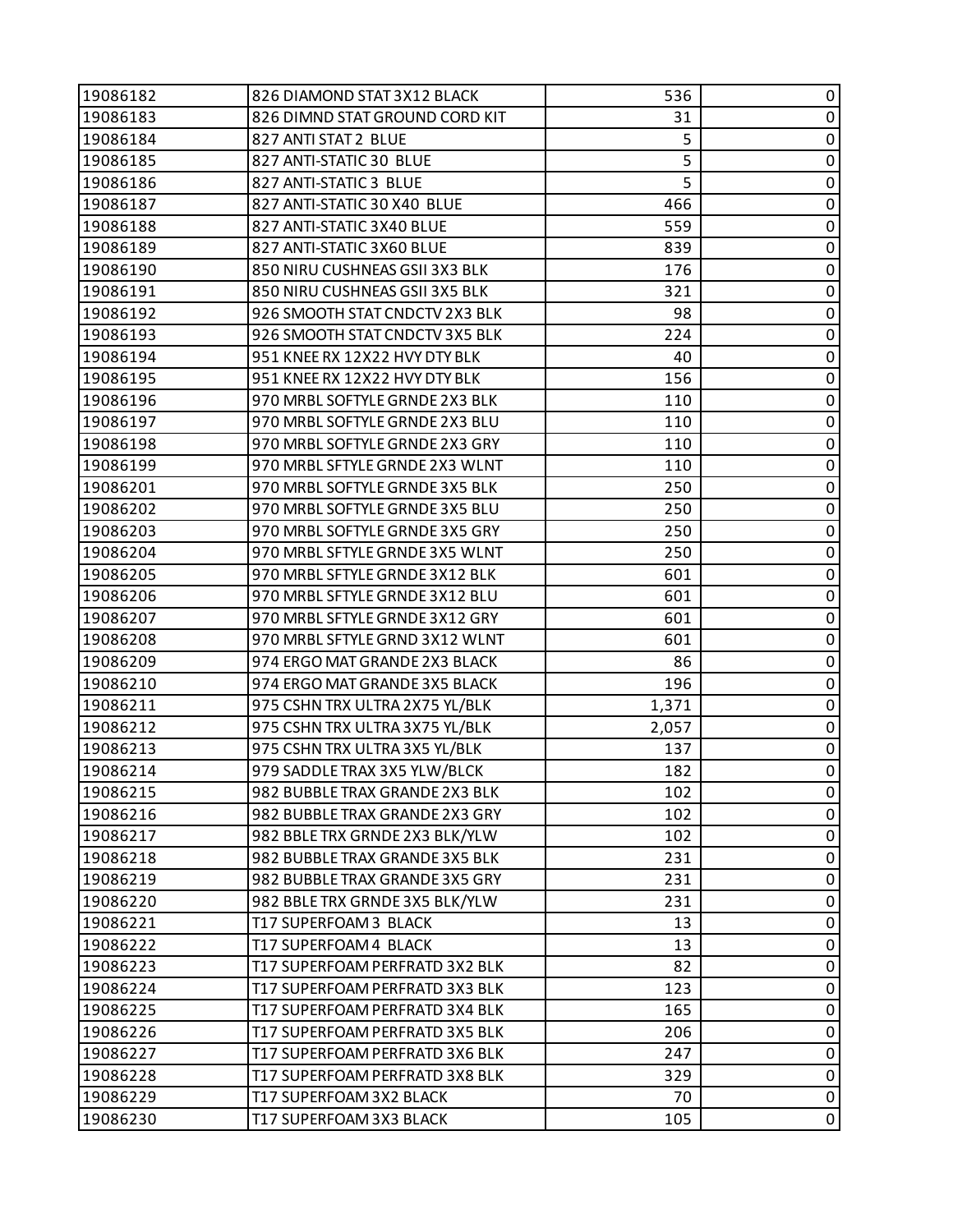| 19086182 | 826 DIAMOND STAT 3X12 BLACK | 536 | 0 |
|---|---|---|---|
| 19086183 | 826 DIMND STAT GROUND CORD KIT | 31 | 0 |
| 19086184 | 827 ANTI STAT 2 BLUE | 5 | 0 |
| 19086185 | 827 ANTI-STATIC 30 BLUE | 5 | 0 |
| 19086186 | 827 ANTI-STATIC 3 BLUE | 5 | 0 |
| 19086187 | 827 ANTI-STATIC 30 X40 BLUE | 466 | 0 |
| 19086188 | 827 ANTI-STATIC 3X40 BLUE | 559 | 0 |
| 19086189 | 827 ANTI-STATIC 3X60 BLUE | 839 | 0 |
| 19086190 | 850 NIRU CUSHNEAS GSII 3X3 BLK | 176 | 0 |
| 19086191 | 850 NIRU CUSHNEAS GSII 3X5 BLK | 321 | 0 |
| 19086192 | 926 SMOOTH STAT CNDCTV 2X3 BLK | 98 | 0 |
| 19086193 | 926 SMOOTH STAT CNDCTV 3X5 BLK | 224 | 0 |
| 19086194 | 951 KNEE RX 12X22 HVY DTY BLK | 40 | 0 |
| 19086195 | 951 KNEE RX 12X22 HVY DTY BLK | 156 | 0 |
| 19086196 | 970 MRBL SOFTYLE GRNDE 2X3 BLK | 110 | 0 |
| 19086197 | 970 MRBL SOFTYLE GRNDE 2X3 BLU | 110 | 0 |
| 19086198 | 970 MRBL SOFTYLE GRNDE 2X3 GRY | 110 | 0 |
| 19086199 | 970 MRBL SFTYLE GRNDE 2X3 WLNT | 110 | 0 |
| 19086201 | 970 MRBL SOFTYLE GRNDE 3X5 BLK | 250 | 0 |
| 19086202 | 970 MRBL SOFTYLE GRNDE 3X5 BLU | 250 | 0 |
| 19086203 | 970 MRBL SOFTYLE GRNDE 3X5 GRY | 250 | 0 |
| 19086204 | 970 MRBL SFTYLE GRNDE 3X5 WLNT | 250 | 0 |
| 19086205 | 970 MRBL SFTYLE GRNDE 3X12 BLK | 601 | 0 |
| 19086206 | 970 MRBL SFTYLE GRNDE 3X12 BLU | 601 | 0 |
| 19086207 | 970 MRBL SFTYLE GRNDE 3X12 GRY | 601 | 0 |
| 19086208 | 970 MRBL SFTYLE GRND 3X12 WLNT | 601 | 0 |
| 19086209 | 974 ERGO MAT GRANDE 2X3 BLACK | 86 | 0 |
| 19086210 | 974 ERGO MAT GRANDE 3X5 BLACK | 196 | 0 |
| 19086211 | 975 CSHN TRX ULTRA 2X75 YL/BLK | 1,371 | 0 |
| 19086212 | 975 CSHN TRX ULTRA 3X75 YL/BLK | 2,057 | 0 |
| 19086213 | 975 CSHN TRX ULTRA 3X5 YL/BLK | 137 | 0 |
| 19086214 | 979 SADDLE TRAX 3X5 YLW/BLCK | 182 | 0 |
| 19086215 | 982 BUBBLE TRAX GRANDE 2X3 BLK | 102 | 0 |
| 19086216 | 982 BUBBLE TRAX GRANDE 2X3 GRY | 102 | 0 |
| 19086217 | 982 BBLE TRX GRNDE 2X3 BLK/YLW | 102 | 0 |
| 19086218 | 982 BUBBLE TRAX GRANDE 3X5 BLK | 231 | 0 |
| 19086219 | 982 BUBBLE TRAX GRANDE 3X5 GRY | 231 | 0 |
| 19086220 | 982 BBLE TRX GRNDE 3X5 BLK/YLW | 231 | 0 |
| 19086221 | T17 SUPERFOAM 3 BLACK | 13 | 0 |
| 19086222 | T17 SUPERFOAM 4 BLACK | 13 | 0 |
| 19086223 | T17 SUPERFOAM PERFRATD 3X2 BLK | 82 | 0 |
| 19086224 | T17 SUPERFOAM PERFRATD 3X3 BLK | 123 | 0 |
| 19086225 | T17 SUPERFOAM PERFRATD 3X4 BLK | 165 | 0 |
| 19086226 | T17 SUPERFOAM PERFRATD 3X5 BLK | 206 | 0 |
| 19086227 | T17 SUPERFOAM PERFRATD 3X6 BLK | 247 | 0 |
| 19086228 | T17 SUPERFOAM PERFRATD 3X8 BLK | 329 | 0 |
| 19086229 | T17 SUPERFOAM 3X2 BLACK | 70 | 0 |
| 19086230 | T17 SUPERFOAM 3X3 BLACK | 105 | 0 |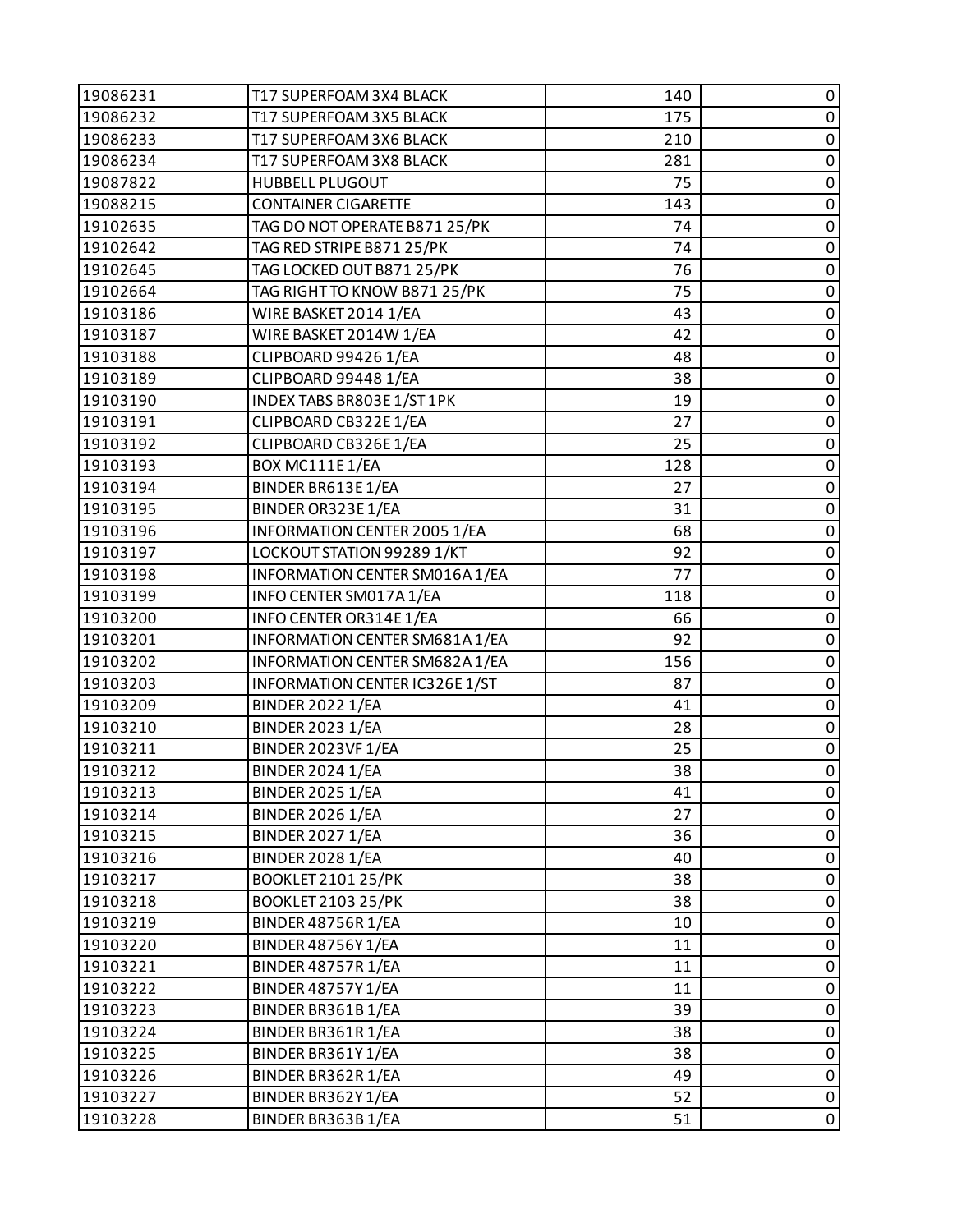| | | | |
|---|---|---|---|
| 19086231 | T17 SUPERFOAM 3X4 BLACK | 140 | 0 |
| 19086232 | T17 SUPERFOAM 3X5 BLACK | 175 | 0 |
| 19086233 | T17 SUPERFOAM 3X6 BLACK | 210 | 0 |
| 19086234 | T17 SUPERFOAM 3X8 BLACK | 281 | 0 |
| 19087822 | HUBBELL PLUGOUT | 75 | 0 |
| 19088215 | CONTAINER CIGARETTE | 143 | 0 |
| 19102635 | TAG DO NOT OPERATE B871 25/PK | 74 | 0 |
| 19102642 | TAG RED STRIPE B871 25/PK | 74 | 0 |
| 19102645 | TAG LOCKED OUT B871 25/PK | 76 | 0 |
| 19102664 | TAG RIGHT TO KNOW B871 25/PK | 75 | 0 |
| 19103186 | WIRE BASKET 2014 1/EA | 43 | 0 |
| 19103187 | WIRE BASKET 2014W 1/EA | 42 | 0 |
| 19103188 | CLIPBOARD 99426 1/EA | 48 | 0 |
| 19103189 | CLIPBOARD 99448 1/EA | 38 | 0 |
| 19103190 | INDEX TABS BR803E 1/ST 1PK | 19 | 0 |
| 19103191 | CLIPBOARD CB322E 1/EA | 27 | 0 |
| 19103192 | CLIPBOARD CB326E 1/EA | 25 | 0 |
| 19103193 | BOX MC111E 1/EA | 128 | 0 |
| 19103194 | BINDER BR613E 1/EA | 27 | 0 |
| 19103195 | BINDER OR323E 1/EA | 31 | 0 |
| 19103196 | INFORMATION CENTER 2005 1/EA | 68 | 0 |
| 19103197 | LOCKOUT STATION 99289 1/KT | 92 | 0 |
| 19103198 | INFORMATION CENTER SM016A 1/EA | 77 | 0 |
| 19103199 | INFO CENTER SM017A 1/EA | 118 | 0 |
| 19103200 | INFO CENTER OR314E 1/EA | 66 | 0 |
| 19103201 | INFORMATION CENTER SM681A 1/EA | 92 | 0 |
| 19103202 | INFORMATION CENTER SM682A 1/EA | 156 | 0 |
| 19103203 | INFORMATION CENTER IC326E 1/ST | 87 | 0 |
| 19103209 | BINDER 2022 1/EA | 41 | 0 |
| 19103210 | BINDER 2023 1/EA | 28 | 0 |
| 19103211 | BINDER 2023VF 1/EA | 25 | 0 |
| 19103212 | BINDER 2024 1/EA | 38 | 0 |
| 19103213 | BINDER 2025 1/EA | 41 | 0 |
| 19103214 | BINDER 2026 1/EA | 27 | 0 |
| 19103215 | BINDER 2027 1/EA | 36 | 0 |
| 19103216 | BINDER 2028 1/EA | 40 | 0 |
| 19103217 | BOOKLET 2101 25/PK | 38 | 0 |
| 19103218 | BOOKLET 2103 25/PK | 38 | 0 |
| 19103219 | BINDER 48756R 1/EA | 10 | 0 |
| 19103220 | BINDER 48756Y 1/EA | 11 | 0 |
| 19103221 | BINDER 48757R 1/EA | 11 | 0 |
| 19103222 | BINDER 48757Y 1/EA | 11 | 0 |
| 19103223 | BINDER BR361B 1/EA | 39 | 0 |
| 19103224 | BINDER BR361R 1/EA | 38 | 0 |
| 19103225 | BINDER BR361Y 1/EA | 38 | 0 |
| 19103226 | BINDER BR362R 1/EA | 49 | 0 |
| 19103227 | BINDER BR362Y 1/EA | 52 | 0 |
| 19103228 | BINDER BR363B 1/EA | 51 | 0 |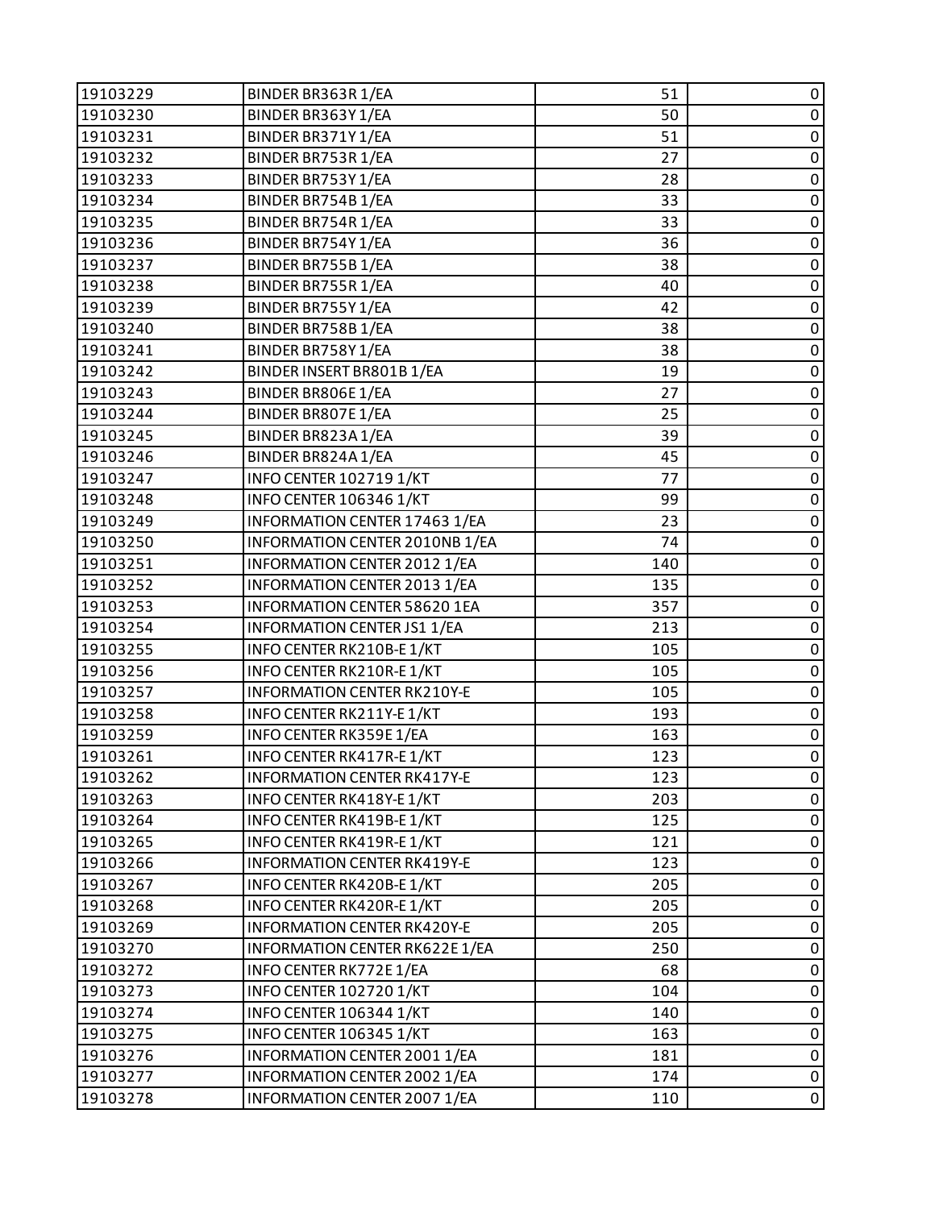| 19103229 | BINDER BR363R 1/EA | 51 | 0 |
|---|---|---|---|
| 19103230 | BINDER BR363Y 1/EA | 50 | 0 |
| 19103231 | BINDER BR371Y 1/EA | 51 | 0 |
| 19103232 | BINDER BR753R 1/EA | 27 | 0 |
| 19103233 | BINDER BR753Y 1/EA | 28 | 0 |
| 19103234 | BINDER BR754B 1/EA | 33 | 0 |
| 19103235 | BINDER BR754R 1/EA | 33 | 0 |
| 19103236 | BINDER BR754Y 1/EA | 36 | 0 |
| 19103237 | BINDER BR755B 1/EA | 38 | 0 |
| 19103238 | BINDER BR755R 1/EA | 40 | 0 |
| 19103239 | BINDER BR755Y 1/EA | 42 | 0 |
| 19103240 | BINDER BR758B 1/EA | 38 | 0 |
| 19103241 | BINDER BR758Y 1/EA | 38 | 0 |
| 19103242 | BINDER INSERT BR801B 1/EA | 19 | 0 |
| 19103243 | BINDER BR806E 1/EA | 27 | 0 |
| 19103244 | BINDER BR807E 1/EA | 25 | 0 |
| 19103245 | BINDER BR823A 1/EA | 39 | 0 |
| 19103246 | BINDER BR824A 1/EA | 45 | 0 |
| 19103247 | INFO CENTER 102719 1/KT | 77 | 0 |
| 19103248 | INFO CENTER 106346 1/KT | 99 | 0 |
| 19103249 | INFORMATION CENTER 17463 1/EA | 23 | 0 |
| 19103250 | INFORMATION CENTER 2010NB 1/EA | 74 | 0 |
| 19103251 | INFORMATION CENTER 2012 1/EA | 140 | 0 |
| 19103252 | INFORMATION CENTER 2013 1/EA | 135 | 0 |
| 19103253 | INFORMATION CENTER 58620 1EA | 357 | 0 |
| 19103254 | INFORMATION CENTER JS1 1/EA | 213 | 0 |
| 19103255 | INFO CENTER RK210B-E 1/KT | 105 | 0 |
| 19103256 | INFO CENTER RK210R-E 1/KT | 105 | 0 |
| 19103257 | INFORMATION CENTER RK210Y-E | 105 | 0 |
| 19103258 | INFO CENTER RK211Y-E 1/KT | 193 | 0 |
| 19103259 | INFO CENTER RK359E 1/EA | 163 | 0 |
| 19103261 | INFO CENTER RK417R-E 1/KT | 123 | 0 |
| 19103262 | INFORMATION CENTER RK417Y-E | 123 | 0 |
| 19103263 | INFO CENTER RK418Y-E 1/KT | 203 | 0 |
| 19103264 | INFO CENTER RK419B-E 1/KT | 125 | 0 |
| 19103265 | INFO CENTER RK419R-E 1/KT | 121 | 0 |
| 19103266 | INFORMATION CENTER RK419Y-E | 123 | 0 |
| 19103267 | INFO CENTER RK420B-E 1/KT | 205 | 0 |
| 19103268 | INFO CENTER RK420R-E 1/KT | 205 | 0 |
| 19103269 | INFORMATION CENTER RK420Y-E | 205 | 0 |
| 19103270 | INFORMATION CENTER RK622E 1/EA | 250 | 0 |
| 19103272 | INFO CENTER RK772E 1/EA | 68 | 0 |
| 19103273 | INFO CENTER 102720 1/KT | 104 | 0 |
| 19103274 | INFO CENTER 106344 1/KT | 140 | 0 |
| 19103275 | INFO CENTER 106345 1/KT | 163 | 0 |
| 19103276 | INFORMATION CENTER 2001 1/EA | 181 | 0 |
| 19103277 | INFORMATION CENTER 2002 1/EA | 174 | 0 |
| 19103278 | INFORMATION CENTER 2007 1/EA | 110 | 0 |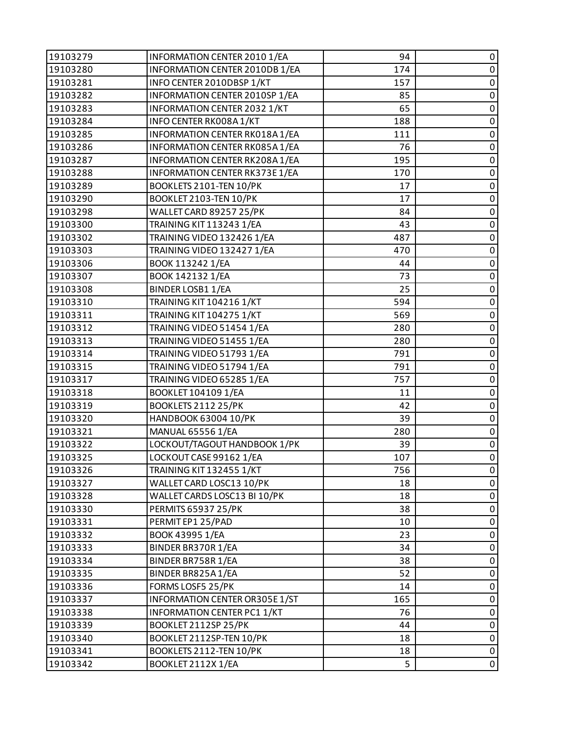| | | | |
|---|---|---|---|
| 19103279 | INFORMATION CENTER 2010 1/EA | 94 | 0 |
| 19103280 | INFORMATION CENTER 2010DB 1/EA | 174 | 0 |
| 19103281 | INFO CENTER 2010DBSP 1/KT | 157 | 0 |
| 19103282 | INFORMATION CENTER 2010SP 1/EA | 85 | 0 |
| 19103283 | INFORMATION CENTER 2032 1/KT | 65 | 0 |
| 19103284 | INFO CENTER RK008A 1/KT | 188 | 0 |
| 19103285 | INFORMATION CENTER RK018A 1/EA | 111 | 0 |
| 19103286 | INFORMATION CENTER RK085A 1/EA | 76 | 0 |
| 19103287 | INFORMATION CENTER RK208A 1/EA | 195 | 0 |
| 19103288 | INFORMATION CENTER RK373E 1/EA | 170 | 0 |
| 19103289 | BOOKLETS 2101-TEN 10/PK | 17 | 0 |
| 19103290 | BOOKLET 2103-TEN 10/PK | 17 | 0 |
| 19103298 | WALLET CARD 89257 25/PK | 84 | 0 |
| 19103300 | TRAINING KIT 113243 1/EA | 43 | 0 |
| 19103302 | TRAINING VIDEO 132426 1/EA | 487 | 0 |
| 19103303 | TRAINING VIDEO 132427 1/EA | 470 | 0 |
| 19103306 | BOOK 113242 1/EA | 44 | 0 |
| 19103307 | BOOK 142132 1/EA | 73 | 0 |
| 19103308 | BINDER LOSB1 1/EA | 25 | 0 |
| 19103310 | TRAINING KIT 104216 1/KT | 594 | 0 |
| 19103311 | TRAINING KIT 104275 1/KT | 569 | 0 |
| 19103312 | TRAINING VIDEO 51454 1/EA | 280 | 0 |
| 19103313 | TRAINING VIDEO 51455 1/EA | 280 | 0 |
| 19103314 | TRAINING VIDEO 51793 1/EA | 791 | 0 |
| 19103315 | TRAINING VIDEO 51794 1/EA | 791 | 0 |
| 19103317 | TRAINING VIDEO 65285 1/EA | 757 | 0 |
| 19103318 | BOOKLET 104109 1/EA | 11 | 0 |
| 19103319 | BOOKLETS 2112 25/PK | 42 | 0 |
| 19103320 | HANDBOOK 63004 10/PK | 39 | 0 |
| 19103321 | MANUAL 65556 1/EA | 280 | 0 |
| 19103322 | LOCKOUT/TAGOUT HANDBOOK 1/PK | 39 | 0 |
| 19103325 | LOCKOUT CASE 99162 1/EA | 107 | 0 |
| 19103326 | TRAINING KIT 132455 1/KT | 756 | 0 |
| 19103327 | WALLET CARD LOSC13 10/PK | 18 | 0 |
| 19103328 | WALLET CARDS LOSC13 BI 10/PK | 18 | 0 |
| 19103330 | PERMITS 65937 25/PK | 38 | 0 |
| 19103331 | PERMIT EP1 25/PAD | 10 | 0 |
| 19103332 | BOOK 43995 1/EA | 23 | 0 |
| 19103333 | BINDER BR370R 1/EA | 34 | 0 |
| 19103334 | BINDER BR758R 1/EA | 38 | 0 |
| 19103335 | BINDER BR825A 1/EA | 52 | 0 |
| 19103336 | FORMS LOSF5 25/PK | 14 | 0 |
| 19103337 | INFORMATION CENTER OR305E 1/ST | 165 | 0 |
| 19103338 | INFORMATION CENTER PC1 1/KT | 76 | 0 |
| 19103339 | BOOKLET 2112SP 25/PK | 44 | 0 |
| 19103340 | BOOKLET 2112SP-TEN 10/PK | 18 | 0 |
| 19103341 | BOOKLETS 2112-TEN 10/PK | 18 | 0 |
| 19103342 | BOOKLET 2112X 1/EA | 5 | 0 |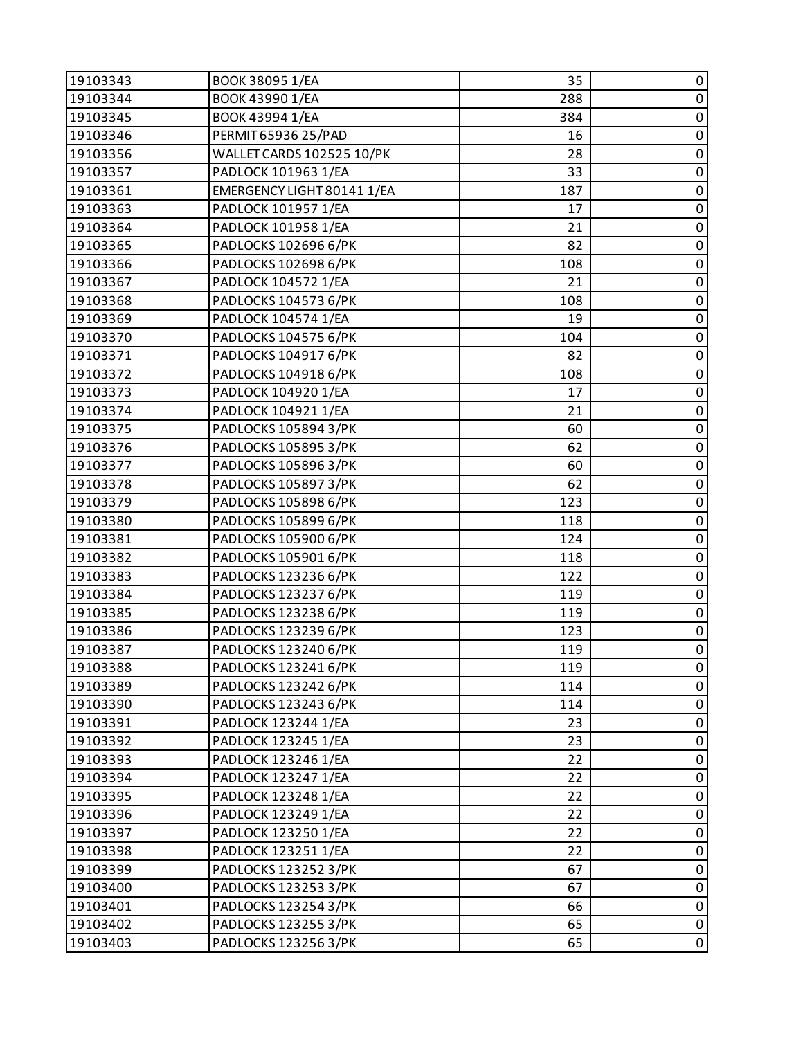| 19103343 | BOOK 38095 1/EA | 35 | 0 |
|---|---|---|---|
| 19103344 | BOOK 43990 1/EA | 288 | 0 |
| 19103345 | BOOK 43994 1/EA | 384 | 0 |
| 19103346 | PERMIT 65936 25/PAD | 16 | 0 |
| 19103356 | WALLET CARDS 102525 10/PK | 28 | 0 |
| 19103357 | PADLOCK 101963 1/EA | 33 | 0 |
| 19103361 | EMERGENCY LIGHT 80141 1/EA | 187 | 0 |
| 19103363 | PADLOCK 101957 1/EA | 17 | 0 |
| 19103364 | PADLOCK 101958 1/EA | 21 | 0 |
| 19103365 | PADLOCKS 102696 6/PK | 82 | 0 |
| 19103366 | PADLOCKS 102698 6/PK | 108 | 0 |
| 19103367 | PADLOCK 104572 1/EA | 21 | 0 |
| 19103368 | PADLOCKS 104573 6/PK | 108 | 0 |
| 19103369 | PADLOCK 104574 1/EA | 19 | 0 |
| 19103370 | PADLOCKS 104575 6/PK | 104 | 0 |
| 19103371 | PADLOCKS 104917 6/PK | 82 | 0 |
| 19103372 | PADLOCKS 104918 6/PK | 108 | 0 |
| 19103373 | PADLOCK 104920 1/EA | 17 | 0 |
| 19103374 | PADLOCK 104921 1/EA | 21 | 0 |
| 19103375 | PADLOCKS 105894 3/PK | 60 | 0 |
| 19103376 | PADLOCKS 105895 3/PK | 62 | 0 |
| 19103377 | PADLOCKS 105896 3/PK | 60 | 0 |
| 19103378 | PADLOCKS 105897 3/PK | 62 | 0 |
| 19103379 | PADLOCKS 105898 6/PK | 123 | 0 |
| 19103380 | PADLOCKS 105899 6/PK | 118 | 0 |
| 19103381 | PADLOCKS 105900 6/PK | 124 | 0 |
| 19103382 | PADLOCKS 105901 6/PK | 118 | 0 |
| 19103383 | PADLOCKS 123236 6/PK | 122 | 0 |
| 19103384 | PADLOCKS 123237 6/PK | 119 | 0 |
| 19103385 | PADLOCKS 123238 6/PK | 119 | 0 |
| 19103386 | PADLOCKS 123239 6/PK | 123 | 0 |
| 19103387 | PADLOCKS 123240 6/PK | 119 | 0 |
| 19103388 | PADLOCKS 123241 6/PK | 119 | 0 |
| 19103389 | PADLOCKS 123242 6/PK | 114 | 0 |
| 19103390 | PADLOCKS 123243 6/PK | 114 | 0 |
| 19103391 | PADLOCK 123244 1/EA | 23 | 0 |
| 19103392 | PADLOCK 123245 1/EA | 23 | 0 |
| 19103393 | PADLOCK 123246 1/EA | 22 | 0 |
| 19103394 | PADLOCK 123247 1/EA | 22 | 0 |
| 19103395 | PADLOCK 123248 1/EA | 22 | 0 |
| 19103396 | PADLOCK 123249 1/EA | 22 | 0 |
| 19103397 | PADLOCK 123250 1/EA | 22 | 0 |
| 19103398 | PADLOCK 123251 1/EA | 22 | 0 |
| 19103399 | PADLOCKS 123252 3/PK | 67 | 0 |
| 19103400 | PADLOCKS 123253 3/PK | 67 | 0 |
| 19103401 | PADLOCKS 123254 3/PK | 66 | 0 |
| 19103402 | PADLOCKS 123255 3/PK | 65 | 0 |
| 19103403 | PADLOCKS 123256 3/PK | 65 | 0 |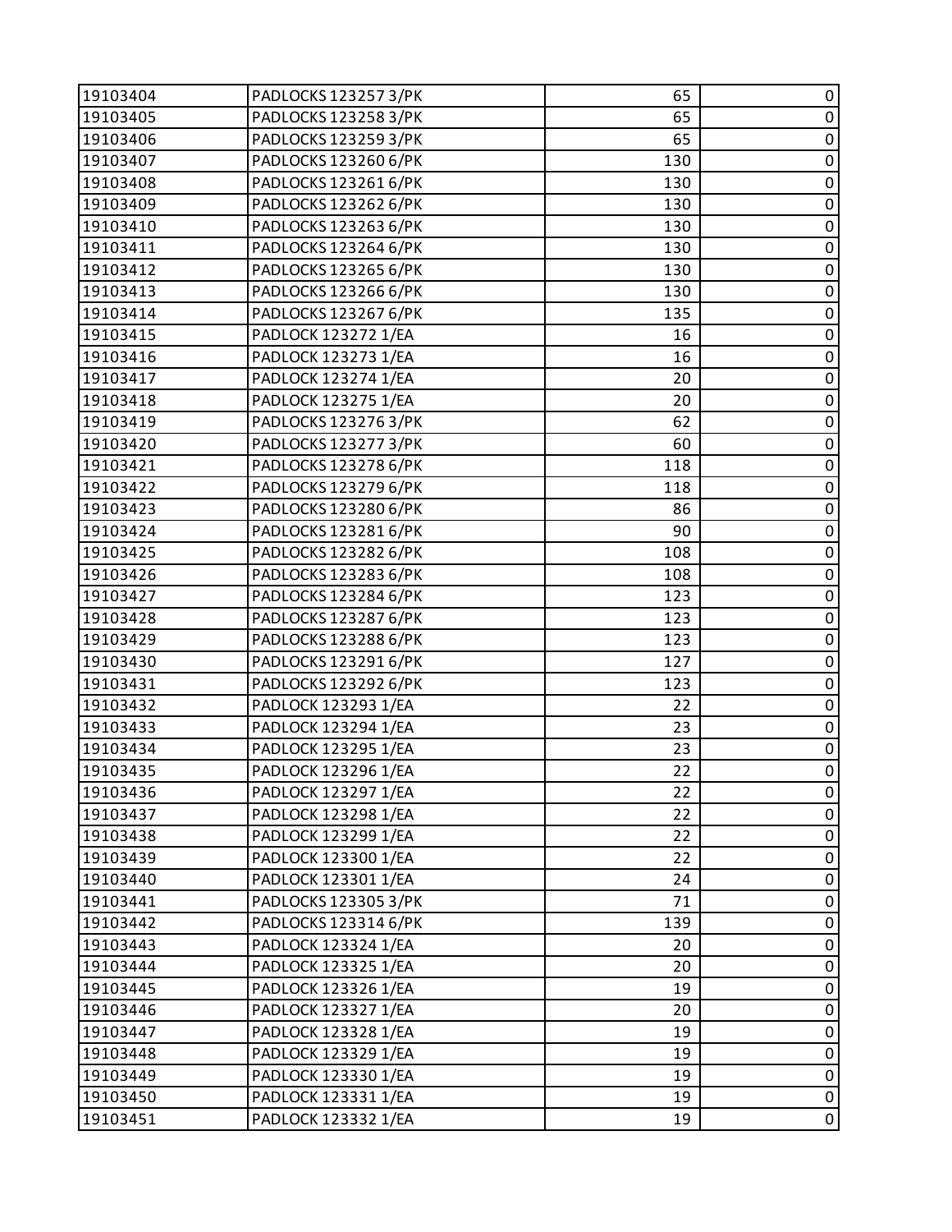| | | | |
|---|---|---|---|
| 19103404 | PADLOCKS 123257 3/PK | 65 | 0 |
| 19103405 | PADLOCKS 123258 3/PK | 65 | 0 |
| 19103406 | PADLOCKS 123259 3/PK | 65 | 0 |
| 19103407 | PADLOCKS 123260 6/PK | 130 | 0 |
| 19103408 | PADLOCKS 123261 6/PK | 130 | 0 |
| 19103409 | PADLOCKS 123262 6/PK | 130 | 0 |
| 19103410 | PADLOCKS 123263 6/PK | 130 | 0 |
| 19103411 | PADLOCKS 123264 6/PK | 130 | 0 |
| 19103412 | PADLOCKS 123265 6/PK | 130 | 0 |
| 19103413 | PADLOCKS 123266 6/PK | 130 | 0 |
| 19103414 | PADLOCKS 123267 6/PK | 135 | 0 |
| 19103415 | PADLOCK 123272 1/EA | 16 | 0 |
| 19103416 | PADLOCK 123273 1/EA | 16 | 0 |
| 19103417 | PADLOCK 123274 1/EA | 20 | 0 |
| 19103418 | PADLOCK 123275 1/EA | 20 | 0 |
| 19103419 | PADLOCKS 123276 3/PK | 62 | 0 |
| 19103420 | PADLOCKS 123277 3/PK | 60 | 0 |
| 19103421 | PADLOCKS 123278 6/PK | 118 | 0 |
| 19103422 | PADLOCKS 123279 6/PK | 118 | 0 |
| 19103423 | PADLOCKS 123280 6/PK | 86 | 0 |
| 19103424 | PADLOCKS 123281 6/PK | 90 | 0 |
| 19103425 | PADLOCKS 123282 6/PK | 108 | 0 |
| 19103426 | PADLOCKS 123283 6/PK | 108 | 0 |
| 19103427 | PADLOCKS 123284 6/PK | 123 | 0 |
| 19103428 | PADLOCKS 123287 6/PK | 123 | 0 |
| 19103429 | PADLOCKS 123288 6/PK | 123 | 0 |
| 19103430 | PADLOCKS 123291 6/PK | 127 | 0 |
| 19103431 | PADLOCKS 123292 6/PK | 123 | 0 |
| 19103432 | PADLOCK 123293 1/EA | 22 | 0 |
| 19103433 | PADLOCK 123294 1/EA | 23 | 0 |
| 19103434 | PADLOCK 123295 1/EA | 23 | 0 |
| 19103435 | PADLOCK 123296 1/EA | 22 | 0 |
| 19103436 | PADLOCK 123297 1/EA | 22 | 0 |
| 19103437 | PADLOCK 123298 1/EA | 22 | 0 |
| 19103438 | PADLOCK 123299 1/EA | 22 | 0 |
| 19103439 | PADLOCK 123300 1/EA | 22 | 0 |
| 19103440 | PADLOCK 123301 1/EA | 24 | 0 |
| 19103441 | PADLOCKS 123305 3/PK | 71 | 0 |
| 19103442 | PADLOCKS 123314 6/PK | 139 | 0 |
| 19103443 | PADLOCK 123324 1/EA | 20 | 0 |
| 19103444 | PADLOCK 123325 1/EA | 20 | 0 |
| 19103445 | PADLOCK 123326 1/EA | 19 | 0 |
| 19103446 | PADLOCK 123327 1/EA | 20 | 0 |
| 19103447 | PADLOCK 123328 1/EA | 19 | 0 |
| 19103448 | PADLOCK 123329 1/EA | 19 | 0 |
| 19103449 | PADLOCK 123330 1/EA | 19 | 0 |
| 19103450 | PADLOCK 123331 1/EA | 19 | 0 |
| 19103451 | PADLOCK 123332 1/EA | 19 | 0 |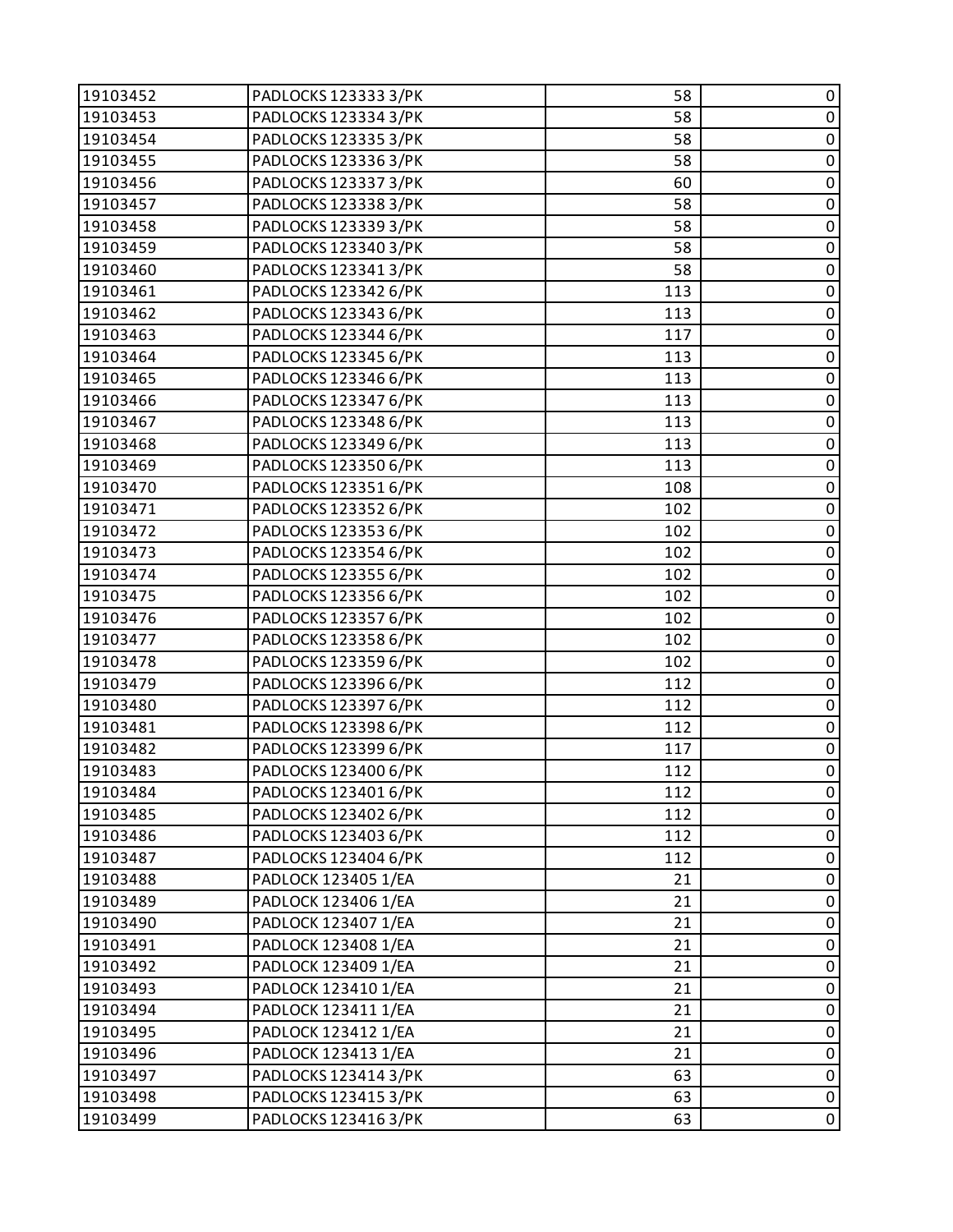| | | | |
|---|---|---|---|
| 19103452 | PADLOCKS 123333 3/PK | 58 | 0 |
| 19103453 | PADLOCKS 123334 3/PK | 58 | 0 |
| 19103454 | PADLOCKS 123335 3/PK | 58 | 0 |
| 19103455 | PADLOCKS 123336 3/PK | 58 | 0 |
| 19103456 | PADLOCKS 123337 3/PK | 60 | 0 |
| 19103457 | PADLOCKS 123338 3/PK | 58 | 0 |
| 19103458 | PADLOCKS 123339 3/PK | 58 | 0 |
| 19103459 | PADLOCKS 123340 3/PK | 58 | 0 |
| 19103460 | PADLOCKS 123341 3/PK | 58 | 0 |
| 19103461 | PADLOCKS 123342 6/PK | 113 | 0 |
| 19103462 | PADLOCKS 123343 6/PK | 113 | 0 |
| 19103463 | PADLOCKS 123344 6/PK | 117 | 0 |
| 19103464 | PADLOCKS 123345 6/PK | 113 | 0 |
| 19103465 | PADLOCKS 123346 6/PK | 113 | 0 |
| 19103466 | PADLOCKS 123347 6/PK | 113 | 0 |
| 19103467 | PADLOCKS 123348 6/PK | 113 | 0 |
| 19103468 | PADLOCKS 123349 6/PK | 113 | 0 |
| 19103469 | PADLOCKS 123350 6/PK | 113 | 0 |
| 19103470 | PADLOCKS 123351 6/PK | 108 | 0 |
| 19103471 | PADLOCKS 123352 6/PK | 102 | 0 |
| 19103472 | PADLOCKS 123353 6/PK | 102 | 0 |
| 19103473 | PADLOCKS 123354 6/PK | 102 | 0 |
| 19103474 | PADLOCKS 123355 6/PK | 102 | 0 |
| 19103475 | PADLOCKS 123356 6/PK | 102 | 0 |
| 19103476 | PADLOCKS 123357 6/PK | 102 | 0 |
| 19103477 | PADLOCKS 123358 6/PK | 102 | 0 |
| 19103478 | PADLOCKS 123359 6/PK | 102 | 0 |
| 19103479 | PADLOCKS 123396 6/PK | 112 | 0 |
| 19103480 | PADLOCKS 123397 6/PK | 112 | 0 |
| 19103481 | PADLOCKS 123398 6/PK | 112 | 0 |
| 19103482 | PADLOCKS 123399 6/PK | 117 | 0 |
| 19103483 | PADLOCKS 123400 6/PK | 112 | 0 |
| 19103484 | PADLOCKS 123401 6/PK | 112 | 0 |
| 19103485 | PADLOCKS 123402 6/PK | 112 | 0 |
| 19103486 | PADLOCKS 123403 6/PK | 112 | 0 |
| 19103487 | PADLOCKS 123404 6/PK | 112 | 0 |
| 19103488 | PADLOCK 123405 1/EA | 21 | 0 |
| 19103489 | PADLOCK 123406 1/EA | 21 | 0 |
| 19103490 | PADLOCK 123407 1/EA | 21 | 0 |
| 19103491 | PADLOCK 123408 1/EA | 21 | 0 |
| 19103492 | PADLOCK 123409 1/EA | 21 | 0 |
| 19103493 | PADLOCK 123410 1/EA | 21 | 0 |
| 19103494 | PADLOCK 123411 1/EA | 21 | 0 |
| 19103495 | PADLOCK 123412 1/EA | 21 | 0 |
| 19103496 | PADLOCK 123413 1/EA | 21 | 0 |
| 19103497 | PADLOCKS 123414 3/PK | 63 | 0 |
| 19103498 | PADLOCKS 123415 3/PK | 63 | 0 |
| 19103499 | PADLOCKS 123416 3/PK | 63 | 0 |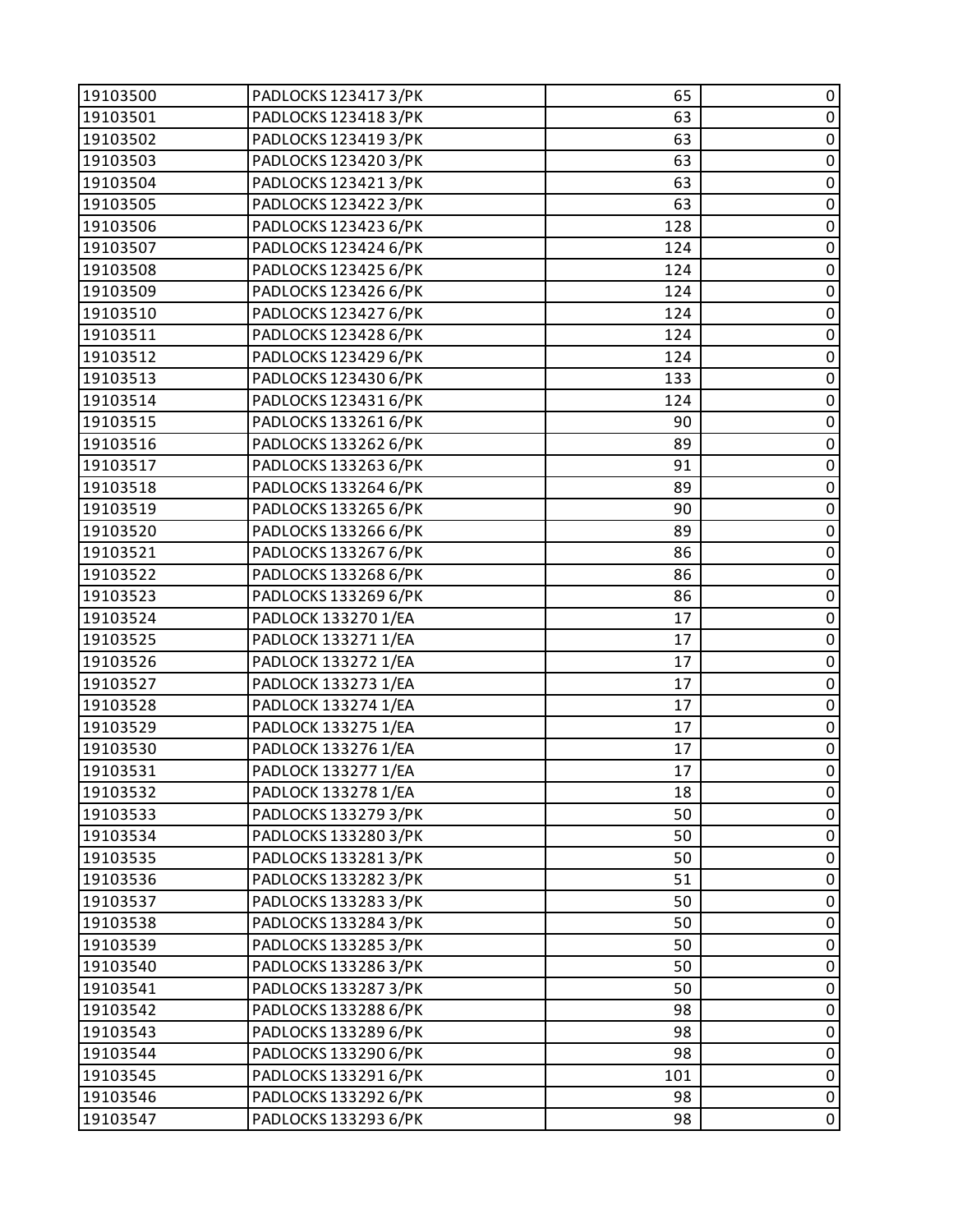| | | | |
|---|---|---|---|
| 19103500 | PADLOCKS 123417 3/PK | 65 | 0 |
| 19103501 | PADLOCKS 123418 3/PK | 63 | 0 |
| 19103502 | PADLOCKS 123419 3/PK | 63 | 0 |
| 19103503 | PADLOCKS 123420 3/PK | 63 | 0 |
| 19103504 | PADLOCKS 123421 3/PK | 63 | 0 |
| 19103505 | PADLOCKS 123422 3/PK | 63 | 0 |
| 19103506 | PADLOCKS 123423 6/PK | 128 | 0 |
| 19103507 | PADLOCKS 123424 6/PK | 124 | 0 |
| 19103508 | PADLOCKS 123425 6/PK | 124 | 0 |
| 19103509 | PADLOCKS 123426 6/PK | 124 | 0 |
| 19103510 | PADLOCKS 123427 6/PK | 124 | 0 |
| 19103511 | PADLOCKS 123428 6/PK | 124 | 0 |
| 19103512 | PADLOCKS 123429 6/PK | 124 | 0 |
| 19103513 | PADLOCKS 123430 6/PK | 133 | 0 |
| 19103514 | PADLOCKS 123431 6/PK | 124 | 0 |
| 19103515 | PADLOCKS 133261 6/PK | 90 | 0 |
| 19103516 | PADLOCKS 133262 6/PK | 89 | 0 |
| 19103517 | PADLOCKS 133263 6/PK | 91 | 0 |
| 19103518 | PADLOCKS 133264 6/PK | 89 | 0 |
| 19103519 | PADLOCKS 133265 6/PK | 90 | 0 |
| 19103520 | PADLOCKS 133266 6/PK | 89 | 0 |
| 19103521 | PADLOCKS 133267 6/PK | 86 | 0 |
| 19103522 | PADLOCKS 133268 6/PK | 86 | 0 |
| 19103523 | PADLOCKS 133269 6/PK | 86 | 0 |
| 19103524 | PADLOCK 133270 1/EA | 17 | 0 |
| 19103525 | PADLOCK 133271 1/EA | 17 | 0 |
| 19103526 | PADLOCK 133272 1/EA | 17 | 0 |
| 19103527 | PADLOCK 133273 1/EA | 17 | 0 |
| 19103528 | PADLOCK 133274 1/EA | 17 | 0 |
| 19103529 | PADLOCK 133275 1/EA | 17 | 0 |
| 19103530 | PADLOCK 133276 1/EA | 17 | 0 |
| 19103531 | PADLOCK 133277 1/EA | 17 | 0 |
| 19103532 | PADLOCK 133278 1/EA | 18 | 0 |
| 19103533 | PADLOCKS 133279 3/PK | 50 | 0 |
| 19103534 | PADLOCKS 133280 3/PK | 50 | 0 |
| 19103535 | PADLOCKS 133281 3/PK | 50 | 0 |
| 19103536 | PADLOCKS 133282 3/PK | 51 | 0 |
| 19103537 | PADLOCKS 133283 3/PK | 50 | 0 |
| 19103538 | PADLOCKS 133284 3/PK | 50 | 0 |
| 19103539 | PADLOCKS 133285 3/PK | 50 | 0 |
| 19103540 | PADLOCKS 133286 3/PK | 50 | 0 |
| 19103541 | PADLOCKS 133287 3/PK | 50 | 0 |
| 19103542 | PADLOCKS 133288 6/PK | 98 | 0 |
| 19103543 | PADLOCKS 133289 6/PK | 98 | 0 |
| 19103544 | PADLOCKS 133290 6/PK | 98 | 0 |
| 19103545 | PADLOCKS 133291 6/PK | 101 | 0 |
| 19103546 | PADLOCKS 133292 6/PK | 98 | 0 |
| 19103547 | PADLOCKS 133293 6/PK | 98 | 0 |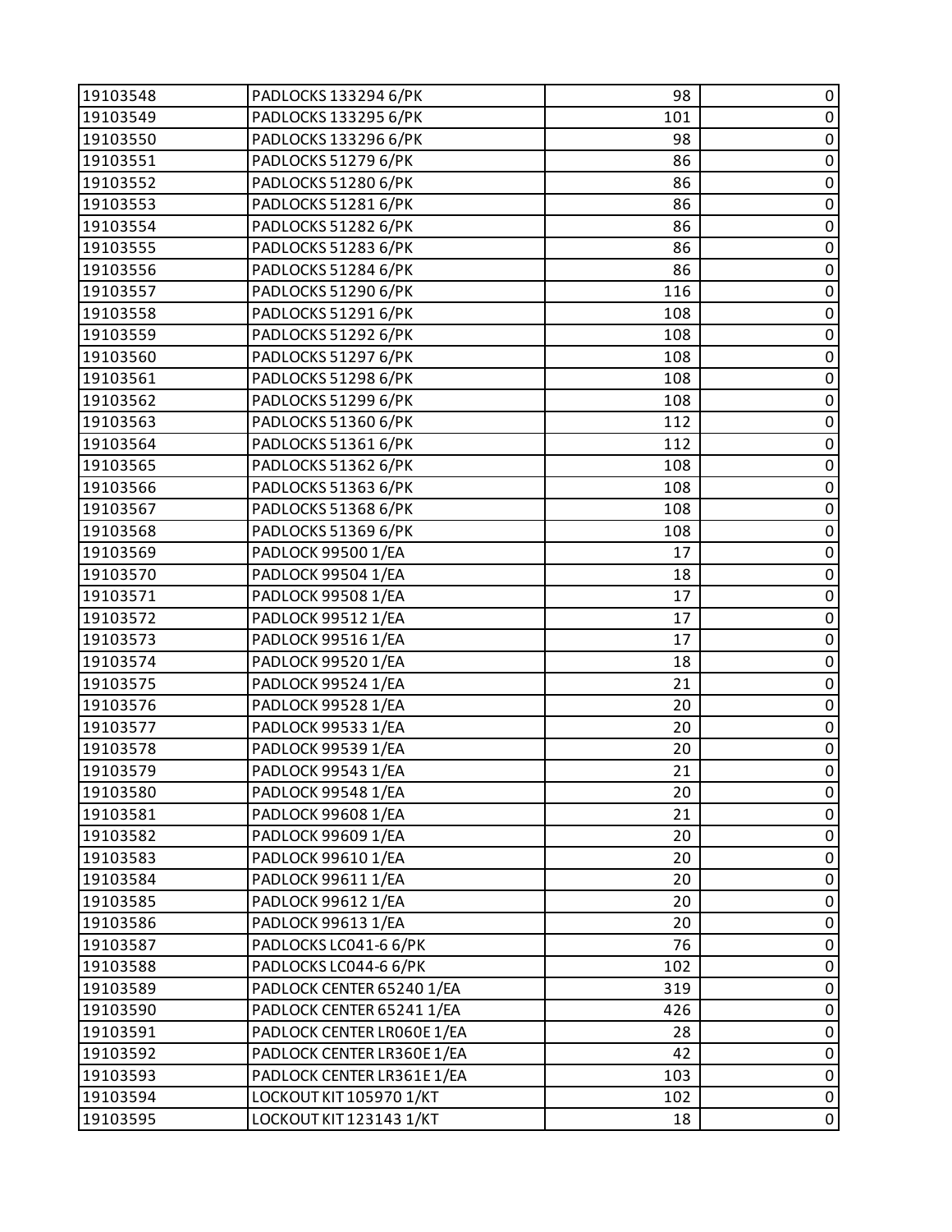| | | | |
|---|---|---|---|
| 19103548 | PADLOCKS 133294 6/PK | 98 | 0 |
| 19103549 | PADLOCKS 133295 6/PK | 101 | 0 |
| 19103550 | PADLOCKS 133296 6/PK | 98 | 0 |
| 19103551 | PADLOCKS 51279 6/PK | 86 | 0 |
| 19103552 | PADLOCKS 51280 6/PK | 86 | 0 |
| 19103553 | PADLOCKS 51281 6/PK | 86 | 0 |
| 19103554 | PADLOCKS 51282 6/PK | 86 | 0 |
| 19103555 | PADLOCKS 51283 6/PK | 86 | 0 |
| 19103556 | PADLOCKS 51284 6/PK | 86 | 0 |
| 19103557 | PADLOCKS 51290 6/PK | 116 | 0 |
| 19103558 | PADLOCKS 51291 6/PK | 108 | 0 |
| 19103559 | PADLOCKS 51292 6/PK | 108 | 0 |
| 19103560 | PADLOCKS 51297 6/PK | 108 | 0 |
| 19103561 | PADLOCKS 51298 6/PK | 108 | 0 |
| 19103562 | PADLOCKS 51299 6/PK | 108 | 0 |
| 19103563 | PADLOCKS 51360 6/PK | 112 | 0 |
| 19103564 | PADLOCKS 51361 6/PK | 112 | 0 |
| 19103565 | PADLOCKS 51362 6/PK | 108 | 0 |
| 19103566 | PADLOCKS 51363 6/PK | 108 | 0 |
| 19103567 | PADLOCKS 51368 6/PK | 108 | 0 |
| 19103568 | PADLOCKS 51369 6/PK | 108 | 0 |
| 19103569 | PADLOCK 99500 1/EA | 17 | 0 |
| 19103570 | PADLOCK 99504 1/EA | 18 | 0 |
| 19103571 | PADLOCK 99508 1/EA | 17 | 0 |
| 19103572 | PADLOCK 99512 1/EA | 17 | 0 |
| 19103573 | PADLOCK 99516 1/EA | 17 | 0 |
| 19103574 | PADLOCK 99520 1/EA | 18 | 0 |
| 19103575 | PADLOCK 99524 1/EA | 21 | 0 |
| 19103576 | PADLOCK 99528 1/EA | 20 | 0 |
| 19103577 | PADLOCK 99533 1/EA | 20 | 0 |
| 19103578 | PADLOCK 99539 1/EA | 20 | 0 |
| 19103579 | PADLOCK 99543 1/EA | 21 | 0 |
| 19103580 | PADLOCK 99548 1/EA | 20 | 0 |
| 19103581 | PADLOCK 99608 1/EA | 21 | 0 |
| 19103582 | PADLOCK 99609 1/EA | 20 | 0 |
| 19103583 | PADLOCK 99610 1/EA | 20 | 0 |
| 19103584 | PADLOCK 99611 1/EA | 20 | 0 |
| 19103585 | PADLOCK 99612 1/EA | 20 | 0 |
| 19103586 | PADLOCK 99613 1/EA | 20 | 0 |
| 19103587 | PADLOCKS LC041-6 6/PK | 76 | 0 |
| 19103588 | PADLOCKS LC044-6 6/PK | 102 | 0 |
| 19103589 | PADLOCK CENTER 65240 1/EA | 319 | 0 |
| 19103590 | PADLOCK CENTER 65241 1/EA | 426 | 0 |
| 19103591 | PADLOCK CENTER LR060E 1/EA | 28 | 0 |
| 19103592 | PADLOCK CENTER LR360E 1/EA | 42 | 0 |
| 19103593 | PADLOCK CENTER LR361E 1/EA | 103 | 0 |
| 19103594 | LOCKOUT KIT 105970 1/KT | 102 | 0 |
| 19103595 | LOCKOUT KIT 123143 1/KT | 18 | 0 |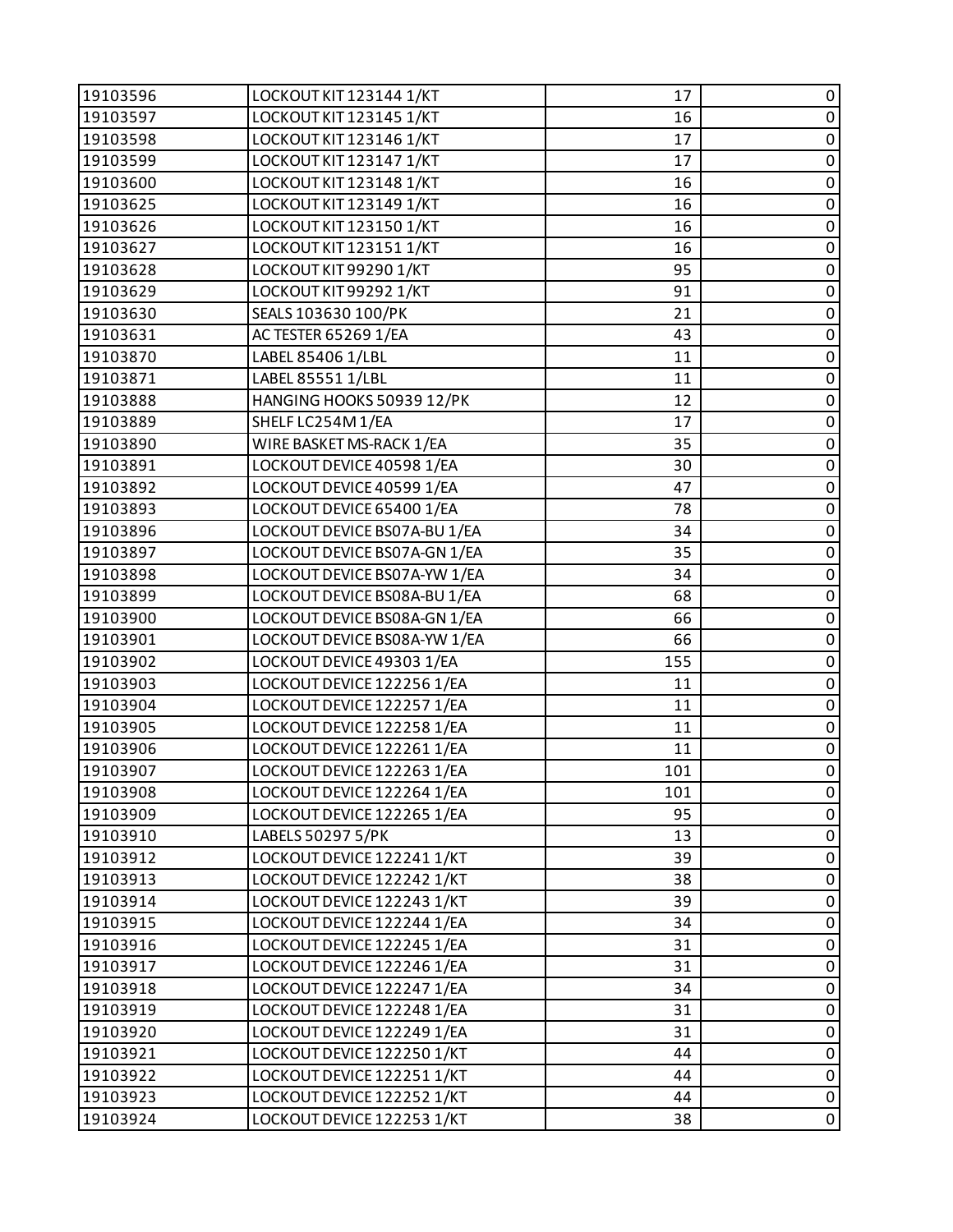| 19103596 | LOCKOUT KIT 123144 1/KT | 17 | 0 |
|---|---|---|---|
| 19103597 | LOCKOUT KIT 123145 1/KT | 16 | 0 |
| 19103598 | LOCKOUT KIT 123146 1/KT | 17 | 0 |
| 19103599 | LOCKOUT KIT 123147 1/KT | 17 | 0 |
| 19103600 | LOCKOUT KIT 123148 1/KT | 16 | 0 |
| 19103625 | LOCKOUT KIT 123149 1/KT | 16 | 0 |
| 19103626 | LOCKOUT KIT 123150 1/KT | 16 | 0 |
| 19103627 | LOCKOUT KIT 123151 1/KT | 16 | 0 |
| 19103628 | LOCKOUT KIT 99290 1/KT | 95 | 0 |
| 19103629 | LOCKOUT KIT 99292 1/KT | 91 | 0 |
| 19103630 | SEALS 103630 100/PK | 21 | 0 |
| 19103631 | AC TESTER 65269 1/EA | 43 | 0 |
| 19103870 | LABEL 85406 1/LBL | 11 | 0 |
| 19103871 | LABEL 85551 1/LBL | 11 | 0 |
| 19103888 | HANGING HOOKS 50939 12/PK | 12 | 0 |
| 19103889 | SHELF LC254M 1/EA | 17 | 0 |
| 19103890 | WIRE BASKET MS-RACK 1/EA | 35 | 0 |
| 19103891 | LOCKOUT DEVICE 40598 1/EA | 30 | 0 |
| 19103892 | LOCKOUT DEVICE 40599 1/EA | 47 | 0 |
| 19103893 | LOCKOUT DEVICE 65400 1/EA | 78 | 0 |
| 19103896 | LOCKOUT DEVICE BS07A-BU 1/EA | 34 | 0 |
| 19103897 | LOCKOUT DEVICE BS07A-GN 1/EA | 35 | 0 |
| 19103898 | LOCKOUT DEVICE BS07A-YW 1/EA | 34 | 0 |
| 19103899 | LOCKOUT DEVICE BS08A-BU 1/EA | 68 | 0 |
| 19103900 | LOCKOUT DEVICE BS08A-GN 1/EA | 66 | 0 |
| 19103901 | LOCKOUT DEVICE BS08A-YW 1/EA | 66 | 0 |
| 19103902 | LOCKOUT DEVICE 49303 1/EA | 155 | 0 |
| 19103903 | LOCKOUT DEVICE 122256 1/EA | 11 | 0 |
| 19103904 | LOCKOUT DEVICE 122257 1/EA | 11 | 0 |
| 19103905 | LOCKOUT DEVICE 122258 1/EA | 11 | 0 |
| 19103906 | LOCKOUT DEVICE 122261 1/EA | 11 | 0 |
| 19103907 | LOCKOUT DEVICE 122263 1/EA | 101 | 0 |
| 19103908 | LOCKOUT DEVICE 122264 1/EA | 101 | 0 |
| 19103909 | LOCKOUT DEVICE 122265 1/EA | 95 | 0 |
| 19103910 | LABELS 50297 5/PK | 13 | 0 |
| 19103912 | LOCKOUT DEVICE 122241 1/KT | 39 | 0 |
| 19103913 | LOCKOUT DEVICE 122242 1/KT | 38 | 0 |
| 19103914 | LOCKOUT DEVICE 122243 1/KT | 39 | 0 |
| 19103915 | LOCKOUT DEVICE 122244 1/EA | 34 | 0 |
| 19103916 | LOCKOUT DEVICE 122245 1/EA | 31 | 0 |
| 19103917 | LOCKOUT DEVICE 122246 1/EA | 31 | 0 |
| 19103918 | LOCKOUT DEVICE 122247 1/EA | 34 | 0 |
| 19103919 | LOCKOUT DEVICE 122248 1/EA | 31 | 0 |
| 19103920 | LOCKOUT DEVICE 122249 1/EA | 31 | 0 |
| 19103921 | LOCKOUT DEVICE 122250 1/KT | 44 | 0 |
| 19103922 | LOCKOUT DEVICE 122251 1/KT | 44 | 0 |
| 19103923 | LOCKOUT DEVICE 122252 1/KT | 44 | 0 |
| 19103924 | LOCKOUT DEVICE 122253 1/KT | 38 | 0 |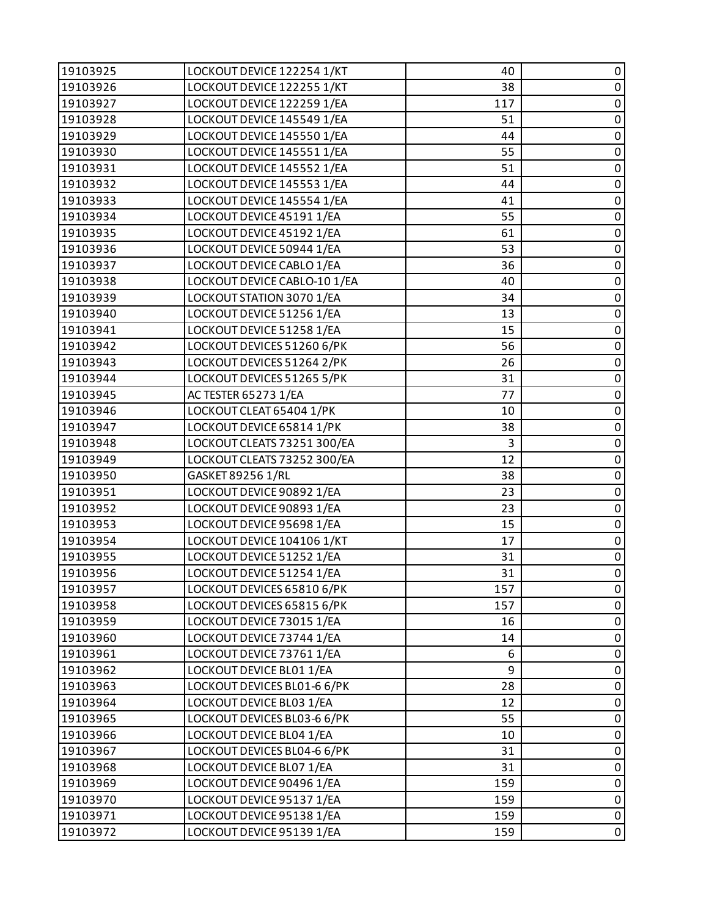| | | | |
|---|---|---|---|
| 19103925 | LOCKOUT DEVICE 122254 1/KT | 40 | 0 |
| 19103926 | LOCKOUT DEVICE 122255 1/KT | 38 | 0 |
| 19103927 | LOCKOUT DEVICE 122259 1/EA | 117 | 0 |
| 19103928 | LOCKOUT DEVICE 145549 1/EA | 51 | 0 |
| 19103929 | LOCKOUT DEVICE 145550 1/EA | 44 | 0 |
| 19103930 | LOCKOUT DEVICE 145551 1/EA | 55 | 0 |
| 19103931 | LOCKOUT DEVICE 145552 1/EA | 51 | 0 |
| 19103932 | LOCKOUT DEVICE 145553 1/EA | 44 | 0 |
| 19103933 | LOCKOUT DEVICE 145554 1/EA | 41 | 0 |
| 19103934 | LOCKOUT DEVICE 45191 1/EA | 55 | 0 |
| 19103935 | LOCKOUT DEVICE 45192 1/EA | 61 | 0 |
| 19103936 | LOCKOUT DEVICE 50944 1/EA | 53 | 0 |
| 19103937 | LOCKOUT DEVICE CABLO 1/EA | 36 | 0 |
| 19103938 | LOCKOUT DEVICE CABLO-10 1/EA | 40 | 0 |
| 19103939 | LOCKOUT STATION 3070 1/EA | 34 | 0 |
| 19103940 | LOCKOUT DEVICE 51256 1/EA | 13 | 0 |
| 19103941 | LOCKOUT DEVICE 51258 1/EA | 15 | 0 |
| 19103942 | LOCKOUT DEVICES 51260 6/PK | 56 | 0 |
| 19103943 | LOCKOUT DEVICES 51264 2/PK | 26 | 0 |
| 19103944 | LOCKOUT DEVICES 51265 5/PK | 31 | 0 |
| 19103945 | AC TESTER 65273 1/EA | 77 | 0 |
| 19103946 | LOCKOUT CLEAT 65404 1/PK | 10 | 0 |
| 19103947 | LOCKOUT DEVICE 65814 1/PK | 38 | 0 |
| 19103948 | LOCKOUT CLEATS 73251 300/EA | 3 | 0 |
| 19103949 | LOCKOUT CLEATS 73252 300/EA | 12 | 0 |
| 19103950 | GASKET 89256 1/RL | 38 | 0 |
| 19103951 | LOCKOUT DEVICE 90892 1/EA | 23 | 0 |
| 19103952 | LOCKOUT DEVICE 90893 1/EA | 23 | 0 |
| 19103953 | LOCKOUT DEVICE 95698 1/EA | 15 | 0 |
| 19103954 | LOCKOUT DEVICE 104106 1/KT | 17 | 0 |
| 19103955 | LOCKOUT DEVICE 51252 1/EA | 31 | 0 |
| 19103956 | LOCKOUT DEVICE 51254 1/EA | 31 | 0 |
| 19103957 | LOCKOUT DEVICES 65810 6/PK | 157 | 0 |
| 19103958 | LOCKOUT DEVICES 65815 6/PK | 157 | 0 |
| 19103959 | LOCKOUT DEVICE 73015 1/EA | 16 | 0 |
| 19103960 | LOCKOUT DEVICE 73744 1/EA | 14 | 0 |
| 19103961 | LOCKOUT DEVICE 73761 1/EA | 6 | 0 |
| 19103962 | LOCKOUT DEVICE BL01 1/EA | 9 | 0 |
| 19103963 | LOCKOUT DEVICES BL01-6 6/PK | 28 | 0 |
| 19103964 | LOCKOUT DEVICE BL03 1/EA | 12 | 0 |
| 19103965 | LOCKOUT DEVICES BL03-6 6/PK | 55 | 0 |
| 19103966 | LOCKOUT DEVICE BL04 1/EA | 10 | 0 |
| 19103967 | LOCKOUT DEVICES BL04-6 6/PK | 31 | 0 |
| 19103968 | LOCKOUT DEVICE BL07 1/EA | 31 | 0 |
| 19103969 | LOCKOUT DEVICE 90496 1/EA | 159 | 0 |
| 19103970 | LOCKOUT DEVICE 95137 1/EA | 159 | 0 |
| 19103971 | LOCKOUT DEVICE 95138 1/EA | 159 | 0 |
| 19103972 | LOCKOUT DEVICE 95139 1/EA | 159 | 0 |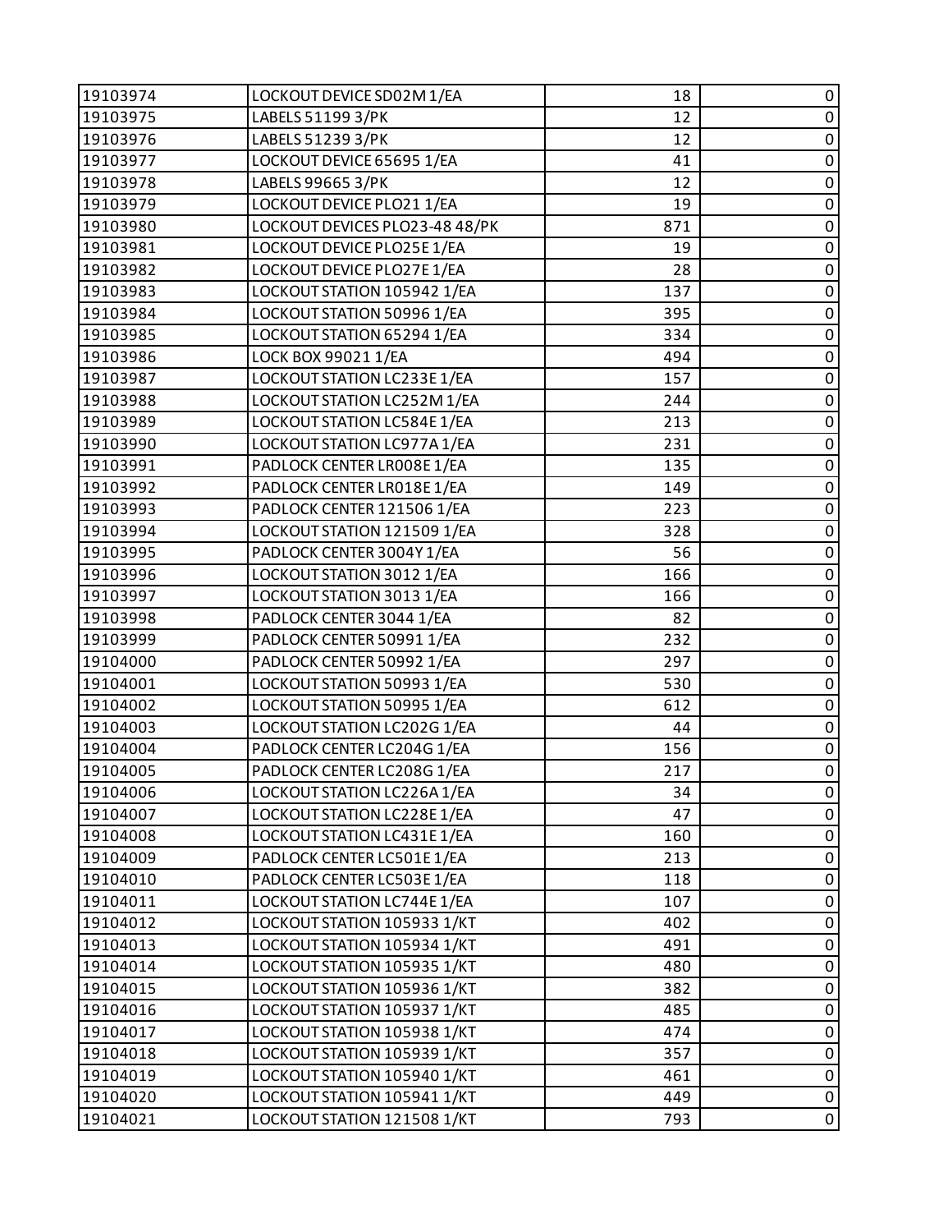| 19103974 | LOCKOUT DEVICE SD02M 1/EA | 18 | 0 |
|---|---|---|---|
| 19103975 | LABELS 51199 3/PK | 12 | 0 |
| 19103976 | LABELS 51239 3/PK | 12 | 0 |
| 19103977 | LOCKOUT DEVICE 65695 1/EA | 41 | 0 |
| 19103978 | LABELS 99665 3/PK | 12 | 0 |
| 19103979 | LOCKOUT DEVICE PLO21 1/EA | 19 | 0 |
| 19103980 | LOCKOUT DEVICES PLO23-48 48/PK | 871 | 0 |
| 19103981 | LOCKOUT DEVICE PLO25E 1/EA | 19 | 0 |
| 19103982 | LOCKOUT DEVICE PLO27E 1/EA | 28 | 0 |
| 19103983 | LOCKOUT STATION 105942 1/EA | 137 | 0 |
| 19103984 | LOCKOUT STATION 50996 1/EA | 395 | 0 |
| 19103985 | LOCKOUT STATION 65294 1/EA | 334 | 0 |
| 19103986 | LOCK BOX 99021 1/EA | 494 | 0 |
| 19103987 | LOCKOUT STATION LC233E 1/EA | 157 | 0 |
| 19103988 | LOCKOUT STATION LC252M 1/EA | 244 | 0 |
| 19103989 | LOCKOUT STATION LC584E 1/EA | 213 | 0 |
| 19103990 | LOCKOUT STATION LC977A 1/EA | 231 | 0 |
| 19103991 | PADLOCK CENTER LR008E 1/EA | 135 | 0 |
| 19103992 | PADLOCK CENTER LR018E 1/EA | 149 | 0 |
| 19103993 | PADLOCK CENTER 121506 1/EA | 223 | 0 |
| 19103994 | LOCKOUT STATION 121509 1/EA | 328 | 0 |
| 19103995 | PADLOCK CENTER 3004Y 1/EA | 56 | 0 |
| 19103996 | LOCKOUT STATION 3012 1/EA | 166 | 0 |
| 19103997 | LOCKOUT STATION 3013 1/EA | 166 | 0 |
| 19103998 | PADLOCK CENTER 3044 1/EA | 82 | 0 |
| 19103999 | PADLOCK CENTER 50991 1/EA | 232 | 0 |
| 19104000 | PADLOCK CENTER 50992 1/EA | 297 | 0 |
| 19104001 | LOCKOUT STATION 50993 1/EA | 530 | 0 |
| 19104002 | LOCKOUT STATION 50995 1/EA | 612 | 0 |
| 19104003 | LOCKOUT STATION LC202G 1/EA | 44 | 0 |
| 19104004 | PADLOCK CENTER LC204G 1/EA | 156 | 0 |
| 19104005 | PADLOCK CENTER LC208G 1/EA | 217 | 0 |
| 19104006 | LOCKOUT STATION LC226A 1/EA | 34 | 0 |
| 19104007 | LOCKOUT STATION LC228E 1/EA | 47 | 0 |
| 19104008 | LOCKOUT STATION LC431E 1/EA | 160 | 0 |
| 19104009 | PADLOCK CENTER LC501E 1/EA | 213 | 0 |
| 19104010 | PADLOCK CENTER LC503E 1/EA | 118 | 0 |
| 19104011 | LOCKOUT STATION LC744E 1/EA | 107 | 0 |
| 19104012 | LOCKOUT STATION 105933 1/KT | 402 | 0 |
| 19104013 | LOCKOUT STATION 105934 1/KT | 491 | 0 |
| 19104014 | LOCKOUT STATION 105935 1/KT | 480 | 0 |
| 19104015 | LOCKOUT STATION 105936 1/KT | 382 | 0 |
| 19104016 | LOCKOUT STATION 105937 1/KT | 485 | 0 |
| 19104017 | LOCKOUT STATION 105938 1/KT | 474 | 0 |
| 19104018 | LOCKOUT STATION 105939 1/KT | 357 | 0 |
| 19104019 | LOCKOUT STATION 105940 1/KT | 461 | 0 |
| 19104020 | LOCKOUT STATION 105941 1/KT | 449 | 0 |
| 19104021 | LOCKOUT STATION 121508 1/KT | 793 | 0 |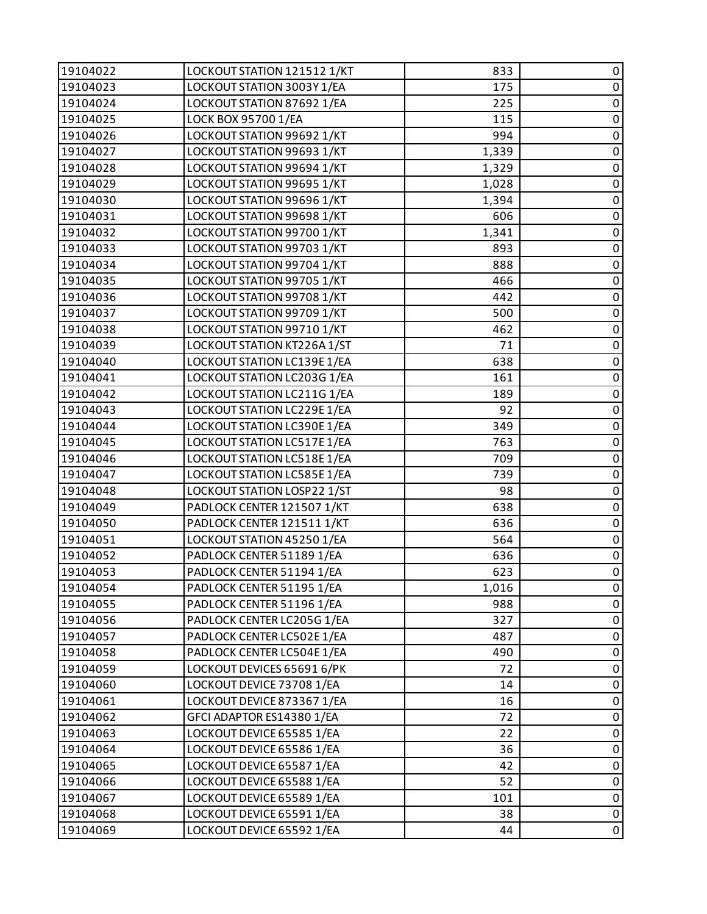| 19104022 | LOCKOUT STATION 121512 1/KT | 833 | 0 |
|---|---|---|---|
| 19104023 | LOCKOUT STATION 3003Y 1/EA | 175 | 0 |
| 19104024 | LOCKOUT STATION 87692 1/EA | 225 | 0 |
| 19104025 | LOCK BOX 95700 1/EA | 115 | 0 |
| 19104026 | LOCKOUT STATION 99692 1/KT | 994 | 0 |
| 19104027 | LOCKOUT STATION 99693 1/KT | 1,339 | 0 |
| 19104028 | LOCKOUT STATION 99694 1/KT | 1,329 | 0 |
| 19104029 | LOCKOUT STATION 99695 1/KT | 1,028 | 0 |
| 19104030 | LOCKOUT STATION 99696 1/KT | 1,394 | 0 |
| 19104031 | LOCKOUT STATION 99698 1/KT | 606 | 0 |
| 19104032 | LOCKOUT STATION 99700 1/KT | 1,341 | 0 |
| 19104033 | LOCKOUT STATION 99703 1/KT | 893 | 0 |
| 19104034 | LOCKOUT STATION 99704 1/KT | 888 | 0 |
| 19104035 | LOCKOUT STATION 99705 1/KT | 466 | 0 |
| 19104036 | LOCKOUT STATION 99708 1/KT | 442 | 0 |
| 19104037 | LOCKOUT STATION 99709 1/KT | 500 | 0 |
| 19104038 | LOCKOUT STATION 99710 1/KT | 462 | 0 |
| 19104039 | LOCKOUT STATION KT226A 1/ST | 71 | 0 |
| 19104040 | LOCKOUT STATION LC139E 1/EA | 638 | 0 |
| 19104041 | LOCKOUT STATION LC203G 1/EA | 161 | 0 |
| 19104042 | LOCKOUT STATION LC211G 1/EA | 189 | 0 |
| 19104043 | LOCKOUT STATION LC229E 1/EA | 92 | 0 |
| 19104044 | LOCKOUT STATION LC390E 1/EA | 349 | 0 |
| 19104045 | LOCKOUT STATION LC517E 1/EA | 763 | 0 |
| 19104046 | LOCKOUT STATION LC518E 1/EA | 709 | 0 |
| 19104047 | LOCKOUT STATION LC585E 1/EA | 739 | 0 |
| 19104048 | LOCKOUT STATION LOSP22 1/ST | 98 | 0 |
| 19104049 | PADLOCK CENTER 121507 1/KT | 638 | 0 |
| 19104050 | PADLOCK CENTER 121511 1/KT | 636 | 0 |
| 19104051 | LOCKOUT STATION 45250 1/EA | 564 | 0 |
| 19104052 | PADLOCK CENTER 51189 1/EA | 636 | 0 |
| 19104053 | PADLOCK CENTER 51194 1/EA | 623 | 0 |
| 19104054 | PADLOCK CENTER 51195 1/EA | 1,016 | 0 |
| 19104055 | PADLOCK CENTER 51196 1/EA | 988 | 0 |
| 19104056 | PADLOCK CENTER LC205G 1/EA | 327 | 0 |
| 19104057 | PADLOCK CENTER LC502E 1/EA | 487 | 0 |
| 19104058 | PADLOCK CENTER LC504E 1/EA | 490 | 0 |
| 19104059 | LOCKOUT DEVICES 65691 6/PK | 72 | 0 |
| 19104060 | LOCKOUT DEVICE 73708 1/EA | 14 | 0 |
| 19104061 | LOCKOUT DEVICE 873367 1/EA | 16 | 0 |
| 19104062 | GFCI ADAPTOR ES14380 1/EA | 72 | 0 |
| 19104063 | LOCKOUT DEVICE 65585 1/EA | 22 | 0 |
| 19104064 | LOCKOUT DEVICE 65586 1/EA | 36 | 0 |
| 19104065 | LOCKOUT DEVICE 65587 1/EA | 42 | 0 |
| 19104066 | LOCKOUT DEVICE 65588 1/EA | 52 | 0 |
| 19104067 | LOCKOUT DEVICE 65589 1/EA | 101 | 0 |
| 19104068 | LOCKOUT DEVICE 65591 1/EA | 38 | 0 |
| 19104069 | LOCKOUT DEVICE 65592 1/EA | 44 | 0 |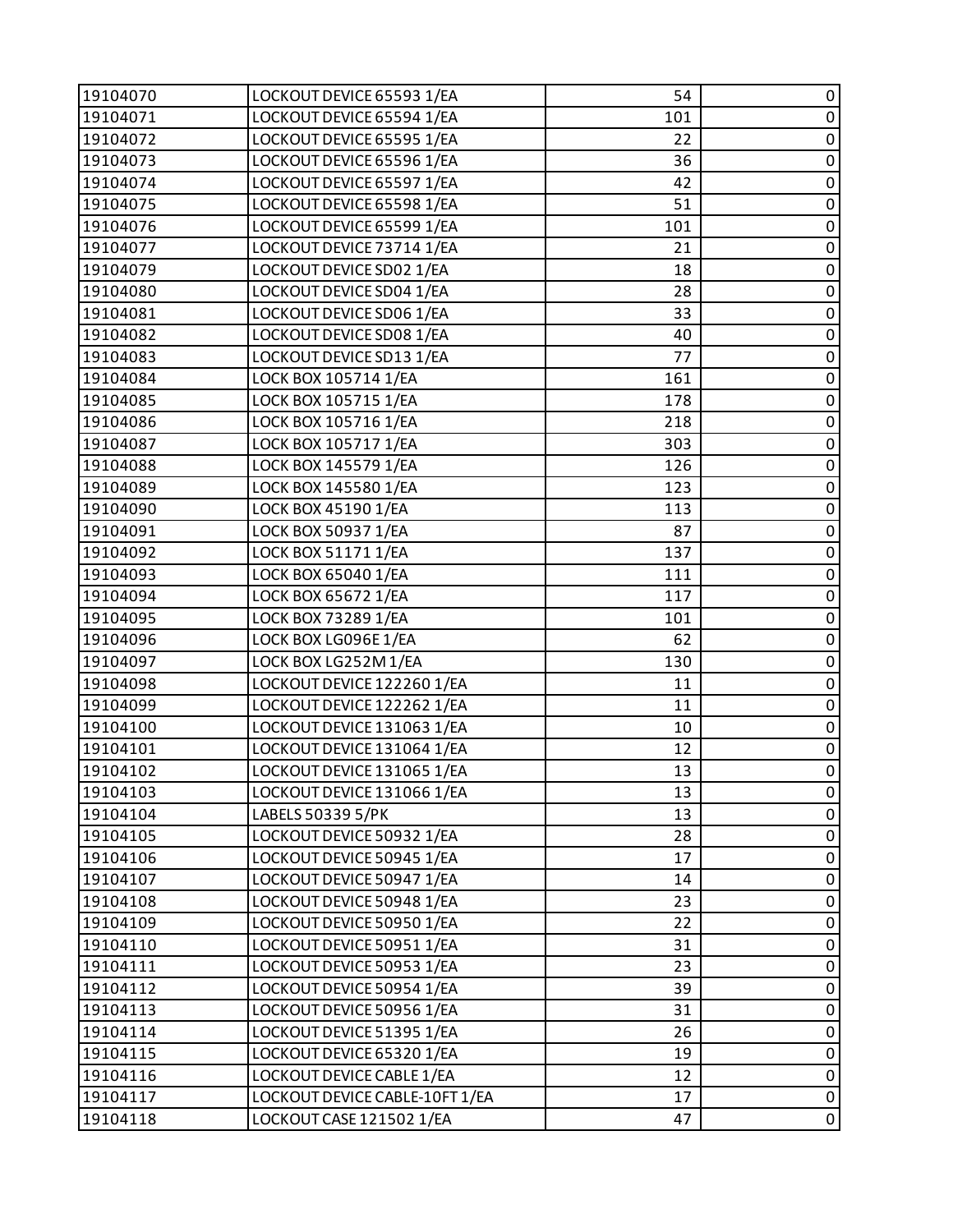| | | | |
|---|---|---|---|
| 19104070 | LOCKOUT DEVICE 65593 1/EA | 54 | 0 |
| 19104071 | LOCKOUT DEVICE 65594 1/EA | 101 | 0 |
| 19104072 | LOCKOUT DEVICE 65595 1/EA | 22 | 0 |
| 19104073 | LOCKOUT DEVICE 65596 1/EA | 36 | 0 |
| 19104074 | LOCKOUT DEVICE 65597 1/EA | 42 | 0 |
| 19104075 | LOCKOUT DEVICE 65598 1/EA | 51 | 0 |
| 19104076 | LOCKOUT DEVICE 65599 1/EA | 101 | 0 |
| 19104077 | LOCKOUT DEVICE 73714 1/EA | 21 | 0 |
| 19104079 | LOCKOUT DEVICE SD02 1/EA | 18 | 0 |
| 19104080 | LOCKOUT DEVICE SD04 1/EA | 28 | 0 |
| 19104081 | LOCKOUT DEVICE SD06 1/EA | 33 | 0 |
| 19104082 | LOCKOUT DEVICE SD08 1/EA | 40 | 0 |
| 19104083 | LOCKOUT DEVICE SD13 1/EA | 77 | 0 |
| 19104084 | LOCK BOX 105714 1/EA | 161 | 0 |
| 19104085 | LOCK BOX 105715 1/EA | 178 | 0 |
| 19104086 | LOCK BOX 105716 1/EA | 218 | 0 |
| 19104087 | LOCK BOX 105717 1/EA | 303 | 0 |
| 19104088 | LOCK BOX 145579 1/EA | 126 | 0 |
| 19104089 | LOCK BOX 145580 1/EA | 123 | 0 |
| 19104090 | LOCK BOX 45190 1/EA | 113 | 0 |
| 19104091 | LOCK BOX 50937 1/EA | 87 | 0 |
| 19104092 | LOCK BOX 51171 1/EA | 137 | 0 |
| 19104093 | LOCK BOX 65040 1/EA | 111 | 0 |
| 19104094 | LOCK BOX 65672 1/EA | 117 | 0 |
| 19104095 | LOCK BOX 73289 1/EA | 101 | 0 |
| 19104096 | LOCK BOX LG096E 1/EA | 62 | 0 |
| 19104097 | LOCK BOX LG252M 1/EA | 130 | 0 |
| 19104098 | LOCKOUT DEVICE 122260 1/EA | 11 | 0 |
| 19104099 | LOCKOUT DEVICE 122262 1/EA | 11 | 0 |
| 19104100 | LOCKOUT DEVICE 131063 1/EA | 10 | 0 |
| 19104101 | LOCKOUT DEVICE 131064 1/EA | 12 | 0 |
| 19104102 | LOCKOUT DEVICE 131065 1/EA | 13 | 0 |
| 19104103 | LOCKOUT DEVICE 131066 1/EA | 13 | 0 |
| 19104104 | LABELS 50339 5/PK | 13 | 0 |
| 19104105 | LOCKOUT DEVICE 50932 1/EA | 28 | 0 |
| 19104106 | LOCKOUT DEVICE 50945 1/EA | 17 | 0 |
| 19104107 | LOCKOUT DEVICE 50947 1/EA | 14 | 0 |
| 19104108 | LOCKOUT DEVICE 50948 1/EA | 23 | 0 |
| 19104109 | LOCKOUT DEVICE 50950 1/EA | 22 | 0 |
| 19104110 | LOCKOUT DEVICE 50951 1/EA | 31 | 0 |
| 19104111 | LOCKOUT DEVICE 50953 1/EA | 23 | 0 |
| 19104112 | LOCKOUT DEVICE 50954 1/EA | 39 | 0 |
| 19104113 | LOCKOUT DEVICE 50956 1/EA | 31 | 0 |
| 19104114 | LOCKOUT DEVICE 51395 1/EA | 26 | 0 |
| 19104115 | LOCKOUT DEVICE 65320 1/EA | 19 | 0 |
| 19104116 | LOCKOUT DEVICE CABLE 1/EA | 12 | 0 |
| 19104117 | LOCKOUT DEVICE CABLE-10FT 1/EA | 17 | 0 |
| 19104118 | LOCKOUT CASE 121502 1/EA | 47 | 0 |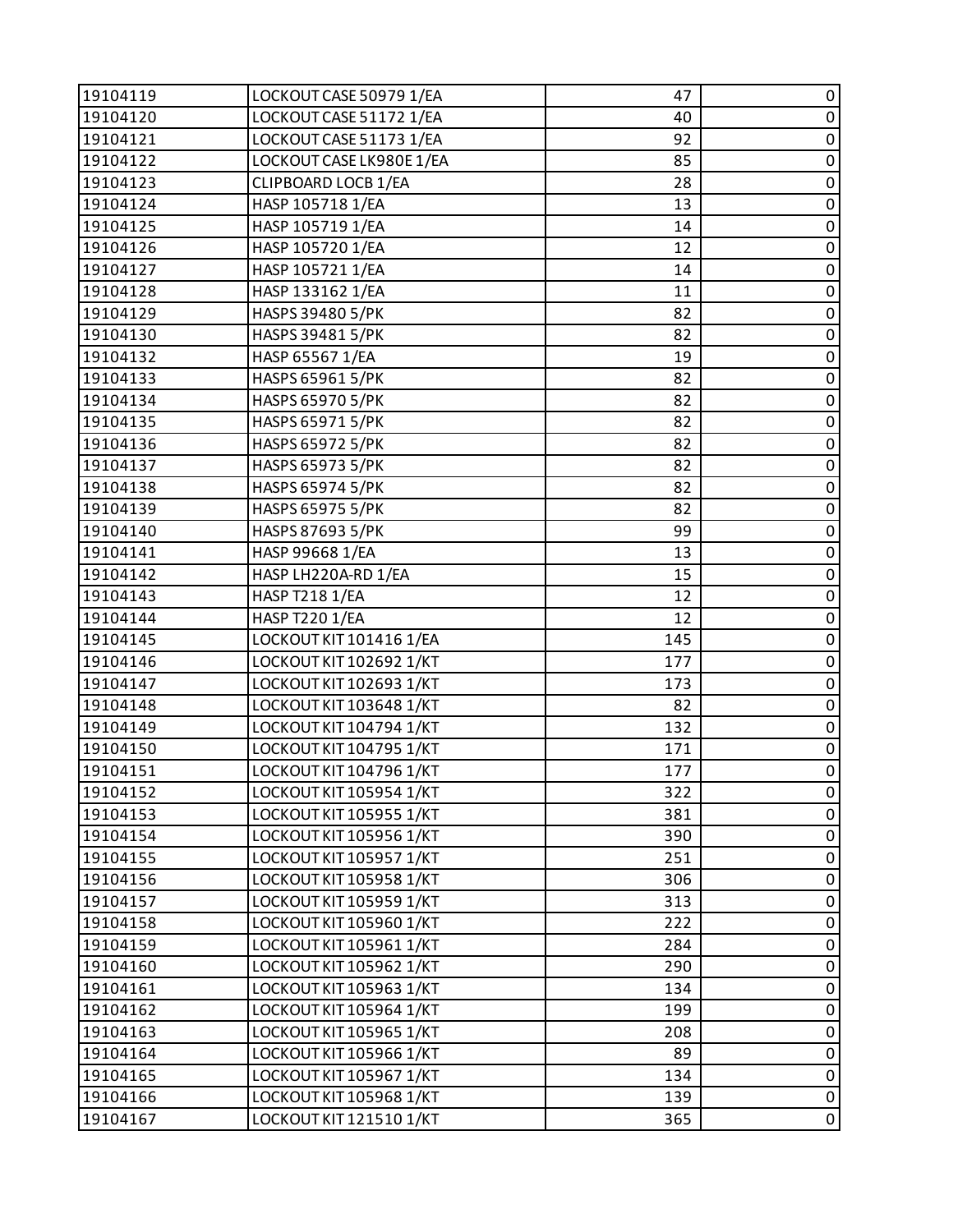| 19104119 | LOCKOUT CASE 50979 1/EA | 47 | 0 |
|---|---|---|---|
| 19104120 | LOCKOUT CASE 51172 1/EA | 40 | 0 |
| 19104121 | LOCKOUT CASE 51173 1/EA | 92 | 0 |
| 19104122 | LOCKOUT CASE LK980E 1/EA | 85 | 0 |
| 19104123 | CLIPBOARD LOCB 1/EA | 28 | 0 |
| 19104124 | HASP 105718 1/EA | 13 | 0 |
| 19104125 | HASP 105719 1/EA | 14 | 0 |
| 19104126 | HASP 105720 1/EA | 12 | 0 |
| 19104127 | HASP 105721 1/EA | 14 | 0 |
| 19104128 | HASP 133162 1/EA | 11 | 0 |
| 19104129 | HASPS 39480 5/PK | 82 | 0 |
| 19104130 | HASPS 39481 5/PK | 82 | 0 |
| 19104132 | HASP 65567 1/EA | 19 | 0 |
| 19104133 | HASPS 65961 5/PK | 82 | 0 |
| 19104134 | HASPS 65970 5/PK | 82 | 0 |
| 19104135 | HASPS 65971 5/PK | 82 | 0 |
| 19104136 | HASPS 65972 5/PK | 82 | 0 |
| 19104137 | HASPS 65973 5/PK | 82 | 0 |
| 19104138 | HASPS 65974 5/PK | 82 | 0 |
| 19104139 | HASPS 65975 5/PK | 82 | 0 |
| 19104140 | HASPS 87693 5/PK | 99 | 0 |
| 19104141 | HASP 99668 1/EA | 13 | 0 |
| 19104142 | HASP LH220A-RD 1/EA | 15 | 0 |
| 19104143 | HASP T218 1/EA | 12 | 0 |
| 19104144 | HASP T220 1/EA | 12 | 0 |
| 19104145 | LOCKOUT KIT 101416 1/EA | 145 | 0 |
| 19104146 | LOCKOUT KIT 102692 1/KT | 177 | 0 |
| 19104147 | LOCKOUT KIT 102693 1/KT | 173 | 0 |
| 19104148 | LOCKOUT KIT 103648 1/KT | 82 | 0 |
| 19104149 | LOCKOUT KIT 104794 1/KT | 132 | 0 |
| 19104150 | LOCKOUT KIT 104795 1/KT | 171 | 0 |
| 19104151 | LOCKOUT KIT 104796 1/KT | 177 | 0 |
| 19104152 | LOCKOUT KIT 105954 1/KT | 322 | 0 |
| 19104153 | LOCKOUT KIT 105955 1/KT | 381 | 0 |
| 19104154 | LOCKOUT KIT 105956 1/KT | 390 | 0 |
| 19104155 | LOCKOUT KIT 105957 1/KT | 251 | 0 |
| 19104156 | LOCKOUT KIT 105958 1/KT | 306 | 0 |
| 19104157 | LOCKOUT KIT 105959 1/KT | 313 | 0 |
| 19104158 | LOCKOUT KIT 105960 1/KT | 222 | 0 |
| 19104159 | LOCKOUT KIT 105961 1/KT | 284 | 0 |
| 19104160 | LOCKOUT KIT 105962 1/KT | 290 | 0 |
| 19104161 | LOCKOUT KIT 105963 1/KT | 134 | 0 |
| 19104162 | LOCKOUT KIT 105964 1/KT | 199 | 0 |
| 19104163 | LOCKOUT KIT 105965 1/KT | 208 | 0 |
| 19104164 | LOCKOUT KIT 105966 1/KT | 89 | 0 |
| 19104165 | LOCKOUT KIT 105967 1/KT | 134 | 0 |
| 19104166 | LOCKOUT KIT 105968 1/KT | 139 | 0 |
| 19104167 | LOCKOUT KIT 121510 1/KT | 365 | 0 |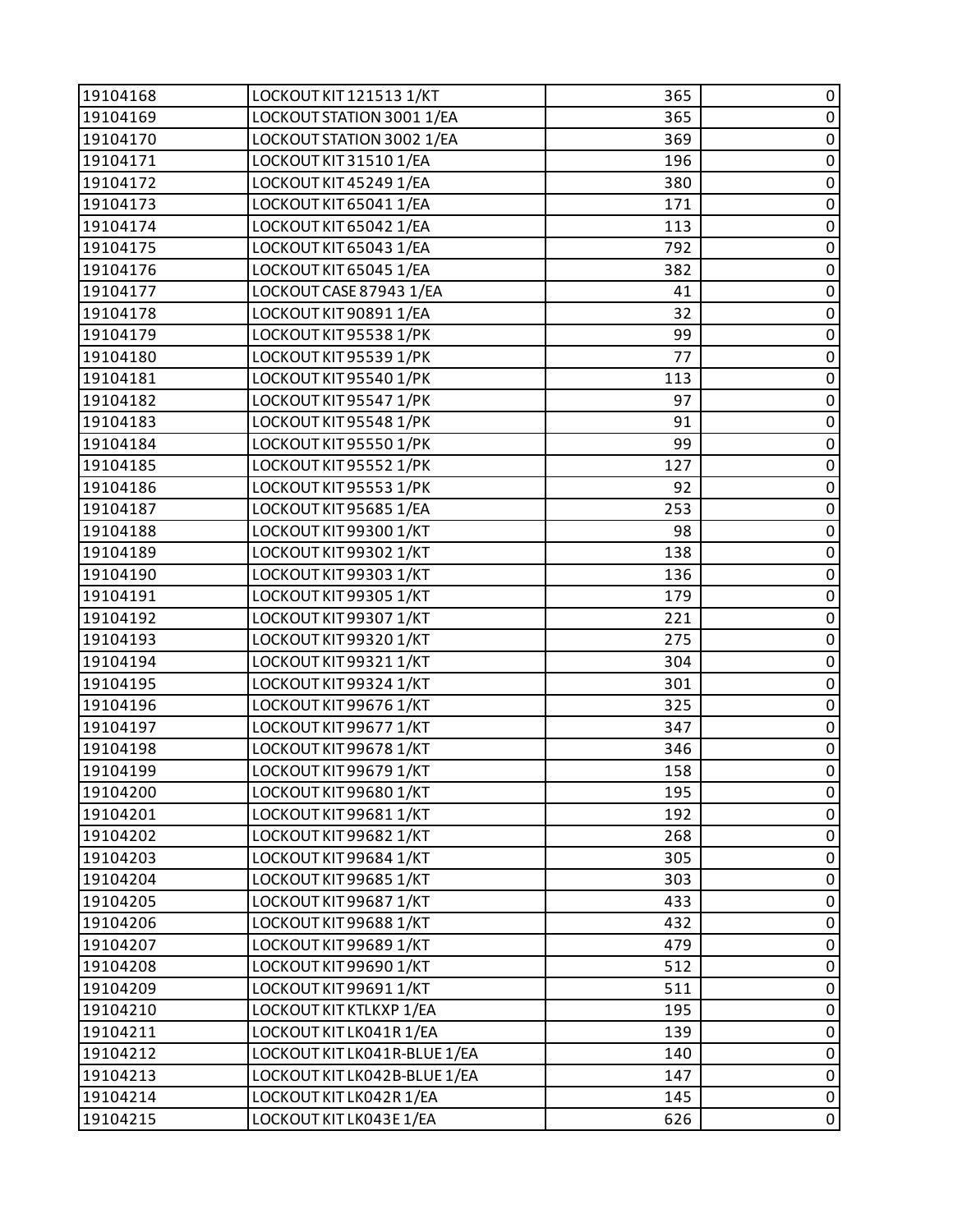| | | | |
|---|---|---|---|
| 19104168 | LOCKOUT KIT 121513 1/KT | 365 | 0 |
| 19104169 | LOCKOUT STATION 3001 1/EA | 365 | 0 |
| 19104170 | LOCKOUT STATION 3002 1/EA | 369 | 0 |
| 19104171 | LOCKOUT KIT 31510 1/EA | 196 | 0 |
| 19104172 | LOCKOUT KIT 45249 1/EA | 380 | 0 |
| 19104173 | LOCKOUT KIT 65041 1/EA | 171 | 0 |
| 19104174 | LOCKOUT KIT 65042 1/EA | 113 | 0 |
| 19104175 | LOCKOUT KIT 65043 1/EA | 792 | 0 |
| 19104176 | LOCKOUT KIT 65045 1/EA | 382 | 0 |
| 19104177 | LOCKOUT CASE 87943 1/EA | 41 | 0 |
| 19104178 | LOCKOUT KIT 90891 1/EA | 32 | 0 |
| 19104179 | LOCKOUT KIT 95538 1/PK | 99 | 0 |
| 19104180 | LOCKOUT KIT 95539 1/PK | 77 | 0 |
| 19104181 | LOCKOUT KIT 95540 1/PK | 113 | 0 |
| 19104182 | LOCKOUT KIT 95547 1/PK | 97 | 0 |
| 19104183 | LOCKOUT KIT 95548 1/PK | 91 | 0 |
| 19104184 | LOCKOUT KIT 95550 1/PK | 99 | 0 |
| 19104185 | LOCKOUT KIT 95552 1/PK | 127 | 0 |
| 19104186 | LOCKOUT KIT 95553 1/PK | 92 | 0 |
| 19104187 | LOCKOUT KIT 95685 1/EA | 253 | 0 |
| 19104188 | LOCKOUT KIT 99300 1/KT | 98 | 0 |
| 19104189 | LOCKOUT KIT 99302 1/KT | 138 | 0 |
| 19104190 | LOCKOUT KIT 99303 1/KT | 136 | 0 |
| 19104191 | LOCKOUT KIT 99305 1/KT | 179 | 0 |
| 19104192 | LOCKOUT KIT 99307 1/KT | 221 | 0 |
| 19104193 | LOCKOUT KIT 99320 1/KT | 275 | 0 |
| 19104194 | LOCKOUT KIT 99321 1/KT | 304 | 0 |
| 19104195 | LOCKOUT KIT 99324 1/KT | 301 | 0 |
| 19104196 | LOCKOUT KIT 99676 1/KT | 325 | 0 |
| 19104197 | LOCKOUT KIT 99677 1/KT | 347 | 0 |
| 19104198 | LOCKOUT KIT 99678 1/KT | 346 | 0 |
| 19104199 | LOCKOUT KIT 99679 1/KT | 158 | 0 |
| 19104200 | LOCKOUT KIT 99680 1/KT | 195 | 0 |
| 19104201 | LOCKOUT KIT 99681 1/KT | 192 | 0 |
| 19104202 | LOCKOUT KIT 99682 1/KT | 268 | 0 |
| 19104203 | LOCKOUT KIT 99684 1/KT | 305 | 0 |
| 19104204 | LOCKOUT KIT 99685 1/KT | 303 | 0 |
| 19104205 | LOCKOUT KIT 99687 1/KT | 433 | 0 |
| 19104206 | LOCKOUT KIT 99688 1/KT | 432 | 0 |
| 19104207 | LOCKOUT KIT 99689 1/KT | 479 | 0 |
| 19104208 | LOCKOUT KIT 99690 1/KT | 512 | 0 |
| 19104209 | LOCKOUT KIT 99691 1/KT | 511 | 0 |
| 19104210 | LOCKOUT KIT KTLKXP 1/EA | 195 | 0 |
| 19104211 | LOCKOUT KIT LK041R 1/EA | 139 | 0 |
| 19104212 | LOCKOUT KIT LK041R-BLUE 1/EA | 140 | 0 |
| 19104213 | LOCKOUT KIT LK042B-BLUE 1/EA | 147 | 0 |
| 19104214 | LOCKOUT KIT LK042R 1/EA | 145 | 0 |
| 19104215 | LOCKOUT KIT LK043E 1/EA | 626 | 0 |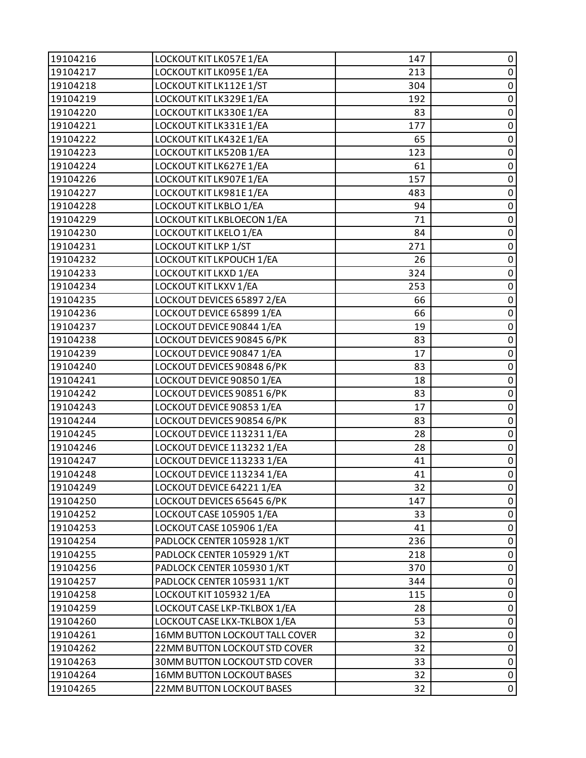| 19104216 | LOCKOUT KIT LK057E 1/EA | 147 | 0 |
|---|---|---|---|
| 19104217 | LOCKOUT KIT LK095E 1/EA | 213 | 0 |
| 19104218 | LOCKOUT KIT LK112E 1/ST | 304 | 0 |
| 19104219 | LOCKOUT KIT LK329E 1/EA | 192 | 0 |
| 19104220 | LOCKOUT KIT LK330E 1/EA | 83 | 0 |
| 19104221 | LOCKOUT KIT LK331E 1/EA | 177 | 0 |
| 19104222 | LOCKOUT KIT LK432E 1/EA | 65 | 0 |
| 19104223 | LOCKOUT KIT LK520B 1/EA | 123 | 0 |
| 19104224 | LOCKOUT KIT LK627E 1/EA | 61 | 0 |
| 19104226 | LOCKOUT KIT LK907E 1/EA | 157 | 0 |
| 19104227 | LOCKOUT KIT LK981E 1/EA | 483 | 0 |
| 19104228 | LOCKOUT KIT LKBLO 1/EA | 94 | 0 |
| 19104229 | LOCKOUT KIT LKBLOECON 1/EA | 71 | 0 |
| 19104230 | LOCKOUT KIT LKELO 1/EA | 84 | 0 |
| 19104231 | LOCKOUT KIT LKP 1/ST | 271 | 0 |
| 19104232 | LOCKOUT KIT LKPOUCH 1/EA | 26 | 0 |
| 19104233 | LOCKOUT KIT LKXD 1/EA | 324 | 0 |
| 19104234 | LOCKOUT KIT LKXV 1/EA | 253 | 0 |
| 19104235 | LOCKOUT DEVICES 65897 2/EA | 66 | 0 |
| 19104236 | LOCKOUT DEVICE 65899 1/EA | 66 | 0 |
| 19104237 | LOCKOUT DEVICE 90844 1/EA | 19 | 0 |
| 19104238 | LOCKOUT DEVICES 90845 6/PK | 83 | 0 |
| 19104239 | LOCKOUT DEVICE 90847 1/EA | 17 | 0 |
| 19104240 | LOCKOUT DEVICES 90848 6/PK | 83 | 0 |
| 19104241 | LOCKOUT DEVICE 90850 1/EA | 18 | 0 |
| 19104242 | LOCKOUT DEVICES 90851 6/PK | 83 | 0 |
| 19104243 | LOCKOUT DEVICE 90853 1/EA | 17 | 0 |
| 19104244 | LOCKOUT DEVICES 90854 6/PK | 83 | 0 |
| 19104245 | LOCKOUT DEVICE 113231 1/EA | 28 | 0 |
| 19104246 | LOCKOUT DEVICE 113232 1/EA | 28 | 0 |
| 19104247 | LOCKOUT DEVICE 113233 1/EA | 41 | 0 |
| 19104248 | LOCKOUT DEVICE 113234 1/EA | 41 | 0 |
| 19104249 | LOCKOUT DEVICE 64221 1/EA | 32 | 0 |
| 19104250 | LOCKOUT DEVICES 65645 6/PK | 147 | 0 |
| 19104252 | LOCKOUT CASE 105905 1/EA | 33 | 0 |
| 19104253 | LOCKOUT CASE 105906 1/EA | 41 | 0 |
| 19104254 | PADLOCK CENTER 105928 1/KT | 236 | 0 |
| 19104255 | PADLOCK CENTER 105929 1/KT | 218 | 0 |
| 19104256 | PADLOCK CENTER 105930 1/KT | 370 | 0 |
| 19104257 | PADLOCK CENTER 105931 1/KT | 344 | 0 |
| 19104258 | LOCKOUT KIT 105932 1/EA | 115 | 0 |
| 19104259 | LOCKOUT CASE LKP-TKLBOX 1/EA | 28 | 0 |
| 19104260 | LOCKOUT CASE LKX-TKLBOX 1/EA | 53 | 0 |
| 19104261 | 16MM BUTTON LOCKOUT TALL COVER | 32 | 0 |
| 19104262 | 22MM BUTTON LOCKOUT STD COVER | 32 | 0 |
| 19104263 | 30MM BUTTON LOCKOUT STD COVER | 33 | 0 |
| 19104264 | 16MM BUTTON LOCKOUT BASES | 32 | 0 |
| 19104265 | 22MM BUTTON LOCKOUT BASES | 32 | 0 |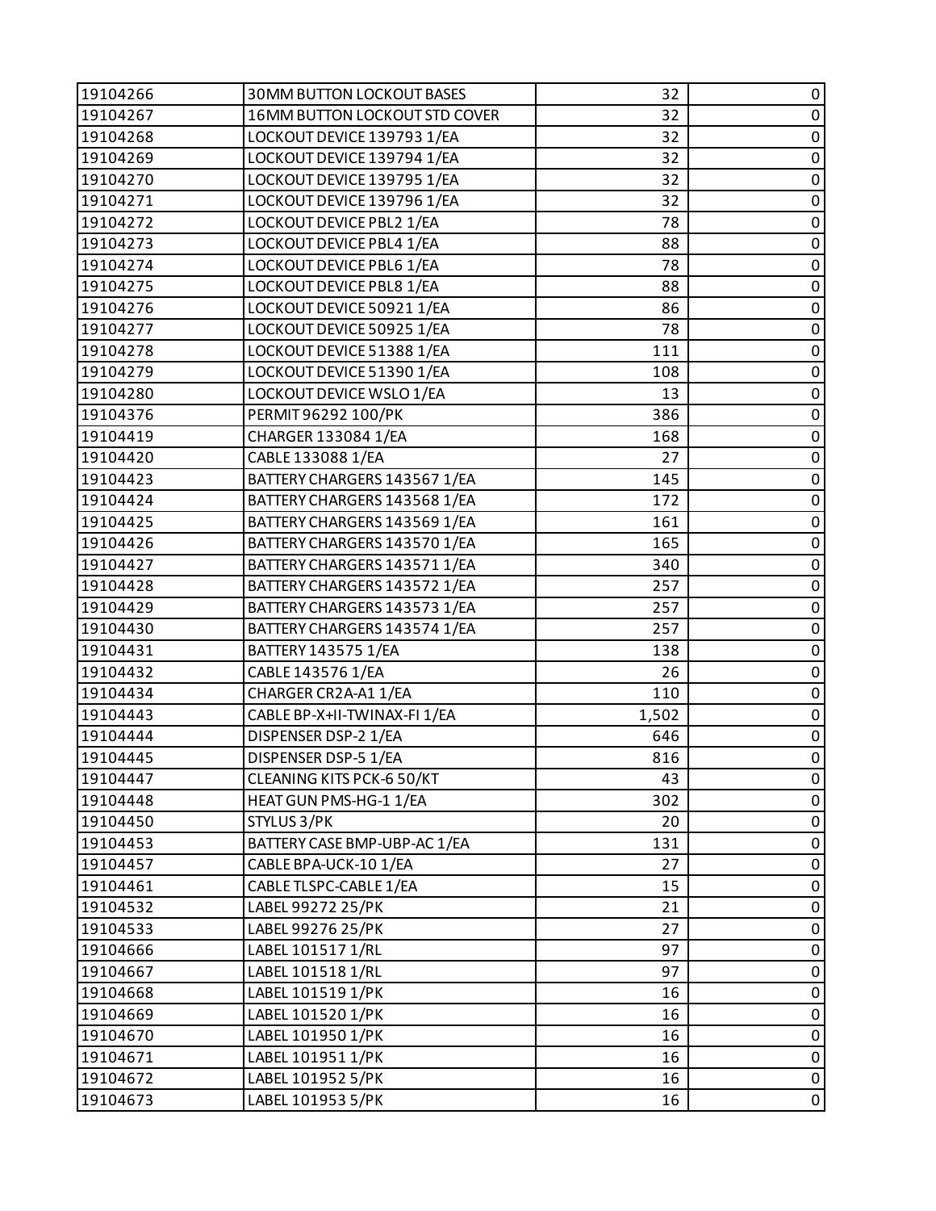| 19104266 | 30MM BUTTON LOCKOUT BASES | 32 | 0 |
|---|---|---|---|
| 19104267 | 16MM BUTTON LOCKOUT STD COVER | 32 | 0 |
| 19104268 | LOCKOUT DEVICE 139793 1/EA | 32 | 0 |
| 19104269 | LOCKOUT DEVICE 139794 1/EA | 32 | 0 |
| 19104270 | LOCKOUT DEVICE 139795 1/EA | 32 | 0 |
| 19104271 | LOCKOUT DEVICE 139796 1/EA | 32 | 0 |
| 19104272 | LOCKOUT DEVICE PBL2 1/EA | 78 | 0 |
| 19104273 | LOCKOUT DEVICE PBL4 1/EA | 88 | 0 |
| 19104274 | LOCKOUT DEVICE PBL6 1/EA | 78 | 0 |
| 19104275 | LOCKOUT DEVICE PBL8 1/EA | 88 | 0 |
| 19104276 | LOCKOUT DEVICE 50921 1/EA | 86 | 0 |
| 19104277 | LOCKOUT DEVICE 50925 1/EA | 78 | 0 |
| 19104278 | LOCKOUT DEVICE 51388 1/EA | 111 | 0 |
| 19104279 | LOCKOUT DEVICE 51390 1/EA | 108 | 0 |
| 19104280 | LOCKOUT DEVICE WSLO 1/EA | 13 | 0 |
| 19104376 | PERMIT 96292 100/PK | 386 | 0 |
| 19104419 | CHARGER 133084 1/EA | 168 | 0 |
| 19104420 | CABLE 133088 1/EA | 27 | 0 |
| 19104423 | BATTERY CHARGERS 143567 1/EA | 145 | 0 |
| 19104424 | BATTERY CHARGERS 143568 1/EA | 172 | 0 |
| 19104425 | BATTERY CHARGERS 143569 1/EA | 161 | 0 |
| 19104426 | BATTERY CHARGERS 143570 1/EA | 165 | 0 |
| 19104427 | BATTERY CHARGERS 143571 1/EA | 340 | 0 |
| 19104428 | BATTERY CHARGERS 143572 1/EA | 257 | 0 |
| 19104429 | BATTERY CHARGERS 143573 1/EA | 257 | 0 |
| 19104430 | BATTERY CHARGERS 143574 1/EA | 257 | 0 |
| 19104431 | BATTERY 143575 1/EA | 138 | 0 |
| 19104432 | CABLE 143576 1/EA | 26 | 0 |
| 19104434 | CHARGER CR2A-A1 1/EA | 110 | 0 |
| 19104443 | CABLE BP-X+II-TWINAX-FI 1/EA | 1,502 | 0 |
| 19104444 | DISPENSER DSP-2 1/EA | 646 | 0 |
| 19104445 | DISPENSER DSP-5 1/EA | 816 | 0 |
| 19104447 | CLEANING KITS PCK-6 50/KT | 43 | 0 |
| 19104448 | HEAT GUN PMS-HG-1 1/EA | 302 | 0 |
| 19104450 | STYLUS 3/PK | 20 | 0 |
| 19104453 | BATTERY CASE BMP-UBP-AC 1/EA | 131 | 0 |
| 19104457 | CABLE BPA-UCK-10 1/EA | 27 | 0 |
| 19104461 | CABLE TLSPC-CABLE 1/EA | 15 | 0 |
| 19104532 | LABEL 99272 25/PK | 21 | 0 |
| 19104533 | LABEL 99276 25/PK | 27 | 0 |
| 19104666 | LABEL 101517 1/RL | 97 | 0 |
| 19104667 | LABEL 101518 1/RL | 97 | 0 |
| 19104668 | LABEL 101519 1/PK | 16 | 0 |
| 19104669 | LABEL 101520 1/PK | 16 | 0 |
| 19104670 | LABEL 101950 1/PK | 16 | 0 |
| 19104671 | LABEL 101951 1/PK | 16 | 0 |
| 19104672 | LABEL 101952 5/PK | 16 | 0 |
| 19104673 | LABEL 101953 5/PK | 16 | 0 |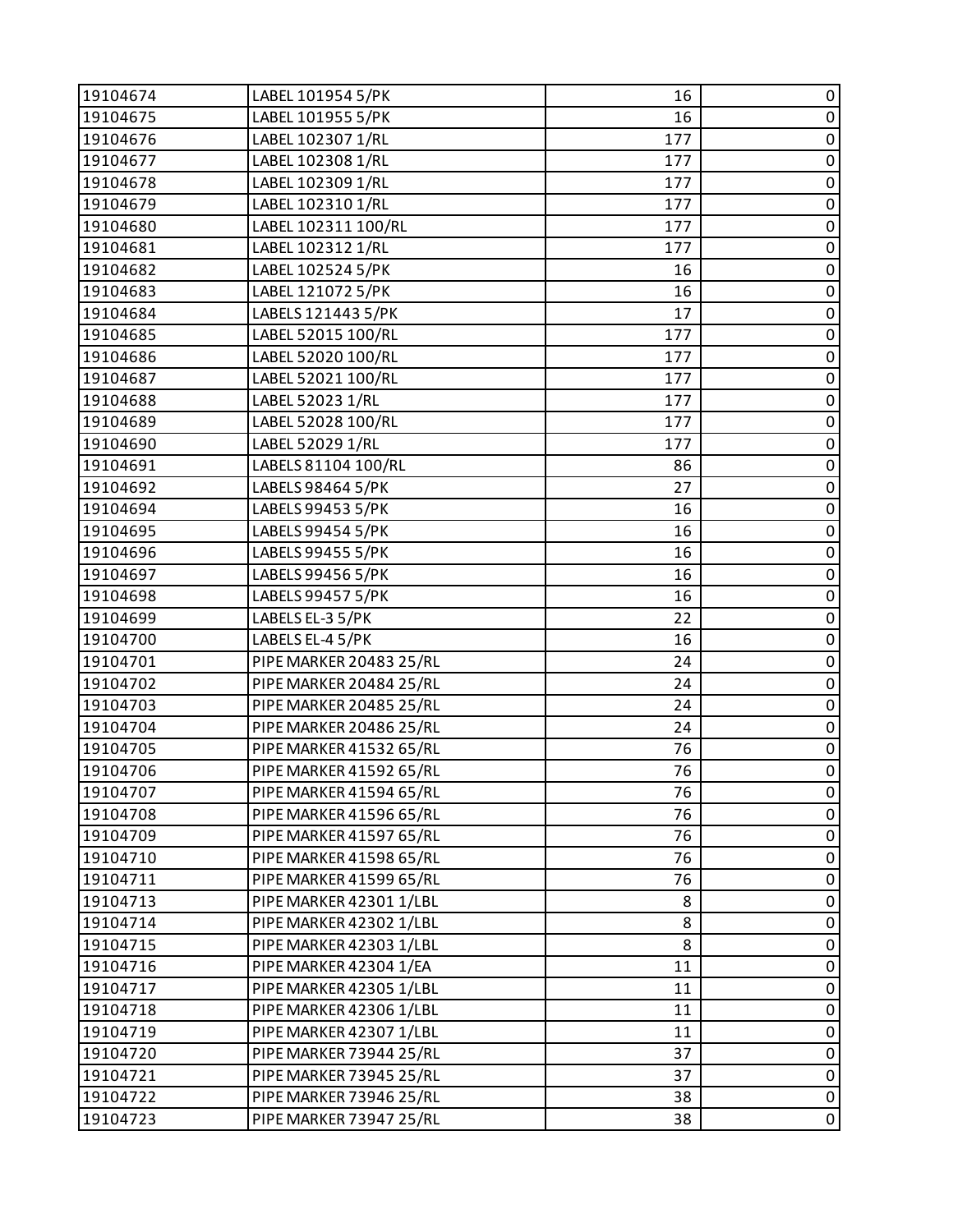| 19104674 | LABEL 101954 5/PK | 16 | 0 |
|---|---|---|---|
| 19104675 | LABEL 101955 5/PK | 16 | 0 |
| 19104676 | LABEL 102307 1/RL | 177 | 0 |
| 19104677 | LABEL 102308 1/RL | 177 | 0 |
| 19104678 | LABEL 102309 1/RL | 177 | 0 |
| 19104679 | LABEL 102310 1/RL | 177 | 0 |
| 19104680 | LABEL 102311 100/RL | 177 | 0 |
| 19104681 | LABEL 102312 1/RL | 177 | 0 |
| 19104682 | LABEL 102524 5/PK | 16 | 0 |
| 19104683 | LABEL 121072 5/PK | 16 | 0 |
| 19104684 | LABELS 121443 5/PK | 17 | 0 |
| 19104685 | LABEL 52015 100/RL | 177 | 0 |
| 19104686 | LABEL 52020 100/RL | 177 | 0 |
| 19104687 | LABEL 52021 100/RL | 177 | 0 |
| 19104688 | LABEL 52023 1/RL | 177 | 0 |
| 19104689 | LABEL 52028 100/RL | 177 | 0 |
| 19104690 | LABEL 52029 1/RL | 177 | 0 |
| 19104691 | LABELS 81104 100/RL | 86 | 0 |
| 19104692 | LABELS 98464 5/PK | 27 | 0 |
| 19104694 | LABELS 99453 5/PK | 16 | 0 |
| 19104695 | LABELS 99454 5/PK | 16 | 0 |
| 19104696 | LABELS 99455 5/PK | 16 | 0 |
| 19104697 | LABELS 99456 5/PK | 16 | 0 |
| 19104698 | LABELS 99457 5/PK | 16 | 0 |
| 19104699 | LABELS EL-3 5/PK | 22 | 0 |
| 19104700 | LABELS EL-4 5/PK | 16 | 0 |
| 19104701 | PIPE MARKER 20483 25/RL | 24 | 0 |
| 19104702 | PIPE MARKER 20484 25/RL | 24 | 0 |
| 19104703 | PIPE MARKER 20485 25/RL | 24 | 0 |
| 19104704 | PIPE MARKER 20486 25/RL | 24 | 0 |
| 19104705 | PIPE MARKER 41532 65/RL | 76 | 0 |
| 19104706 | PIPE MARKER 41592 65/RL | 76 | 0 |
| 19104707 | PIPE MARKER 41594 65/RL | 76 | 0 |
| 19104708 | PIPE MARKER 41596 65/RL | 76 | 0 |
| 19104709 | PIPE MARKER 41597 65/RL | 76 | 0 |
| 19104710 | PIPE MARKER 41598 65/RL | 76 | 0 |
| 19104711 | PIPE MARKER 41599 65/RL | 76 | 0 |
| 19104713 | PIPE MARKER 42301 1/LBL | 8 | 0 |
| 19104714 | PIPE MARKER 42302 1/LBL | 8 | 0 |
| 19104715 | PIPE MARKER 42303 1/LBL | 8 | 0 |
| 19104716 | PIPE MARKER 42304 1/EA | 11 | 0 |
| 19104717 | PIPE MARKER 42305 1/LBL | 11 | 0 |
| 19104718 | PIPE MARKER 42306 1/LBL | 11 | 0 |
| 19104719 | PIPE MARKER 42307 1/LBL | 11 | 0 |
| 19104720 | PIPE MARKER 73944 25/RL | 37 | 0 |
| 19104721 | PIPE MARKER 73945 25/RL | 37 | 0 |
| 19104722 | PIPE MARKER 73946 25/RL | 38 | 0 |
| 19104723 | PIPE MARKER 73947 25/RL | 38 | 0 |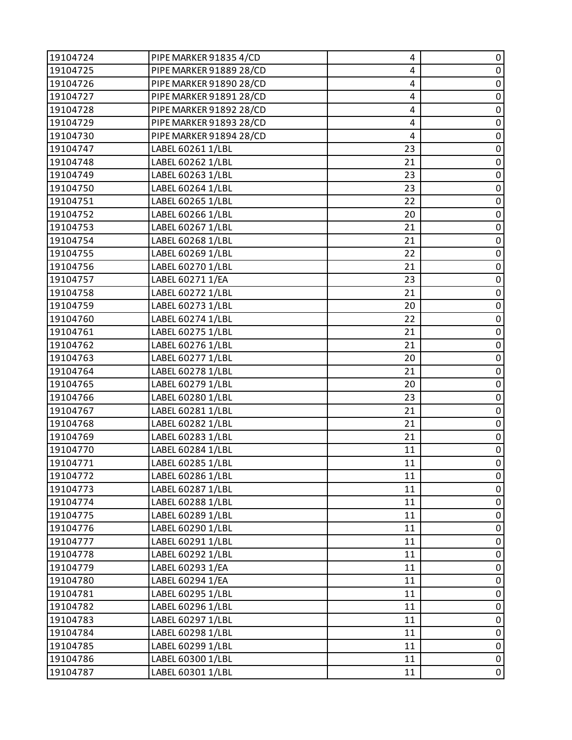| 19104724 | PIPE MARKER 91835 4/CD | 4 | 0 |
|---|---|---|---|
| 19104725 | PIPE MARKER 91889 28/CD | 4 | 0 |
| 19104726 | PIPE MARKER 91890 28/CD | 4 | 0 |
| 19104727 | PIPE MARKER 91891 28/CD | 4 | 0 |
| 19104728 | PIPE MARKER 91892 28/CD | 4 | 0 |
| 19104729 | PIPE MARKER 91893 28/CD | 4 | 0 |
| 19104730 | PIPE MARKER 91894 28/CD | 4 | 0 |
| 19104747 | LABEL 60261 1/LBL | 23 | 0 |
| 19104748 | LABEL 60262 1/LBL | 21 | 0 |
| 19104749 | LABEL 60263 1/LBL | 23 | 0 |
| 19104750 | LABEL 60264 1/LBL | 23 | 0 |
| 19104751 | LABEL 60265 1/LBL | 22 | 0 |
| 19104752 | LABEL 60266 1/LBL | 20 | 0 |
| 19104753 | LABEL 60267 1/LBL | 21 | 0 |
| 19104754 | LABEL 60268 1/LBL | 21 | 0 |
| 19104755 | LABEL 60269 1/LBL | 22 | 0 |
| 19104756 | LABEL 60270 1/LBL | 21 | 0 |
| 19104757 | LABEL 60271 1/EA | 23 | 0 |
| 19104758 | LABEL 60272 1/LBL | 21 | 0 |
| 19104759 | LABEL 60273 1/LBL | 20 | 0 |
| 19104760 | LABEL 60274 1/LBL | 22 | 0 |
| 19104761 | LABEL 60275 1/LBL | 21 | 0 |
| 19104762 | LABEL 60276 1/LBL | 21 | 0 |
| 19104763 | LABEL 60277 1/LBL | 20 | 0 |
| 19104764 | LABEL 60278 1/LBL | 21 | 0 |
| 19104765 | LABEL 60279 1/LBL | 20 | 0 |
| 19104766 | LABEL 60280 1/LBL | 23 | 0 |
| 19104767 | LABEL 60281 1/LBL | 21 | 0 |
| 19104768 | LABEL 60282 1/LBL | 21 | 0 |
| 19104769 | LABEL 60283 1/LBL | 21 | 0 |
| 19104770 | LABEL 60284 1/LBL | 11 | 0 |
| 19104771 | LABEL 60285 1/LBL | 11 | 0 |
| 19104772 | LABEL 60286 1/LBL | 11 | 0 |
| 19104773 | LABEL 60287 1/LBL | 11 | 0 |
| 19104774 | LABEL 60288 1/LBL | 11 | 0 |
| 19104775 | LABEL 60289 1/LBL | 11 | 0 |
| 19104776 | LABEL 60290 1/LBL | 11 | 0 |
| 19104777 | LABEL 60291 1/LBL | 11 | 0 |
| 19104778 | LABEL 60292 1/LBL | 11 | 0 |
| 19104779 | LABEL 60293 1/EA | 11 | 0 |
| 19104780 | LABEL 60294 1/EA | 11 | 0 |
| 19104781 | LABEL 60295 1/LBL | 11 | 0 |
| 19104782 | LABEL 60296 1/LBL | 11 | 0 |
| 19104783 | LABEL 60297 1/LBL | 11 | 0 |
| 19104784 | LABEL 60298 1/LBL | 11 | 0 |
| 19104785 | LABEL 60299 1/LBL | 11 | 0 |
| 19104786 | LABEL 60300 1/LBL | 11 | 0 |
| 19104787 | LABEL 60301 1/LBL | 11 | 0 |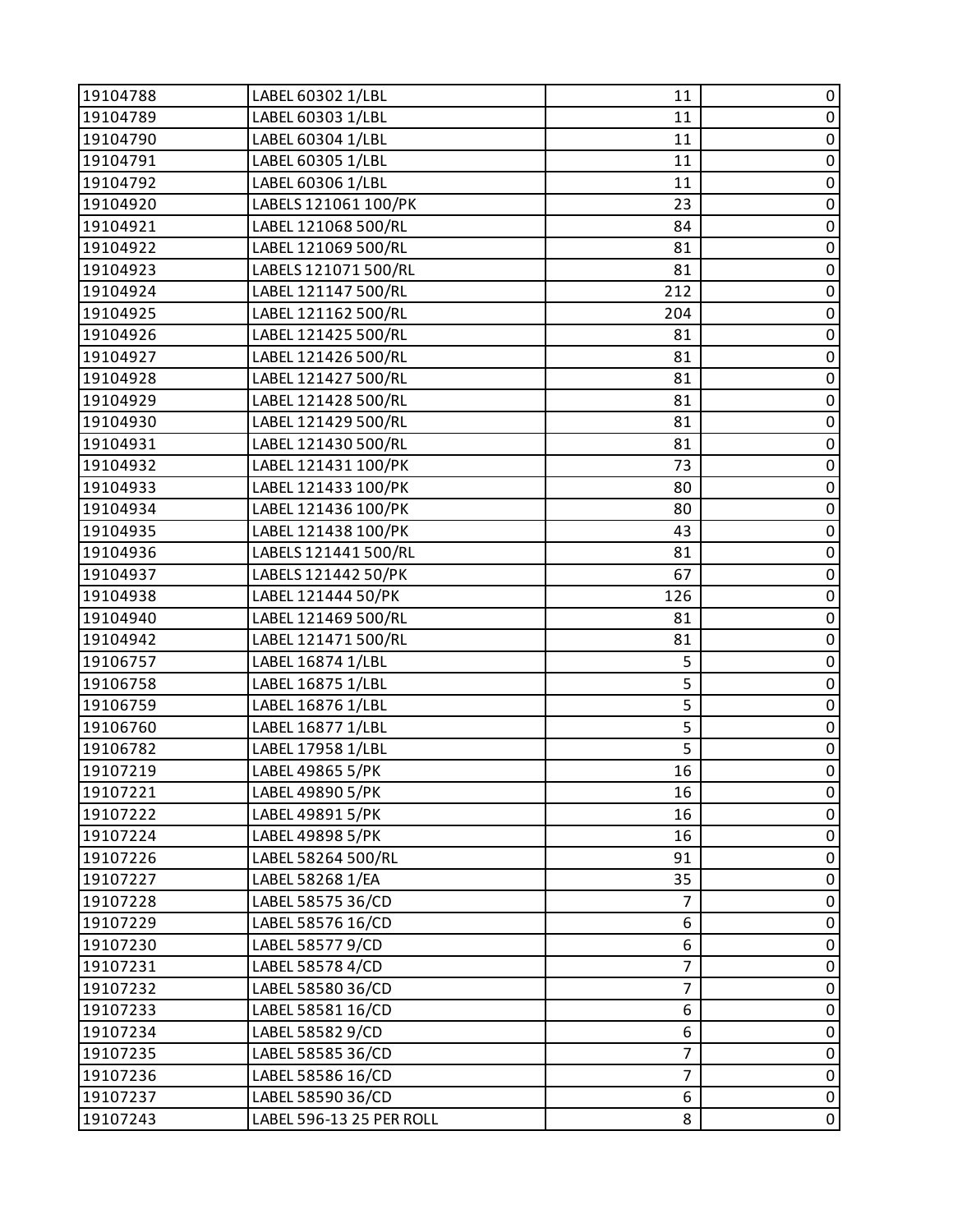| | | | |
|---|---|---|---|
| 19104788 | LABEL 60302 1/LBL | 11 | 0 |
| 19104789 | LABEL 60303 1/LBL | 11 | 0 |
| 19104790 | LABEL 60304 1/LBL | 11 | 0 |
| 19104791 | LABEL 60305 1/LBL | 11 | 0 |
| 19104792 | LABEL 60306 1/LBL | 11 | 0 |
| 19104920 | LABELS 121061 100/PK | 23 | 0 |
| 19104921 | LABEL 121068 500/RL | 84 | 0 |
| 19104922 | LABEL 121069 500/RL | 81 | 0 |
| 19104923 | LABELS 121071 500/RL | 81 | 0 |
| 19104924 | LABEL 121147 500/RL | 212 | 0 |
| 19104925 | LABEL 121162 500/RL | 204 | 0 |
| 19104926 | LABEL 121425 500/RL | 81 | 0 |
| 19104927 | LABEL 121426 500/RL | 81 | 0 |
| 19104928 | LABEL 121427 500/RL | 81 | 0 |
| 19104929 | LABEL 121428 500/RL | 81 | 0 |
| 19104930 | LABEL 121429 500/RL | 81 | 0 |
| 19104931 | LABEL 121430 500/RL | 81 | 0 |
| 19104932 | LABEL 121431 100/PK | 73 | 0 |
| 19104933 | LABEL 121433 100/PK | 80 | 0 |
| 19104934 | LABEL 121436 100/PK | 80 | 0 |
| 19104935 | LABEL 121438 100/PK | 43 | 0 |
| 19104936 | LABELS 121441 500/RL | 81 | 0 |
| 19104937 | LABELS 121442 50/PK | 67 | 0 |
| 19104938 | LABEL 121444 50/PK | 126 | 0 |
| 19104940 | LABEL 121469 500/RL | 81 | 0 |
| 19104942 | LABEL 121471 500/RL | 81 | 0 |
| 19106757 | LABEL 16874 1/LBL | 5 | 0 |
| 19106758 | LABEL 16875 1/LBL | 5 | 0 |
| 19106759 | LABEL 16876 1/LBL | 5 | 0 |
| 19106760 | LABEL 16877 1/LBL | 5 | 0 |
| 19106782 | LABEL 17958 1/LBL | 5 | 0 |
| 19107219 | LABEL 49865 5/PK | 16 | 0 |
| 19107221 | LABEL 49890 5/PK | 16 | 0 |
| 19107222 | LABEL 49891 5/PK | 16 | 0 |
| 19107224 | LABEL 49898 5/PK | 16 | 0 |
| 19107226 | LABEL 58264 500/RL | 91 | 0 |
| 19107227 | LABEL 58268 1/EA | 35 | 0 |
| 19107228 | LABEL 58575 36/CD | 7 | 0 |
| 19107229 | LABEL 58576 16/CD | 6 | 0 |
| 19107230 | LABEL 58577 9/CD | 6 | 0 |
| 19107231 | LABEL 58578 4/CD | 7 | 0 |
| 19107232 | LABEL 58580 36/CD | 7 | 0 |
| 19107233 | LABEL 58581 16/CD | 6 | 0 |
| 19107234 | LABEL 58582 9/CD | 6 | 0 |
| 19107235 | LABEL 58585 36/CD | 7 | 0 |
| 19107236 | LABEL 58586 16/CD | 7 | 0 |
| 19107237 | LABEL 58590 36/CD | 6 | 0 |
| 19107243 | LABEL 596-13 25 PER ROLL | 8 | 0 |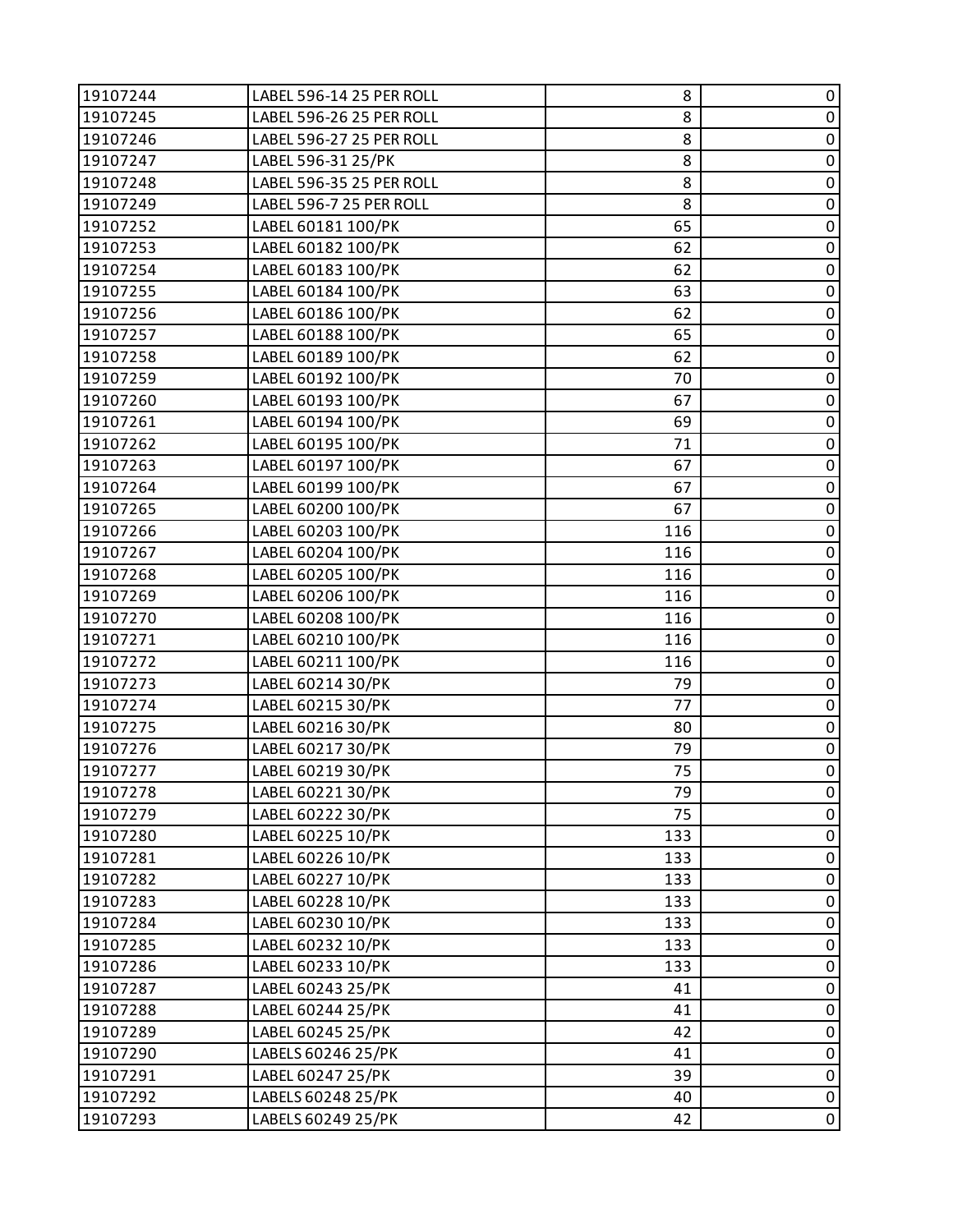| | | | |
|---|---|---|---|
| 19107244 | LABEL 596-14 25 PER ROLL | 8 | 0 |
| 19107245 | LABEL 596-26 25 PER ROLL | 8 | 0 |
| 19107246 | LABEL 596-27 25 PER ROLL | 8 | 0 |
| 19107247 | LABEL 596-31 25/PK | 8 | 0 |
| 19107248 | LABEL 596-35 25 PER ROLL | 8 | 0 |
| 19107249 | LABEL 596-7 25 PER ROLL | 8 | 0 |
| 19107252 | LABEL 60181 100/PK | 65 | 0 |
| 19107253 | LABEL 60182 100/PK | 62 | 0 |
| 19107254 | LABEL 60183 100/PK | 62 | 0 |
| 19107255 | LABEL 60184 100/PK | 63 | 0 |
| 19107256 | LABEL 60186 100/PK | 62 | 0 |
| 19107257 | LABEL 60188 100/PK | 65 | 0 |
| 19107258 | LABEL 60189 100/PK | 62 | 0 |
| 19107259 | LABEL 60192 100/PK | 70 | 0 |
| 19107260 | LABEL 60193 100/PK | 67 | 0 |
| 19107261 | LABEL 60194 100/PK | 69 | 0 |
| 19107262 | LABEL 60195 100/PK | 71 | 0 |
| 19107263 | LABEL 60197 100/PK | 67 | 0 |
| 19107264 | LABEL 60199 100/PK | 67 | 0 |
| 19107265 | LABEL 60200 100/PK | 67 | 0 |
| 19107266 | LABEL 60203 100/PK | 116 | 0 |
| 19107267 | LABEL 60204 100/PK | 116 | 0 |
| 19107268 | LABEL 60205 100/PK | 116 | 0 |
| 19107269 | LABEL 60206 100/PK | 116 | 0 |
| 19107270 | LABEL 60208 100/PK | 116 | 0 |
| 19107271 | LABEL 60210 100/PK | 116 | 0 |
| 19107272 | LABEL 60211 100/PK | 116 | 0 |
| 19107273 | LABEL 60214 30/PK | 79 | 0 |
| 19107274 | LABEL 60215 30/PK | 77 | 0 |
| 19107275 | LABEL 60216 30/PK | 80 | 0 |
| 19107276 | LABEL 60217 30/PK | 79 | 0 |
| 19107277 | LABEL 60219 30/PK | 75 | 0 |
| 19107278 | LABEL 60221 30/PK | 79 | 0 |
| 19107279 | LABEL 60222 30/PK | 75 | 0 |
| 19107280 | LABEL 60225 10/PK | 133 | 0 |
| 19107281 | LABEL 60226 10/PK | 133 | 0 |
| 19107282 | LABEL 60227 10/PK | 133 | 0 |
| 19107283 | LABEL 60228 10/PK | 133 | 0 |
| 19107284 | LABEL 60230 10/PK | 133 | 0 |
| 19107285 | LABEL 60232 10/PK | 133 | 0 |
| 19107286 | LABEL 60233 10/PK | 133 | 0 |
| 19107287 | LABEL 60243 25/PK | 41 | 0 |
| 19107288 | LABEL 60244 25/PK | 41 | 0 |
| 19107289 | LABEL 60245 25/PK | 42 | 0 |
| 19107290 | LABELS 60246 25/PK | 41 | 0 |
| 19107291 | LABEL 60247 25/PK | 39 | 0 |
| 19107292 | LABELS 60248 25/PK | 40 | 0 |
| 19107293 | LABELS 60249 25/PK | 42 | 0 |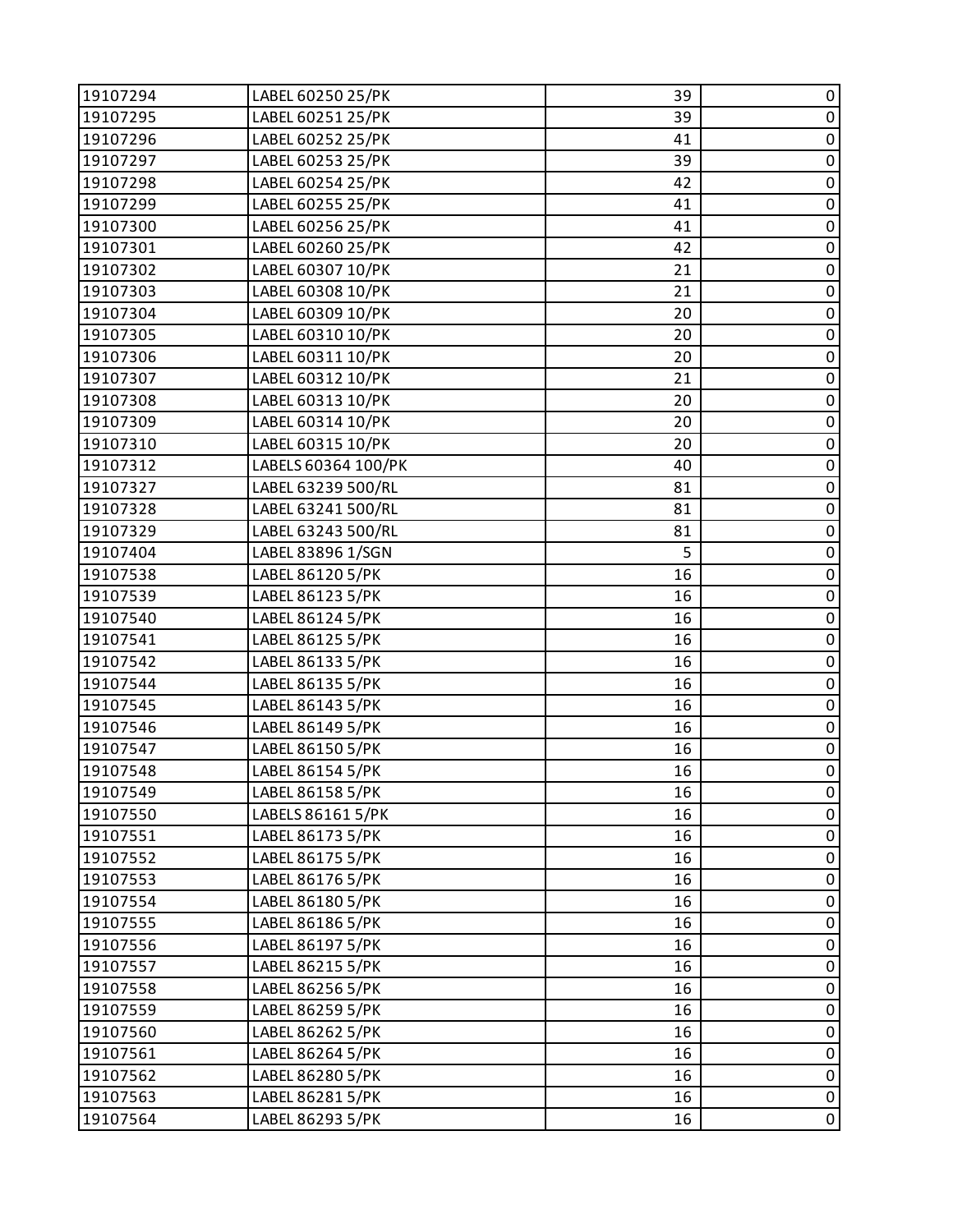| | | | |
|---|---|---|---|
| 19107294 | LABEL 60250 25/PK | 39 | 0 |
| 19107295 | LABEL 60251 25/PK | 39 | 0 |
| 19107296 | LABEL 60252 25/PK | 41 | 0 |
| 19107297 | LABEL 60253 25/PK | 39 | 0 |
| 19107298 | LABEL 60254 25/PK | 42 | 0 |
| 19107299 | LABEL 60255 25/PK | 41 | 0 |
| 19107300 | LABEL 60256 25/PK | 41 | 0 |
| 19107301 | LABEL 60260 25/PK | 42 | 0 |
| 19107302 | LABEL 60307 10/PK | 21 | 0 |
| 19107303 | LABEL 60308 10/PK | 21 | 0 |
| 19107304 | LABEL 60309 10/PK | 20 | 0 |
| 19107305 | LABEL 60310 10/PK | 20 | 0 |
| 19107306 | LABEL 60311 10/PK | 20 | 0 |
| 19107307 | LABEL 60312 10/PK | 21 | 0 |
| 19107308 | LABEL 60313 10/PK | 20 | 0 |
| 19107309 | LABEL 60314 10/PK | 20 | 0 |
| 19107310 | LABEL 60315 10/PK | 20 | 0 |
| 19107312 | LABELS 60364 100/PK | 40 | 0 |
| 19107327 | LABEL 63239 500/RL | 81 | 0 |
| 19107328 | LABEL 63241 500/RL | 81 | 0 |
| 19107329 | LABEL 63243 500/RL | 81 | 0 |
| 19107404 | LABEL 83896 1/SGN | 5 | 0 |
| 19107538 | LABEL 86120 5/PK | 16 | 0 |
| 19107539 | LABEL 86123 5/PK | 16 | 0 |
| 19107540 | LABEL 86124 5/PK | 16 | 0 |
| 19107541 | LABEL 86125 5/PK | 16 | 0 |
| 19107542 | LABEL 86133 5/PK | 16 | 0 |
| 19107544 | LABEL 86135 5/PK | 16 | 0 |
| 19107545 | LABEL 86143 5/PK | 16 | 0 |
| 19107546 | LABEL 86149 5/PK | 16 | 0 |
| 19107547 | LABEL 86150 5/PK | 16 | 0 |
| 19107548 | LABEL 86154 5/PK | 16 | 0 |
| 19107549 | LABEL 86158 5/PK | 16 | 0 |
| 19107550 | LABELS 86161 5/PK | 16 | 0 |
| 19107551 | LABEL 86173 5/PK | 16 | 0 |
| 19107552 | LABEL 86175 5/PK | 16 | 0 |
| 19107553 | LABEL 86176 5/PK | 16 | 0 |
| 19107554 | LABEL 86180 5/PK | 16 | 0 |
| 19107555 | LABEL 86186 5/PK | 16 | 0 |
| 19107556 | LABEL 86197 5/PK | 16 | 0 |
| 19107557 | LABEL 86215 5/PK | 16 | 0 |
| 19107558 | LABEL 86256 5/PK | 16 | 0 |
| 19107559 | LABEL 86259 5/PK | 16 | 0 |
| 19107560 | LABEL 86262 5/PK | 16 | 0 |
| 19107561 | LABEL 86264 5/PK | 16 | 0 |
| 19107562 | LABEL 86280 5/PK | 16 | 0 |
| 19107563 | LABEL 86281 5/PK | 16 | 0 |
| 19107564 | LABEL 86293 5/PK | 16 | 0 |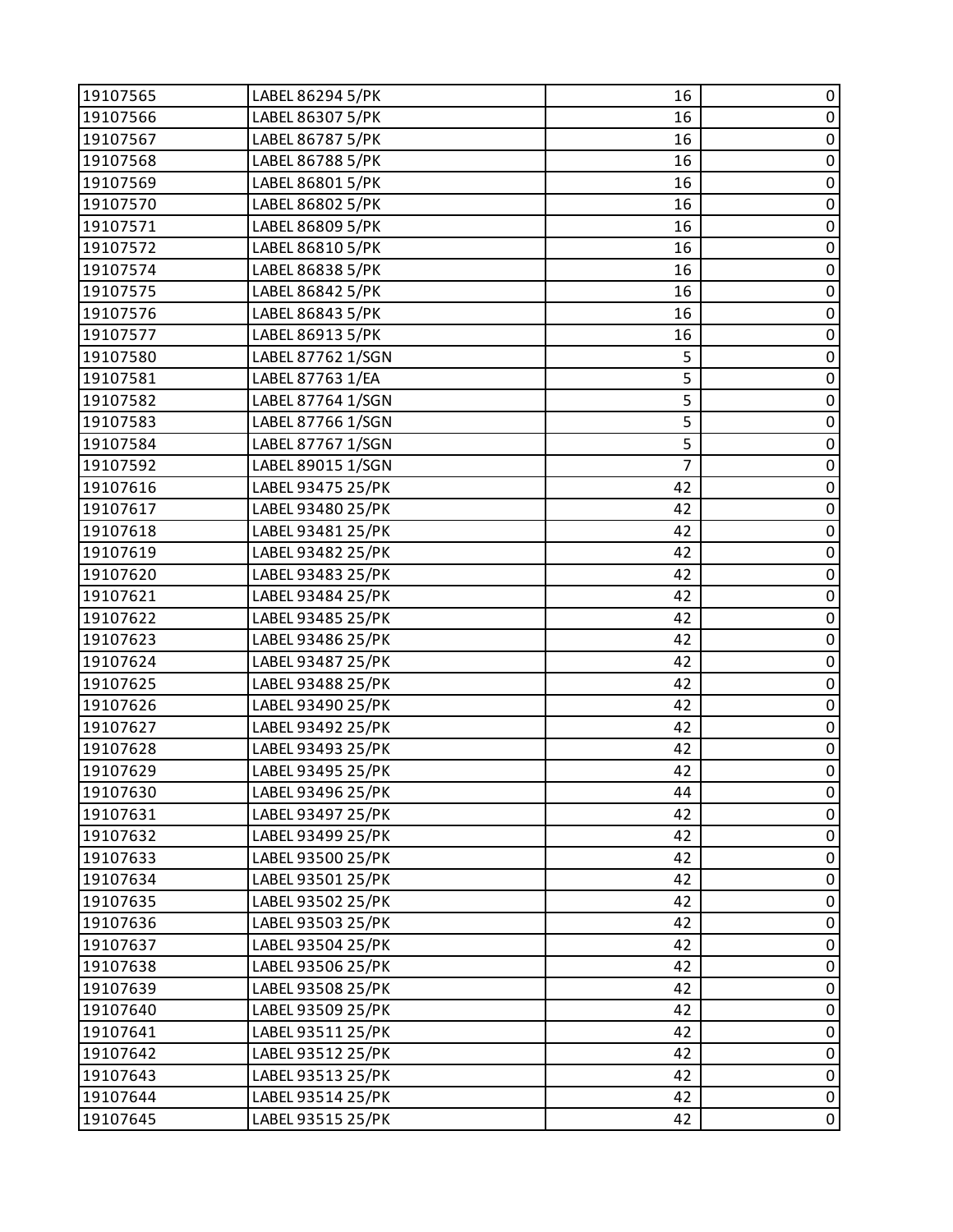| | | | |
|---|---|---|---|
| 19107565 | LABEL 86294 5/PK | 16 | 0 |
| 19107566 | LABEL 86307 5/PK | 16 | 0 |
| 19107567 | LABEL 86787 5/PK | 16 | 0 |
| 19107568 | LABEL 86788 5/PK | 16 | 0 |
| 19107569 | LABEL 86801 5/PK | 16 | 0 |
| 19107570 | LABEL 86802 5/PK | 16 | 0 |
| 19107571 | LABEL 86809 5/PK | 16 | 0 |
| 19107572 | LABEL 86810 5/PK | 16 | 0 |
| 19107574 | LABEL 86838 5/PK | 16 | 0 |
| 19107575 | LABEL 86842 5/PK | 16 | 0 |
| 19107576 | LABEL 86843 5/PK | 16 | 0 |
| 19107577 | LABEL 86913 5/PK | 16 | 0 |
| 19107580 | LABEL 87762 1/SGN | 5 | 0 |
| 19107581 | LABEL 87763 1/EA | 5 | 0 |
| 19107582 | LABEL 87764 1/SGN | 5 | 0 |
| 19107583 | LABEL 87766 1/SGN | 5 | 0 |
| 19107584 | LABEL 87767 1/SGN | 5 | 0 |
| 19107592 | LABEL 89015 1/SGN | 7 | 0 |
| 19107616 | LABEL 93475 25/PK | 42 | 0 |
| 19107617 | LABEL 93480 25/PK | 42 | 0 |
| 19107618 | LABEL 93481 25/PK | 42 | 0 |
| 19107619 | LABEL 93482 25/PK | 42 | 0 |
| 19107620 | LABEL 93483 25/PK | 42 | 0 |
| 19107621 | LABEL 93484 25/PK | 42 | 0 |
| 19107622 | LABEL 93485 25/PK | 42 | 0 |
| 19107623 | LABEL 93486 25/PK | 42 | 0 |
| 19107624 | LABEL 93487 25/PK | 42 | 0 |
| 19107625 | LABEL 93488 25/PK | 42 | 0 |
| 19107626 | LABEL 93490 25/PK | 42 | 0 |
| 19107627 | LABEL 93492 25/PK | 42 | 0 |
| 19107628 | LABEL 93493 25/PK | 42 | 0 |
| 19107629 | LABEL 93495 25/PK | 42 | 0 |
| 19107630 | LABEL 93496 25/PK | 44 | 0 |
| 19107631 | LABEL 93497 25/PK | 42 | 0 |
| 19107632 | LABEL 93499 25/PK | 42 | 0 |
| 19107633 | LABEL 93500 25/PK | 42 | 0 |
| 19107634 | LABEL 93501 25/PK | 42 | 0 |
| 19107635 | LABEL 93502 25/PK | 42 | 0 |
| 19107636 | LABEL 93503 25/PK | 42 | 0 |
| 19107637 | LABEL 93504 25/PK | 42 | 0 |
| 19107638 | LABEL 93506 25/PK | 42 | 0 |
| 19107639 | LABEL 93508 25/PK | 42 | 0 |
| 19107640 | LABEL 93509 25/PK | 42 | 0 |
| 19107641 | LABEL 93511 25/PK | 42 | 0 |
| 19107642 | LABEL 93512 25/PK | 42 | 0 |
| 19107643 | LABEL 93513 25/PK | 42 | 0 |
| 19107644 | LABEL 93514 25/PK | 42 | 0 |
| 19107645 | LABEL 93515 25/PK | 42 | 0 |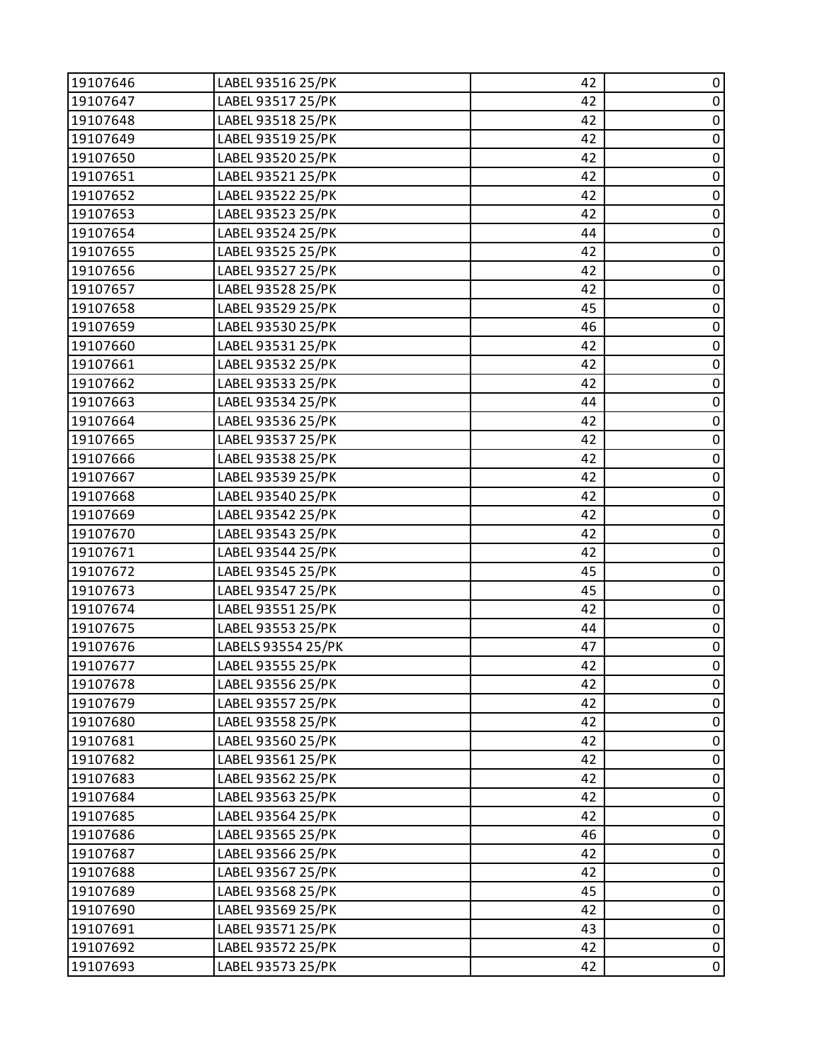| 19107646 | LABEL 93516 25/PK | 42 | 0 |
|---|---|---|---|
| 19107647 | LABEL 93517 25/PK | 42 | 0 |
| 19107648 | LABEL 93518 25/PK | 42 | 0 |
| 19107649 | LABEL 93519 25/PK | 42 | 0 |
| 19107650 | LABEL 93520 25/PK | 42 | 0 |
| 19107651 | LABEL 93521 25/PK | 42 | 0 |
| 19107652 | LABEL 93522 25/PK | 42 | 0 |
| 19107653 | LABEL 93523 25/PK | 42 | 0 |
| 19107654 | LABEL 93524 25/PK | 44 | 0 |
| 19107655 | LABEL 93525 25/PK | 42 | 0 |
| 19107656 | LABEL 93527 25/PK | 42 | 0 |
| 19107657 | LABEL 93528 25/PK | 42 | 0 |
| 19107658 | LABEL 93529 25/PK | 45 | 0 |
| 19107659 | LABEL 93530 25/PK | 46 | 0 |
| 19107660 | LABEL 93531 25/PK | 42 | 0 |
| 19107661 | LABEL 93532 25/PK | 42 | 0 |
| 19107662 | LABEL 93533 25/PK | 42 | 0 |
| 19107663 | LABEL 93534 25/PK | 44 | 0 |
| 19107664 | LABEL 93536 25/PK | 42 | 0 |
| 19107665 | LABEL 93537 25/PK | 42 | 0 |
| 19107666 | LABEL 93538 25/PK | 42 | 0 |
| 19107667 | LABEL 93539 25/PK | 42 | 0 |
| 19107668 | LABEL 93540 25/PK | 42 | 0 |
| 19107669 | LABEL 93542 25/PK | 42 | 0 |
| 19107670 | LABEL 93543 25/PK | 42 | 0 |
| 19107671 | LABEL 93544 25/PK | 42 | 0 |
| 19107672 | LABEL 93545 25/PK | 45 | 0 |
| 19107673 | LABEL 93547 25/PK | 45 | 0 |
| 19107674 | LABEL 93551 25/PK | 42 | 0 |
| 19107675 | LABEL 93553 25/PK | 44 | 0 |
| 19107676 | LABELS 93554 25/PK | 47 | 0 |
| 19107677 | LABEL 93555 25/PK | 42 | 0 |
| 19107678 | LABEL 93556 25/PK | 42 | 0 |
| 19107679 | LABEL 93557 25/PK | 42 | 0 |
| 19107680 | LABEL 93558 25/PK | 42 | 0 |
| 19107681 | LABEL 93560 25/PK | 42 | 0 |
| 19107682 | LABEL 93561 25/PK | 42 | 0 |
| 19107683 | LABEL 93562 25/PK | 42 | 0 |
| 19107684 | LABEL 93563 25/PK | 42 | 0 |
| 19107685 | LABEL 93564 25/PK | 42 | 0 |
| 19107686 | LABEL 93565 25/PK | 46 | 0 |
| 19107687 | LABEL 93566 25/PK | 42 | 0 |
| 19107688 | LABEL 93567 25/PK | 42 | 0 |
| 19107689 | LABEL 93568 25/PK | 45 | 0 |
| 19107690 | LABEL 93569 25/PK | 42 | 0 |
| 19107691 | LABEL 93571 25/PK | 43 | 0 |
| 19107692 | LABEL 93572 25/PK | 42 | 0 |
| 19107693 | LABEL 93573 25/PK | 42 | 0 |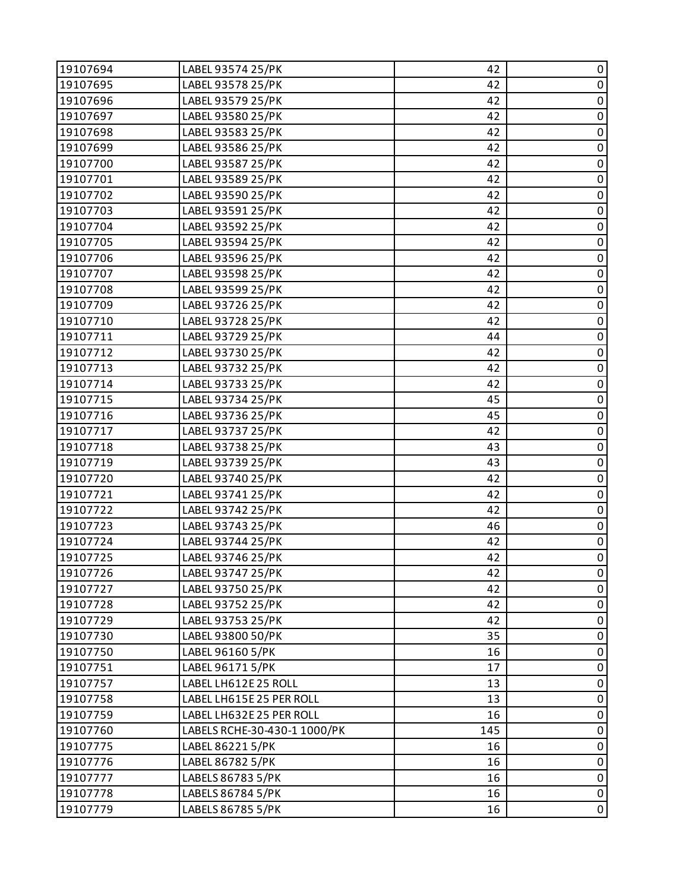| 19107694 | LABEL 93574 25/PK | 42 | 0 |
|---|---|---|---|
| 19107695 | LABEL 93578 25/PK | 42 | 0 |
| 19107696 | LABEL 93579 25/PK | 42 | 0 |
| 19107697 | LABEL 93580 25/PK | 42 | 0 |
| 19107698 | LABEL 93583 25/PK | 42 | 0 |
| 19107699 | LABEL 93586 25/PK | 42 | 0 |
| 19107700 | LABEL 93587 25/PK | 42 | 0 |
| 19107701 | LABEL 93589 25/PK | 42 | 0 |
| 19107702 | LABEL 93590 25/PK | 42 | 0 |
| 19107703 | LABEL 93591 25/PK | 42 | 0 |
| 19107704 | LABEL 93592 25/PK | 42 | 0 |
| 19107705 | LABEL 93594 25/PK | 42 | 0 |
| 19107706 | LABEL 93596 25/PK | 42 | 0 |
| 19107707 | LABEL 93598 25/PK | 42 | 0 |
| 19107708 | LABEL 93599 25/PK | 42 | 0 |
| 19107709 | LABEL 93726 25/PK | 42 | 0 |
| 19107710 | LABEL 93728 25/PK | 42 | 0 |
| 19107711 | LABEL 93729 25/PK | 44 | 0 |
| 19107712 | LABEL 93730 25/PK | 42 | 0 |
| 19107713 | LABEL 93732 25/PK | 42 | 0 |
| 19107714 | LABEL 93733 25/PK | 42 | 0 |
| 19107715 | LABEL 93734 25/PK | 45 | 0 |
| 19107716 | LABEL 93736 25/PK | 45 | 0 |
| 19107717 | LABEL 93737 25/PK | 42 | 0 |
| 19107718 | LABEL 93738 25/PK | 43 | 0 |
| 19107719 | LABEL 93739 25/PK | 43 | 0 |
| 19107720 | LABEL 93740 25/PK | 42 | 0 |
| 19107721 | LABEL 93741 25/PK | 42 | 0 |
| 19107722 | LABEL 93742 25/PK | 42 | 0 |
| 19107723 | LABEL 93743 25/PK | 46 | 0 |
| 19107724 | LABEL 93744 25/PK | 42 | 0 |
| 19107725 | LABEL 93746 25/PK | 42 | 0 |
| 19107726 | LABEL 93747 25/PK | 42 | 0 |
| 19107727 | LABEL 93750 25/PK | 42 | 0 |
| 19107728 | LABEL 93752 25/PK | 42 | 0 |
| 19107729 | LABEL 93753 25/PK | 42 | 0 |
| 19107730 | LABEL 93800 50/PK | 35 | 0 |
| 19107750 | LABEL 96160 5/PK | 16 | 0 |
| 19107751 | LABEL 96171 5/PK | 17 | 0 |
| 19107757 | LABEL LH612E 25 ROLL | 13 | 0 |
| 19107758 | LABEL LH615E 25 PER ROLL | 13 | 0 |
| 19107759 | LABEL LH632E 25 PER ROLL | 16 | 0 |
| 19107760 | LABELS RCHE-30-430-1 1000/PK | 145 | 0 |
| 19107775 | LABEL 86221 5/PK | 16 | 0 |
| 19107776 | LABEL 86782 5/PK | 16 | 0 |
| 19107777 | LABELS 86783 5/PK | 16 | 0 |
| 19107778 | LABELS 86784 5/PK | 16 | 0 |
| 19107779 | LABELS 86785 5/PK | 16 | 0 |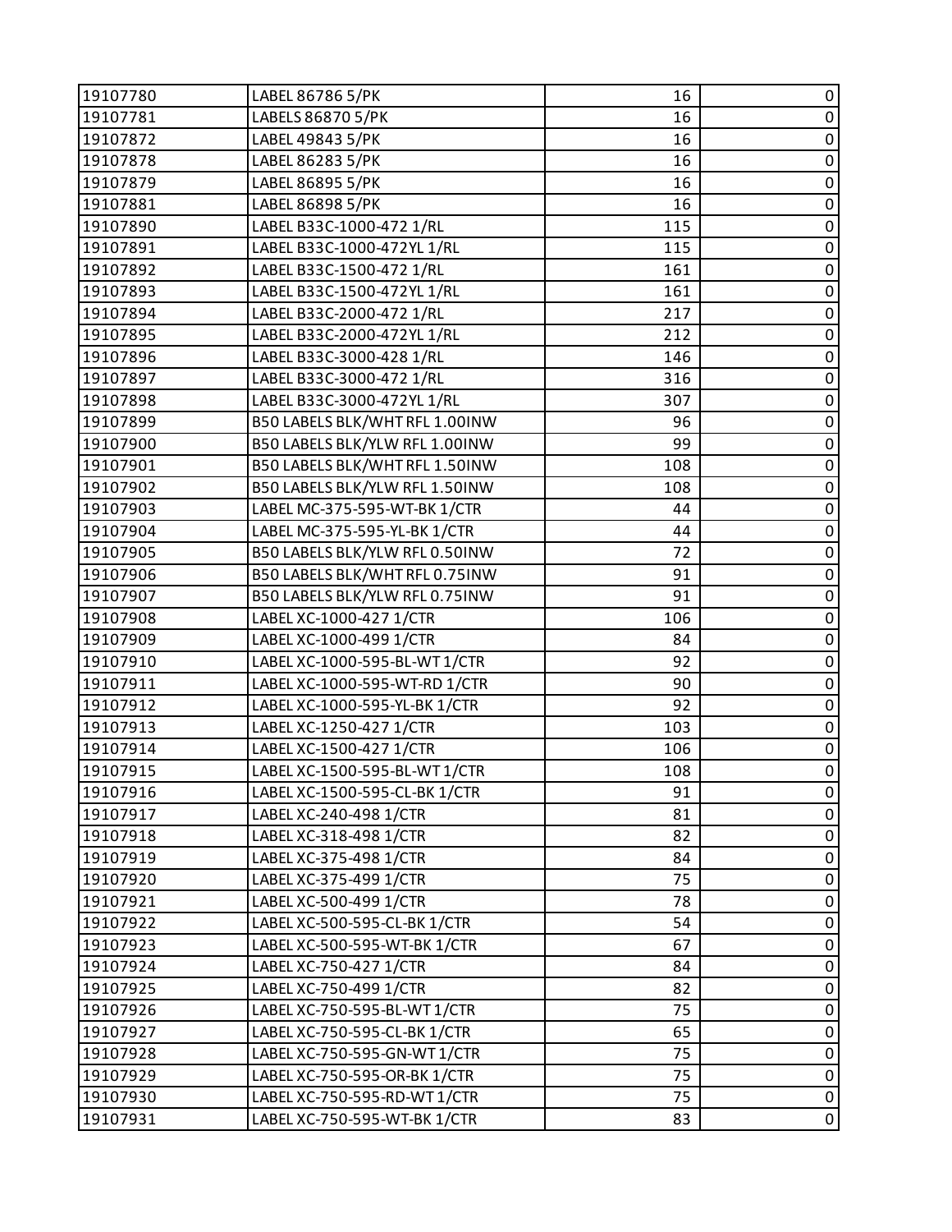| | | | |
|---|---|---|---|
| 19107780 | LABEL 86786 5/PK | 16 | 0 |
| 19107781 | LABELS 86870 5/PK | 16 | 0 |
| 19107872 | LABEL 49843 5/PK | 16 | 0 |
| 19107878 | LABEL 86283 5/PK | 16 | 0 |
| 19107879 | LABEL 86895 5/PK | 16 | 0 |
| 19107881 | LABEL 86898 5/PK | 16 | 0 |
| 19107890 | LABEL B33C-1000-472 1/RL | 115 | 0 |
| 19107891 | LABEL B33C-1000-472YL 1/RL | 115 | 0 |
| 19107892 | LABEL B33C-1500-472 1/RL | 161 | 0 |
| 19107893 | LABEL B33C-1500-472YL 1/RL | 161 | 0 |
| 19107894 | LABEL B33C-2000-472 1/RL | 217 | 0 |
| 19107895 | LABEL B33C-2000-472YL 1/RL | 212 | 0 |
| 19107896 | LABEL B33C-3000-428 1/RL | 146 | 0 |
| 19107897 | LABEL B33C-3000-472 1/RL | 316 | 0 |
| 19107898 | LABEL B33C-3000-472YL 1/RL | 307 | 0 |
| 19107899 | B50 LABELS BLK/WHT RFL 1.00INW | 96 | 0 |
| 19107900 | B50 LABELS BLK/YLW RFL 1.00INW | 99 | 0 |
| 19107901 | B50 LABELS BLK/WHT RFL 1.50INW | 108 | 0 |
| 19107902 | B50 LABELS BLK/YLW RFL 1.50INW | 108 | 0 |
| 19107903 | LABEL MC-375-595-WT-BK 1/CTR | 44 | 0 |
| 19107904 | LABEL MC-375-595-YL-BK 1/CTR | 44 | 0 |
| 19107905 | B50 LABELS BLK/YLW RFL 0.50INW | 72 | 0 |
| 19107906 | B50 LABELS BLK/WHT RFL 0.75INW | 91 | 0 |
| 19107907 | B50 LABELS BLK/YLW RFL 0.75INW | 91 | 0 |
| 19107908 | LABEL XC-1000-427 1/CTR | 106 | 0 |
| 19107909 | LABEL XC-1000-499 1/CTR | 84 | 0 |
| 19107910 | LABEL XC-1000-595-BL-WT 1/CTR | 92 | 0 |
| 19107911 | LABEL XC-1000-595-WT-RD 1/CTR | 90 | 0 |
| 19107912 | LABEL XC-1000-595-YL-BK 1/CTR | 92 | 0 |
| 19107913 | LABEL XC-1250-427 1/CTR | 103 | 0 |
| 19107914 | LABEL XC-1500-427 1/CTR | 106 | 0 |
| 19107915 | LABEL XC-1500-595-BL-WT 1/CTR | 108 | 0 |
| 19107916 | LABEL XC-1500-595-CL-BK 1/CTR | 91 | 0 |
| 19107917 | LABEL XC-240-498 1/CTR | 81 | 0 |
| 19107918 | LABEL XC-318-498 1/CTR | 82 | 0 |
| 19107919 | LABEL XC-375-498 1/CTR | 84 | 0 |
| 19107920 | LABEL XC-375-499 1/CTR | 75 | 0 |
| 19107921 | LABEL XC-500-499 1/CTR | 78 | 0 |
| 19107922 | LABEL XC-500-595-CL-BK 1/CTR | 54 | 0 |
| 19107923 | LABEL XC-500-595-WT-BK 1/CTR | 67 | 0 |
| 19107924 | LABEL XC-750-427 1/CTR | 84 | 0 |
| 19107925 | LABEL XC-750-499 1/CTR | 82 | 0 |
| 19107926 | LABEL XC-750-595-BL-WT 1/CTR | 75 | 0 |
| 19107927 | LABEL XC-750-595-CL-BK 1/CTR | 65 | 0 |
| 19107928 | LABEL XC-750-595-GN-WT 1/CTR | 75 | 0 |
| 19107929 | LABEL XC-750-595-OR-BK 1/CTR | 75 | 0 |
| 19107930 | LABEL XC-750-595-RD-WT 1/CTR | 75 | 0 |
| 19107931 | LABEL XC-750-595-WT-BK 1/CTR | 83 | 0 |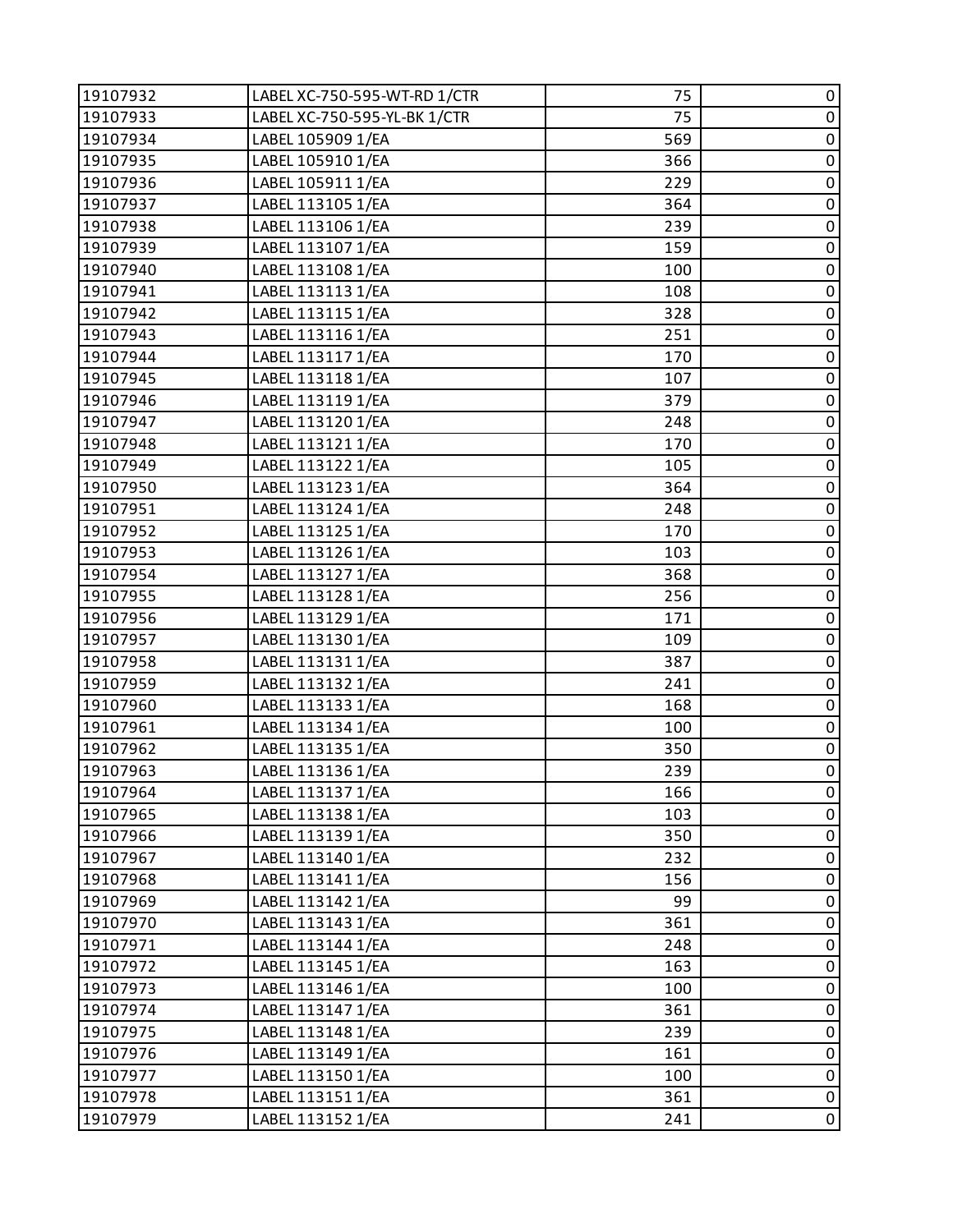| | | | |
|---|---|---|---|
| 19107932 | LABEL XC-750-595-WT-RD 1/CTR | 75 | 0 |
| 19107933 | LABEL XC-750-595-YL-BK 1/CTR | 75 | 0 |
| 19107934 | LABEL 105909 1/EA | 569 | 0 |
| 19107935 | LABEL 105910 1/EA | 366 | 0 |
| 19107936 | LABEL 105911 1/EA | 229 | 0 |
| 19107937 | LABEL 113105 1/EA | 364 | 0 |
| 19107938 | LABEL 113106 1/EA | 239 | 0 |
| 19107939 | LABEL 113107 1/EA | 159 | 0 |
| 19107940 | LABEL 113108 1/EA | 100 | 0 |
| 19107941 | LABEL 113113 1/EA | 108 | 0 |
| 19107942 | LABEL 113115 1/EA | 328 | 0 |
| 19107943 | LABEL 113116 1/EA | 251 | 0 |
| 19107944 | LABEL 113117 1/EA | 170 | 0 |
| 19107945 | LABEL 113118 1/EA | 107 | 0 |
| 19107946 | LABEL 113119 1/EA | 379 | 0 |
| 19107947 | LABEL 113120 1/EA | 248 | 0 |
| 19107948 | LABEL 113121 1/EA | 170 | 0 |
| 19107949 | LABEL 113122 1/EA | 105 | 0 |
| 19107950 | LABEL 113123 1/EA | 364 | 0 |
| 19107951 | LABEL 113124 1/EA | 248 | 0 |
| 19107952 | LABEL 113125 1/EA | 170 | 0 |
| 19107953 | LABEL 113126 1/EA | 103 | 0 |
| 19107954 | LABEL 113127 1/EA | 368 | 0 |
| 19107955 | LABEL 113128 1/EA | 256 | 0 |
| 19107956 | LABEL 113129 1/EA | 171 | 0 |
| 19107957 | LABEL 113130 1/EA | 109 | 0 |
| 19107958 | LABEL 113131 1/EA | 387 | 0 |
| 19107959 | LABEL 113132 1/EA | 241 | 0 |
| 19107960 | LABEL 113133 1/EA | 168 | 0 |
| 19107961 | LABEL 113134 1/EA | 100 | 0 |
| 19107962 | LABEL 113135 1/EA | 350 | 0 |
| 19107963 | LABEL 113136 1/EA | 239 | 0 |
| 19107964 | LABEL 113137 1/EA | 166 | 0 |
| 19107965 | LABEL 113138 1/EA | 103 | 0 |
| 19107966 | LABEL 113139 1/EA | 350 | 0 |
| 19107967 | LABEL 113140 1/EA | 232 | 0 |
| 19107968 | LABEL 113141 1/EA | 156 | 0 |
| 19107969 | LABEL 113142 1/EA | 99 | 0 |
| 19107970 | LABEL 113143 1/EA | 361 | 0 |
| 19107971 | LABEL 113144 1/EA | 248 | 0 |
| 19107972 | LABEL 113145 1/EA | 163 | 0 |
| 19107973 | LABEL 113146 1/EA | 100 | 0 |
| 19107974 | LABEL 113147 1/EA | 361 | 0 |
| 19107975 | LABEL 113148 1/EA | 239 | 0 |
| 19107976 | LABEL 113149 1/EA | 161 | 0 |
| 19107977 | LABEL 113150 1/EA | 100 | 0 |
| 19107978 | LABEL 113151 1/EA | 361 | 0 |
| 19107979 | LABEL 113152 1/EA | 241 | 0 |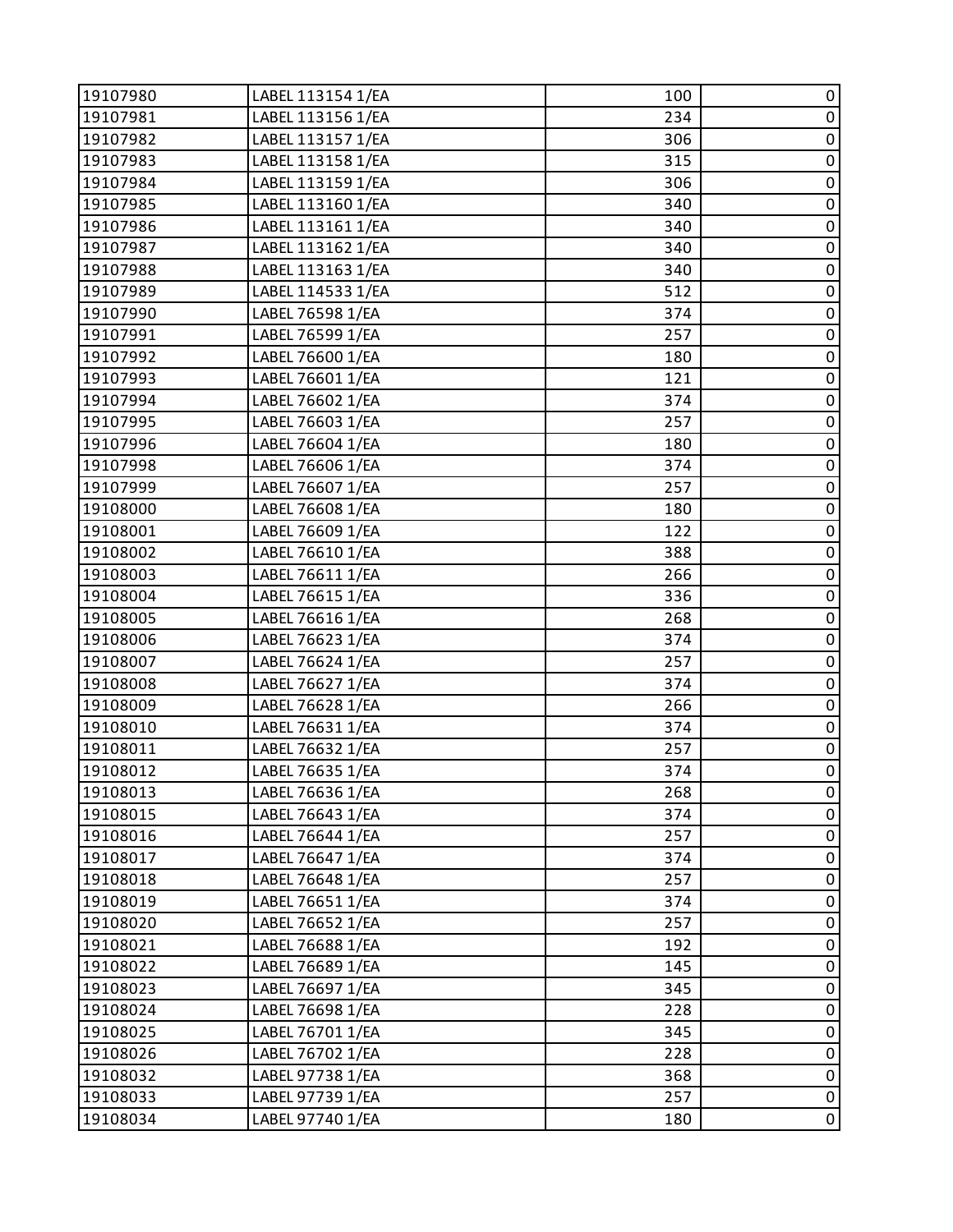| | | | |
|---|---|---|---|
| 19107980 | LABEL 113154 1/EA | 100 | 0 |
| 19107981 | LABEL 113156 1/EA | 234 | 0 |
| 19107982 | LABEL 113157 1/EA | 306 | 0 |
| 19107983 | LABEL 113158 1/EA | 315 | 0 |
| 19107984 | LABEL 113159 1/EA | 306 | 0 |
| 19107985 | LABEL 113160 1/EA | 340 | 0 |
| 19107986 | LABEL 113161 1/EA | 340 | 0 |
| 19107987 | LABEL 113162 1/EA | 340 | 0 |
| 19107988 | LABEL 113163 1/EA | 340 | 0 |
| 19107989 | LABEL 114533 1/EA | 512 | 0 |
| 19107990 | LABEL 76598 1/EA | 374 | 0 |
| 19107991 | LABEL 76599 1/EA | 257 | 0 |
| 19107992 | LABEL 76600 1/EA | 180 | 0 |
| 19107993 | LABEL 76601 1/EA | 121 | 0 |
| 19107994 | LABEL 76602 1/EA | 374 | 0 |
| 19107995 | LABEL 76603 1/EA | 257 | 0 |
| 19107996 | LABEL 76604 1/EA | 180 | 0 |
| 19107998 | LABEL 76606 1/EA | 374 | 0 |
| 19107999 | LABEL 76607 1/EA | 257 | 0 |
| 19108000 | LABEL 76608 1/EA | 180 | 0 |
| 19108001 | LABEL 76609 1/EA | 122 | 0 |
| 19108002 | LABEL 76610 1/EA | 388 | 0 |
| 19108003 | LABEL 76611 1/EA | 266 | 0 |
| 19108004 | LABEL 76615 1/EA | 336 | 0 |
| 19108005 | LABEL 76616 1/EA | 268 | 0 |
| 19108006 | LABEL 76623 1/EA | 374 | 0 |
| 19108007 | LABEL 76624 1/EA | 257 | 0 |
| 19108008 | LABEL 76627 1/EA | 374 | 0 |
| 19108009 | LABEL 76628 1/EA | 266 | 0 |
| 19108010 | LABEL 76631 1/EA | 374 | 0 |
| 19108011 | LABEL 76632 1/EA | 257 | 0 |
| 19108012 | LABEL 76635 1/EA | 374 | 0 |
| 19108013 | LABEL 76636 1/EA | 268 | 0 |
| 19108015 | LABEL 76643 1/EA | 374 | 0 |
| 19108016 | LABEL 76644 1/EA | 257 | 0 |
| 19108017 | LABEL 76647 1/EA | 374 | 0 |
| 19108018 | LABEL 76648 1/EA | 257 | 0 |
| 19108019 | LABEL 76651 1/EA | 374 | 0 |
| 19108020 | LABEL 76652 1/EA | 257 | 0 |
| 19108021 | LABEL 76688 1/EA | 192 | 0 |
| 19108022 | LABEL 76689 1/EA | 145 | 0 |
| 19108023 | LABEL 76697 1/EA | 345 | 0 |
| 19108024 | LABEL 76698 1/EA | 228 | 0 |
| 19108025 | LABEL 76701 1/EA | 345 | 0 |
| 19108026 | LABEL 76702 1/EA | 228 | 0 |
| 19108032 | LABEL 97738 1/EA | 368 | 0 |
| 19108033 | LABEL 97739 1/EA | 257 | 0 |
| 19108034 | LABEL 97740 1/EA | 180 | 0 |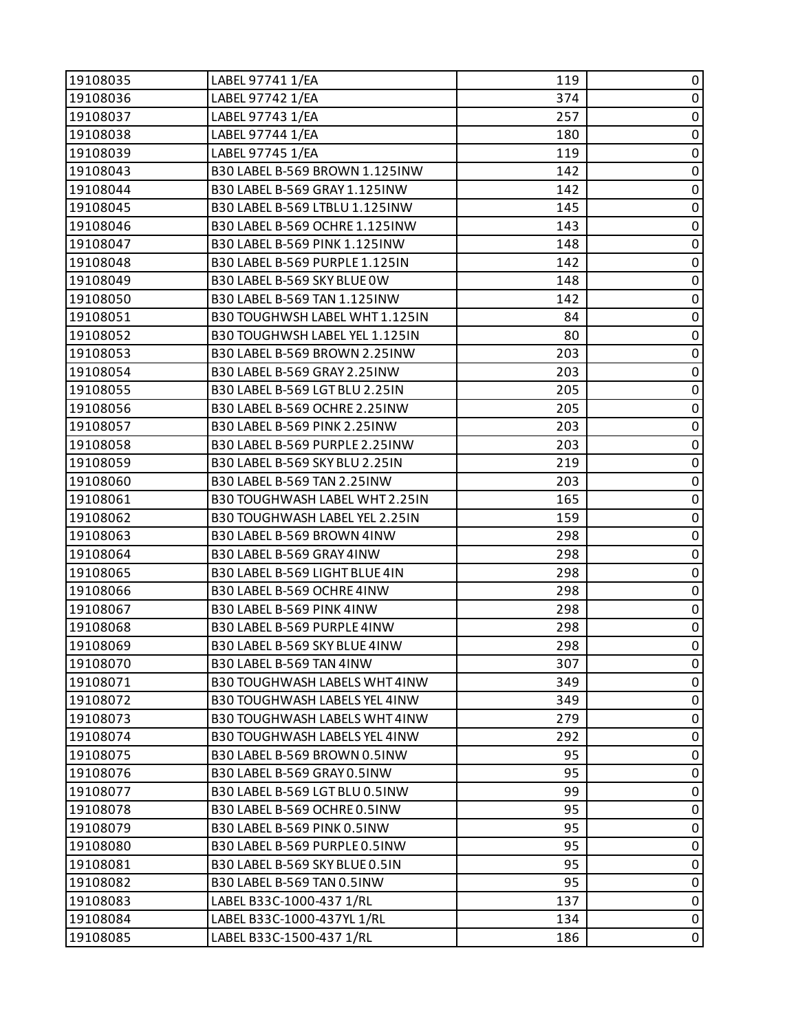| | | | |
|---|---|---|---|
| 19108035 | LABEL 97741 1/EA | 119 | 0 |
| 19108036 | LABEL 97742 1/EA | 374 | 0 |
| 19108037 | LABEL 97743 1/EA | 257 | 0 |
| 19108038 | LABEL 97744 1/EA | 180 | 0 |
| 19108039 | LABEL 97745 1/EA | 119 | 0 |
| 19108043 | B30 LABEL B-569 BROWN 1.125INW | 142 | 0 |
| 19108044 | B30 LABEL B-569 GRAY 1.125INW | 142 | 0 |
| 19108045 | B30 LABEL B-569 LTBLU 1.125INW | 145 | 0 |
| 19108046 | B30 LABEL B-569 OCHRE 1.125INW | 143 | 0 |
| 19108047 | B30 LABEL B-569 PINK 1.125INW | 148 | 0 |
| 19108048 | B30 LABEL B-569 PURPLE 1.125IN | 142 | 0 |
| 19108049 | B30 LABEL B-569 SKY BLUE 0W | 148 | 0 |
| 19108050 | B30 LABEL B-569 TAN 1.125INW | 142 | 0 |
| 19108051 | B30 TOUGHWSH LABEL WHT 1.125IN | 84 | 0 |
| 19108052 | B30 TOUGHWSH LABEL YEL 1.125IN | 80 | 0 |
| 19108053 | B30 LABEL B-569 BROWN 2.25INW | 203 | 0 |
| 19108054 | B30 LABEL B-569 GRAY 2.25INW | 203 | 0 |
| 19108055 | B30 LABEL B-569 LGT BLU 2.25IN | 205 | 0 |
| 19108056 | B30 LABEL B-569 OCHRE 2.25INW | 205 | 0 |
| 19108057 | B30 LABEL B-569 PINK 2.25INW | 203 | 0 |
| 19108058 | B30 LABEL B-569 PURPLE 2.25INW | 203 | 0 |
| 19108059 | B30 LABEL B-569 SKY BLU 2.25IN | 219 | 0 |
| 19108060 | B30 LABEL B-569 TAN 2.25INW | 203 | 0 |
| 19108061 | B30 TOUGHWASH LABEL WHT 2.25IN | 165 | 0 |
| 19108062 | B30 TOUGHWASH LABEL YEL 2.25IN | 159 | 0 |
| 19108063 | B30 LABEL B-569 BROWN 4INW | 298 | 0 |
| 19108064 | B30 LABEL B-569 GRAY 4INW | 298 | 0 |
| 19108065 | B30 LABEL B-569 LIGHT BLUE 4IN | 298 | 0 |
| 19108066 | B30 LABEL B-569 OCHRE 4INW | 298 | 0 |
| 19108067 | B30 LABEL B-569 PINK 4INW | 298 | 0 |
| 19108068 | B30 LABEL B-569 PURPLE 4INW | 298 | 0 |
| 19108069 | B30 LABEL B-569 SKY BLUE 4INW | 298 | 0 |
| 19108070 | B30 LABEL B-569 TAN 4INW | 307 | 0 |
| 19108071 | B30 TOUGHWASH LABELS WHT 4INW | 349 | 0 |
| 19108072 | B30 TOUGHWASH LABELS YEL 4INW | 349 | 0 |
| 19108073 | B30 TOUGHWASH LABELS WHT 4INW | 279 | 0 |
| 19108074 | B30 TOUGHWASH LABELS YEL 4INW | 292 | 0 |
| 19108075 | B30 LABEL B-569 BROWN 0.5INW | 95 | 0 |
| 19108076 | B30 LABEL B-569 GRAY 0.5INW | 95 | 0 |
| 19108077 | B30 LABEL B-569 LGT BLU 0.5INW | 99 | 0 |
| 19108078 | B30 LABEL B-569 OCHRE 0.5INW | 95 | 0 |
| 19108079 | B30 LABEL B-569 PINK 0.5INW | 95 | 0 |
| 19108080 | B30 LABEL B-569 PURPLE 0.5INW | 95 | 0 |
| 19108081 | B30 LABEL B-569 SKY BLUE 0.5IN | 95 | 0 |
| 19108082 | B30 LABEL B-569 TAN 0.5INW | 95 | 0 |
| 19108083 | LABEL B33C-1000-437 1/RL | 137 | 0 |
| 19108084 | LABEL B33C-1000-437YL 1/RL | 134 | 0 |
| 19108085 | LABEL B33C-1500-437 1/RL | 186 | 0 |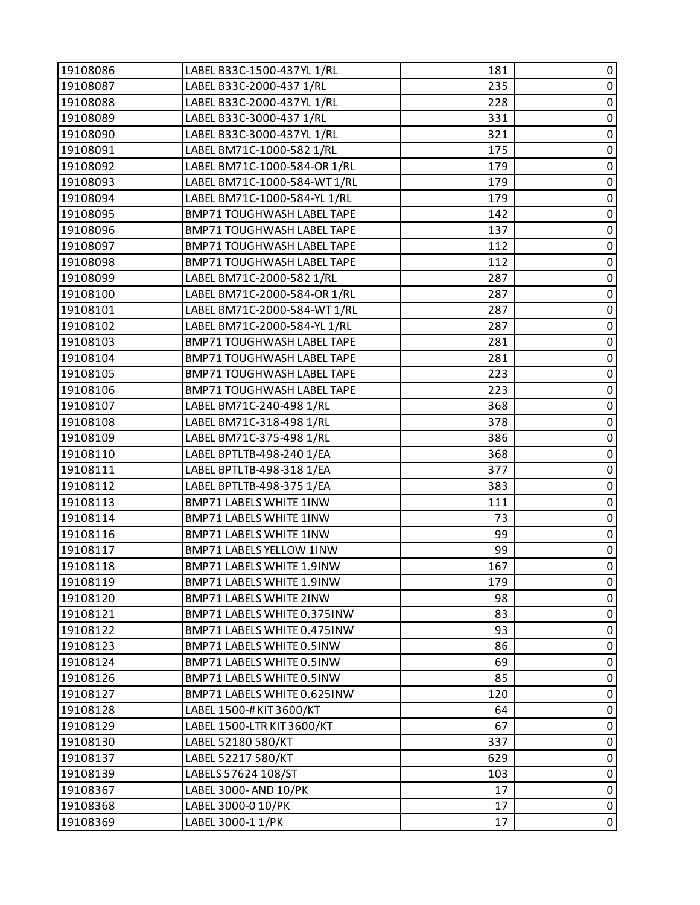| | | | |
|---|---|---|---|
| 19108086 | LABEL B33C-1500-437YL 1/RL | 181 | 0 |
| 19108087 | LABEL B33C-2000-437 1/RL | 235 | 0 |
| 19108088 | LABEL B33C-2000-437YL 1/RL | 228 | 0 |
| 19108089 | LABEL B33C-3000-437 1/RL | 331 | 0 |
| 19108090 | LABEL B33C-3000-437YL 1/RL | 321 | 0 |
| 19108091 | LABEL BM71C-1000-582 1/RL | 175 | 0 |
| 19108092 | LABEL BM71C-1000-584-OR 1/RL | 179 | 0 |
| 19108093 | LABEL BM71C-1000-584-WT 1/RL | 179 | 0 |
| 19108094 | LABEL BM71C-1000-584-YL 1/RL | 179 | 0 |
| 19108095 | BMP71 TOUGHWASH LABEL TAPE | 142 | 0 |
| 19108096 | BMP71 TOUGHWASH LABEL TAPE | 137 | 0 |
| 19108097 | BMP71 TOUGHWASH LABEL TAPE | 112 | 0 |
| 19108098 | BMP71 TOUGHWASH LABEL TAPE | 112 | 0 |
| 19108099 | LABEL BM71C-2000-582 1/RL | 287 | 0 |
| 19108100 | LABEL BM71C-2000-584-OR 1/RL | 287 | 0 |
| 19108101 | LABEL BM71C-2000-584-WT 1/RL | 287 | 0 |
| 19108102 | LABEL BM71C-2000-584-YL 1/RL | 287 | 0 |
| 19108103 | BMP71 TOUGHWASH LABEL TAPE | 281 | 0 |
| 19108104 | BMP71 TOUGHWASH LABEL TAPE | 281 | 0 |
| 19108105 | BMP71 TOUGHWASH LABEL TAPE | 223 | 0 |
| 19108106 | BMP71 TOUGHWASH LABEL TAPE | 223 | 0 |
| 19108107 | LABEL BM71C-240-498 1/RL | 368 | 0 |
| 19108108 | LABEL BM71C-318-498 1/RL | 378 | 0 |
| 19108109 | LABEL BM71C-375-498 1/RL | 386 | 0 |
| 19108110 | LABEL BPTLTB-498-240 1/EA | 368 | 0 |
| 19108111 | LABEL BPTLTB-498-318 1/EA | 377 | 0 |
| 19108112 | LABEL BPTLTB-498-375 1/EA | 383 | 0 |
| 19108113 | BMP71 LABELS WHITE 1INW | 111 | 0 |
| 19108114 | BMP71 LABELS WHITE 1INW | 73 | 0 |
| 19108116 | BMP71 LABELS WHITE 1INW | 99 | 0 |
| 19108117 | BMP71 LABELS YELLOW 1INW | 99 | 0 |
| 19108118 | BMP71 LABELS WHITE 1.9INW | 167 | 0 |
| 19108119 | BMP71 LABELS WHITE 1.9INW | 179 | 0 |
| 19108120 | BMP71 LABELS WHITE 2INW | 98 | 0 |
| 19108121 | BMP71 LABELS WHITE 0.375INW | 83 | 0 |
| 19108122 | BMP71 LABELS WHITE 0.475INW | 93 | 0 |
| 19108123 | BMP71 LABELS WHITE 0.5INW | 86 | 0 |
| 19108124 | BMP71 LABELS WHITE 0.5INW | 69 | 0 |
| 19108126 | BMP71 LABELS WHITE 0.5INW | 85 | 0 |
| 19108127 | BMP71 LABELS WHITE 0.625INW | 120 | 0 |
| 19108128 | LABEL 1500-# KIT 3600/KT | 64 | 0 |
| 19108129 | LABEL 1500-LTR KIT 3600/KT | 67 | 0 |
| 19108130 | LABEL 52180 580/KT | 337 | 0 |
| 19108137 | LABEL 52217 580/KT | 629 | 0 |
| 19108139 | LABELS 57624 108/ST | 103 | 0 |
| 19108367 | LABEL 3000- AND 10/PK | 17 | 0 |
| 19108368 | LABEL 3000-0 10/PK | 17 | 0 |
| 19108369 | LABEL 3000-1 1/PK | 17 | 0 |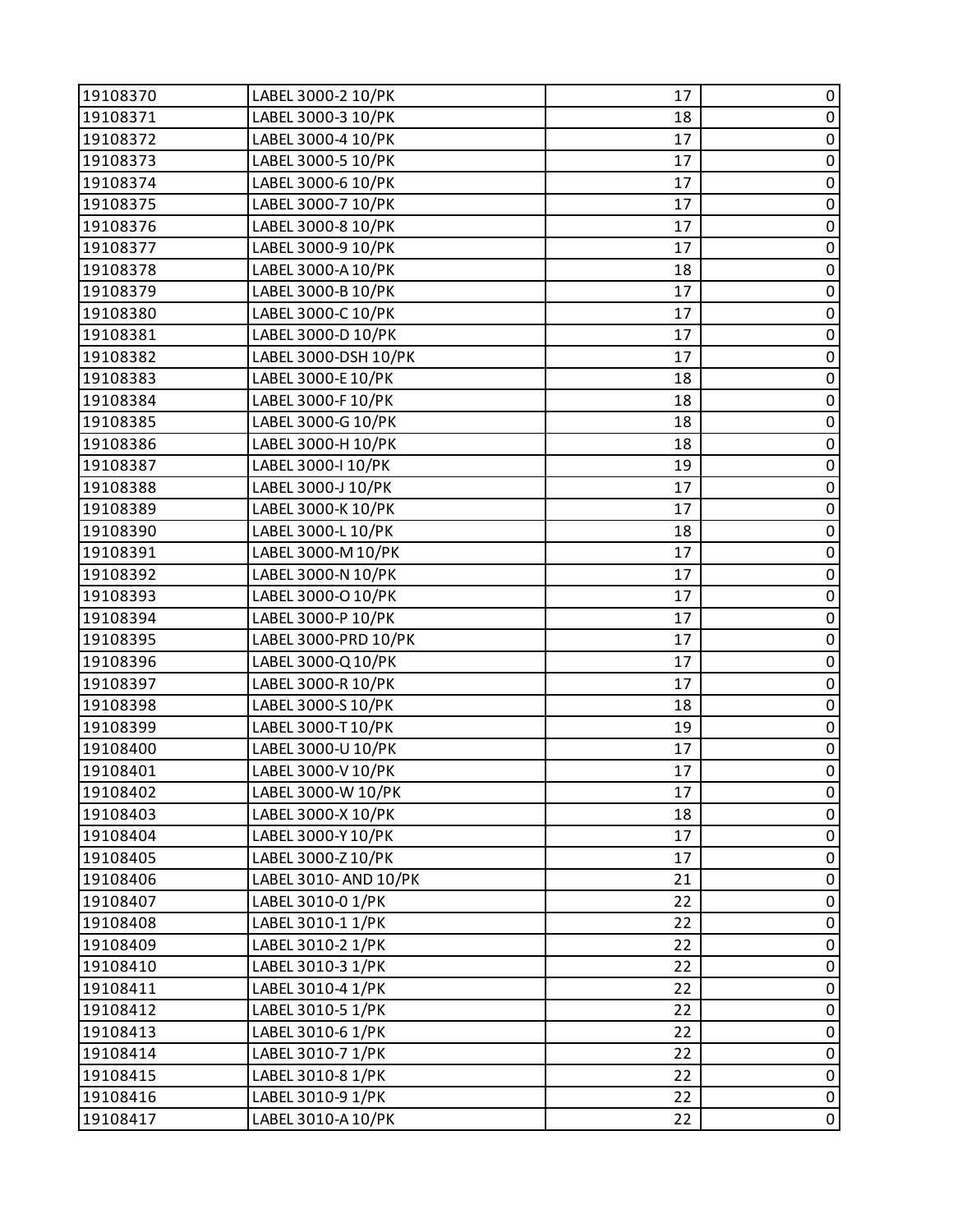| | | | |
|---|---|---|---|
| 19108370 | LABEL 3000-2 10/PK | 17 | 0 |
| 19108371 | LABEL 3000-3 10/PK | 18 | 0 |
| 19108372 | LABEL 3000-4 10/PK | 17 | 0 |
| 19108373 | LABEL 3000-5 10/PK | 17 | 0 |
| 19108374 | LABEL 3000-6 10/PK | 17 | 0 |
| 19108375 | LABEL 3000-7 10/PK | 17 | 0 |
| 19108376 | LABEL 3000-8 10/PK | 17 | 0 |
| 19108377 | LABEL 3000-9 10/PK | 17 | 0 |
| 19108378 | LABEL 3000-A 10/PK | 18 | 0 |
| 19108379 | LABEL 3000-B 10/PK | 17 | 0 |
| 19108380 | LABEL 3000-C 10/PK | 17 | 0 |
| 19108381 | LABEL 3000-D 10/PK | 17 | 0 |
| 19108382 | LABEL 3000-DSH 10/PK | 17 | 0 |
| 19108383 | LABEL 3000-E 10/PK | 18 | 0 |
| 19108384 | LABEL 3000-F 10/PK | 18 | 0 |
| 19108385 | LABEL 3000-G 10/PK | 18 | 0 |
| 19108386 | LABEL 3000-H 10/PK | 18 | 0 |
| 19108387 | LABEL 3000-I 10/PK | 19 | 0 |
| 19108388 | LABEL 3000-J 10/PK | 17 | 0 |
| 19108389 | LABEL 3000-K 10/PK | 17 | 0 |
| 19108390 | LABEL 3000-L 10/PK | 18 | 0 |
| 19108391 | LABEL 3000-M 10/PK | 17 | 0 |
| 19108392 | LABEL 3000-N 10/PK | 17 | 0 |
| 19108393 | LABEL 3000-O 10/PK | 17 | 0 |
| 19108394 | LABEL 3000-P 10/PK | 17 | 0 |
| 19108395 | LABEL 3000-PRD 10/PK | 17 | 0 |
| 19108396 | LABEL 3000-Q 10/PK | 17 | 0 |
| 19108397 | LABEL 3000-R 10/PK | 17 | 0 |
| 19108398 | LABEL 3000-S 10/PK | 18 | 0 |
| 19108399 | LABEL 3000-T 10/PK | 19 | 0 |
| 19108400 | LABEL 3000-U 10/PK | 17 | 0 |
| 19108401 | LABEL 3000-V 10/PK | 17 | 0 |
| 19108402 | LABEL 3000-W 10/PK | 17 | 0 |
| 19108403 | LABEL 3000-X 10/PK | 18 | 0 |
| 19108404 | LABEL 3000-Y 10/PK | 17 | 0 |
| 19108405 | LABEL 3000-Z 10/PK | 17 | 0 |
| 19108406 | LABEL 3010- AND 10/PK | 21 | 0 |
| 19108407 | LABEL 3010-0 1/PK | 22 | 0 |
| 19108408 | LABEL 3010-1 1/PK | 22 | 0 |
| 19108409 | LABEL 3010-2 1/PK | 22 | 0 |
| 19108410 | LABEL 3010-3 1/PK | 22 | 0 |
| 19108411 | LABEL 3010-4 1/PK | 22 | 0 |
| 19108412 | LABEL 3010-5 1/PK | 22 | 0 |
| 19108413 | LABEL 3010-6 1/PK | 22 | 0 |
| 19108414 | LABEL 3010-7 1/PK | 22 | 0 |
| 19108415 | LABEL 3010-8 1/PK | 22 | 0 |
| 19108416 | LABEL 3010-9 1/PK | 22 | 0 |
| 19108417 | LABEL 3010-A 10/PK | 22 | 0 |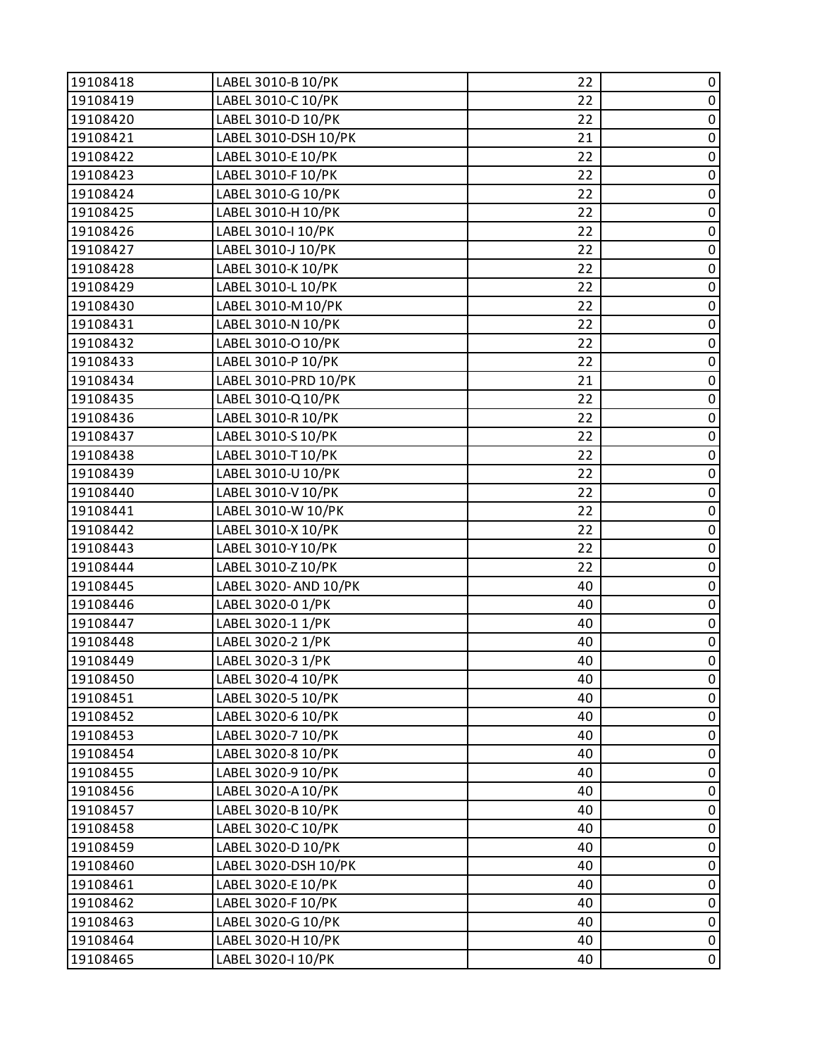| | | | |
|---|---|---|---|
| 19108418 | LABEL 3010-B 10/PK | 22 | 0 |
| 19108419 | LABEL 3010-C 10/PK | 22 | 0 |
| 19108420 | LABEL 3010-D 10/PK | 22 | 0 |
| 19108421 | LABEL 3010-DSH 10/PK | 21 | 0 |
| 19108422 | LABEL 3010-E 10/PK | 22 | 0 |
| 19108423 | LABEL 3010-F 10/PK | 22 | 0 |
| 19108424 | LABEL 3010-G 10/PK | 22 | 0 |
| 19108425 | LABEL 3010-H 10/PK | 22 | 0 |
| 19108426 | LABEL 3010-I 10/PK | 22 | 0 |
| 19108427 | LABEL 3010-J 10/PK | 22 | 0 |
| 19108428 | LABEL 3010-K 10/PK | 22 | 0 |
| 19108429 | LABEL 3010-L 10/PK | 22 | 0 |
| 19108430 | LABEL 3010-M 10/PK | 22 | 0 |
| 19108431 | LABEL 3010-N 10/PK | 22 | 0 |
| 19108432 | LABEL 3010-O 10/PK | 22 | 0 |
| 19108433 | LABEL 3010-P 10/PK | 22 | 0 |
| 19108434 | LABEL 3010-PRD 10/PK | 21 | 0 |
| 19108435 | LABEL 3010-Q 10/PK | 22 | 0 |
| 19108436 | LABEL 3010-R 10/PK | 22 | 0 |
| 19108437 | LABEL 3010-S 10/PK | 22 | 0 |
| 19108438 | LABEL 3010-T 10/PK | 22 | 0 |
| 19108439 | LABEL 3010-U 10/PK | 22 | 0 |
| 19108440 | LABEL 3010-V 10/PK | 22 | 0 |
| 19108441 | LABEL 3010-W 10/PK | 22 | 0 |
| 19108442 | LABEL 3010-X 10/PK | 22 | 0 |
| 19108443 | LABEL 3010-Y 10/PK | 22 | 0 |
| 19108444 | LABEL 3010-Z 10/PK | 22 | 0 |
| 19108445 | LABEL 3020- AND 10/PK | 40 | 0 |
| 19108446 | LABEL 3020-0 1/PK | 40 | 0 |
| 19108447 | LABEL 3020-1 1/PK | 40 | 0 |
| 19108448 | LABEL 3020-2 1/PK | 40 | 0 |
| 19108449 | LABEL 3020-3 1/PK | 40 | 0 |
| 19108450 | LABEL 3020-4 10/PK | 40 | 0 |
| 19108451 | LABEL 3020-5 10/PK | 40 | 0 |
| 19108452 | LABEL 3020-6 10/PK | 40 | 0 |
| 19108453 | LABEL 3020-7 10/PK | 40 | 0 |
| 19108454 | LABEL 3020-8 10/PK | 40 | 0 |
| 19108455 | LABEL 3020-9 10/PK | 40 | 0 |
| 19108456 | LABEL 3020-A 10/PK | 40 | 0 |
| 19108457 | LABEL 3020-B 10/PK | 40 | 0 |
| 19108458 | LABEL 3020-C 10/PK | 40 | 0 |
| 19108459 | LABEL 3020-D 10/PK | 40 | 0 |
| 19108460 | LABEL 3020-DSH 10/PK | 40 | 0 |
| 19108461 | LABEL 3020-E 10/PK | 40 | 0 |
| 19108462 | LABEL 3020-F 10/PK | 40 | 0 |
| 19108463 | LABEL 3020-G 10/PK | 40 | 0 |
| 19108464 | LABEL 3020-H 10/PK | 40 | 0 |
| 19108465 | LABEL 3020-I 10/PK | 40 | 0 |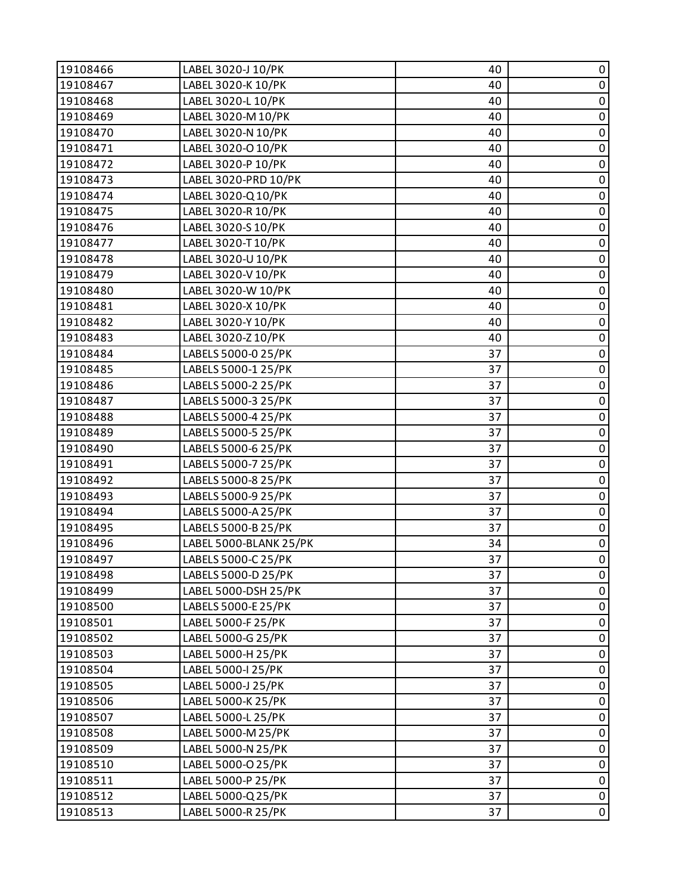| | | | |
|---|---|---|---|
| 19108466 | LABEL 3020-J 10/PK | 40 | 0 |
| 19108467 | LABEL 3020-K 10/PK | 40 | 0 |
| 19108468 | LABEL 3020-L 10/PK | 40 | 0 |
| 19108469 | LABEL 3020-M 10/PK | 40 | 0 |
| 19108470 | LABEL 3020-N 10/PK | 40 | 0 |
| 19108471 | LABEL 3020-O 10/PK | 40 | 0 |
| 19108472 | LABEL 3020-P 10/PK | 40 | 0 |
| 19108473 | LABEL 3020-PRD 10/PK | 40 | 0 |
| 19108474 | LABEL 3020-Q 10/PK | 40 | 0 |
| 19108475 | LABEL 3020-R 10/PK | 40 | 0 |
| 19108476 | LABEL 3020-S 10/PK | 40 | 0 |
| 19108477 | LABEL 3020-T 10/PK | 40 | 0 |
| 19108478 | LABEL 3020-U 10/PK | 40 | 0 |
| 19108479 | LABEL 3020-V 10/PK | 40 | 0 |
| 19108480 | LABEL 3020-W 10/PK | 40 | 0 |
| 19108481 | LABEL 3020-X 10/PK | 40 | 0 |
| 19108482 | LABEL 3020-Y 10/PK | 40 | 0 |
| 19108483 | LABEL 3020-Z 10/PK | 40 | 0 |
| 19108484 | LABELS 5000-0 25/PK | 37 | 0 |
| 19108485 | LABELS 5000-1 25/PK | 37 | 0 |
| 19108486 | LABELS 5000-2 25/PK | 37 | 0 |
| 19108487 | LABELS 5000-3 25/PK | 37 | 0 |
| 19108488 | LABELS 5000-4 25/PK | 37 | 0 |
| 19108489 | LABELS 5000-5 25/PK | 37 | 0 |
| 19108490 | LABELS 5000-6 25/PK | 37 | 0 |
| 19108491 | LABELS 5000-7 25/PK | 37 | 0 |
| 19108492 | LABELS 5000-8 25/PK | 37 | 0 |
| 19108493 | LABELS 5000-9 25/PK | 37 | 0 |
| 19108494 | LABELS 5000-A 25/PK | 37 | 0 |
| 19108495 | LABELS 5000-B 25/PK | 37 | 0 |
| 19108496 | LABEL 5000-BLANK 25/PK | 34 | 0 |
| 19108497 | LABELS 5000-C 25/PK | 37 | 0 |
| 19108498 | LABELS 5000-D 25/PK | 37 | 0 |
| 19108499 | LABEL 5000-DSH 25/PK | 37 | 0 |
| 19108500 | LABELS 5000-E 25/PK | 37 | 0 |
| 19108501 | LABEL 5000-F 25/PK | 37 | 0 |
| 19108502 | LABEL 5000-G 25/PK | 37 | 0 |
| 19108503 | LABEL 5000-H 25/PK | 37 | 0 |
| 19108504 | LABEL 5000-I 25/PK | 37 | 0 |
| 19108505 | LABEL 5000-J 25/PK | 37 | 0 |
| 19108506 | LABEL 5000-K 25/PK | 37 | 0 |
| 19108507 | LABEL 5000-L 25/PK | 37 | 0 |
| 19108508 | LABEL 5000-M 25/PK | 37 | 0 |
| 19108509 | LABEL 5000-N 25/PK | 37 | 0 |
| 19108510 | LABEL 5000-O 25/PK | 37 | 0 |
| 19108511 | LABEL 5000-P 25/PK | 37 | 0 |
| 19108512 | LABEL 5000-Q 25/PK | 37 | 0 |
| 19108513 | LABEL 5000-R 25/PK | 37 | 0 |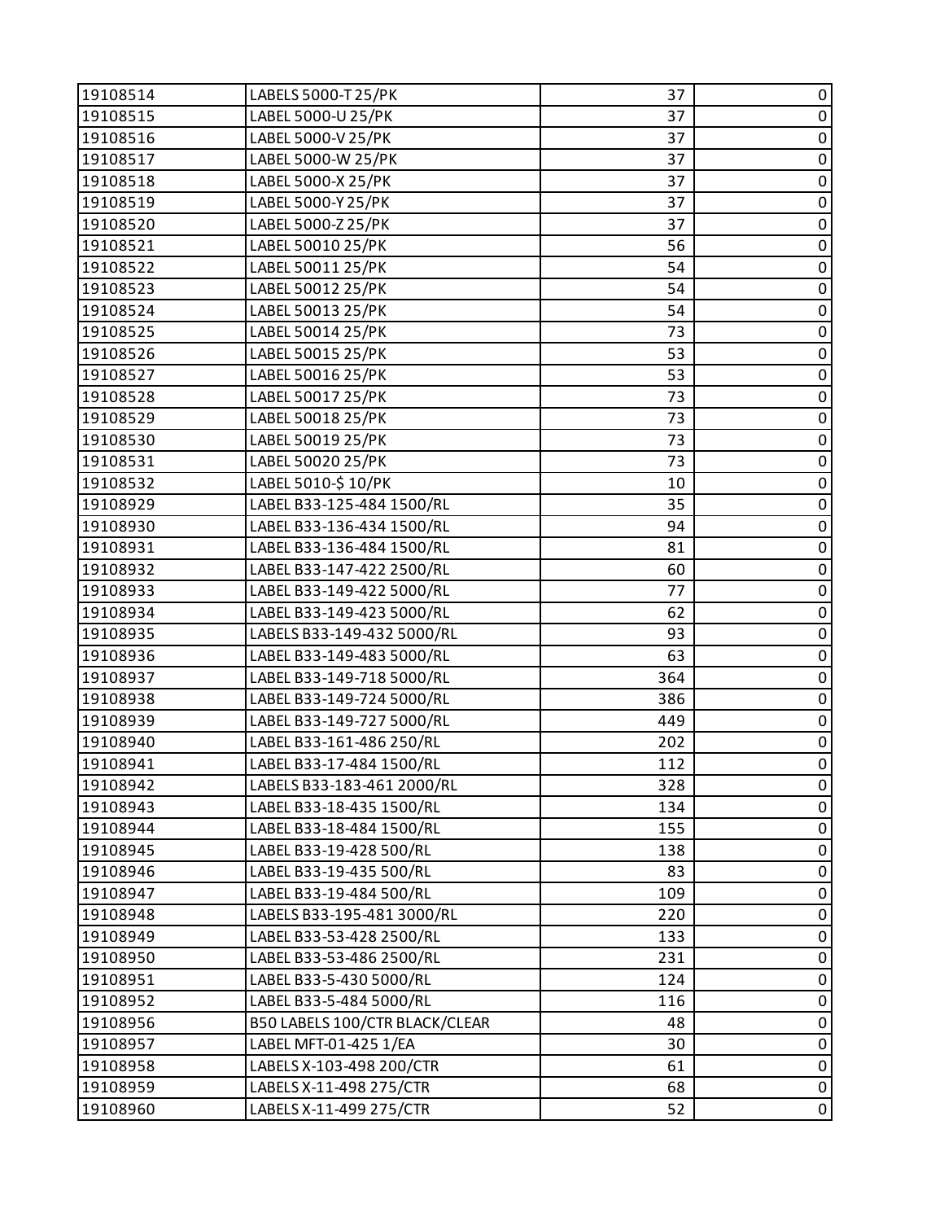| 19108514 | LABELS 5000-T 25/PK | 37 | 0 |
|---|---|---|---|
| 19108515 | LABEL 5000-U 25/PK | 37 | 0 |
| 19108516 | LABEL 5000-V 25/PK | 37 | 0 |
| 19108517 | LABEL 5000-W 25/PK | 37 | 0 |
| 19108518 | LABEL 5000-X 25/PK | 37 | 0 |
| 19108519 | LABEL 5000-Y 25/PK | 37 | 0 |
| 19108520 | LABEL 5000-Z 25/PK | 37 | 0 |
| 19108521 | LABEL 50010 25/PK | 56 | 0 |
| 19108522 | LABEL 50011 25/PK | 54 | 0 |
| 19108523 | LABEL 50012 25/PK | 54 | 0 |
| 19108524 | LABEL 50013 25/PK | 54 | 0 |
| 19108525 | LABEL 50014 25/PK | 73 | 0 |
| 19108526 | LABEL 50015 25/PK | 53 | 0 |
| 19108527 | LABEL 50016 25/PK | 53 | 0 |
| 19108528 | LABEL 50017 25/PK | 73 | 0 |
| 19108529 | LABEL 50018 25/PK | 73 | 0 |
| 19108530 | LABEL 50019 25/PK | 73 | 0 |
| 19108531 | LABEL 50020 25/PK | 73 | 0 |
| 19108532 | LABEL 5010-$ 10/PK | 10 | 0 |
| 19108929 | LABEL B33-125-484 1500/RL | 35 | 0 |
| 19108930 | LABEL B33-136-434 1500/RL | 94 | 0 |
| 19108931 | LABEL B33-136-484 1500/RL | 81 | 0 |
| 19108932 | LABEL B33-147-422 2500/RL | 60 | 0 |
| 19108933 | LABEL B33-149-422 5000/RL | 77 | 0 |
| 19108934 | LABEL B33-149-423 5000/RL | 62 | 0 |
| 19108935 | LABELS B33-149-432 5000/RL | 93 | 0 |
| 19108936 | LABEL B33-149-483 5000/RL | 63 | 0 |
| 19108937 | LABEL B33-149-718 5000/RL | 364 | 0 |
| 19108938 | LABEL B33-149-724 5000/RL | 386 | 0 |
| 19108939 | LABEL B33-149-727 5000/RL | 449 | 0 |
| 19108940 | LABEL B33-161-486 250/RL | 202 | 0 |
| 19108941 | LABEL B33-17-484 1500/RL | 112 | 0 |
| 19108942 | LABELS B33-183-461 2000/RL | 328 | 0 |
| 19108943 | LABEL B33-18-435 1500/RL | 134 | 0 |
| 19108944 | LABEL B33-18-484 1500/RL | 155 | 0 |
| 19108945 | LABEL B33-19-428 500/RL | 138 | 0 |
| 19108946 | LABEL B33-19-435 500/RL | 83 | 0 |
| 19108947 | LABEL B33-19-484 500/RL | 109 | 0 |
| 19108948 | LABELS B33-195-481 3000/RL | 220 | 0 |
| 19108949 | LABEL B33-53-428 2500/RL | 133 | 0 |
| 19108950 | LABEL B33-53-486 2500/RL | 231 | 0 |
| 19108951 | LABEL B33-5-430 5000/RL | 124 | 0 |
| 19108952 | LABEL B33-5-484 5000/RL | 116 | 0 |
| 19108956 | B50 LABELS 100/CTR BLACK/CLEAR | 48 | 0 |
| 19108957 | LABEL MFT-01-425 1/EA | 30 | 0 |
| 19108958 | LABELS X-103-498 200/CTR | 61 | 0 |
| 19108959 | LABELS X-11-498 275/CTR | 68 | 0 |
| 19108960 | LABELS X-11-499 275/CTR | 52 | 0 |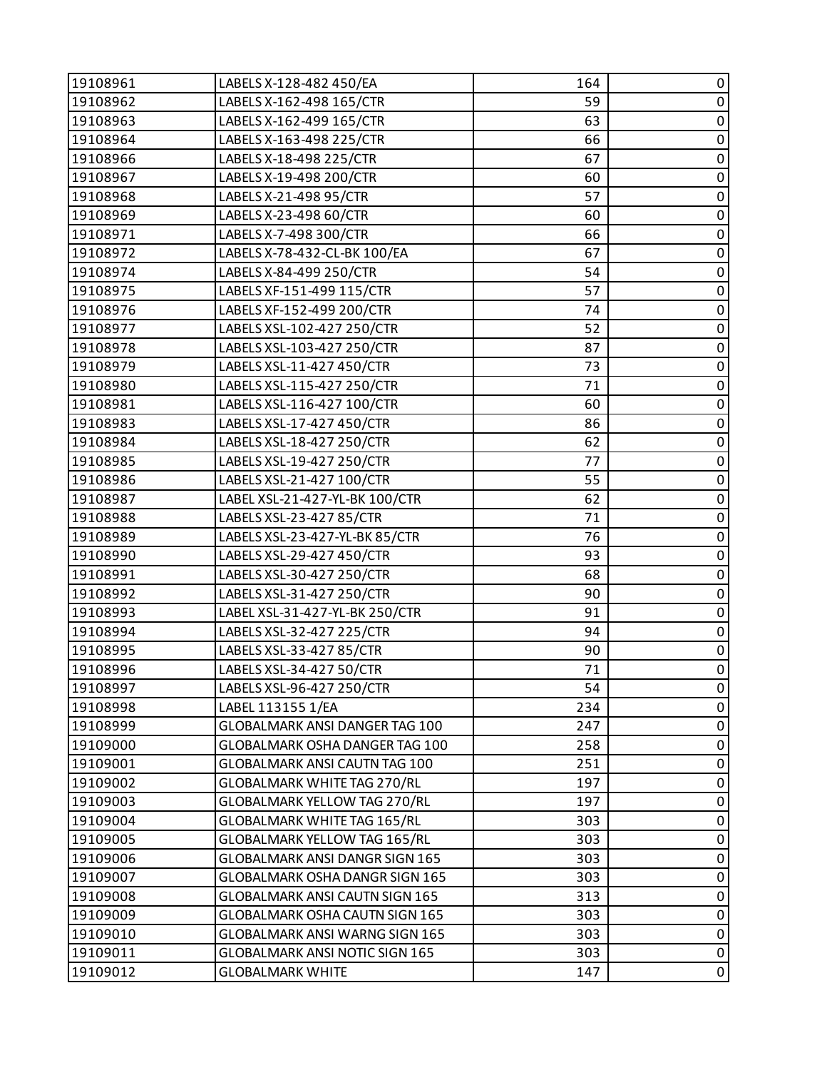| | | | |
|---|---|---|---|
| 19108961 | LABELS X-128-482 450/EA | 164 | 0 |
| 19108962 | LABELS X-162-498 165/CTR | 59 | 0 |
| 19108963 | LABELS X-162-499 165/CTR | 63 | 0 |
| 19108964 | LABELS X-163-498 225/CTR | 66 | 0 |
| 19108966 | LABELS X-18-498 225/CTR | 67 | 0 |
| 19108967 | LABELS X-19-498 200/CTR | 60 | 0 |
| 19108968 | LABELS X-21-498 95/CTR | 57 | 0 |
| 19108969 | LABELS X-23-498 60/CTR | 60 | 0 |
| 19108971 | LABELS X-7-498 300/CTR | 66 | 0 |
| 19108972 | LABELS X-78-432-CL-BK 100/EA | 67 | 0 |
| 19108974 | LABELS X-84-499 250/CTR | 54 | 0 |
| 19108975 | LABELS XF-151-499 115/CTR | 57 | 0 |
| 19108976 | LABELS XF-152-499 200/CTR | 74 | 0 |
| 19108977 | LABELS XSL-102-427 250/CTR | 52 | 0 |
| 19108978 | LABELS XSL-103-427 250/CTR | 87 | 0 |
| 19108979 | LABELS XSL-11-427 450/CTR | 73 | 0 |
| 19108980 | LABELS XSL-115-427 250/CTR | 71 | 0 |
| 19108981 | LABELS XSL-116-427 100/CTR | 60 | 0 |
| 19108983 | LABELS XSL-17-427 450/CTR | 86 | 0 |
| 19108984 | LABELS XSL-18-427 250/CTR | 62 | 0 |
| 19108985 | LABELS XSL-19-427 250/CTR | 77 | 0 |
| 19108986 | LABELS XSL-21-427 100/CTR | 55 | 0 |
| 19108987 | LABEL XSL-21-427-YL-BK 100/CTR | 62 | 0 |
| 19108988 | LABELS XSL-23-427 85/CTR | 71 | 0 |
| 19108989 | LABELS XSL-23-427-YL-BK 85/CTR | 76 | 0 |
| 19108990 | LABELS XSL-29-427 450/CTR | 93 | 0 |
| 19108991 | LABELS XSL-30-427 250/CTR | 68 | 0 |
| 19108992 | LABELS XSL-31-427 250/CTR | 90 | 0 |
| 19108993 | LABEL XSL-31-427-YL-BK 250/CTR | 91 | 0 |
| 19108994 | LABELS XSL-32-427 225/CTR | 94 | 0 |
| 19108995 | LABELS XSL-33-427 85/CTR | 90 | 0 |
| 19108996 | LABELS XSL-34-427 50/CTR | 71 | 0 |
| 19108997 | LABELS XSL-96-427 250/CTR | 54 | 0 |
| 19108998 | LABEL 113155 1/EA | 234 | 0 |
| 19108999 | GLOBALMARK ANSI DANGER TAG 100 | 247 | 0 |
| 19109000 | GLOBALMARK OSHA DANGER TAG 100 | 258 | 0 |
| 19109001 | GLOBALMARK ANSI CAUTN TAG 100 | 251 | 0 |
| 19109002 | GLOBALMARK WHITE TAG 270/RL | 197 | 0 |
| 19109003 | GLOBALMARK YELLOW TAG 270/RL | 197 | 0 |
| 19109004 | GLOBALMARK WHITE TAG 165/RL | 303 | 0 |
| 19109005 | GLOBALMARK YELLOW TAG 165/RL | 303 | 0 |
| 19109006 | GLOBALMARK ANSI DANGR SIGN 165 | 303 | 0 |
| 19109007 | GLOBALMARK OSHA DANGR SIGN 165 | 303 | 0 |
| 19109008 | GLOBALMARK ANSI CAUTN SIGN 165 | 313 | 0 |
| 19109009 | GLOBALMARK OSHA CAUTN SIGN 165 | 303 | 0 |
| 19109010 | GLOBALMARK ANSI WARNG SIGN 165 | 303 | 0 |
| 19109011 | GLOBALMARK ANSI NOTIC SIGN 165 | 303 | 0 |
| 19109012 | GLOBALMARK WHITE | 147 | 0 |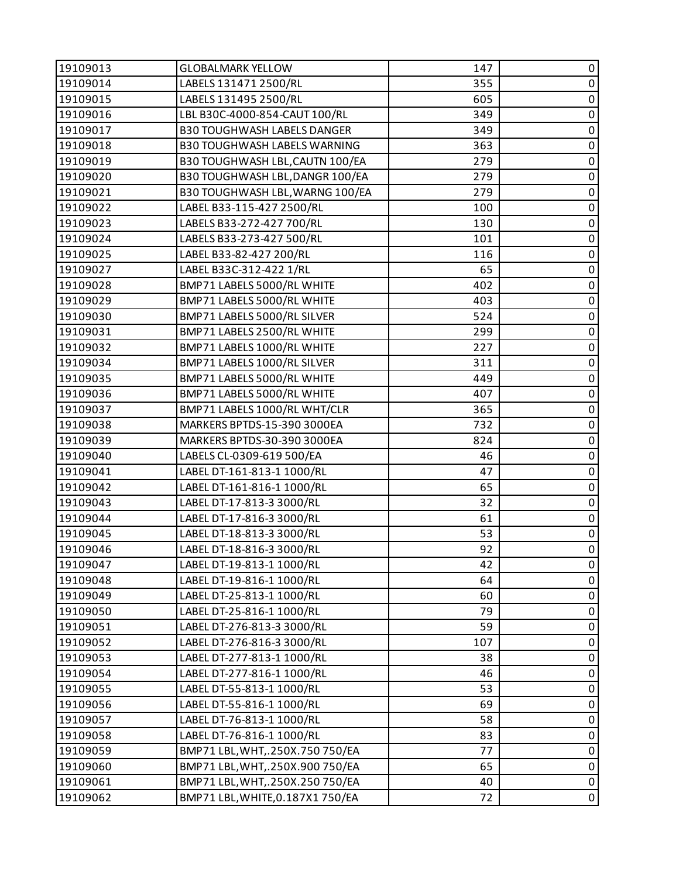| 19109013 | GLOBALMARK YELLOW | 147 | 0 |
|---|---|---|---|
| 19109014 | LABELS 131471 2500/RL | 355 | 0 |
| 19109015 | LABELS 131495 2500/RL | 605 | 0 |
| 19109016 | LBL B30C-4000-854-CAUT 100/RL | 349 | 0 |
| 19109017 | B30 TOUGHWASH LABELS DANGER | 349 | 0 |
| 19109018 | B30 TOUGHWASH LABELS WARNING | 363 | 0 |
| 19109019 | B30 TOUGHWASH LBL,CAUTN 100/EA | 279 | 0 |
| 19109020 | B30 TOUGHWASH LBL,DANGR 100/EA | 279 | 0 |
| 19109021 | B30 TOUGHWASH LBL,WARNG 100/EA | 279 | 0 |
| 19109022 | LABEL B33-115-427 2500/RL | 100 | 0 |
| 19109023 | LABELS B33-272-427 700/RL | 130 | 0 |
| 19109024 | LABELS B33-273-427 500/RL | 101 | 0 |
| 19109025 | LABEL B33-82-427 200/RL | 116 | 0 |
| 19109027 | LABEL B33C-312-422 1/RL | 65 | 0 |
| 19109028 | BMP71 LABELS 5000/RL WHITE | 402 | 0 |
| 19109029 | BMP71 LABELS 5000/RL WHITE | 403 | 0 |
| 19109030 | BMP71 LABELS 5000/RL SILVER | 524 | 0 |
| 19109031 | BMP71 LABELS 2500/RL WHITE | 299 | 0 |
| 19109032 | BMP71 LABELS 1000/RL WHITE | 227 | 0 |
| 19109034 | BMP71 LABELS 1000/RL SILVER | 311 | 0 |
| 19109035 | BMP71 LABELS 5000/RL WHITE | 449 | 0 |
| 19109036 | BMP71 LABELS 5000/RL WHITE | 407 | 0 |
| 19109037 | BMP71 LABELS 1000/RL WHT/CLR | 365 | 0 |
| 19109038 | MARKERS BPTDS-15-390 3000EA | 732 | 0 |
| 19109039 | MARKERS BPTDS-30-390 3000EA | 824 | 0 |
| 19109040 | LABELS CL-0309-619 500/EA | 46 | 0 |
| 19109041 | LABEL DT-161-813-1 1000/RL | 47 | 0 |
| 19109042 | LABEL DT-161-816-1 1000/RL | 65 | 0 |
| 19109043 | LABEL DT-17-813-3 3000/RL | 32 | 0 |
| 19109044 | LABEL DT-17-816-3 3000/RL | 61 | 0 |
| 19109045 | LABEL DT-18-813-3 3000/RL | 53 | 0 |
| 19109046 | LABEL DT-18-816-3 3000/RL | 92 | 0 |
| 19109047 | LABEL DT-19-813-1 1000/RL | 42 | 0 |
| 19109048 | LABEL DT-19-816-1 1000/RL | 64 | 0 |
| 19109049 | LABEL DT-25-813-1 1000/RL | 60 | 0 |
| 19109050 | LABEL DT-25-816-1 1000/RL | 79 | 0 |
| 19109051 | LABEL DT-276-813-3 3000/RL | 59 | 0 |
| 19109052 | LABEL DT-276-816-3 3000/RL | 107 | 0 |
| 19109053 | LABEL DT-277-813-1 1000/RL | 38 | 0 |
| 19109054 | LABEL DT-277-816-1 1000/RL | 46 | 0 |
| 19109055 | LABEL DT-55-813-1 1000/RL | 53 | 0 |
| 19109056 | LABEL DT-55-816-1 1000/RL | 69 | 0 |
| 19109057 | LABEL DT-76-813-1 1000/RL | 58 | 0 |
| 19109058 | LABEL DT-76-816-1 1000/RL | 83 | 0 |
| 19109059 | BMP71 LBL,WHT,.250X.750 750/EA | 77 | 0 |
| 19109060 | BMP71 LBL,WHT,.250X.900 750/EA | 65 | 0 |
| 19109061 | BMP71 LBL,WHT,.250X.250 750/EA | 40 | 0 |
| 19109062 | BMP71 LBL,WHITE,0.187X1 750/EA | 72 | 0 |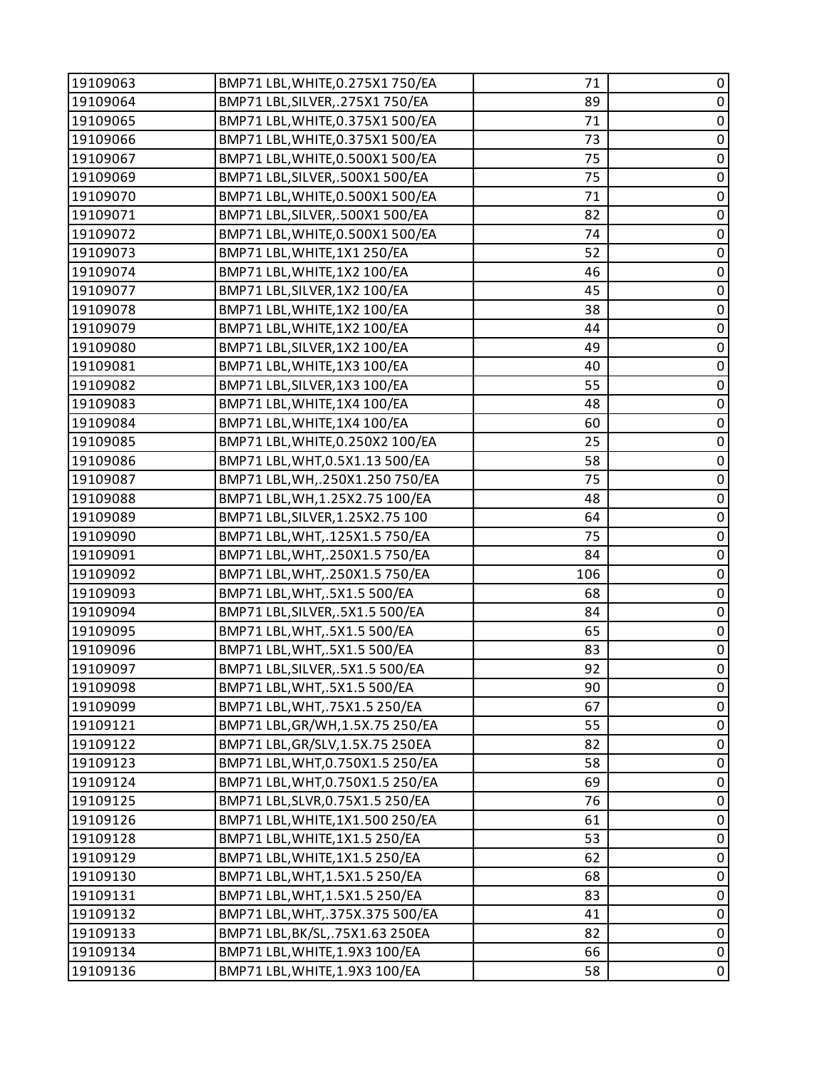| | | | |
|---|---|---|---|
| 19109063 | BMP71 LBL,WHITE,0.275X1 750/EA | 71 | 0 |
| 19109064 | BMP71 LBL,SILVER,.275X1 750/EA | 89 | 0 |
| 19109065 | BMP71 LBL,WHITE,0.375X1 500/EA | 71 | 0 |
| 19109066 | BMP71 LBL,WHITE,0.375X1 500/EA | 73 | 0 |
| 19109067 | BMP71 LBL,WHITE,0.500X1 500/EA | 75 | 0 |
| 19109069 | BMP71 LBL,SILVER,.500X1 500/EA | 75 | 0 |
| 19109070 | BMP71 LBL,WHITE,0.500X1 500/EA | 71 | 0 |
| 19109071 | BMP71 LBL,SILVER,.500X1 500/EA | 82 | 0 |
| 19109072 | BMP71 LBL,WHITE,0.500X1 500/EA | 74 | 0 |
| 19109073 | BMP71 LBL,WHITE,1X1 250/EA | 52 | 0 |
| 19109074 | BMP71 LBL,WHITE,1X2 100/EA | 46 | 0 |
| 19109077 | BMP71 LBL,SILVER,1X2 100/EA | 45 | 0 |
| 19109078 | BMP71 LBL,WHITE,1X2 100/EA | 38 | 0 |
| 19109079 | BMP71 LBL,WHITE,1X2 100/EA | 44 | 0 |
| 19109080 | BMP71 LBL,SILVER,1X2 100/EA | 49 | 0 |
| 19109081 | BMP71 LBL,WHITE,1X3 100/EA | 40 | 0 |
| 19109082 | BMP71 LBL,SILVER,1X3 100/EA | 55 | 0 |
| 19109083 | BMP71 LBL,WHITE,1X4 100/EA | 48 | 0 |
| 19109084 | BMP71 LBL,WHITE,1X4 100/EA | 60 | 0 |
| 19109085 | BMP71 LBL,WHITE,0.250X2 100/EA | 25 | 0 |
| 19109086 | BMP71 LBL,WHT,0.5X1.13 500/EA | 58 | 0 |
| 19109087 | BMP71 LBL,WH,.250X1.250 750/EA | 75 | 0 |
| 19109088 | BMP71 LBL,WH,1.25X2.75 100/EA | 48 | 0 |
| 19109089 | BMP71 LBL,SILVER,1.25X2.75 100 | 64 | 0 |
| 19109090 | BMP71 LBL,WHT,.125X1.5 750/EA | 75 | 0 |
| 19109091 | BMP71 LBL,WHT,.250X1.5 750/EA | 84 | 0 |
| 19109092 | BMP71 LBL,WHT,.250X1.5 750/EA | 106 | 0 |
| 19109093 | BMP71 LBL,WHT,.5X1.5 500/EA | 68 | 0 |
| 19109094 | BMP71 LBL,SILVER,.5X1.5 500/EA | 84 | 0 |
| 19109095 | BMP71 LBL,WHT,.5X1.5 500/EA | 65 | 0 |
| 19109096 | BMP71 LBL,WHT,.5X1.5 500/EA | 83 | 0 |
| 19109097 | BMP71 LBL,SILVER,.5X1.5 500/EA | 92 | 0 |
| 19109098 | BMP71 LBL,WHT,.5X1.5 500/EA | 90 | 0 |
| 19109099 | BMP71 LBL,WHT,.75X1.5 250/EA | 67 | 0 |
| 19109121 | BMP71 LBL,GR/WH,1.5X.75 250/EA | 55 | 0 |
| 19109122 | BMP71 LBL,GR/SLV,1.5X.75 250EA | 82 | 0 |
| 19109123 | BMP71 LBL,WHT,0.750X1.5 250/EA | 58 | 0 |
| 19109124 | BMP71 LBL,WHT,0.750X1.5 250/EA | 69 | 0 |
| 19109125 | BMP71 LBL,SLVR,0.75X1.5 250/EA | 76 | 0 |
| 19109126 | BMP71 LBL,WHITE,1X1.500 250/EA | 61 | 0 |
| 19109128 | BMP71 LBL,WHITE,1X1.5 250/EA | 53 | 0 |
| 19109129 | BMP71 LBL,WHITE,1X1.5 250/EA | 62 | 0 |
| 19109130 | BMP71 LBL,WHT,1.5X1.5 250/EA | 68 | 0 |
| 19109131 | BMP71 LBL,WHT,1.5X1.5 250/EA | 83 | 0 |
| 19109132 | BMP71 LBL,WHT,.375X.375 500/EA | 41 | 0 |
| 19109133 | BMP71 LBL,BK/SL,.75X1.63 250EA | 82 | 0 |
| 19109134 | BMP71 LBL,WHITE,1.9X3 100/EA | 66 | 0 |
| 19109136 | BMP71 LBL,WHITE,1.9X3 100/EA | 58 | 0 |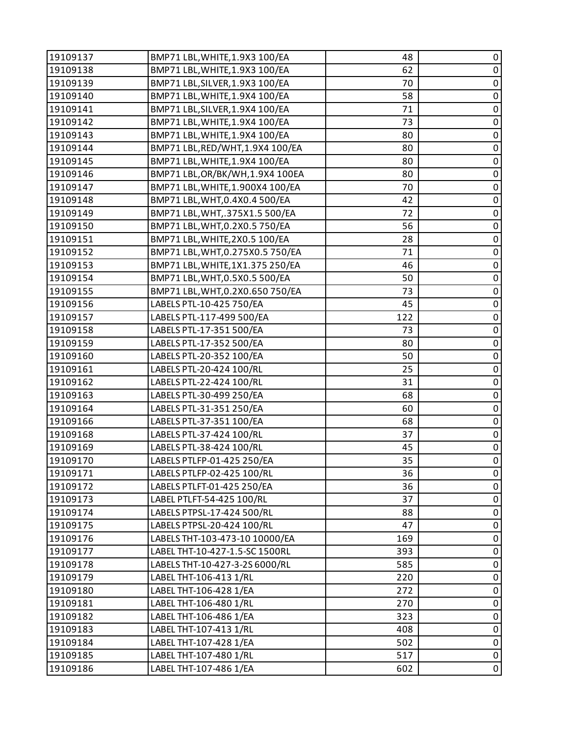| 19109137 | BMP71 LBL,WHITE,1.9X3 100/EA | 48 | 0 |
|---|---|---|---|
| 19109138 | BMP71 LBL,WHITE,1.9X3 100/EA | 62 | 0 |
| 19109139 | BMP71 LBL,SILVER,1.9X3 100/EA | 70 | 0 |
| 19109140 | BMP71 LBL,WHITE,1.9X4 100/EA | 58 | 0 |
| 19109141 | BMP71 LBL,SILVER,1.9X4 100/EA | 71 | 0 |
| 19109142 | BMP71 LBL,WHITE,1.9X4 100/EA | 73 | 0 |
| 19109143 | BMP71 LBL,WHITE,1.9X4 100/EA | 80 | 0 |
| 19109144 | BMP71 LBL,RED/WHT,1.9X4 100/EA | 80 | 0 |
| 19109145 | BMP71 LBL,WHITE,1.9X4 100/EA | 80 | 0 |
| 19109146 | BMP71 LBL,OR/BK/WH,1.9X4 100EA | 80 | 0 |
| 19109147 | BMP71 LBL,WHITE,1.900X4 100/EA | 70 | 0 |
| 19109148 | BMP71 LBL,WHT,0.4X0.4 500/EA | 42 | 0 |
| 19109149 | BMP71 LBL,WHT,.375X1.5 500/EA | 72 | 0 |
| 19109150 | BMP71 LBL,WHT,0.2X0.5 750/EA | 56 | 0 |
| 19109151 | BMP71 LBL,WHITE,2X0.5 100/EA | 28 | 0 |
| 19109152 | BMP71 LBL,WHT,0.275X0.5 750/EA | 71 | 0 |
| 19109153 | BMP71 LBL,WHITE,1X1.375 250/EA | 46 | 0 |
| 19109154 | BMP71 LBL,WHT,0.5X0.5 500/EA | 50 | 0 |
| 19109155 | BMP71 LBL,WHT,0.2X0.650 750/EA | 73 | 0 |
| 19109156 | LABELS PTL-10-425 750/EA | 45 | 0 |
| 19109157 | LABELS PTL-117-499 500/EA | 122 | 0 |
| 19109158 | LABELS PTL-17-351 500/EA | 73 | 0 |
| 19109159 | LABELS PTL-17-352 500/EA | 80 | 0 |
| 19109160 | LABELS PTL-20-352 100/EA | 50 | 0 |
| 19109161 | LABELS PTL-20-424 100/RL | 25 | 0 |
| 19109162 | LABELS PTL-22-424 100/RL | 31 | 0 |
| 19109163 | LABELS PTL-30-499 250/EA | 68 | 0 |
| 19109164 | LABELS PTL-31-351 250/EA | 60 | 0 |
| 19109166 | LABELS PTL-37-351 100/EA | 68 | 0 |
| 19109168 | LABELS PTL-37-424 100/RL | 37 | 0 |
| 19109169 | LABELS PTL-38-424 100/RL | 45 | 0 |
| 19109170 | LABELS PTLFP-01-425 250/EA | 35 | 0 |
| 19109171 | LABELS PTLFP-02-425 100/RL | 36 | 0 |
| 19109172 | LABELS PTLFT-01-425 250/EA | 36 | 0 |
| 19109173 | LABEL PTLFT-54-425 100/RL | 37 | 0 |
| 19109174 | LABELS PTPSL-17-424 500/RL | 88 | 0 |
| 19109175 | LABELS PTPSL-20-424 100/RL | 47 | 0 |
| 19109176 | LABELS THT-103-473-10 10000/EA | 169 | 0 |
| 19109177 | LABEL THT-10-427-1.5-SC 1500RL | 393 | 0 |
| 19109178 | LABELS THT-10-427-3-2S 6000/RL | 585 | 0 |
| 19109179 | LABEL THT-106-413 1/RL | 220 | 0 |
| 19109180 | LABEL THT-106-428 1/EA | 272 | 0 |
| 19109181 | LABEL THT-106-480 1/RL | 270 | 0 |
| 19109182 | LABEL THT-106-486 1/EA | 323 | 0 |
| 19109183 | LABEL THT-107-413 1/RL | 408 | 0 |
| 19109184 | LABEL THT-107-428 1/EA | 502 | 0 |
| 19109185 | LABEL THT-107-480 1/RL | 517 | 0 |
| 19109186 | LABEL THT-107-486 1/EA | 602 | 0 |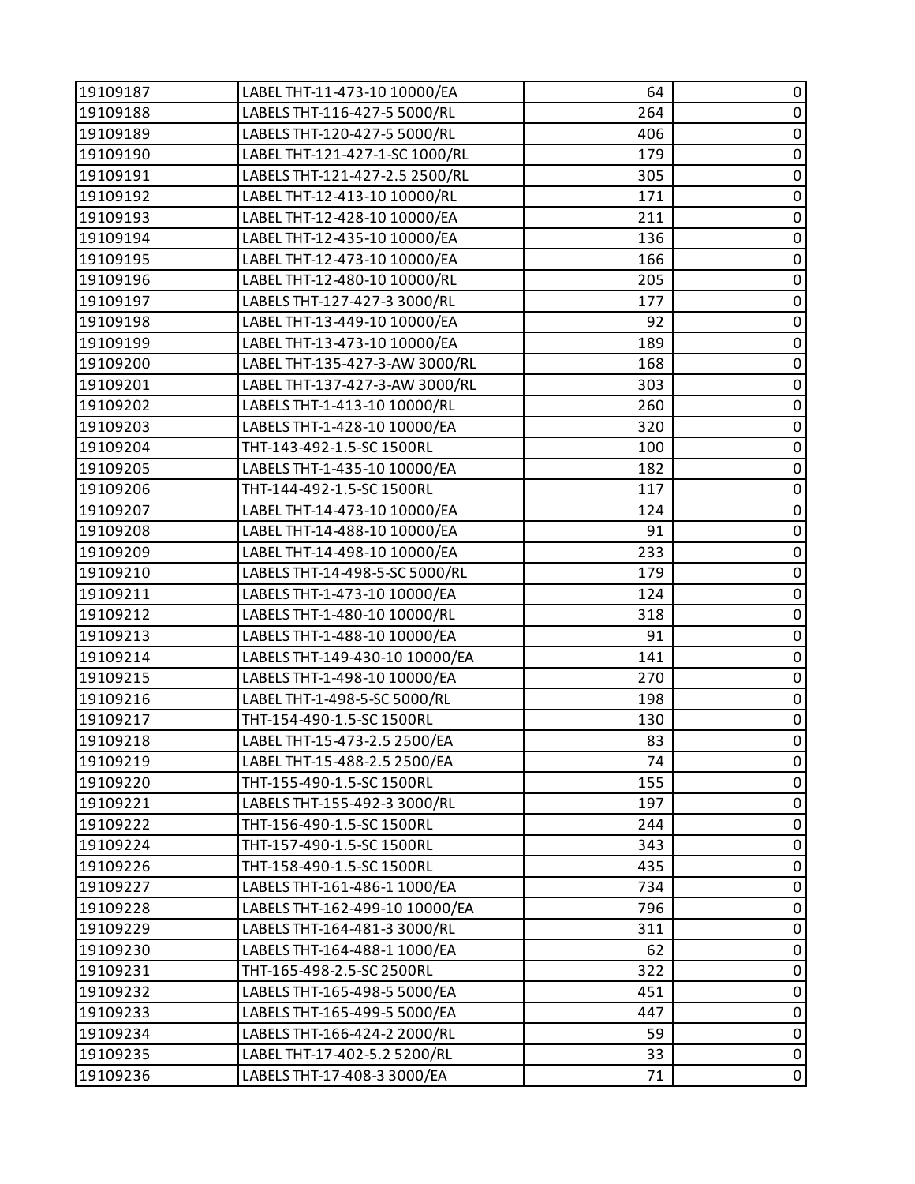| | | | |
|---|---|---|---|
| 19109187 | LABEL THT-11-473-10 10000/EA | 64 | 0 |
| 19109188 | LABELS THT-116-427-5 5000/RL | 264 | 0 |
| 19109189 | LABELS THT-120-427-5 5000/RL | 406 | 0 |
| 19109190 | LABEL THT-121-427-1-SC 1000/RL | 179 | 0 |
| 19109191 | LABELS THT-121-427-2.5 2500/RL | 305 | 0 |
| 19109192 | LABEL THT-12-413-10 10000/RL | 171 | 0 |
| 19109193 | LABEL THT-12-428-10 10000/EA | 211 | 0 |
| 19109194 | LABEL THT-12-435-10 10000/EA | 136 | 0 |
| 19109195 | LABEL THT-12-473-10 10000/EA | 166 | 0 |
| 19109196 | LABEL THT-12-480-10 10000/RL | 205 | 0 |
| 19109197 | LABELS THT-127-427-3 3000/RL | 177 | 0 |
| 19109198 | LABEL THT-13-449-10 10000/EA | 92 | 0 |
| 19109199 | LABEL THT-13-473-10 10000/EA | 189 | 0 |
| 19109200 | LABEL THT-135-427-3-AW 3000/RL | 168 | 0 |
| 19109201 | LABEL THT-137-427-3-AW 3000/RL | 303 | 0 |
| 19109202 | LABELS THT-1-413-10 10000/RL | 260 | 0 |
| 19109203 | LABELS THT-1-428-10 10000/EA | 320 | 0 |
| 19109204 | THT-143-492-1.5-SC 1500RL | 100 | 0 |
| 19109205 | LABELS THT-1-435-10 10000/EA | 182 | 0 |
| 19109206 | THT-144-492-1.5-SC 1500RL | 117 | 0 |
| 19109207 | LABEL THT-14-473-10 10000/EA | 124 | 0 |
| 19109208 | LABEL THT-14-488-10 10000/EA | 91 | 0 |
| 19109209 | LABEL THT-14-498-10 10000/EA | 233 | 0 |
| 19109210 | LABELS THT-14-498-5-SC 5000/RL | 179 | 0 |
| 19109211 | LABELS THT-1-473-10 10000/EA | 124 | 0 |
| 19109212 | LABELS THT-1-480-10 10000/RL | 318 | 0 |
| 19109213 | LABELS THT-1-488-10 10000/EA | 91 | 0 |
| 19109214 | LABELS THT-149-430-10 10000/EA | 141 | 0 |
| 19109215 | LABELS THT-1-498-10 10000/EA | 270 | 0 |
| 19109216 | LABEL THT-1-498-5-SC 5000/RL | 198 | 0 |
| 19109217 | THT-154-490-1.5-SC 1500RL | 130 | 0 |
| 19109218 | LABEL THT-15-473-2.5 2500/EA | 83 | 0 |
| 19109219 | LABEL THT-15-488-2.5 2500/EA | 74 | 0 |
| 19109220 | THT-155-490-1.5-SC 1500RL | 155 | 0 |
| 19109221 | LABELS THT-155-492-3 3000/RL | 197 | 0 |
| 19109222 | THT-156-490-1.5-SC 1500RL | 244 | 0 |
| 19109224 | THT-157-490-1.5-SC 1500RL | 343 | 0 |
| 19109226 | THT-158-490-1.5-SC 1500RL | 435 | 0 |
| 19109227 | LABELS THT-161-486-1 1000/EA | 734 | 0 |
| 19109228 | LABELS THT-162-499-10 10000/EA | 796 | 0 |
| 19109229 | LABELS THT-164-481-3 3000/RL | 311 | 0 |
| 19109230 | LABELS THT-164-488-1 1000/EA | 62 | 0 |
| 19109231 | THT-165-498-2.5-SC 2500RL | 322 | 0 |
| 19109232 | LABELS THT-165-498-5 5000/EA | 451 | 0 |
| 19109233 | LABELS THT-165-499-5 5000/EA | 447 | 0 |
| 19109234 | LABELS THT-166-424-2 2000/RL | 59 | 0 |
| 19109235 | LABEL THT-17-402-5.2 5200/RL | 33 | 0 |
| 19109236 | LABELS THT-17-408-3 3000/EA | 71 | 0 |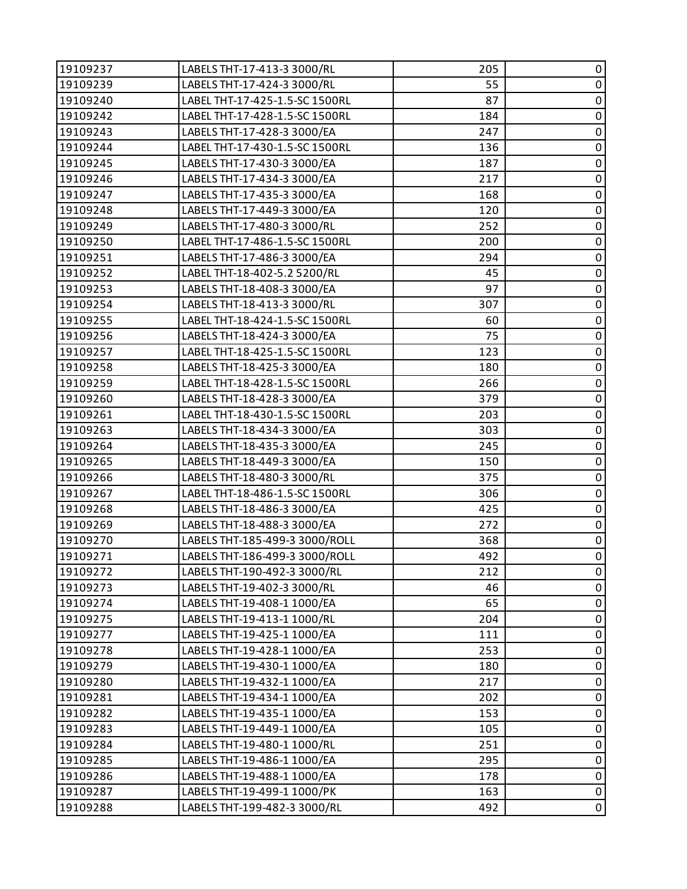| 19109237 | LABELS THT-17-413-3 3000/RL | 205 | 0 |
|---|---|---|---|
| 19109239 | LABELS THT-17-424-3 3000/RL | 55 | 0 |
| 19109240 | LABEL THT-17-425-1.5-SC 1500RL | 87 | 0 |
| 19109242 | LABEL THT-17-428-1.5-SC 1500RL | 184 | 0 |
| 19109243 | LABELS THT-17-428-3 3000/EA | 247 | 0 |
| 19109244 | LABEL THT-17-430-1.5-SC 1500RL | 136 | 0 |
| 19109245 | LABELS THT-17-430-3 3000/EA | 187 | 0 |
| 19109246 | LABELS THT-17-434-3 3000/EA | 217 | 0 |
| 19109247 | LABELS THT-17-435-3 3000/EA | 168 | 0 |
| 19109248 | LABELS THT-17-449-3 3000/EA | 120 | 0 |
| 19109249 | LABELS THT-17-480-3 3000/RL | 252 | 0 |
| 19109250 | LABEL THT-17-486-1.5-SC 1500RL | 200 | 0 |
| 19109251 | LABELS THT-17-486-3 3000/EA | 294 | 0 |
| 19109252 | LABEL THT-18-402-5.2 5200/RL | 45 | 0 |
| 19109253 | LABELS THT-18-408-3 3000/EA | 97 | 0 |
| 19109254 | LABELS THT-18-413-3 3000/RL | 307 | 0 |
| 19109255 | LABEL THT-18-424-1.5-SC 1500RL | 60 | 0 |
| 19109256 | LABELS THT-18-424-3 3000/EA | 75 | 0 |
| 19109257 | LABEL THT-18-425-1.5-SC 1500RL | 123 | 0 |
| 19109258 | LABELS THT-18-425-3 3000/EA | 180 | 0 |
| 19109259 | LABEL THT-18-428-1.5-SC 1500RL | 266 | 0 |
| 19109260 | LABELS THT-18-428-3 3000/EA | 379 | 0 |
| 19109261 | LABEL THT-18-430-1.5-SC 1500RL | 203 | 0 |
| 19109263 | LABELS THT-18-434-3 3000/EA | 303 | 0 |
| 19109264 | LABELS THT-18-435-3 3000/EA | 245 | 0 |
| 19109265 | LABELS THT-18-449-3 3000/EA | 150 | 0 |
| 19109266 | LABELS THT-18-480-3 3000/RL | 375 | 0 |
| 19109267 | LABEL THT-18-486-1.5-SC 1500RL | 306 | 0 |
| 19109268 | LABELS THT-18-486-3 3000/EA | 425 | 0 |
| 19109269 | LABELS THT-18-488-3 3000/EA | 272 | 0 |
| 19109270 | LABELS THT-185-499-3 3000/ROLL | 368 | 0 |
| 19109271 | LABELS THT-186-499-3 3000/ROLL | 492 | 0 |
| 19109272 | LABELS THT-190-492-3 3000/RL | 212 | 0 |
| 19109273 | LABELS THT-19-402-3 3000/RL | 46 | 0 |
| 19109274 | LABELS THT-19-408-1 1000/EA | 65 | 0 |
| 19109275 | LABELS THT-19-413-1 1000/RL | 204 | 0 |
| 19109277 | LABELS THT-19-425-1 1000/EA | 111 | 0 |
| 19109278 | LABELS THT-19-428-1 1000/EA | 253 | 0 |
| 19109279 | LABELS THT-19-430-1 1000/EA | 180 | 0 |
| 19109280 | LABELS THT-19-432-1 1000/EA | 217 | 0 |
| 19109281 | LABELS THT-19-434-1 1000/EA | 202 | 0 |
| 19109282 | LABELS THT-19-435-1 1000/EA | 153 | 0 |
| 19109283 | LABELS THT-19-449-1 1000/EA | 105 | 0 |
| 19109284 | LABELS THT-19-480-1 1000/RL | 251 | 0 |
| 19109285 | LABELS THT-19-486-1 1000/EA | 295 | 0 |
| 19109286 | LABELS THT-19-488-1 1000/EA | 178 | 0 |
| 19109287 | LABELS THT-19-499-1 1000/PK | 163 | 0 |
| 19109288 | LABELS THT-199-482-3 3000/RL | 492 | 0 |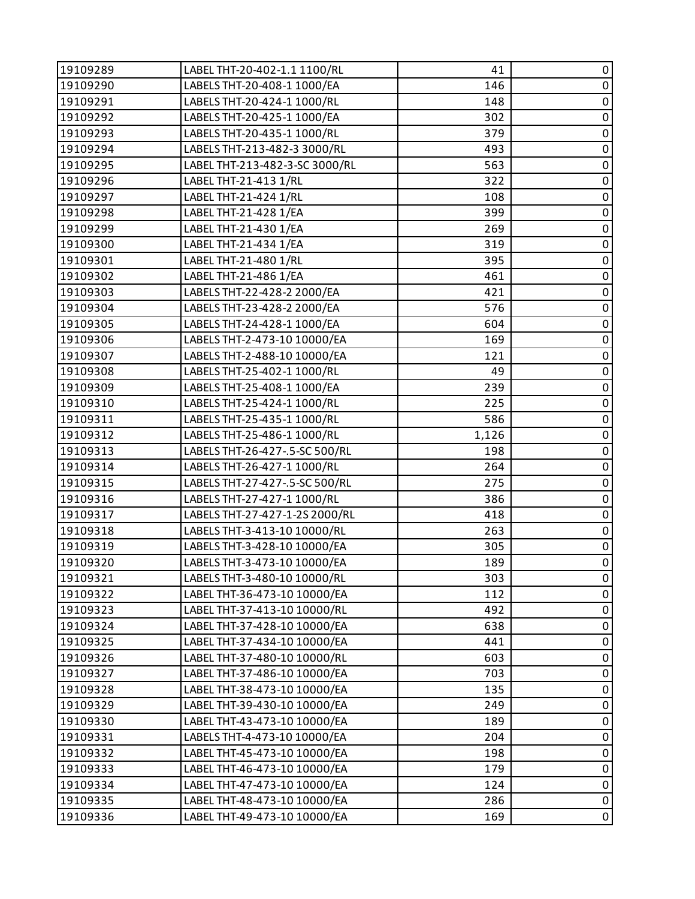| | | | |
|---|---|---|---|
| 19109289 | LABEL THT-20-402-1.1 1100/RL | 41 | 0 |
| 19109290 | LABELS THT-20-408-1 1000/EA | 146 | 0 |
| 19109291 | LABELS THT-20-424-1 1000/RL | 148 | 0 |
| 19109292 | LABELS THT-20-425-1 1000/EA | 302 | 0 |
| 19109293 | LABELS THT-20-435-1 1000/RL | 379 | 0 |
| 19109294 | LABELS THT-213-482-3 3000/RL | 493 | 0 |
| 19109295 | LABEL THT-213-482-3-SC 3000/RL | 563 | 0 |
| 19109296 | LABEL THT-21-413 1/RL | 322 | 0 |
| 19109297 | LABEL THT-21-424 1/RL | 108 | 0 |
| 19109298 | LABEL THT-21-428 1/EA | 399 | 0 |
| 19109299 | LABEL THT-21-430 1/EA | 269 | 0 |
| 19109300 | LABEL THT-21-434 1/EA | 319 | 0 |
| 19109301 | LABEL THT-21-480 1/RL | 395 | 0 |
| 19109302 | LABEL THT-21-486 1/EA | 461 | 0 |
| 19109303 | LABELS THT-22-428-2 2000/EA | 421 | 0 |
| 19109304 | LABELS THT-23-428-2 2000/EA | 576 | 0 |
| 19109305 | LABELS THT-24-428-1 1000/EA | 604 | 0 |
| 19109306 | LABELS THT-2-473-10 10000/EA | 169 | 0 |
| 19109307 | LABELS THT-2-488-10 10000/EA | 121 | 0 |
| 19109308 | LABELS THT-25-402-1 1000/RL | 49 | 0 |
| 19109309 | LABELS THT-25-408-1 1000/EA | 239 | 0 |
| 19109310 | LABELS THT-25-424-1 1000/RL | 225 | 0 |
| 19109311 | LABELS THT-25-435-1 1000/RL | 586 | 0 |
| 19109312 | LABELS THT-25-486-1 1000/RL | 1,126 | 0 |
| 19109313 | LABELS THT-26-427-.5-SC 500/RL | 198 | 0 |
| 19109314 | LABELS THT-26-427-1 1000/RL | 264 | 0 |
| 19109315 | LABELS THT-27-427-.5-SC 500/RL | 275 | 0 |
| 19109316 | LABELS THT-27-427-1 1000/RL | 386 | 0 |
| 19109317 | LABELS THT-27-427-1-2S 2000/RL | 418 | 0 |
| 19109318 | LABELS THT-3-413-10 10000/RL | 263 | 0 |
| 19109319 | LABELS THT-3-428-10 10000/EA | 305 | 0 |
| 19109320 | LABELS THT-3-473-10 10000/EA | 189 | 0 |
| 19109321 | LABELS THT-3-480-10 10000/RL | 303 | 0 |
| 19109322 | LABEL THT-36-473-10 10000/EA | 112 | 0 |
| 19109323 | LABEL THT-37-413-10 10000/RL | 492 | 0 |
| 19109324 | LABEL THT-37-428-10 10000/EA | 638 | 0 |
| 19109325 | LABEL THT-37-434-10 10000/EA | 441 | 0 |
| 19109326 | LABEL THT-37-480-10 10000/RL | 603 | 0 |
| 19109327 | LABEL THT-37-486-10 10000/EA | 703 | 0 |
| 19109328 | LABEL THT-38-473-10 10000/EA | 135 | 0 |
| 19109329 | LABEL THT-39-430-10 10000/EA | 249 | 0 |
| 19109330 | LABEL THT-43-473-10 10000/EA | 189 | 0 |
| 19109331 | LABELS THT-4-473-10 10000/EA | 204 | 0 |
| 19109332 | LABEL THT-45-473-10 10000/EA | 198 | 0 |
| 19109333 | LABEL THT-46-473-10 10000/EA | 179 | 0 |
| 19109334 | LABEL THT-47-473-10 10000/EA | 124 | 0 |
| 19109335 | LABEL THT-48-473-10 10000/EA | 286 | 0 |
| 19109336 | LABEL THT-49-473-10 10000/EA | 169 | 0 |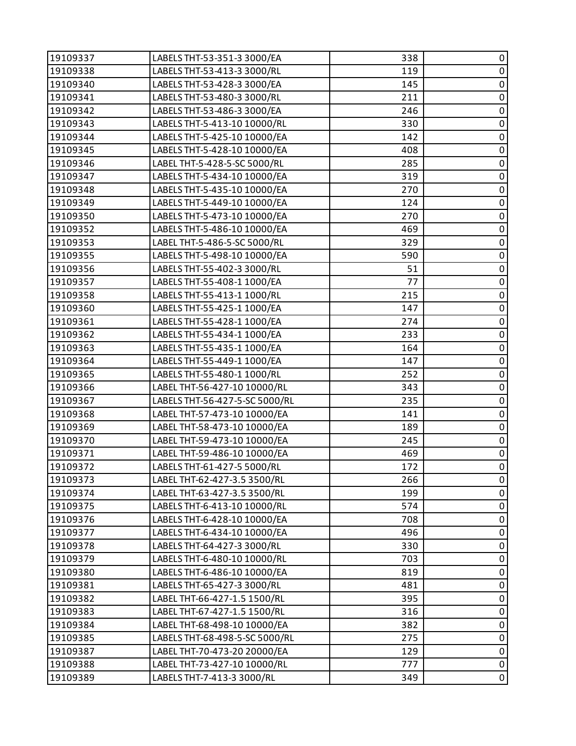| 19109337 | LABELS THT-53-351-3 3000/EA | 338 | 0 |
|---|---|---|---|
| 19109338 | LABELS THT-53-413-3 3000/RL | 119 | 0 |
| 19109340 | LABELS THT-53-428-3 3000/EA | 145 | 0 |
| 19109341 | LABELS THT-53-480-3 3000/RL | 211 | 0 |
| 19109342 | LABELS THT-53-486-3 3000/EA | 246 | 0 |
| 19109343 | LABELS THT-5-413-10 10000/RL | 330 | 0 |
| 19109344 | LABELS THT-5-425-10 10000/EA | 142 | 0 |
| 19109345 | LABELS THT-5-428-10 10000/EA | 408 | 0 |
| 19109346 | LABEL THT-5-428-5-SC 5000/RL | 285 | 0 |
| 19109347 | LABELS THT-5-434-10 10000/EA | 319 | 0 |
| 19109348 | LABELS THT-5-435-10 10000/EA | 270 | 0 |
| 19109349 | LABELS THT-5-449-10 10000/EA | 124 | 0 |
| 19109350 | LABELS THT-5-473-10 10000/EA | 270 | 0 |
| 19109352 | LABELS THT-5-486-10 10000/EA | 469 | 0 |
| 19109353 | LABEL THT-5-486-5-SC 5000/RL | 329 | 0 |
| 19109355 | LABELS THT-5-498-10 10000/EA | 590 | 0 |
| 19109356 | LABELS THT-55-402-3 3000/RL | 51 | 0 |
| 19109357 | LABELS THT-55-408-1 1000/EA | 77 | 0 |
| 19109358 | LABELS THT-55-413-1 1000/RL | 215 | 0 |
| 19109360 | LABELS THT-55-425-1 1000/EA | 147 | 0 |
| 19109361 | LABELS THT-55-428-1 1000/EA | 274 | 0 |
| 19109362 | LABELS THT-55-434-1 1000/EA | 233 | 0 |
| 19109363 | LABELS THT-55-435-1 1000/EA | 164 | 0 |
| 19109364 | LABELS THT-55-449-1 1000/EA | 147 | 0 |
| 19109365 | LABELS THT-55-480-1 1000/RL | 252 | 0 |
| 19109366 | LABEL THT-56-427-10 10000/RL | 343 | 0 |
| 19109367 | LABELS THT-56-427-5-SC 5000/RL | 235 | 0 |
| 19109368 | LABEL THT-57-473-10 10000/EA | 141 | 0 |
| 19109369 | LABEL THT-58-473-10 10000/EA | 189 | 0 |
| 19109370 | LABEL THT-59-473-10 10000/EA | 245 | 0 |
| 19109371 | LABEL THT-59-486-10 10000/EA | 469 | 0 |
| 19109372 | LABELS THT-61-427-5 5000/RL | 172 | 0 |
| 19109373 | LABEL THT-62-427-3.5 3500/RL | 266 | 0 |
| 19109374 | LABEL THT-63-427-3.5 3500/RL | 199 | 0 |
| 19109375 | LABELS THT-6-413-10 10000/RL | 574 | 0 |
| 19109376 | LABELS THT-6-428-10 10000/EA | 708 | 0 |
| 19109377 | LABELS THT-6-434-10 10000/EA | 496 | 0 |
| 19109378 | LABELS THT-64-427-3 3000/RL | 330 | 0 |
| 19109379 | LABELS THT-6-480-10 10000/RL | 703 | 0 |
| 19109380 | LABELS THT-6-486-10 10000/EA | 819 | 0 |
| 19109381 | LABELS THT-65-427-3 3000/RL | 481 | 0 |
| 19109382 | LABEL THT-66-427-1.5 1500/RL | 395 | 0 |
| 19109383 | LABEL THT-67-427-1.5 1500/RL | 316 | 0 |
| 19109384 | LABEL THT-68-498-10 10000/EA | 382 | 0 |
| 19109385 | LABELS THT-68-498-5-SC 5000/RL | 275 | 0 |
| 19109387 | LABEL THT-70-473-20 20000/EA | 129 | 0 |
| 19109388 | LABEL THT-73-427-10 10000/RL | 777 | 0 |
| 19109389 | LABELS THT-7-413-3 3000/RL | 349 | 0 |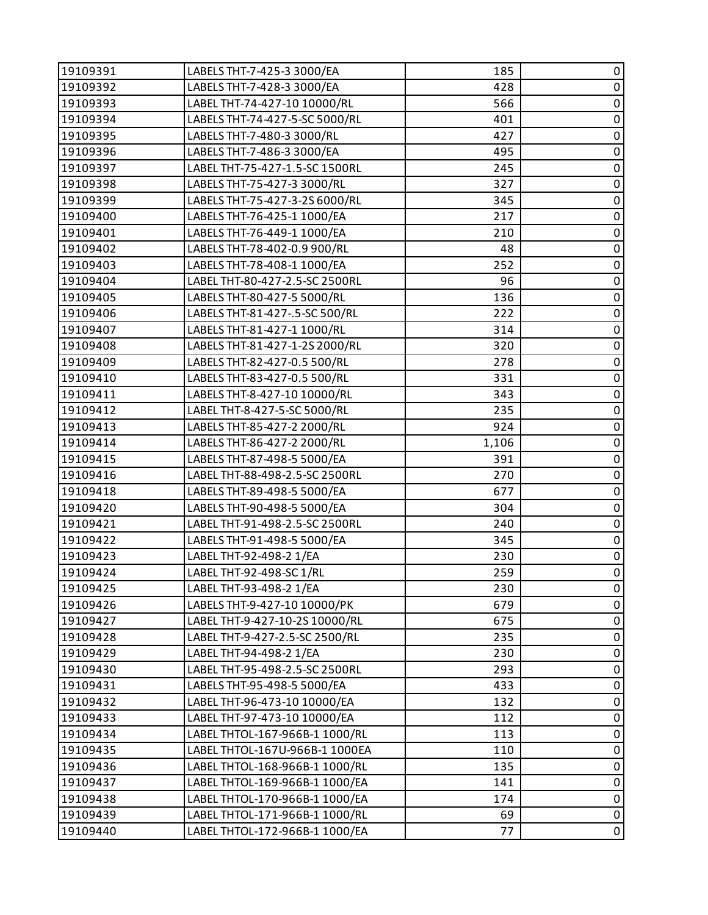| | | | |
|---|---|---|---|
| 19109391 | LABELS THT-7-425-3 3000/EA | 185 | 0 |
| 19109392 | LABELS THT-7-428-3 3000/EA | 428 | 0 |
| 19109393 | LABEL THT-74-427-10 10000/RL | 566 | 0 |
| 19109394 | LABELS THT-74-427-5-SC 5000/RL | 401 | 0 |
| 19109395 | LABELS THT-7-480-3 3000/RL | 427 | 0 |
| 19109396 | LABELS THT-7-486-3 3000/EA | 495 | 0 |
| 19109397 | LABEL THT-75-427-1.5-SC 1500RL | 245 | 0 |
| 19109398 | LABELS THT-75-427-3 3000/RL | 327 | 0 |
| 19109399 | LABELS THT-75-427-3-2S 6000/RL | 345 | 0 |
| 19109400 | LABELS THT-76-425-1 1000/EA | 217 | 0 |
| 19109401 | LABELS THT-76-449-1 1000/EA | 210 | 0 |
| 19109402 | LABELS THT-78-402-0.9 900/RL | 48 | 0 |
| 19109403 | LABELS THT-78-408-1 1000/EA | 252 | 0 |
| 19109404 | LABEL THT-80-427-2.5-SC 2500RL | 96 | 0 |
| 19109405 | LABELS THT-80-427-5 5000/RL | 136 | 0 |
| 19109406 | LABELS THT-81-427-.5-SC 500/RL | 222 | 0 |
| 19109407 | LABELS THT-81-427-1 1000/RL | 314 | 0 |
| 19109408 | LABELS THT-81-427-1-2S 2000/RL | 320 | 0 |
| 19109409 | LABELS THT-82-427-0.5 500/RL | 278 | 0 |
| 19109410 | LABELS THT-83-427-0.5 500/RL | 331 | 0 |
| 19109411 | LABELS THT-8-427-10 10000/RL | 343 | 0 |
| 19109412 | LABEL THT-8-427-5-SC 5000/RL | 235 | 0 |
| 19109413 | LABELS THT-85-427-2 2000/RL | 924 | 0 |
| 19109414 | LABELS THT-86-427-2 2000/RL | 1,106 | 0 |
| 19109415 | LABELS THT-87-498-5 5000/EA | 391 | 0 |
| 19109416 | LABEL THT-88-498-2.5-SC 2500RL | 270 | 0 |
| 19109418 | LABELS THT-89-498-5 5000/EA | 677 | 0 |
| 19109420 | LABELS THT-90-498-5 5000/EA | 304 | 0 |
| 19109421 | LABEL THT-91-498-2.5-SC 2500RL | 240 | 0 |
| 19109422 | LABELS THT-91-498-5 5000/EA | 345 | 0 |
| 19109423 | LABEL THT-92-498-2 1/EA | 230 | 0 |
| 19109424 | LABEL THT-92-498-SC 1/RL | 259 | 0 |
| 19109425 | LABEL THT-93-498-2 1/EA | 230 | 0 |
| 19109426 | LABELS THT-9-427-10 10000/PK | 679 | 0 |
| 19109427 | LABEL THT-9-427-10-2S 10000/RL | 675 | 0 |
| 19109428 | LABEL THT-9-427-2.5-SC 2500/RL | 235 | 0 |
| 19109429 | LABEL THT-94-498-2 1/EA | 230 | 0 |
| 19109430 | LABEL THT-95-498-2.5-SC 2500RL | 293 | 0 |
| 19109431 | LABELS THT-95-498-5 5000/EA | 433 | 0 |
| 19109432 | LABEL THT-96-473-10 10000/EA | 132 | 0 |
| 19109433 | LABEL THT-97-473-10 10000/EA | 112 | 0 |
| 19109434 | LABEL THTOL-167-966B-1 1000/RL | 113 | 0 |
| 19109435 | LABEL THTOL-167U-966B-1 1000EA | 110 | 0 |
| 19109436 | LABEL THTOL-168-966B-1 1000/RL | 135 | 0 |
| 19109437 | LABEL THTOL-169-966B-1 1000/EA | 141 | 0 |
| 19109438 | LABEL THTOL-170-966B-1 1000/EA | 174 | 0 |
| 19109439 | LABEL THTOL-171-966B-1 1000/RL | 69 | 0 |
| 19109440 | LABEL THTOL-172-966B-1 1000/EA | 77 | 0 |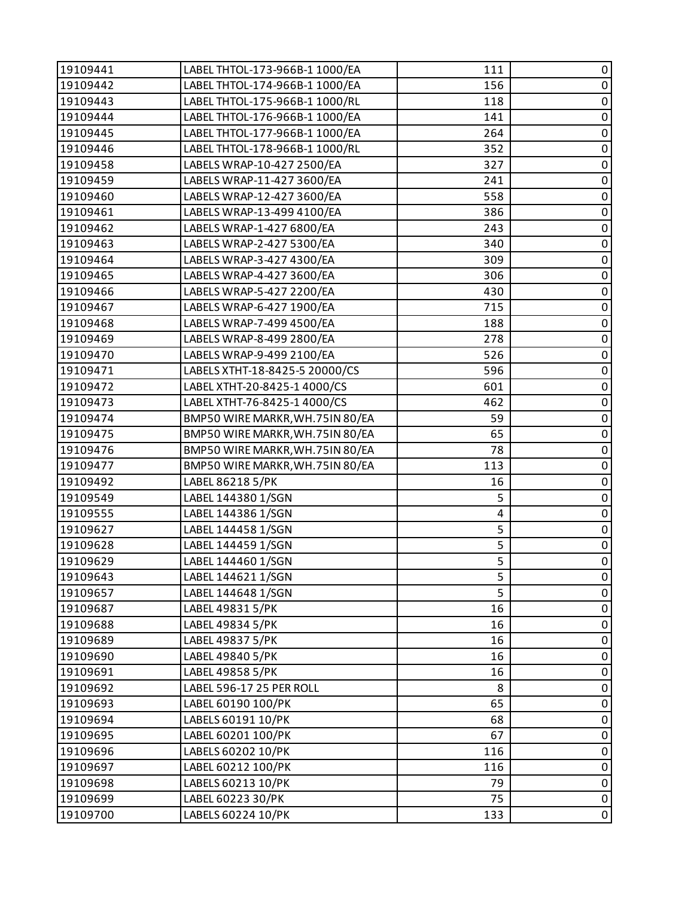| | | | |
|---|---|---|---|
| 19109441 | LABEL THTOL-173-966B-1 1000/EA | 111 | 0 |
| 19109442 | LABEL THTOL-174-966B-1 1000/EA | 156 | 0 |
| 19109443 | LABEL THTOL-175-966B-1 1000/RL | 118 | 0 |
| 19109444 | LABEL THTOL-176-966B-1 1000/EA | 141 | 0 |
| 19109445 | LABEL THTOL-177-966B-1 1000/EA | 264 | 0 |
| 19109446 | LABEL THTOL-178-966B-1 1000/RL | 352 | 0 |
| 19109458 | LABELS WRAP-10-427 2500/EA | 327 | 0 |
| 19109459 | LABELS WRAP-11-427 3600/EA | 241 | 0 |
| 19109460 | LABELS WRAP-12-427 3600/EA | 558 | 0 |
| 19109461 | LABELS WRAP-13-499 4100/EA | 386 | 0 |
| 19109462 | LABELS WRAP-1-427 6800/EA | 243 | 0 |
| 19109463 | LABELS WRAP-2-427 5300/EA | 340 | 0 |
| 19109464 | LABELS WRAP-3-427 4300/EA | 309 | 0 |
| 19109465 | LABELS WRAP-4-427 3600/EA | 306 | 0 |
| 19109466 | LABELS WRAP-5-427 2200/EA | 430 | 0 |
| 19109467 | LABELS WRAP-6-427 1900/EA | 715 | 0 |
| 19109468 | LABELS WRAP-7-499 4500/EA | 188 | 0 |
| 19109469 | LABELS WRAP-8-499 2800/EA | 278 | 0 |
| 19109470 | LABELS WRAP-9-499 2100/EA | 526 | 0 |
| 19109471 | LABELS XTHT-18-8425-5 20000/CS | 596 | 0 |
| 19109472 | LABEL XTHT-20-8425-1 4000/CS | 601 | 0 |
| 19109473 | LABEL XTHT-76-8425-1 4000/CS | 462 | 0 |
| 19109474 | BMP50 WIRE MARKR,WH.75IN 80/EA | 59 | 0 |
| 19109475 | BMP50 WIRE MARKR,WH.75IN 80/EA | 65 | 0 |
| 19109476 | BMP50 WIRE MARKR,WH.75IN 80/EA | 78 | 0 |
| 19109477 | BMP50 WIRE MARKR,WH.75IN 80/EA | 113 | 0 |
| 19109492 | LABEL 86218 5/PK | 16 | 0 |
| 19109549 | LABEL 144380 1/SGN | 5 | 0 |
| 19109555 | LABEL 144386 1/SGN | 4 | 0 |
| 19109627 | LABEL 144458 1/SGN | 5 | 0 |
| 19109628 | LABEL 144459 1/SGN | 5 | 0 |
| 19109629 | LABEL 144460 1/SGN | 5 | 0 |
| 19109643 | LABEL 144621 1/SGN | 5 | 0 |
| 19109657 | LABEL 144648 1/SGN | 5 | 0 |
| 19109687 | LABEL 49831 5/PK | 16 | 0 |
| 19109688 | LABEL 49834 5/PK | 16 | 0 |
| 19109689 | LABEL 49837 5/PK | 16 | 0 |
| 19109690 | LABEL 49840 5/PK | 16 | 0 |
| 19109691 | LABEL 49858 5/PK | 16 | 0 |
| 19109692 | LABEL 596-17 25 PER ROLL | 8 | 0 |
| 19109693 | LABEL 60190 100/PK | 65 | 0 |
| 19109694 | LABELS 60191 10/PK | 68 | 0 |
| 19109695 | LABEL 60201 100/PK | 67 | 0 |
| 19109696 | LABELS 60202 10/PK | 116 | 0 |
| 19109697 | LABEL 60212 100/PK | 116 | 0 |
| 19109698 | LABELS 60213 10/PK | 79 | 0 |
| 19109699 | LABEL 60223 30/PK | 75 | 0 |
| 19109700 | LABELS 60224 10/PK | 133 | 0 |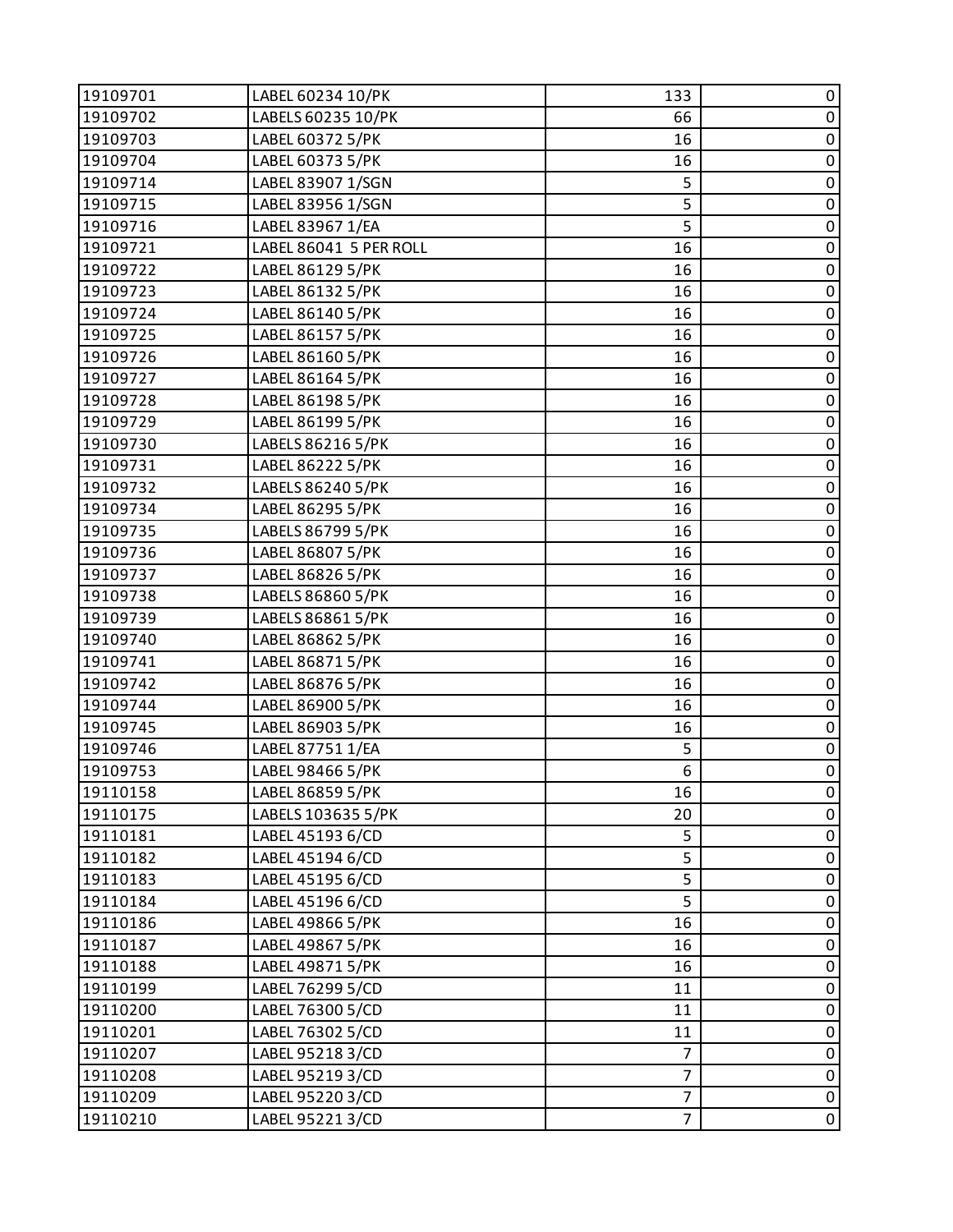| 19109701 | LABEL 60234 10/PK | 133 | 0 |
|---|---|---|---|
| 19109702 | LABELS 60235 10/PK | 66 | 0 |
| 19109703 | LABEL 60372 5/PK | 16 | 0 |
| 19109704 | LABEL 60373 5/PK | 16 | 0 |
| 19109714 | LABEL 83907 1/SGN | 5 | 0 |
| 19109715 | LABEL 83956 1/SGN | 5 | 0 |
| 19109716 | LABEL 83967 1/EA | 5 | 0 |
| 19109721 | LABEL 86041 5 PER ROLL | 16 | 0 |
| 19109722 | LABEL 86129 5/PK | 16 | 0 |
| 19109723 | LABEL 86132 5/PK | 16 | 0 |
| 19109724 | LABEL 86140 5/PK | 16 | 0 |
| 19109725 | LABEL 86157 5/PK | 16 | 0 |
| 19109726 | LABEL 86160 5/PK | 16 | 0 |
| 19109727 | LABEL 86164 5/PK | 16 | 0 |
| 19109728 | LABEL 86198 5/PK | 16 | 0 |
| 19109729 | LABEL 86199 5/PK | 16 | 0 |
| 19109730 | LABELS 86216 5/PK | 16 | 0 |
| 19109731 | LABEL 86222 5/PK | 16 | 0 |
| 19109732 | LABELS 86240 5/PK | 16 | 0 |
| 19109734 | LABEL 86295 5/PK | 16 | 0 |
| 19109735 | LABELS 86799 5/PK | 16 | 0 |
| 19109736 | LABEL 86807 5/PK | 16 | 0 |
| 19109737 | LABEL 86826 5/PK | 16 | 0 |
| 19109738 | LABELS 86860 5/PK | 16 | 0 |
| 19109739 | LABELS 86861 5/PK | 16 | 0 |
| 19109740 | LABEL 86862 5/PK | 16 | 0 |
| 19109741 | LABEL 86871 5/PK | 16 | 0 |
| 19109742 | LABEL 86876 5/PK | 16 | 0 |
| 19109744 | LABEL 86900 5/PK | 16 | 0 |
| 19109745 | LABEL 86903 5/PK | 16 | 0 |
| 19109746 | LABEL 87751 1/EA | 5 | 0 |
| 19109753 | LABEL 98466 5/PK | 6 | 0 |
| 19110158 | LABEL 86859 5/PK | 16 | 0 |
| 19110175 | LABELS 103635 5/PK | 20 | 0 |
| 19110181 | LABEL 45193 6/CD | 5 | 0 |
| 19110182 | LABEL 45194 6/CD | 5 | 0 |
| 19110183 | LABEL 45195 6/CD | 5 | 0 |
| 19110184 | LABEL 45196 6/CD | 5 | 0 |
| 19110186 | LABEL 49866 5/PK | 16 | 0 |
| 19110187 | LABEL 49867 5/PK | 16 | 0 |
| 19110188 | LABEL 49871 5/PK | 16 | 0 |
| 19110199 | LABEL 76299 5/CD | 11 | 0 |
| 19110200 | LABEL 76300 5/CD | 11 | 0 |
| 19110201 | LABEL 76302 5/CD | 11 | 0 |
| 19110207 | LABEL 95218 3/CD | 7 | 0 |
| 19110208 | LABEL 95219 3/CD | 7 | 0 |
| 19110209 | LABEL 95220 3/CD | 7 | 0 |
| 19110210 | LABEL 95221 3/CD | 7 | 0 |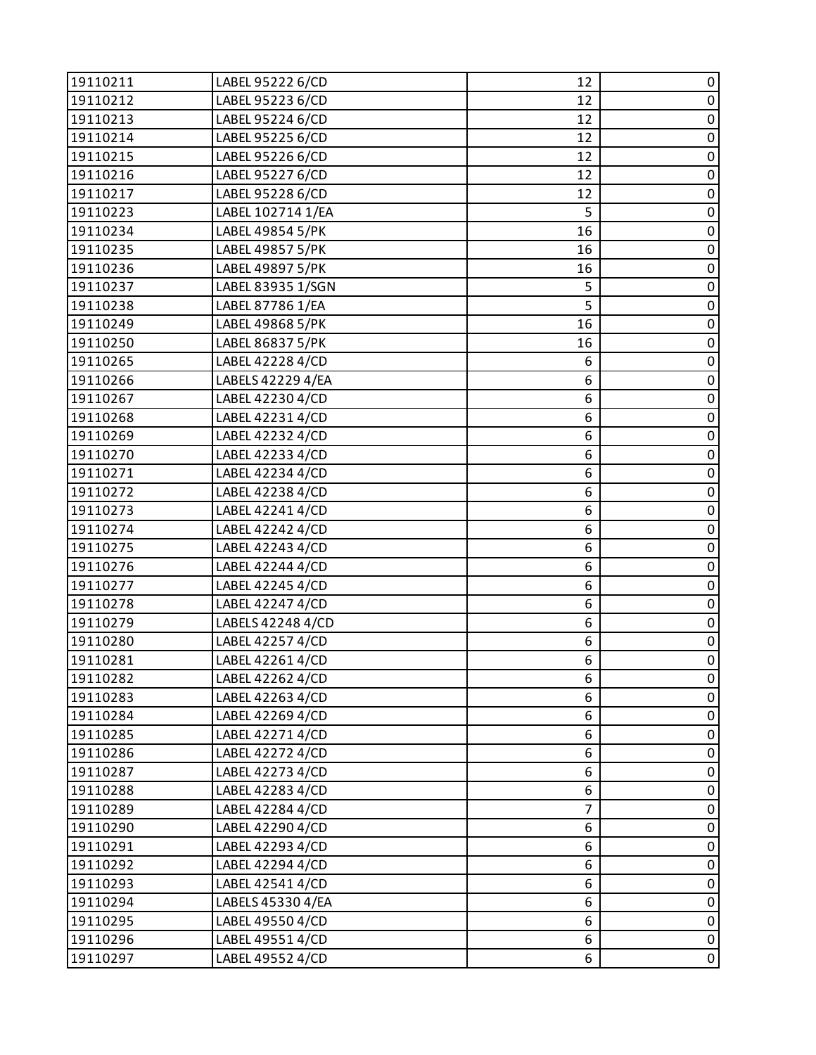| 19110211 | LABEL 95222 6/CD | 12 | 0 |
|---|---|---|---|
| 19110212 | LABEL 95223 6/CD | 12 | 0 |
| 19110213 | LABEL 95224 6/CD | 12 | 0 |
| 19110214 | LABEL 95225 6/CD | 12 | 0 |
| 19110215 | LABEL 95226 6/CD | 12 | 0 |
| 19110216 | LABEL 95227 6/CD | 12 | 0 |
| 19110217 | LABEL 95228 6/CD | 12 | 0 |
| 19110223 | LABEL 102714 1/EA | 5 | 0 |
| 19110234 | LABEL 49854 5/PK | 16 | 0 |
| 19110235 | LABEL 49857 5/PK | 16 | 0 |
| 19110236 | LABEL 49897 5/PK | 16 | 0 |
| 19110237 | LABEL 83935 1/SGN | 5 | 0 |
| 19110238 | LABEL 87786 1/EA | 5 | 0 |
| 19110249 | LABEL 49868 5/PK | 16 | 0 |
| 19110250 | LABEL 86837 5/PK | 16 | 0 |
| 19110265 | LABEL 42228 4/CD | 6 | 0 |
| 19110266 | LABELS 42229 4/EA | 6 | 0 |
| 19110267 | LABEL 42230 4/CD | 6 | 0 |
| 19110268 | LABEL 42231 4/CD | 6 | 0 |
| 19110269 | LABEL 42232 4/CD | 6 | 0 |
| 19110270 | LABEL 42233 4/CD | 6 | 0 |
| 19110271 | LABEL 42234 4/CD | 6 | 0 |
| 19110272 | LABEL 42238 4/CD | 6 | 0 |
| 19110273 | LABEL 42241 4/CD | 6 | 0 |
| 19110274 | LABEL 42242 4/CD | 6 | 0 |
| 19110275 | LABEL 42243 4/CD | 6 | 0 |
| 19110276 | LABEL 42244 4/CD | 6 | 0 |
| 19110277 | LABEL 42245 4/CD | 6 | 0 |
| 19110278 | LABEL 42247 4/CD | 6 | 0 |
| 19110279 | LABELS 42248 4/CD | 6 | 0 |
| 19110280 | LABEL 42257 4/CD | 6 | 0 |
| 19110281 | LABEL 42261 4/CD | 6 | 0 |
| 19110282 | LABEL 42262 4/CD | 6 | 0 |
| 19110283 | LABEL 42263 4/CD | 6 | 0 |
| 19110284 | LABEL 42269 4/CD | 6 | 0 |
| 19110285 | LABEL 42271 4/CD | 6 | 0 |
| 19110286 | LABEL 42272 4/CD | 6 | 0 |
| 19110287 | LABEL 42273 4/CD | 6 | 0 |
| 19110288 | LABEL 42283 4/CD | 6 | 0 |
| 19110289 | LABEL 42284 4/CD | 7 | 0 |
| 19110290 | LABEL 42290 4/CD | 6 | 0 |
| 19110291 | LABEL 42293 4/CD | 6 | 0 |
| 19110292 | LABEL 42294 4/CD | 6 | 0 |
| 19110293 | LABEL 42541 4/CD | 6 | 0 |
| 19110294 | LABELS 45330 4/EA | 6 | 0 |
| 19110295 | LABEL 49550 4/CD | 6 | 0 |
| 19110296 | LABEL 49551 4/CD | 6 | 0 |
| 19110297 | LABEL 49552 4/CD | 6 | 0 |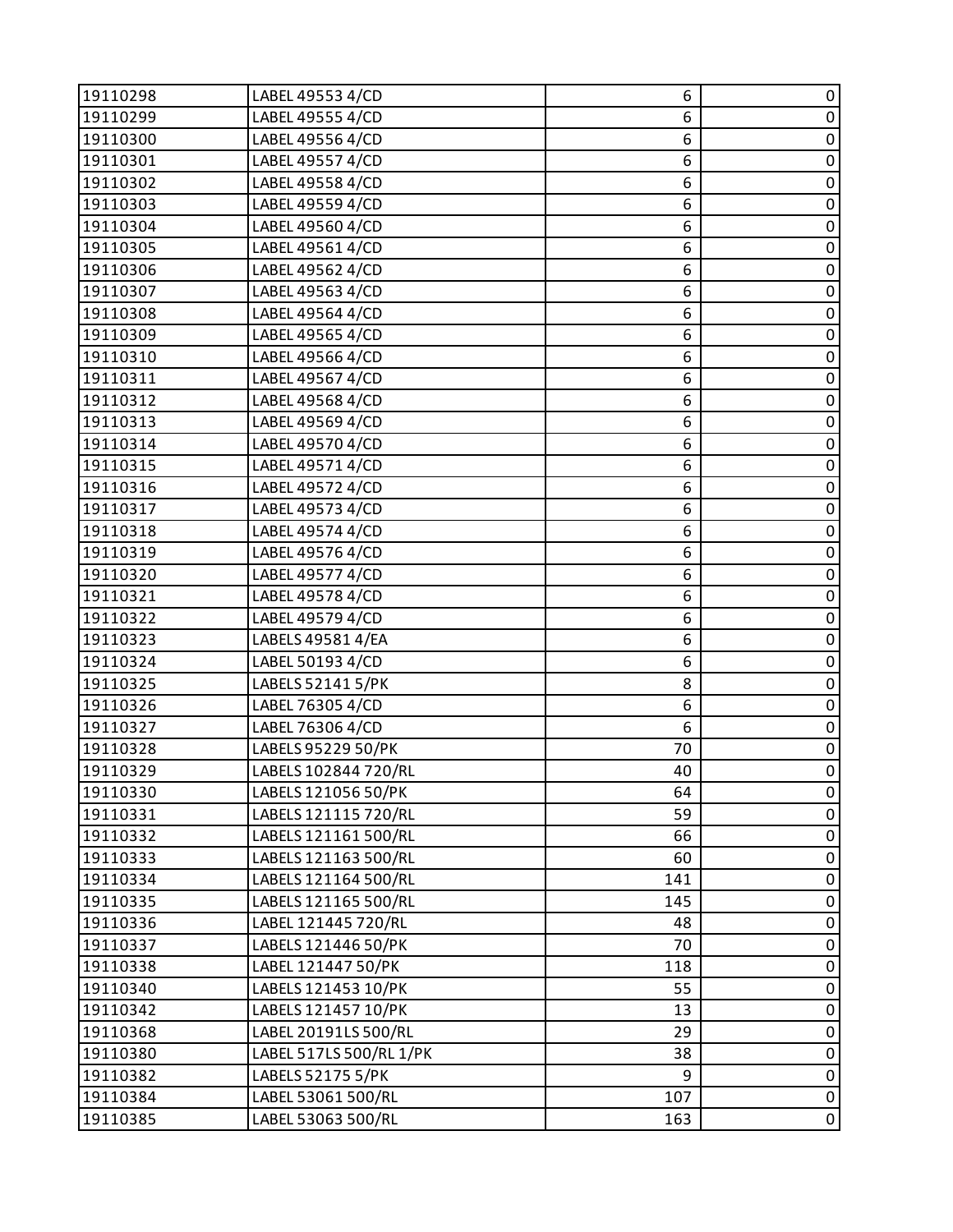| 19110298 | LABEL 49553 4/CD | 6 | 0 |
|---|---|---|---|
| 19110299 | LABEL 49555 4/CD | 6 | 0 |
| 19110300 | LABEL 49556 4/CD | 6 | 0 |
| 19110301 | LABEL 49557 4/CD | 6 | 0 |
| 19110302 | LABEL 49558 4/CD | 6 | 0 |
| 19110303 | LABEL 49559 4/CD | 6 | 0 |
| 19110304 | LABEL 49560 4/CD | 6 | 0 |
| 19110305 | LABEL 49561 4/CD | 6 | 0 |
| 19110306 | LABEL 49562 4/CD | 6 | 0 |
| 19110307 | LABEL 49563 4/CD | 6 | 0 |
| 19110308 | LABEL 49564 4/CD | 6 | 0 |
| 19110309 | LABEL 49565 4/CD | 6 | 0 |
| 19110310 | LABEL 49566 4/CD | 6 | 0 |
| 19110311 | LABEL 49567 4/CD | 6 | 0 |
| 19110312 | LABEL 49568 4/CD | 6 | 0 |
| 19110313 | LABEL 49569 4/CD | 6 | 0 |
| 19110314 | LABEL 49570 4/CD | 6 | 0 |
| 19110315 | LABEL 49571 4/CD | 6 | 0 |
| 19110316 | LABEL 49572 4/CD | 6 | 0 |
| 19110317 | LABEL 49573 4/CD | 6 | 0 |
| 19110318 | LABEL 49574 4/CD | 6 | 0 |
| 19110319 | LABEL 49576 4/CD | 6 | 0 |
| 19110320 | LABEL 49577 4/CD | 6 | 0 |
| 19110321 | LABEL 49578 4/CD | 6 | 0 |
| 19110322 | LABEL 49579 4/CD | 6 | 0 |
| 19110323 | LABELS 49581 4/EA | 6 | 0 |
| 19110324 | LABEL 50193 4/CD | 6 | 0 |
| 19110325 | LABELS 52141 5/PK | 8 | 0 |
| 19110326 | LABEL 76305 4/CD | 6 | 0 |
| 19110327 | LABEL 76306 4/CD | 6 | 0 |
| 19110328 | LABELS 95229 50/PK | 70 | 0 |
| 19110329 | LABELS 102844 720/RL | 40 | 0 |
| 19110330 | LABELS 121056 50/PK | 64 | 0 |
| 19110331 | LABELS 121115 720/RL | 59 | 0 |
| 19110332 | LABELS 121161 500/RL | 66 | 0 |
| 19110333 | LABELS 121163 500/RL | 60 | 0 |
| 19110334 | LABELS 121164 500/RL | 141 | 0 |
| 19110335 | LABELS 121165 500/RL | 145 | 0 |
| 19110336 | LABEL 121445 720/RL | 48 | 0 |
| 19110337 | LABELS 121446 50/PK | 70 | 0 |
| 19110338 | LABEL 121447 50/PK | 118 | 0 |
| 19110340 | LABELS 121453 10/PK | 55 | 0 |
| 19110342 | LABELS 121457 10/PK | 13 | 0 |
| 19110368 | LABEL 20191LS 500/RL | 29 | 0 |
| 19110380 | LABEL 517LS 500/RL 1/PK | 38 | 0 |
| 19110382 | LABELS 52175 5/PK | 9 | 0 |
| 19110384 | LABEL 53061 500/RL | 107 | 0 |
| 19110385 | LABEL 53063 500/RL | 163 | 0 |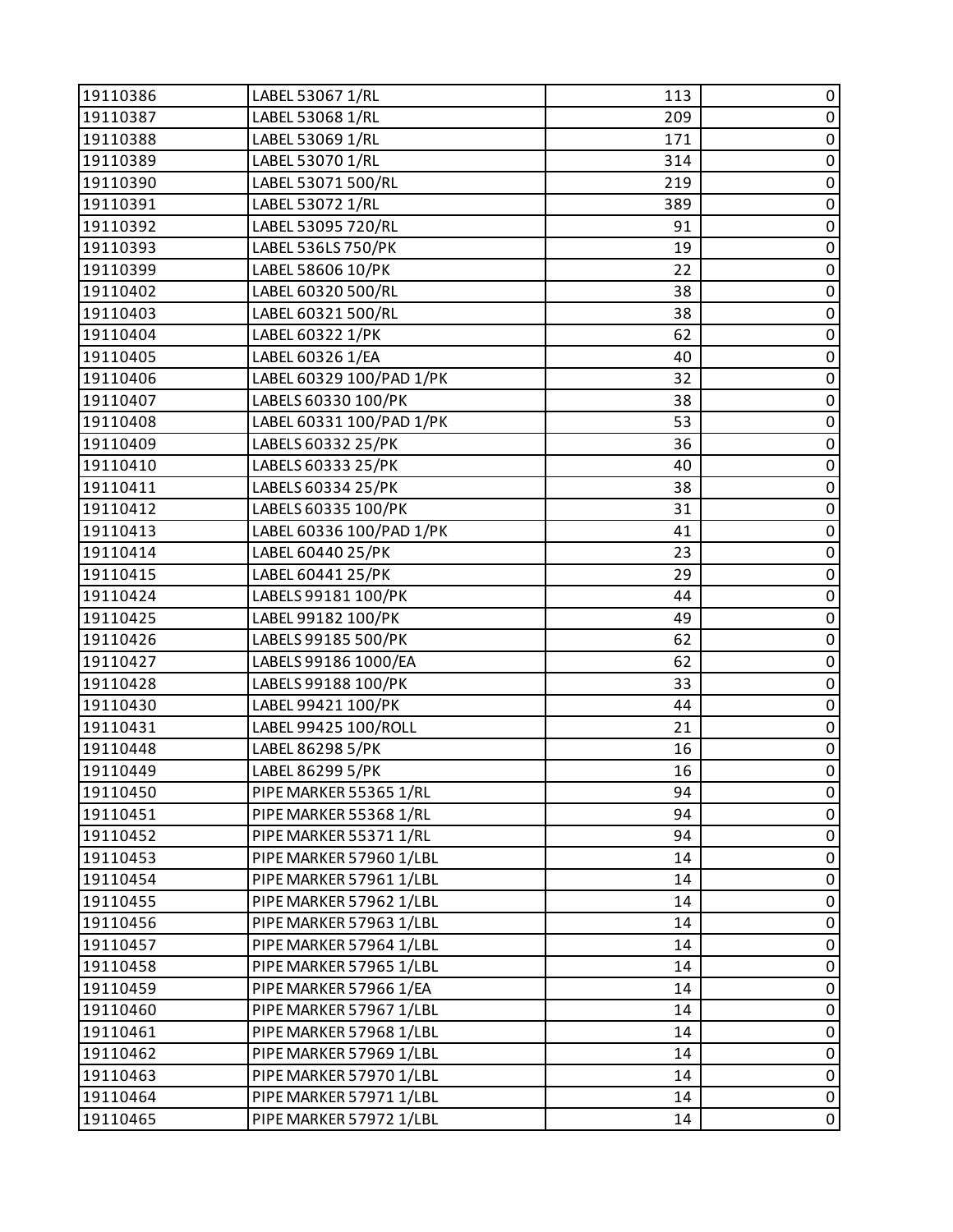| | | | |
|---|---|---|---|
| 19110386 | LABEL 53067 1/RL | 113 | 0 |
| 19110387 | LABEL 53068 1/RL | 209 | 0 |
| 19110388 | LABEL 53069 1/RL | 171 | 0 |
| 19110389 | LABEL 53070 1/RL | 314 | 0 |
| 19110390 | LABEL 53071 500/RL | 219 | 0 |
| 19110391 | LABEL 53072 1/RL | 389 | 0 |
| 19110392 | LABEL 53095 720/RL | 91 | 0 |
| 19110393 | LABEL 536LS 750/PK | 19 | 0 |
| 19110399 | LABEL 58606 10/PK | 22 | 0 |
| 19110402 | LABEL 60320 500/RL | 38 | 0 |
| 19110403 | LABEL 60321 500/RL | 38 | 0 |
| 19110404 | LABEL 60322 1/PK | 62 | 0 |
| 19110405 | LABEL 60326 1/EA | 40 | 0 |
| 19110406 | LABEL 60329 100/PAD 1/PK | 32 | 0 |
| 19110407 | LABELS 60330 100/PK | 38 | 0 |
| 19110408 | LABEL 60331 100/PAD 1/PK | 53 | 0 |
| 19110409 | LABELS 60332 25/PK | 36 | 0 |
| 19110410 | LABELS 60333 25/PK | 40 | 0 |
| 19110411 | LABELS 60334 25/PK | 38 | 0 |
| 19110412 | LABELS 60335 100/PK | 31 | 0 |
| 19110413 | LABEL 60336 100/PAD 1/PK | 41 | 0 |
| 19110414 | LABEL 60440 25/PK | 23 | 0 |
| 19110415 | LABEL 60441 25/PK | 29 | 0 |
| 19110424 | LABELS 99181 100/PK | 44 | 0 |
| 19110425 | LABEL 99182 100/PK | 49 | 0 |
| 19110426 | LABELS 99185 500/PK | 62 | 0 |
| 19110427 | LABELS 99186 1000/EA | 62 | 0 |
| 19110428 | LABELS 99188 100/PK | 33 | 0 |
| 19110430 | LABEL 99421 100/PK | 44 | 0 |
| 19110431 | LABEL 99425 100/ROLL | 21 | 0 |
| 19110448 | LABEL 86298 5/PK | 16 | 0 |
| 19110449 | LABEL 86299 5/PK | 16 | 0 |
| 19110450 | PIPE MARKER 55365 1/RL | 94 | 0 |
| 19110451 | PIPE MARKER 55368 1/RL | 94 | 0 |
| 19110452 | PIPE MARKER 55371 1/RL | 94 | 0 |
| 19110453 | PIPE MARKER 57960 1/LBL | 14 | 0 |
| 19110454 | PIPE MARKER 57961 1/LBL | 14 | 0 |
| 19110455 | PIPE MARKER 57962 1/LBL | 14 | 0 |
| 19110456 | PIPE MARKER 57963 1/LBL | 14 | 0 |
| 19110457 | PIPE MARKER 57964 1/LBL | 14 | 0 |
| 19110458 | PIPE MARKER 57965 1/LBL | 14 | 0 |
| 19110459 | PIPE MARKER 57966 1/EA | 14 | 0 |
| 19110460 | PIPE MARKER 57967 1/LBL | 14 | 0 |
| 19110461 | PIPE MARKER 57968 1/LBL | 14 | 0 |
| 19110462 | PIPE MARKER 57969 1/LBL | 14 | 0 |
| 19110463 | PIPE MARKER 57970 1/LBL | 14 | 0 |
| 19110464 | PIPE MARKER 57971 1/LBL | 14 | 0 |
| 19110465 | PIPE MARKER 57972 1/LBL | 14 | 0 |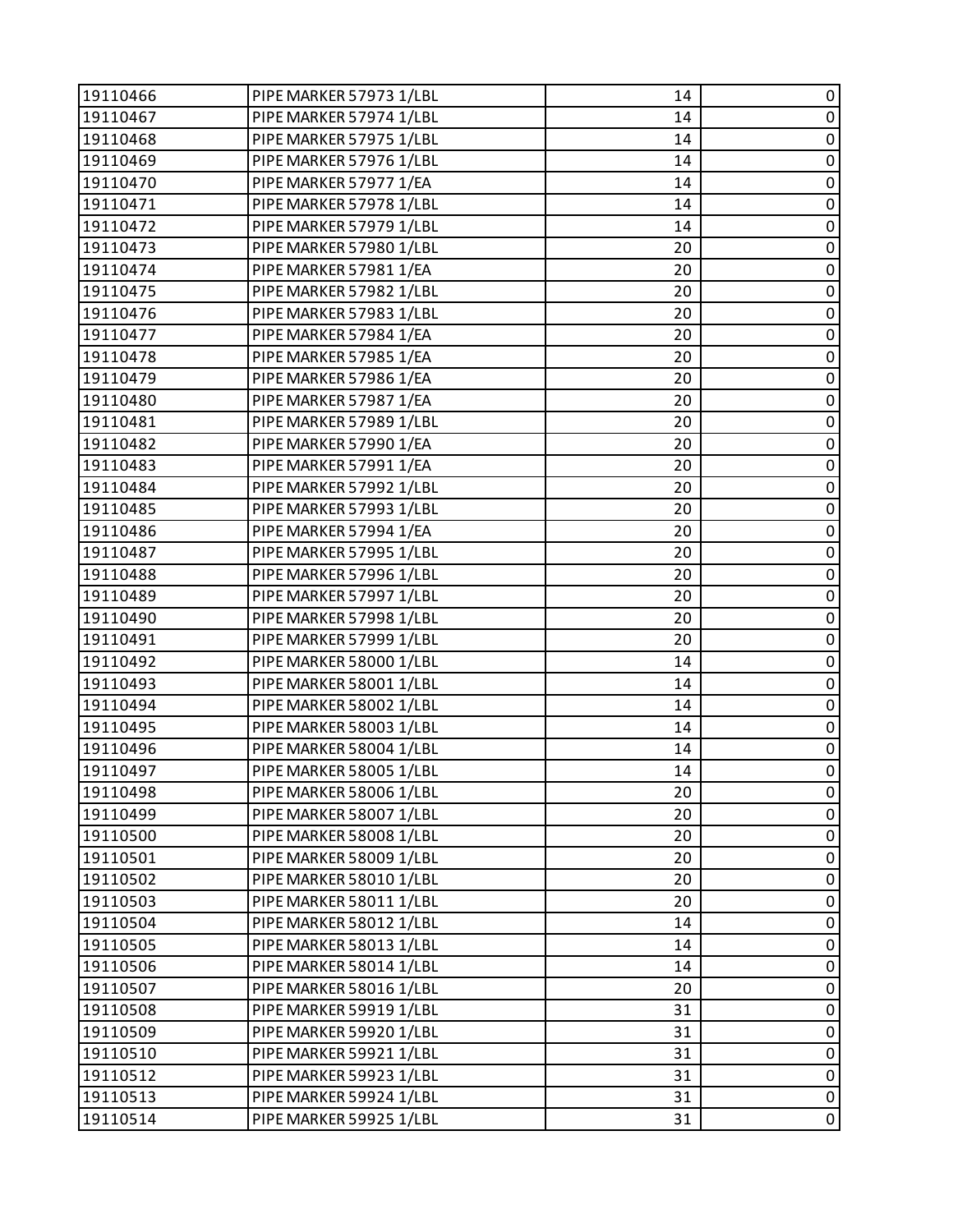| | | | |
|---|---|---|---|
| 19110466 | PIPE MARKER 57973 1/LBL | 14 | 0 |
| 19110467 | PIPE MARKER 57974 1/LBL | 14 | 0 |
| 19110468 | PIPE MARKER 57975 1/LBL | 14 | 0 |
| 19110469 | PIPE MARKER 57976 1/LBL | 14 | 0 |
| 19110470 | PIPE MARKER 57977 1/EA | 14 | 0 |
| 19110471 | PIPE MARKER 57978 1/LBL | 14 | 0 |
| 19110472 | PIPE MARKER 57979 1/LBL | 14 | 0 |
| 19110473 | PIPE MARKER 57980 1/LBL | 20 | 0 |
| 19110474 | PIPE MARKER 57981 1/EA | 20 | 0 |
| 19110475 | PIPE MARKER 57982 1/LBL | 20 | 0 |
| 19110476 | PIPE MARKER 57983 1/LBL | 20 | 0 |
| 19110477 | PIPE MARKER 57984 1/EA | 20 | 0 |
| 19110478 | PIPE MARKER 57985 1/EA | 20 | 0 |
| 19110479 | PIPE MARKER 57986 1/EA | 20 | 0 |
| 19110480 | PIPE MARKER 57987 1/EA | 20 | 0 |
| 19110481 | PIPE MARKER 57989 1/LBL | 20 | 0 |
| 19110482 | PIPE MARKER 57990 1/EA | 20 | 0 |
| 19110483 | PIPE MARKER 57991 1/EA | 20 | 0 |
| 19110484 | PIPE MARKER 57992 1/LBL | 20 | 0 |
| 19110485 | PIPE MARKER 57993 1/LBL | 20 | 0 |
| 19110486 | PIPE MARKER 57994 1/EA | 20 | 0 |
| 19110487 | PIPE MARKER 57995 1/LBL | 20 | 0 |
| 19110488 | PIPE MARKER 57996 1/LBL | 20 | 0 |
| 19110489 | PIPE MARKER 57997 1/LBL | 20 | 0 |
| 19110490 | PIPE MARKER 57998 1/LBL | 20 | 0 |
| 19110491 | PIPE MARKER 57999 1/LBL | 20 | 0 |
| 19110492 | PIPE MARKER 58000 1/LBL | 14 | 0 |
| 19110493 | PIPE MARKER 58001 1/LBL | 14 | 0 |
| 19110494 | PIPE MARKER 58002 1/LBL | 14 | 0 |
| 19110495 | PIPE MARKER 58003 1/LBL | 14 | 0 |
| 19110496 | PIPE MARKER 58004 1/LBL | 14 | 0 |
| 19110497 | PIPE MARKER 58005 1/LBL | 14 | 0 |
| 19110498 | PIPE MARKER 58006 1/LBL | 20 | 0 |
| 19110499 | PIPE MARKER 58007 1/LBL | 20 | 0 |
| 19110500 | PIPE MARKER 58008 1/LBL | 20 | 0 |
| 19110501 | PIPE MARKER 58009 1/LBL | 20 | 0 |
| 19110502 | PIPE MARKER 58010 1/LBL | 20 | 0 |
| 19110503 | PIPE MARKER 58011 1/LBL | 20 | 0 |
| 19110504 | PIPE MARKER 58012 1/LBL | 14 | 0 |
| 19110505 | PIPE MARKER 58013 1/LBL | 14 | 0 |
| 19110506 | PIPE MARKER 58014 1/LBL | 14 | 0 |
| 19110507 | PIPE MARKER 58016 1/LBL | 20 | 0 |
| 19110508 | PIPE MARKER 59919 1/LBL | 31 | 0 |
| 19110509 | PIPE MARKER 59920 1/LBL | 31 | 0 |
| 19110510 | PIPE MARKER 59921 1/LBL | 31 | 0 |
| 19110512 | PIPE MARKER 59923 1/LBL | 31 | 0 |
| 19110513 | PIPE MARKER 59924 1/LBL | 31 | 0 |
| 19110514 | PIPE MARKER 59925 1/LBL | 31 | 0 |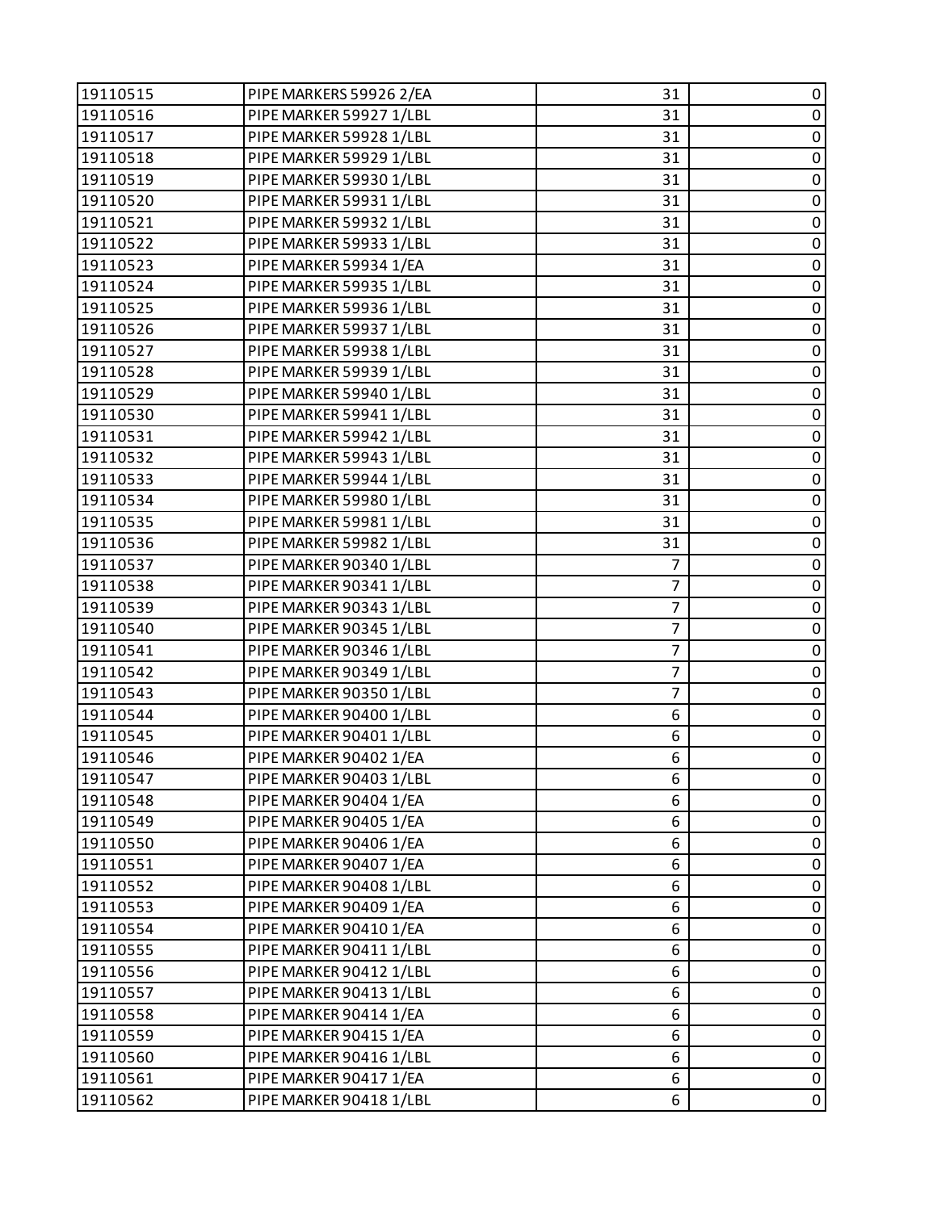| 19110515 | PIPE MARKERS 59926 2/EA | 31 | 0 |
|---|---|---|---|
| 19110516 | PIPE MARKER 59927 1/LBL | 31 | 0 |
| 19110517 | PIPE MARKER 59928 1/LBL | 31 | 0 |
| 19110518 | PIPE MARKER 59929 1/LBL | 31 | 0 |
| 19110519 | PIPE MARKER 59930 1/LBL | 31 | 0 |
| 19110520 | PIPE MARKER 59931 1/LBL | 31 | 0 |
| 19110521 | PIPE MARKER 59932 1/LBL | 31 | 0 |
| 19110522 | PIPE MARKER 59933 1/LBL | 31 | 0 |
| 19110523 | PIPE MARKER 59934 1/EA | 31 | 0 |
| 19110524 | PIPE MARKER 59935 1/LBL | 31 | 0 |
| 19110525 | PIPE MARKER 59936 1/LBL | 31 | 0 |
| 19110526 | PIPE MARKER 59937 1/LBL | 31 | 0 |
| 19110527 | PIPE MARKER 59938 1/LBL | 31 | 0 |
| 19110528 | PIPE MARKER 59939 1/LBL | 31 | 0 |
| 19110529 | PIPE MARKER 59940 1/LBL | 31 | 0 |
| 19110530 | PIPE MARKER 59941 1/LBL | 31 | 0 |
| 19110531 | PIPE MARKER 59942 1/LBL | 31 | 0 |
| 19110532 | PIPE MARKER 59943 1/LBL | 31 | 0 |
| 19110533 | PIPE MARKER 59944 1/LBL | 31 | 0 |
| 19110534 | PIPE MARKER 59980 1/LBL | 31 | 0 |
| 19110535 | PIPE MARKER 59981 1/LBL | 31 | 0 |
| 19110536 | PIPE MARKER 59982 1/LBL | 31 | 0 |
| 19110537 | PIPE MARKER 90340 1/LBL | 7 | 0 |
| 19110538 | PIPE MARKER 90341 1/LBL | 7 | 0 |
| 19110539 | PIPE MARKER 90343 1/LBL | 7 | 0 |
| 19110540 | PIPE MARKER 90345 1/LBL | 7 | 0 |
| 19110541 | PIPE MARKER 90346 1/LBL | 7 | 0 |
| 19110542 | PIPE MARKER 90349 1/LBL | 7 | 0 |
| 19110543 | PIPE MARKER 90350 1/LBL | 7 | 0 |
| 19110544 | PIPE MARKER 90400 1/LBL | 6 | 0 |
| 19110545 | PIPE MARKER 90401 1/LBL | 6 | 0 |
| 19110546 | PIPE MARKER 90402 1/EA | 6 | 0 |
| 19110547 | PIPE MARKER 90403 1/LBL | 6 | 0 |
| 19110548 | PIPE MARKER 90404 1/EA | 6 | 0 |
| 19110549 | PIPE MARKER 90405 1/EA | 6 | 0 |
| 19110550 | PIPE MARKER 90406 1/EA | 6 | 0 |
| 19110551 | PIPE MARKER 90407 1/EA | 6 | 0 |
| 19110552 | PIPE MARKER 90408 1/LBL | 6 | 0 |
| 19110553 | PIPE MARKER 90409 1/EA | 6 | 0 |
| 19110554 | PIPE MARKER 90410 1/EA | 6 | 0 |
| 19110555 | PIPE MARKER 90411 1/LBL | 6 | 0 |
| 19110556 | PIPE MARKER 90412 1/LBL | 6 | 0 |
| 19110557 | PIPE MARKER 90413 1/LBL | 6 | 0 |
| 19110558 | PIPE MARKER 90414 1/EA | 6 | 0 |
| 19110559 | PIPE MARKER 90415 1/EA | 6 | 0 |
| 19110560 | PIPE MARKER 90416 1/LBL | 6 | 0 |
| 19110561 | PIPE MARKER 90417 1/EA | 6 | 0 |
| 19110562 | PIPE MARKER 90418 1/LBL | 6 | 0 |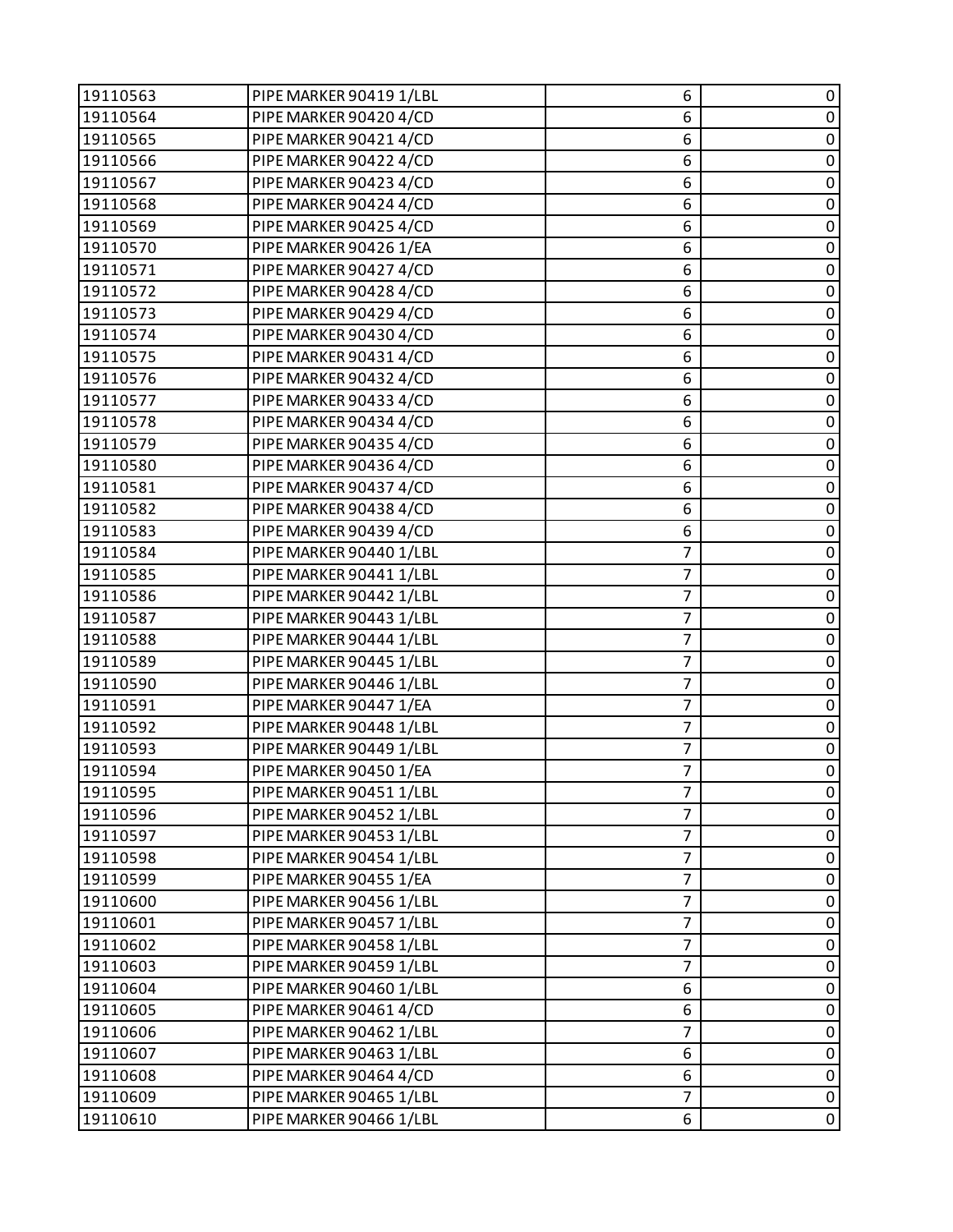| 19110563 | PIPE MARKER 90419 1/LBL | 6 | 0 |
|---|---|---|---|
| 19110564 | PIPE MARKER 90420 4/CD | 6 | 0 |
| 19110565 | PIPE MARKER 90421 4/CD | 6 | 0 |
| 19110566 | PIPE MARKER 90422 4/CD | 6 | 0 |
| 19110567 | PIPE MARKER 90423 4/CD | 6 | 0 |
| 19110568 | PIPE MARKER 90424 4/CD | 6 | 0 |
| 19110569 | PIPE MARKER 90425 4/CD | 6 | 0 |
| 19110570 | PIPE MARKER 90426 1/EA | 6 | 0 |
| 19110571 | PIPE MARKER 90427 4/CD | 6 | 0 |
| 19110572 | PIPE MARKER 90428 4/CD | 6 | 0 |
| 19110573 | PIPE MARKER 90429 4/CD | 6 | 0 |
| 19110574 | PIPE MARKER 90430 4/CD | 6 | 0 |
| 19110575 | PIPE MARKER 90431 4/CD | 6 | 0 |
| 19110576 | PIPE MARKER 90432 4/CD | 6 | 0 |
| 19110577 | PIPE MARKER 90433 4/CD | 6 | 0 |
| 19110578 | PIPE MARKER 90434 4/CD | 6 | 0 |
| 19110579 | PIPE MARKER 90435 4/CD | 6 | 0 |
| 19110580 | PIPE MARKER 90436 4/CD | 6 | 0 |
| 19110581 | PIPE MARKER 90437 4/CD | 6 | 0 |
| 19110582 | PIPE MARKER 90438 4/CD | 6 | 0 |
| 19110583 | PIPE MARKER 90439 4/CD | 6 | 0 |
| 19110584 | PIPE MARKER 90440 1/LBL | 7 | 0 |
| 19110585 | PIPE MARKER 90441 1/LBL | 7 | 0 |
| 19110586 | PIPE MARKER 90442 1/LBL | 7 | 0 |
| 19110587 | PIPE MARKER 90443 1/LBL | 7 | 0 |
| 19110588 | PIPE MARKER 90444 1/LBL | 7 | 0 |
| 19110589 | PIPE MARKER 90445 1/LBL | 7 | 0 |
| 19110590 | PIPE MARKER 90446 1/LBL | 7 | 0 |
| 19110591 | PIPE MARKER 90447 1/EA | 7 | 0 |
| 19110592 | PIPE MARKER 90448 1/LBL | 7 | 0 |
| 19110593 | PIPE MARKER 90449 1/LBL | 7 | 0 |
| 19110594 | PIPE MARKER 90450 1/EA | 7 | 0 |
| 19110595 | PIPE MARKER 90451 1/LBL | 7 | 0 |
| 19110596 | PIPE MARKER 90452 1/LBL | 7 | 0 |
| 19110597 | PIPE MARKER 90453 1/LBL | 7 | 0 |
| 19110598 | PIPE MARKER 90454 1/LBL | 7 | 0 |
| 19110599 | PIPE MARKER 90455 1/EA | 7 | 0 |
| 19110600 | PIPE MARKER 90456 1/LBL | 7 | 0 |
| 19110601 | PIPE MARKER 90457 1/LBL | 7 | 0 |
| 19110602 | PIPE MARKER 90458 1/LBL | 7 | 0 |
| 19110603 | PIPE MARKER 90459 1/LBL | 7 | 0 |
| 19110604 | PIPE MARKER 90460 1/LBL | 6 | 0 |
| 19110605 | PIPE MARKER 90461 4/CD | 6 | 0 |
| 19110606 | PIPE MARKER 90462 1/LBL | 7 | 0 |
| 19110607 | PIPE MARKER 90463 1/LBL | 6 | 0 |
| 19110608 | PIPE MARKER 90464 4/CD | 6 | 0 |
| 19110609 | PIPE MARKER 90465 1/LBL | 7 | 0 |
| 19110610 | PIPE MARKER 90466 1/LBL | 6 | 0 |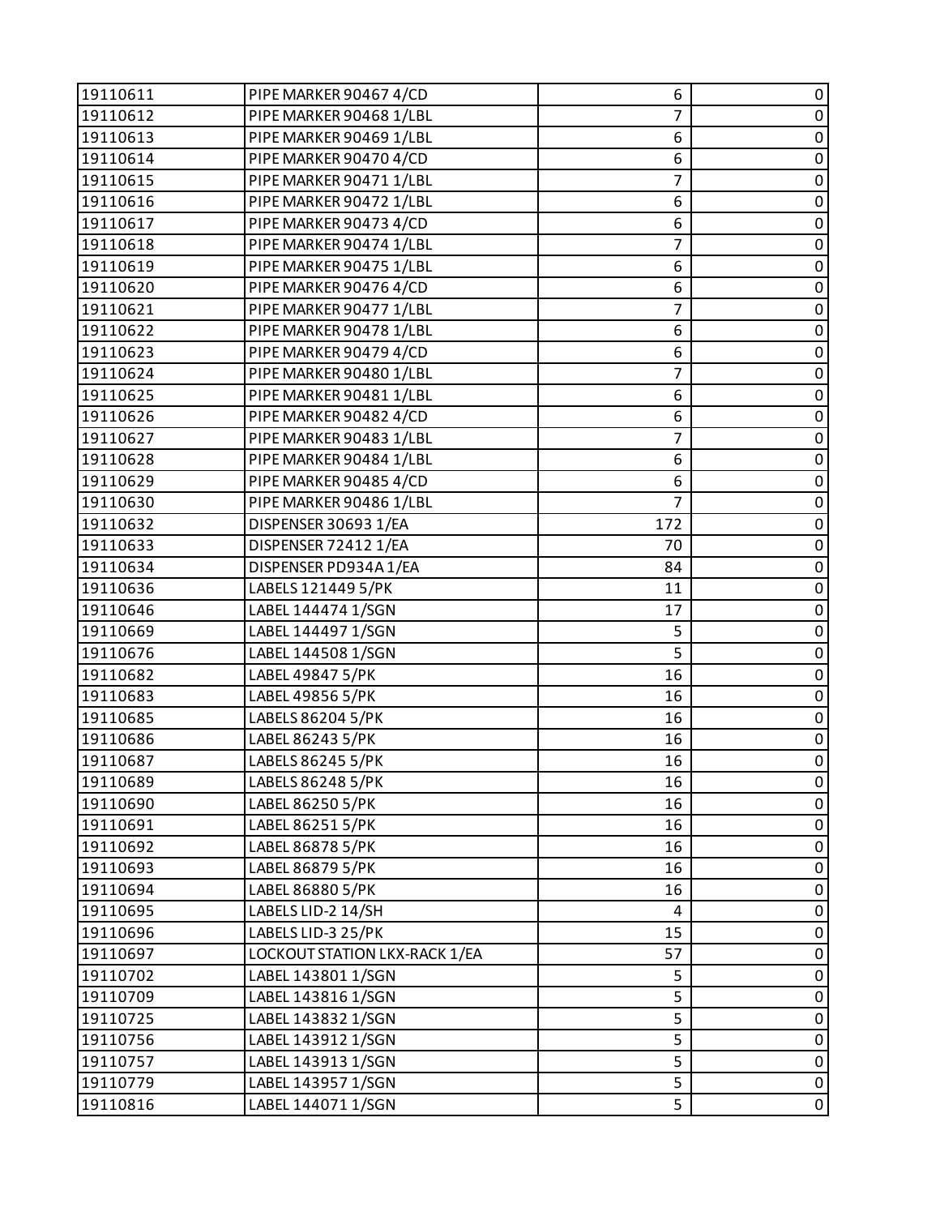| 19110611 | PIPE MARKER 90467 4/CD | 6 | 0 |
|---|---|---|---|
| 19110612 | PIPE MARKER 90468 1/LBL | 7 | 0 |
| 19110613 | PIPE MARKER 90469 1/LBL | 6 | 0 |
| 19110614 | PIPE MARKER 90470 4/CD | 6 | 0 |
| 19110615 | PIPE MARKER 90471 1/LBL | 7 | 0 |
| 19110616 | PIPE MARKER 90472 1/LBL | 6 | 0 |
| 19110617 | PIPE MARKER 90473 4/CD | 6 | 0 |
| 19110618 | PIPE MARKER 90474 1/LBL | 7 | 0 |
| 19110619 | PIPE MARKER 90475 1/LBL | 6 | 0 |
| 19110620 | PIPE MARKER 90476 4/CD | 6 | 0 |
| 19110621 | PIPE MARKER 90477 1/LBL | 7 | 0 |
| 19110622 | PIPE MARKER 90478 1/LBL | 6 | 0 |
| 19110623 | PIPE MARKER 90479 4/CD | 6 | 0 |
| 19110624 | PIPE MARKER 90480 1/LBL | 7 | 0 |
| 19110625 | PIPE MARKER 90481 1/LBL | 6 | 0 |
| 19110626 | PIPE MARKER 90482 4/CD | 6 | 0 |
| 19110627 | PIPE MARKER 90483 1/LBL | 7 | 0 |
| 19110628 | PIPE MARKER 90484 1/LBL | 6 | 0 |
| 19110629 | PIPE MARKER 90485 4/CD | 6 | 0 |
| 19110630 | PIPE MARKER 90486 1/LBL | 7 | 0 |
| 19110632 | DISPENSER 30693 1/EA | 172 | 0 |
| 19110633 | DISPENSER 72412 1/EA | 70 | 0 |
| 19110634 | DISPENSER PD934A 1/EA | 84 | 0 |
| 19110636 | LABELS 121449 5/PK | 11 | 0 |
| 19110646 | LABEL 144474 1/SGN | 17 | 0 |
| 19110669 | LABEL 144497 1/SGN | 5 | 0 |
| 19110676 | LABEL 144508 1/SGN | 5 | 0 |
| 19110682 | LABEL 49847 5/PK | 16 | 0 |
| 19110683 | LABEL 49856 5/PK | 16 | 0 |
| 19110685 | LABELS 86204 5/PK | 16 | 0 |
| 19110686 | LABEL 86243 5/PK | 16 | 0 |
| 19110687 | LABELS 86245 5/PK | 16 | 0 |
| 19110689 | LABELS 86248 5/PK | 16 | 0 |
| 19110690 | LABEL 86250 5/PK | 16 | 0 |
| 19110691 | LABEL 86251 5/PK | 16 | 0 |
| 19110692 | LABEL 86878 5/PK | 16 | 0 |
| 19110693 | LABEL 86879 5/PK | 16 | 0 |
| 19110694 | LABEL 86880 5/PK | 16 | 0 |
| 19110695 | LABELS LID-2 14/SH | 4 | 0 |
| 19110696 | LABELS LID-3 25/PK | 15 | 0 |
| 19110697 | LOCKOUT STATION LKX-RACK 1/EA | 57 | 0 |
| 19110702 | LABEL 143801 1/SGN | 5 | 0 |
| 19110709 | LABEL 143816 1/SGN | 5 | 0 |
| 19110725 | LABEL 143832 1/SGN | 5 | 0 |
| 19110756 | LABEL 143912 1/SGN | 5 | 0 |
| 19110757 | LABEL 143913 1/SGN | 5 | 0 |
| 19110779 | LABEL 143957 1/SGN | 5 | 0 |
| 19110816 | LABEL 144071 1/SGN | 5 | 0 |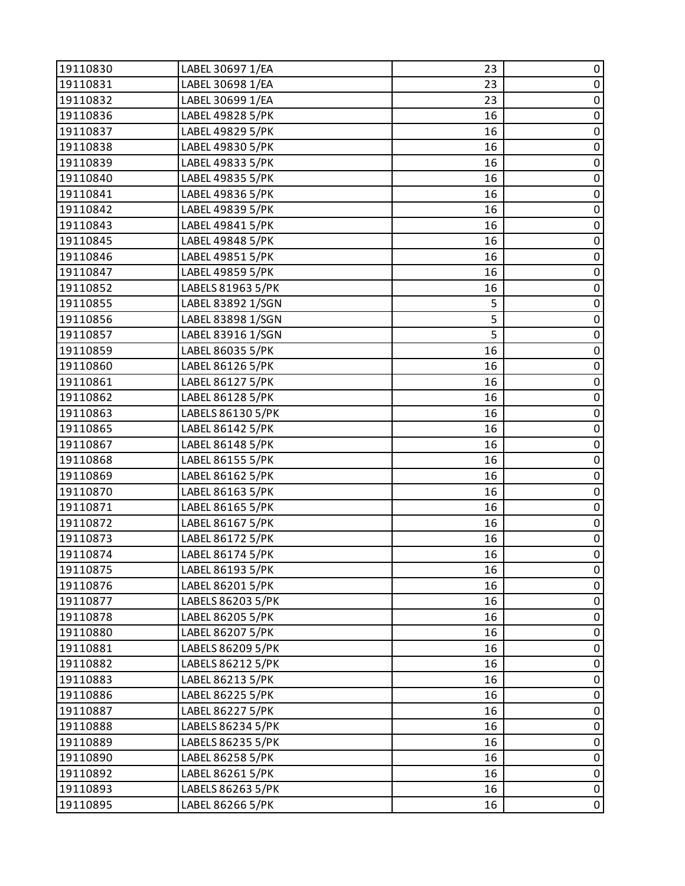| 19110830 | LABEL 30697 1/EA | 23 | 0 |
|---|---|---|---|
| 19110831 | LABEL 30698 1/EA | 23 | 0 |
| 19110832 | LABEL 30699 1/EA | 23 | 0 |
| 19110836 | LABEL 49828 5/PK | 16 | 0 |
| 19110837 | LABEL 49829 5/PK | 16 | 0 |
| 19110838 | LABEL 49830 5/PK | 16 | 0 |
| 19110839 | LABEL 49833 5/PK | 16 | 0 |
| 19110840 | LABEL 49835 5/PK | 16 | 0 |
| 19110841 | LABEL 49836 5/PK | 16 | 0 |
| 19110842 | LABEL 49839 5/PK | 16 | 0 |
| 19110843 | LABEL 49841 5/PK | 16 | 0 |
| 19110845 | LABEL 49848 5/PK | 16 | 0 |
| 19110846 | LABEL 49851 5/PK | 16 | 0 |
| 19110847 | LABEL 49859 5/PK | 16 | 0 |
| 19110852 | LABELS 81963 5/PK | 16 | 0 |
| 19110855 | LABEL 83892 1/SGN | 5 | 0 |
| 19110856 | LABEL 83898 1/SGN | 5 | 0 |
| 19110857 | LABEL 83916 1/SGN | 5 | 0 |
| 19110859 | LABEL 86035 5/PK | 16 | 0 |
| 19110860 | LABEL 86126 5/PK | 16 | 0 |
| 19110861 | LABEL 86127 5/PK | 16 | 0 |
| 19110862 | LABEL 86128 5/PK | 16 | 0 |
| 19110863 | LABELS 86130 5/PK | 16 | 0 |
| 19110865 | LABEL 86142 5/PK | 16 | 0 |
| 19110867 | LABEL 86148 5/PK | 16 | 0 |
| 19110868 | LABEL 86155 5/PK | 16 | 0 |
| 19110869 | LABEL 86162 5/PK | 16 | 0 |
| 19110870 | LABEL 86163 5/PK | 16 | 0 |
| 19110871 | LABEL 86165 5/PK | 16 | 0 |
| 19110872 | LABEL 86167 5/PK | 16 | 0 |
| 19110873 | LABEL 86172 5/PK | 16 | 0 |
| 19110874 | LABEL 86174 5/PK | 16 | 0 |
| 19110875 | LABEL 86193 5/PK | 16 | 0 |
| 19110876 | LABEL 86201 5/PK | 16 | 0 |
| 19110877 | LABELS 86203 5/PK | 16 | 0 |
| 19110878 | LABEL 86205 5/PK | 16 | 0 |
| 19110880 | LABEL 86207 5/PK | 16 | 0 |
| 19110881 | LABELS 86209 5/PK | 16 | 0 |
| 19110882 | LABELS 86212 5/PK | 16 | 0 |
| 19110883 | LABEL 86213 5/PK | 16 | 0 |
| 19110886 | LABEL 86225 5/PK | 16 | 0 |
| 19110887 | LABEL 86227 5/PK | 16 | 0 |
| 19110888 | LABELS 86234 5/PK | 16 | 0 |
| 19110889 | LABELS 86235 5/PK | 16 | 0 |
| 19110890 | LABEL 86258 5/PK | 16 | 0 |
| 19110892 | LABEL 86261 5/PK | 16 | 0 |
| 19110893 | LABELS 86263 5/PK | 16 | 0 |
| 19110895 | LABEL 86266 5/PK | 16 | 0 |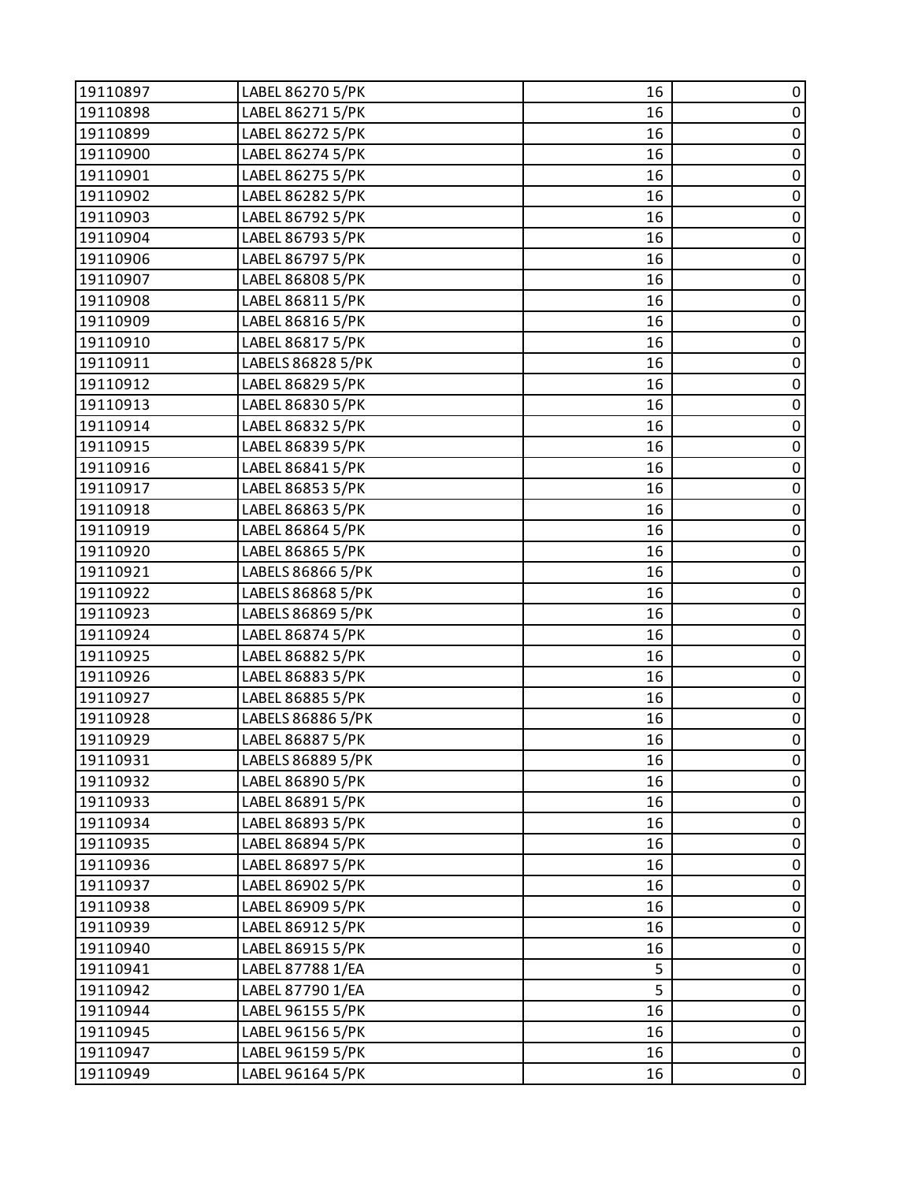| 19110897 | LABEL 86270 5/PK | 16 | 0 |
|---|---|---|---|
| 19110898 | LABEL 86271 5/PK | 16 | 0 |
| 19110899 | LABEL 86272 5/PK | 16 | 0 |
| 19110900 | LABEL 86274 5/PK | 16 | 0 |
| 19110901 | LABEL 86275 5/PK | 16 | 0 |
| 19110902 | LABEL 86282 5/PK | 16 | 0 |
| 19110903 | LABEL 86792 5/PK | 16 | 0 |
| 19110904 | LABEL 86793 5/PK | 16 | 0 |
| 19110906 | LABEL 86797 5/PK | 16 | 0 |
| 19110907 | LABEL 86808 5/PK | 16 | 0 |
| 19110908 | LABEL 86811 5/PK | 16 | 0 |
| 19110909 | LABEL 86816 5/PK | 16 | 0 |
| 19110910 | LABEL 86817 5/PK | 16 | 0 |
| 19110911 | LABELS 86828 5/PK | 16 | 0 |
| 19110912 | LABEL 86829 5/PK | 16 | 0 |
| 19110913 | LABEL 86830 5/PK | 16 | 0 |
| 19110914 | LABEL 86832 5/PK | 16 | 0 |
| 19110915 | LABEL 86839 5/PK | 16 | 0 |
| 19110916 | LABEL 86841 5/PK | 16 | 0 |
| 19110917 | LABEL 86853 5/PK | 16 | 0 |
| 19110918 | LABEL 86863 5/PK | 16 | 0 |
| 19110919 | LABEL 86864 5/PK | 16 | 0 |
| 19110920 | LABEL 86865 5/PK | 16 | 0 |
| 19110921 | LABELS 86866 5/PK | 16 | 0 |
| 19110922 | LABELS 86868 5/PK | 16 | 0 |
| 19110923 | LABELS 86869 5/PK | 16 | 0 |
| 19110924 | LABEL 86874 5/PK | 16 | 0 |
| 19110925 | LABEL 86882 5/PK | 16 | 0 |
| 19110926 | LABEL 86883 5/PK | 16 | 0 |
| 19110927 | LABEL 86885 5/PK | 16 | 0 |
| 19110928 | LABELS 86886 5/PK | 16 | 0 |
| 19110929 | LABEL 86887 5/PK | 16 | 0 |
| 19110931 | LABELS 86889 5/PK | 16 | 0 |
| 19110932 | LABEL 86890 5/PK | 16 | 0 |
| 19110933 | LABEL 86891 5/PK | 16 | 0 |
| 19110934 | LABEL 86893 5/PK | 16 | 0 |
| 19110935 | LABEL 86894 5/PK | 16 | 0 |
| 19110936 | LABEL 86897 5/PK | 16 | 0 |
| 19110937 | LABEL 86902 5/PK | 16 | 0 |
| 19110938 | LABEL 86909 5/PK | 16 | 0 |
| 19110939 | LABEL 86912 5/PK | 16 | 0 |
| 19110940 | LABEL 86915 5/PK | 16 | 0 |
| 19110941 | LABEL 87788 1/EA | 5 | 0 |
| 19110942 | LABEL 87790 1/EA | 5 | 0 |
| 19110944 | LABEL 96155 5/PK | 16 | 0 |
| 19110945 | LABEL 96156 5/PK | 16 | 0 |
| 19110947 | LABEL 96159 5/PK | 16 | 0 |
| 19110949 | LABEL 96164 5/PK | 16 | 0 |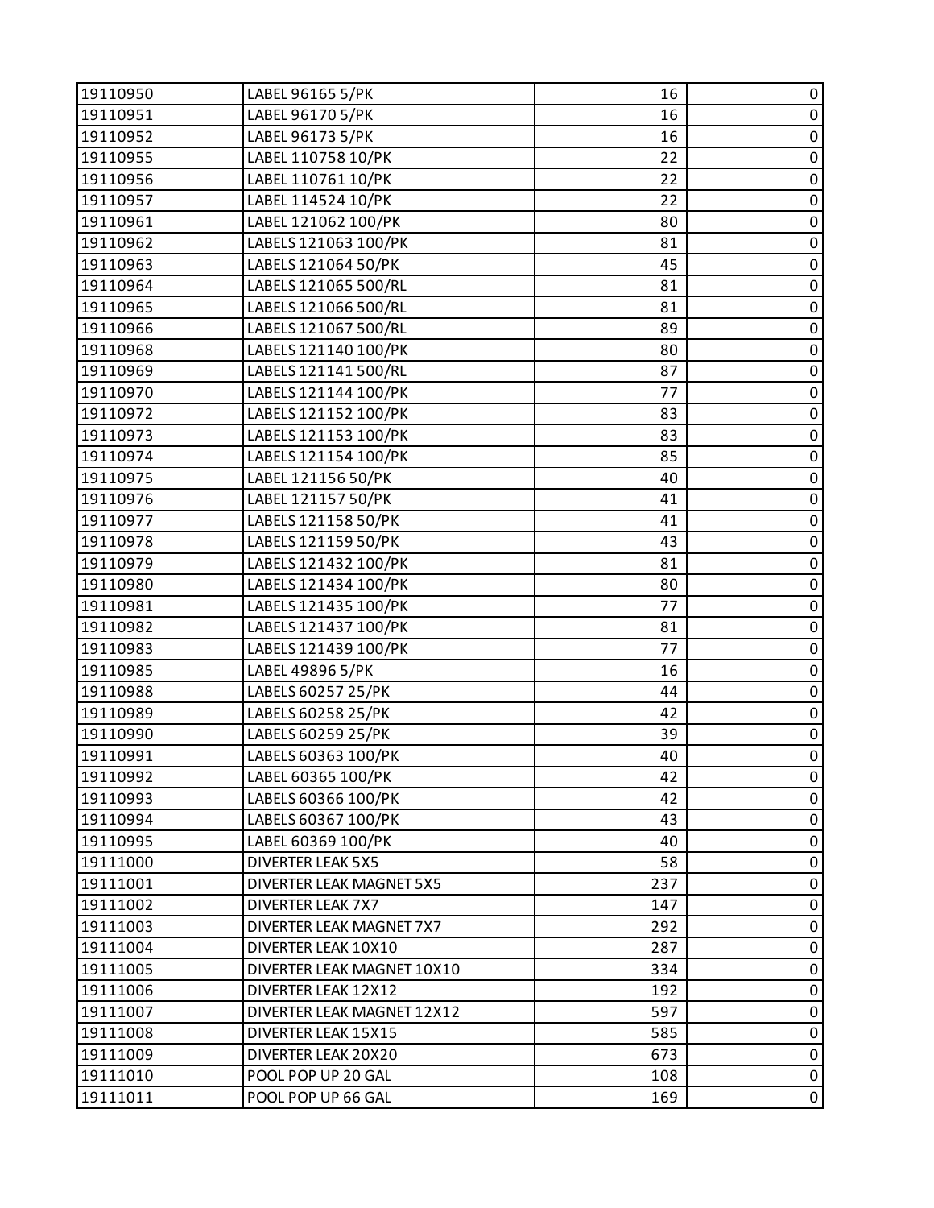| | | | |
|---|---|---|---|
| 19110950 | LABEL 96165 5/PK | 16 | 0 |
| 19110951 | LABEL 96170 5/PK | 16 | 0 |
| 19110952 | LABEL 96173 5/PK | 16 | 0 |
| 19110955 | LABEL 110758 10/PK | 22 | 0 |
| 19110956 | LABEL 110761 10/PK | 22 | 0 |
| 19110957 | LABEL 114524 10/PK | 22 | 0 |
| 19110961 | LABEL 121062 100/PK | 80 | 0 |
| 19110962 | LABELS 121063 100/PK | 81 | 0 |
| 19110963 | LABELS 121064 50/PK | 45 | 0 |
| 19110964 | LABELS 121065 500/RL | 81 | 0 |
| 19110965 | LABELS 121066 500/RL | 81 | 0 |
| 19110966 | LABELS 121067 500/RL | 89 | 0 |
| 19110968 | LABELS 121140 100/PK | 80 | 0 |
| 19110969 | LABELS 121141 500/RL | 87 | 0 |
| 19110970 | LABELS 121144 100/PK | 77 | 0 |
| 19110972 | LABELS 121152 100/PK | 83 | 0 |
| 19110973 | LABELS 121153 100/PK | 83 | 0 |
| 19110974 | LABELS 121154 100/PK | 85 | 0 |
| 19110975 | LABEL 121156 50/PK | 40 | 0 |
| 19110976 | LABEL 121157 50/PK | 41 | 0 |
| 19110977 | LABELS 121158 50/PK | 41 | 0 |
| 19110978 | LABELS 121159 50/PK | 43 | 0 |
| 19110979 | LABELS 121432 100/PK | 81 | 0 |
| 19110980 | LABELS 121434 100/PK | 80 | 0 |
| 19110981 | LABELS 121435 100/PK | 77 | 0 |
| 19110982 | LABELS 121437 100/PK | 81 | 0 |
| 19110983 | LABELS 121439 100/PK | 77 | 0 |
| 19110985 | LABEL 49896 5/PK | 16 | 0 |
| 19110988 | LABELS 60257 25/PK | 44 | 0 |
| 19110989 | LABELS 60258 25/PK | 42 | 0 |
| 19110990 | LABELS 60259 25/PK | 39 | 0 |
| 19110991 | LABELS 60363 100/PK | 40 | 0 |
| 19110992 | LABEL 60365 100/PK | 42 | 0 |
| 19110993 | LABELS 60366 100/PK | 42 | 0 |
| 19110994 | LABELS 60367 100/PK | 43 | 0 |
| 19110995 | LABEL 60369 100/PK | 40 | 0 |
| 19111000 | DIVERTER LEAK 5X5 | 58 | 0 |
| 19111001 | DIVERTER LEAK MAGNET 5X5 | 237 | 0 |
| 19111002 | DIVERTER LEAK 7X7 | 147 | 0 |
| 19111003 | DIVERTER LEAK MAGNET 7X7 | 292 | 0 |
| 19111004 | DIVERTER LEAK 10X10 | 287 | 0 |
| 19111005 | DIVERTER LEAK MAGNET 10X10 | 334 | 0 |
| 19111006 | DIVERTER LEAK 12X12 | 192 | 0 |
| 19111007 | DIVERTER LEAK MAGNET 12X12 | 597 | 0 |
| 19111008 | DIVERTER LEAK 15X15 | 585 | 0 |
| 19111009 | DIVERTER LEAK 20X20 | 673 | 0 |
| 19111010 | POOL POP UP 20 GAL | 108 | 0 |
| 19111011 | POOL POP UP 66 GAL | 169 | 0 |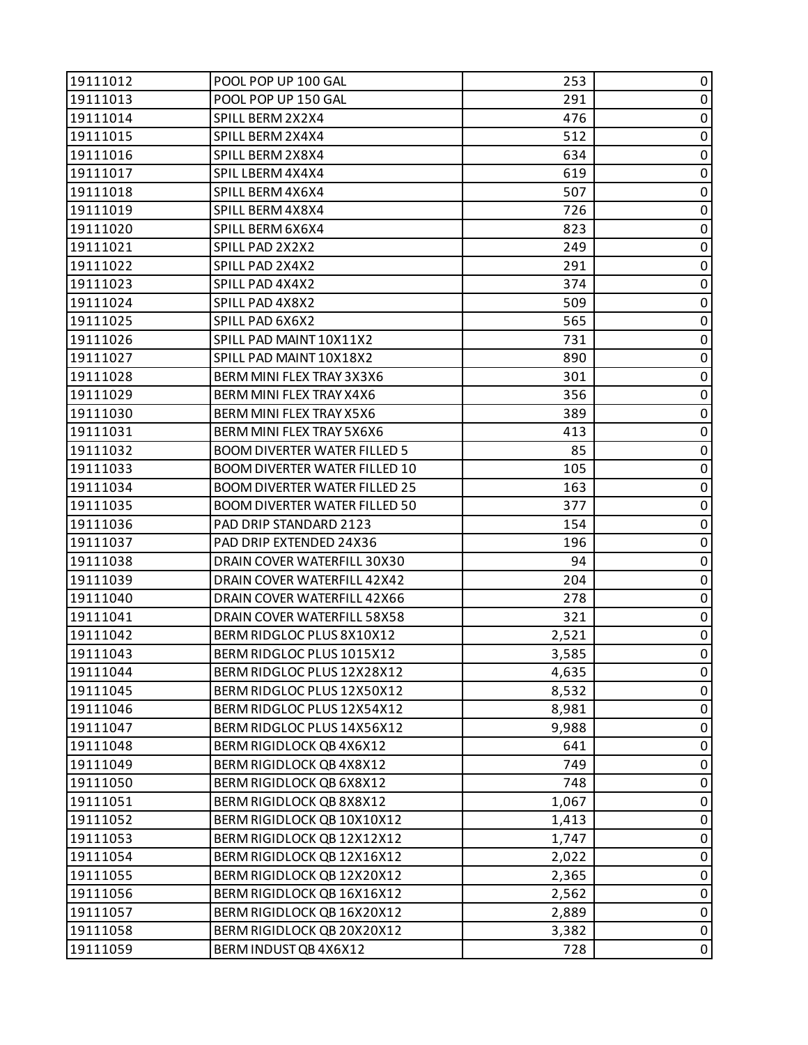| 19111012 | POOL POP UP 100 GAL | 253 | 0 |
|---|---|---|---|
| 19111013 | POOL POP UP 150 GAL | 291 | 0 |
| 19111014 | SPILL BERM 2X2X4 | 476 | 0 |
| 19111015 | SPILL BERM 2X4X4 | 512 | 0 |
| 19111016 | SPILL BERM 2X8X4 | 634 | 0 |
| 19111017 | SPIL LBERM 4X4X4 | 619 | 0 |
| 19111018 | SPILL BERM 4X6X4 | 507 | 0 |
| 19111019 | SPILL BERM 4X8X4 | 726 | 0 |
| 19111020 | SPILL BERM 6X6X4 | 823 | 0 |
| 19111021 | SPILL PAD 2X2X2 | 249 | 0 |
| 19111022 | SPILL PAD 2X4X2 | 291 | 0 |
| 19111023 | SPILL PAD 4X4X2 | 374 | 0 |
| 19111024 | SPILL PAD 4X8X2 | 509 | 0 |
| 19111025 | SPILL PAD 6X6X2 | 565 | 0 |
| 19111026 | SPILL PAD MAINT 10X11X2 | 731 | 0 |
| 19111027 | SPILL PAD MAINT 10X18X2 | 890 | 0 |
| 19111028 | BERM MINI FLEX TRAY 3X3X6 | 301 | 0 |
| 19111029 | BERM MINI FLEX TRAY X4X6 | 356 | 0 |
| 19111030 | BERM MINI FLEX TRAY X5X6 | 389 | 0 |
| 19111031 | BERM MINI FLEX TRAY 5X6X6 | 413 | 0 |
| 19111032 | BOOM DIVERTER WATER FILLED 5 | 85 | 0 |
| 19111033 | BOOM DIVERTER WATER FILLED 10 | 105 | 0 |
| 19111034 | BOOM DIVERTER WATER FILLED 25 | 163 | 0 |
| 19111035 | BOOM DIVERTER WATER FILLED 50 | 377 | 0 |
| 19111036 | PAD DRIP STANDARD 2123 | 154 | 0 |
| 19111037 | PAD DRIP EXTENDED 24X36 | 196 | 0 |
| 19111038 | DRAIN COVER WATERFILL 30X30 | 94 | 0 |
| 19111039 | DRAIN COVER WATERFILL 42X42 | 204 | 0 |
| 19111040 | DRAIN COVER WATERFILL 42X66 | 278 | 0 |
| 19111041 | DRAIN COVER WATERFILL 58X58 | 321 | 0 |
| 19111042 | BERM RIDGLOC PLUS 8X10X12 | 2,521 | 0 |
| 19111043 | BERM RIDGLOC PLUS 1015X12 | 3,585 | 0 |
| 19111044 | BERM RIDGLOC PLUS 12X28X12 | 4,635 | 0 |
| 19111045 | BERM RIDGLOC PLUS 12X50X12 | 8,532 | 0 |
| 19111046 | BERM RIDGLOC PLUS 12X54X12 | 8,981 | 0 |
| 19111047 | BERM RIDGLOC PLUS 14X56X12 | 9,988 | 0 |
| 19111048 | BERM RIGIDLOCK QB 4X6X12 | 641 | 0 |
| 19111049 | BERM RIGIDLOCK QB 4X8X12 | 749 | 0 |
| 19111050 | BERM RIGIDLOCK QB 6X8X12 | 748 | 0 |
| 19111051 | BERM RIGIDLOCK QB 8X8X12 | 1,067 | 0 |
| 19111052 | BERM RIGIDLOCK QB 10X10X12 | 1,413 | 0 |
| 19111053 | BERM RIGIDLOCK QB 12X12X12 | 1,747 | 0 |
| 19111054 | BERM RIGIDLOCK QB 12X16X12 | 2,022 | 0 |
| 19111055 | BERM RIGIDLOCK QB 12X20X12 | 2,365 | 0 |
| 19111056 | BERM RIGIDLOCK QB 16X16X12 | 2,562 | 0 |
| 19111057 | BERM RIGIDLOCK QB 16X20X12 | 2,889 | 0 |
| 19111058 | BERM RIGIDLOCK QB 20X20X12 | 3,382 | 0 |
| 19111059 | BERM INDUST QB 4X6X12 | 728 | 0 |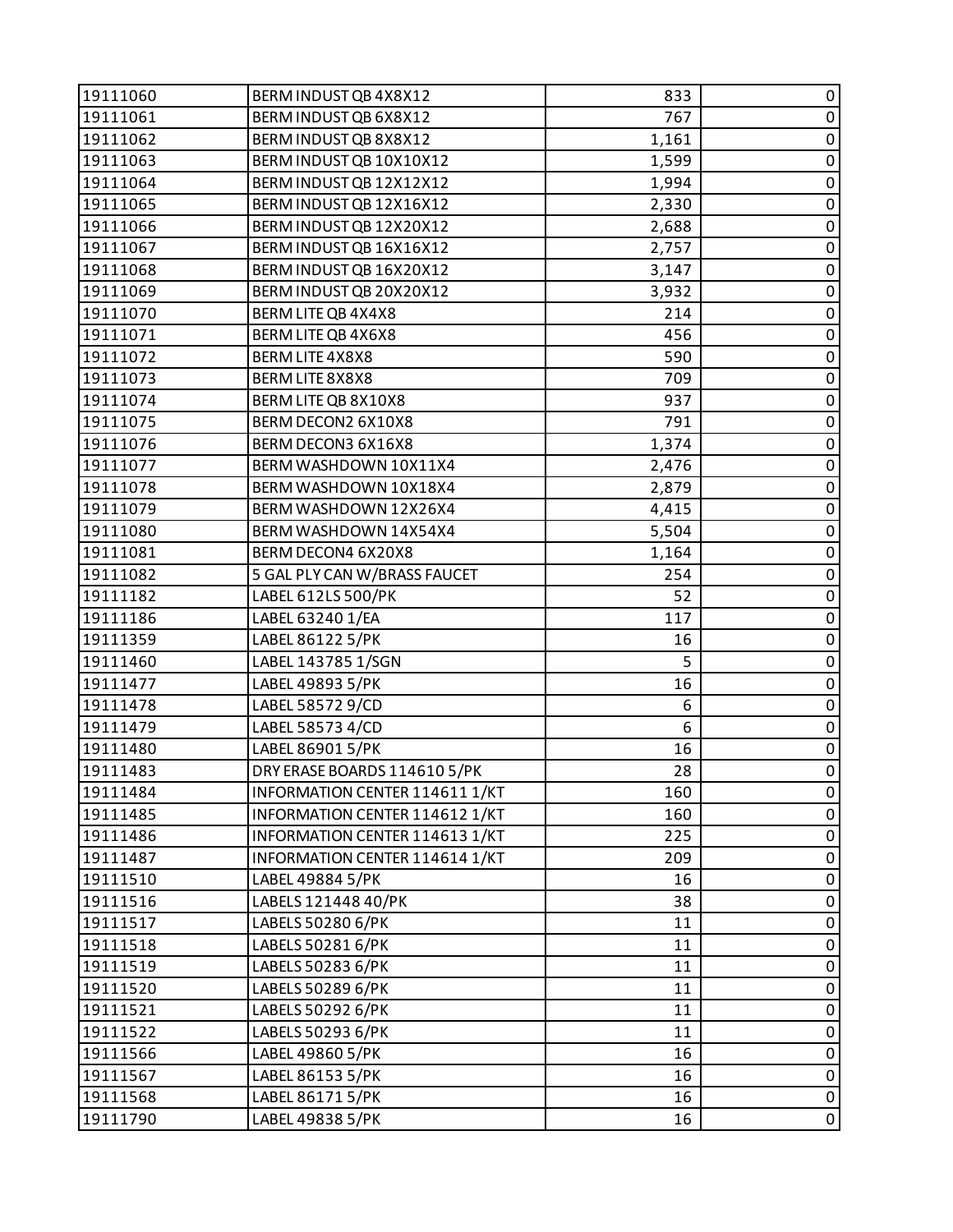| | | | |
|---|---|---|---|
| 19111060 | BERM INDUST QB 4X8X12 | 833 | 0 |
| 19111061 | BERM INDUST QB 6X8X12 | 767 | 0 |
| 19111062 | BERM INDUST QB 8X8X12 | 1,161 | 0 |
| 19111063 | BERM INDUST QB 10X10X12 | 1,599 | 0 |
| 19111064 | BERM INDUST QB 12X12X12 | 1,994 | 0 |
| 19111065 | BERM INDUST QB 12X16X12 | 2,330 | 0 |
| 19111066 | BERM INDUST QB 12X20X12 | 2,688 | 0 |
| 19111067 | BERM INDUST QB 16X16X12 | 2,757 | 0 |
| 19111068 | BERM INDUST QB 16X20X12 | 3,147 | 0 |
| 19111069 | BERM INDUST QB 20X20X12 | 3,932 | 0 |
| 19111070 | BERM LITE QB 4X4X8 | 214 | 0 |
| 19111071 | BERM LITE QB 4X6X8 | 456 | 0 |
| 19111072 | BERM LITE 4X8X8 | 590 | 0 |
| 19111073 | BERM LITE 8X8X8 | 709 | 0 |
| 19111074 | BERM LITE QB 8X10X8 | 937 | 0 |
| 19111075 | BERM DECON2 6X10X8 | 791 | 0 |
| 19111076 | BERM DECON3 6X16X8 | 1,374 | 0 |
| 19111077 | BERM WASHDOWN 10X11X4 | 2,476 | 0 |
| 19111078 | BERM WASHDOWN 10X18X4 | 2,879 | 0 |
| 19111079 | BERM WASHDOWN 12X26X4 | 4,415 | 0 |
| 19111080 | BERM WASHDOWN 14X54X4 | 5,504 | 0 |
| 19111081 | BERM DECON4 6X20X8 | 1,164 | 0 |
| 19111082 | 5 GAL PLY CAN W/BRASS FAUCET | 254 | 0 |
| 19111182 | LABEL 612LS 500/PK | 52 | 0 |
| 19111186 | LABEL 63240 1/EA | 117 | 0 |
| 19111359 | LABEL 86122 5/PK | 16 | 0 |
| 19111460 | LABEL 143785 1/SGN | 5 | 0 |
| 19111477 | LABEL 49893 5/PK | 16 | 0 |
| 19111478 | LABEL 58572 9/CD | 6 | 0 |
| 19111479 | LABEL 58573 4/CD | 6 | 0 |
| 19111480 | LABEL 86901 5/PK | 16 | 0 |
| 19111483 | DRY ERASE BOARDS 114610 5/PK | 28 | 0 |
| 19111484 | INFORMATION CENTER 114611 1/KT | 160 | 0 |
| 19111485 | INFORMATION CENTER 114612 1/KT | 160 | 0 |
| 19111486 | INFORMATION CENTER 114613 1/KT | 225 | 0 |
| 19111487 | INFORMATION CENTER 114614 1/KT | 209 | 0 |
| 19111510 | LABEL 49884 5/PK | 16 | 0 |
| 19111516 | LABELS 121448 40/PK | 38 | 0 |
| 19111517 | LABELS 50280 6/PK | 11 | 0 |
| 19111518 | LABELS 50281 6/PK | 11 | 0 |
| 19111519 | LABELS 50283 6/PK | 11 | 0 |
| 19111520 | LABELS 50289 6/PK | 11 | 0 |
| 19111521 | LABELS 50292 6/PK | 11 | 0 |
| 19111522 | LABELS 50293 6/PK | 11 | 0 |
| 19111566 | LABEL 49860 5/PK | 16 | 0 |
| 19111567 | LABEL 86153 5/PK | 16 | 0 |
| 19111568 | LABEL 86171 5/PK | 16 | 0 |
| 19111790 | LABEL 49838 5/PK | 16 | 0 |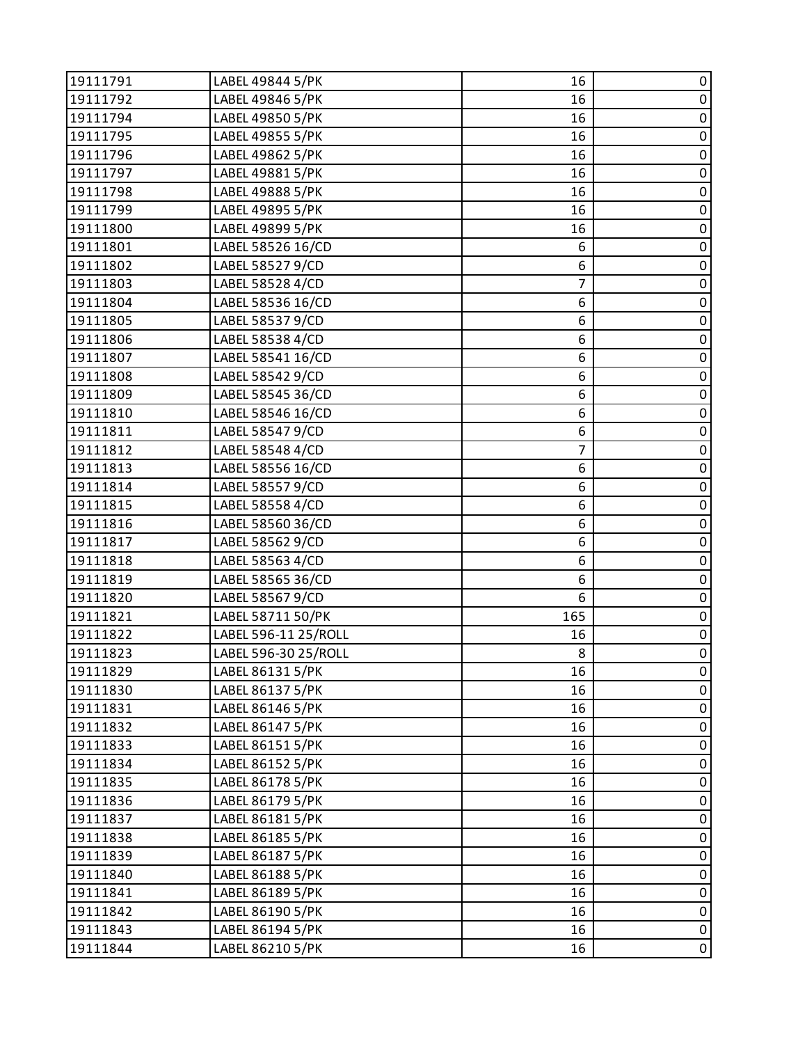| | | | |
|---|---|---|---|
| 19111791 | LABEL 49844 5/PK | 16 | 0 |
| 19111792 | LABEL 49846 5/PK | 16 | 0 |
| 19111794 | LABEL 49850 5/PK | 16 | 0 |
| 19111795 | LABEL 49855 5/PK | 16 | 0 |
| 19111796 | LABEL 49862 5/PK | 16 | 0 |
| 19111797 | LABEL 49881 5/PK | 16 | 0 |
| 19111798 | LABEL 49888 5/PK | 16 | 0 |
| 19111799 | LABEL 49895 5/PK | 16 | 0 |
| 19111800 | LABEL 49899 5/PK | 16 | 0 |
| 19111801 | LABEL 58526 16/CD | 6 | 0 |
| 19111802 | LABEL 58527 9/CD | 6 | 0 |
| 19111803 | LABEL 58528 4/CD | 7 | 0 |
| 19111804 | LABEL 58536 16/CD | 6 | 0 |
| 19111805 | LABEL 58537 9/CD | 6 | 0 |
| 19111806 | LABEL 58538 4/CD | 6 | 0 |
| 19111807 | LABEL 58541 16/CD | 6 | 0 |
| 19111808 | LABEL 58542 9/CD | 6 | 0 |
| 19111809 | LABEL 58545 36/CD | 6 | 0 |
| 19111810 | LABEL 58546 16/CD | 6 | 0 |
| 19111811 | LABEL 58547 9/CD | 6 | 0 |
| 19111812 | LABEL 58548 4/CD | 7 | 0 |
| 19111813 | LABEL 58556 16/CD | 6 | 0 |
| 19111814 | LABEL 58557 9/CD | 6 | 0 |
| 19111815 | LABEL 58558 4/CD | 6 | 0 |
| 19111816 | LABEL 58560 36/CD | 6 | 0 |
| 19111817 | LABEL 58562 9/CD | 6 | 0 |
| 19111818 | LABEL 58563 4/CD | 6 | 0 |
| 19111819 | LABEL 58565 36/CD | 6 | 0 |
| 19111820 | LABEL 58567 9/CD | 6 | 0 |
| 19111821 | LABEL 58711 50/PK | 165 | 0 |
| 19111822 | LABEL 596-11 25/ROLL | 16 | 0 |
| 19111823 | LABEL 596-30 25/ROLL | 8 | 0 |
| 19111829 | LABEL 86131 5/PK | 16 | 0 |
| 19111830 | LABEL 86137 5/PK | 16 | 0 |
| 19111831 | LABEL 86146 5/PK | 16 | 0 |
| 19111832 | LABEL 86147 5/PK | 16 | 0 |
| 19111833 | LABEL 86151 5/PK | 16 | 0 |
| 19111834 | LABEL 86152 5/PK | 16 | 0 |
| 19111835 | LABEL 86178 5/PK | 16 | 0 |
| 19111836 | LABEL 86179 5/PK | 16 | 0 |
| 19111837 | LABEL 86181 5/PK | 16 | 0 |
| 19111838 | LABEL 86185 5/PK | 16 | 0 |
| 19111839 | LABEL 86187 5/PK | 16 | 0 |
| 19111840 | LABEL 86188 5/PK | 16 | 0 |
| 19111841 | LABEL 86189 5/PK | 16 | 0 |
| 19111842 | LABEL 86190 5/PK | 16 | 0 |
| 19111843 | LABEL 86194 5/PK | 16 | 0 |
| 19111844 | LABEL 86210 5/PK | 16 | 0 |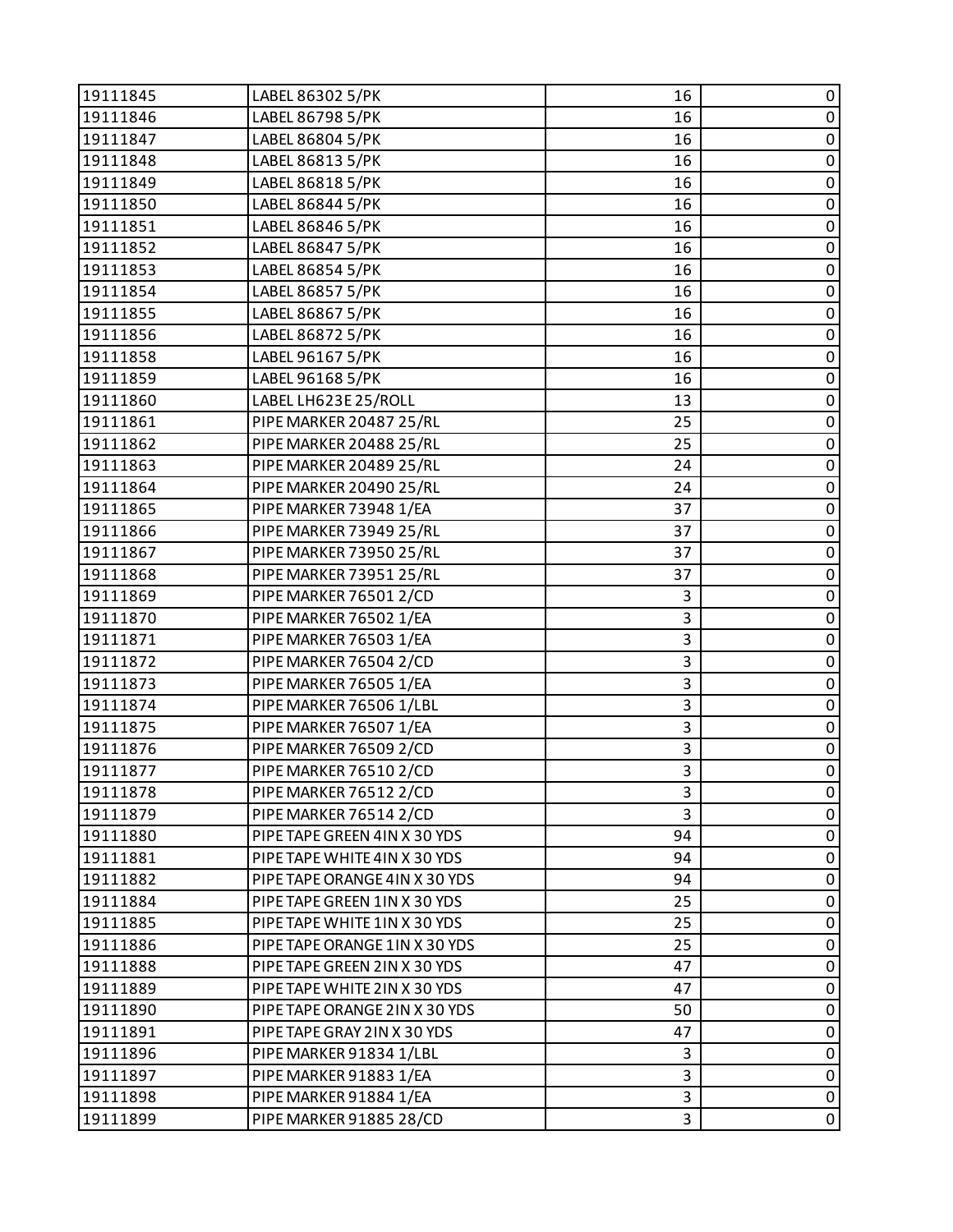| 19111845 | LABEL 86302 5/PK | 16 | 0 |
|---|---|---|---|
| 19111846 | LABEL 86798 5/PK | 16 | 0 |
| 19111847 | LABEL 86804 5/PK | 16 | 0 |
| 19111848 | LABEL 86813 5/PK | 16 | 0 |
| 19111849 | LABEL 86818 5/PK | 16 | 0 |
| 19111850 | LABEL 86844 5/PK | 16 | 0 |
| 19111851 | LABEL 86846 5/PK | 16 | 0 |
| 19111852 | LABEL 86847 5/PK | 16 | 0 |
| 19111853 | LABEL 86854 5/PK | 16 | 0 |
| 19111854 | LABEL 86857 5/PK | 16 | 0 |
| 19111855 | LABEL 86867 5/PK | 16 | 0 |
| 19111856 | LABEL 86872 5/PK | 16 | 0 |
| 19111858 | LABEL 96167 5/PK | 16 | 0 |
| 19111859 | LABEL 96168 5/PK | 16 | 0 |
| 19111860 | LABEL LH623E 25/ROLL | 13 | 0 |
| 19111861 | PIPE MARKER 20487 25/RL | 25 | 0 |
| 19111862 | PIPE MARKER 20488 25/RL | 25 | 0 |
| 19111863 | PIPE MARKER 20489 25/RL | 24 | 0 |
| 19111864 | PIPE MARKER 20490 25/RL | 24 | 0 |
| 19111865 | PIPE MARKER 73948 1/EA | 37 | 0 |
| 19111866 | PIPE MARKER 73949 25/RL | 37 | 0 |
| 19111867 | PIPE MARKER 73950 25/RL | 37 | 0 |
| 19111868 | PIPE MARKER 73951 25/RL | 37 | 0 |
| 19111869 | PIPE MARKER 76501 2/CD | 3 | 0 |
| 19111870 | PIPE MARKER 76502 1/EA | 3 | 0 |
| 19111871 | PIPE MARKER 76503 1/EA | 3 | 0 |
| 19111872 | PIPE MARKER 76504 2/CD | 3 | 0 |
| 19111873 | PIPE MARKER 76505 1/EA | 3 | 0 |
| 19111874 | PIPE MARKER 76506 1/LBL | 3 | 0 |
| 19111875 | PIPE MARKER 76507 1/EA | 3 | 0 |
| 19111876 | PIPE MARKER 76509 2/CD | 3 | 0 |
| 19111877 | PIPE MARKER 76510 2/CD | 3 | 0 |
| 19111878 | PIPE MARKER 76512 2/CD | 3 | 0 |
| 19111879 | PIPE MARKER 76514 2/CD | 3 | 0 |
| 19111880 | PIPE TAPE GREEN 4IN X 30 YDS | 94 | 0 |
| 19111881 | PIPE TAPE WHITE 4IN X 30 YDS | 94 | 0 |
| 19111882 | PIPE TAPE ORANGE 4IN X 30 YDS | 94 | 0 |
| 19111884 | PIPE TAPE GREEN 1IN X 30 YDS | 25 | 0 |
| 19111885 | PIPE TAPE WHITE 1IN X 30 YDS | 25 | 0 |
| 19111886 | PIPE TAPE ORANGE 1IN X 30 YDS | 25 | 0 |
| 19111888 | PIPE TAPE GREEN 2IN X 30 YDS | 47 | 0 |
| 19111889 | PIPE TAPE WHITE 2IN X 30 YDS | 47 | 0 |
| 19111890 | PIPE TAPE ORANGE 2IN X 30 YDS | 50 | 0 |
| 19111891 | PIPE TAPE GRAY 2IN X 30 YDS | 47 | 0 |
| 19111896 | PIPE MARKER 91834 1/LBL | 3 | 0 |
| 19111897 | PIPE MARKER 91883 1/EA | 3 | 0 |
| 19111898 | PIPE MARKER 91884 1/EA | 3 | 0 |
| 19111899 | PIPE MARKER 91885 28/CD | 3 | 0 |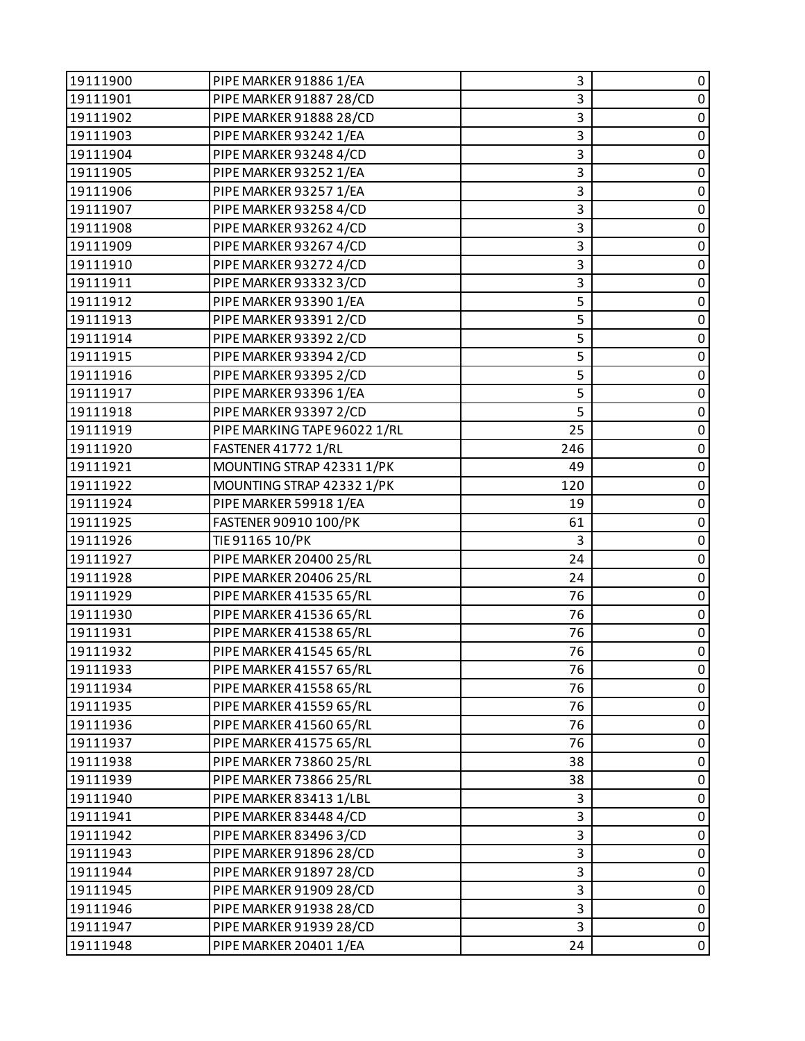| 19111900 | PIPE MARKER 91886 1/EA | 3 | 0 |
|---|---|---|---|
| 19111901 | PIPE MARKER 91887 28/CD | 3 | 0 |
| 19111902 | PIPE MARKER 91888 28/CD | 3 | 0 |
| 19111903 | PIPE MARKER 93242 1/EA | 3 | 0 |
| 19111904 | PIPE MARKER 93248 4/CD | 3 | 0 |
| 19111905 | PIPE MARKER 93252 1/EA | 3 | 0 |
| 19111906 | PIPE MARKER 93257 1/EA | 3 | 0 |
| 19111907 | PIPE MARKER 93258 4/CD | 3 | 0 |
| 19111908 | PIPE MARKER 93262 4/CD | 3 | 0 |
| 19111909 | PIPE MARKER 93267 4/CD | 3 | 0 |
| 19111910 | PIPE MARKER 93272 4/CD | 3 | 0 |
| 19111911 | PIPE MARKER 93332 3/CD | 3 | 0 |
| 19111912 | PIPE MARKER 93390 1/EA | 5 | 0 |
| 19111913 | PIPE MARKER 93391 2/CD | 5 | 0 |
| 19111914 | PIPE MARKER 93392 2/CD | 5 | 0 |
| 19111915 | PIPE MARKER 93394 2/CD | 5 | 0 |
| 19111916 | PIPE MARKER 93395 2/CD | 5 | 0 |
| 19111917 | PIPE MARKER 93396 1/EA | 5 | 0 |
| 19111918 | PIPE MARKER 93397 2/CD | 5 | 0 |
| 19111919 | PIPE MARKING TAPE 96022 1/RL | 25 | 0 |
| 19111920 | FASTENER 41772 1/RL | 246 | 0 |
| 19111921 | MOUNTING STRAP 42331 1/PK | 49 | 0 |
| 19111922 | MOUNTING STRAP 42332 1/PK | 120 | 0 |
| 19111924 | PIPE MARKER 59918 1/EA | 19 | 0 |
| 19111925 | FASTENER 90910 100/PK | 61 | 0 |
| 19111926 | TIE 91165 10/PK | 3 | 0 |
| 19111927 | PIPE MARKER 20400 25/RL | 24 | 0 |
| 19111928 | PIPE MARKER 20406 25/RL | 24 | 0 |
| 19111929 | PIPE MARKER 41535 65/RL | 76 | 0 |
| 19111930 | PIPE MARKER 41536 65/RL | 76 | 0 |
| 19111931 | PIPE MARKER 41538 65/RL | 76 | 0 |
| 19111932 | PIPE MARKER 41545 65/RL | 76 | 0 |
| 19111933 | PIPE MARKER 41557 65/RL | 76 | 0 |
| 19111934 | PIPE MARKER 41558 65/RL | 76 | 0 |
| 19111935 | PIPE MARKER 41559 65/RL | 76 | 0 |
| 19111936 | PIPE MARKER 41560 65/RL | 76 | 0 |
| 19111937 | PIPE MARKER 41575 65/RL | 76 | 0 |
| 19111938 | PIPE MARKER 73860 25/RL | 38 | 0 |
| 19111939 | PIPE MARKER 73866 25/RL | 38 | 0 |
| 19111940 | PIPE MARKER 83413 1/LBL | 3 | 0 |
| 19111941 | PIPE MARKER 83448 4/CD | 3 | 0 |
| 19111942 | PIPE MARKER 83496 3/CD | 3 | 0 |
| 19111943 | PIPE MARKER 91896 28/CD | 3 | 0 |
| 19111944 | PIPE MARKER 91897 28/CD | 3 | 0 |
| 19111945 | PIPE MARKER 91909 28/CD | 3 | 0 |
| 19111946 | PIPE MARKER 91938 28/CD | 3 | 0 |
| 19111947 | PIPE MARKER 91939 28/CD | 3 | 0 |
| 19111948 | PIPE MARKER 20401 1/EA | 24 | 0 |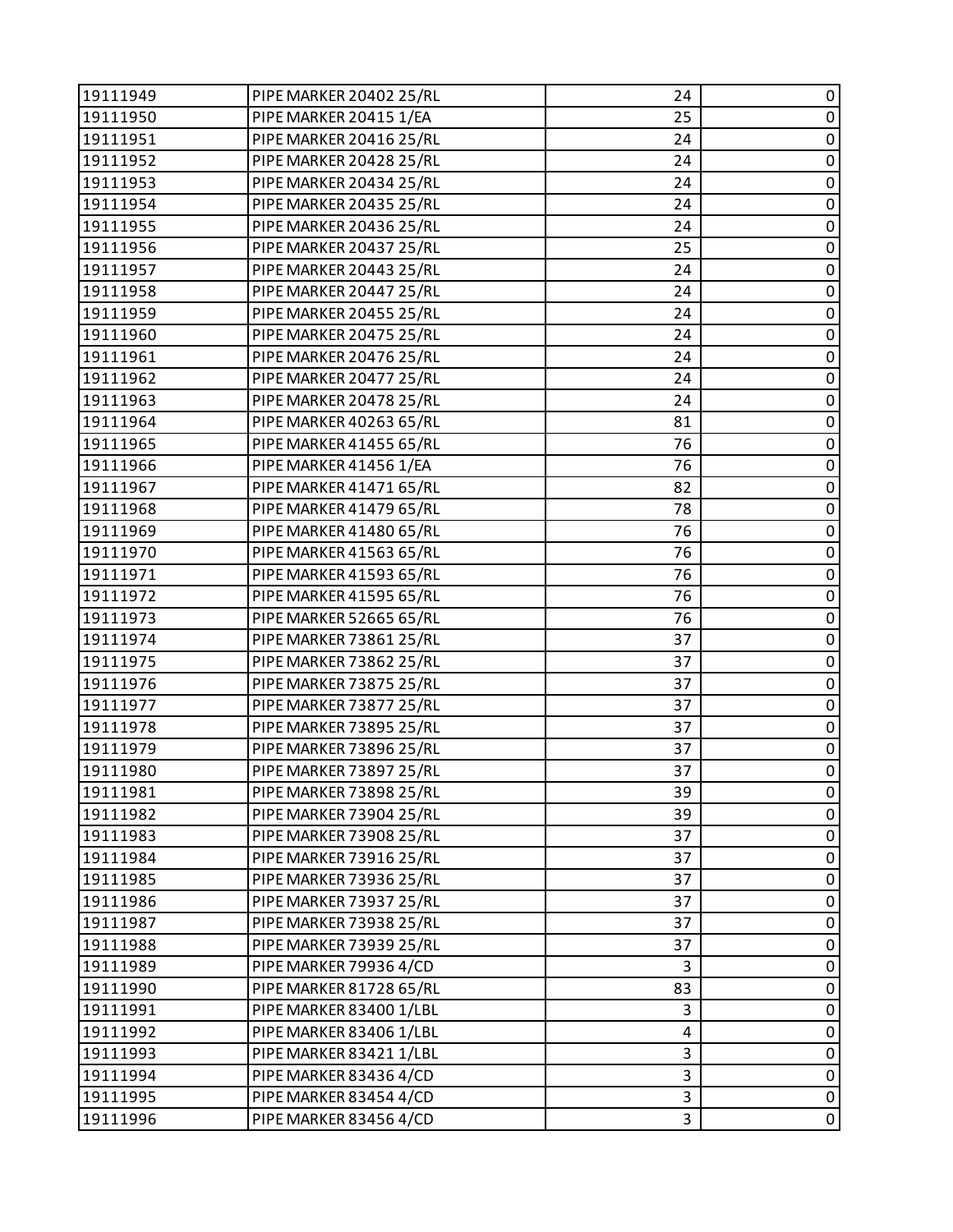| | | | |
|---|---|---|---|
| 19111949 | PIPE MARKER 20402 25/RL | 24 | 0 |
| 19111950 | PIPE MARKER 20415 1/EA | 25 | 0 |
| 19111951 | PIPE MARKER 20416 25/RL | 24 | 0 |
| 19111952 | PIPE MARKER 20428 25/RL | 24 | 0 |
| 19111953 | PIPE MARKER 20434 25/RL | 24 | 0 |
| 19111954 | PIPE MARKER 20435 25/RL | 24 | 0 |
| 19111955 | PIPE MARKER 20436 25/RL | 24 | 0 |
| 19111956 | PIPE MARKER 20437 25/RL | 25 | 0 |
| 19111957 | PIPE MARKER 20443 25/RL | 24 | 0 |
| 19111958 | PIPE MARKER 20447 25/RL | 24 | 0 |
| 19111959 | PIPE MARKER 20455 25/RL | 24 | 0 |
| 19111960 | PIPE MARKER 20475 25/RL | 24 | 0 |
| 19111961 | PIPE MARKER 20476 25/RL | 24 | 0 |
| 19111962 | PIPE MARKER 20477 25/RL | 24 | 0 |
| 19111963 | PIPE MARKER 20478 25/RL | 24 | 0 |
| 19111964 | PIPE MARKER 40263 65/RL | 81 | 0 |
| 19111965 | PIPE MARKER 41455 65/RL | 76 | 0 |
| 19111966 | PIPE MARKER 41456 1/EA | 76 | 0 |
| 19111967 | PIPE MARKER 41471 65/RL | 82 | 0 |
| 19111968 | PIPE MARKER 41479 65/RL | 78 | 0 |
| 19111969 | PIPE MARKER 41480 65/RL | 76 | 0 |
| 19111970 | PIPE MARKER 41563 65/RL | 76 | 0 |
| 19111971 | PIPE MARKER 41593 65/RL | 76 | 0 |
| 19111972 | PIPE MARKER 41595 65/RL | 76 | 0 |
| 19111973 | PIPE MARKER 52665 65/RL | 76 | 0 |
| 19111974 | PIPE MARKER 73861 25/RL | 37 | 0 |
| 19111975 | PIPE MARKER 73862 25/RL | 37 | 0 |
| 19111976 | PIPE MARKER 73875 25/RL | 37 | 0 |
| 19111977 | PIPE MARKER 73877 25/RL | 37 | 0 |
| 19111978 | PIPE MARKER 73895 25/RL | 37 | 0 |
| 19111979 | PIPE MARKER 73896 25/RL | 37 | 0 |
| 19111980 | PIPE MARKER 73897 25/RL | 37 | 0 |
| 19111981 | PIPE MARKER 73898 25/RL | 39 | 0 |
| 19111982 | PIPE MARKER 73904 25/RL | 39 | 0 |
| 19111983 | PIPE MARKER 73908 25/RL | 37 | 0 |
| 19111984 | PIPE MARKER 73916 25/RL | 37 | 0 |
| 19111985 | PIPE MARKER 73936 25/RL | 37 | 0 |
| 19111986 | PIPE MARKER 73937 25/RL | 37 | 0 |
| 19111987 | PIPE MARKER 73938 25/RL | 37 | 0 |
| 19111988 | PIPE MARKER 73939 25/RL | 37 | 0 |
| 19111989 | PIPE MARKER 79936 4/CD | 3 | 0 |
| 19111990 | PIPE MARKER 81728 65/RL | 83 | 0 |
| 19111991 | PIPE MARKER 83400 1/LBL | 3 | 0 |
| 19111992 | PIPE MARKER 83406 1/LBL | 4 | 0 |
| 19111993 | PIPE MARKER 83421 1/LBL | 3 | 0 |
| 19111994 | PIPE MARKER 83436 4/CD | 3 | 0 |
| 19111995 | PIPE MARKER 83454 4/CD | 3 | 0 |
| 19111996 | PIPE MARKER 83456 4/CD | 3 | 0 |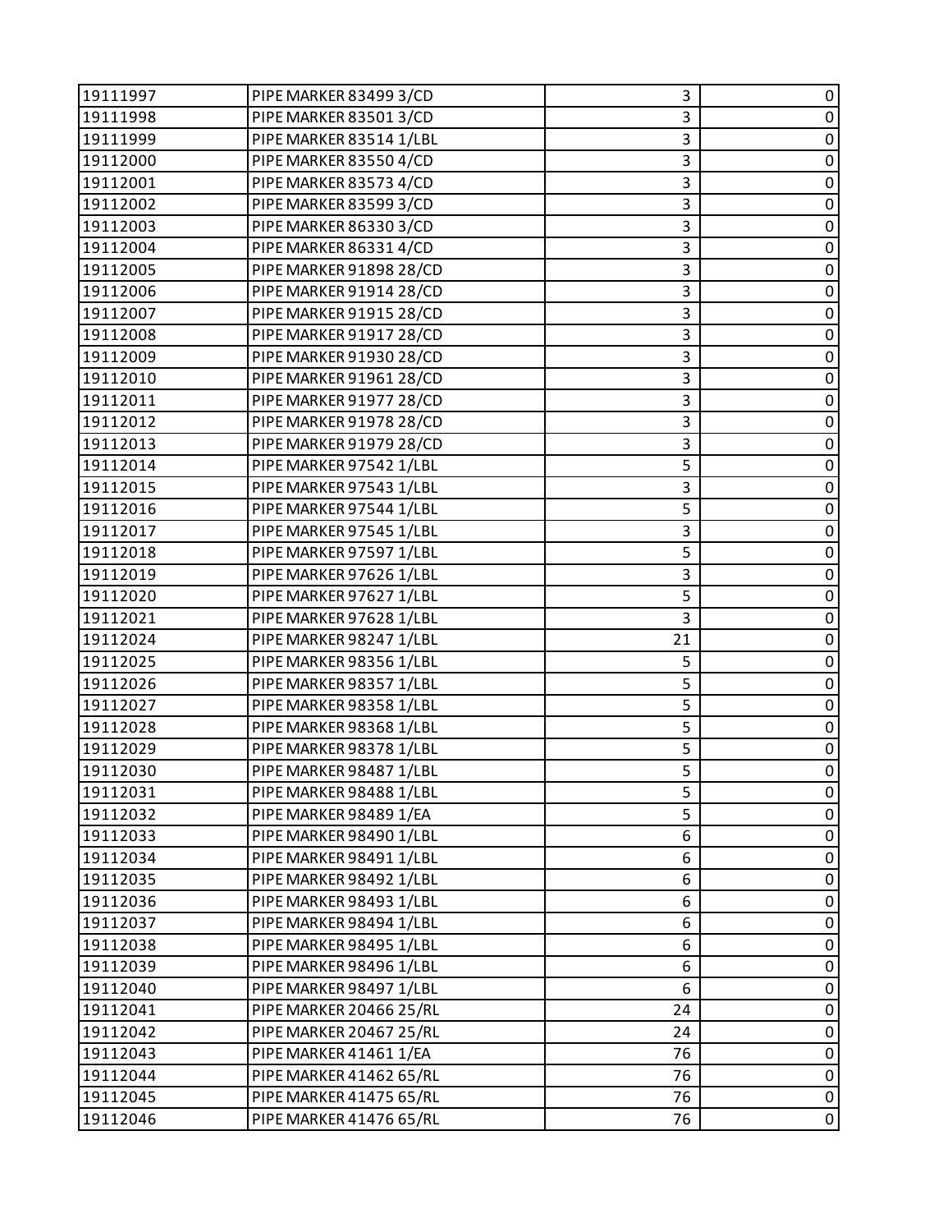| | | | |
|---|---|---|---|
| 19111997 | PIPE MARKER 83499 3/CD | 3 | 0 |
| 19111998 | PIPE MARKER 83501 3/CD | 3 | 0 |
| 19111999 | PIPE MARKER 83514 1/LBL | 3 | 0 |
| 19112000 | PIPE MARKER 83550 4/CD | 3 | 0 |
| 19112001 | PIPE MARKER 83573 4/CD | 3 | 0 |
| 19112002 | PIPE MARKER 83599 3/CD | 3 | 0 |
| 19112003 | PIPE MARKER 86330 3/CD | 3 | 0 |
| 19112004 | PIPE MARKER 86331 4/CD | 3 | 0 |
| 19112005 | PIPE MARKER 91898 28/CD | 3 | 0 |
| 19112006 | PIPE MARKER 91914 28/CD | 3 | 0 |
| 19112007 | PIPE MARKER 91915 28/CD | 3 | 0 |
| 19112008 | PIPE MARKER 91917 28/CD | 3 | 0 |
| 19112009 | PIPE MARKER 91930 28/CD | 3 | 0 |
| 19112010 | PIPE MARKER 91961 28/CD | 3 | 0 |
| 19112011 | PIPE MARKER 91977 28/CD | 3 | 0 |
| 19112012 | PIPE MARKER 91978 28/CD | 3 | 0 |
| 19112013 | PIPE MARKER 91979 28/CD | 3 | 0 |
| 19112014 | PIPE MARKER 97542 1/LBL | 5 | 0 |
| 19112015 | PIPE MARKER 97543 1/LBL | 3 | 0 |
| 19112016 | PIPE MARKER 97544 1/LBL | 5 | 0 |
| 19112017 | PIPE MARKER 97545 1/LBL | 3 | 0 |
| 19112018 | PIPE MARKER 97597 1/LBL | 5 | 0 |
| 19112019 | PIPE MARKER 97626 1/LBL | 3 | 0 |
| 19112020 | PIPE MARKER 97627 1/LBL | 5 | 0 |
| 19112021 | PIPE MARKER 97628 1/LBL | 3 | 0 |
| 19112024 | PIPE MARKER 98247 1/LBL | 21 | 0 |
| 19112025 | PIPE MARKER 98356 1/LBL | 5 | 0 |
| 19112026 | PIPE MARKER 98357 1/LBL | 5 | 0 |
| 19112027 | PIPE MARKER 98358 1/LBL | 5 | 0 |
| 19112028 | PIPE MARKER 98368 1/LBL | 5 | 0 |
| 19112029 | PIPE MARKER 98378 1/LBL | 5 | 0 |
| 19112030 | PIPE MARKER 98487 1/LBL | 5 | 0 |
| 19112031 | PIPE MARKER 98488 1/LBL | 5 | 0 |
| 19112032 | PIPE MARKER 98489 1/EA | 5 | 0 |
| 19112033 | PIPE MARKER 98490 1/LBL | 6 | 0 |
| 19112034 | PIPE MARKER 98491 1/LBL | 6 | 0 |
| 19112035 | PIPE MARKER 98492 1/LBL | 6 | 0 |
| 19112036 | PIPE MARKER 98493 1/LBL | 6 | 0 |
| 19112037 | PIPE MARKER 98494 1/LBL | 6 | 0 |
| 19112038 | PIPE MARKER 98495 1/LBL | 6 | 0 |
| 19112039 | PIPE MARKER 98496 1/LBL | 6 | 0 |
| 19112040 | PIPE MARKER 98497 1/LBL | 6 | 0 |
| 19112041 | PIPE MARKER 20466 25/RL | 24 | 0 |
| 19112042 | PIPE MARKER 20467 25/RL | 24 | 0 |
| 19112043 | PIPE MARKER 41461 1/EA | 76 | 0 |
| 19112044 | PIPE MARKER 41462 65/RL | 76 | 0 |
| 19112045 | PIPE MARKER 41475 65/RL | 76 | 0 |
| 19112046 | PIPE MARKER 41476 65/RL | 76 | 0 |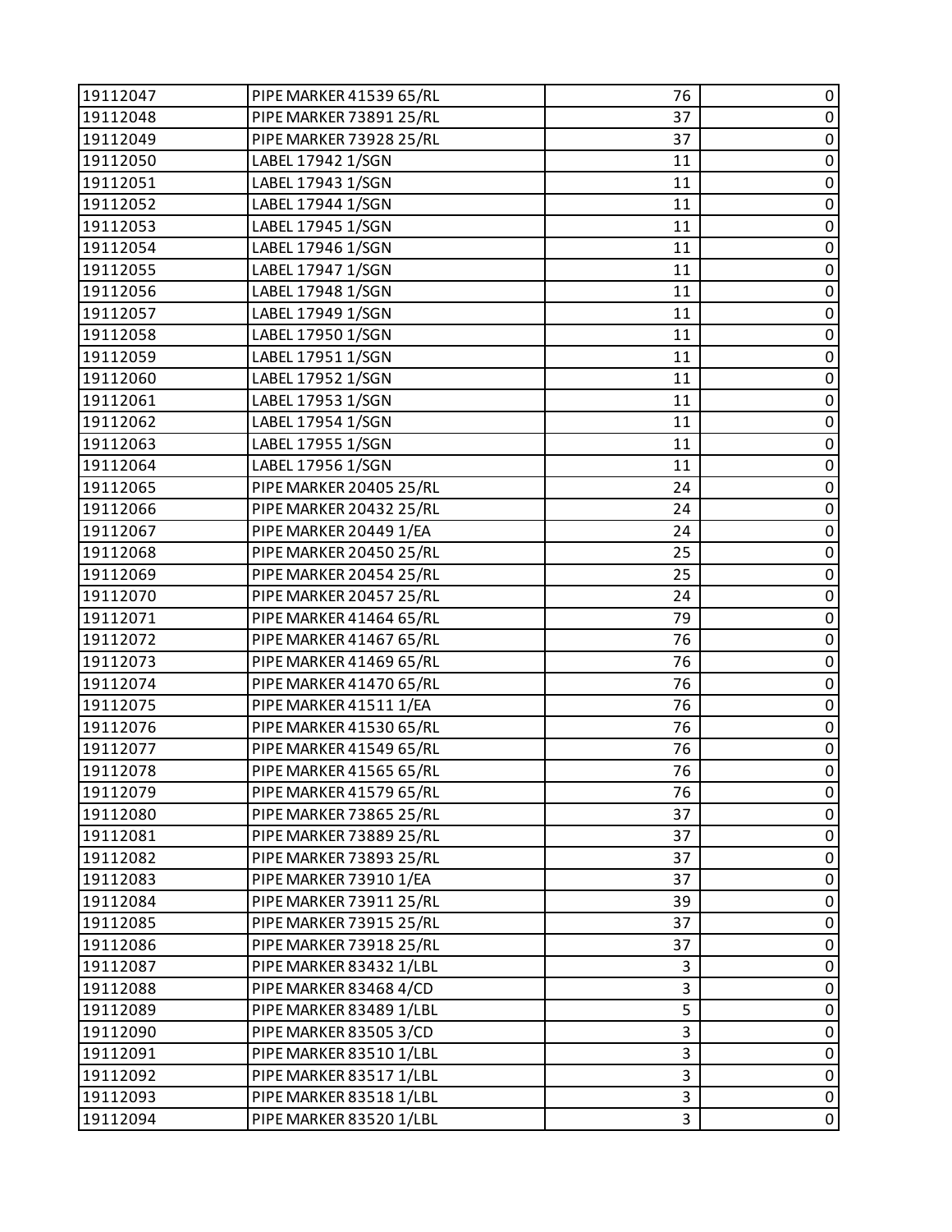| | | | |
|---|---|---|---|
| 19112047 | PIPE MARKER 41539 65/RL | 76 | 0 |
| 19112048 | PIPE MARKER 73891 25/RL | 37 | 0 |
| 19112049 | PIPE MARKER 73928 25/RL | 37 | 0 |
| 19112050 | LABEL 17942 1/SGN | 11 | 0 |
| 19112051 | LABEL 17943 1/SGN | 11 | 0 |
| 19112052 | LABEL 17944 1/SGN | 11 | 0 |
| 19112053 | LABEL 17945 1/SGN | 11 | 0 |
| 19112054 | LABEL 17946 1/SGN | 11 | 0 |
| 19112055 | LABEL 17947 1/SGN | 11 | 0 |
| 19112056 | LABEL 17948 1/SGN | 11 | 0 |
| 19112057 | LABEL 17949 1/SGN | 11 | 0 |
| 19112058 | LABEL 17950 1/SGN | 11 | 0 |
| 19112059 | LABEL 17951 1/SGN | 11 | 0 |
| 19112060 | LABEL 17952 1/SGN | 11 | 0 |
| 19112061 | LABEL 17953 1/SGN | 11 | 0 |
| 19112062 | LABEL 17954 1/SGN | 11 | 0 |
| 19112063 | LABEL 17955 1/SGN | 11 | 0 |
| 19112064 | LABEL 17956 1/SGN | 11 | 0 |
| 19112065 | PIPE MARKER 20405 25/RL | 24 | 0 |
| 19112066 | PIPE MARKER 20432 25/RL | 24 | 0 |
| 19112067 | PIPE MARKER 20449 1/EA | 24 | 0 |
| 19112068 | PIPE MARKER 20450 25/RL | 25 | 0 |
| 19112069 | PIPE MARKER 20454 25/RL | 25 | 0 |
| 19112070 | PIPE MARKER 20457 25/RL | 24 | 0 |
| 19112071 | PIPE MARKER 41464 65/RL | 79 | 0 |
| 19112072 | PIPE MARKER 41467 65/RL | 76 | 0 |
| 19112073 | PIPE MARKER 41469 65/RL | 76 | 0 |
| 19112074 | PIPE MARKER 41470 65/RL | 76 | 0 |
| 19112075 | PIPE MARKER 41511 1/EA | 76 | 0 |
| 19112076 | PIPE MARKER 41530 65/RL | 76 | 0 |
| 19112077 | PIPE MARKER 41549 65/RL | 76 | 0 |
| 19112078 | PIPE MARKER 41565 65/RL | 76 | 0 |
| 19112079 | PIPE MARKER 41579 65/RL | 76 | 0 |
| 19112080 | PIPE MARKER 73865 25/RL | 37 | 0 |
| 19112081 | PIPE MARKER 73889 25/RL | 37 | 0 |
| 19112082 | PIPE MARKER 73893 25/RL | 37 | 0 |
| 19112083 | PIPE MARKER 73910 1/EA | 37 | 0 |
| 19112084 | PIPE MARKER 73911 25/RL | 39 | 0 |
| 19112085 | PIPE MARKER 73915 25/RL | 37 | 0 |
| 19112086 | PIPE MARKER 73918 25/RL | 37 | 0 |
| 19112087 | PIPE MARKER 83432 1/LBL | 3 | 0 |
| 19112088 | PIPE MARKER 83468 4/CD | 3 | 0 |
| 19112089 | PIPE MARKER 83489 1/LBL | 5 | 0 |
| 19112090 | PIPE MARKER 83505 3/CD | 3 | 0 |
| 19112091 | PIPE MARKER 83510 1/LBL | 3 | 0 |
| 19112092 | PIPE MARKER 83517 1/LBL | 3 | 0 |
| 19112093 | PIPE MARKER 83518 1/LBL | 3 | 0 |
| 19112094 | PIPE MARKER 83520 1/LBL | 3 | 0 |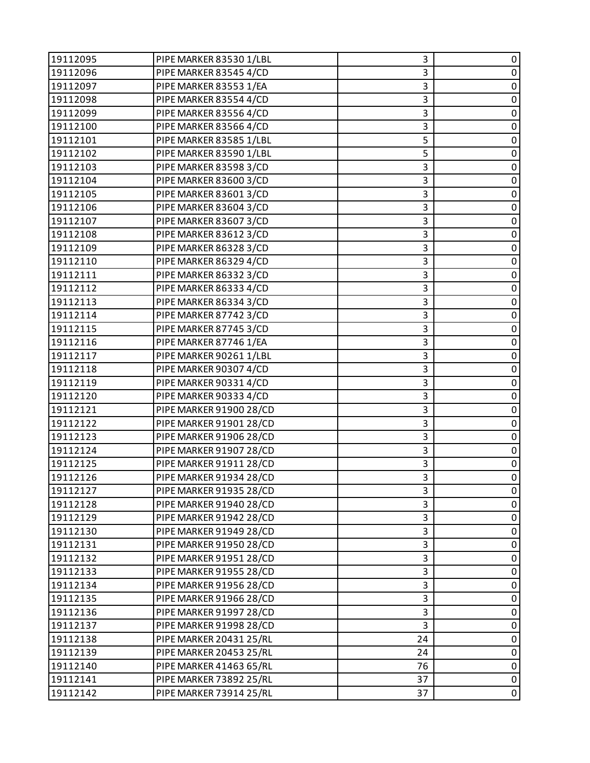| | | | |
|---|---|---|---|
| 19112095 | PIPE MARKER 83530 1/LBL | 3 | 0 |
| 19112096 | PIPE MARKER 83545 4/CD | 3 | 0 |
| 19112097 | PIPE MARKER 83553 1/EA | 3 | 0 |
| 19112098 | PIPE MARKER 83554 4/CD | 3 | 0 |
| 19112099 | PIPE MARKER 83556 4/CD | 3 | 0 |
| 19112100 | PIPE MARKER 83566 4/CD | 3 | 0 |
| 19112101 | PIPE MARKER 83585 1/LBL | 5 | 0 |
| 19112102 | PIPE MARKER 83590 1/LBL | 5 | 0 |
| 19112103 | PIPE MARKER 83598 3/CD | 3 | 0 |
| 19112104 | PIPE MARKER 83600 3/CD | 3 | 0 |
| 19112105 | PIPE MARKER 83601 3/CD | 3 | 0 |
| 19112106 | PIPE MARKER 83604 3/CD | 3 | 0 |
| 19112107 | PIPE MARKER 83607 3/CD | 3 | 0 |
| 19112108 | PIPE MARKER 83612 3/CD | 3 | 0 |
| 19112109 | PIPE MARKER 86328 3/CD | 3 | 0 |
| 19112110 | PIPE MARKER 86329 4/CD | 3 | 0 |
| 19112111 | PIPE MARKER 86332 3/CD | 3 | 0 |
| 19112112 | PIPE MARKER 86333 4/CD | 3 | 0 |
| 19112113 | PIPE MARKER 86334 3/CD | 3 | 0 |
| 19112114 | PIPE MARKER 87742 3/CD | 3 | 0 |
| 19112115 | PIPE MARKER 87745 3/CD | 3 | 0 |
| 19112116 | PIPE MARKER 87746 1/EA | 3 | 0 |
| 19112117 | PIPE MARKER 90261 1/LBL | 3 | 0 |
| 19112118 | PIPE MARKER 90307 4/CD | 3 | 0 |
| 19112119 | PIPE MARKER 90331 4/CD | 3 | 0 |
| 19112120 | PIPE MARKER 90333 4/CD | 3 | 0 |
| 19112121 | PIPE MARKER 91900 28/CD | 3 | 0 |
| 19112122 | PIPE MARKER 91901 28/CD | 3 | 0 |
| 19112123 | PIPE MARKER 91906 28/CD | 3 | 0 |
| 19112124 | PIPE MARKER 91907 28/CD | 3 | 0 |
| 19112125 | PIPE MARKER 91911 28/CD | 3 | 0 |
| 19112126 | PIPE MARKER 91934 28/CD | 3 | 0 |
| 19112127 | PIPE MARKER 91935 28/CD | 3 | 0 |
| 19112128 | PIPE MARKER 91940 28/CD | 3 | 0 |
| 19112129 | PIPE MARKER 91942 28/CD | 3 | 0 |
| 19112130 | PIPE MARKER 91949 28/CD | 3 | 0 |
| 19112131 | PIPE MARKER 91950 28/CD | 3 | 0 |
| 19112132 | PIPE MARKER 91951 28/CD | 3 | 0 |
| 19112133 | PIPE MARKER 91955 28/CD | 3 | 0 |
| 19112134 | PIPE MARKER 91956 28/CD | 3 | 0 |
| 19112135 | PIPE MARKER 91966 28/CD | 3 | 0 |
| 19112136 | PIPE MARKER 91997 28/CD | 3 | 0 |
| 19112137 | PIPE MARKER 91998 28/CD | 3 | 0 |
| 19112138 | PIPE MARKER 20431 25/RL | 24 | 0 |
| 19112139 | PIPE MARKER 20453 25/RL | 24 | 0 |
| 19112140 | PIPE MARKER 41463 65/RL | 76 | 0 |
| 19112141 | PIPE MARKER 73892 25/RL | 37 | 0 |
| 19112142 | PIPE MARKER 73914 25/RL | 37 | 0 |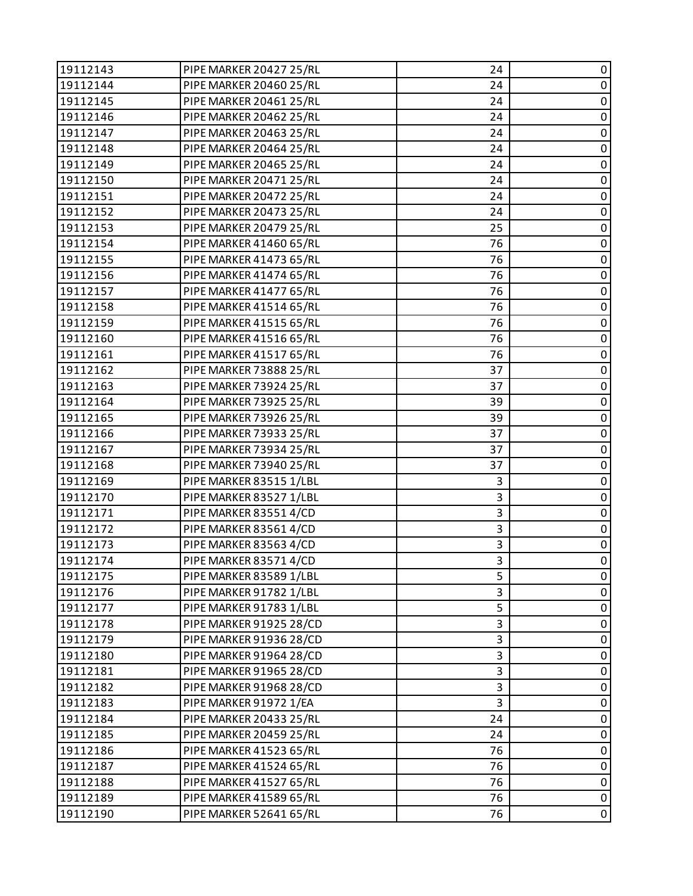| | | | |
|---|---|---|---|
| 19112143 | PIPE MARKER 20427 25/RL | 24 | 0 |
| 19112144 | PIPE MARKER 20460 25/RL | 24 | 0 |
| 19112145 | PIPE MARKER 20461 25/RL | 24 | 0 |
| 19112146 | PIPE MARKER 20462 25/RL | 24 | 0 |
| 19112147 | PIPE MARKER 20463 25/RL | 24 | 0 |
| 19112148 | PIPE MARKER 20464 25/RL | 24 | 0 |
| 19112149 | PIPE MARKER 20465 25/RL | 24 | 0 |
| 19112150 | PIPE MARKER 20471 25/RL | 24 | 0 |
| 19112151 | PIPE MARKER 20472 25/RL | 24 | 0 |
| 19112152 | PIPE MARKER 20473 25/RL | 24 | 0 |
| 19112153 | PIPE MARKER 20479 25/RL | 25 | 0 |
| 19112154 | PIPE MARKER 41460 65/RL | 76 | 0 |
| 19112155 | PIPE MARKER 41473 65/RL | 76 | 0 |
| 19112156 | PIPE MARKER 41474 65/RL | 76 | 0 |
| 19112157 | PIPE MARKER 41477 65/RL | 76 | 0 |
| 19112158 | PIPE MARKER 41514 65/RL | 76 | 0 |
| 19112159 | PIPE MARKER 41515 65/RL | 76 | 0 |
| 19112160 | PIPE MARKER 41516 65/RL | 76 | 0 |
| 19112161 | PIPE MARKER 41517 65/RL | 76 | 0 |
| 19112162 | PIPE MARKER 73888 25/RL | 37 | 0 |
| 19112163 | PIPE MARKER 73924 25/RL | 37 | 0 |
| 19112164 | PIPE MARKER 73925 25/RL | 39 | 0 |
| 19112165 | PIPE MARKER 73926 25/RL | 39 | 0 |
| 19112166 | PIPE MARKER 73933 25/RL | 37 | 0 |
| 19112167 | PIPE MARKER 73934 25/RL | 37 | 0 |
| 19112168 | PIPE MARKER 73940 25/RL | 37 | 0 |
| 19112169 | PIPE MARKER 83515 1/LBL | 3 | 0 |
| 19112170 | PIPE MARKER 83527 1/LBL | 3 | 0 |
| 19112171 | PIPE MARKER 83551 4/CD | 3 | 0 |
| 19112172 | PIPE MARKER 83561 4/CD | 3 | 0 |
| 19112173 | PIPE MARKER 83563 4/CD | 3 | 0 |
| 19112174 | PIPE MARKER 83571 4/CD | 3 | 0 |
| 19112175 | PIPE MARKER 83589 1/LBL | 5 | 0 |
| 19112176 | PIPE MARKER 91782 1/LBL | 3 | 0 |
| 19112177 | PIPE MARKER 91783 1/LBL | 5 | 0 |
| 19112178 | PIPE MARKER 91925 28/CD | 3 | 0 |
| 19112179 | PIPE MARKER 91936 28/CD | 3 | 0 |
| 19112180 | PIPE MARKER 91964 28/CD | 3 | 0 |
| 19112181 | PIPE MARKER 91965 28/CD | 3 | 0 |
| 19112182 | PIPE MARKER 91968 28/CD | 3 | 0 |
| 19112183 | PIPE MARKER 91972 1/EA | 3 | 0 |
| 19112184 | PIPE MARKER 20433 25/RL | 24 | 0 |
| 19112185 | PIPE MARKER 20459 25/RL | 24 | 0 |
| 19112186 | PIPE MARKER 41523 65/RL | 76 | 0 |
| 19112187 | PIPE MARKER 41524 65/RL | 76 | 0 |
| 19112188 | PIPE MARKER 41527 65/RL | 76 | 0 |
| 19112189 | PIPE MARKER 41589 65/RL | 76 | 0 |
| 19112190 | PIPE MARKER 52641 65/RL | 76 | 0 |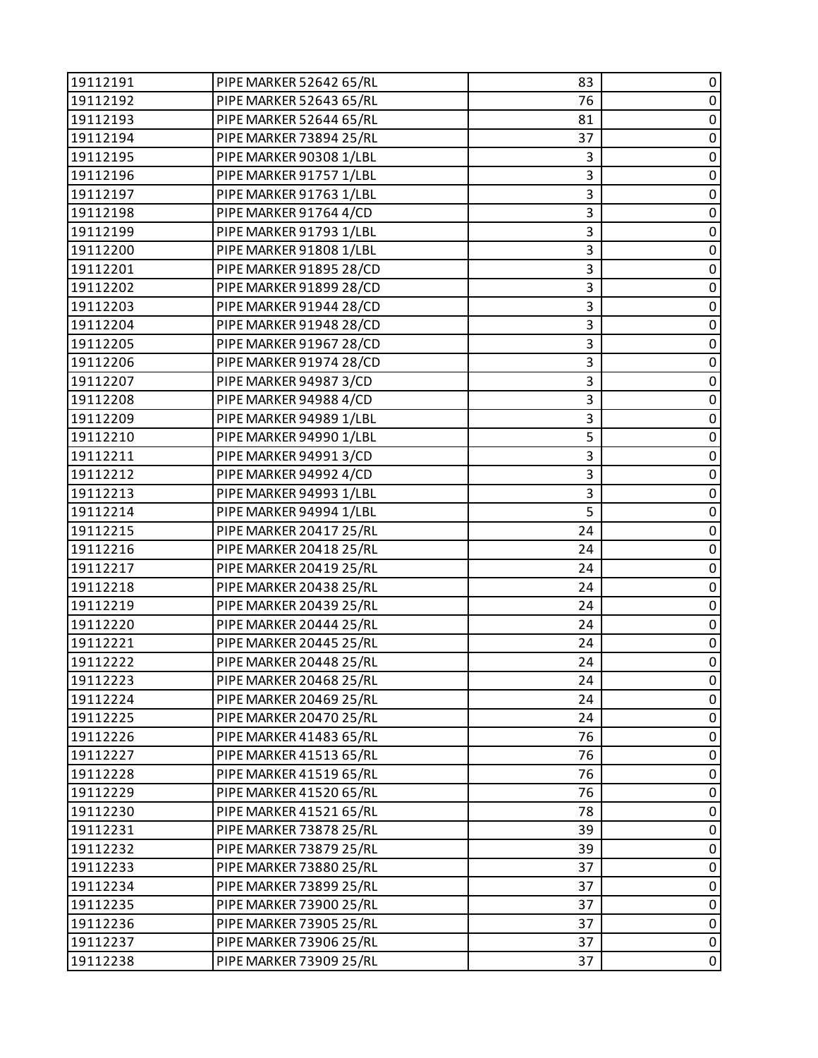| 19112191 | PIPE MARKER 52642 65/RL | 83 | 0 |
|---|---|---|---|
| 19112192 | PIPE MARKER 52643 65/RL | 76 | 0 |
| 19112193 | PIPE MARKER 52644 65/RL | 81 | 0 |
| 19112194 | PIPE MARKER 73894 25/RL | 37 | 0 |
| 19112195 | PIPE MARKER 90308 1/LBL | 3 | 0 |
| 19112196 | PIPE MARKER 91757 1/LBL | 3 | 0 |
| 19112197 | PIPE MARKER 91763 1/LBL | 3 | 0 |
| 19112198 | PIPE MARKER 91764 4/CD | 3 | 0 |
| 19112199 | PIPE MARKER 91793 1/LBL | 3 | 0 |
| 19112200 | PIPE MARKER 91808 1/LBL | 3 | 0 |
| 19112201 | PIPE MARKER 91895 28/CD | 3 | 0 |
| 19112202 | PIPE MARKER 91899 28/CD | 3 | 0 |
| 19112203 | PIPE MARKER 91944 28/CD | 3 | 0 |
| 19112204 | PIPE MARKER 91948 28/CD | 3 | 0 |
| 19112205 | PIPE MARKER 91967 28/CD | 3 | 0 |
| 19112206 | PIPE MARKER 91974 28/CD | 3 | 0 |
| 19112207 | PIPE MARKER 94987 3/CD | 3 | 0 |
| 19112208 | PIPE MARKER 94988 4/CD | 3 | 0 |
| 19112209 | PIPE MARKER 94989 1/LBL | 3 | 0 |
| 19112210 | PIPE MARKER 94990 1/LBL | 5 | 0 |
| 19112211 | PIPE MARKER 94991 3/CD | 3 | 0 |
| 19112212 | PIPE MARKER 94992 4/CD | 3 | 0 |
| 19112213 | PIPE MARKER 94993 1/LBL | 3 | 0 |
| 19112214 | PIPE MARKER 94994 1/LBL | 5 | 0 |
| 19112215 | PIPE MARKER 20417 25/RL | 24 | 0 |
| 19112216 | PIPE MARKER 20418 25/RL | 24 | 0 |
| 19112217 | PIPE MARKER 20419 25/RL | 24 | 0 |
| 19112218 | PIPE MARKER 20438 25/RL | 24 | 0 |
| 19112219 | PIPE MARKER 20439 25/RL | 24 | 0 |
| 19112220 | PIPE MARKER 20444 25/RL | 24 | 0 |
| 19112221 | PIPE MARKER 20445 25/RL | 24 | 0 |
| 19112222 | PIPE MARKER 20448 25/RL | 24 | 0 |
| 19112223 | PIPE MARKER 20468 25/RL | 24 | 0 |
| 19112224 | PIPE MARKER 20469 25/RL | 24 | 0 |
| 19112225 | PIPE MARKER 20470 25/RL | 24 | 0 |
| 19112226 | PIPE MARKER 41483 65/RL | 76 | 0 |
| 19112227 | PIPE MARKER 41513 65/RL | 76 | 0 |
| 19112228 | PIPE MARKER 41519 65/RL | 76 | 0 |
| 19112229 | PIPE MARKER 41520 65/RL | 76 | 0 |
| 19112230 | PIPE MARKER 41521 65/RL | 78 | 0 |
| 19112231 | PIPE MARKER 73878 25/RL | 39 | 0 |
| 19112232 | PIPE MARKER 73879 25/RL | 39 | 0 |
| 19112233 | PIPE MARKER 73880 25/RL | 37 | 0 |
| 19112234 | PIPE MARKER 73899 25/RL | 37 | 0 |
| 19112235 | PIPE MARKER 73900 25/RL | 37 | 0 |
| 19112236 | PIPE MARKER 73905 25/RL | 37 | 0 |
| 19112237 | PIPE MARKER 73906 25/RL | 37 | 0 |
| 19112238 | PIPE MARKER 73909 25/RL | 37 | 0 |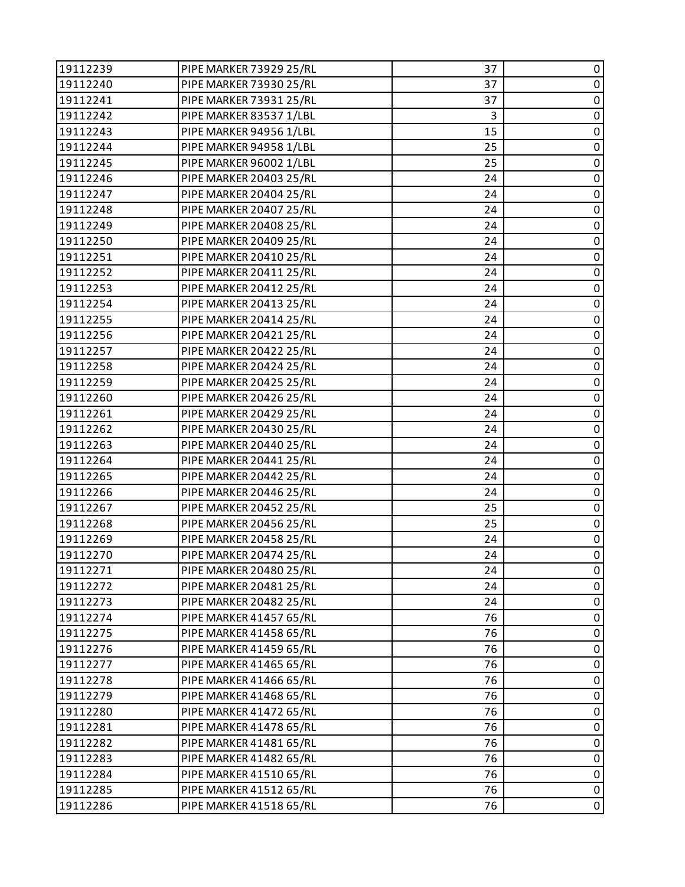| | | | |
|---|---|---|---|
| 19112239 | PIPE MARKER 73929 25/RL | 37 | 0 |
| 19112240 | PIPE MARKER 73930 25/RL | 37 | 0 |
| 19112241 | PIPE MARKER 73931 25/RL | 37 | 0 |
| 19112242 | PIPE MARKER 83537 1/LBL | 3 | 0 |
| 19112243 | PIPE MARKER 94956 1/LBL | 15 | 0 |
| 19112244 | PIPE MARKER 94958 1/LBL | 25 | 0 |
| 19112245 | PIPE MARKER 96002 1/LBL | 25 | 0 |
| 19112246 | PIPE MARKER 20403 25/RL | 24 | 0 |
| 19112247 | PIPE MARKER 20404 25/RL | 24 | 0 |
| 19112248 | PIPE MARKER 20407 25/RL | 24 | 0 |
| 19112249 | PIPE MARKER 20408 25/RL | 24 | 0 |
| 19112250 | PIPE MARKER 20409 25/RL | 24 | 0 |
| 19112251 | PIPE MARKER 20410 25/RL | 24 | 0 |
| 19112252 | PIPE MARKER 20411 25/RL | 24 | 0 |
| 19112253 | PIPE MARKER 20412 25/RL | 24 | 0 |
| 19112254 | PIPE MARKER 20413 25/RL | 24 | 0 |
| 19112255 | PIPE MARKER 20414 25/RL | 24 | 0 |
| 19112256 | PIPE MARKER 20421 25/RL | 24 | 0 |
| 19112257 | PIPE MARKER 20422 25/RL | 24 | 0 |
| 19112258 | PIPE MARKER 20424 25/RL | 24 | 0 |
| 19112259 | PIPE MARKER 20425 25/RL | 24 | 0 |
| 19112260 | PIPE MARKER 20426 25/RL | 24 | 0 |
| 19112261 | PIPE MARKER 20429 25/RL | 24 | 0 |
| 19112262 | PIPE MARKER 20430 25/RL | 24 | 0 |
| 19112263 | PIPE MARKER 20440 25/RL | 24 | 0 |
| 19112264 | PIPE MARKER 20441 25/RL | 24 | 0 |
| 19112265 | PIPE MARKER 20442 25/RL | 24 | 0 |
| 19112266 | PIPE MARKER 20446 25/RL | 24 | 0 |
| 19112267 | PIPE MARKER 20452 25/RL | 25 | 0 |
| 19112268 | PIPE MARKER 20456 25/RL | 25 | 0 |
| 19112269 | PIPE MARKER 20458 25/RL | 24 | 0 |
| 19112270 | PIPE MARKER 20474 25/RL | 24 | 0 |
| 19112271 | PIPE MARKER 20480 25/RL | 24 | 0 |
| 19112272 | PIPE MARKER 20481 25/RL | 24 | 0 |
| 19112273 | PIPE MARKER 20482 25/RL | 24 | 0 |
| 19112274 | PIPE MARKER 41457 65/RL | 76 | 0 |
| 19112275 | PIPE MARKER 41458 65/RL | 76 | 0 |
| 19112276 | PIPE MARKER 41459 65/RL | 76 | 0 |
| 19112277 | PIPE MARKER 41465 65/RL | 76 | 0 |
| 19112278 | PIPE MARKER 41466 65/RL | 76 | 0 |
| 19112279 | PIPE MARKER 41468 65/RL | 76 | 0 |
| 19112280 | PIPE MARKER 41472 65/RL | 76 | 0 |
| 19112281 | PIPE MARKER 41478 65/RL | 76 | 0 |
| 19112282 | PIPE MARKER 41481 65/RL | 76 | 0 |
| 19112283 | PIPE MARKER 41482 65/RL | 76 | 0 |
| 19112284 | PIPE MARKER 41510 65/RL | 76 | 0 |
| 19112285 | PIPE MARKER 41512 65/RL | 76 | 0 |
| 19112286 | PIPE MARKER 41518 65/RL | 76 | 0 |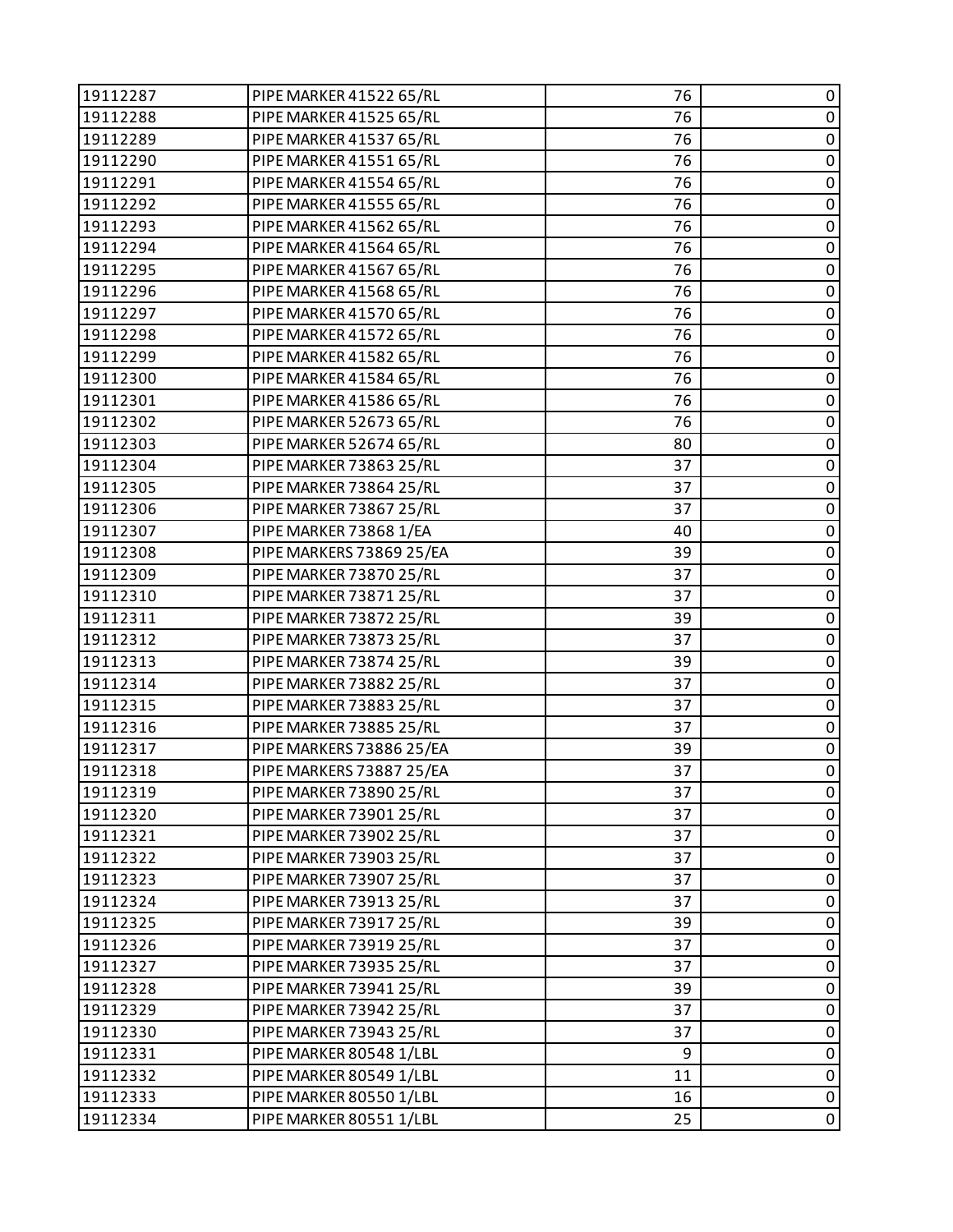| | | | |
|---|---|---|---|
| 19112287 | PIPE MARKER 41522 65/RL | 76 | 0 |
| 19112288 | PIPE MARKER 41525 65/RL | 76 | 0 |
| 19112289 | PIPE MARKER 41537 65/RL | 76 | 0 |
| 19112290 | PIPE MARKER 41551 65/RL | 76 | 0 |
| 19112291 | PIPE MARKER 41554 65/RL | 76 | 0 |
| 19112292 | PIPE MARKER 41555 65/RL | 76 | 0 |
| 19112293 | PIPE MARKER 41562 65/RL | 76 | 0 |
| 19112294 | PIPE MARKER 41564 65/RL | 76 | 0 |
| 19112295 | PIPE MARKER 41567 65/RL | 76 | 0 |
| 19112296 | PIPE MARKER 41568 65/RL | 76 | 0 |
| 19112297 | PIPE MARKER 41570 65/RL | 76 | 0 |
| 19112298 | PIPE MARKER 41572 65/RL | 76 | 0 |
| 19112299 | PIPE MARKER 41582 65/RL | 76 | 0 |
| 19112300 | PIPE MARKER 41584 65/RL | 76 | 0 |
| 19112301 | PIPE MARKER 41586 65/RL | 76 | 0 |
| 19112302 | PIPE MARKER 52673 65/RL | 76 | 0 |
| 19112303 | PIPE MARKER 52674 65/RL | 80 | 0 |
| 19112304 | PIPE MARKER 73863 25/RL | 37 | 0 |
| 19112305 | PIPE MARKER 73864 25/RL | 37 | 0 |
| 19112306 | PIPE MARKER 73867 25/RL | 37 | 0 |
| 19112307 | PIPE MARKER 73868 1/EA | 40 | 0 |
| 19112308 | PIPE MARKERS 73869 25/EA | 39 | 0 |
| 19112309 | PIPE MARKER 73870 25/RL | 37 | 0 |
| 19112310 | PIPE MARKER 73871 25/RL | 37 | 0 |
| 19112311 | PIPE MARKER 73872 25/RL | 39 | 0 |
| 19112312 | PIPE MARKER 73873 25/RL | 37 | 0 |
| 19112313 | PIPE MARKER 73874 25/RL | 39 | 0 |
| 19112314 | PIPE MARKER 73882 25/RL | 37 | 0 |
| 19112315 | PIPE MARKER 73883 25/RL | 37 | 0 |
| 19112316 | PIPE MARKER 73885 25/RL | 37 | 0 |
| 19112317 | PIPE MARKERS 73886 25/EA | 39 | 0 |
| 19112318 | PIPE MARKERS 73887 25/EA | 37 | 0 |
| 19112319 | PIPE MARKER 73890 25/RL | 37 | 0 |
| 19112320 | PIPE MARKER 73901 25/RL | 37 | 0 |
| 19112321 | PIPE MARKER 73902 25/RL | 37 | 0 |
| 19112322 | PIPE MARKER 73903 25/RL | 37 | 0 |
| 19112323 | PIPE MARKER 73907 25/RL | 37 | 0 |
| 19112324 | PIPE MARKER 73913 25/RL | 37 | 0 |
| 19112325 | PIPE MARKER 73917 25/RL | 39 | 0 |
| 19112326 | PIPE MARKER 73919 25/RL | 37 | 0 |
| 19112327 | PIPE MARKER 73935 25/RL | 37 | 0 |
| 19112328 | PIPE MARKER 73941 25/RL | 39 | 0 |
| 19112329 | PIPE MARKER 73942 25/RL | 37 | 0 |
| 19112330 | PIPE MARKER 73943 25/RL | 37 | 0 |
| 19112331 | PIPE MARKER 80548 1/LBL | 9 | 0 |
| 19112332 | PIPE MARKER 80549 1/LBL | 11 | 0 |
| 19112333 | PIPE MARKER 80550 1/LBL | 16 | 0 |
| 19112334 | PIPE MARKER 80551 1/LBL | 25 | 0 |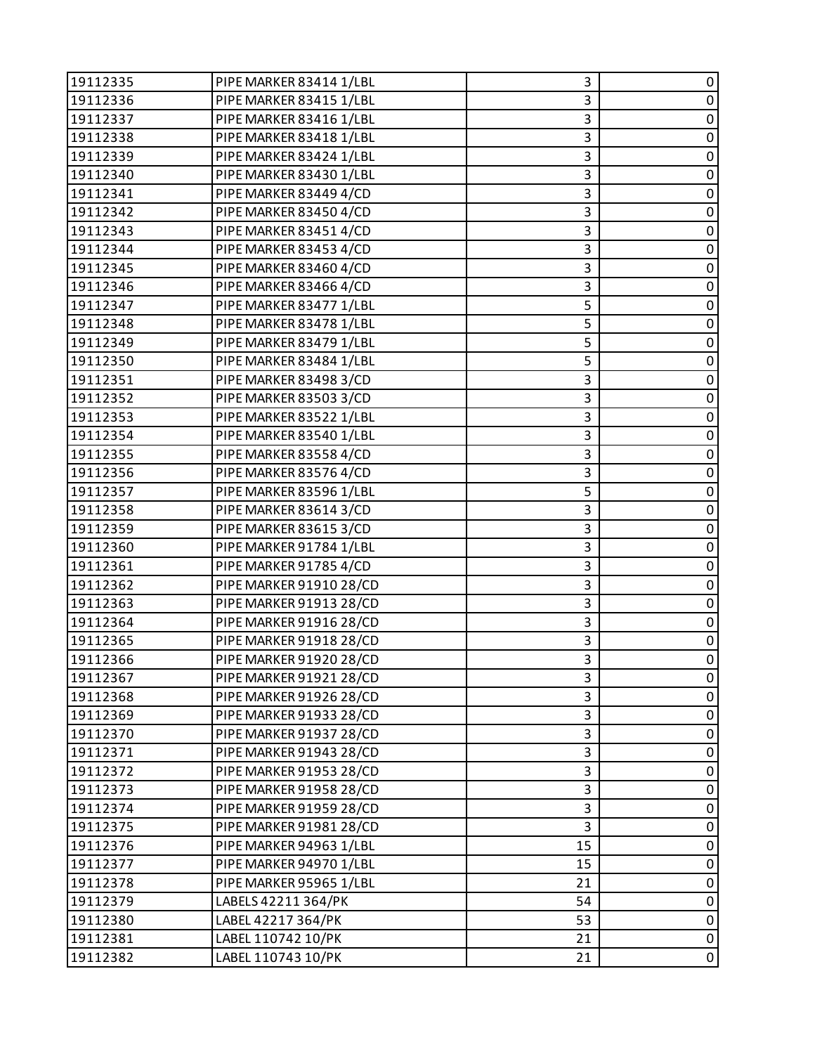| | | | |
|---|---|---|---|
| 19112335 | PIPE MARKER 83414 1/LBL | 3 | 0 |
| 19112336 | PIPE MARKER 83415 1/LBL | 3 | 0 |
| 19112337 | PIPE MARKER 83416 1/LBL | 3 | 0 |
| 19112338 | PIPE MARKER 83418 1/LBL | 3 | 0 |
| 19112339 | PIPE MARKER 83424 1/LBL | 3 | 0 |
| 19112340 | PIPE MARKER 83430 1/LBL | 3 | 0 |
| 19112341 | PIPE MARKER 83449 4/CD | 3 | 0 |
| 19112342 | PIPE MARKER 83450 4/CD | 3 | 0 |
| 19112343 | PIPE MARKER 83451 4/CD | 3 | 0 |
| 19112344 | PIPE MARKER 83453 4/CD | 3 | 0 |
| 19112345 | PIPE MARKER 83460 4/CD | 3 | 0 |
| 19112346 | PIPE MARKER 83466 4/CD | 3 | 0 |
| 19112347 | PIPE MARKER 83477 1/LBL | 5 | 0 |
| 19112348 | PIPE MARKER 83478 1/LBL | 5 | 0 |
| 19112349 | PIPE MARKER 83479 1/LBL | 5 | 0 |
| 19112350 | PIPE MARKER 83484 1/LBL | 5 | 0 |
| 19112351 | PIPE MARKER 83498 3/CD | 3 | 0 |
| 19112352 | PIPE MARKER 83503 3/CD | 3 | 0 |
| 19112353 | PIPE MARKER 83522 1/LBL | 3 | 0 |
| 19112354 | PIPE MARKER 83540 1/LBL | 3 | 0 |
| 19112355 | PIPE MARKER 83558 4/CD | 3 | 0 |
| 19112356 | PIPE MARKER 83576 4/CD | 3 | 0 |
| 19112357 | PIPE MARKER 83596 1/LBL | 5 | 0 |
| 19112358 | PIPE MARKER 83614 3/CD | 3 | 0 |
| 19112359 | PIPE MARKER 83615 3/CD | 3 | 0 |
| 19112360 | PIPE MARKER 91784 1/LBL | 3 | 0 |
| 19112361 | PIPE MARKER 91785 4/CD | 3 | 0 |
| 19112362 | PIPE MARKER 91910 28/CD | 3 | 0 |
| 19112363 | PIPE MARKER 91913 28/CD | 3 | 0 |
| 19112364 | PIPE MARKER 91916 28/CD | 3 | 0 |
| 19112365 | PIPE MARKER 91918 28/CD | 3 | 0 |
| 19112366 | PIPE MARKER 91920 28/CD | 3 | 0 |
| 19112367 | PIPE MARKER 91921 28/CD | 3 | 0 |
| 19112368 | PIPE MARKER 91926 28/CD | 3 | 0 |
| 19112369 | PIPE MARKER 91933 28/CD | 3 | 0 |
| 19112370 | PIPE MARKER 91937 28/CD | 3 | 0 |
| 19112371 | PIPE MARKER 91943 28/CD | 3 | 0 |
| 19112372 | PIPE MARKER 91953 28/CD | 3 | 0 |
| 19112373 | PIPE MARKER 91958 28/CD | 3 | 0 |
| 19112374 | PIPE MARKER 91959 28/CD | 3 | 0 |
| 19112375 | PIPE MARKER 91981 28/CD | 3 | 0 |
| 19112376 | PIPE MARKER 94963 1/LBL | 15 | 0 |
| 19112377 | PIPE MARKER 94970 1/LBL | 15 | 0 |
| 19112378 | PIPE MARKER 95965 1/LBL | 21 | 0 |
| 19112379 | LABELS 42211 364/PK | 54 | 0 |
| 19112380 | LABEL 42217 364/PK | 53 | 0 |
| 19112381 | LABEL 110742 10/PK | 21 | 0 |
| 19112382 | LABEL 110743 10/PK | 21 | 0 |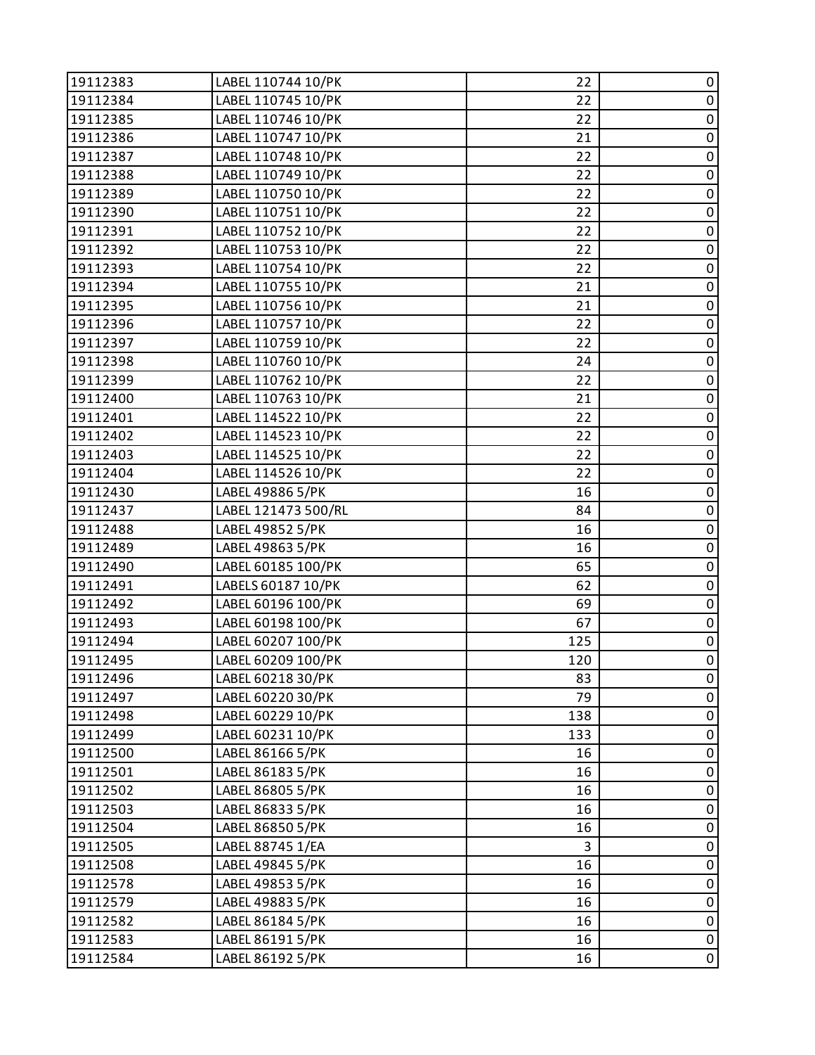| 19112383 | LABEL 110744 10/PK | 22 | 0 |
|---|---|---|---|
| 19112384 | LABEL 110745 10/PK | 22 | 0 |
| 19112385 | LABEL 110746 10/PK | 22 | 0 |
| 19112386 | LABEL 110747 10/PK | 21 | 0 |
| 19112387 | LABEL 110748 10/PK | 22 | 0 |
| 19112388 | LABEL 110749 10/PK | 22 | 0 |
| 19112389 | LABEL 110750 10/PK | 22 | 0 |
| 19112390 | LABEL 110751 10/PK | 22 | 0 |
| 19112391 | LABEL 110752 10/PK | 22 | 0 |
| 19112392 | LABEL 110753 10/PK | 22 | 0 |
| 19112393 | LABEL 110754 10/PK | 22 | 0 |
| 19112394 | LABEL 110755 10/PK | 21 | 0 |
| 19112395 | LABEL 110756 10/PK | 21 | 0 |
| 19112396 | LABEL 110757 10/PK | 22 | 0 |
| 19112397 | LABEL 110759 10/PK | 22 | 0 |
| 19112398 | LABEL 110760 10/PK | 24 | 0 |
| 19112399 | LABEL 110762 10/PK | 22 | 0 |
| 19112400 | LABEL 110763 10/PK | 21 | 0 |
| 19112401 | LABEL 114522 10/PK | 22 | 0 |
| 19112402 | LABEL 114523 10/PK | 22 | 0 |
| 19112403 | LABEL 114525 10/PK | 22 | 0 |
| 19112404 | LABEL 114526 10/PK | 22 | 0 |
| 19112430 | LABEL 49886 5/PK | 16 | 0 |
| 19112437 | LABEL 121473 500/RL | 84 | 0 |
| 19112488 | LABEL 49852 5/PK | 16 | 0 |
| 19112489 | LABEL 49863 5/PK | 16 | 0 |
| 19112490 | LABEL 60185 100/PK | 65 | 0 |
| 19112491 | LABELS 60187 10/PK | 62 | 0 |
| 19112492 | LABEL 60196 100/PK | 69 | 0 |
| 19112493 | LABEL 60198 100/PK | 67 | 0 |
| 19112494 | LABEL 60207 100/PK | 125 | 0 |
| 19112495 | LABEL 60209 100/PK | 120 | 0 |
| 19112496 | LABEL 60218 30/PK | 83 | 0 |
| 19112497 | LABEL 60220 30/PK | 79 | 0 |
| 19112498 | LABEL 60229 10/PK | 138 | 0 |
| 19112499 | LABEL 60231 10/PK | 133 | 0 |
| 19112500 | LABEL 86166 5/PK | 16 | 0 |
| 19112501 | LABEL 86183 5/PK | 16 | 0 |
| 19112502 | LABEL 86805 5/PK | 16 | 0 |
| 19112503 | LABEL 86833 5/PK | 16 | 0 |
| 19112504 | LABEL 86850 5/PK | 16 | 0 |
| 19112505 | LABEL 88745 1/EA | 3 | 0 |
| 19112508 | LABEL 49845 5/PK | 16 | 0 |
| 19112578 | LABEL 49853 5/PK | 16 | 0 |
| 19112579 | LABEL 49883 5/PK | 16 | 0 |
| 19112582 | LABEL 86184 5/PK | 16 | 0 |
| 19112583 | LABEL 86191 5/PK | 16 | 0 |
| 19112584 | LABEL 86192 5/PK | 16 | 0 |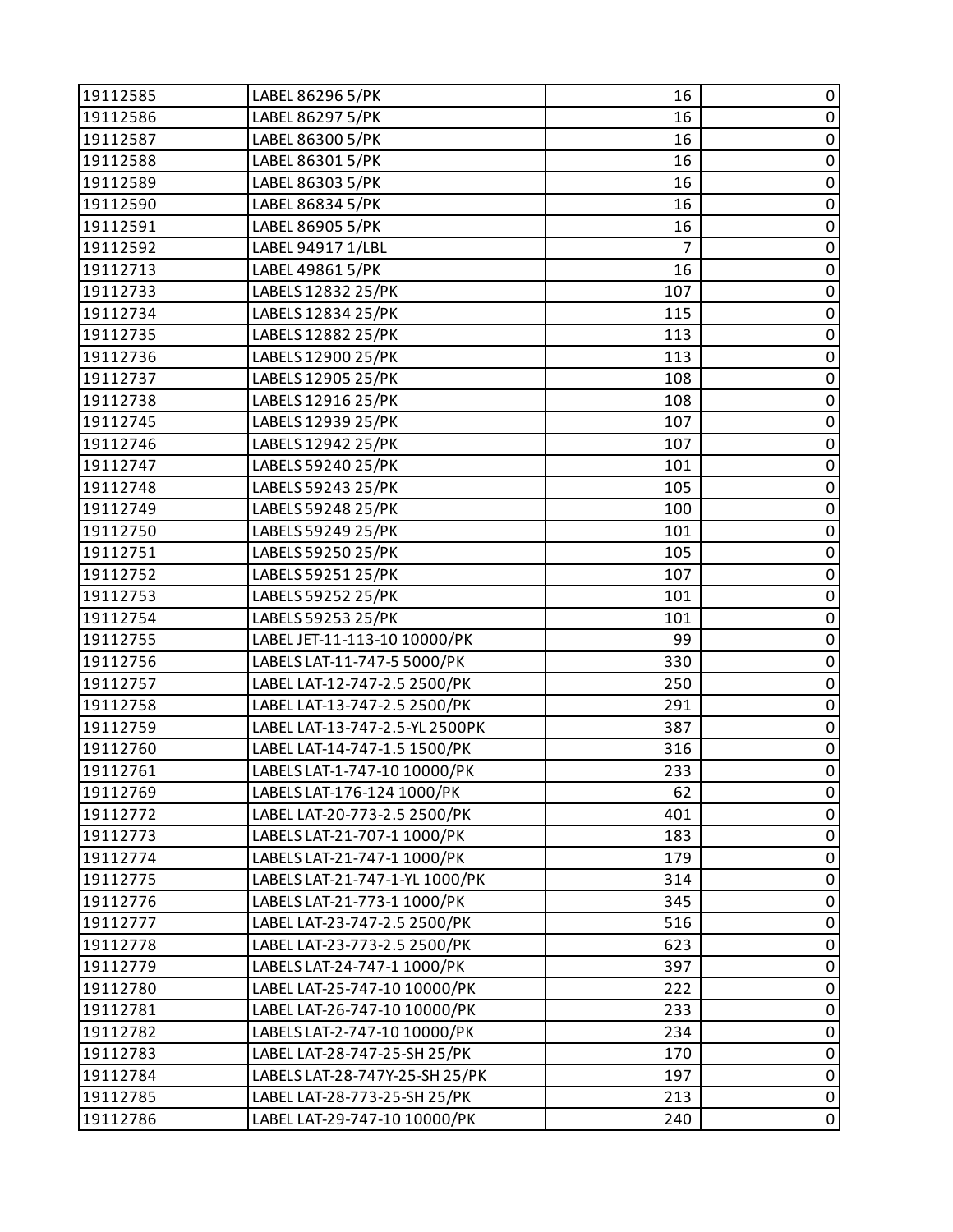| | | | |
|---|---|---|---|
| 19112585 | LABEL 86296 5/PK | 16 | 0 |
| 19112586 | LABEL 86297 5/PK | 16 | 0 |
| 19112587 | LABEL 86300 5/PK | 16 | 0 |
| 19112588 | LABEL 86301 5/PK | 16 | 0 |
| 19112589 | LABEL 86303 5/PK | 16 | 0 |
| 19112590 | LABEL 86834 5/PK | 16 | 0 |
| 19112591 | LABEL 86905 5/PK | 16 | 0 |
| 19112592 | LABEL 94917 1/LBL | 7 | 0 |
| 19112713 | LABEL 49861 5/PK | 16 | 0 |
| 19112733 | LABELS 12832 25/PK | 107 | 0 |
| 19112734 | LABELS 12834 25/PK | 115 | 0 |
| 19112735 | LABELS 12882 25/PK | 113 | 0 |
| 19112736 | LABELS 12900 25/PK | 113 | 0 |
| 19112737 | LABELS 12905 25/PK | 108 | 0 |
| 19112738 | LABELS 12916 25/PK | 108 | 0 |
| 19112745 | LABELS 12939 25/PK | 107 | 0 |
| 19112746 | LABELS 12942 25/PK | 107 | 0 |
| 19112747 | LABELS 59240 25/PK | 101 | 0 |
| 19112748 | LABELS 59243 25/PK | 105 | 0 |
| 19112749 | LABELS 59248 25/PK | 100 | 0 |
| 19112750 | LABELS 59249 25/PK | 101 | 0 |
| 19112751 | LABELS 59250 25/PK | 105 | 0 |
| 19112752 | LABELS 59251 25/PK | 107 | 0 |
| 19112753 | LABELS 59252 25/PK | 101 | 0 |
| 19112754 | LABELS 59253 25/PK | 101 | 0 |
| 19112755 | LABEL JET-11-113-10 10000/PK | 99 | 0 |
| 19112756 | LABELS LAT-11-747-5 5000/PK | 330 | 0 |
| 19112757 | LABEL LAT-12-747-2.5 2500/PK | 250 | 0 |
| 19112758 | LABEL LAT-13-747-2.5 2500/PK | 291 | 0 |
| 19112759 | LABEL LAT-13-747-2.5-YL 2500PK | 387 | 0 |
| 19112760 | LABEL LAT-14-747-1.5 1500/PK | 316 | 0 |
| 19112761 | LABELS LAT-1-747-10 10000/PK | 233 | 0 |
| 19112769 | LABELS LAT-176-124 1000/PK | 62 | 0 |
| 19112772 | LABEL LAT-20-773-2.5 2500/PK | 401 | 0 |
| 19112773 | LABELS LAT-21-707-1 1000/PK | 183 | 0 |
| 19112774 | LABELS LAT-21-747-1 1000/PK | 179 | 0 |
| 19112775 | LABELS LAT-21-747-1-YL 1000/PK | 314 | 0 |
| 19112776 | LABELS LAT-21-773-1 1000/PK | 345 | 0 |
| 19112777 | LABEL LAT-23-747-2.5 2500/PK | 516 | 0 |
| 19112778 | LABEL LAT-23-773-2.5 2500/PK | 623 | 0 |
| 19112779 | LABELS LAT-24-747-1 1000/PK | 397 | 0 |
| 19112780 | LABEL LAT-25-747-10 10000/PK | 222 | 0 |
| 19112781 | LABEL LAT-26-747-10 10000/PK | 233 | 0 |
| 19112782 | LABELS LAT-2-747-10 10000/PK | 234 | 0 |
| 19112783 | LABEL LAT-28-747-25-SH 25/PK | 170 | 0 |
| 19112784 | LABELS LAT-28-747Y-25-SH 25/PK | 197 | 0 |
| 19112785 | LABEL LAT-28-773-25-SH 25/PK | 213 | 0 |
| 19112786 | LABEL LAT-29-747-10 10000/PK | 240 | 0 |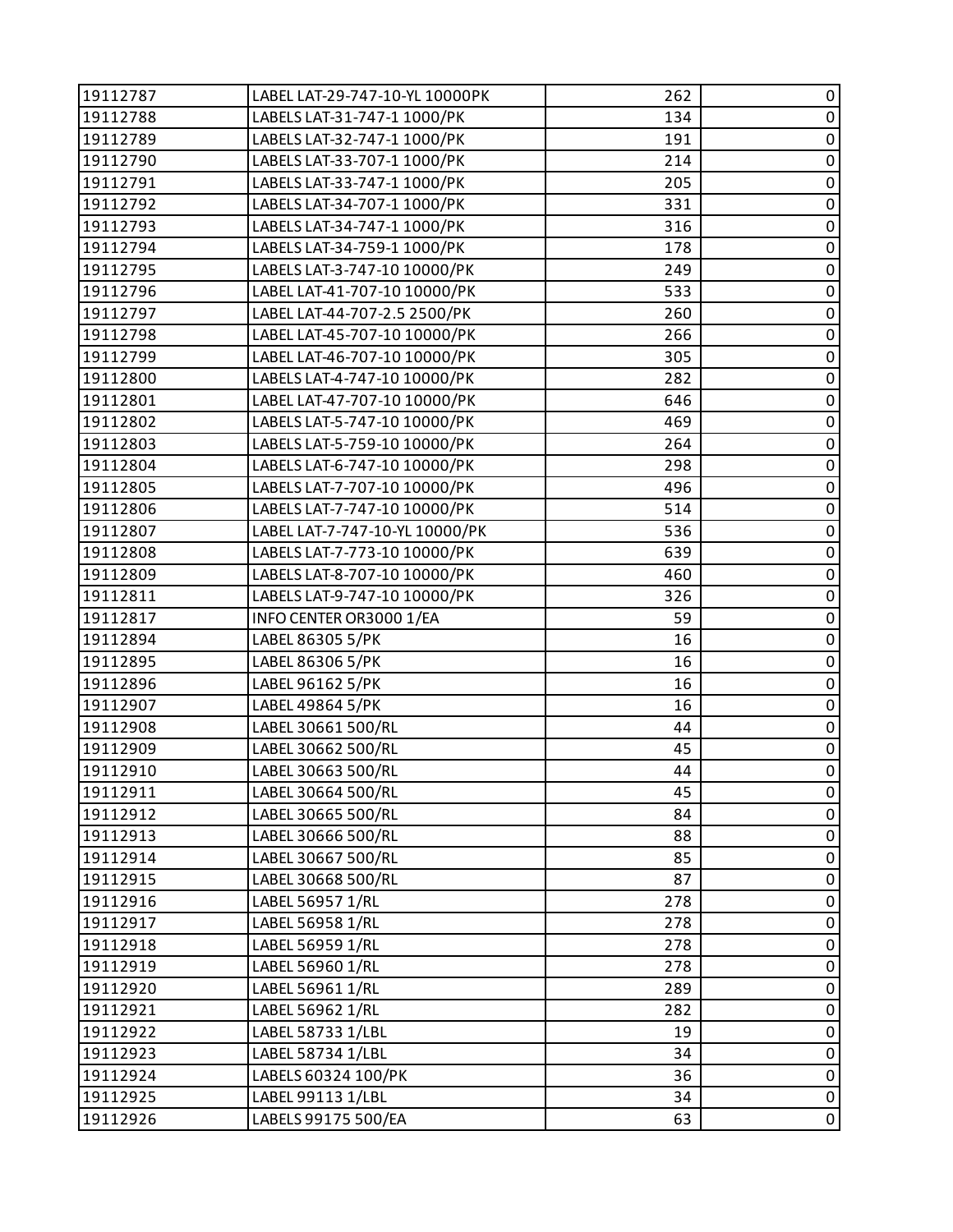| 19112787 | LABEL LAT-29-747-10-YL 10000PK | 262 | 0 |
|---|---|---|---|
| 19112788 | LABELS LAT-31-747-1 1000/PK | 134 | 0 |
| 19112789 | LABELS LAT-32-747-1 1000/PK | 191 | 0 |
| 19112790 | LABELS LAT-33-707-1 1000/PK | 214 | 0 |
| 19112791 | LABELS LAT-33-747-1 1000/PK | 205 | 0 |
| 19112792 | LABELS LAT-34-707-1 1000/PK | 331 | 0 |
| 19112793 | LABELS LAT-34-747-1 1000/PK | 316 | 0 |
| 19112794 | LABELS LAT-34-759-1 1000/PK | 178 | 0 |
| 19112795 | LABELS LAT-3-747-10 10000/PK | 249 | 0 |
| 19112796 | LABEL LAT-41-707-10 10000/PK | 533 | 0 |
| 19112797 | LABEL LAT-44-707-2.5 2500/PK | 260 | 0 |
| 19112798 | LABEL LAT-45-707-10 10000/PK | 266 | 0 |
| 19112799 | LABEL LAT-46-707-10 10000/PK | 305 | 0 |
| 19112800 | LABELS LAT-4-747-10 10000/PK | 282 | 0 |
| 19112801 | LABEL LAT-47-707-10 10000/PK | 646 | 0 |
| 19112802 | LABELS LAT-5-747-10 10000/PK | 469 | 0 |
| 19112803 | LABELS LAT-5-759-10 10000/PK | 264 | 0 |
| 19112804 | LABELS LAT-6-747-10 10000/PK | 298 | 0 |
| 19112805 | LABELS LAT-7-707-10 10000/PK | 496 | 0 |
| 19112806 | LABELS LAT-7-747-10 10000/PK | 514 | 0 |
| 19112807 | LABEL LAT-7-747-10-YL 10000/PK | 536 | 0 |
| 19112808 | LABELS LAT-7-773-10 10000/PK | 639 | 0 |
| 19112809 | LABELS LAT-8-707-10 10000/PK | 460 | 0 |
| 19112811 | LABELS LAT-9-747-10 10000/PK | 326 | 0 |
| 19112817 | INFO CENTER OR3000 1/EA | 59 | 0 |
| 19112894 | LABEL 86305 5/PK | 16 | 0 |
| 19112895 | LABEL 86306 5/PK | 16 | 0 |
| 19112896 | LABEL 96162 5/PK | 16 | 0 |
| 19112907 | LABEL 49864 5/PK | 16 | 0 |
| 19112908 | LABEL 30661 500/RL | 44 | 0 |
| 19112909 | LABEL 30662 500/RL | 45 | 0 |
| 19112910 | LABEL 30663 500/RL | 44 | 0 |
| 19112911 | LABEL 30664 500/RL | 45 | 0 |
| 19112912 | LABEL 30665 500/RL | 84 | 0 |
| 19112913 | LABEL 30666 500/RL | 88 | 0 |
| 19112914 | LABEL 30667 500/RL | 85 | 0 |
| 19112915 | LABEL 30668 500/RL | 87 | 0 |
| 19112916 | LABEL 56957 1/RL | 278 | 0 |
| 19112917 | LABEL 56958 1/RL | 278 | 0 |
| 19112918 | LABEL 56959 1/RL | 278 | 0 |
| 19112919 | LABEL 56960 1/RL | 278 | 0 |
| 19112920 | LABEL 56961 1/RL | 289 | 0 |
| 19112921 | LABEL 56962 1/RL | 282 | 0 |
| 19112922 | LABEL 58733 1/LBL | 19 | 0 |
| 19112923 | LABEL 58734 1/LBL | 34 | 0 |
| 19112924 | LABELS 60324 100/PK | 36 | 0 |
| 19112925 | LABEL 99113 1/LBL | 34 | 0 |
| 19112926 | LABELS 99175 500/EA | 63 | 0 |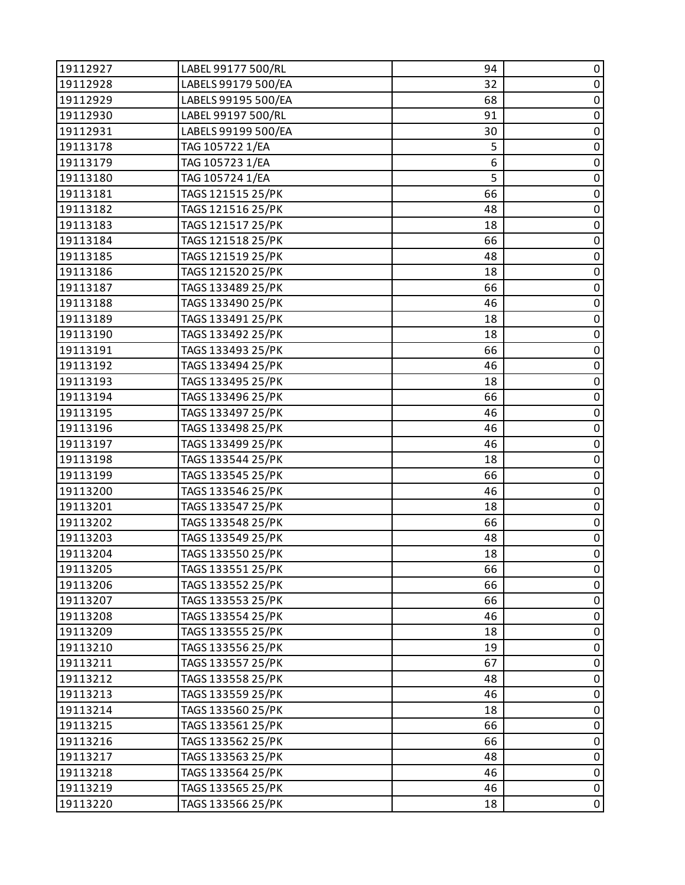| 19112927 | LABEL 99177 500/RL | 94 | 0 |
|---|---|---|---|
| 19112928 | LABELS 99179 500/EA | 32 | 0 |
| 19112929 | LABELS 99195 500/EA | 68 | 0 |
| 19112930 | LABEL 99197 500/RL | 91 | 0 |
| 19112931 | LABELS 99199 500/EA | 30 | 0 |
| 19113178 | TAG 105722 1/EA | 5 | 0 |
| 19113179 | TAG 105723 1/EA | 6 | 0 |
| 19113180 | TAG 105724 1/EA | 5 | 0 |
| 19113181 | TAGS 121515 25/PK | 66 | 0 |
| 19113182 | TAGS 121516 25/PK | 48 | 0 |
| 19113183 | TAGS 121517 25/PK | 18 | 0 |
| 19113184 | TAGS 121518 25/PK | 66 | 0 |
| 19113185 | TAGS 121519 25/PK | 48 | 0 |
| 19113186 | TAGS 121520 25/PK | 18 | 0 |
| 19113187 | TAGS 133489 25/PK | 66 | 0 |
| 19113188 | TAGS 133490 25/PK | 46 | 0 |
| 19113189 | TAGS 133491 25/PK | 18 | 0 |
| 19113190 | TAGS 133492 25/PK | 18 | 0 |
| 19113191 | TAGS 133493 25/PK | 66 | 0 |
| 19113192 | TAGS 133494 25/PK | 46 | 0 |
| 19113193 | TAGS 133495 25/PK | 18 | 0 |
| 19113194 | TAGS 133496 25/PK | 66 | 0 |
| 19113195 | TAGS 133497 25/PK | 46 | 0 |
| 19113196 | TAGS 133498 25/PK | 46 | 0 |
| 19113197 | TAGS 133499 25/PK | 46 | 0 |
| 19113198 | TAGS 133544 25/PK | 18 | 0 |
| 19113199 | TAGS 133545 25/PK | 66 | 0 |
| 19113200 | TAGS 133546 25/PK | 46 | 0 |
| 19113201 | TAGS 133547 25/PK | 18 | 0 |
| 19113202 | TAGS 133548 25/PK | 66 | 0 |
| 19113203 | TAGS 133549 25/PK | 48 | 0 |
| 19113204 | TAGS 133550 25/PK | 18 | 0 |
| 19113205 | TAGS 133551 25/PK | 66 | 0 |
| 19113206 | TAGS 133552 25/PK | 66 | 0 |
| 19113207 | TAGS 133553 25/PK | 66 | 0 |
| 19113208 | TAGS 133554 25/PK | 46 | 0 |
| 19113209 | TAGS 133555 25/PK | 18 | 0 |
| 19113210 | TAGS 133556 25/PK | 19 | 0 |
| 19113211 | TAGS 133557 25/PK | 67 | 0 |
| 19113212 | TAGS 133558 25/PK | 48 | 0 |
| 19113213 | TAGS 133559 25/PK | 46 | 0 |
| 19113214 | TAGS 133560 25/PK | 18 | 0 |
| 19113215 | TAGS 133561 25/PK | 66 | 0 |
| 19113216 | TAGS 133562 25/PK | 66 | 0 |
| 19113217 | TAGS 133563 25/PK | 48 | 0 |
| 19113218 | TAGS 133564 25/PK | 46 | 0 |
| 19113219 | TAGS 133565 25/PK | 46 | 0 |
| 19113220 | TAGS 133566 25/PK | 18 | 0 |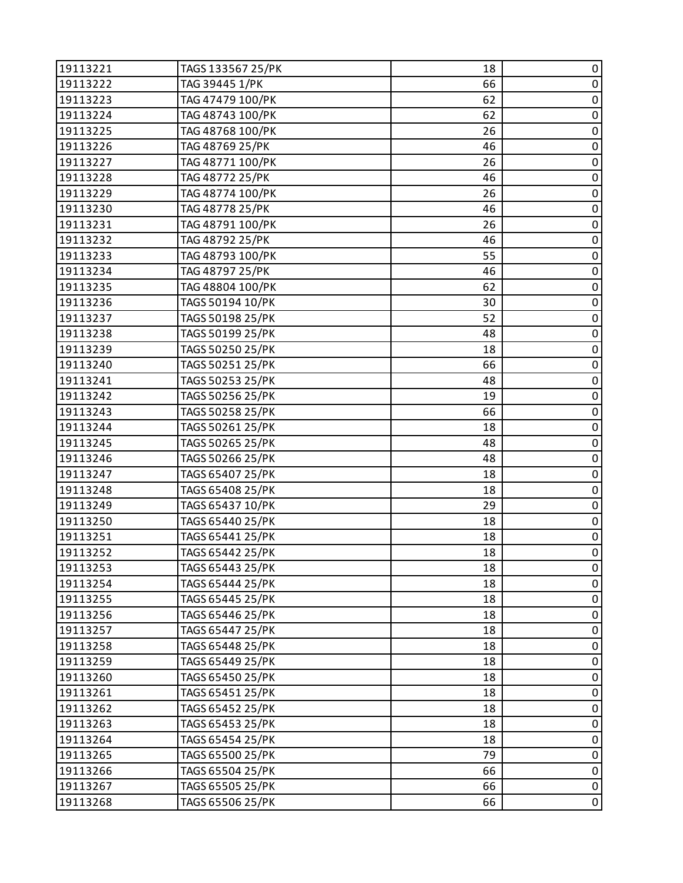| | | | |
|---|---|---|---|
| 19113221 | TAGS 133567 25/PK | 18 | 0 |
| 19113222 | TAG 39445 1/PK | 66 | 0 |
| 19113223 | TAG 47479 100/PK | 62 | 0 |
| 19113224 | TAG 48743 100/PK | 62 | 0 |
| 19113225 | TAG 48768 100/PK | 26 | 0 |
| 19113226 | TAG 48769 25/PK | 46 | 0 |
| 19113227 | TAG 48771 100/PK | 26 | 0 |
| 19113228 | TAG 48772 25/PK | 46 | 0 |
| 19113229 | TAG 48774 100/PK | 26 | 0 |
| 19113230 | TAG 48778 25/PK | 46 | 0 |
| 19113231 | TAG 48791 100/PK | 26 | 0 |
| 19113232 | TAG 48792 25/PK | 46 | 0 |
| 19113233 | TAG 48793 100/PK | 55 | 0 |
| 19113234 | TAG 48797 25/PK | 46 | 0 |
| 19113235 | TAG 48804 100/PK | 62 | 0 |
| 19113236 | TAGS 50194 10/PK | 30 | 0 |
| 19113237 | TAGS 50198 25/PK | 52 | 0 |
| 19113238 | TAGS 50199 25/PK | 48 | 0 |
| 19113239 | TAGS 50250 25/PK | 18 | 0 |
| 19113240 | TAGS 50251 25/PK | 66 | 0 |
| 19113241 | TAGS 50253 25/PK | 48 | 0 |
| 19113242 | TAGS 50256 25/PK | 19 | 0 |
| 19113243 | TAGS 50258 25/PK | 66 | 0 |
| 19113244 | TAGS 50261 25/PK | 18 | 0 |
| 19113245 | TAGS 50265 25/PK | 48 | 0 |
| 19113246 | TAGS 50266 25/PK | 48 | 0 |
| 19113247 | TAGS 65407 25/PK | 18 | 0 |
| 19113248 | TAGS 65408 25/PK | 18 | 0 |
| 19113249 | TAGS 65437 10/PK | 29 | 0 |
| 19113250 | TAGS 65440 25/PK | 18 | 0 |
| 19113251 | TAGS 65441 25/PK | 18 | 0 |
| 19113252 | TAGS 65442 25/PK | 18 | 0 |
| 19113253 | TAGS 65443 25/PK | 18 | 0 |
| 19113254 | TAGS 65444 25/PK | 18 | 0 |
| 19113255 | TAGS 65445 25/PK | 18 | 0 |
| 19113256 | TAGS 65446 25/PK | 18 | 0 |
| 19113257 | TAGS 65447 25/PK | 18 | 0 |
| 19113258 | TAGS 65448 25/PK | 18 | 0 |
| 19113259 | TAGS 65449 25/PK | 18 | 0 |
| 19113260 | TAGS 65450 25/PK | 18 | 0 |
| 19113261 | TAGS 65451 25/PK | 18 | 0 |
| 19113262 | TAGS 65452 25/PK | 18 | 0 |
| 19113263 | TAGS 65453 25/PK | 18 | 0 |
| 19113264 | TAGS 65454 25/PK | 18 | 0 |
| 19113265 | TAGS 65500 25/PK | 79 | 0 |
| 19113266 | TAGS 65504 25/PK | 66 | 0 |
| 19113267 | TAGS 65505 25/PK | 66 | 0 |
| 19113268 | TAGS 65506 25/PK | 66 | 0 |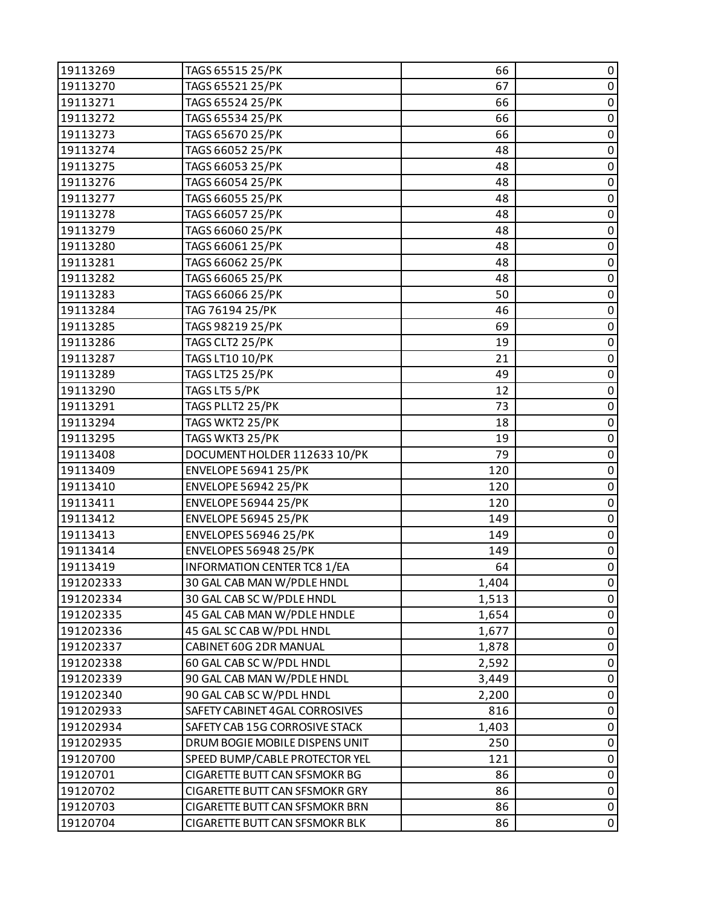| | | | |
|---|---|---|---|
| 19113269 | TAGS 65515 25/PK | 66 | 0 |
| 19113270 | TAGS 65521 25/PK | 67 | 0 |
| 19113271 | TAGS 65524 25/PK | 66 | 0 |
| 19113272 | TAGS 65534 25/PK | 66 | 0 |
| 19113273 | TAGS 65670 25/PK | 66 | 0 |
| 19113274 | TAGS 66052 25/PK | 48 | 0 |
| 19113275 | TAGS 66053 25/PK | 48 | 0 |
| 19113276 | TAGS 66054 25/PK | 48 | 0 |
| 19113277 | TAGS 66055 25/PK | 48 | 0 |
| 19113278 | TAGS 66057 25/PK | 48 | 0 |
| 19113279 | TAGS 66060 25/PK | 48 | 0 |
| 19113280 | TAGS 66061 25/PK | 48 | 0 |
| 19113281 | TAGS 66062 25/PK | 48 | 0 |
| 19113282 | TAGS 66065 25/PK | 48 | 0 |
| 19113283 | TAGS 66066 25/PK | 50 | 0 |
| 19113284 | TAG 76194 25/PK | 46 | 0 |
| 19113285 | TAGS 98219 25/PK | 69 | 0 |
| 19113286 | TAGS CLT2 25/PK | 19 | 0 |
| 19113287 | TAGS LT10 10/PK | 21 | 0 |
| 19113289 | TAGS LT25 25/PK | 49 | 0 |
| 19113290 | TAGS LT5 5/PK | 12 | 0 |
| 19113291 | TAGS PLLT2 25/PK | 73 | 0 |
| 19113294 | TAGS WKT2 25/PK | 18 | 0 |
| 19113295 | TAGS WKT3 25/PK | 19 | 0 |
| 19113408 | DOCUMENT HOLDER 112633 10/PK | 79 | 0 |
| 19113409 | ENVELOPE 56941 25/PK | 120 | 0 |
| 19113410 | ENVELOPE 56942 25/PK | 120 | 0 |
| 19113411 | ENVELOPE 56944 25/PK | 120 | 0 |
| 19113412 | ENVELOPE 56945 25/PK | 149 | 0 |
| 19113413 | ENVELOPES 56946 25/PK | 149 | 0 |
| 19113414 | ENVELOPES 56948 25/PK | 149 | 0 |
| 19113419 | INFORMATION CENTER TC8 1/EA | 64 | 0 |
| 191202333 | 30 GAL CAB MAN W/PDLE HNDL | 1,404 | 0 |
| 191202334 | 30 GAL CAB SC W/PDLE HNDL | 1,513 | 0 |
| 191202335 | 45 GAL CAB MAN W/PDLE HNDLE | 1,654 | 0 |
| 191202336 | 45 GAL SC CAB W/PDL HNDL | 1,677 | 0 |
| 191202337 | CABINET 60G 2DR MANUAL | 1,878 | 0 |
| 191202338 | 60 GAL CAB SC W/PDL HNDL | 2,592 | 0 |
| 191202339 | 90 GAL CAB MAN W/PDLE HNDL | 3,449 | 0 |
| 191202340 | 90 GAL CAB SC W/PDL HNDL | 2,200 | 0 |
| 191202933 | SAFETY CABINET 4GAL CORROSIVES | 816 | 0 |
| 191202934 | SAFETY CAB 15G CORROSIVE STACK | 1,403 | 0 |
| 191202935 | DRUM BOGIE MOBILE DISPENS UNIT | 250 | 0 |
| 19120700 | SPEED BUMP/CABLE PROTECTOR YEL | 121 | 0 |
| 19120701 | CIGARETTE BUTT CAN SFSMOKR BG | 86 | 0 |
| 19120702 | CIGARETTE BUTT CAN SFSMOKR GRY | 86 | 0 |
| 19120703 | CIGARETTE BUTT CAN SFSMOKR BRN | 86 | 0 |
| 19120704 | CIGARETTE BUTT CAN SFSMOKR BLK | 86 | 0 |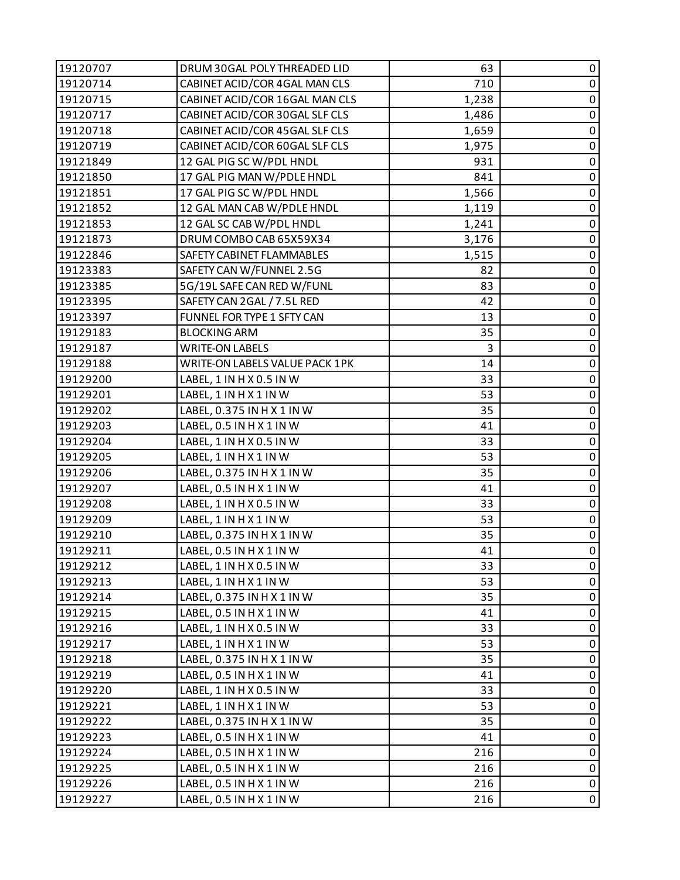| | | | |
|---|---|---|---|
| 19120707 | DRUM 30GAL POLY THREADED LID | 63 | 0 |
| 19120714 | CABINET ACID/COR 4GAL MAN CLS | 710 | 0 |
| 19120715 | CABINET ACID/COR 16GAL MAN CLS | 1,238 | 0 |
| 19120717 | CABINET ACID/COR 30GAL SLF CLS | 1,486 | 0 |
| 19120718 | CABINET ACID/COR 45GAL SLF CLS | 1,659 | 0 |
| 19120719 | CABINET ACID/COR 60GAL SLF CLS | 1,975 | 0 |
| 19121849 | 12 GAL PIG SC W/PDL HNDL | 931 | 0 |
| 19121850 | 17 GAL PIG MAN W/PDLE HNDL | 841 | 0 |
| 19121851 | 17 GAL PIG SC W/PDL HNDL | 1,566 | 0 |
| 19121852 | 12 GAL MAN CAB W/PDLE HNDL | 1,119 | 0 |
| 19121853 | 12 GAL SC CAB W/PDL HNDL | 1,241 | 0 |
| 19121873 | DRUM COMBO CAB 65X59X34 | 3,176 | 0 |
| 19122846 | SAFETY CABINET FLAMMABLES | 1,515 | 0 |
| 19123383 | SAFETY CAN W/FUNNEL 2.5G | 82 | 0 |
| 19123385 | 5G/19L SAFE CAN RED W/FUNL | 83 | 0 |
| 19123395 | SAFETY CAN 2GAL / 7.5L RED | 42 | 0 |
| 19123397 | FUNNEL FOR TYPE 1 SFTY CAN | 13 | 0 |
| 19129183 | BLOCKING ARM | 35 | 0 |
| 19129187 | WRITE-ON LABELS | 3 | 0 |
| 19129188 | WRITE-ON LABELS VALUE PACK 1PK | 14 | 0 |
| 19129200 | LABEL, 1 IN H X 0.5 IN W | 33 | 0 |
| 19129201 | LABEL, 1 IN H X 1 IN W | 53 | 0 |
| 19129202 | LABEL, 0.375 IN H X 1 IN W | 35 | 0 |
| 19129203 | LABEL, 0.5 IN H X 1 IN W | 41 | 0 |
| 19129204 | LABEL, 1 IN H X 0.5 IN W | 33 | 0 |
| 19129205 | LABEL, 1 IN H X 1 IN W | 53 | 0 |
| 19129206 | LABEL, 0.375 IN H X 1 IN W | 35 | 0 |
| 19129207 | LABEL, 0.5 IN H X 1 IN W | 41 | 0 |
| 19129208 | LABEL, 1 IN H X 0.5 IN W | 33 | 0 |
| 19129209 | LABEL, 1 IN H X 1 IN W | 53 | 0 |
| 19129210 | LABEL, 0.375 IN H X 1 IN W | 35 | 0 |
| 19129211 | LABEL, 0.5 IN H X 1 IN W | 41 | 0 |
| 19129212 | LABEL, 1 IN H X 0.5 IN W | 33 | 0 |
| 19129213 | LABEL, 1 IN H X 1 IN W | 53 | 0 |
| 19129214 | LABEL, 0.375 IN H X 1 IN W | 35 | 0 |
| 19129215 | LABEL, 0.5 IN H X 1 IN W | 41 | 0 |
| 19129216 | LABEL, 1 IN H X 0.5 IN W | 33 | 0 |
| 19129217 | LABEL, 1 IN H X 1 IN W | 53 | 0 |
| 19129218 | LABEL, 0.375 IN H X 1 IN W | 35 | 0 |
| 19129219 | LABEL, 0.5 IN H X 1 IN W | 41 | 0 |
| 19129220 | LABEL, 1 IN H X 0.5 IN W | 33 | 0 |
| 19129221 | LABEL, 1 IN H X 1 IN W | 53 | 0 |
| 19129222 | LABEL, 0.375 IN H X 1 IN W | 35 | 0 |
| 19129223 | LABEL, 0.5 IN H X 1 IN W | 41 | 0 |
| 19129224 | LABEL, 0.5 IN H X 1 IN W | 216 | 0 |
| 19129225 | LABEL, 0.5 IN H X 1 IN W | 216 | 0 |
| 19129226 | LABEL, 0.5 IN H X 1 IN W | 216 | 0 |
| 19129227 | LABEL, 0.5 IN H X 1 IN W | 216 | 0 |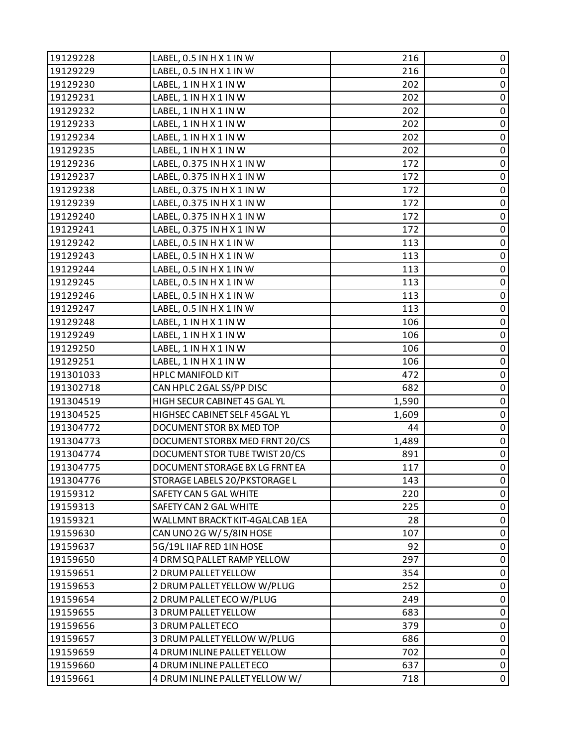| 19129228 | LABEL, 0.5 IN H X 1 IN W | 216 | 0 |
|---|---|---|---|
| 19129229 | LABEL, 0.5 IN H X 1 IN W | 216 | 0 |
| 19129230 | LABEL, 1 IN H X 1 IN W | 202 | 0 |
| 19129231 | LABEL, 1 IN H X 1 IN W | 202 | 0 |
| 19129232 | LABEL, 1 IN H X 1 IN W | 202 | 0 |
| 19129233 | LABEL, 1 IN H X 1 IN W | 202 | 0 |
| 19129234 | LABEL, 1 IN H X 1 IN W | 202 | 0 |
| 19129235 | LABEL, 1 IN H X 1 IN W | 202 | 0 |
| 19129236 | LABEL, 0.375 IN H X 1 IN W | 172 | 0 |
| 19129237 | LABEL, 0.375 IN H X 1 IN W | 172 | 0 |
| 19129238 | LABEL, 0.375 IN H X 1 IN W | 172 | 0 |
| 19129239 | LABEL, 0.375 IN H X 1 IN W | 172 | 0 |
| 19129240 | LABEL, 0.375 IN H X 1 IN W | 172 | 0 |
| 19129241 | LABEL, 0.375 IN H X 1 IN W | 172 | 0 |
| 19129242 | LABEL, 0.5 IN H X 1 IN W | 113 | 0 |
| 19129243 | LABEL, 0.5 IN H X 1 IN W | 113 | 0 |
| 19129244 | LABEL, 0.5 IN H X 1 IN W | 113 | 0 |
| 19129245 | LABEL, 0.5 IN H X 1 IN W | 113 | 0 |
| 19129246 | LABEL, 0.5 IN H X 1 IN W | 113 | 0 |
| 19129247 | LABEL, 0.5 IN H X 1 IN W | 113 | 0 |
| 19129248 | LABEL, 1 IN H X 1 IN W | 106 | 0 |
| 19129249 | LABEL, 1 IN H X 1 IN W | 106 | 0 |
| 19129250 | LABEL, 1 IN H X 1 IN W | 106 | 0 |
| 19129251 | LABEL, 1 IN H X 1 IN W | 106 | 0 |
| 191301033 | HPLC MANIFOLD KIT | 472 | 0 |
| 191302718 | CAN HPLC 2GAL SS/PP DISC | 682 | 0 |
| 191304519 | HIGH SECUR CABINET 45 GAL YL | 1,590 | 0 |
| 191304525 | HIGHSEC CABINET SELF 45GAL YL | 1,609 | 0 |
| 191304772 | DOCUMENT STOR BX MED TOP | 44 | 0 |
| 191304773 | DOCUMENT STORBX MED FRNT 20/CS | 1,489 | 0 |
| 191304774 | DOCUMENT STOR TUBE TWIST 20/CS | 891 | 0 |
| 191304775 | DOCUMENT STORAGE BX LG FRNT EA | 117 | 0 |
| 191304776 | STORAGE LABELS 20/PKSTORAGE L | 143 | 0 |
| 19159312 | SAFETY CAN 5 GAL WHITE | 220 | 0 |
| 19159313 | SAFETY CAN 2 GAL WHITE | 225 | 0 |
| 19159321 | WALLMNT BRACKT KIT-4GALCAB 1EA | 28 | 0 |
| 19159630 | CAN UNO 2G W/ 5/8IN HOSE | 107 | 0 |
| 19159637 | 5G/19L IIAF RED 1IN HOSE | 92 | 0 |
| 19159650 | 4 DRM SQ PALLET RAMP YELLOW | 297 | 0 |
| 19159651 | 2 DRUM PALLET YELLOW | 354 | 0 |
| 19159653 | 2 DRUM PALLET YELLOW W/PLUG | 252 | 0 |
| 19159654 | 2 DRUM PALLET ECO W/PLUG | 249 | 0 |
| 19159655 | 3 DRUM PALLET YELLOW | 683 | 0 |
| 19159656 | 3 DRUM PALLET ECO | 379 | 0 |
| 19159657 | 3 DRUM PALLET YELLOW W/PLUG | 686 | 0 |
| 19159659 | 4 DRUM INLINE PALLET YELLOW | 702 | 0 |
| 19159660 | 4 DRUM INLINE PALLET ECO | 637 | 0 |
| 19159661 | 4 DRUM INLINE PALLET YELLOW W/ | 718 | 0 |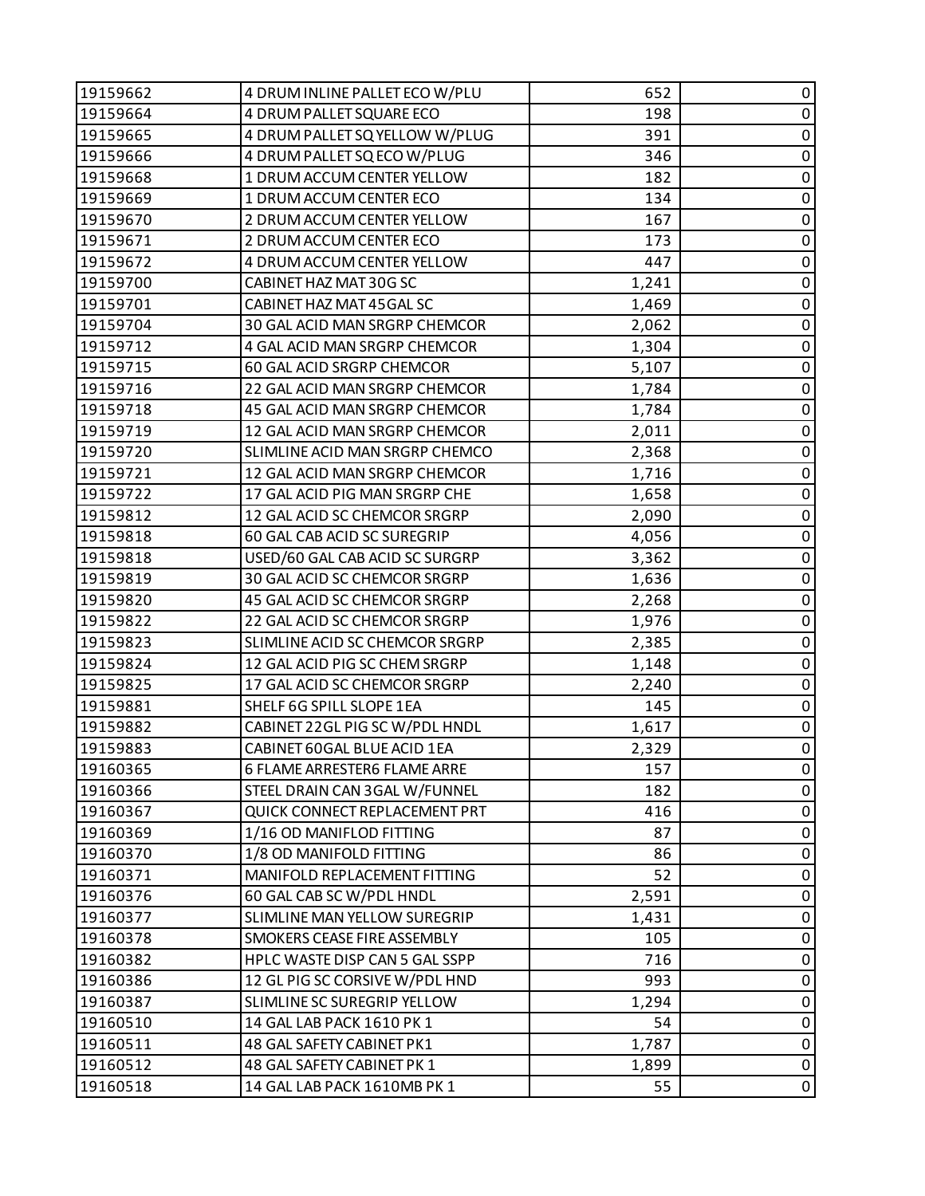| | | | |
|---|---|---|---|
| 19159662 | 4 DRUM INLINE PALLET ECO W/PLU | 652 | 0 |
| 19159664 | 4 DRUM PALLET SQUARE ECO | 198 | 0 |
| 19159665 | 4 DRUM PALLET SQ YELLOW W/PLUG | 391 | 0 |
| 19159666 | 4 DRUM PALLET SQ ECO W/PLUG | 346 | 0 |
| 19159668 | 1 DRUM ACCUM CENTER YELLOW | 182 | 0 |
| 19159669 | 1 DRUM ACCUM CENTER ECO | 134 | 0 |
| 19159670 | 2 DRUM ACCUM CENTER YELLOW | 167 | 0 |
| 19159671 | 2 DRUM ACCUM CENTER ECO | 173 | 0 |
| 19159672 | 4 DRUM ACCUM CENTER YELLOW | 447 | 0 |
| 19159700 | CABINET HAZ MAT 30G SC | 1,241 | 0 |
| 19159701 | CABINET HAZ MAT 45GAL SC | 1,469 | 0 |
| 19159704 | 30 GAL ACID MAN SRGRP CHEMCOR | 2,062 | 0 |
| 19159712 | 4 GAL ACID MAN SRGRP CHEMCOR | 1,304 | 0 |
| 19159715 | 60 GAL ACID SRGRP CHEMCOR | 5,107 | 0 |
| 19159716 | 22 GAL ACID MAN SRGRP CHEMCOR | 1,784 | 0 |
| 19159718 | 45 GAL ACID MAN SRGRP CHEMCOR | 1,784 | 0 |
| 19159719 | 12 GAL ACID MAN SRGRP CHEMCOR | 2,011 | 0 |
| 19159720 | SLIMLINE ACID MAN SRGRP CHEMCO | 2,368 | 0 |
| 19159721 | 12 GAL ACID MAN SRGRP CHEMCOR | 1,716 | 0 |
| 19159722 | 17 GAL ACID PIG MAN SRGRP CHE | 1,658 | 0 |
| 19159812 | 12 GAL ACID SC CHEMCOR SRGRP | 2,090 | 0 |
| 19159818 | 60 GAL CAB ACID SC SUREGRIP | 4,056 | 0 |
| 19159818 | USED/60 GAL CAB ACID SC SURGRP | 3,362 | 0 |
| 19159819 | 30 GAL ACID SC CHEMCOR SRGRP | 1,636 | 0 |
| 19159820 | 45 GAL ACID SC CHEMCOR SRGRP | 2,268 | 0 |
| 19159822 | 22 GAL ACID SC CHEMCOR SRGRP | 1,976 | 0 |
| 19159823 | SLIMLINE ACID SC CHEMCOR SRGRP | 2,385 | 0 |
| 19159824 | 12 GAL ACID PIG SC CHEM SRGRP | 1,148 | 0 |
| 19159825 | 17 GAL ACID SC CHEMCOR SRGRP | 2,240 | 0 |
| 19159881 | SHELF 6G SPILL SLOPE 1EA | 145 | 0 |
| 19159882 | CABINET 22GL PIG SC W/PDL HNDL | 1,617 | 0 |
| 19159883 | CABINET 60GAL BLUE ACID 1EA | 2,329 | 0 |
| 19160365 | 6 FLAME ARRESTER6 FLAME ARRE | 157 | 0 |
| 19160366 | STEEL DRAIN CAN 3GAL W/FUNNEL | 182 | 0 |
| 19160367 | QUICK CONNECT REPLACEMENT PRT | 416 | 0 |
| 19160369 | 1/16 OD MANIFLOD FITTING | 87 | 0 |
| 19160370 | 1/8 OD MANIFOLD FITTING | 86 | 0 |
| 19160371 | MANIFOLD REPLACEMENT FITTING | 52 | 0 |
| 19160376 | 60 GAL CAB SC W/PDL HNDL | 2,591 | 0 |
| 19160377 | SLIMLINE MAN YELLOW SUREGRIP | 1,431 | 0 |
| 19160378 | SMOKERS CEASE FIRE ASSEMBLY | 105 | 0 |
| 19160382 | HPLC WASTE DISP CAN 5 GAL SSPP | 716 | 0 |
| 19160386 | 12 GL PIG SC CORSIVE W/PDL HND | 993 | 0 |
| 19160387 | SLIMLINE SC SUREGRIP YELLOW | 1,294 | 0 |
| 19160510 | 14 GAL LAB PACK 1610 PK 1 | 54 | 0 |
| 19160511 | 48 GAL SAFETY CABINET PK1 | 1,787 | 0 |
| 19160512 | 48 GAL SAFETY CABINET PK 1 | 1,899 | 0 |
| 19160518 | 14 GAL LAB PACK 1610MB PK 1 | 55 | 0 |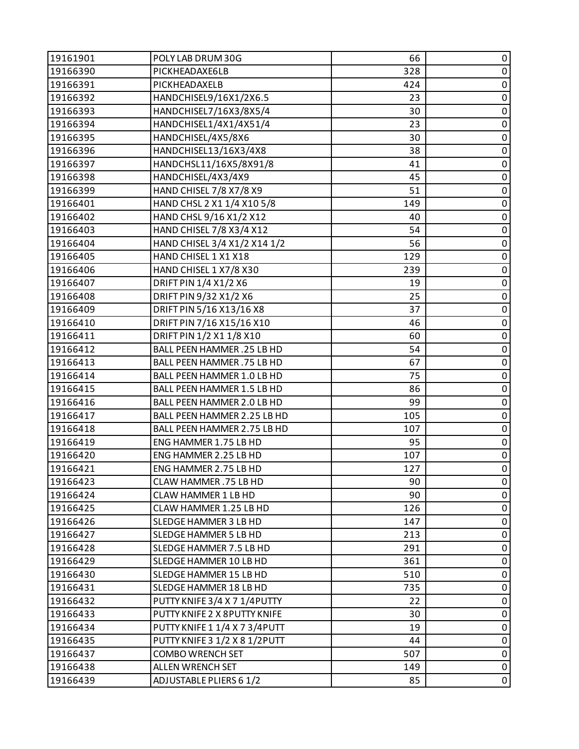| | | | |
|---|---|---|---|
| 19161901 | POLY LAB DRUM 30G | 66 | 0 |
| 19166390 | PICKHEADAXE6LB | 328 | 0 |
| 19166391 | PICKHEADAXELB | 424 | 0 |
| 19166392 | HANDCHISEL9/16X1/2X6.5 | 23 | 0 |
| 19166393 | HANDCHISEL7/16X3/8X5/4 | 30 | 0 |
| 19166394 | HANDCHISEL1/4X1/4X51/4 | 23 | 0 |
| 19166395 | HANDCHISEL/4X5/8X6 | 30 | 0 |
| 19166396 | HANDCHISEL13/16X3/4X8 | 38 | 0 |
| 19166397 | HANDCHSL11/16X5/8X91/8 | 41 | 0 |
| 19166398 | HANDCHISEL/4X3/4X9 | 45 | 0 |
| 19166399 | HAND CHISEL 7/8 X7/8 X9 | 51 | 0 |
| 19166401 | HAND CHSL 2 X1 1/4 X10 5/8 | 149 | 0 |
| 19166402 | HAND CHSL 9/16 X1/2 X12 | 40 | 0 |
| 19166403 | HAND CHISEL 7/8 X3/4 X12 | 54 | 0 |
| 19166404 | HAND CHISEL 3/4 X1/2 X14 1/2 | 56 | 0 |
| 19166405 | HAND CHISEL 1 X1 X18 | 129 | 0 |
| 19166406 | HAND CHISEL 1 X7/8 X30 | 239 | 0 |
| 19166407 | DRIFT PIN 1/4 X1/2 X6 | 19 | 0 |
| 19166408 | DRIFT PIN 9/32 X1/2 X6 | 25 | 0 |
| 19166409 | DRIFT PIN 5/16 X13/16 X8 | 37 | 0 |
| 19166410 | DRIFT PIN 7/16 X15/16 X10 | 46 | 0 |
| 19166411 | DRIFT PIN 1/2 X1 1/8 X10 | 60 | 0 |
| 19166412 | BALL PEEN HAMMER .25 LB HD | 54 | 0 |
| 19166413 | BALL PEEN HAMMER .75 LB HD | 67 | 0 |
| 19166414 | BALL PEEN HAMMER 1.0 LB HD | 75 | 0 |
| 19166415 | BALL PEEN HAMMER 1.5 LB HD | 86 | 0 |
| 19166416 | BALL PEEN HAMMER 2.0 LB HD | 99 | 0 |
| 19166417 | BALL PEEN HAMMER 2.25 LB HD | 105 | 0 |
| 19166418 | BALL PEEN HAMMER 2.75 LB HD | 107 | 0 |
| 19166419 | ENG HAMMER 1.75 LB HD | 95 | 0 |
| 19166420 | ENG HAMMER 2.25 LB HD | 107 | 0 |
| 19166421 | ENG HAMMER 2.75 LB HD | 127 | 0 |
| 19166423 | CLAW HAMMER .75 LB HD | 90 | 0 |
| 19166424 | CLAW HAMMER 1 LB HD | 90 | 0 |
| 19166425 | CLAW HAMMER 1.25 LB HD | 126 | 0 |
| 19166426 | SLEDGE HAMMER 3 LB HD | 147 | 0 |
| 19166427 | SLEDGE HAMMER 5 LB HD | 213 | 0 |
| 19166428 | SLEDGE HAMMER 7.5 LB HD | 291 | 0 |
| 19166429 | SLEDGE HAMMER 10 LB HD | 361 | 0 |
| 19166430 | SLEDGE HAMMER 15 LB HD | 510 | 0 |
| 19166431 | SLEDGE HAMMER 18 LB HD | 735 | 0 |
| 19166432 | PUTTY KNIFE 3/4 X 7 1/4PUTTY | 22 | 0 |
| 19166433 | PUTTY KNIFE 2 X 8PUTTY KNIFE | 30 | 0 |
| 19166434 | PUTTY KNIFE 1 1/4 X 7 3/4PUTT | 19 | 0 |
| 19166435 | PUTTY KNIFE 3 1/2 X 8 1/2PUTT | 44 | 0 |
| 19166437 | COMBO WRENCH SET | 507 | 0 |
| 19166438 | ALLEN WRENCH SET | 149 | 0 |
| 19166439 | ADJUSTABLE PLIERS 6 1/2 | 85 | 0 |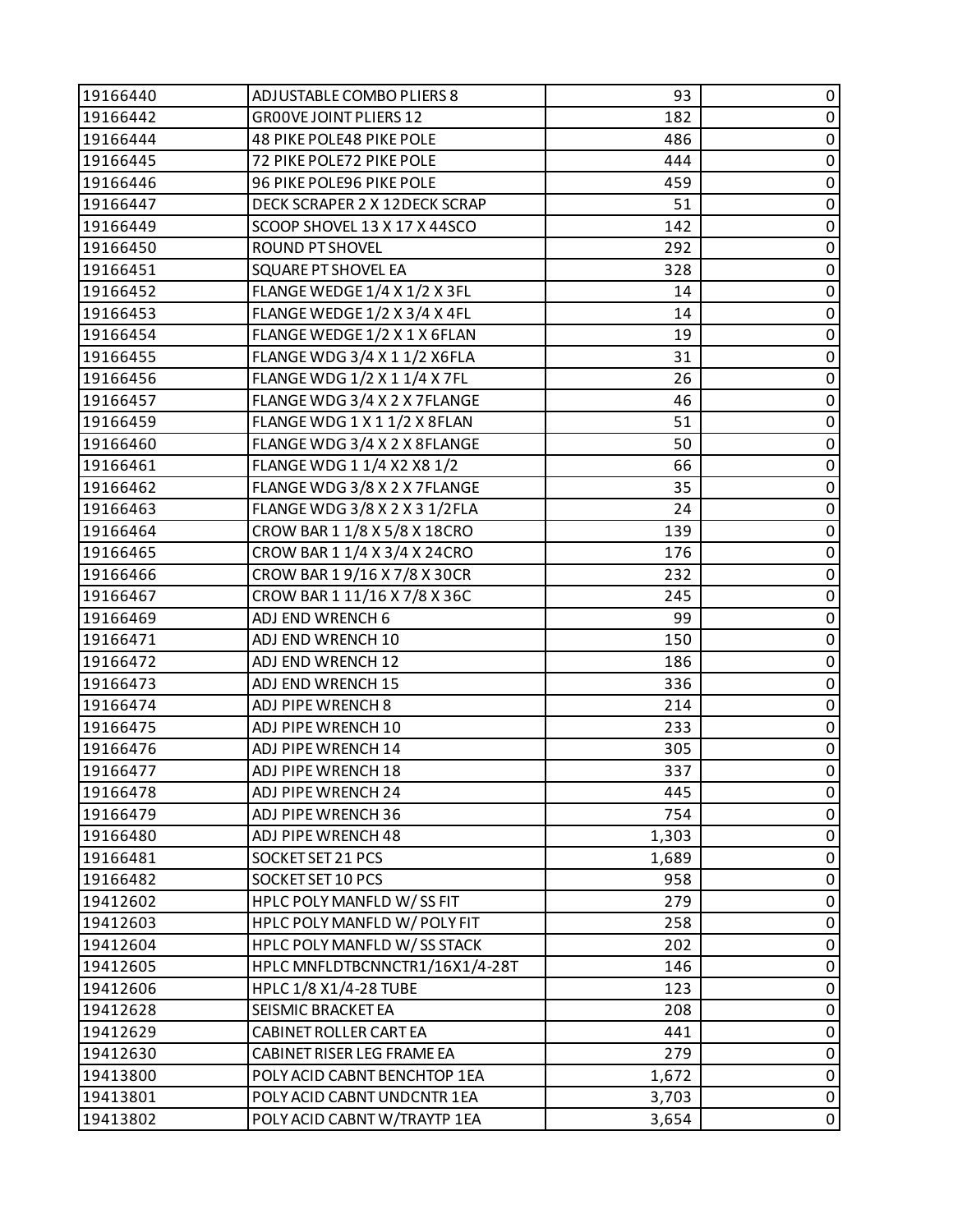| 19166440 | ADJUSTABLE COMBO PLIERS 8 | 93 | 0 |
|---|---|---|---|
| 19166442 | GR0OVE JOINT PLIERS 12 | 182 | 0 |
| 19166444 | 48 PIKE POLE48 PIKE POLE | 486 | 0 |
| 19166445 | 72 PIKE POLE72 PIKE POLE | 444 | 0 |
| 19166446 | 96 PIKE POLE96 PIKE POLE | 459 | 0 |
| 19166447 | DECK SCRAPER 2 X 12DECK SCRAP | 51 | 0 |
| 19166449 | SCOOP SHOVEL 13 X 17 X 44SCO | 142 | 0 |
| 19166450 | ROUND PT SHOVEL | 292 | 0 |
| 19166451 | SQUARE PT SHOVEL EA | 328 | 0 |
| 19166452 | FLANGE WEDGE 1/4 X 1/2 X 3FL | 14 | 0 |
| 19166453 | FLANGE WEDGE 1/2 X 3/4 X 4FL | 14 | 0 |
| 19166454 | FLANGE WEDGE 1/2 X 1 X 6FLAN | 19 | 0 |
| 19166455 | FLANGE WDG 3/4 X 1 1/2 X6FLA | 31 | 0 |
| 19166456 | FLANGE WDG 1/2 X 1 1/4 X 7FL | 26 | 0 |
| 19166457 | FLANGE WDG 3/4 X 2 X 7FLANGE | 46 | 0 |
| 19166459 | FLANGE WDG 1 X 1 1/2 X 8FLAN | 51 | 0 |
| 19166460 | FLANGE WDG 3/4 X 2 X 8FLANGE | 50 | 0 |
| 19166461 | FLANGE WDG 1 1/4 X2 X8 1/2 | 66 | 0 |
| 19166462 | FLANGE WDG 3/8 X 2 X 7FLANGE | 35 | 0 |
| 19166463 | FLANGE WDG 3/8 X 2 X 3 1/2FLA | 24 | 0 |
| 19166464 | CROW BAR 1 1/8 X 5/8 X 18CRO | 139 | 0 |
| 19166465 | CROW BAR 1 1/4 X 3/4 X 24CRO | 176 | 0 |
| 19166466 | CROW BAR 1 9/16 X 7/8 X 30CR | 232 | 0 |
| 19166467 | CROW BAR 1 11/16 X 7/8 X 36C | 245 | 0 |
| 19166469 | ADJ END WRENCH 6 | 99 | 0 |
| 19166471 | ADJ END WRENCH 10 | 150 | 0 |
| 19166472 | ADJ END WRENCH 12 | 186 | 0 |
| 19166473 | ADJ END WRENCH 15 | 336 | 0 |
| 19166474 | ADJ PIPE WRENCH 8 | 214 | 0 |
| 19166475 | ADJ PIPE WRENCH 10 | 233 | 0 |
| 19166476 | ADJ PIPE WRENCH 14 | 305 | 0 |
| 19166477 | ADJ PIPE WRENCH 18 | 337 | 0 |
| 19166478 | ADJ PIPE WRENCH 24 | 445 | 0 |
| 19166479 | ADJ PIPE WRENCH 36 | 754 | 0 |
| 19166480 | ADJ PIPE WRENCH 48 | 1,303 | 0 |
| 19166481 | SOCKET SET 21 PCS | 1,689 | 0 |
| 19166482 | SOCKET SET 10 PCS | 958 | 0 |
| 19412602 | HPLC POLY MANFLD W/ SS FIT | 279 | 0 |
| 19412603 | HPLC POLY MANFLD W/ POLY FIT | 258 | 0 |
| 19412604 | HPLC POLY MANFLD W/ SS STACK | 202 | 0 |
| 19412605 | HPLC MNFLDTBCNNCTR1/16X1/4-28T | 146 | 0 |
| 19412606 | HPLC 1/8 X1/4-28 TUBE | 123 | 0 |
| 19412628 | SEISMIC BRACKET EA | 208 | 0 |
| 19412629 | CABINET ROLLER CART EA | 441 | 0 |
| 19412630 | CABINET RISER LEG FRAME EA | 279 | 0 |
| 19413800 | POLY ACID CABNT BENCHTOP 1EA | 1,672 | 0 |
| 19413801 | POLY ACID CABNT UNDCNTR 1EA | 3,703 | 0 |
| 19413802 | POLY ACID CABNT W/TRAYTP 1EA | 3,654 | 0 |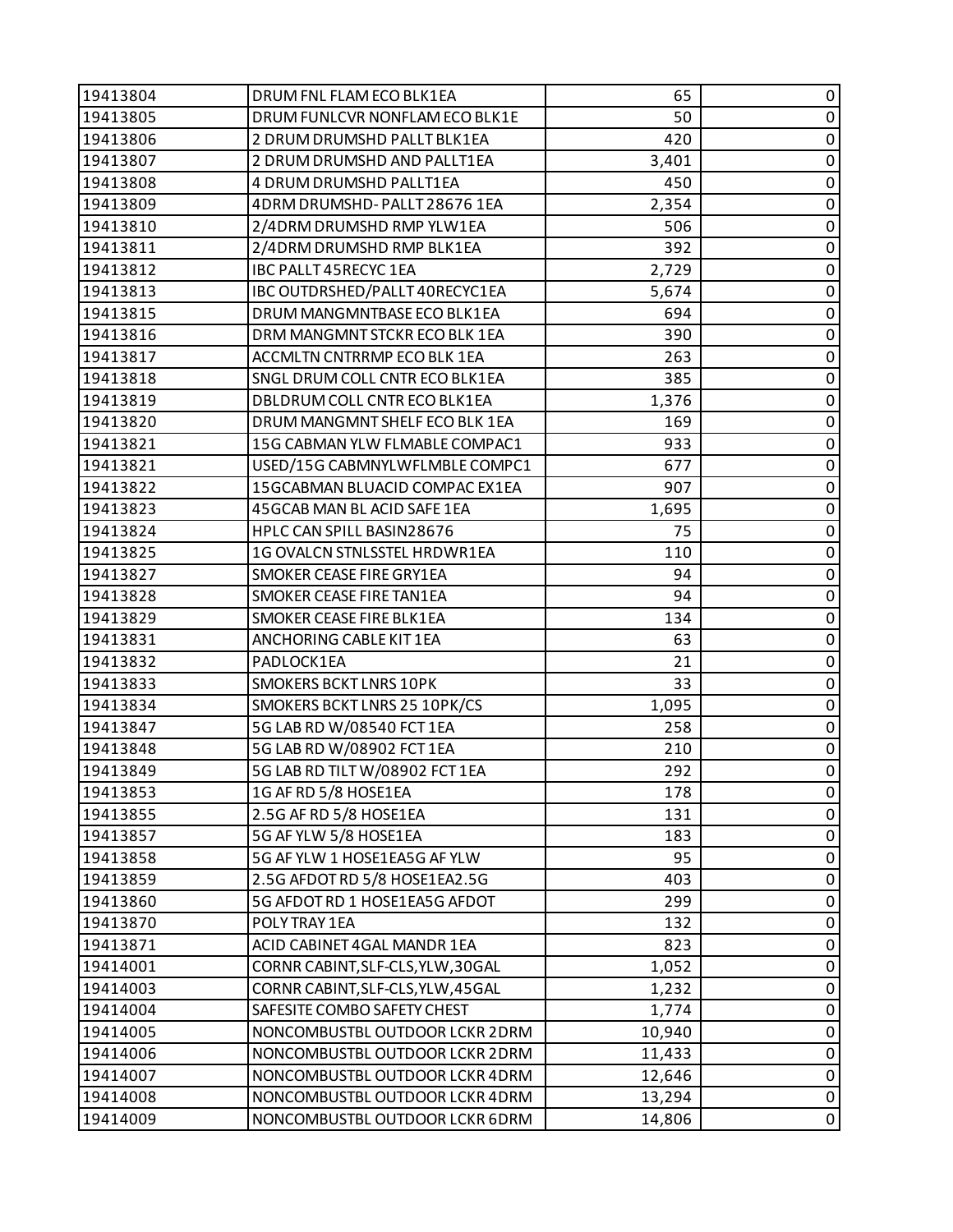| | | | |
|---|---|---|---|
| 19413804 | DRUM FNL FLAM ECO BLK1EA | 65 | 0 |
| 19413805 | DRUM FUNLCVR NONFLAM ECO BLK1E | 50 | 0 |
| 19413806 | 2 DRUM DRUMSHD PALLT BLK1EA | 420 | 0 |
| 19413807 | 2 DRUM DRUMSHD AND PALLT1EA | 3,401 | 0 |
| 19413808 | 4 DRUM DRUMSHD PALLT1EA | 450 | 0 |
| 19413809 | 4DRM DRUMSHD- PALLT 28676 1EA | 2,354 | 0 |
| 19413810 | 2/4DRM DRUMSHD RMP YLW1EA | 506 | 0 |
| 19413811 | 2/4DRM DRUMSHD RMP BLK1EA | 392 | 0 |
| 19413812 | IBC PALLT 45RECYC 1EA | 2,729 | 0 |
| 19413813 | IBC OUTDRSHED/PALLT 40RECYC1EA | 5,674 | 0 |
| 19413815 | DRUM MANGMNTBASE ECO BLK1EA | 694 | 0 |
| 19413816 | DRM MANGMNT STCKR ECO BLK 1EA | 390 | 0 |
| 19413817 | ACCMLTN CNTRRMP ECO BLK 1EA | 263 | 0 |
| 19413818 | SNGL DRUM COLL CNTR ECO BLK1EA | 385 | 0 |
| 19413819 | DBLDRUM COLL CNTR ECO BLK1EA | 1,376 | 0 |
| 19413820 | DRUM MANGMNT SHELF ECO BLK 1EA | 169 | 0 |
| 19413821 | 15G CABMAN YLW FLMABLE COMPAC1 | 933 | 0 |
| 19413821 | USED/15G CABMNYLWFLMBLE COMPC1 | 677 | 0 |
| 19413822 | 15GCABMAN BLUACID COMPAC EX1EA | 907 | 0 |
| 19413823 | 45GCAB MAN BL ACID SAFE 1EA | 1,695 | 0 |
| 19413824 | HPLC CAN SPILL BASIN28676 | 75 | 0 |
| 19413825 | 1G OVALCN STNLSSTEL HRDWR1EA | 110 | 0 |
| 19413827 | SMOKER CEASE FIRE GRY1EA | 94 | 0 |
| 19413828 | SMOKER CEASE FIRE TAN1EA | 94 | 0 |
| 19413829 | SMOKER CEASE FIRE BLK1EA | 134 | 0 |
| 19413831 | ANCHORING CABLE KIT 1EA | 63 | 0 |
| 19413832 | PADLOCK1EA | 21 | 0 |
| 19413833 | SMOKERS BCKT LNRS 10PK | 33 | 0 |
| 19413834 | SMOKERS BCKT LNRS 25 10PK/CS | 1,095 | 0 |
| 19413847 | 5G LAB RD W/08540 FCT 1EA | 258 | 0 |
| 19413848 | 5G LAB RD W/08902 FCT 1EA | 210 | 0 |
| 19413849 | 5G LAB RD TILT W/08902 FCT 1EA | 292 | 0 |
| 19413853 | 1G AF RD 5/8 HOSE1EA | 178 | 0 |
| 19413855 | 2.5G AF RD 5/8 HOSE1EA | 131 | 0 |
| 19413857 | 5G AF YLW 5/8 HOSE1EA | 183 | 0 |
| 19413858 | 5G AF YLW 1 HOSE1EA5G AF YLW | 95 | 0 |
| 19413859 | 2.5G AFDOT RD 5/8 HOSE1EA2.5G | 403 | 0 |
| 19413860 | 5G AFDOT RD 1 HOSE1EA5G AFDOT | 299 | 0 |
| 19413870 | POLY TRAY 1EA | 132 | 0 |
| 19413871 | ACID CABINET 4GAL MANDR 1EA | 823 | 0 |
| 19414001 | CORNR CABINT,SLF-CLS,YLW,30GAL | 1,052 | 0 |
| 19414003 | CORNR CABINT,SLF-CLS,YLW,45GAL | 1,232 | 0 |
| 19414004 | SAFESITE COMBO SAFETY CHEST | 1,774 | 0 |
| 19414005 | NONCOMBUSTBL OUTDOOR LCKR 2DRM | 10,940 | 0 |
| 19414006 | NONCOMBUSTBL OUTDOOR LCKR 2DRM | 11,433 | 0 |
| 19414007 | NONCOMBUSTBL OUTDOOR LCKR 4DRM | 12,646 | 0 |
| 19414008 | NONCOMBUSTBL OUTDOOR LCKR 4DRM | 13,294 | 0 |
| 19414009 | NONCOMBUSTBL OUTDOOR LCKR 6DRM | 14,806 | 0 |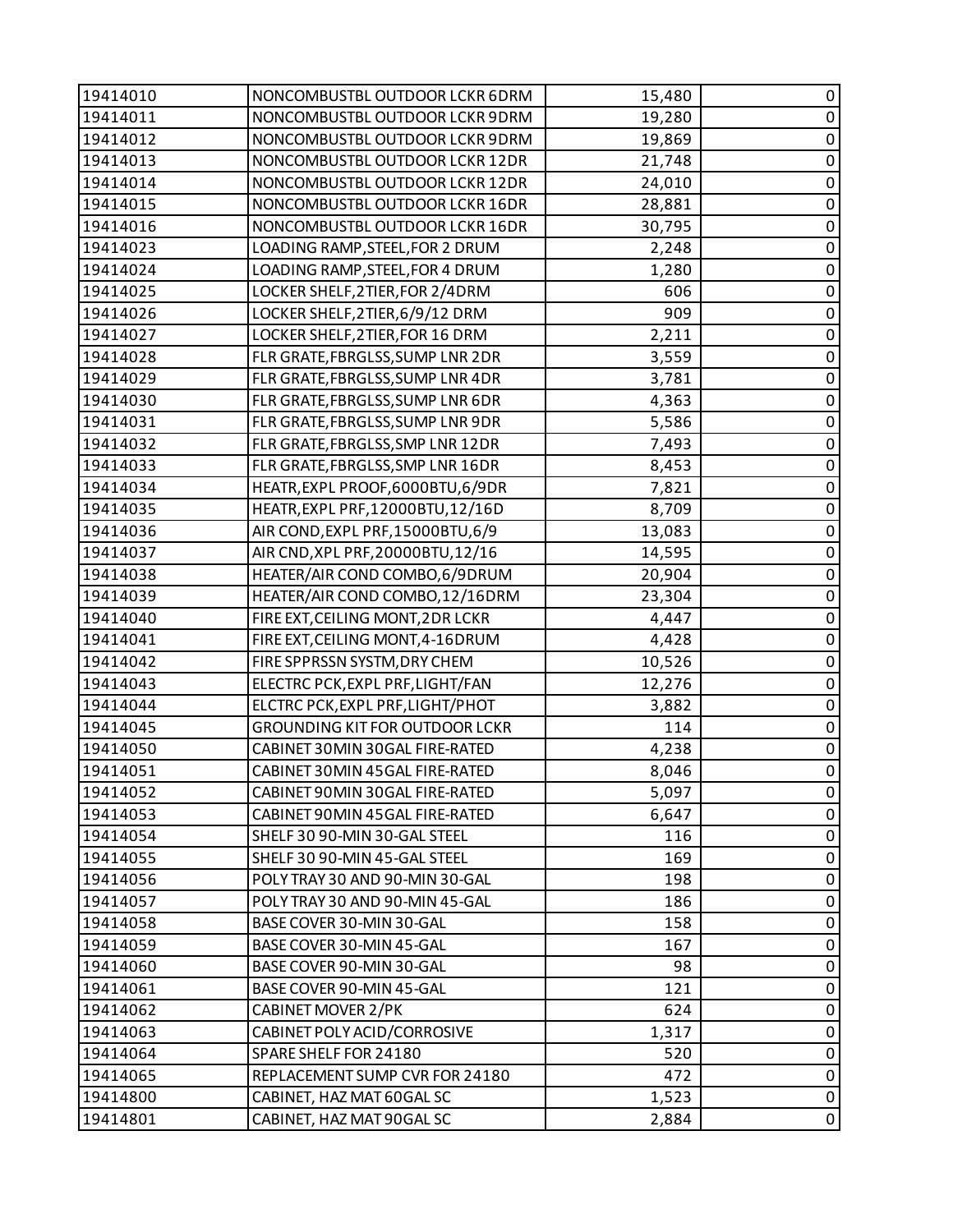| | | | |
|---|---|---|---|
| 19414010 | NONCOMBUSTBL OUTDOOR LCKR 6DRM | 15,480 | 0 |
| 19414011 | NONCOMBUSTBL OUTDOOR LCKR 9DRM | 19,280 | 0 |
| 19414012 | NONCOMBUSTBL OUTDOOR LCKR 9DRM | 19,869 | 0 |
| 19414013 | NONCOMBUSTBL OUTDOOR LCKR 12DR | 21,748 | 0 |
| 19414014 | NONCOMBUSTBL OUTDOOR LCKR 12DR | 24,010 | 0 |
| 19414015 | NONCOMBUSTBL OUTDOOR LCKR 16DR | 28,881 | 0 |
| 19414016 | NONCOMBUSTBL OUTDOOR LCKR 16DR | 30,795 | 0 |
| 19414023 | LOADING RAMP,STEEL,FOR 2 DRUM | 2,248 | 0 |
| 19414024 | LOADING RAMP,STEEL,FOR 4 DRUM | 1,280 | 0 |
| 19414025 | LOCKER SHELF,2TIER,FOR 2/4DRM | 606 | 0 |
| 19414026 | LOCKER SHELF,2TIER,6/9/12 DRM | 909 | 0 |
| 19414027 | LOCKER SHELF,2TIER,FOR 16 DRM | 2,211 | 0 |
| 19414028 | FLR GRATE,FBRGLSS,SUMP LNR 2DR | 3,559 | 0 |
| 19414029 | FLR GRATE,FBRGLSS,SUMP LNR 4DR | 3,781 | 0 |
| 19414030 | FLR GRATE,FBRGLSS,SUMP LNR 6DR | 4,363 | 0 |
| 19414031 | FLR GRATE,FBRGLSS,SUMP LNR 9DR | 5,586 | 0 |
| 19414032 | FLR GRATE,FBRGLSS,SMP LNR 12DR | 7,493 | 0 |
| 19414033 | FLR GRATE,FBRGLSS,SMP LNR 16DR | 8,453 | 0 |
| 19414034 | HEATR,EXPL PROOF,6000BTU,6/9DR | 7,821 | 0 |
| 19414035 | HEATR,EXPL PRF,12000BTU,12/16D | 8,709 | 0 |
| 19414036 | AIR COND,EXPL PRF,15000BTU,6/9 | 13,083 | 0 |
| 19414037 | AIR CND,XPL PRF,20000BTU,12/16 | 14,595 | 0 |
| 19414038 | HEATER/AIR COND COMBO,6/9DRUM | 20,904 | 0 |
| 19414039 | HEATER/AIR COND COMBO,12/16DRM | 23,304 | 0 |
| 19414040 | FIRE EXT,CEILING MONT,2DR LCKR | 4,447 | 0 |
| 19414041 | FIRE EXT,CEILING MONT,4-16DRUM | 4,428 | 0 |
| 19414042 | FIRE SPPRSSN SYSTM,DRY CHEM | 10,526 | 0 |
| 19414043 | ELECTRC PCK,EXPL PRF,LIGHT/FAN | 12,276 | 0 |
| 19414044 | ELCTRC PCK,EXPL PRF,LIGHT/PHOT | 3,882 | 0 |
| 19414045 | GROUNDING KIT FOR OUTDOOR LCKR | 114 | 0 |
| 19414050 | CABINET 30MIN 30GAL FIRE-RATED | 4,238 | 0 |
| 19414051 | CABINET 30MIN 45GAL FIRE-RATED | 8,046 | 0 |
| 19414052 | CABINET 90MIN 30GAL FIRE-RATED | 5,097 | 0 |
| 19414053 | CABINET 90MIN 45GAL FIRE-RATED | 6,647 | 0 |
| 19414054 | SHELF 30 90-MIN 30-GAL STEEL | 116 | 0 |
| 19414055 | SHELF 30 90-MIN 45-GAL STEEL | 169 | 0 |
| 19414056 | POLY TRAY 30 AND 90-MIN 30-GAL | 198 | 0 |
| 19414057 | POLY TRAY 30 AND 90-MIN 45-GAL | 186 | 0 |
| 19414058 | BASE COVER 30-MIN 30-GAL | 158 | 0 |
| 19414059 | BASE COVER 30-MIN 45-GAL | 167 | 0 |
| 19414060 | BASE COVER 90-MIN 30-GAL | 98 | 0 |
| 19414061 | BASE COVER 90-MIN 45-GAL | 121 | 0 |
| 19414062 | CABINET MOVER 2/PK | 624 | 0 |
| 19414063 | CABINET POLY ACID/CORROSIVE | 1,317 | 0 |
| 19414064 | SPARE SHELF FOR 24180 | 520 | 0 |
| 19414065 | REPLACEMENT SUMP CVR FOR 24180 | 472 | 0 |
| 19414800 | CABINET, HAZ MAT 60GAL SC | 1,523 | 0 |
| 19414801 | CABINET, HAZ MAT 90GAL SC | 2,884 | 0 |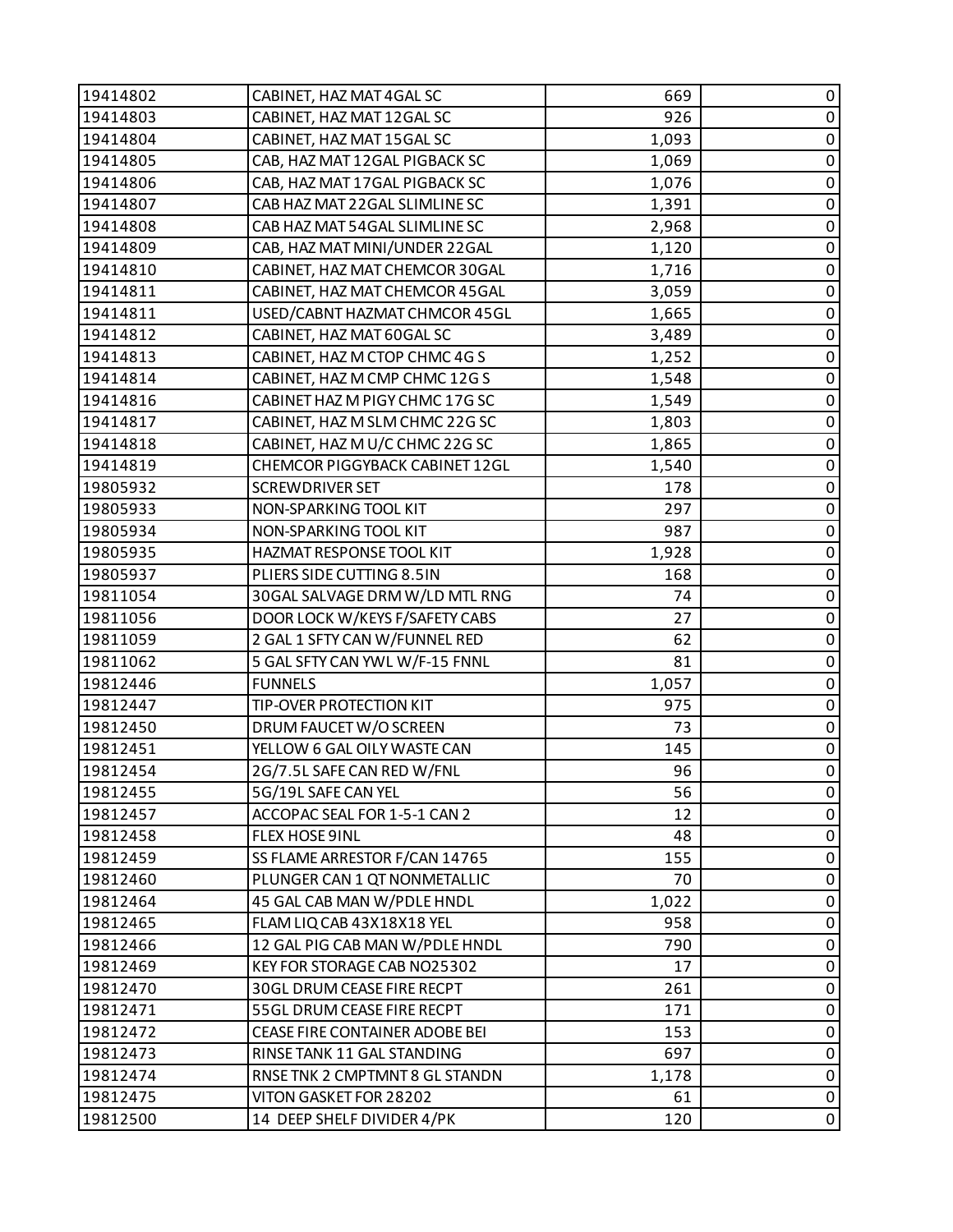| | | | |
|---|---|---|---|
| 19414802 | CABINET, HAZ MAT 4GAL SC | 669 | 0 |
| 19414803 | CABINET, HAZ MAT 12GAL SC | 926 | 0 |
| 19414804 | CABINET, HAZ MAT 15GAL SC | 1,093 | 0 |
| 19414805 | CAB, HAZ MAT 12GAL PIGBACK SC | 1,069 | 0 |
| 19414806 | CAB, HAZ MAT 17GAL PIGBACK SC | 1,076 | 0 |
| 19414807 | CAB HAZ MAT 22GAL SLIMLINE SC | 1,391 | 0 |
| 19414808 | CAB HAZ MAT 54GAL SLIMLINE SC | 2,968 | 0 |
| 19414809 | CAB, HAZ MAT MINI/UNDER 22GAL | 1,120 | 0 |
| 19414810 | CABINET, HAZ MAT CHEMCOR 30GAL | 1,716 | 0 |
| 19414811 | CABINET, HAZ MAT CHEMCOR 45GAL | 3,059 | 0 |
| 19414811 | USED/CABNT HAZMAT CHMCOR 45GL | 1,665 | 0 |
| 19414812 | CABINET, HAZ MAT 60GAL SC | 3,489 | 0 |
| 19414813 | CABINET, HAZ M CTOP CHMC 4G S | 1,252 | 0 |
| 19414814 | CABINET, HAZ M CMP CHMC 12G S | 1,548 | 0 |
| 19414816 | CABINET HAZ M PIGY CHMC 17G SC | 1,549 | 0 |
| 19414817 | CABINET, HAZ M SLM CHMC 22G SC | 1,803 | 0 |
| 19414818 | CABINET, HAZ M U/C CHMC 22G SC | 1,865 | 0 |
| 19414819 | CHEMCOR PIGGYBACK CABINET 12GL | 1,540 | 0 |
| 19805932 | SCREWDRIVER SET | 178 | 0 |
| 19805933 | NON-SPARKING TOOL KIT | 297 | 0 |
| 19805934 | NON-SPARKING TOOL KIT | 987 | 0 |
| 19805935 | HAZMAT RESPONSE TOOL KIT | 1,928 | 0 |
| 19805937 | PLIERS SIDE CUTTING 8.5IN | 168 | 0 |
| 19811054 | 30GAL SALVAGE DRM W/LD MTL RNG | 74 | 0 |
| 19811056 | DOOR LOCK W/KEYS F/SAFETY CABS | 27 | 0 |
| 19811059 | 2 GAL 1 SFTY CAN W/FUNNEL RED | 62 | 0 |
| 19811062 | 5 GAL SFTY CAN YWL W/F-15 FNNL | 81 | 0 |
| 19812446 | FUNNELS | 1,057 | 0 |
| 19812447 | TIP-OVER PROTECTION KIT | 975 | 0 |
| 19812450 | DRUM FAUCET W/O SCREEN | 73 | 0 |
| 19812451 | YELLOW 6 GAL OILY WASTE CAN | 145 | 0 |
| 19812454 | 2G/7.5L SAFE CAN RED W/FNL | 96 | 0 |
| 19812455 | 5G/19L SAFE CAN YEL | 56 | 0 |
| 19812457 | ACCOPAC SEAL FOR 1-5-1 CAN 2 | 12 | 0 |
| 19812458 | FLEX HOSE 9INL | 48 | 0 |
| 19812459 | SS FLAME ARRESTOR F/CAN 14765 | 155 | 0 |
| 19812460 | PLUNGER CAN 1 QT NONMETALLIC | 70 | 0 |
| 19812464 | 45 GAL CAB MAN W/PDLE HNDL | 1,022 | 0 |
| 19812465 | FLAM LIQ CAB 43X18X18 YEL | 958 | 0 |
| 19812466 | 12 GAL PIG CAB MAN W/PDLE HNDL | 790 | 0 |
| 19812469 | KEY FOR STORAGE CAB NO25302 | 17 | 0 |
| 19812470 | 30GL DRUM CEASE FIRE RECPT | 261 | 0 |
| 19812471 | 55GL DRUM CEASE FIRE RECPT | 171 | 0 |
| 19812472 | CEASE FIRE CONTAINER ADOBE BEI | 153 | 0 |
| 19812473 | RINSE TANK 11 GAL STANDING | 697 | 0 |
| 19812474 | RNSE TNK 2 CMPTMNT 8 GL STANDN | 1,178 | 0 |
| 19812475 | VITON GASKET FOR 28202 | 61 | 0 |
| 19812500 | 14 DEEP SHELF DIVIDER 4/PK | 120 | 0 |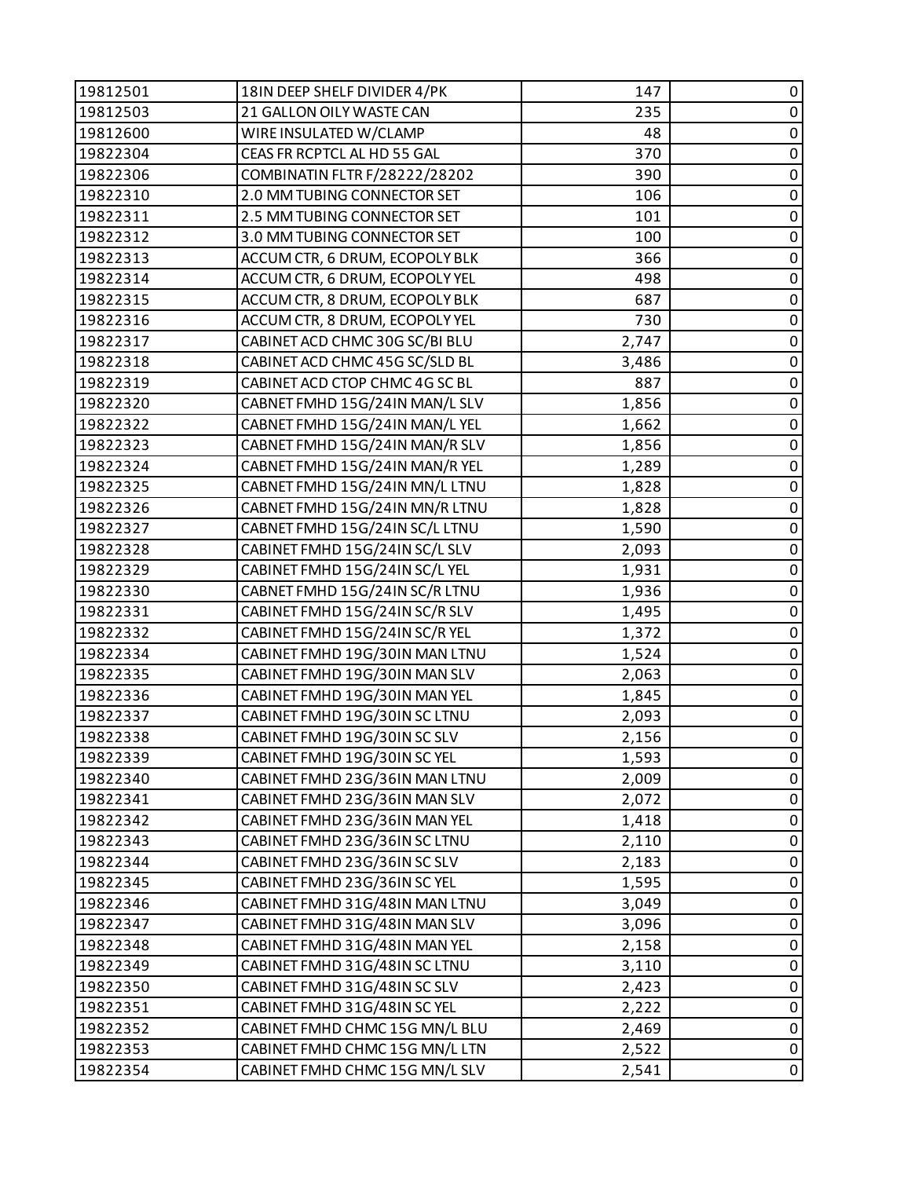| 19812501 | 18IN DEEP SHELF DIVIDER 4/PK | 147 | 0 |
|---|---|---|---|
| 19812503 | 21 GALLON OILY WASTE CAN | 235 | 0 |
| 19812600 | WIRE INSULATED W/CLAMP | 48 | 0 |
| 19822304 | CEAS FR RCPTCL AL HD 55 GAL | 370 | 0 |
| 19822306 | COMBINATIN FLTR F/28222/28202 | 390 | 0 |
| 19822310 | 2.0 MM TUBING CONNECTOR SET | 106 | 0 |
| 19822311 | 2.5 MM TUBING CONNECTOR SET | 101 | 0 |
| 19822312 | 3.0 MM TUBING CONNECTOR SET | 100 | 0 |
| 19822313 | ACCUM CTR, 6 DRUM, ECOPOLY BLK | 366 | 0 |
| 19822314 | ACCUM CTR, 6 DRUM, ECOPOLY YEL | 498 | 0 |
| 19822315 | ACCUM CTR, 8 DRUM, ECOPOLY BLK | 687 | 0 |
| 19822316 | ACCUM CTR, 8 DRUM, ECOPOLY YEL | 730 | 0 |
| 19822317 | CABINET ACD CHMC 30G SC/BI BLU | 2,747 | 0 |
| 19822318 | CABINET ACD CHMC 45G SC/SLD BL | 3,486 | 0 |
| 19822319 | CABINET ACD CTOP CHMC 4G SC BL | 887 | 0 |
| 19822320 | CABNET FMHD 15G/24IN MAN/L SLV | 1,856 | 0 |
| 19822322 | CABNET FMHD 15G/24IN MAN/L YEL | 1,662 | 0 |
| 19822323 | CABNET FMHD 15G/24IN MAN/R SLV | 1,856 | 0 |
| 19822324 | CABNET FMHD 15G/24IN MAN/R YEL | 1,289 | 0 |
| 19822325 | CABNET FMHD 15G/24IN MN/L LTNU | 1,828 | 0 |
| 19822326 | CABNET FMHD 15G/24IN MN/R LTNU | 1,828 | 0 |
| 19822327 | CABNET FMHD 15G/24IN SC/L LTNU | 1,590 | 0 |
| 19822328 | CABINET FMHD 15G/24IN SC/L SLV | 2,093 | 0 |
| 19822329 | CABINET FMHD 15G/24IN SC/L YEL | 1,931 | 0 |
| 19822330 | CABNET FMHD 15G/24IN SC/R LTNU | 1,936 | 0 |
| 19822331 | CABINET FMHD 15G/24IN SC/R SLV | 1,495 | 0 |
| 19822332 | CABINET FMHD 15G/24IN SC/R YEL | 1,372 | 0 |
| 19822334 | CABINET FMHD 19G/30IN MAN LTNU | 1,524 | 0 |
| 19822335 | CABINET FMHD 19G/30IN MAN SLV | 2,063 | 0 |
| 19822336 | CABINET FMHD 19G/30IN MAN YEL | 1,845 | 0 |
| 19822337 | CABINET FMHD 19G/30IN SC LTNU | 2,093 | 0 |
| 19822338 | CABINET FMHD 19G/30IN SC SLV | 2,156 | 0 |
| 19822339 | CABINET FMHD 19G/30IN SC YEL | 1,593 | 0 |
| 19822340 | CABINET FMHD 23G/36IN MAN LTNU | 2,009 | 0 |
| 19822341 | CABINET FMHD 23G/36IN MAN SLV | 2,072 | 0 |
| 19822342 | CABINET FMHD 23G/36IN MAN YEL | 1,418 | 0 |
| 19822343 | CABINET FMHD 23G/36IN SC LTNU | 2,110 | 0 |
| 19822344 | CABINET FMHD 23G/36IN SC SLV | 2,183 | 0 |
| 19822345 | CABINET FMHD 23G/36IN SC YEL | 1,595 | 0 |
| 19822346 | CABINET FMHD 31G/48IN MAN LTNU | 3,049 | 0 |
| 19822347 | CABINET FMHD 31G/48IN MAN SLV | 3,096 | 0 |
| 19822348 | CABINET FMHD 31G/48IN MAN YEL | 2,158 | 0 |
| 19822349 | CABINET FMHD 31G/48IN SC LTNU | 3,110 | 0 |
| 19822350 | CABINET FMHD 31G/48IN SC SLV | 2,423 | 0 |
| 19822351 | CABINET FMHD 31G/48IN SC YEL | 2,222 | 0 |
| 19822352 | CABINET FMHD CHMC 15G MN/L BLU | 2,469 | 0 |
| 19822353 | CABINET FMHD CHMC 15G MN/L LTN | 2,522 | 0 |
| 19822354 | CABINET FMHD CHMC 15G MN/L SLV | 2,541 | 0 |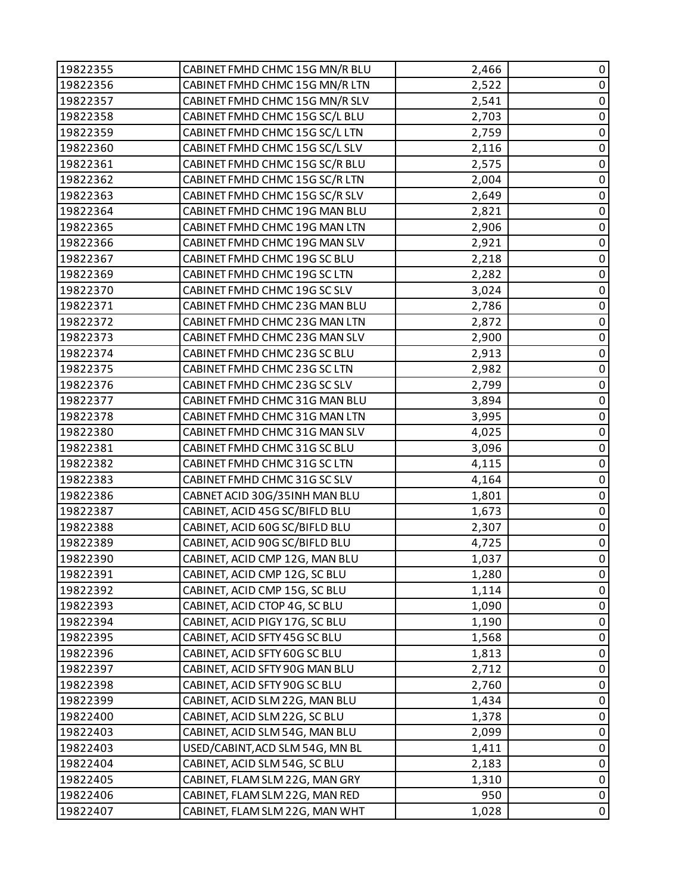| | | | |
|---|---|---|---|
| 19822355 | CABINET FMHD CHMC 15G MN/R BLU | 2,466 | 0 |
| 19822356 | CABINET FMHD CHMC 15G MN/R LTN | 2,522 | 0 |
| 19822357 | CABINET FMHD CHMC 15G MN/R SLV | 2,541 | 0 |
| 19822358 | CABINET FMHD CHMC 15G SC/L BLU | 2,703 | 0 |
| 19822359 | CABINET FMHD CHMC 15G SC/L LTN | 2,759 | 0 |
| 19822360 | CABINET FMHD CHMC 15G SC/L SLV | 2,116 | 0 |
| 19822361 | CABINET FMHD CHMC 15G SC/R BLU | 2,575 | 0 |
| 19822362 | CABINET FMHD CHMC 15G SC/R LTN | 2,004 | 0 |
| 19822363 | CABINET FMHD CHMC 15G SC/R SLV | 2,649 | 0 |
| 19822364 | CABINET FMHD CHMC 19G MAN BLU | 2,821 | 0 |
| 19822365 | CABINET FMHD CHMC 19G MAN LTN | 2,906 | 0 |
| 19822366 | CABINET FMHD CHMC 19G MAN SLV | 2,921 | 0 |
| 19822367 | CABINET FMHD CHMC 19G SC BLU | 2,218 | 0 |
| 19822369 | CABINET FMHD CHMC 19G SC LTN | 2,282 | 0 |
| 19822370 | CABINET FMHD CHMC 19G SC SLV | 3,024 | 0 |
| 19822371 | CABINET FMHD CHMC 23G MAN BLU | 2,786 | 0 |
| 19822372 | CABINET FMHD CHMC 23G MAN LTN | 2,872 | 0 |
| 19822373 | CABINET FMHD CHMC 23G MAN SLV | 2,900 | 0 |
| 19822374 | CABINET FMHD CHMC 23G SC BLU | 2,913 | 0 |
| 19822375 | CABINET FMHD CHMC 23G SC LTN | 2,982 | 0 |
| 19822376 | CABINET FMHD CHMC 23G SC SLV | 2,799 | 0 |
| 19822377 | CABINET FMHD CHMC 31G MAN BLU | 3,894 | 0 |
| 19822378 | CABINET FMHD CHMC 31G MAN LTN | 3,995 | 0 |
| 19822380 | CABINET FMHD CHMC 31G MAN SLV | 4,025 | 0 |
| 19822381 | CABINET FMHD CHMC 31G SC BLU | 3,096 | 0 |
| 19822382 | CABINET FMHD CHMC 31G SC LTN | 4,115 | 0 |
| 19822383 | CABINET FMHD CHMC 31G SC SLV | 4,164 | 0 |
| 19822386 | CABNET ACID 30G/35INH MAN BLU | 1,801 | 0 |
| 19822387 | CABINET, ACID 45G SC/BIFLD BLU | 1,673 | 0 |
| 19822388 | CABINET, ACID 60G SC/BIFLD BLU | 2,307 | 0 |
| 19822389 | CABINET, ACID 90G SC/BIFLD BLU | 4,725 | 0 |
| 19822390 | CABINET, ACID CMP 12G, MAN BLU | 1,037 | 0 |
| 19822391 | CABINET, ACID CMP 12G, SC BLU | 1,280 | 0 |
| 19822392 | CABINET, ACID CMP 15G, SC BLU | 1,114 | 0 |
| 19822393 | CABINET, ACID CTOP 4G, SC BLU | 1,090 | 0 |
| 19822394 | CABINET, ACID PIGY 17G, SC BLU | 1,190 | 0 |
| 19822395 | CABINET, ACID SFTY 45G SC BLU | 1,568 | 0 |
| 19822396 | CABINET, ACID SFTY 60G SC BLU | 1,813 | 0 |
| 19822397 | CABINET, ACID SFTY 90G MAN BLU | 2,712 | 0 |
| 19822398 | CABINET, ACID SFTY 90G SC BLU | 2,760 | 0 |
| 19822399 | CABINET, ACID SLM 22G, MAN BLU | 1,434 | 0 |
| 19822400 | CABINET, ACID SLM 22G, SC BLU | 1,378 | 0 |
| 19822403 | CABINET, ACID SLM 54G, MAN BLU | 2,099 | 0 |
| 19822403 | USED/CABINT,ACD SLM 54G, MN BL | 1,411 | 0 |
| 19822404 | CABINET, ACID SLM 54G, SC BLU | 2,183 | 0 |
| 19822405 | CABINET, FLAM SLM 22G, MAN GRY | 1,310 | 0 |
| 19822406 | CABINET, FLAM SLM 22G, MAN RED | 950 | 0 |
| 19822407 | CABINET, FLAM SLM 22G, MAN WHT | 1,028 | 0 |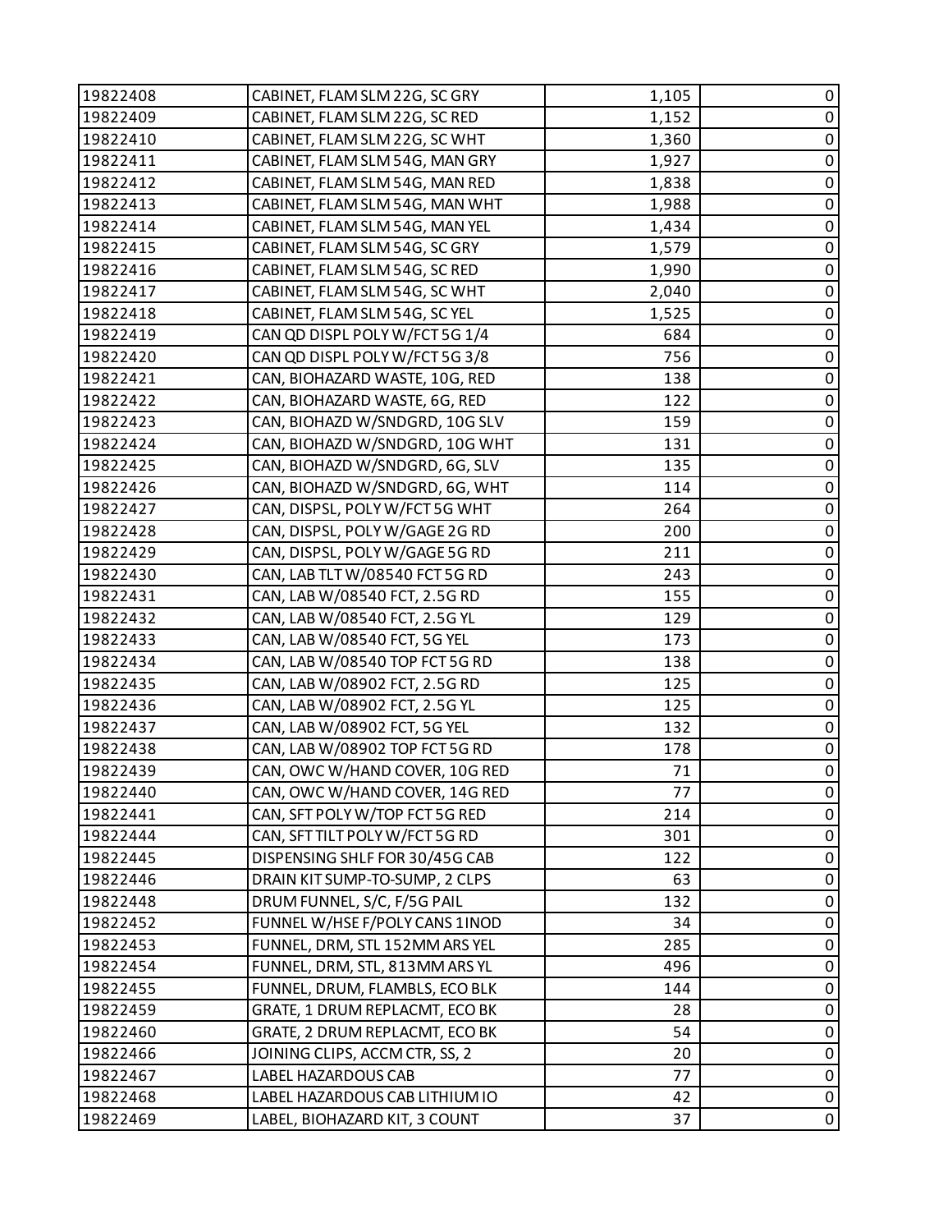| | | | |
|---|---|---|---|
| 19822408 | CABINET, FLAM SLM 22G, SC GRY | 1,105 | 0 |
| 19822409 | CABINET, FLAM SLM 22G, SC RED | 1,152 | 0 |
| 19822410 | CABINET, FLAM SLM 22G, SC WHT | 1,360 | 0 |
| 19822411 | CABINET, FLAM SLM 54G, MAN GRY | 1,927 | 0 |
| 19822412 | CABINET, FLAM SLM 54G, MAN RED | 1,838 | 0 |
| 19822413 | CABINET, FLAM SLM 54G, MAN WHT | 1,988 | 0 |
| 19822414 | CABINET, FLAM SLM 54G, MAN YEL | 1,434 | 0 |
| 19822415 | CABINET, FLAM SLM 54G, SC GRY | 1,579 | 0 |
| 19822416 | CABINET, FLAM SLM 54G, SC RED | 1,990 | 0 |
| 19822417 | CABINET, FLAM SLM 54G, SC WHT | 2,040 | 0 |
| 19822418 | CABINET, FLAM SLM 54G, SC YEL | 1,525 | 0 |
| 19822419 | CAN QD DISPL POLY W/FCT 5G 1/4 | 684 | 0 |
| 19822420 | CAN QD DISPL POLY W/FCT 5G 3/8 | 756 | 0 |
| 19822421 | CAN, BIOHAZARD WASTE, 10G, RED | 138 | 0 |
| 19822422 | CAN, BIOHAZARD WASTE, 6G, RED | 122 | 0 |
| 19822423 | CAN, BIOHAZD W/SNDGRD, 10G SLV | 159 | 0 |
| 19822424 | CAN, BIOHAZD W/SNDGRD, 10G WHT | 131 | 0 |
| 19822425 | CAN, BIOHAZD W/SNDGRD, 6G, SLV | 135 | 0 |
| 19822426 | CAN, BIOHAZD W/SNDGRD, 6G, WHT | 114 | 0 |
| 19822427 | CAN, DISPSL, POLY W/FCT 5G WHT | 264 | 0 |
| 19822428 | CAN, DISPSL, POLY W/GAGE 2G RD | 200 | 0 |
| 19822429 | CAN, DISPSL, POLY W/GAGE 5G RD | 211 | 0 |
| 19822430 | CAN, LAB TLT W/08540 FCT 5G RD | 243 | 0 |
| 19822431 | CAN, LAB W/08540 FCT, 2.5G RD | 155 | 0 |
| 19822432 | CAN, LAB W/08540 FCT, 2.5G YL | 129 | 0 |
| 19822433 | CAN, LAB W/08540 FCT, 5G YEL | 173 | 0 |
| 19822434 | CAN, LAB W/08540 TOP FCT 5G RD | 138 | 0 |
| 19822435 | CAN, LAB W/08902 FCT, 2.5G RD | 125 | 0 |
| 19822436 | CAN, LAB W/08902 FCT, 2.5G YL | 125 | 0 |
| 19822437 | CAN, LAB W/08902 FCT, 5G YEL | 132 | 0 |
| 19822438 | CAN, LAB W/08902 TOP FCT 5G RD | 178 | 0 |
| 19822439 | CAN, OWC W/HAND COVER, 10G RED | 71 | 0 |
| 19822440 | CAN, OWC W/HAND COVER, 14G RED | 77 | 0 |
| 19822441 | CAN, SFT POLY W/TOP FCT 5G RED | 214 | 0 |
| 19822444 | CAN, SFT TILT POLY W/FCT 5G RD | 301 | 0 |
| 19822445 | DISPENSING SHLF FOR 30/45G CAB | 122 | 0 |
| 19822446 | DRAIN KIT SUMP-TO-SUMP, 2 CLPS | 63 | 0 |
| 19822448 | DRUM FUNNEL, S/C, F/5G PAIL | 132 | 0 |
| 19822452 | FUNNEL W/HSE F/POLY CANS 1INOD | 34 | 0 |
| 19822453 | FUNNEL, DRM, STL 152MM ARS YEL | 285 | 0 |
| 19822454 | FUNNEL, DRM, STL, 813MM ARS YL | 496 | 0 |
| 19822455 | FUNNEL, DRUM, FLAMBLS, ECO BLK | 144 | 0 |
| 19822459 | GRATE, 1 DRUM REPLACMT, ECO BK | 28 | 0 |
| 19822460 | GRATE, 2 DRUM REPLACMT, ECO BK | 54 | 0 |
| 19822466 | JOINING CLIPS, ACCM CTR, SS, 2 | 20 | 0 |
| 19822467 | LABEL HAZARDOUS CAB | 77 | 0 |
| 19822468 | LABEL HAZARDOUS CAB LITHIUM IO | 42 | 0 |
| 19822469 | LABEL, BIOHAZARD KIT, 3 COUNT | 37 | 0 |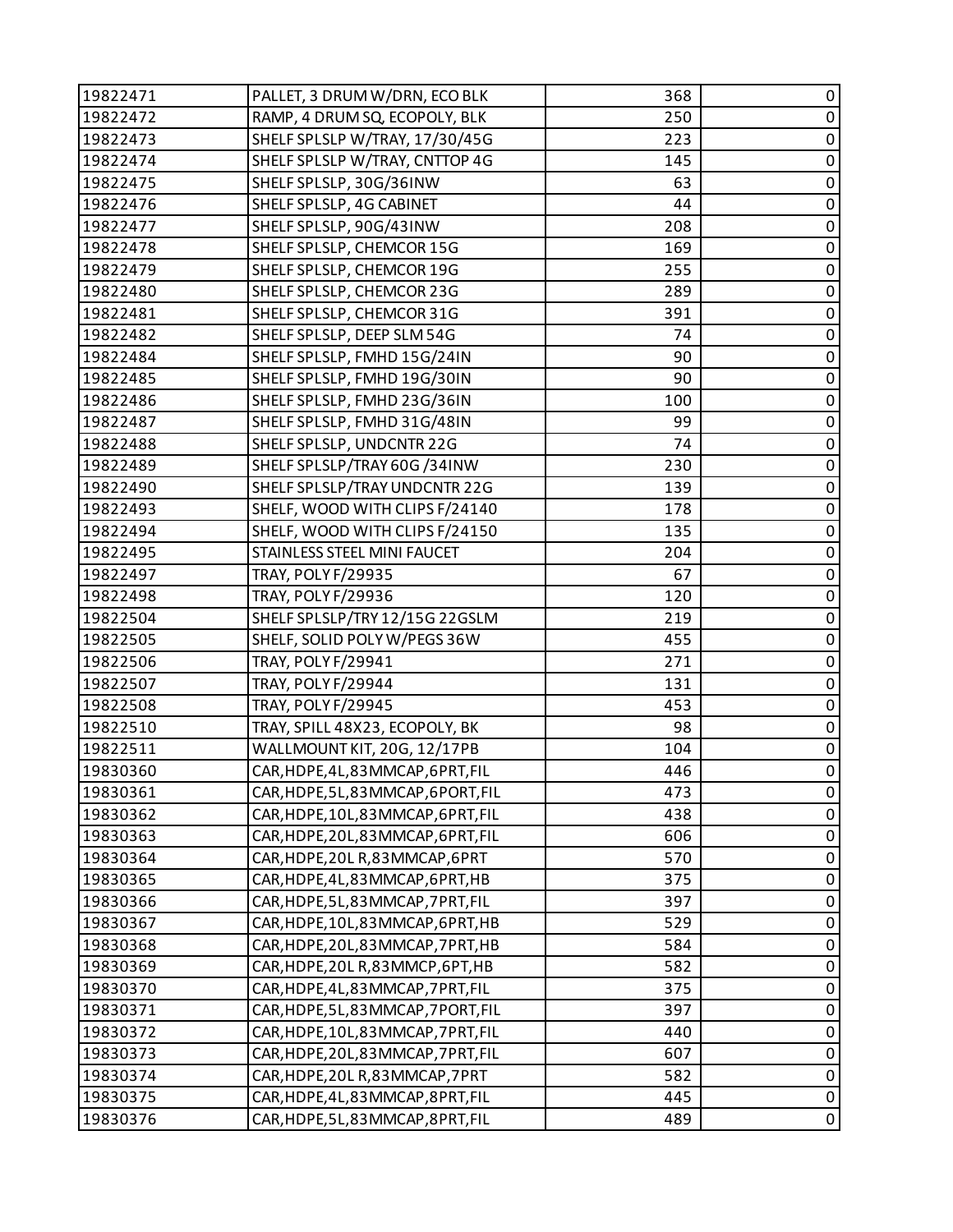| | | | |
|---|---|---|---|
| 19822471 | PALLET, 3 DRUM W/DRN, ECO BLK | 368 | 0 |
| 19822472 | RAMP, 4 DRUM SQ, ECOPOLY, BLK | 250 | 0 |
| 19822473 | SHELF SPLSLP W/TRAY, 17/30/45G | 223 | 0 |
| 19822474 | SHELF SPLSLP W/TRAY, CNTTOP 4G | 145 | 0 |
| 19822475 | SHELF SPLSLP, 30G/36INW | 63 | 0 |
| 19822476 | SHELF SPLSLP, 4G CABINET | 44 | 0 |
| 19822477 | SHELF SPLSLP, 90G/43INW | 208 | 0 |
| 19822478 | SHELF SPLSLP, CHEMCOR 15G | 169 | 0 |
| 19822479 | SHELF SPLSLP, CHEMCOR 19G | 255 | 0 |
| 19822480 | SHELF SPLSLP, CHEMCOR 23G | 289 | 0 |
| 19822481 | SHELF SPLSLP, CHEMCOR 31G | 391 | 0 |
| 19822482 | SHELF SPLSLP, DEEP SLM 54G | 74 | 0 |
| 19822484 | SHELF SPLSLP, FMHD 15G/24IN | 90 | 0 |
| 19822485 | SHELF SPLSLP, FMHD 19G/30IN | 90 | 0 |
| 19822486 | SHELF SPLSLP, FMHD 23G/36IN | 100 | 0 |
| 19822487 | SHELF SPLSLP, FMHD 31G/48IN | 99 | 0 |
| 19822488 | SHELF SPLSLP, UNDCNTR 22G | 74 | 0 |
| 19822489 | SHELF SPLSLP/TRAY 60G /34INW | 230 | 0 |
| 19822490 | SHELF SPLSLP/TRAY UNDCNTR 22G | 139 | 0 |
| 19822493 | SHELF, WOOD WITH CLIPS F/24140 | 178 | 0 |
| 19822494 | SHELF, WOOD WITH CLIPS F/24150 | 135 | 0 |
| 19822495 | STAINLESS STEEL MINI FAUCET | 204 | 0 |
| 19822497 | TRAY, POLY F/29935 | 67 | 0 |
| 19822498 | TRAY, POLY F/29936 | 120 | 0 |
| 19822504 | SHELF SPLSLP/TRY 12/15G 22GSLM | 219 | 0 |
| 19822505 | SHELF, SOLID POLY W/PEGS 36W | 455 | 0 |
| 19822506 | TRAY, POLY F/29941 | 271 | 0 |
| 19822507 | TRAY, POLY F/29944 | 131 | 0 |
| 19822508 | TRAY, POLY F/29945 | 453 | 0 |
| 19822510 | TRAY, SPILL 48X23, ECOPOLY, BK | 98 | 0 |
| 19822511 | WALLMOUNT KIT, 20G, 12/17PB | 104 | 0 |
| 19830360 | CAR,HDPE,4L,83MMCAP,6PRT,FIL | 446 | 0 |
| 19830361 | CAR,HDPE,5L,83MMCAP,6PORT,FIL | 473 | 0 |
| 19830362 | CAR,HDPE,10L,83MMCAP,6PRT,FIL | 438 | 0 |
| 19830363 | CAR,HDPE,20L,83MMCAP,6PRT,FIL | 606 | 0 |
| 19830364 | CAR,HDPE,20L R,83MMCAP,6PRT | 570 | 0 |
| 19830365 | CAR,HDPE,4L,83MMCAP,6PRT,HB | 375 | 0 |
| 19830366 | CAR,HDPE,5L,83MMCAP,7PRT,FIL | 397 | 0 |
| 19830367 | CAR,HDPE,10L,83MMCAP,6PRT,HB | 529 | 0 |
| 19830368 | CAR,HDPE,20L,83MMCAP,7PRT,HB | 584 | 0 |
| 19830369 | CAR,HDPE,20L R,83MMCP,6PT,HB | 582 | 0 |
| 19830370 | CAR,HDPE,4L,83MMCAP,7PRT,FIL | 375 | 0 |
| 19830371 | CAR,HDPE,5L,83MMCAP,7PORT,FIL | 397 | 0 |
| 19830372 | CAR,HDPE,10L,83MMCAP,7PRT,FIL | 440 | 0 |
| 19830373 | CAR,HDPE,20L,83MMCAP,7PRT,FIL | 607 | 0 |
| 19830374 | CAR,HDPE,20L R,83MMCAP,7PRT | 582 | 0 |
| 19830375 | CAR,HDPE,4L,83MMCAP,8PRT,FIL | 445 | 0 |
| 19830376 | CAR,HDPE,5L,83MMCAP,8PRT,FIL | 489 | 0 |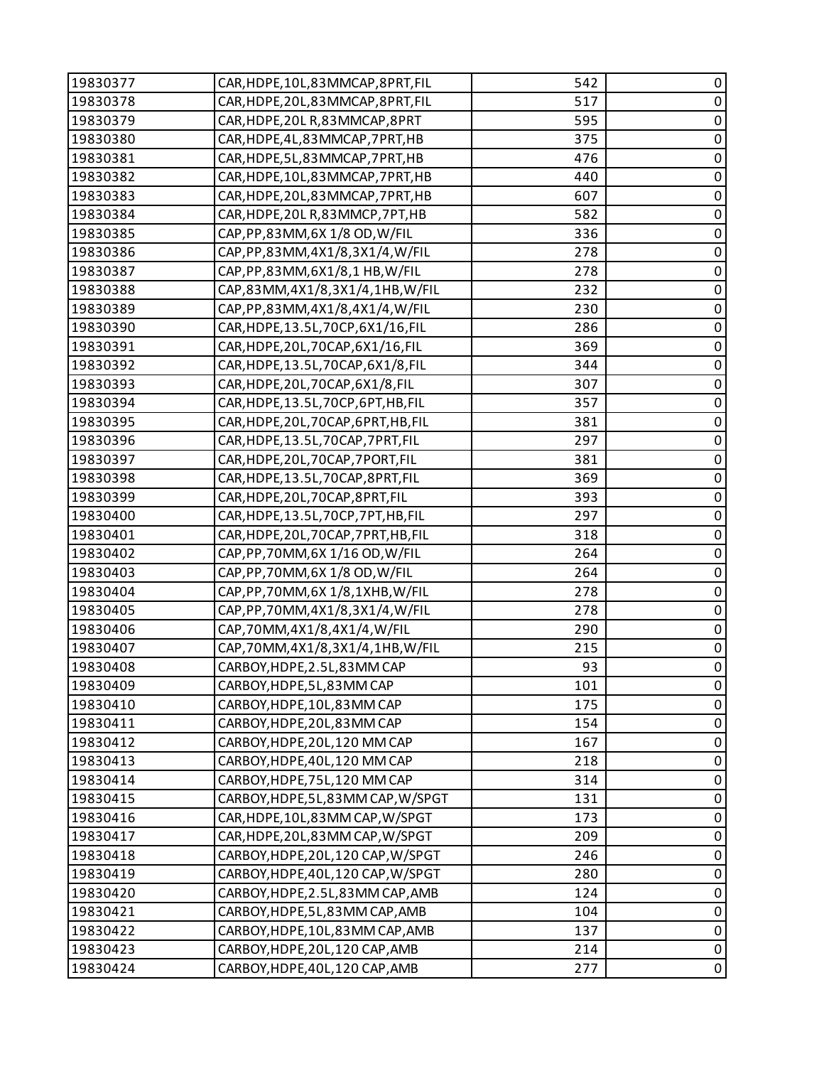| | | | |
|---|---|---|---|
| 19830377 | CAR,HDPE,10L,83MMCAP,8PRT,FIL | 542 | 0 |
| 19830378 | CAR,HDPE,20L,83MMCAP,8PRT,FIL | 517 | 0 |
| 19830379 | CAR,HDPE,20L R,83MMCAP,8PRT | 595 | 0 |
| 19830380 | CAR,HDPE,4L,83MMCAP,7PRT,HB | 375 | 0 |
| 19830381 | CAR,HDPE,5L,83MMCAP,7PRT,HB | 476 | 0 |
| 19830382 | CAR,HDPE,10L,83MMCAP,7PRT,HB | 440 | 0 |
| 19830383 | CAR,HDPE,20L,83MMCAP,7PRT,HB | 607 | 0 |
| 19830384 | CAR,HDPE,20L R,83MMCP,7PT,HB | 582 | 0 |
| 19830385 | CAP,PP,83MM,6X 1/8 OD,W/FIL | 336 | 0 |
| 19830386 | CAP,PP,83MM,4X1/8,3X1/4,W/FIL | 278 | 0 |
| 19830387 | CAP,PP,83MM,6X1/8,1 HB,W/FIL | 278 | 0 |
| 19830388 | CAP,83MM,4X1/8,3X1/4,1HB,W/FIL | 232 | 0 |
| 19830389 | CAP,PP,83MM,4X1/8,4X1/4,W/FIL | 230 | 0 |
| 19830390 | CAR,HDPE,13.5L,70CP,6X1/16,FIL | 286 | 0 |
| 19830391 | CAR,HDPE,20L,70CAP,6X1/16,FIL | 369 | 0 |
| 19830392 | CAR,HDPE,13.5L,70CAP,6X1/8,FIL | 344 | 0 |
| 19830393 | CAR,HDPE,20L,70CAP,6X1/8,FIL | 307 | 0 |
| 19830394 | CAR,HDPE,13.5L,70CP,6PT,HB,FIL | 357 | 0 |
| 19830395 | CAR,HDPE,20L,70CAP,6PRT,HB,FIL | 381 | 0 |
| 19830396 | CAR,HDPE,13.5L,70CAP,7PRT,FIL | 297 | 0 |
| 19830397 | CAR,HDPE,20L,70CAP,7PORT,FIL | 381 | 0 |
| 19830398 | CAR,HDPE,13.5L,70CAP,8PRT,FIL | 369 | 0 |
| 19830399 | CAR,HDPE,20L,70CAP,8PRT,FIL | 393 | 0 |
| 19830400 | CAR,HDPE,13.5L,70CP,7PT,HB,FIL | 297 | 0 |
| 19830401 | CAR,HDPE,20L,70CAP,7PRT,HB,FIL | 318 | 0 |
| 19830402 | CAP,PP,70MM,6X 1/16 OD,W/FIL | 264 | 0 |
| 19830403 | CAP,PP,70MM,6X 1/8 OD,W/FIL | 264 | 0 |
| 19830404 | CAP,PP,70MM,6X 1/8,1XHB,W/FIL | 278 | 0 |
| 19830405 | CAP,PP,70MM,4X1/8,3X1/4,W/FIL | 278 | 0 |
| 19830406 | CAP,70MM,4X1/8,4X1/4,W/FIL | 290 | 0 |
| 19830407 | CAP,70MM,4X1/8,3X1/4,1HB,W/FIL | 215 | 0 |
| 19830408 | CARBOY,HDPE,2.5L,83MM CAP | 93 | 0 |
| 19830409 | CARBOY,HDPE,5L,83MM CAP | 101 | 0 |
| 19830410 | CARBOY,HDPE,10L,83MM CAP | 175 | 0 |
| 19830411 | CARBOY,HDPE,20L,83MM CAP | 154 | 0 |
| 19830412 | CARBOY,HDPE,20L,120 MM CAP | 167 | 0 |
| 19830413 | CARBOY,HDPE,40L,120 MM CAP | 218 | 0 |
| 19830414 | CARBOY,HDPE,75L,120 MM CAP | 314 | 0 |
| 19830415 | CARBOY,HDPE,5L,83MM CAP,W/SPGT | 131 | 0 |
| 19830416 | CAR,HDPE,10L,83MM CAP,W/SPGT | 173 | 0 |
| 19830417 | CAR,HDPE,20L,83MM CAP,W/SPGT | 209 | 0 |
| 19830418 | CARBOY,HDPE,20L,120 CAP,W/SPGT | 246 | 0 |
| 19830419 | CARBOY,HDPE,40L,120 CAP,W/SPGT | 280 | 0 |
| 19830420 | CARBOY,HDPE,2.5L,83MM CAP,AMB | 124 | 0 |
| 19830421 | CARBOY,HDPE,5L,83MM CAP,AMB | 104 | 0 |
| 19830422 | CARBOY,HDPE,10L,83MM CAP,AMB | 137 | 0 |
| 19830423 | CARBOY,HDPE,20L,120 CAP,AMB | 214 | 0 |
| 19830424 | CARBOY,HDPE,40L,120 CAP,AMB | 277 | 0 |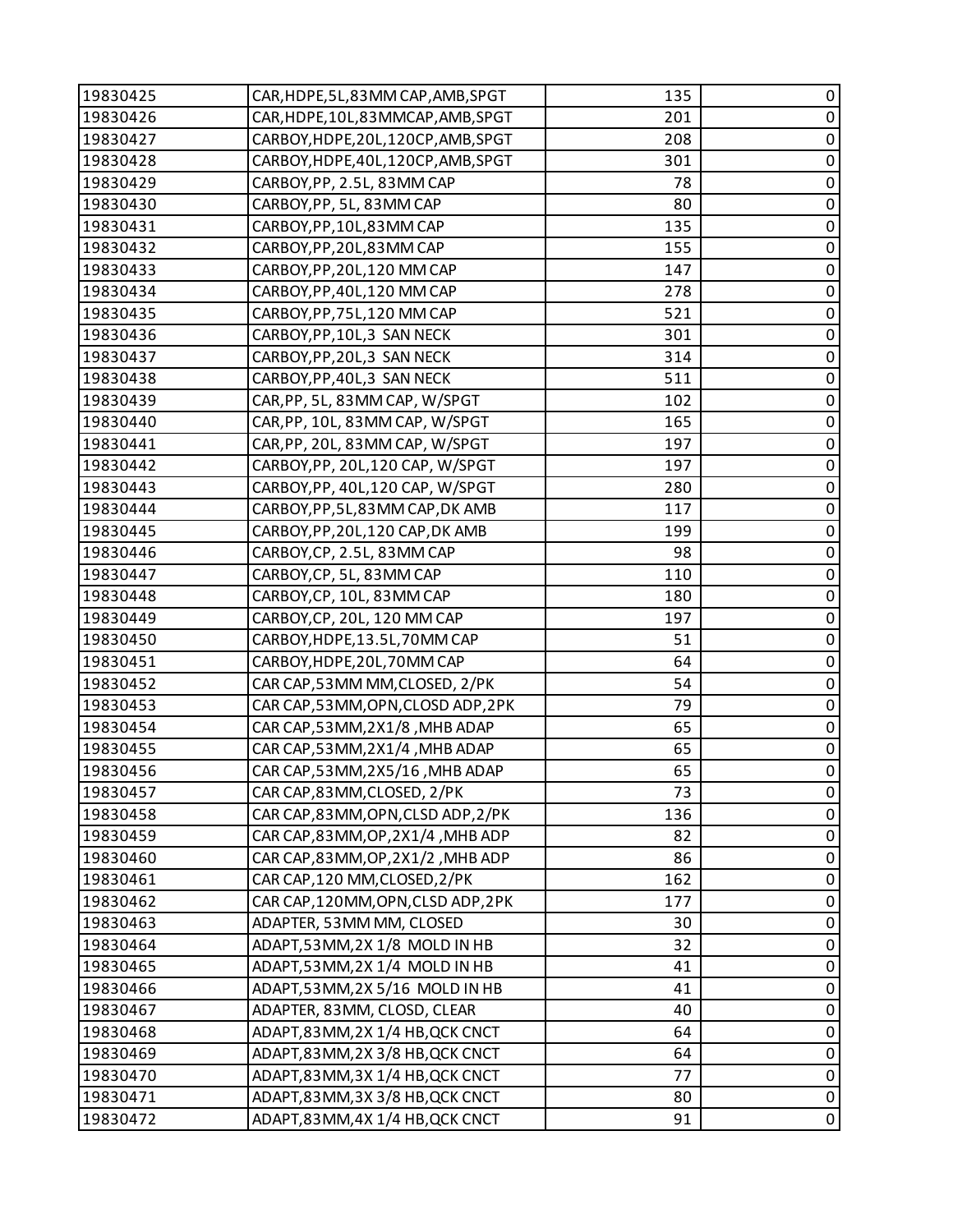| 19830425 | CAR,HDPE,5L,83MM CAP,AMB,SPGT | 135 | 0 |
|---|---|---|---|
| 19830426 | CAR,HDPE,10L,83MMCAP,AMB,SPGT | 201 | 0 |
| 19830427 | CARBOY,HDPE,20L,120CP,AMB,SPGT | 208 | 0 |
| 19830428 | CARBOY,HDPE,40L,120CP,AMB,SPGT | 301 | 0 |
| 19830429 | CARBOY,PP, 2.5L, 83MM CAP | 78 | 0 |
| 19830430 | CARBOY,PP, 5L, 83MM CAP | 80 | 0 |
| 19830431 | CARBOY,PP,10L,83MM CAP | 135 | 0 |
| 19830432 | CARBOY,PP,20L,83MM CAP | 155 | 0 |
| 19830433 | CARBOY,PP,20L,120 MM CAP | 147 | 0 |
| 19830434 | CARBOY,PP,40L,120 MM CAP | 278 | 0 |
| 19830435 | CARBOY,PP,75L,120 MM CAP | 521 | 0 |
| 19830436 | CARBOY,PP,10L,3 SAN NECK | 301 | 0 |
| 19830437 | CARBOY,PP,20L,3 SAN NECK | 314 | 0 |
| 19830438 | CARBOY,PP,40L,3 SAN NECK | 511 | 0 |
| 19830439 | CAR,PP, 5L, 83MM CAP, W/SPGT | 102 | 0 |
| 19830440 | CAR,PP, 10L, 83MM CAP, W/SPGT | 165 | 0 |
| 19830441 | CAR,PP, 20L, 83MM CAP, W/SPGT | 197 | 0 |
| 19830442 | CARBOY,PP, 20L,120 CAP, W/SPGT | 197 | 0 |
| 19830443 | CARBOY,PP, 40L,120 CAP, W/SPGT | 280 | 0 |
| 19830444 | CARBOY,PP,5L,83MM CAP,DK AMB | 117 | 0 |
| 19830445 | CARBOY,PP,20L,120 CAP,DK AMB | 199 | 0 |
| 19830446 | CARBOY,CP, 2.5L, 83MM CAP | 98 | 0 |
| 19830447 | CARBOY,CP, 5L, 83MM CAP | 110 | 0 |
| 19830448 | CARBOY,CP, 10L, 83MM CAP | 180 | 0 |
| 19830449 | CARBOY,CP, 20L, 120 MM CAP | 197 | 0 |
| 19830450 | CARBOY,HDPE,13.5L,70MM CAP | 51 | 0 |
| 19830451 | CARBOY,HDPE,20L,70MM CAP | 64 | 0 |
| 19830452 | CAR CAP,53MM MM,CLOSED, 2/PK | 54 | 0 |
| 19830453 | CAR CAP,53MM,OPN,CLOSD ADP,2PK | 79 | 0 |
| 19830454 | CAR CAP,53MM,2X1/8 ,MHB ADAP | 65 | 0 |
| 19830455 | CAR CAP,53MM,2X1/4 ,MHB ADAP | 65 | 0 |
| 19830456 | CAR CAP,53MM,2X5/16 ,MHB ADAP | 65 | 0 |
| 19830457 | CAR CAP,83MM,CLOSED, 2/PK | 73 | 0 |
| 19830458 | CAR CAP,83MM,OPN,CLSD ADP,2/PK | 136 | 0 |
| 19830459 | CAR CAP,83MM,OP,2X1/4 ,MHB ADP | 82 | 0 |
| 19830460 | CAR CAP,83MM,OP,2X1/2 ,MHB ADP | 86 | 0 |
| 19830461 | CAR CAP,120 MM,CLOSED,2/PK | 162 | 0 |
| 19830462 | CAR CAP,120MM,OPN,CLSD ADP,2PK | 177 | 0 |
| 19830463 | ADAPTER, 53MM MM, CLOSED | 30 | 0 |
| 19830464 | ADAPT,53MM,2X 1/8 MOLD IN HB | 32 | 0 |
| 19830465 | ADAPT,53MM,2X 1/4 MOLD IN HB | 41 | 0 |
| 19830466 | ADAPT,53MM,2X 5/16 MOLD IN HB | 41 | 0 |
| 19830467 | ADAPTER, 83MM, CLOSD, CLEAR | 40 | 0 |
| 19830468 | ADAPT,83MM,2X 1/4 HB,QCK CNCT | 64 | 0 |
| 19830469 | ADAPT,83MM,2X 3/8 HB,QCK CNCT | 64 | 0 |
| 19830470 | ADAPT,83MM,3X 1/4 HB,QCK CNCT | 77 | 0 |
| 19830471 | ADAPT,83MM,3X 3/8 HB,QCK CNCT | 80 | 0 |
| 19830472 | ADAPT,83MM,4X 1/4 HB,QCK CNCT | 91 | 0 |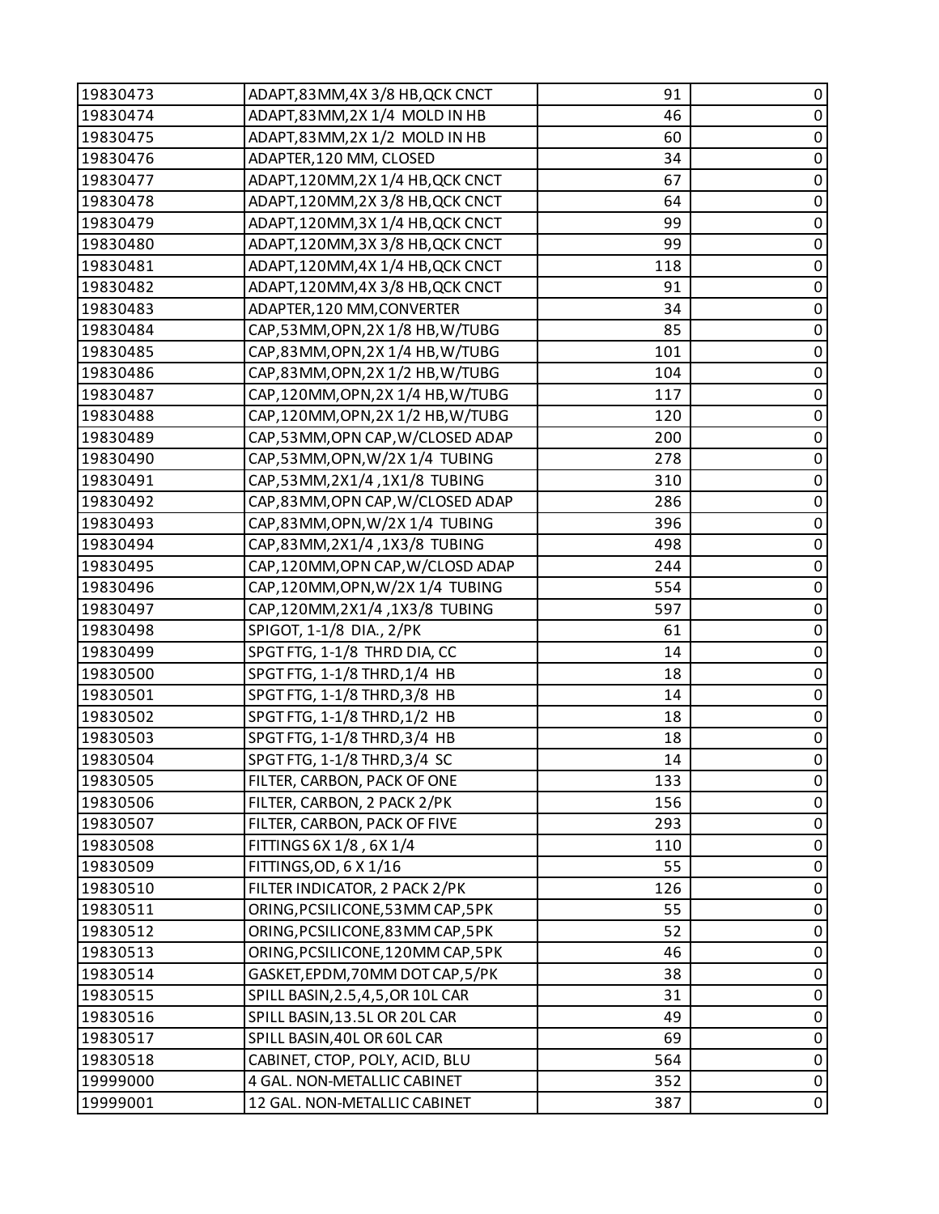| | | | |
|---|---|---|---|
| 19830473 | ADAPT,83MM,4X 3/8 HB,QCK CNCT | 91 | 0 |
| 19830474 | ADAPT,83MM,2X 1/4 MOLD IN HB | 46 | 0 |
| 19830475 | ADAPT,83MM,2X 1/2 MOLD IN HB | 60 | 0 |
| 19830476 | ADAPTER,120 MM, CLOSED | 34 | 0 |
| 19830477 | ADAPT,120MM,2X 1/4 HB,QCK CNCT | 67 | 0 |
| 19830478 | ADAPT,120MM,2X 3/8 HB,QCK CNCT | 64 | 0 |
| 19830479 | ADAPT,120MM,3X 1/4 HB,QCK CNCT | 99 | 0 |
| 19830480 | ADAPT,120MM,3X 3/8 HB,QCK CNCT | 99 | 0 |
| 19830481 | ADAPT,120MM,4X 1/4 HB,QCK CNCT | 118 | 0 |
| 19830482 | ADAPT,120MM,4X 3/8 HB,QCK CNCT | 91 | 0 |
| 19830483 | ADAPTER,120 MM,CONVERTER | 34 | 0 |
| 19830484 | CAP,53MM,OPN,2X 1/8 HB,W/TUBG | 85 | 0 |
| 19830485 | CAP,83MM,OPN,2X 1/4 HB,W/TUBG | 101 | 0 |
| 19830486 | CAP,83MM,OPN,2X 1/2 HB,W/TUBG | 104 | 0 |
| 19830487 | CAP,120MM,OPN,2X 1/4 HB,W/TUBG | 117 | 0 |
| 19830488 | CAP,120MM,OPN,2X 1/2 HB,W/TUBG | 120 | 0 |
| 19830489 | CAP,53MM,OPN CAP,W/CLOSED ADAP | 200 | 0 |
| 19830490 | CAP,53MM,OPN,W/2X 1/4 TUBING | 278 | 0 |
| 19830491 | CAP,53MM,2X1/4 ,1X1/8 TUBING | 310 | 0 |
| 19830492 | CAP,83MM,OPN CAP,W/CLOSED ADAP | 286 | 0 |
| 19830493 | CAP,83MM,OPN,W/2X 1/4 TUBING | 396 | 0 |
| 19830494 | CAP,83MM,2X1/4 ,1X3/8 TUBING | 498 | 0 |
| 19830495 | CAP,120MM,OPN CAP,W/CLOSD ADAP | 244 | 0 |
| 19830496 | CAP,120MM,OPN,W/2X 1/4 TUBING | 554 | 0 |
| 19830497 | CAP,120MM,2X1/4 ,1X3/8 TUBING | 597 | 0 |
| 19830498 | SPIGOT, 1-1/8 DIA., 2/PK | 61 | 0 |
| 19830499 | SPGT FTG, 1-1/8 THRD DIA, CC | 14 | 0 |
| 19830500 | SPGT FTG, 1-1/8 THRD,1/4 HB | 18 | 0 |
| 19830501 | SPGT FTG, 1-1/8 THRD,3/8 HB | 14 | 0 |
| 19830502 | SPGT FTG, 1-1/8 THRD,1/2 HB | 18 | 0 |
| 19830503 | SPGT FTG, 1-1/8 THRD,3/4 HB | 18 | 0 |
| 19830504 | SPGT FTG, 1-1/8 THRD,3/4 SC | 14 | 0 |
| 19830505 | FILTER, CARBON, PACK OF ONE | 133 | 0 |
| 19830506 | FILTER, CARBON, 2 PACK 2/PK | 156 | 0 |
| 19830507 | FILTER, CARBON, PACK OF FIVE | 293 | 0 |
| 19830508 | FITTINGS 6X 1/8 , 6X 1/4 | 110 | 0 |
| 19830509 | FITTINGS,OD, 6 X 1/16 | 55 | 0 |
| 19830510 | FILTER INDICATOR, 2 PACK 2/PK | 126 | 0 |
| 19830511 | ORING,PCSILICONE,53MM CAP,5PK | 55 | 0 |
| 19830512 | ORING,PCSILICONE,83MM CAP,5PK | 52 | 0 |
| 19830513 | ORING,PCSILICONE,120MM CAP,5PK | 46 | 0 |
| 19830514 | GASKET,EPDM,70MM DOT CAP,5/PK | 38 | 0 |
| 19830515 | SPILL BASIN,2.5,4,5,OR 10L CAR | 31 | 0 |
| 19830516 | SPILL BASIN,13.5L OR 20L CAR | 49 | 0 |
| 19830517 | SPILL BASIN,40L OR 60L CAR | 69 | 0 |
| 19830518 | CABINET, CTOP, POLY, ACID, BLU | 564 | 0 |
| 19999000 | 4 GAL. NON-METALLIC CABINET | 352 | 0 |
| 19999001 | 12 GAL. NON-METALLIC CABINET | 387 | 0 |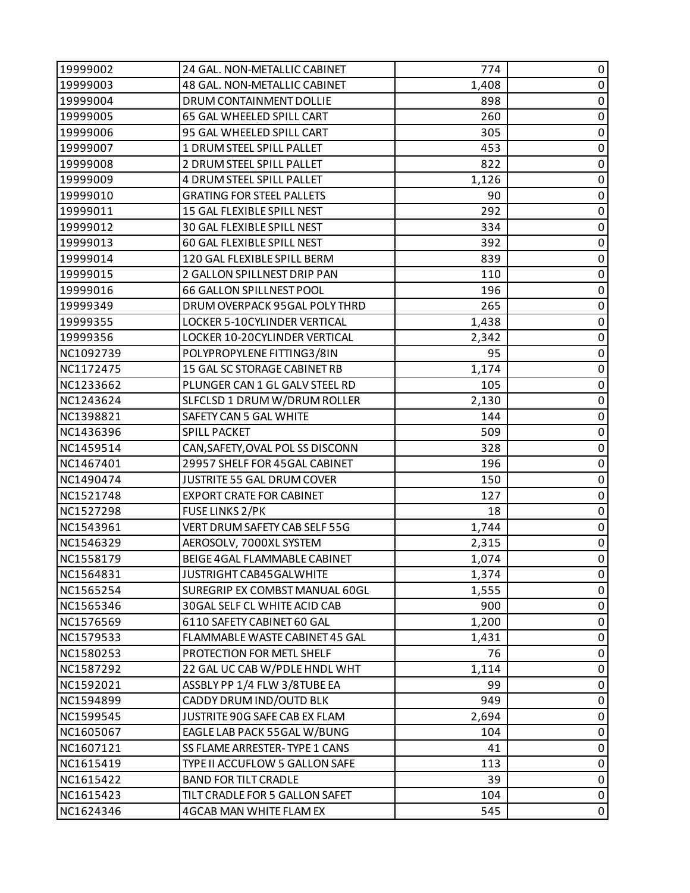| | | | |
|---|---|---|---|
| 19999002 | 24 GAL. NON-METALLIC CABINET | 774 | 0 |
| 19999003 | 48 GAL. NON-METALLIC CABINET | 1,408 | 0 |
| 19999004 | DRUM CONTAINMENT DOLLIE | 898 | 0 |
| 19999005 | 65 GAL WHEELED SPILL CART | 260 | 0 |
| 19999006 | 95 GAL WHEELED SPILL CART | 305 | 0 |
| 19999007 | 1 DRUM STEEL SPILL PALLET | 453 | 0 |
| 19999008 | 2 DRUM STEEL SPILL PALLET | 822 | 0 |
| 19999009 | 4 DRUM STEEL SPILL PALLET | 1,126 | 0 |
| 19999010 | GRATING FOR STEEL PALLETS | 90 | 0 |
| 19999011 | 15 GAL FLEXIBLE SPILL NEST | 292 | 0 |
| 19999012 | 30 GAL FLEXIBLE SPILL NEST | 334 | 0 |
| 19999013 | 60 GAL FLEXIBLE SPILL NEST | 392 | 0 |
| 19999014 | 120 GAL FLEXIBLE SPILL BERM | 839 | 0 |
| 19999015 | 2 GALLON SPILLNEST DRIP PAN | 110 | 0 |
| 19999016 | 66 GALLON SPILLNEST POOL | 196 | 0 |
| 19999349 | DRUM OVERPACK 95GAL POLY THRD | 265 | 0 |
| 19999355 | LOCKER 5-10CYLINDER VERTICAL | 1,438 | 0 |
| 19999356 | LOCKER 10-20CYLINDER VERTICAL | 2,342 | 0 |
| NC1092739 | POLYPROPYLENE FITTING3/8IN | 95 | 0 |
| NC1172475 | 15 GAL SC STORAGE CABINET RB | 1,174 | 0 |
| NC1233662 | PLUNGER CAN 1 GL GALV STEEL RD | 105 | 0 |
| NC1243624 | SLFCLSD 1 DRUM W/DRUM ROLLER | 2,130 | 0 |
| NC1398821 | SAFETY CAN 5 GAL WHITE | 144 | 0 |
| NC1436396 | SPILL PACKET | 509 | 0 |
| NC1459514 | CAN,SAFETY,OVAL POL SS DISCONN | 328 | 0 |
| NC1467401 | 29957 SHELF FOR 45GAL CABINET | 196 | 0 |
| NC1490474 | JUSTRITE 55 GAL DRUM COVER | 150 | 0 |
| NC1521748 | EXPORT CRATE FOR CABINET | 127 | 0 |
| NC1527298 | FUSE LINKS 2/PK | 18 | 0 |
| NC1543961 | VERT DRUM SAFETY CAB SELF 55G | 1,744 | 0 |
| NC1546329 | AEROSOLV, 7000XL SYSTEM | 2,315 | 0 |
| NC1558179 | BEIGE 4GAL FLAMMABLE CABINET | 1,074 | 0 |
| NC1564831 | JUSTRIGHT CAB45GALWHITE | 1,374 | 0 |
| NC1565254 | SUREGRIP EX COMBST MANUAL 60GL | 1,555 | 0 |
| NC1565346 | 30GAL SELF CL WHITE ACID CAB | 900 | 0 |
| NC1576569 | 6110 SAFETY CABINET 60 GAL | 1,200 | 0 |
| NC1579533 | FLAMMABLE WASTE CABINET 45 GAL | 1,431 | 0 |
| NC1580253 | PROTECTION FOR METL SHELF | 76 | 0 |
| NC1587292 | 22 GAL UC CAB W/PDLE HNDL WHT | 1,114 | 0 |
| NC1592021 | ASSBLY PP 1/4 FLW 3/8TUBE EA | 99 | 0 |
| NC1594899 | CADDY DRUM IND/OUTD BLK | 949 | 0 |
| NC1599545 | JUSTRITE 90G SAFE CAB EX FLAM | 2,694 | 0 |
| NC1605067 | EAGLE LAB PACK 55GAL W/BUNG | 104 | 0 |
| NC1607121 | SS FLAME ARRESTER- TYPE 1 CANS | 41 | 0 |
| NC1615419 | TYPE II ACCUFLOW 5 GALLON SAFE | 113 | 0 |
| NC1615422 | BAND FOR TILT CRADLE | 39 | 0 |
| NC1615423 | TILT CRADLE FOR 5 GALLON SAFET | 104 | 0 |
| NC1624346 | 4GCAB MAN WHITE FLAM EX | 545 | 0 |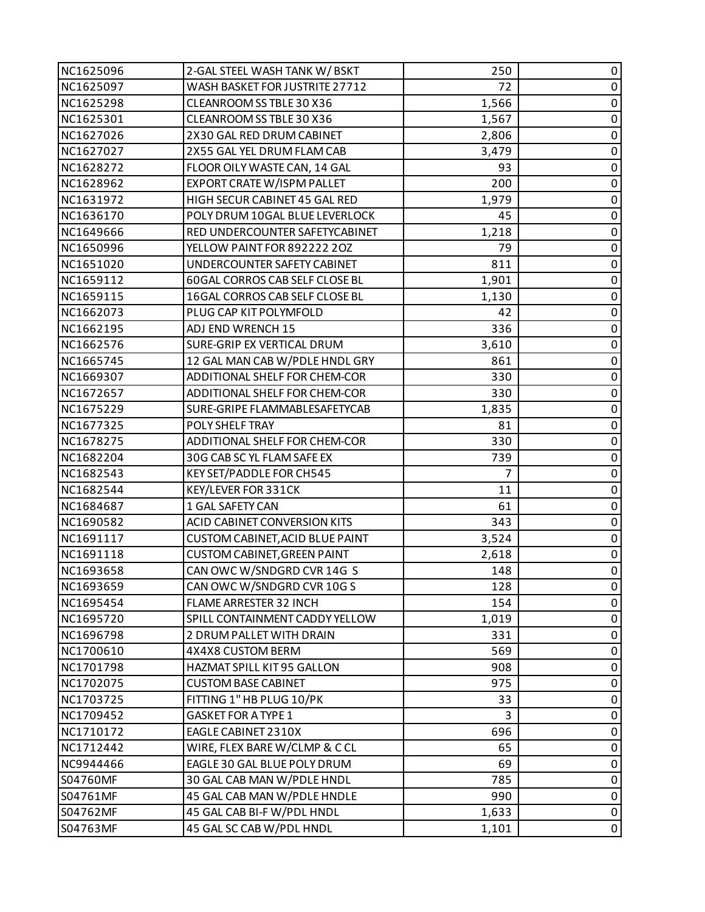| | | | |
|---|---|---|---|
| NC1625096 | 2-GAL STEEL WASH TANK W/ BSKT | 250 | 0 |
| NC1625097 | WASH BASKET FOR JUSTRITE 27712 | 72 | 0 |
| NC1625298 | CLEANROOM SS TBLE 30 X36 | 1,566 | 0 |
| NC1625301 | CLEANROOM SS TBLE 30 X36 | 1,567 | 0 |
| NC1627026 | 2X30 GAL RED DRUM CABINET | 2,806 | 0 |
| NC1627027 | 2X55 GAL YEL DRUM FLAM CAB | 3,479 | 0 |
| NC1628272 | FLOOR OILY WASTE CAN, 14 GAL | 93 | 0 |
| NC1628962 | EXPORT CRATE W/ISPM PALLET | 200 | 0 |
| NC1631972 | HIGH SECUR CABINET 45 GAL RED | 1,979 | 0 |
| NC1636170 | POLY DRUM 10GAL BLUE LEVERLOCK | 45 | 0 |
| NC1649666 | RED UNDERCOUNTER SAFETYCABINET | 1,218 | 0 |
| NC1650996 | YELLOW PAINT FOR 892222 2OZ | 79 | 0 |
| NC1651020 | UNDERCOUNTER SAFETY CABINET | 811 | 0 |
| NC1659112 | 60GAL CORROS CAB SELF CLOSE BL | 1,901 | 0 |
| NC1659115 | 16GAL CORROS CAB SELF CLOSE BL | 1,130 | 0 |
| NC1662073 | PLUG CAP KIT POLYMFOLD | 42 | 0 |
| NC1662195 | ADJ END WRENCH 15 | 336 | 0 |
| NC1662576 | SURE-GRIP EX VERTICAL DRUM | 3,610 | 0 |
| NC1665745 | 12 GAL MAN CAB W/PDLE HNDL GRY | 861 | 0 |
| NC1669307 | ADDITIONAL SHELF FOR CHEM-COR | 330 | 0 |
| NC1672657 | ADDITIONAL SHELF FOR CHEM-COR | 330 | 0 |
| NC1675229 | SURE-GRIPE FLAMMABLESAFETYCAB | 1,835 | 0 |
| NC1677325 | POLY SHELF TRAY | 81 | 0 |
| NC1678275 | ADDITIONAL SHELF FOR CHEM-COR | 330 | 0 |
| NC1682204 | 30G CAB SC YL FLAM SAFE EX | 739 | 0 |
| NC1682543 | KEY SET/PADDLE FOR CH545 | 7 | 0 |
| NC1682544 | KEY/LEVER FOR 331CK | 11 | 0 |
| NC1684687 | 1 GAL SAFETY CAN | 61 | 0 |
| NC1690582 | ACID CABINET CONVERSION KITS | 343 | 0 |
| NC1691117 | CUSTOM CABINET,ACID BLUE PAINT | 3,524 | 0 |
| NC1691118 | CUSTOM CABINET,GREEN PAINT | 2,618 | 0 |
| NC1693658 | CAN OWC W/SNDGRD CVR 14G S | 148 | 0 |
| NC1693659 | CAN OWC W/SNDGRD CVR 10G S | 128 | 0 |
| NC1695454 | FLAME ARRESTER 32 INCH | 154 | 0 |
| NC1695720 | SPILL CONTAINMENT CADDY YELLOW | 1,019 | 0 |
| NC1696798 | 2 DRUM PALLET WITH DRAIN | 331 | 0 |
| NC1700610 | 4X4X8 CUSTOM BERM | 569 | 0 |
| NC1701798 | HAZMAT SPILL KIT 95 GALLON | 908 | 0 |
| NC1702075 | CUSTOM BASE CABINET | 975 | 0 |
| NC1703725 | FITTING 1" HB PLUG 10/PK | 33 | 0 |
| NC1709452 | GASKET FOR A TYPE 1 | 3 | 0 |
| NC1710172 | EAGLE CABINET 2310X | 696 | 0 |
| NC1712442 | WIRE, FLEX BARE W/CLMP & C CL | 65 | 0 |
| NC9944466 | EAGLE 30 GAL BLUE POLY DRUM | 69 | 0 |
| S04760MF | 30 GAL CAB MAN W/PDLE HNDL | 785 | 0 |
| S04761MF | 45 GAL CAB MAN W/PDLE HNDLE | 990 | 0 |
| S04762MF | 45 GAL CAB BI-F W/PDL HNDL | 1,633 | 0 |
| S04763MF | 45 GAL SC CAB W/PDL HNDL | 1,101 | 0 |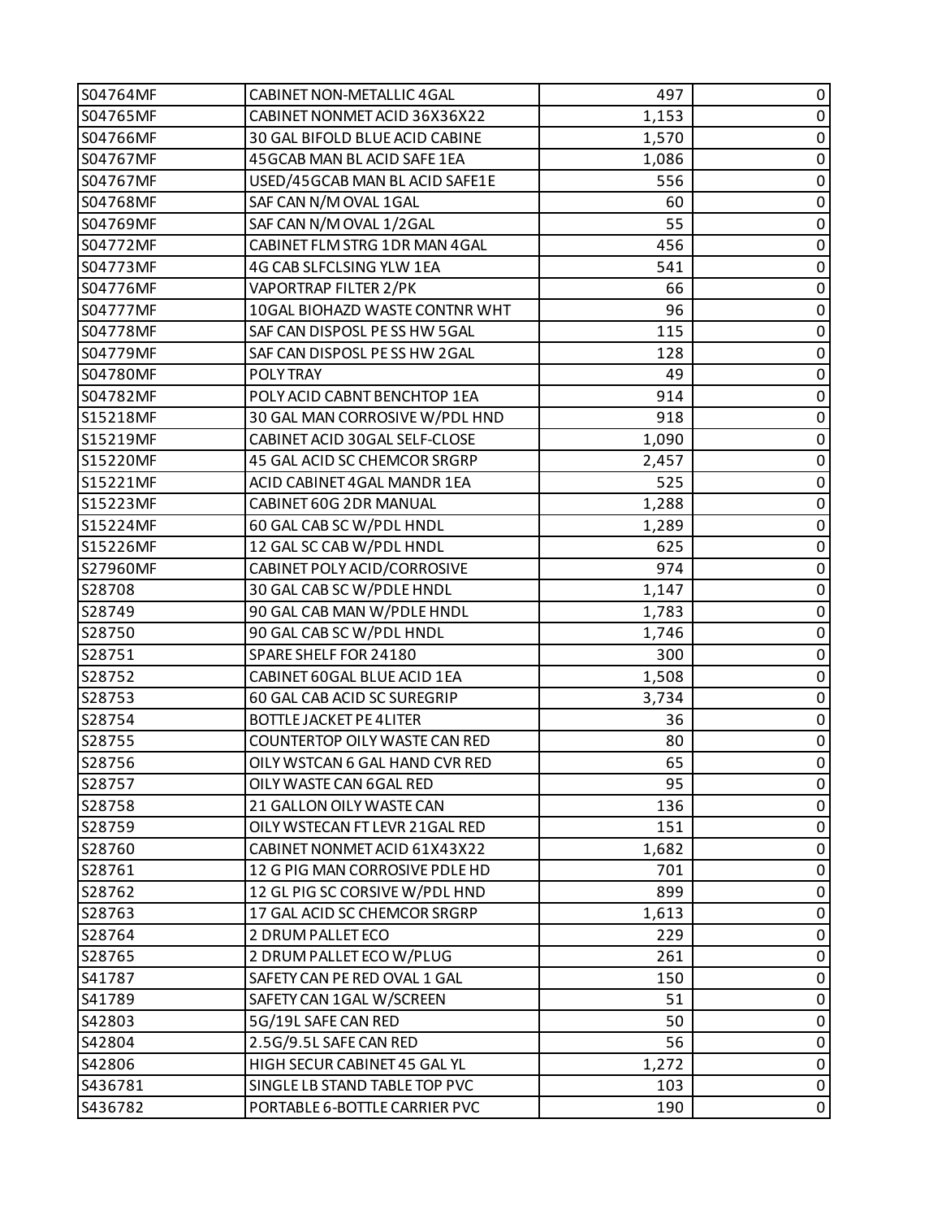| | | | |
|---|---|---|---|
| S04764MF | CABINET NON-METALLIC 4GAL | 497 | 0 |
| S04765MF | CABINET NONMET ACID 36X36X22 | 1,153 | 0 |
| S04766MF | 30 GAL BIFOLD BLUE ACID CABINE | 1,570 | 0 |
| S04767MF | 45GCAB MAN BL ACID SAFE 1EA | 1,086 | 0 |
| S04767MF | USED/45GCAB MAN BL ACID SAFE1E | 556 | 0 |
| S04768MF | SAF CAN N/M OVAL 1GAL | 60 | 0 |
| S04769MF | SAF CAN N/M OVAL 1/2GAL | 55 | 0 |
| S04772MF | CABINET FLM STRG 1DR MAN 4GAL | 456 | 0 |
| S04773MF | 4G CAB SLFCLSING YLW 1EA | 541 | 0 |
| S04776MF | VAPORTRAP FILTER 2/PK | 66 | 0 |
| S04777MF | 10GAL BIOHAZD WASTE CONTNR WHT | 96 | 0 |
| S04778MF | SAF CAN DISPOSL PE SS HW 5GAL | 115 | 0 |
| S04779MF | SAF CAN DISPOSL PE SS HW 2GAL | 128 | 0 |
| S04780MF | POLY TRAY | 49 | 0 |
| S04782MF | POLY ACID CABNT BENCHTOP 1EA | 914 | 0 |
| S15218MF | 30 GAL MAN CORROSIVE W/PDL HND | 918 | 0 |
| S15219MF | CABINET ACID 30GAL SELF-CLOSE | 1,090 | 0 |
| S15220MF | 45 GAL ACID SC CHEMCOR SRGRP | 2,457 | 0 |
| S15221MF | ACID CABINET 4GAL MANDR 1EA | 525 | 0 |
| S15223MF | CABINET 60G 2DR MANUAL | 1,288 | 0 |
| S15224MF | 60 GAL CAB SC W/PDL HNDL | 1,289 | 0 |
| S15226MF | 12 GAL SC CAB W/PDL HNDL | 625 | 0 |
| S27960MF | CABINET POLY ACID/CORROSIVE | 974 | 0 |
| S28708 | 30 GAL CAB SC W/PDLE HNDL | 1,147 | 0 |
| S28749 | 90 GAL CAB MAN W/PDLE HNDL | 1,783 | 0 |
| S28750 | 90 GAL CAB SC W/PDL HNDL | 1,746 | 0 |
| S28751 | SPARE SHELF FOR 24180 | 300 | 0 |
| S28752 | CABINET 60GAL BLUE ACID 1EA | 1,508 | 0 |
| S28753 | 60 GAL CAB ACID SC SUREGRIP | 3,734 | 0 |
| S28754 | BOTTLE JACKET PE 4LITER | 36 | 0 |
| S28755 | COUNTERTOP OILY WASTE CAN RED | 80 | 0 |
| S28756 | OILY WSTCAN 6 GAL HAND CVR RED | 65 | 0 |
| S28757 | OILY WASTE CAN 6GAL RED | 95 | 0 |
| S28758 | 21 GALLON OILY WASTE CAN | 136 | 0 |
| S28759 | OILY WSTECAN FT LEVR 21GAL RED | 151 | 0 |
| S28760 | CABINET NONMET ACID 61X43X22 | 1,682 | 0 |
| S28761 | 12 G PIG MAN CORROSIVE PDLE HD | 701 | 0 |
| S28762 | 12 GL PIG SC CORSIVE W/PDL HND | 899 | 0 |
| S28763 | 17 GAL ACID SC CHEMCOR SRGRP | 1,613 | 0 |
| S28764 | 2 DRUM PALLET ECO | 229 | 0 |
| S28765 | 2 DRUM PALLET ECO W/PLUG | 261 | 0 |
| S41787 | SAFETY CAN PE RED OVAL 1 GAL | 150 | 0 |
| S41789 | SAFETY CAN 1GAL W/SCREEN | 51 | 0 |
| S42803 | 5G/19L SAFE CAN RED | 50 | 0 |
| S42804 | 2.5G/9.5L SAFE CAN RED | 56 | 0 |
| S42806 | HIGH SECUR CABINET 45 GAL YL | 1,272 | 0 |
| S436781 | SINGLE LB STAND TABLE TOP PVC | 103 | 0 |
| S436782 | PORTABLE 6-BOTTLE CARRIER PVC | 190 | 0 |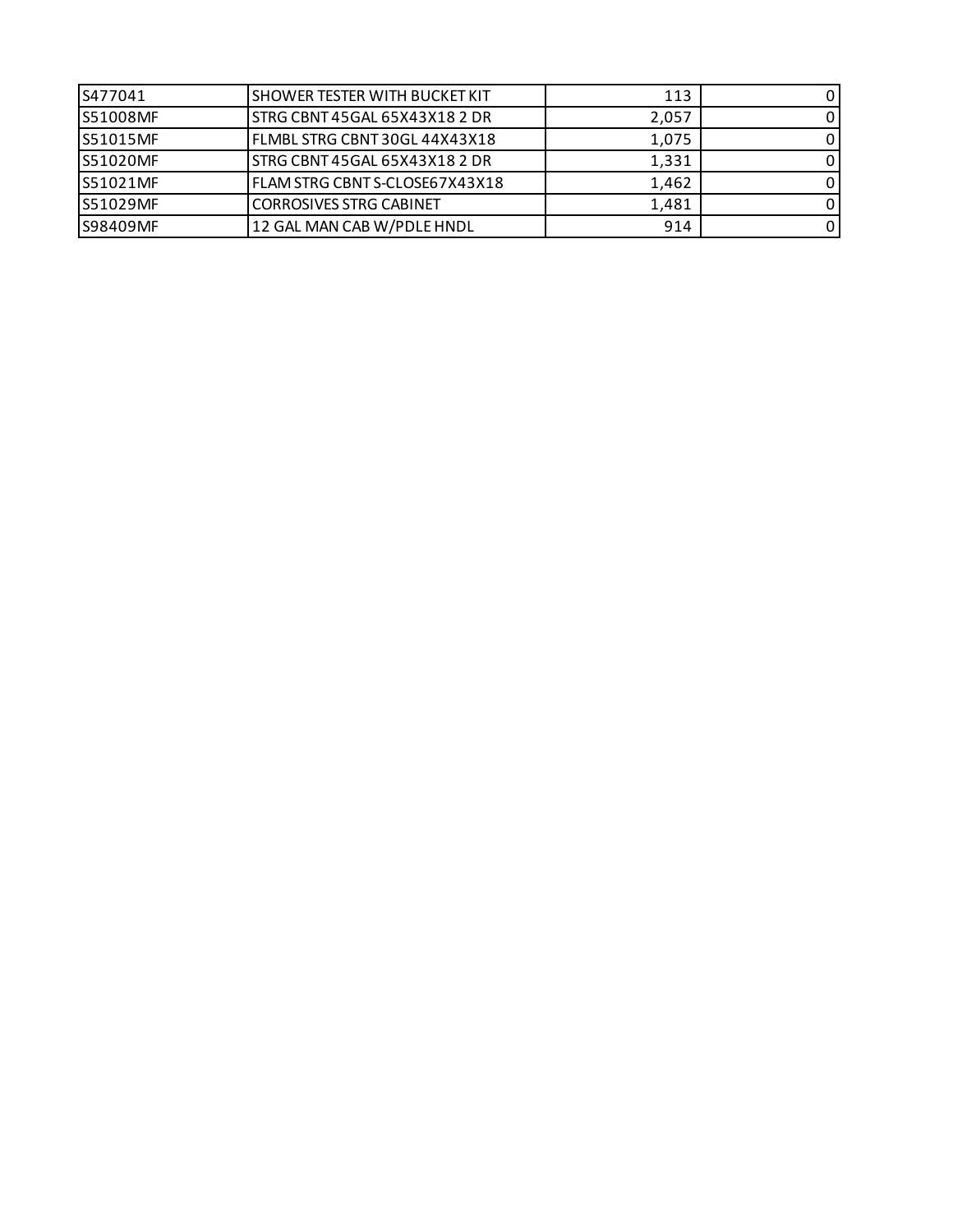| | | | |
|---|---|---|---|
| S477041 | SHOWER TESTER WITH BUCKET KIT | 113 | 0 |
| S51008MF | STRG CBNT 45GAL 65X43X18 2 DR | 2,057 | 0 |
| S51015MF | FLMBL STRG CBNT 30GL 44X43X18 | 1,075 | 0 |
| S51020MF | STRG CBNT 45GAL 65X43X18 2 DR | 1,331 | 0 |
| S51021MF | FLAM STRG CBNT S-CLOSE67X43X18 | 1,462 | 0 |
| S51029MF | CORROSIVES STRG CABINET | 1,481 | 0 |
| S98409MF | 12 GAL MAN CAB W/PDLE HNDL | 914 | 0 |